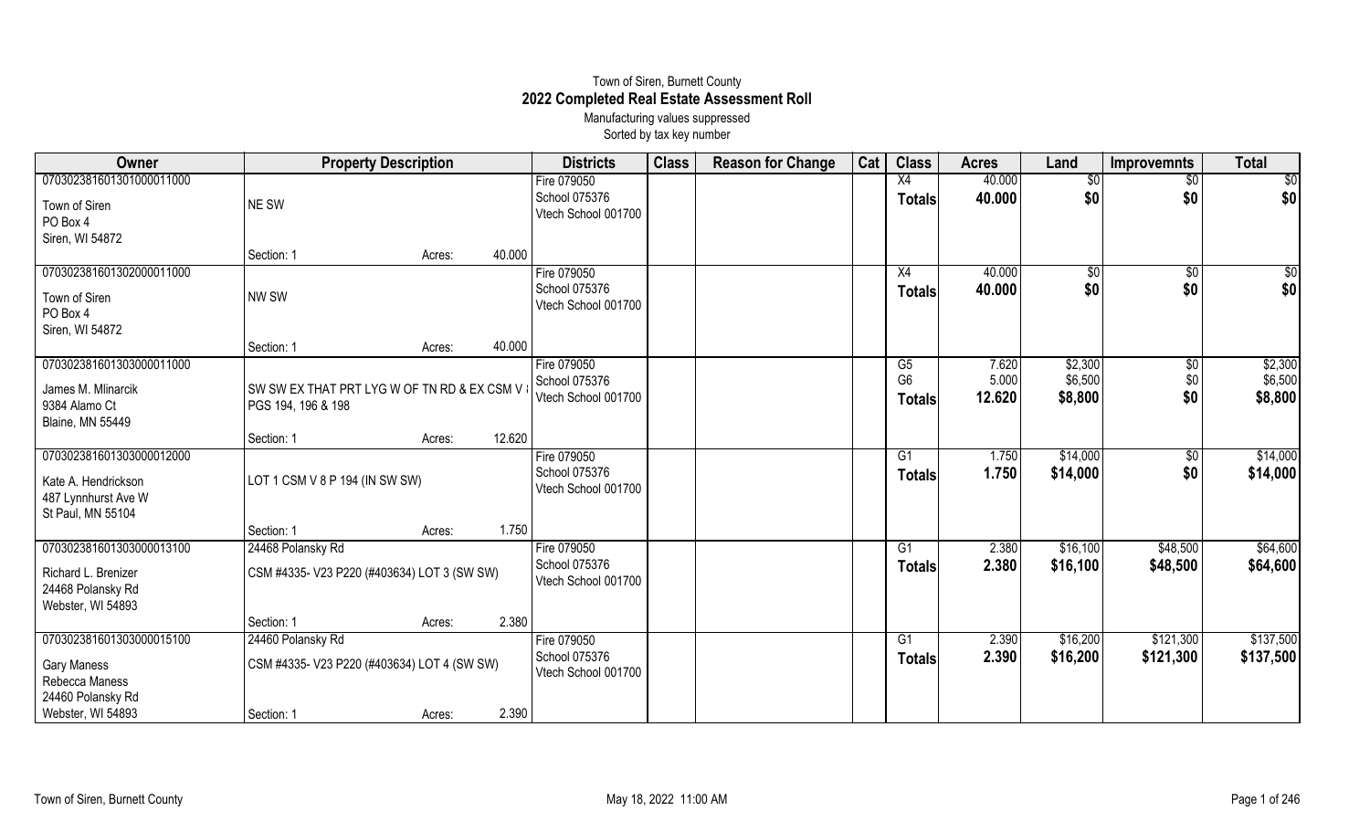# Town of Siren, Burnett County

## 2022 Completed Real Estate Assessment Roll

Manufacturing values suppressed

Sorted by tax key number

| Owner | Property Description | Districts | Class | Reason for Change | Cat | Class | Acres | Land | Improvmnts | Total |
|---|---|---|---|---|---|---|---|---|---|---|
| 070302381601301000011000 | | Fire 079050 | | | | X4 | 40.000 | $0 | $0 | $0 |
| Town of Siren<br>PO Box 4<br>Siren, WI 54872 | NE SW | School 075376<br>Vtech School 001700 | | | | **Totals** | **40.000** | **$0** | **$0** | **$0** |
| | Section: 1 Acres: 40.000 | | | | | | | | | |
| 070302381601302000011000 | | Fire 079050 | | | | X4 | 40.000 | $0 | $0 | $0 |
| Town of Siren<br>PO Box 4<br>Siren, WI 54872 | NW SW | School 075376<br>Vtech School 001700 | | | | **Totals** | **40.000** | **$0** | **$0** | **$0** |
| | Section: 1 Acres: 40.000 | | | | | | | | | |
| 070302381601303000011000 | | Fire 079050 | | | | G5 | 7.620 | $2,300 | $0 | $2,300 |
| James M. Mlinarcik<br>9384 Alamo Ct<br>Blaine, MN 55449 | SW SW EX THAT PRT LYG W OF TN RD & EX CSM V 8 PGS 194, 196 & 198 | School 075376<br>Vtech School 001700 | | | | G6 | 5.000 | $6,500 | $0 | $6,500 |
| | | | | | | **Totals** | **12.620** | **$8,800** | **$0** | **$8,800** |
| | Section: 1 Acres: 12.620 | | | | | | | | | |
| 070302381601303000012000 | | Fire 079050 | | | | G1 | 1.750 | $14,000 | $0 | $14,000 |
| Kate A. Hendrickson<br>487 Lynnhurst Ave W<br>St Paul, MN 55104 | LOT 1 CSM V 8 P 194 (IN SW SW) | School 075376<br>Vtech School 001700 | | | | **Totals** | **1.750** | **$14,000** | **$0** | **$14,000** |
| | Section: 1 Acres: 1.750 | | | | | | | | | |
| 070302381601303000013100 | 24468 Polansky Rd | Fire 079050 | | | | G1 | 2.380 | $16,100 | $48,500 | $64,600 |
| Richard L. Brenizer<br>24468 Polansky Rd<br>Webster, WI 54893 | CSM #4335- V23 P220 (#403634) LOT 3 (SW SW) | School 075376<br>Vtech School 001700 | | | | **Totals** | **2.380** | **$16,100** | **$48,500** | **$64,600** |
| | Section: 1 Acres: 2.380 | | | | | | | | | |
| 070302381601303000015100 | 24460 Polansky Rd | Fire 079050 | | | | G1 | 2.390 | $16,200 | $121,300 | $137,500 |
| Gary Maness<br>Rebecca Maness<br>24460 Polansky Rd<br>Webster, WI 54893 | CSM #4335- V23 P220 (#403634) LOT 4 (SW SW) | School 075376<br>Vtech School 001700 | | | | **Totals** | **2.390** | **$16,200** | **$121,300** | **$137,500** |
| | Section: 1 Acres: 2.390 | | | | | | | | | |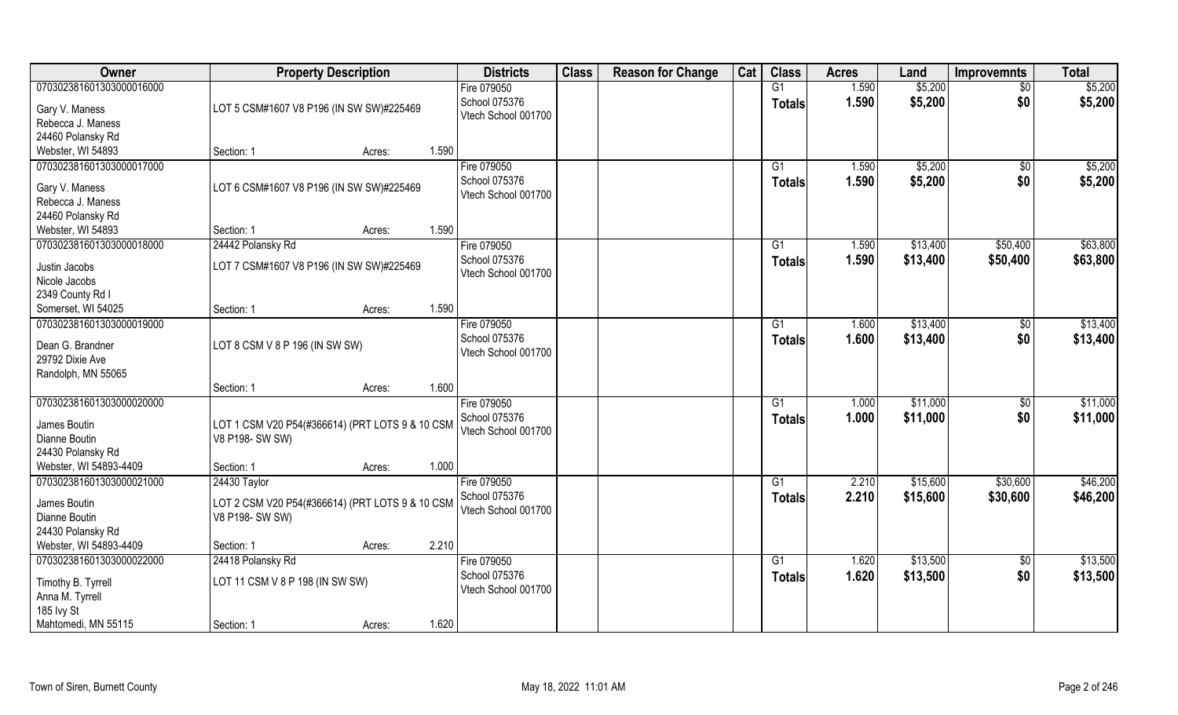| Owner | Property Description | | | Districts | Class | Reason for Change | Cat | Class | Acres | Land | Improvemnts | Total |
|---|---|---|---|---|---|---|---|---|---|---|---|---|
| 070302381601303000016000<br>Gary V. Maness<br>Rebecca J. Maness<br>24460 Polansky Rd<br>Webster, WI 54893 | LOT 5 CSM#1607 V8 P196 (IN SW SW)#225469<br>Section: 1 | Acres: | 1.590 | Fire 079050<br>School 075376<br>Vtech School 001700 | | | | G1<br>Totals | 1.590<br>1.590 | $5,200<br>$5,200 | $0<br>$0 | $5,200<br>$5,200 |
| 070302381601303000017000<br>Gary V. Maness<br>Rebecca J. Maness<br>24460 Polansky Rd<br>Webster, WI 54893 | LOT 6 CSM#1607 V8 P196 (IN SW SW)#225469<br>Section: 1 | Acres: | 1.590 | Fire 079050<br>School 075376<br>Vtech School 001700 | | | | G1<br>Totals | 1.590<br>1.590 | $5,200<br>$5,200 | $0<br>$0 | $5,200<br>$5,200 |
| 070302381601303000018000<br>Justin Jacobs<br>Nicole Jacobs<br>2349 County Rd I<br>Somerset, WI 54025 | 24442 Polansky Rd<br>LOT 7 CSM#1607 V8 P196 (IN SW SW)#225469<br>Section: 1 | Acres: | 1.590 | Fire 079050<br>School 075376<br>Vtech School 001700 | | | | G1<br>Totals | 1.590<br>1.590 | $13,400<br>$13,400 | $50,400<br>$50,400 | $63,800<br>$63,800 |
| 070302381601303000019000<br>Dean G. Brandner<br>29792 Dixie Ave<br>Randolph, MN 55065 | LOT 8 CSM V 8 P 196 (IN SW SW)<br>Section: 1 | Acres: | 1.600 | Fire 079050<br>School 075376<br>Vtech School 001700 | | | | G1<br>Totals | 1.600<br>1.600 | $13,400<br>$13,400 | $0<br>$0 | $13,400<br>$13,400 |
| 070302381601303000020000<br>James Boutin<br>Dianne Boutin<br>24430 Polansky Rd<br>Webster, WI 54893-4409 | LOT 1 CSM V20 P54(#366614) (PRT LOTS 9 & 10 CSM V8 P198- SW SW)<br>Section: 1 | Acres: | 1.000 | Fire 079050<br>School 075376<br>Vtech School 001700 | | | | G1<br>Totals | 1.000<br>1.000 | $11,000<br>$11,000 | $0<br>$0 | $11,000<br>$11,000 |
| 070302381601303000021000<br>James Boutin<br>Dianne Boutin<br>24430 Polansky Rd<br>Webster, WI 54893-4409 | 24430 Taylor<br>LOT 2 CSM V20 P54(#366614) (PRT LOTS 9 & 10 CSM V8 P198- SW SW)<br>Section: 1 | Acres: | 2.210 | Fire 079050<br>School 075376<br>Vtech School 001700 | | | | G1<br>Totals | 2.210<br>2.210 | $15,600<br>$15,600 | $30,600<br>$30,600 | $46,200<br>$46,200 |
| 070302381601303000022000<br>Timothy B. Tyrrell<br>Anna M. Tyrrell<br>185 Ivy St<br>Mahtomedi, MN 55115 | 24418 Polansky Rd<br>LOT 11 CSM V 8 P 198 (IN SW SW)<br>Section: 1 | Acres: | 1.620 | Fire 079050<br>School 075376<br>Vtech School 001700 | | | | G1<br>Totals | 1.620<br>1.620 | $13,500<br>$13,500 | $0<br>$0 | $13,500<br>$13,500 |

Town of Siren, Burnett County | May 18, 2022 11:01 AM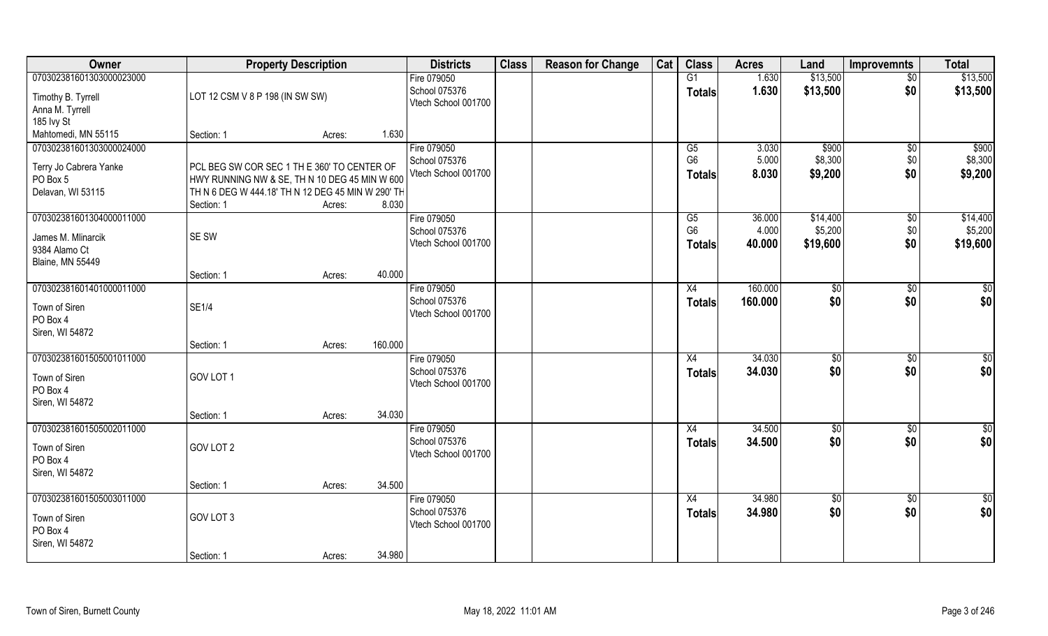| Owner | Property Description | | | Districts | Class | Reason for Change | Cat | Class | Acres | Land | Improvemnts | Total |
|---|---|---|---|---|---|---|---|---|---|---|---|---|
| 070302381601303000023000 | | | | Fire 079050 | | | | G1 | 1.630 | $13,500 | $0 | $13,500 |
| Timothy B. Tyrrell | LOT 12 CSM V 8 P 198 (IN SW SW) | | | School 075376 | | | | Totals | 1.630 | $13,500 | $0 | $13,500 |
| Anna M. Tyrrell | | | | Vtech School 001700 | | | | | | | | |
| 185 Ivy St | | | | | | | | | | | | |
| Mahtomedi, MN 55115 | Section: 1 | Acres: | 1.630 | | | | | | | | | |
| 070302381601303000024000 | | | | Fire 079050 | | | | G5 | 3.030 | $900 | $0 | $900 |
| Terry Jo Cabrera Yanke | PCL BEG SW COR SEC 1 TH E 360' TO CENTER OF | | | School 075376 | | | | G6 | 5.000 | $8,300 | $0 | $8,300 |
| PO Box 5 | HWY RUNNING NW & SE, TH N 10 DEG 45 MIN W 600 | | | Vtech School 001700 | | | | Totals | 8.030 | $9,200 | $0 | $9,200 |
| Delavan, WI 53115 | TH N 6 DEG W 444.18' TH N 12 DEG 45 MIN W 290' TH | | | | | | | | | | | |
| | Section: 1 | Acres: | 8.030 | | | | | | | | | |
| 070302381601304000011000 | | | | Fire 079050 | | | | G5 | 36.000 | $14,400 | $0 | $14,400 |
| James M. Mlinarcik | SE SW | | | School 075376 | | | | G6 | 4.000 | $5,200 | $0 | $5,200 |
| 9384 Alamo Ct | | | | Vtech School 001700 | | | | Totals | 40.000 | $19,600 | $0 | $19,600 |
| Blaine, MN 55449 | | | | | | | | | | | | |
| | Section: 1 | Acres: | 40.000 | | | | | | | | | |
| 070302381601401000011000 | | | | Fire 079050 | | | | X4 | 160.000 | $0 | $0 | $0 |
| Town of Siren | SE1/4 | | | School 075376 | | | | Totals | 160.000 | $0 | $0 | $0 |
| PO Box 4 | | | | Vtech School 001700 | | | | | | | | |
| Siren, WI 54872 | | | | | | | | | | | | |
| | Section: 1 | Acres: | 160.000 | | | | | | | | | |
| 070302381601505001011000 | | | | Fire 079050 | | | | X4 | 34.030 | $0 | $0 | $0 |
| Town of Siren | GOV LOT 1 | | | School 075376 | | | | Totals | 34.030 | $0 | $0 | $0 |
| PO Box 4 | | | | Vtech School 001700 | | | | | | | | |
| Siren, WI 54872 | | | | | | | | | | | | |
| | Section: 1 | Acres: | 34.030 | | | | | | | | | |
| 070302381601505002011000 | | | | Fire 079050 | | | | X4 | 34.500 | $0 | $0 | $0 |
| Town of Siren | GOV LOT 2 | | | School 075376 | | | | Totals | 34.500 | $0 | $0 | $0 |
| PO Box 4 | | | | Vtech School 001700 | | | | | | | | |
| Siren, WI 54872 | | | | | | | | | | | | |
| | Section: 1 | Acres: | 34.500 | | | | | | | | | |
| 070302381601505003011000 | | | | Fire 079050 | | | | X4 | 34.980 | $0 | $0 | $0 |
| Town of Siren | GOV LOT 3 | | | School 075376 | | | | Totals | 34.980 | $0 | $0 | $0 |
| PO Box 4 | | | | Vtech School 001700 | | | | | | | | |
| Siren, WI 54872 | | | | | | | | | | | | |
| | Section: 1 | Acres: | 34.980 | | | | | | | | | |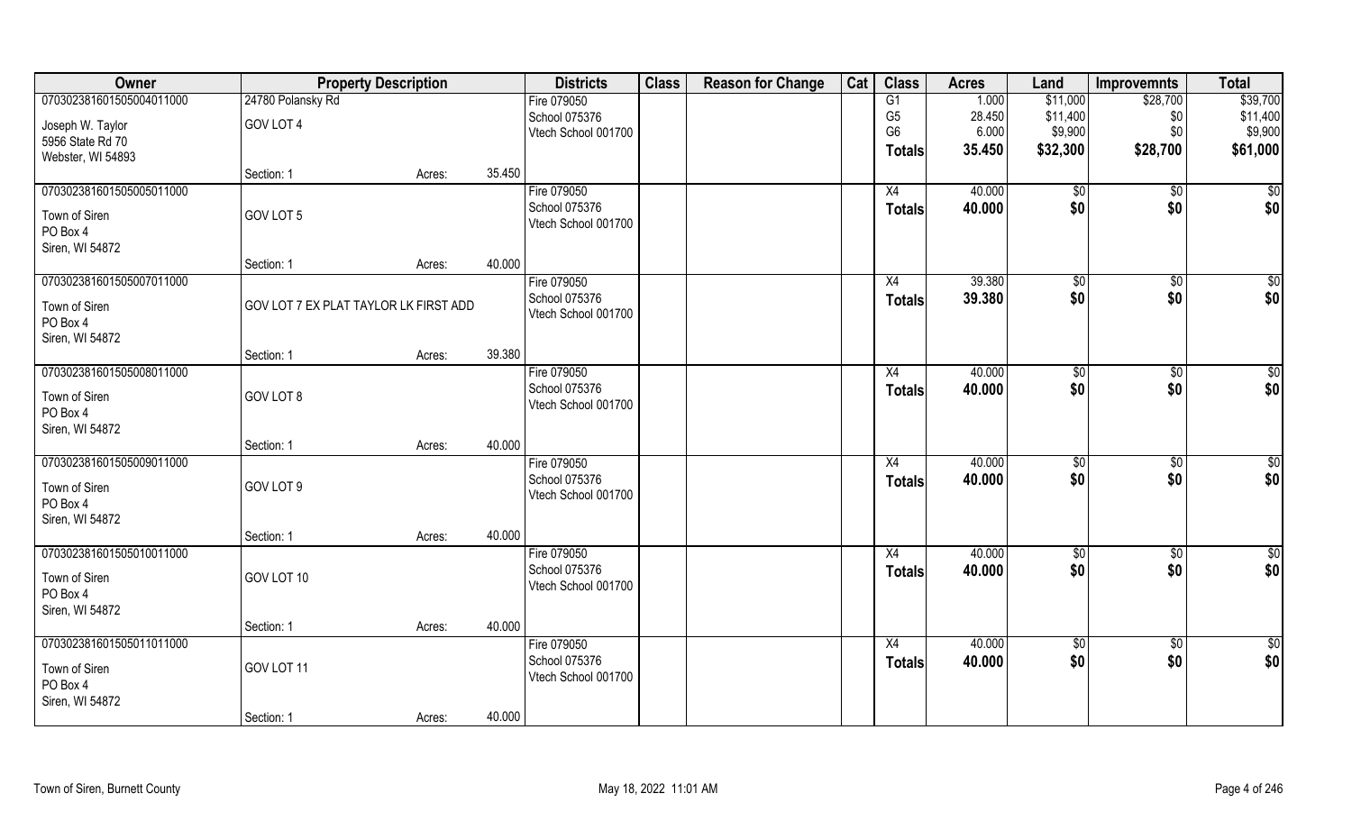| Owner | Property Description | | | Districts | Class | Reason for Change | Cat | Class | Acres | Land | Improvemnts | Total |
|---|---|---|---|---|---|---|---|---|---|---|---|---|
| 07030238160150500401100​0 | 24780 Polansky Rd | | | Fire 079050 | | | | G1 | 1.000 | $11,000 | $28,700 | $39,700 |
| Joseph W. Taylor | GOV LOT 4 | | | School 075376 | | | | G5 | 28.450 | $11,400 | $0 | $11,400 |
| 5956 State Rd 70 | | | | Vtech School 001700 | | | | G6 | 6.000 | $9,900 | $0 | $9,900 |
| Webster, WI 54893 | | | | | | | | **Totals** | **35.450** | **$32,300** | **$28,700** | **$61,000** |
| | Section: 1 | Acres: | 35.450 | | | | | | | | | |
| 070302381601505005011000 | | | | Fire 079050 | | | | X4 | 40.000 | $0 | $0 | $0 |
| Town of Siren | GOV LOT 5 | | | School 075376 | | | | **Totals** | **40.000** | **$0** | **$0** | **$0** |
| PO Box 4 | | | | Vtech School 001700 | | | | | | | | |
| Siren, WI 54872 | | | | | | | | | | | | |
| | Section: 1 | Acres: | 40.000 | | | | | | | | | |
| 070302381601505007011000 | | | | Fire 079050 | | | | X4 | 39.380 | $0 | $0 | $0 |
| Town of Siren | GOV LOT 7 EX PLAT TAYLOR LK FIRST ADD | | | School 075376 | | | | **Totals** | **39.380** | **$0** | **$0** | **$0** |
| PO Box 4 | | | | Vtech School 001700 | | | | | | | | |
| Siren, WI 54872 | | | | | | | | | | | | |
| | Section: 1 | Acres: | 39.380 | | | | | | | | | |
| 070302381601505008011000 | | | | Fire 079050 | | | | X4 | 40.000 | $0 | $0 | $0 |
| Town of Siren | GOV LOT 8 | | | School 075376 | | | | **Totals** | **40.000** | **$0** | **$0** | **$0** |
| PO Box 4 | | | | Vtech School 001700 | | | | | | | | |
| Siren, WI 54872 | | | | | | | | | | | | |
| | Section: 1 | Acres: | 40.000 | | | | | | | | | |
| 070302381601505009011000 | | | | Fire 079050 | | | | X4 | 40.000 | $0 | $0 | $0 |
| Town of Siren | GOV LOT 9 | | | School 075376 | | | | **Totals** | **40.000** | **$0** | **$0** | **$0** |
| PO Box 4 | | | | Vtech School 001700 | | | | | | | | |
| Siren, WI 54872 | | | | | | | | | | | | |
| | Section: 1 | Acres: | 40.000 | | | | | | | | | |
| 070302381601505010011000 | | | | Fire 079050 | | | | X4 | 40.000 | $0 | $0 | $0 |
| Town of Siren | GOV LOT 10 | | | School 075376 | | | | **Totals** | **40.000** | **$0** | **$0** | **$0** |
| PO Box 4 | | | | Vtech School 001700 | | | | | | | | |
| Siren, WI 54872 | | | | | | | | | | | | |
| | Section: 1 | Acres: | 40.000 | | | | | | | | | |
| 070302381601505011011000 | | | | Fire 079050 | | | | X4 | 40.000 | $0 | $0 | $0 |
| Town of Siren | GOV LOT 11 | | | School 075376 | | | | **Totals** | **40.000** | **$0** | **$0** | **$0** |
| PO Box 4 | | | | Vtech School 001700 | | | | | | | | |
| Siren, WI 54872 | | | | | | | | | | | | |
| | Section: 1 | Acres: | 40.000 | | | | | | | | | |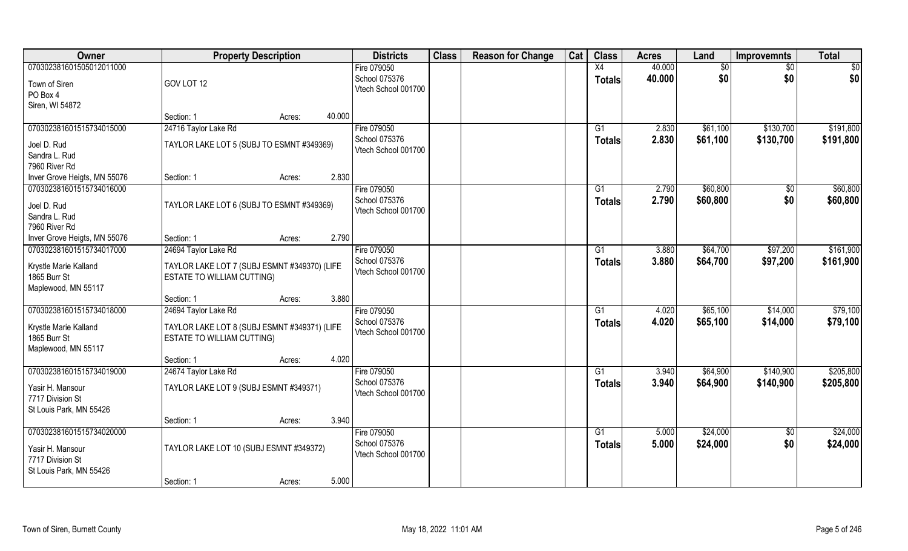| Owner | Property Description | | Districts | Class | Reason for Change | Cat | Class | Acres | Land | Improvemnts | Total |
|---|---|---|---|---|---|---|---|---|---|---|---|
| 070302381601505012011000<br>Town of Siren<br>PO Box 4<br>Siren, WI 54872 | GOV LOT 12<br>Section: 1 | Acres: 40.000 | Fire 079050<br>School 075376<br>Vtech School 001700 | | | | X4<br>Totals | 40.000<br>40.000 | $0<br>$0 | $0<br>$0 | $0<br>$0 |
| 070302381601515734015000<br>Joel D. Rud<br>Sandra L. Rud<br>7960 River Rd<br>Inver Grove Heigts, MN 55076 | 24716 Taylor Lake Rd<br>TAYLOR LAKE LOT 5 (SUBJ TO ESMNT #349369)<br>Section: 1 | Acres: 2.830 | Fire 079050<br>School 075376<br>Vtech School 001700 | | | | G1<br>Totals | 2.830<br>2.830 | $61,100<br>$61,100 | $130,700<br>$130,700 | $191,800<br>$191,800 |
| 070302381601515734016000<br>Joel D. Rud<br>Sandra L. Rud<br>7960 River Rd<br>Inver Grove Heigts, MN 55076 | TAYLOR LAKE LOT 6 (SUBJ TO ESMNT #349369)<br>Section: 1 | Acres: 2.790 | Fire 079050<br>School 075376<br>Vtech School 001700 | | | | G1<br>Totals | 2.790<br>2.790 | $60,800<br>$60,800 | $0<br>$0 | $60,800<br>$60,800 |
| 070302381601515734017000<br>Krystle Marie Kalland<br>1865 Burr St<br>Maplewood, MN 55117 | 24694 Taylor Lake Rd<br>TAYLOR LAKE LOT 7 (SUBJ ESMNT #349370) (LIFE ESTATE TO WILLIAM CUTTING)<br>Section: 1 | Acres: 3.880 | Fire 079050<br>School 075376<br>Vtech School 001700 | | | | G1<br>Totals | 3.880<br>3.880 | $64,700<br>$64,700 | $97,200<br>$97,200 | $161,900<br>$161,900 |
| 070302381601515734018000<br>Krystle Marie Kalland<br>1865 Burr St<br>Maplewood, MN 55117 | 24694 Taylor Lake Rd<br>TAYLOR LAKE LOT 8 (SUBJ ESMNT #349371) (LIFE ESTATE TO WILLIAM CUTTING)<br>Section: 1 | Acres: 4.020 | Fire 079050<br>School 075376<br>Vtech School 001700 | | | | G1<br>Totals | 4.020<br>4.020 | $65,100<br>$65,100 | $14,000<br>$14,000 | $79,100<br>$79,100 |
| 070302381601515734019000<br>Yasir H. Mansour<br>7717 Division St<br>St Louis Park, MN 55426 | 24674 Taylor Lake Rd<br>TAYLOR LAKE LOT 9 (SUBJ ESMNT #349371)<br>Section: 1 | Acres: 3.940 | Fire 079050<br>School 075376<br>Vtech School 001700 | | | | G1<br>Totals | 3.940<br>3.940 | $64,900<br>$64,900 | $140,900<br>$140,900 | $205,800<br>$205,800 |
| 070302381601515734020000<br>Yasir H. Mansour<br>7717 Division St<br>St Louis Park, MN 55426 | TAYLOR LAKE LOT 10 (SUBJ ESMNT #349372)<br>Section: 1 | Acres: 5.000 | Fire 079050<br>School 075376<br>Vtech School 001700 | | | | G1<br>Totals | 5.000<br>5.000 | $24,000<br>$24,000 | $0<br>$0 | $24,000<br>$24,000 |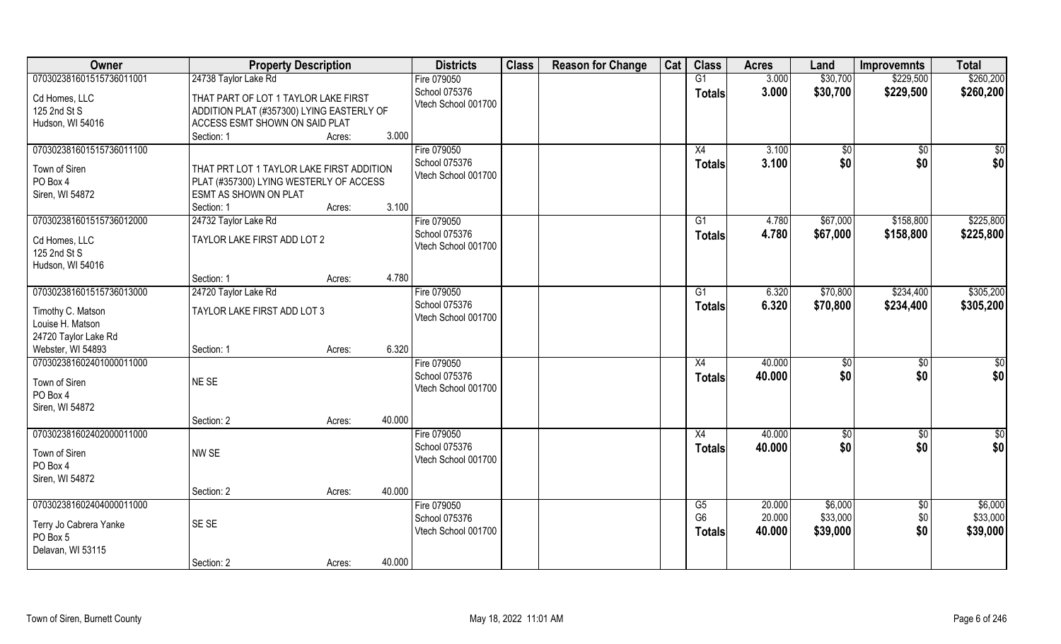| Owner | Property Description | | | Districts | Class | Reason for Change | Cat | Class | Acres | Land | Improvemnts | Total |
|---|---|---|---|---|---|---|---|---|---|---|---|---|
| 070302381601515736011001 | 24738 Taylor Lake Rd | | | Fire 079050 | | | | G1 | 3.000 | $30,700 | $229,500 | $260,200 |
| Cd Homes, LLC | THAT PART OF LOT 1 TAYLOR LAKE FIRST | | | School 075376 | | | | **Totals** | **3.000** | **$30,700** | **$229,500** | **$260,200** |
| 125 2nd St S | ADDITION PLAT (#357300) LYING EASTERLY OF | | | Vtech School 001700 | | | | | | | | |
| Hudson, WI 54016 | ACCESS ESMT SHOWN ON SAID PLAT | | | | | | | | | | | |
| | Section: 1 | Acres: | 3.000 | | | | | | | | | |
| 070302381601515736011100 | | | | Fire 079050 | | | | X4 | 3.100 | $0 | $0 | $0 |
| Town of Siren | THAT PRT LOT 1 TAYLOR LAKE FIRST ADDITION | | | School 075376 | | | | **Totals** | **3.100** | **$0** | **$0** | **$0** |
| PO Box 4 | PLAT (#357300) LYING WESTERLY OF ACCESS | | | Vtech School 001700 | | | | | | | | |
| Siren, WI 54872 | ESMT AS SHOWN ON PLAT | | | | | | | | | | | |
| | Section: 1 | Acres: | 3.100 | | | | | | | | | |
| 070302381601515736012000 | 24732 Taylor Lake Rd | | | Fire 079050 | | | | G1 | 4.780 | $67,000 | $158,800 | $225,800 |
| Cd Homes, LLC | TAYLOR LAKE FIRST ADD LOT 2 | | | School 075376 | | | | **Totals** | **4.780** | **$67,000** | **$158,800** | **$225,800** |
| 125 2nd St S | | | | Vtech School 001700 | | | | | | | | |
| Hudson, WI 54016 | | | | | | | | | | | | |
| | Section: 1 | Acres: | 4.780 | | | | | | | | | |
| 070302381601515736013000 | 24720 Taylor Lake Rd | | | Fire 079050 | | | | G1 | 6.320 | $70,800 | $234,400 | $305,200 |
| Timothy C. Matson | TAYLOR LAKE FIRST ADD LOT 3 | | | School 075376 | | | | **Totals** | **6.320** | **$70,800** | **$234,400** | **$305,200** |
| Louise H. Matson | | | | Vtech School 001700 | | | | | | | | |
| 24720 Taylor Lake Rd | | | | | | | | | | | | |
| Webster, WI 54893 | Section: 1 | Acres: | 6.320 | | | | | | | | | |
| 070302381602401000011000 | | | | Fire 079050 | | | | X4 | 40.000 | $0 | $0 | $0 |
| Town of Siren | NE SE | | | School 075376 | | | | **Totals** | **40.000** | **$0** | **$0** | **$0** |
| PO Box 4 | | | | Vtech School 001700 | | | | | | | | |
| Siren, WI 54872 | | | | | | | | | | | | |
| | Section: 2 | Acres: | 40.000 | | | | | | | | | |
| 070302381602402000011000 | | | | Fire 079050 | | | | X4 | 40.000 | $0 | $0 | $0 |
| Town of Siren | NW SE | | | School 075376 | | | | **Totals** | **40.000** | **$0** | **$0** | **$0** |
| PO Box 4 | | | | Vtech School 001700 | | | | | | | | |
| Siren, WI 54872 | | | | | | | | | | | | |
| | Section: 2 | Acres: | 40.000 | | | | | | | | | |
| 070302381602404000011000 | | | | Fire 079050 | | | | G5 | 20.000 | $6,000 | $0 | $6,000 |
| Terry Jo Cabrera Yanke | SE SE | | | School 075376 | | | | G6 | 20.000 | $33,000 | $0 | $33,000 |
| PO Box 5 | | | | Vtech School 001700 | | | | **Totals** | **40.000** | **$39,000** | **$0** | **$39,000** |
| Delavan, WI 53115 | | | | | | | | | | | | |
| | Section: 2 | Acres: | 40.000 | | | | | | | | | |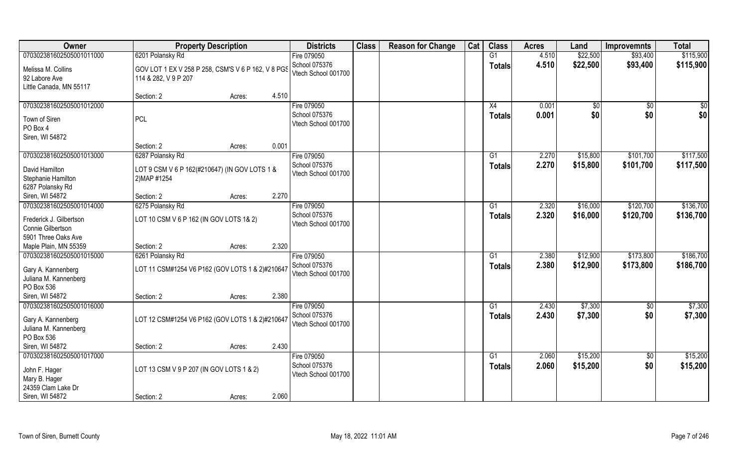| Owner | Property Description | | | Districts | Class | Reason for Change | Cat | Class | Acres | Land | Improvemnts | Total |
|---|---|---|---|---|---|---|---|---|---|---|---|---|
| 070302381602505001011000<br>Melissa M. Collins<br>92 Labore Ave<br>Little Canada, MN 55117 | 6201 Polansky Rd<br>GOV LOT 1 EX V 258 P 258, CSM'S V 6 P 162, V 8 PGS 114 & 282, V 9 P 207<br>Section: 2 | Acres: | 4.510 | Fire 079050<br>School 075376<br>Vtech School 001700 | | | | G1<br>**Totals** | 4.510<br>**4.510** | $22,500<br>**$22,500** | $93,400<br>**$93,400** | $115,900<br>**$115,900** |
| 070302381602505001012000<br>Town of Siren<br>PO Box 4<br>Siren, WI 54872 | PCL<br>Section: 2 | Acres: | 0.001 | Fire 079050<br>School 075376<br>Vtech School 001700 | | | | X4<br>**Totals** | 0.001<br>**0.001** | $0<br>**$0** | $0<br>**$0** | $0<br>**$0** |
| 070302381602505001013000<br>David Hamilton<br>Stephanie Hamilton<br>6287 Polansky Rd<br>Siren, WI 54872 | 6287 Polansky Rd<br>LOT 9 CSM V 6 P 162(#210647) (IN GOV LOTS 1 & 2)MAP #1254<br>Section: 2 | Acres: | 2.270 | Fire 079050<br>School 075376<br>Vtech School 001700 | | | | G1<br>**Totals** | 2.270<br>**2.270** | $15,800<br>**$15,800** | $101,700<br>**$101,700** | $117,500<br>**$117,500** |
| 070302381602505001014000<br>Frederick J. Gilbertson<br>Connie Gilbertson<br>5901 Three Oaks Ave<br>Maple Plain, MN 55359 | 6275 Polansky Rd<br>LOT 10 CSM V 6 P 162 (IN GOV LOTS 1& 2)<br>Section: 2 | Acres: | 2.320 | Fire 079050<br>School 075376<br>Vtech School 001700 | | | | G1<br>**Totals** | 2.320<br>**2.320** | $16,000<br>**$16,000** | $120,700<br>**$120,700** | $136,700<br>**$136,700** |
| 070302381602505001015000<br>Gary A. Kannenberg<br>Juliana M. Kannenberg<br>PO Box 536<br>Siren, WI 54872 | 6261 Polansky Rd<br>LOT 11 CSM#1254 V6 P162 (GOV LOTS 1 & 2)#210647<br>Section: 2 | Acres: | 2.380 | Fire 079050<br>School 075376<br>Vtech School 001700 | | | | G1<br>**Totals** | 2.380<br>**2.380** | $12,900<br>**$12,900** | $173,800<br>**$173,800** | $186,700<br>**$186,700** |
| 070302381602505001016000<br>Gary A. Kannenberg<br>Juliana M. Kannenberg<br>PO Box 536<br>Siren, WI 54872 | LOT 12 CSM#1254 V6 P162 (GOV LOTS 1 & 2)#210647<br>Section: 2 | Acres: | 2.430 | Fire 079050<br>School 075376<br>Vtech School 001700 | | | | G1<br>**Totals** | 2.430<br>**2.430** | $7,300<br>**$7,300** | $0<br>**$0** | $7,300<br>**$7,300** |
| 070302381602505001017000<br>John F. Hager<br>Mary B. Hager<br>24359 Clam Lake Dr<br>Siren, WI 54872 | LOT 13 CSM V 9 P 207 (IN GOV LOTS 1 & 2)<br>Section: 2 | Acres: | 2.060 | Fire 079050<br>School 075376<br>Vtech School 001700 | | | | G1<br>**Totals** | 2.060<br>**2.060** | $15,200<br>**$15,200** | $0<br>**$0** | $15,200<br>**$15,200** |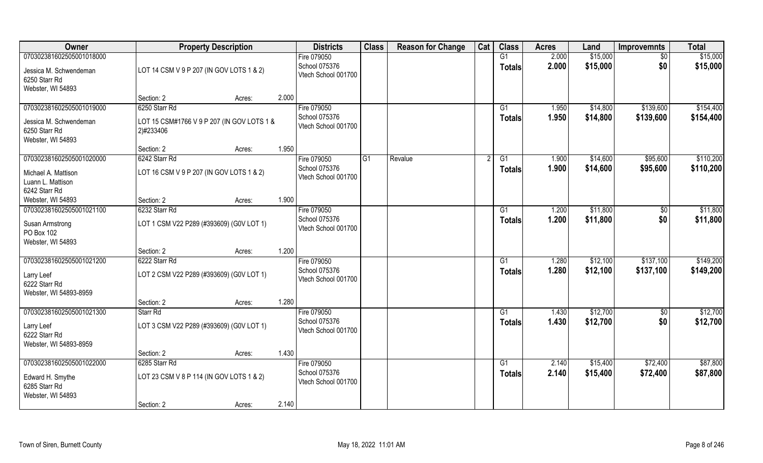| Owner | Property Description | | | Districts | Class | Reason for Change | Cat | Class | Acres | Land | Improvemnts | Total |
|---|---|---|---|---|---|---|---|---|---|---|---|---|
| 070302381602505001018000<br>Jessica M. Schwendeman<br>6250 Starr Rd<br>Webster, WI 54893 | LOT 14 CSM V 9 P 207 (IN GOV LOTS 1 & 2)<br>Section: 2 | Acres: | 2.000 | Fire 079050<br>School 075376<br>Vtech School 001700 | | | | G1<br>Totals | 2.000<br>2.000 | $15,000<br>$15,000 | $0<br>$0 | $15,000<br>$15,000 |
| 070302381602505001019000<br>Jessica M. Schwendeman<br>6250 Starr Rd<br>Webster, WI 54893 | 6250 Starr Rd<br>LOT 15 CSM#1766 V 9 P 207 (IN GOV LOTS 1 & 2)#233406<br>Section: 2 | Acres: | 1.950 | Fire 079050<br>School 075376<br>Vtech School 001700 | | | | G1<br>Totals | 1.950<br>1.950 | $14,800<br>$14,800 | $139,600<br>$139,600 | $154,400<br>$154,400 |
| 070302381602505001020000<br>Michael A. Mattison<br>Luann L. Mattison<br>6242 Starr Rd<br>Webster, WI 54893 | 6242 Starr Rd<br>LOT 16 CSM V 9 P 207 (IN GOV LOTS 1 & 2)<br>Section: 2 | Acres: | 1.900 | Fire 079050<br>School 075376<br>Vtech School 001700 | G1 | Revalue | 2 | G1<br>Totals | 1.900<br>1.900 | $14,600<br>$14,600 | $95,600<br>$95,600 | $110,200<br>$110,200 |
| 070302381602505001021100<br>Susan Armstrong<br>PO Box 102<br>Webster, WI 54893 | 6232 Starr Rd<br>LOT 1 CSM V22 P289 (#393609) (G0V LOT 1)<br>Section: 2 | Acres: | 1.200 | Fire 079050<br>School 075376<br>Vtech School 001700 | | | | G1<br>Totals | 1.200<br>1.200 | $11,800<br>$11,800 | $0<br>$0 | $11,800<br>$11,800 |
| 070302381602505001021200<br>Larry Leef<br>6222 Starr Rd<br>Webster, WI 54893-8959 | 6222 Starr Rd<br>LOT 2 CSM V22 P289 (#393609) (G0V LOT 1)<br>Section: 2 | Acres: | 1.280 | Fire 079050<br>School 075376<br>Vtech School 001700 | | | | G1<br>Totals | 1.280<br>1.280 | $12,100<br>$12,100 | $137,100<br>$137,100 | $149,200<br>$149,200 |
| 070302381602505001021300<br>Larry Leef<br>6222 Starr Rd<br>Webster, WI 54893-8959 | Starr Rd<br>LOT 3 CSM V22 P289 (#393609) (G0V LOT 1)<br>Section: 2 | Acres: | 1.430 | Fire 079050<br>School 075376<br>Vtech School 001700 | | | | G1<br>Totals | 1.430<br>1.430 | $12,700<br>$12,700 | $0<br>$0 | $12,700<br>$12,700 |
| 070302381602505001022000<br>Edward H. Smythe<br>6285 Starr Rd<br>Webster, WI 54893 | 6285 Starr Rd<br>LOT 23 CSM V 8 P 114 (IN GOV LOTS 1 & 2)<br>Section: 2 | Acres: | 2.140 | Fire 079050<br>School 075376<br>Vtech School 001700 | | | | G1<br>Totals | 2.140<br>2.140 | $15,400<br>$15,400 | $72,400<br>$72,400 | $87,800<br>$87,800 |

Town of Siren, Burnett County — May 18, 2022 11:01 AM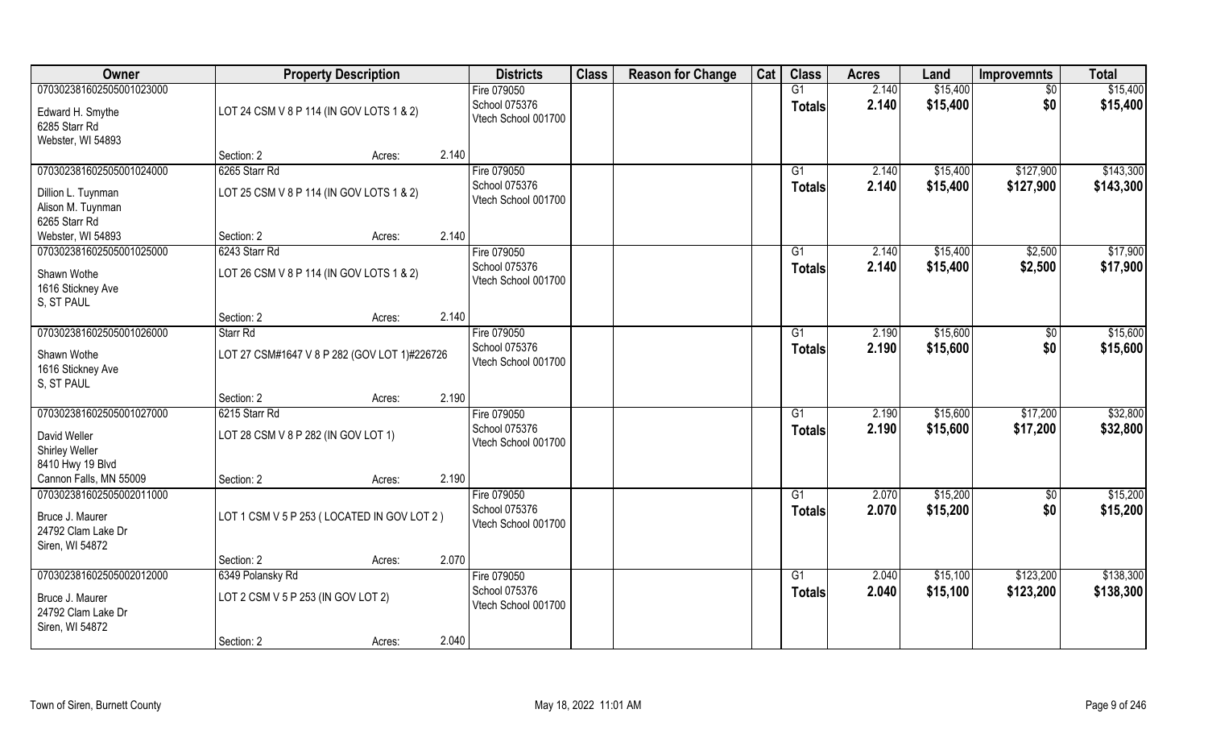| Owner | Property Description | | | Districts | Class | Reason for Change | Cat | Class | Acres | Land | Improvemnts | Total |
|---|---|---|---|---|---|---|---|---|---|---|---|---|
| 070302381602505001023000 | | | | Fire 079050 | | | | G1 | 2.140 | $15,400 | $0 | $15,400 |
| Edward H. Smythe<br>6285 Starr Rd<br>Webster, WI 54893 | LOT 24 CSM V 8 P 114 (IN GOV LOTS 1 & 2) | | | School 075376<br>Vtech School 001700 | | | | Totals | 2.140 | $15,400 | $0 | $15,400 |
| | Section: 2 | Acres: | 2.140 | | | | | | | | | |
| 070302381602505001024000 | 6265 Starr Rd | | | Fire 079050 | | | | G1 | 2.140 | $15,400 | $127,900 | $143,300 |
| Dillion L. Tuynman<br>Alison M. Tuynman<br>6265 Starr Rd<br>Webster, WI 54893 | LOT 25 CSM V 8 P 114 (IN GOV LOTS 1 & 2) | | | School 075376<br>Vtech School 001700 | | | | Totals | 2.140 | $15,400 | $127,900 | $143,300 |
| | Section: 2 | Acres: | 2.140 | | | | | | | | | |
| 070302381602505001025000 | 6243 Starr Rd | | | Fire 079050 | | | | G1 | 2.140 | $15,400 | $2,500 | $17,900 |
| Shawn Wothe<br>1616 Stickney Ave<br>S, ST PAUL | LOT 26 CSM V 8 P 114 (IN GOV LOTS 1 & 2) | | | School 075376<br>Vtech School 001700 | | | | Totals | 2.140 | $15,400 | $2,500 | $17,900 |
| | Section: 2 | Acres: | 2.140 | | | | | | | | | |
| 070302381602505001026000 | Starr Rd | | | Fire 079050 | | | | G1 | 2.190 | $15,600 | $0 | $15,600 |
| Shawn Wothe<br>1616 Stickney Ave<br>S, ST PAUL | LOT 27 CSM#1647 V 8 P 282 (GOV LOT 1)#226726 | | | School 075376<br>Vtech School 001700 | | | | Totals | 2.190 | $15,600 | $0 | $15,600 |
| | Section: 2 | Acres: | 2.190 | | | | | | | | | |
| 070302381602505001027000 | 6215 Starr Rd | | | Fire 079050 | | | | G1 | 2.190 | $15,600 | $17,200 | $32,800 |
| David Weller<br>Shirley Weller<br>8410 Hwy 19 Blvd<br>Cannon Falls, MN 55009 | LOT 28 CSM V 8 P 282 (IN GOV LOT 1) | | | School 075376<br>Vtech School 001700 | | | | Totals | 2.190 | $15,600 | $17,200 | $32,800 |
| | Section: 2 | Acres: | 2.190 | | | | | | | | | |
| 070302381602505002011000 | | | | Fire 079050 | | | | G1 | 2.070 | $15,200 | $0 | $15,200 |
| Bruce J. Maurer<br>24792 Clam Lake Dr<br>Siren, WI 54872 | LOT 1 CSM V 5 P 253 ( LOCATED IN GOV LOT 2 ) | | | School 075376<br>Vtech School 001700 | | | | Totals | 2.070 | $15,200 | $0 | $15,200 |
| | Section: 2 | Acres: | 2.070 | | | | | | | | | |
| 070302381602505002012000 | 6349 Polansky Rd | | | Fire 079050 | | | | G1 | 2.040 | $15,100 | $123,200 | $138,300 |
| Bruce J. Maurer<br>24792 Clam Lake Dr<br>Siren, WI 54872 | LOT 2 CSM V 5 P 253 (IN GOV LOT 2) | | | School 075376<br>Vtech School 001700 | | | | Totals | 2.040 | $15,100 | $123,200 | $138,300 |
| | Section: 2 | Acres: | 2.040 | | | | | | | | | |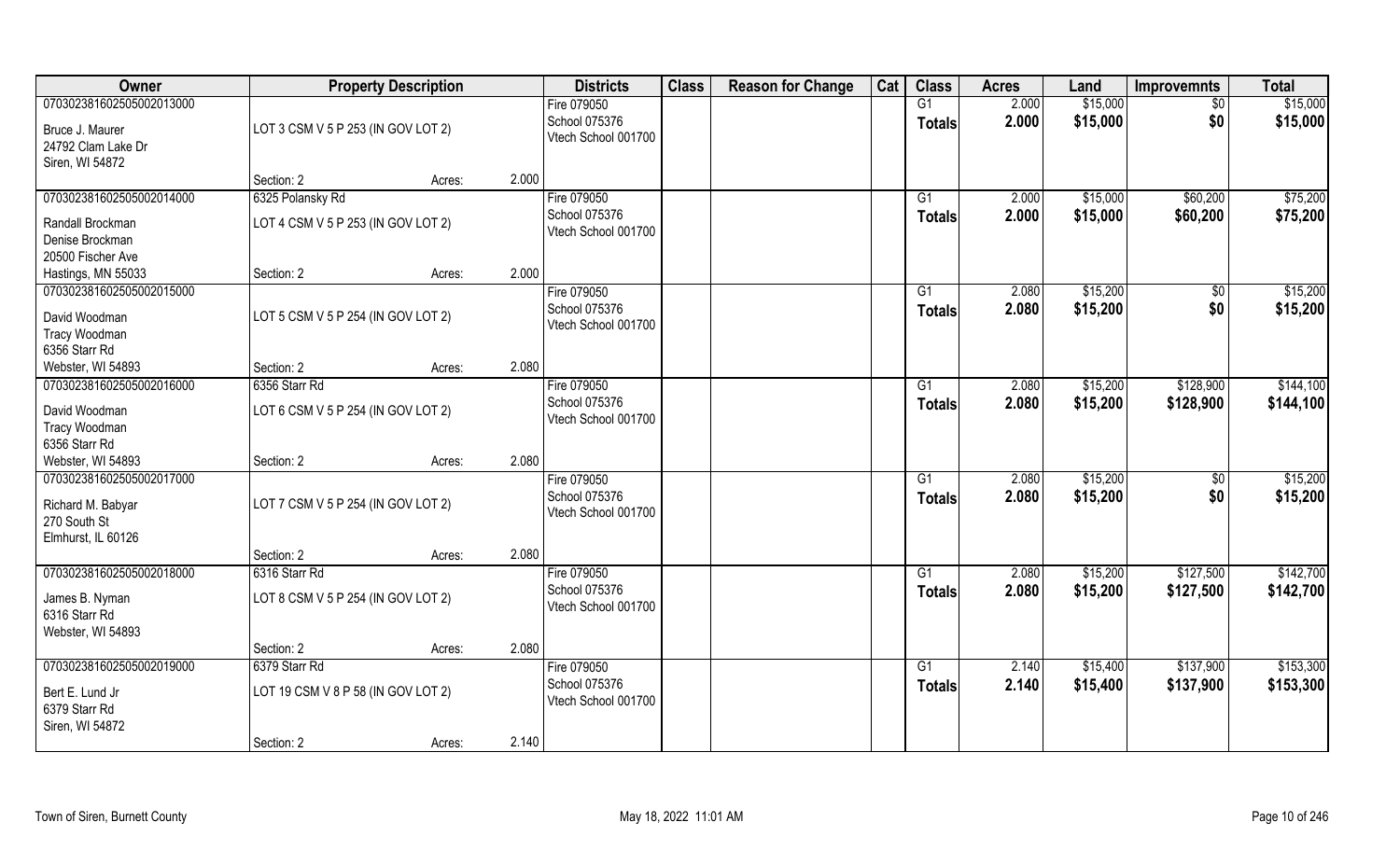| Owner | Property Description | | | Districts | Class | Reason for Change | Cat | Class | Acres | Land | Improvemnts | Total |
|---|---|---|---|---|---|---|---|---|---|---|---|---|
| 070302381602505002013000<br>Bruce J. Maurer<br>24792 Clam Lake Dr<br>Siren, WI 54872 | LOT 3 CSM V 5 P 253 (IN GOV LOT 2)<br>Section: 2 | Acres: | 2.000 | Fire 079050<br>School 075376<br>Vtech School 001700 | | | | G1<br>**Totals** | 2.000<br>**2.000** | $15,000<br>**$15,000** | $0<br>**$0** | $15,000<br>**$15,000** |
| 070302381602505002014000<br>Randall Brockman<br>Denise Brockman<br>20500 Fischer Ave<br>Hastings, MN 55033 | 6325 Polansky Rd<br>LOT 4 CSM V 5 P 253 (IN GOV LOT 2)<br>Section: 2 | Acres: | 2.000 | Fire 079050<br>School 075376<br>Vtech School 001700 | | | | G1<br>**Totals** | 2.000<br>**2.000** | $15,000<br>**$15,000** | $60,200<br>**$60,200** | $75,200<br>**$75,200** |
| 070302381602505002015000<br>David Woodman<br>Tracy Woodman<br>6356 Starr Rd<br>Webster, WI 54893 | LOT 5 CSM V 5 P 254 (IN GOV LOT 2)<br>Section: 2 | Acres: | 2.080 | Fire 079050<br>School 075376<br>Vtech School 001700 | | | | G1<br>**Totals** | 2.080<br>**2.080** | $15,200<br>**$15,200** | $0<br>**$0** | $15,200<br>**$15,200** |
| 070302381602505002016000<br>David Woodman<br>Tracy Woodman<br>6356 Starr Rd<br>Webster, WI 54893 | 6356 Starr Rd<br>LOT 6 CSM V 5 P 254 (IN GOV LOT 2)<br>Section: 2 | Acres: | 2.080 | Fire 079050<br>School 075376<br>Vtech School 001700 | | | | G1<br>**Totals** | 2.080<br>**2.080** | $15,200<br>**$15,200** | $128,900<br>**$128,900** | $144,100<br>**$144,100** |
| 070302381602505002017000<br>Richard M. Babyar<br>270 South St<br>Elmhurst, IL 60126 | LOT 7 CSM V 5 P 254 (IN GOV LOT 2)<br>Section: 2 | Acres: | 2.080 | Fire 079050<br>School 075376<br>Vtech School 001700 | | | | G1<br>**Totals** | 2.080<br>**2.080** | $15,200<br>**$15,200** | $0<br>**$0** | $15,200<br>**$15,200** |
| 070302381602505002018000<br>James B. Nyman<br>6316 Starr Rd<br>Webster, WI 54893 | 6316 Starr Rd<br>LOT 8 CSM V 5 P 254 (IN GOV LOT 2)<br>Section: 2 | Acres: | 2.080 | Fire 079050<br>School 075376<br>Vtech School 001700 | | | | G1<br>**Totals** | 2.080<br>**2.080** | $15,200<br>**$15,200** | $127,500<br>**$127,500** | $142,700<br>**$142,700** |
| 070302381602505002019000<br>Bert E. Lund Jr<br>6379 Starr Rd<br>Siren, WI 54872 | 6379 Starr Rd<br>LOT 19 CSM V 8 P 58 (IN GOV LOT 2)<br>Section: 2 | Acres: | 2.140 | Fire 079050<br>School 075376<br>Vtech School 001700 | | | | G1<br>**Totals** | 2.140<br>**2.140** | $15,400<br>**$15,400** | $137,900<br>**$137,900** | $153,300<br>**$153,300** |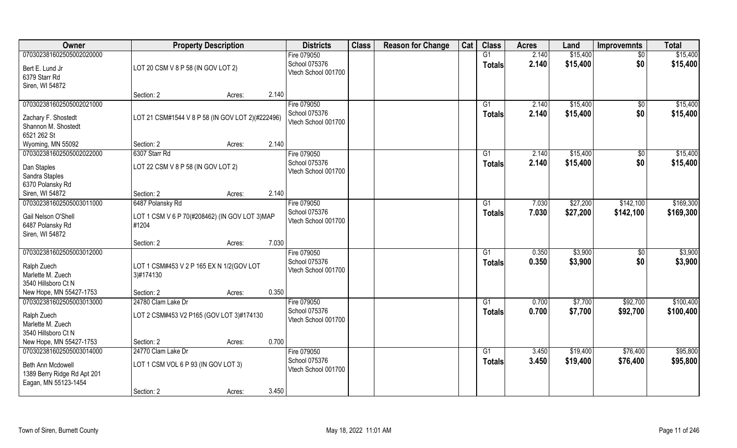| Owner | Property Description | | Districts | Class | Reason for Change | Cat | Class | Acres | Land | Improvemnts | Total |
|---|---|---|---|---|---|---|---|---|---|---|---|
| 070302381602505002020000<br><br>Bert E. Lund Jr<br>6379 Starr Rd<br>Siren, WI 54872 | LOT 20 CSM V 8 P 58 (IN GOV LOT 2)<br><br>Section: 2 | Acres: 2.140 | Fire 079050<br>School 075376<br>Vtech School 001700 | | | | G1<br>Totals | 2.140<br>2.140 | $15,400<br>$15,400 | $0<br>$0 | $15,400<br>$15,400 |
| 070302381602505002021000<br><br>Zachary F. Shostedt<br>Shannon M. Shostedt<br>6521 262 St<br>Wyoming, MN 55092 | LOT 21 CSM#1544 V 8 P 58 (IN GOV LOT 2)(#222496)<br><br>Section: 2 | Acres: 2.140 | Fire 079050<br>School 075376<br>Vtech School 001700 | | | | G1<br>Totals | 2.140<br>2.140 | $15,400<br>$15,400 | $0<br>$0 | $15,400<br>$15,400 |
| 070302381602505002022000<br><br>Dan Staples<br>Sandra Staples<br>6370 Polansky Rd<br>Siren, WI 54872 | 6307 Starr Rd<br>LOT 22 CSM V 8 P 58 (IN GOV LOT 2)<br><br>Section: 2 | Acres: 2.140 | Fire 079050<br>School 075376<br>Vtech School 001700 | | | | G1<br>Totals | 2.140<br>2.140 | $15,400<br>$15,400 | $0<br>$0 | $15,400<br>$15,400 |
| 070302381602505003011000<br><br>Gail Nelson O'Shell<br>6487 Polansky Rd<br>Siren, WI 54872 | 6487 Polansky Rd<br>LOT 1 CSM V 6 P 70(#208462) (IN GOV LOT 3)MAP #1204<br><br>Section: 2 | Acres: 7.030 | Fire 079050<br>School 075376<br>Vtech School 001700 | | | | G1<br>Totals | 7.030<br>7.030 | $27,200<br>$27,200 | $142,100<br>$142,100 | $169,300<br>$169,300 |
| 070302381602505003012000<br><br>Ralph Zuech<br>Marlette M. Zuech<br>3540 Hillsboro Ct N<br>New Hope, MN 55427-1753 | LOT 1 CSM#453 V 2 P 165 EX N 1/2(GOV LOT 3)#174130<br><br>Section: 2 | Acres: 0.350 | Fire 079050<br>School 075376<br>Vtech School 001700 | | | | G1<br>Totals | 0.350<br>0.350 | $3,900<br>$3,900 | $0<br>$0 | $3,900<br>$3,900 |
| 070302381602505003013000<br><br>Ralph Zuech<br>Marlette M. Zuech<br>3540 Hillsboro Ct N<br>New Hope, MN 55427-1753 | 24780 Clam Lake Dr<br>LOT 2 CSM#453 V2 P165 (GOV LOT 3)#174130<br><br>Section: 2 | Acres: 0.700 | Fire 079050<br>School 075376<br>Vtech School 001700 | | | | G1<br>Totals | 0.700<br>0.700 | $7,700<br>$7,700 | $92,700<br>$92,700 | $100,400<br>$100,400 |
| 070302381602505003014000<br><br>Beth Ann Mcdowell<br>1389 Berry Ridge Rd Apt 201<br>Eagan, MN 55123-1454 | 24770 Clam Lake Dr<br>LOT 1 CSM VOL 6 P 93 (IN GOV LOT 3)<br><br>Section: 2 | Acres: 3.450 | Fire 079050<br>School 075376<br>Vtech School 001700 | | | | G1<br>Totals | 3.450<br>3.450 | $19,400<br>$19,400 | $76,400<br>$76,400 | $95,800<br>$95,800 |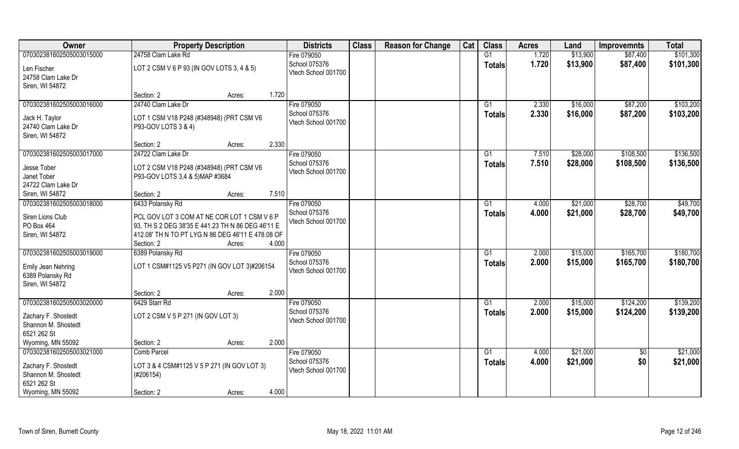| Owner | Property Description | | | Districts | Class | Reason for Change | Cat | Class | Acres | Land | Improvemnts | Total |
|---|---|---|---|---|---|---|---|---|---|---|---|---|
| 070302381602505003015000 | 24758 Clam Lake Rd | | | Fire 079050 | | | | G1 | 1.720 | $13,900 | $87,400 | $101,300 |
| Len Fischer<br>24758 Clam Lake Dr<br>Siren, WI 54872 | LOT 2 CSM V 6 P 93 (IN GOV LOTS 3, 4 & 5) | | | School 075376<br>Vtech School 001700 | | | | Totals | 1.720 | $13,900 | $87,400 | $101,300 |
| | Section: 2 | Acres: | 1.720 | | | | | | | | | |
| 070302381602505003016000 | 24740 Clam Lake Dr | | | Fire 079050 | | | | G1 | 2.330 | $16,000 | $87,200 | $103,200 |
| Jack H. Taylor<br>24740 Clam Lake Dr<br>Siren, WI 54872 | LOT 1 CSM V18 P248 (#348948) (PRT CSM V6 P93-GOV LOTS 3 & 4) | | | School 075376<br>Vtech School 001700 | | | | Totals | 2.330 | $16,000 | $87,200 | $103,200 |
| | Section: 2 | Acres: | 2.330 | | | | | | | | | |
| 070302381602505003017000 | 24722 Clam Lake Dr | | | Fire 079050 | | | | G1 | 7.510 | $28,000 | $108,500 | $136,500 |
| Jesse Tober<br>Janet Tober<br>24722 Clam Lake Dr<br>Siren, WI 54872 | LOT 2 CSM V18 P248 (#348948) (PRT CSM V6 P93-GOV LOTS 3,4 & 5)MAP #3684 | | | School 075376<br>Vtech School 001700 | | | | Totals | 7.510 | $28,000 | $108,500 | $136,500 |
| | Section: 2 | Acres: | 7.510 | | | | | | | | | |
| 070302381602505003018000 | 6433 Polansky Rd | | | Fire 079050 | | | | G1 | 4.000 | $21,000 | $28,700 | $49,700 |
| Siren Lions Club<br>PO Box 464<br>Siren, WI 54872 | PCL GOV LOT 3 COM AT NE COR LOT 1 CSM V 6 P 93, TH S 2 DEG 38'35 E 441.23 TH N 86 DEG 46'11 E 412.08' TH N TO PT LYG N 86 DEG 46'11 E 478.08 OF | | | School 075376<br>Vtech School 001700 | | | | Totals | 4.000 | $21,000 | $28,700 | $49,700 |
| | Section: 2 | Acres: | 4.000 | | | | | | | | | |
| 070302381602505003019000 | 6389 Polansky Rd | | | Fire 079050 | | | | G1 | 2.000 | $15,000 | $165,700 | $180,700 |
| Emily Jean Nehring<br>6389 Polansky Rd<br>Siren, WI 54872 | LOT 1 CSM#1125 V5 P271 (IN GOV LOT 3)#206154 | | | School 075376<br>Vtech School 001700 | | | | Totals | 2.000 | $15,000 | $165,700 | $180,700 |
| | Section: 2 | Acres: | 2.000 | | | | | | | | | |
| 070302381602505003020000 | 6429 Starr Rd | | | Fire 079050 | | | | G1 | 2.000 | $15,000 | $124,200 | $139,200 |
| Zachary F. Shostedt<br>Shannon M. Shostedt<br>6521 262 St<br>Wyoming, MN 55092 | LOT 2 CSM V 5 P 271 (IN GOV LOT 3) | | | School 075376<br>Vtech School 001700 | | | | Totals | 2.000 | $15,000 | $124,200 | $139,200 |
| | Section: 2 | Acres: | 2.000 | | | | | | | | | |
| 070302381602505003021000 | Comb Parcel | | | Fire 079050 | | | | G1 | 4.000 | $21,000 | $0 | $21,000 |
| Zachary F. Shostedt<br>Shannon M. Shostedt<br>6521 262 St<br>Wyoming, MN 55092 | LOT 3 & 4 CSM#1125 V 5 P 271 (IN GOV LOT 3) (#206154) | | | School 075376<br>Vtech School 001700 | | | | Totals | 4.000 | $21,000 | $0 | $21,000 |
| | Section: 2 | Acres: | 4.000 | | | | | | | | | |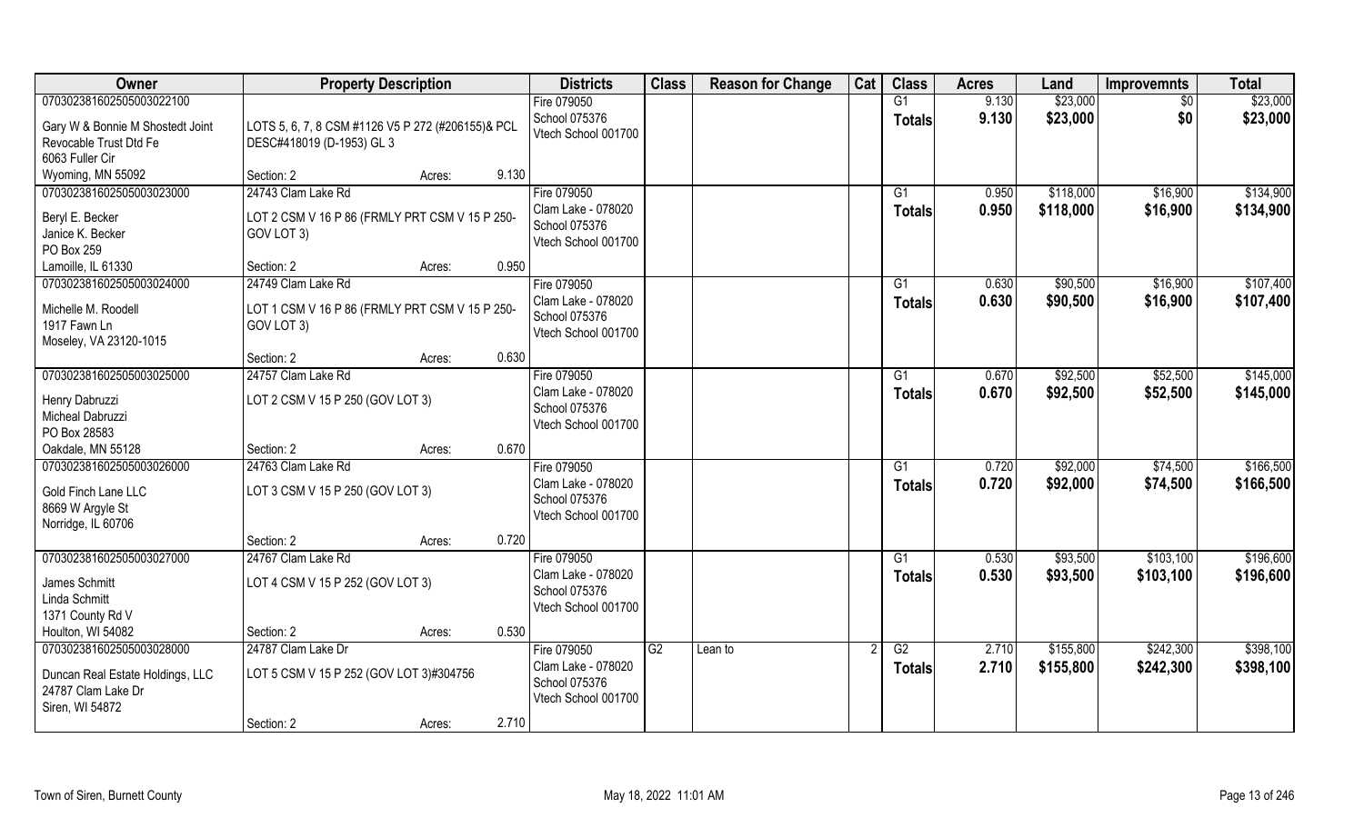| Owner | Property Description | | Districts | Class | Reason for Change | Cat | Class | Acres | Land | Improvemnts | Total |
|---|---|---|---|---|---|---|---|---|---|---|---|
| 070302381602505003022100 | | | Fire 079050 | | | | G1 | 9.130 | $23,000 | $0 | $23,000 |
| Gary W & Bonnie M Shostedt Joint Revocable Trust Dtd Fe 6063 Fuller Cir Wyoming, MN 55092 | LOTS 5, 6, 7, 8 CSM #1126 V5 P 272 (#206155)& PCL DESC#418019 (D-1953) GL 3 | | School 075376 Vtech School 001700 | | | | Totals | 9.130 | $23,000 | $0 | $23,000 |
| | Section: 2 | Acres: 9.130 | | | | | | | | | |
| 070302381602505003023000 | 24743 Clam Lake Rd | | Fire 079050 | | | | G1 | 0.950 | $118,000 | $16,900 | $134,900 |
| Beryl E. Becker Janice K. Becker PO Box 259 Lamoille, IL 61330 | LOT 2 CSM V 16 P 86 (FRMLY PRT CSM V 15 P 250- GOV LOT 3) | | Clam Lake - 078020 School 075376 Vtech School 001700 | | | | Totals | 0.950 | $118,000 | $16,900 | $134,900 |
| | Section: 2 | Acres: 0.950 | | | | | | | | | |
| 070302381602505003024000 | 24749 Clam Lake Rd | | Fire 079050 | | | | G1 | 0.630 | $90,500 | $16,900 | $107,400 |
| Michelle M. Roodell 1917 Fawn Ln Moseley, VA 23120-1015 | LOT 1 CSM V 16 P 86 (FRMLY PRT CSM V 15 P 250- GOV LOT 3) | | Clam Lake - 078020 School 075376 Vtech School 001700 | | | | Totals | 0.630 | $90,500 | $16,900 | $107,400 |
| | Section: 2 | Acres: 0.630 | | | | | | | | | |
| 070302381602505003025000 | 24757 Clam Lake Rd | | Fire 079050 | | | | G1 | 0.670 | $92,500 | $52,500 | $145,000 |
| Henry Dabruzzi Micheal Dabruzzi PO Box 28583 Oakdale, MN 55128 | LOT 2 CSM V 15 P 250 (GOV LOT 3) | | Clam Lake - 078020 School 075376 Vtech School 001700 | | | | Totals | 0.670 | $92,500 | $52,500 | $145,000 |
| | Section: 2 | Acres: 0.670 | | | | | | | | | |
| 070302381602505003026000 | 24763 Clam Lake Rd | | Fire 079050 | | | | G1 | 0.720 | $92,000 | $74,500 | $166,500 |
| Gold Finch Lane LLC 8669 W Argyle St Norridge, IL 60706 | LOT 3 CSM V 15 P 250 (GOV LOT 3) | | Clam Lake - 078020 School 075376 Vtech School 001700 | | | | Totals | 0.720 | $92,000 | $74,500 | $166,500 |
| | Section: 2 | Acres: 0.720 | | | | | | | | | |
| 070302381602505003027000 | 24767 Clam Lake Rd | | Fire 079050 | | | | G1 | 0.530 | $93,500 | $103,100 | $196,600 |
| James Schmitt Linda Schmitt 1371 County Rd V Houlton, WI 54082 | LOT 4 CSM V 15 P 252 (GOV LOT 3) | | Clam Lake - 078020 School 075376 Vtech School 001700 | | | | Totals | 0.530 | $93,500 | $103,100 | $196,600 |
| | Section: 2 | Acres: 0.530 | | | | | | | | | |
| 070302381602505003028000 | 24787 Clam Lake Dr | | Fire 079050 | G2 | Lean to | 2 | G2 | 2.710 | $155,800 | $242,300 | $398,100 |
| Duncan Real Estate Holdings, LLC 24787 Clam Lake Dr Siren, WI 54872 | LOT 5 CSM V 15 P 252 (GOV LOT 3)#304756 | | Clam Lake - 078020 School 075376 Vtech School 001700 | | | | Totals | 2.710 | $155,800 | $242,300 | $398,100 |
| | Section: 2 | Acres: 2.710 | | | | | | | | | |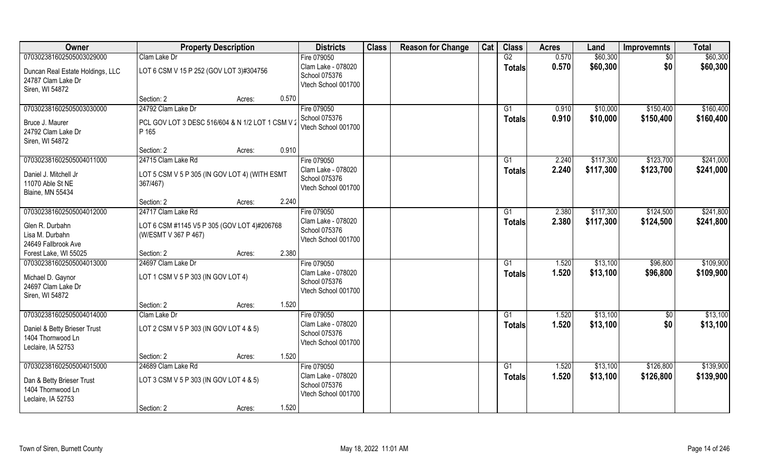| Owner | Property Description | | | Districts | Class | Reason for Change | Cat | Class | Acres | Land | Improvemnts | Total |
|---|---|---|---|---|---|---|---|---|---|---|---|---|
| 070302381602505003029000 | Clam Lake Dr | | | Fire 079050 | | | | G2 | 0.570 | $60,300 | $0 | $60,300 |
| Duncan Real Estate Holdings, LLC<br>24787 Clam Lake Dr<br>Siren, WI 54872 | LOT 6 CSM V 15 P 252 (GOV LOT 3)#304756 | | | Clam Lake - 078020<br>School 075376<br>Vtech School 001700 | | | | Totals | 0.570 | $60,300 | $0 | $60,300 |
| | Section: 2 | Acres: | 0.570 | | | | | | | | | |
| 070302381602505003030000 | 24792 Clam Lake Dr | | | Fire 079050 | | | | G1 | 0.910 | $10,000 | $150,400 | $160,400 |
| Bruce J. Maurer<br>24792 Clam Lake Dr<br>Siren, WI 54872 | PCL GOV LOT 3 DESC 516/604 & N 1/2 LOT 1 CSM V 2 P 165 | | | School 075376<br>Vtech School 001700 | | | | Totals | 0.910 | $10,000 | $150,400 | $160,400 |
| | Section: 2 | Acres: | 0.910 | | | | | | | | | |
| 070302381602505004011000 | 24715 Clam Lake Rd | | | Fire 079050 | | | | G1 | 2.240 | $117,300 | $123,700 | $241,000 |
| Daniel J. Mitchell Jr<br>11070 Able St NE<br>Blaine, MN 55434 | LOT 5 CSM V 5 P 305 (IN GOV LOT 4) (WITH ESMT 367/467) | | | Clam Lake - 078020<br>School 075376<br>Vtech School 001700 | | | | Totals | 2.240 | $117,300 | $123,700 | $241,000 |
| | Section: 2 | Acres: | 2.240 | | | | | | | | | |
| 070302381602505004012000 | 24717 Clam Lake Rd | | | Fire 079050 | | | | G1 | 2.380 | $117,300 | $124,500 | $241,800 |
| Glen R. Durbahn<br>Lisa M. Durbahn<br>24649 Fallbrook Ave<br>Forest Lake, WI 55025 | LOT 6 CSM #1145 V5 P 305 (GOV LOT 4)#206768 (W/ESMT V 367 P 467) | | | Clam Lake - 078020<br>School 075376<br>Vtech School 001700 | | | | Totals | 2.380 | $117,300 | $124,500 | $241,800 |
| | Section: 2 | Acres: | 2.380 | | | | | | | | | |
| 070302381602505004013000 | 24697 Clam Lake Dr | | | Fire 079050 | | | | G1 | 1.520 | $13,100 | $96,800 | $109,900 |
| Michael D. Gaynor<br>24697 Clam Lake Dr<br>Siren, WI 54872 | LOT 1 CSM V 5 P 303 (IN GOV LOT 4) | | | Clam Lake - 078020<br>School 075376<br>Vtech School 001700 | | | | Totals | 1.520 | $13,100 | $96,800 | $109,900 |
| | Section: 2 | Acres: | 1.520 | | | | | | | | | |
| 070302381602505004014000 | Clam Lake Dr | | | Fire 079050 | | | | G1 | 1.520 | $13,100 | $0 | $13,100 |
| Daniel & Betty Brieser Trust<br>1404 Thornwood Ln<br>Leclaire, IA 52753 | LOT 2 CSM V 5 P 303 (IN GOV LOT 4 & 5) | | | Clam Lake - 078020<br>School 075376<br>Vtech School 001700 | | | | Totals | 1.520 | $13,100 | $0 | $13,100 |
| | Section: 2 | Acres: | 1.520 | | | | | | | | | |
| 070302381602505004015000 | 24689 Clam Lake Rd | | | Fire 079050 | | | | G1 | 1.520 | $13,100 | $126,800 | $139,900 |
| Dan & Betty Brieser Trust<br>1404 Thornwood Ln<br>Leclaire, IA 52753 | LOT 3 CSM V 5 P 303 (IN GOV LOT 4 & 5) | | | Clam Lake - 078020<br>School 075376<br>Vtech School 001700 | | | | Totals | 1.520 | $13,100 | $126,800 | $139,900 |
| | Section: 2 | Acres: | 1.520 | | | | | | | | | |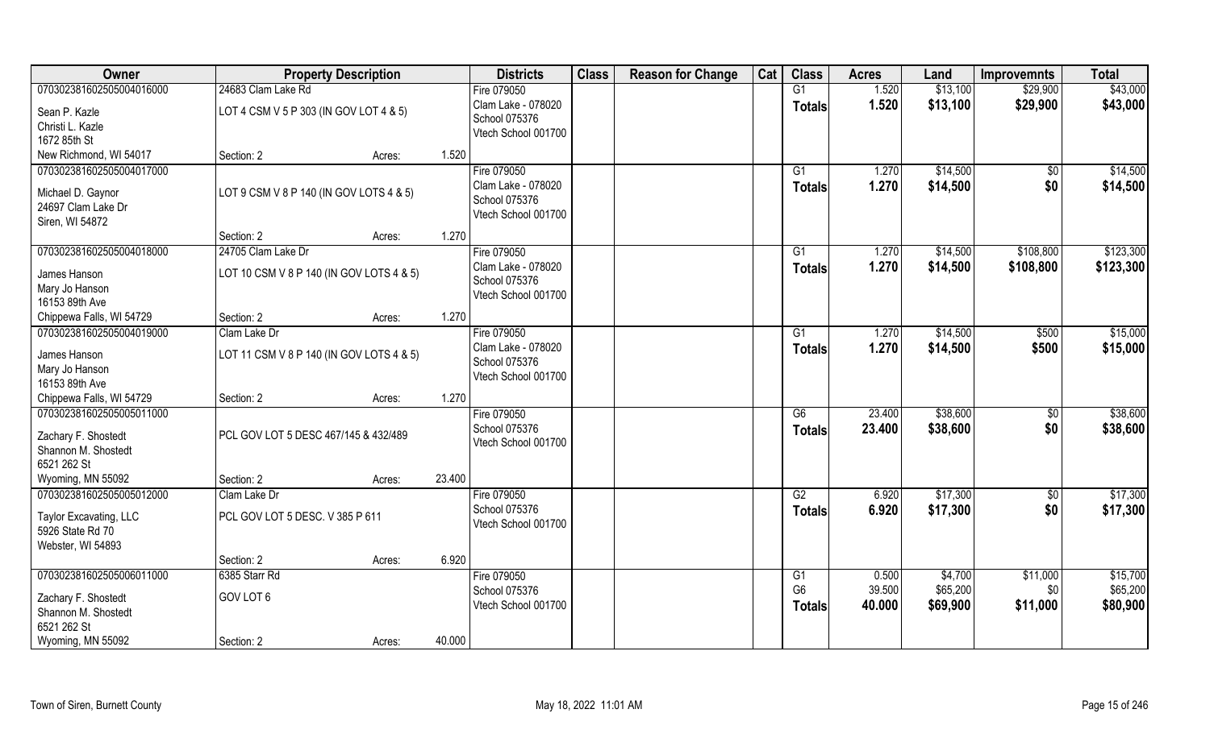| Owner | Property Description | | | Districts | Class | Reason for Change | Cat | Class | Acres | Land | Improvemnts | Total |
|---|---|---|---|---|---|---|---|---|---|---|---|---|
| 070302381602505004016000 | 24683 Clam Lake Rd | | | Fire 079050 | | | | G1 | 1.520 | $13,100 | $29,900 | $43,000 |
| Sean P. Kazle | LOT 4 CSM V 5 P 303 (IN GOV LOT 4 & 5) | | | Clam Lake - 078020 | | | | **Totals** | **1.520** | **$13,100** | **$29,900** | **$43,000** |
| Christi L. Kazle | | | | School 075376 | | | | | | | | |
| 1672 85th St | | | | Vtech School 001700 | | | | | | | | |
| New Richmond, WI 54017 | Section: 2 | Acres: | 1.520 | | | | | | | | | |
| 070302381602505004017000 | | | | Fire 079050 | | | | G1 | 1.270 | $14,500 | $0 | $14,500 |
| Michael D. Gaynor | LOT 9 CSM V 8 P 140 (IN GOV LOTS 4 & 5) | | | Clam Lake - 078020 | | | | **Totals** | **1.270** | **$14,500** | **$0** | **$14,500** |
| 24697 Clam Lake Dr | | | | School 075376 | | | | | | | | |
| Siren, WI 54872 | | | | Vtech School 001700 | | | | | | | | |
| | Section: 2 | Acres: | 1.270 | | | | | | | | | |
| 070302381602505004018000 | 24705 Clam Lake Dr | | | Fire 079050 | | | | G1 | 1.270 | $14,500 | $108,800 | $123,300 |
| James Hanson | LOT 10 CSM V 8 P 140 (IN GOV LOTS 4 & 5) | | | Clam Lake - 078020 | | | | **Totals** | **1.270** | **$14,500** | **$108,800** | **$123,300** |
| Mary Jo Hanson | | | | School 075376 | | | | | | | | |
| 16153 89th Ave | | | | Vtech School 001700 | | | | | | | | |
| Chippewa Falls, WI 54729 | Section: 2 | Acres: | 1.270 | | | | | | | | | |
| 070302381602505004019000 | Clam Lake Dr | | | Fire 079050 | | | | G1 | 1.270 | $14,500 | $500 | $15,000 |
| James Hanson | LOT 11 CSM V 8 P 140 (IN GOV LOTS 4 & 5) | | | Clam Lake - 078020 | | | | **Totals** | **1.270** | **$14,500** | **$500** | **$15,000** |
| Mary Jo Hanson | | | | School 075376 | | | | | | | | |
| 16153 89th Ave | | | | Vtech School 001700 | | | | | | | | |
| Chippewa Falls, WI 54729 | Section: 2 | Acres: | 1.270 | | | | | | | | | |
| 070302381602505005011000 | | | | Fire 079050 | | | | G6 | 23.400 | $38,600 | $0 | $38,600 |
| Zachary F. Shostedt | PCL GOV LOT 5 DESC 467/145 & 432/489 | | | School 075376 | | | | **Totals** | **23.400** | **$38,600** | **$0** | **$38,600** |
| Shannon M. Shostedt | | | | Vtech School 001700 | | | | | | | | |
| 6521 262 St | | | | | | | | | | | | |
| Wyoming, MN 55092 | Section: 2 | Acres: | 23.400 | | | | | | | | | |
| 070302381602505005012000 | Clam Lake Dr | | | Fire 079050 | | | | G2 | 6.920 | $17,300 | $0 | $17,300 |
| Taylor Excavating, LLC | PCL GOV LOT 5 DESC. V 385 P 611 | | | School 075376 | | | | **Totals** | **6.920** | **$17,300** | **$0** | **$17,300** |
| 5926 State Rd 70 | | | | Vtech School 001700 | | | | | | | | |
| Webster, WI 54893 | | | | | | | | | | | | |
| | Section: 2 | Acres: | 6.920 | | | | | | | | | |
| 070302381602505006011000 | 6385 Starr Rd | | | Fire 079050 | | | | G1 | 0.500 | $4,700 | $11,000 | $15,700 |
| Zachary F. Shostedt | GOV LOT 6 | | | School 075376 | | | | G6 | 39.500 | $65,200 | $0 | $65,200 |
| Shannon M. Shostedt | | | | Vtech School 001700 | | | | **Totals** | **40.000** | **$69,900** | **$11,000** | **$80,900** |
| 6521 262 St | | | | | | | | | | | | |
| Wyoming, MN 55092 | Section: 2 | Acres: | 40.000 | | | | | | | | | |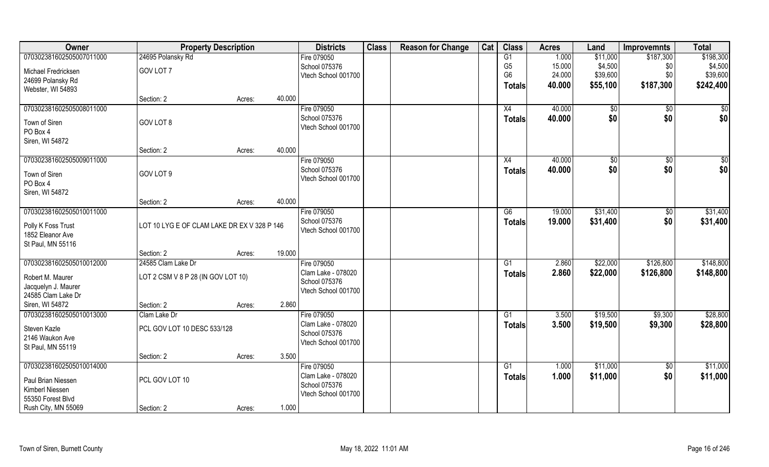| Owner | Property Description | | | Districts | Class | Reason for Change | Cat | Class | Acres | Land | Improvemnts | Total |
|---|---|---|---|---|---|---|---|---|---|---|---|---|
| 070302381602505007011000 | 24695 Polansky Rd | | | Fire 079050 | | | | G1 | 1.000 | $11,000 | $187,300 | $198,300 |
| Michael Fredricksen | GOV LOT 7 | | | School 075376 | | | | G5 | 15.000 | $4,500 | $0 | $4,500 |
| 24699 Polansky Rd | | | | Vtech School 001700 | | | | G6 | 24.000 | $39,600 | $0 | $39,600 |
| Webster, WI 54893 | | | | | | | | **Totals** | **40.000** | **$55,100** | **$187,300** | **$242,400** |
| | Section: 2 | Acres: | 40.000 | | | | | | | | | |
| 070302381602505008011000 | | | | Fire 079050 | | | | X4 | 40.000 | $0 | $0 | $0 |
| Town of Siren | GOV LOT 8 | | | School 075376 | | | | **Totals** | **40.000** | **$0** | **$0** | **$0** |
| PO Box 4 | | | | Vtech School 001700 | | | | | | | | |
| Siren, WI 54872 | | | | | | | | | | | | |
| | Section: 2 | Acres: | 40.000 | | | | | | | | | |
| 070302381602505009011000 | | | | Fire 079050 | | | | X4 | 40.000 | $0 | $0 | $0 |
| Town of Siren | GOV LOT 9 | | | School 075376 | | | | **Totals** | **40.000** | **$0** | **$0** | **$0** |
| PO Box 4 | | | | Vtech School 001700 | | | | | | | | |
| Siren, WI 54872 | | | | | | | | | | | | |
| | Section: 2 | Acres: | 40.000 | | | | | | | | | |
| 070302381602505010011000 | | | | Fire 079050 | | | | G6 | 19.000 | $31,400 | $0 | $31,400 |
| Polly K Foss Trust | LOT 10 LYG E OF CLAM LAKE DR EX V 328 P 146 | | | School 075376 | | | | **Totals** | **19.000** | **$31,400** | **$0** | **$31,400** |
| 1852 Eleanor Ave | | | | Vtech School 001700 | | | | | | | | |
| St Paul, MN 55116 | | | | | | | | | | | | |
| | Section: 2 | Acres: | 19.000 | | | | | | | | | |
| 070302381602505010012000 | 24585 Clam Lake Dr | | | Fire 079050 | | | | G1 | 2.860 | $22,000 | $126,800 | $148,800 |
| Robert M. Maurer | LOT 2 CSM V 8 P 28 (IN GOV LOT 10) | | | Clam Lake - 078020 | | | | **Totals** | **2.860** | **$22,000** | **$126,800** | **$148,800** |
| Jacquelyn J. Maurer | | | | School 075376 | | | | | | | | |
| 24585 Clam Lake Dr | | | | Vtech School 001700 | | | | | | | | |
| Siren, WI 54872 | Section: 2 | Acres: | 2.860 | | | | | | | | | |
| 070302381602505010013000 | Clam Lake Dr | | | Fire 079050 | | | | G1 | 3.500 | $19,500 | $9,300 | $28,800 |
| Steven Kazle | PCL GOV LOT 10 DESC 533/128 | | | Clam Lake - 078020 | | | | **Totals** | **3.500** | **$19,500** | **$9,300** | **$28,800** |
| 2146 Waukon Ave | | | | School 075376 | | | | | | | | |
| St Paul, MN 55119 | | | | Vtech School 001700 | | | | | | | | |
| | Section: 2 | Acres: | 3.500 | | | | | | | | | |
| 070302381602505010014000 | | | | Fire 079050 | | | | G1 | 1.000 | $11,000 | $0 | $11,000 |
| Paul Brian Niessen | PCL GOV LOT 10 | | | Clam Lake - 078020 | | | | **Totals** | **1.000** | **$11,000** | **$0** | **$11,000** |
| Kimberl Niessen | | | | School 075376 | | | | | | | | |
| 55350 Forest Blvd | | | | Vtech School 001700 | | | | | | | | |
| Rush City, MN 55069 | Section: 2 | Acres: | 1.000 | | | | | | | | | |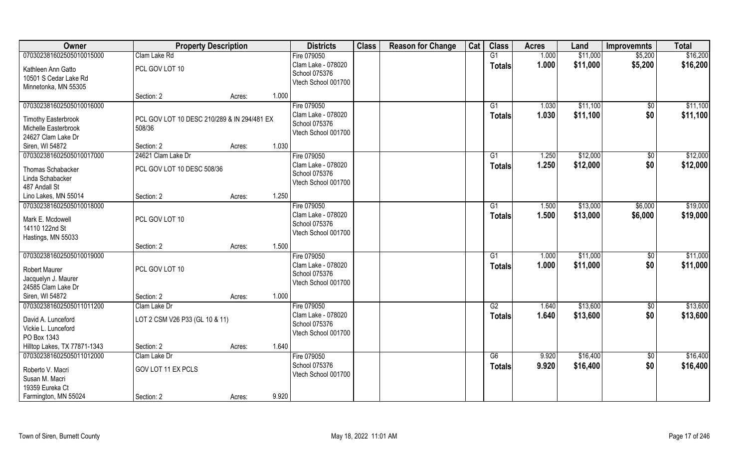| Owner | Property Description | | | Districts | Class | Reason for Change | Cat | Class | Acres | Land | Improvemnts | Total |
|---|---|---|---|---|---|---|---|---|---|---|---|---|
| 070302381602505010015000 | Clam Lake Rd | | | Fire 079050 | | | | G1 | 1.000 | $11,000 | $5,200 | $16,200 |
| Kathleen Ann Gatto<br>10501 S Cedar Lake Rd<br>Minnetonka, MN 55305 | PCL GOV LOT 10 | | | Clam Lake - 078020<br>School 075376<br>Vtech School 001700 | | | | Totals | 1.000 | $11,000 | $5,200 | $16,200 |
| | Section: 2 | Acres: | 1.000 | | | | | | | | | |
| 070302381602505010016000 | | | | Fire 079050 | | | | G1 | 1.030 | $11,100 | $0 | $11,100 |
| Timothy Easterbrook<br>Michelle Easterbrook<br>24627 Clam Lake Dr<br>Siren, WI 54872 | PCL GOV LOT 10 DESC 210/289 & IN 294/481 EX 508/36 | | | Clam Lake - 078020<br>School 075376<br>Vtech School 001700 | | | | Totals | 1.030 | $11,100 | $0 | $11,100 |
| | Section: 2 | Acres: | 1.030 | | | | | | | | | |
| 070302381602505010017000 | 24621 Clam Lake Dr | | | Fire 079050 | | | | G1 | 1.250 | $12,000 | $0 | $12,000 |
| Thomas Schabacker<br>Linda Schabacker<br>487 Andall St<br>Lino Lakes, MN 55014 | PCL GOV LOT 10 DESC 508/36 | | | Clam Lake - 078020<br>School 075376<br>Vtech School 001700 | | | | Totals | 1.250 | $12,000 | $0 | $12,000 |
| | Section: 2 | Acres: | 1.250 | | | | | | | | | |
| 070302381602505010018000 | | | | Fire 079050 | | | | G1 | 1.500 | $13,000 | $6,000 | $19,000 |
| Mark E. Mcdowell<br>14110 122nd St<br>Hastings, MN 55033 | PCL GOV LOT 10 | | | Clam Lake - 078020<br>School 075376<br>Vtech School 001700 | | | | Totals | 1.500 | $13,000 | $6,000 | $19,000 |
| | Section: 2 | Acres: | 1.500 | | | | | | | | | |
| 070302381602505010019000 | | | | Fire 079050 | | | | G1 | 1.000 | $11,000 | $0 | $11,000 |
| Robert Maurer<br>Jacquelyn J. Maurer<br>24585 Clam Lake Dr<br>Siren, WI 54872 | PCL GOV LOT 10 | | | Clam Lake - 078020<br>School 075376<br>Vtech School 001700 | | | | Totals | 1.000 | $11,000 | $0 | $11,000 |
| | Section: 2 | Acres: | 1.000 | | | | | | | | | |
| 070302381602505011011200 | Clam Lake Dr | | | Fire 079050 | | | | G2 | 1.640 | $13,600 | $0 | $13,600 |
| David A. Lunceford<br>Vickie L. Lunceford<br>PO Box 1343<br>Hilltop Lakes, TX 77871-1343 | LOT 2 CSM V26 P33 (GL 10 & 11) | | | Clam Lake - 078020<br>School 075376<br>Vtech School 001700 | | | | Totals | 1.640 | $13,600 | $0 | $13,600 |
| | Section: 2 | Acres: | 1.640 | | | | | | | | | |
| 070302381602505011012000 | Clam Lake Dr | | | Fire 079050 | | | | G6 | 9.920 | $16,400 | $0 | $16,400 |
| Roberto V. Macri<br>Susan M. Macri<br>19359 Eureka Ct<br>Farmington, MN 55024 | GOV LOT 11 EX PCLS | | | School 075376<br>Vtech School 001700 | | | | Totals | 9.920 | $16,400 | $0 | $16,400 |
| | Section: 2 | Acres: | 9.920 | | | | | | | | | |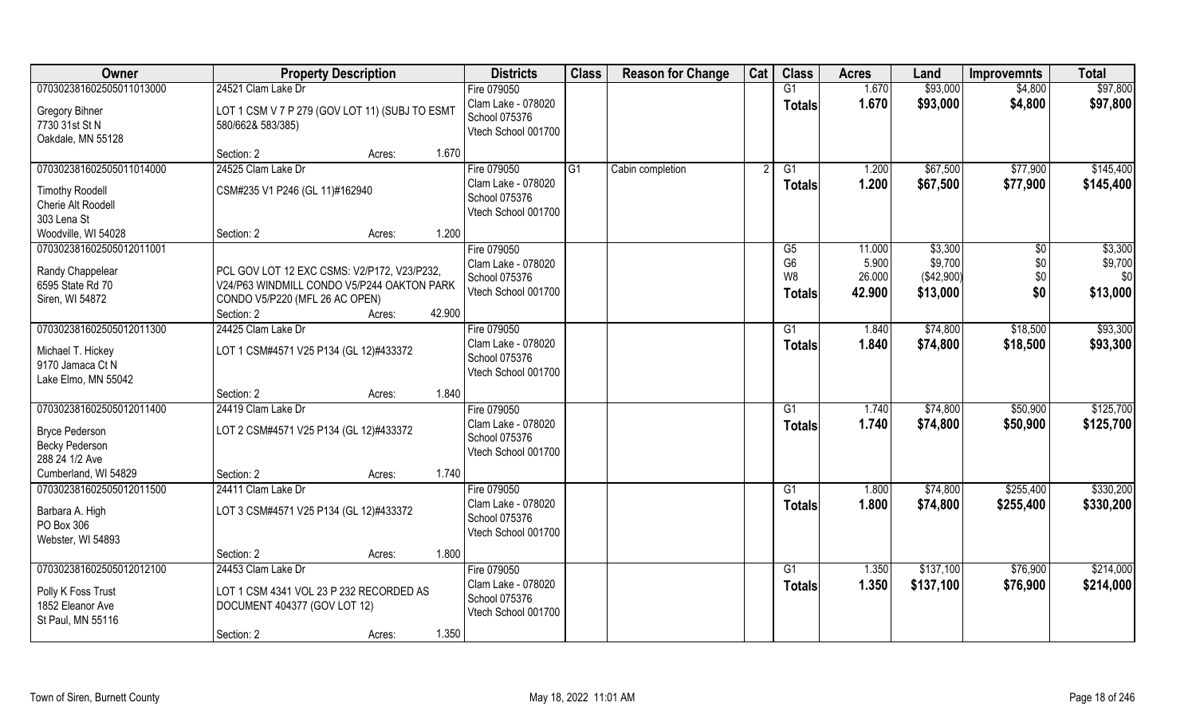| Owner | Property Description | | Districts | Class | Reason for Change | Cat | Class | Acres | Land | Improvemnts | Total |
|---|---|---|---|---|---|---|---|---|---|---|---|
| 070302381602505011013000 | 24521 Clam Lake Dr | | Fire 079050 | | | | G1 | 1.670 | $93,000 | $4,800 | $97,800 |
| Gregory Bihner<br>7730 31st St N<br>Oakdale, MN 55128 | LOT 1 CSM V 7 P 279 (GOV LOT 11) (SUBJ TO ESMT 580/662& 583/385) | | Clam Lake - 078020<br>School 075376<br>Vtech School 001700 | | | | Totals | 1.670 | $93,000 | $4,800 | $97,800 |
| | Section: 2 | Acres: 1.670 | | | | | | | | | |
| 070302381602505011014000 | 24525 Clam Lake Dr | | Fire 079050 | G1 | Cabin completion | 2 | G1 | 1.200 | $67,500 | $77,900 | $145,400 |
| Timothy Roodell<br>Cherie Alt Roodell<br>303 Lena St<br>Woodville, WI 54028 | CSM#235 V1 P246 (GL 11)#162940 | | Clam Lake - 078020<br>School 075376<br>Vtech School 001700 | | | | Totals | 1.200 | $67,500 | $77,900 | $145,400 |
| | Section: 2 | Acres: 1.200 | | | | | | | | | |
| 070302381602505012011001 | | | Fire 079050 | | | | G5 | 11.000 | $3,300 | $0 | $3,300 |
| Randy Chappelear<br>6595 State Rd 70<br>Siren, WI 54872 | PCL GOV LOT 12 EXC CSMS: V2/P172, V23/P232, V24/P63 WINDMILL CONDO V5/P244 OAKTON PARK CONDO V5/P220 (MFL 26 AC OPEN) | | Clam Lake - 078020<br>School 075376<br>Vtech School 001700 | | | | G6 | 5.900 | $9,700 | $0 | $9,700 |
| | | | | | | | W8 | 26.000 | ($42,900) | $0 | $0 |
| | | | | | | | Totals | 42.900 | $13,000 | $0 | $13,000 |
| | Section: 2 | Acres: 42.900 | | | | | | | | | |
| 070302381602505012011300 | 24425 Clam Lake Dr | | Fire 079050 | | | | G1 | 1.840 | $74,800 | $18,500 | $93,300 |
| Michael T. Hickey<br>9170 Jamaca Ct N<br>Lake Elmo, MN 55042 | LOT 1 CSM#4571 V25 P134 (GL 12)#433372 | | Clam Lake - 078020<br>School 075376<br>Vtech School 001700 | | | | Totals | 1.840 | $74,800 | $18,500 | $93,300 |
| | Section: 2 | Acres: 1.840 | | | | | | | | | |
| 070302381602505012011400 | 24419 Clam Lake Dr | | Fire 079050 | | | | G1 | 1.740 | $74,800 | $50,900 | $125,700 |
| Bryce Pederson<br>Becky Pederson<br>288 24 1/2 Ave<br>Cumberland, WI 54829 | LOT 2 CSM#4571 V25 P134 (GL 12)#433372 | | Clam Lake - 078020<br>School 075376<br>Vtech School 001700 | | | | Totals | 1.740 | $74,800 | $50,900 | $125,700 |
| | Section: 2 | Acres: 1.740 | | | | | | | | | |
| 070302381602505012011500 | 24411 Clam Lake Dr | | Fire 079050 | | | | G1 | 1.800 | $74,800 | $255,400 | $330,200 |
| Barbara A. High<br>PO Box 306<br>Webster, WI 54893 | LOT 3 CSM#4571 V25 P134 (GL 12)#433372 | | Clam Lake - 078020<br>School 075376<br>Vtech School 001700 | | | | Totals | 1.800 | $74,800 | $255,400 | $330,200 |
| | Section: 2 | Acres: 1.800 | | | | | | | | | |
| 070302381602505012012100 | 24453 Clam Lake Dr | | Fire 079050 | | | | G1 | 1.350 | $137,100 | $76,900 | $214,000 |
| Polly K Foss Trust<br>1852 Eleanor Ave<br>St Paul, MN 55116 | LOT 1 CSM 4341 VOL 23 P 232 RECORDED AS DOCUMENT 404377 (GOV LOT 12) | | Clam Lake - 078020<br>School 075376<br>Vtech School 001700 | | | | Totals | 1.350 | $137,100 | $76,900 | $214,000 |
| | Section: 2 | Acres: 1.350 | | | | | | | | | |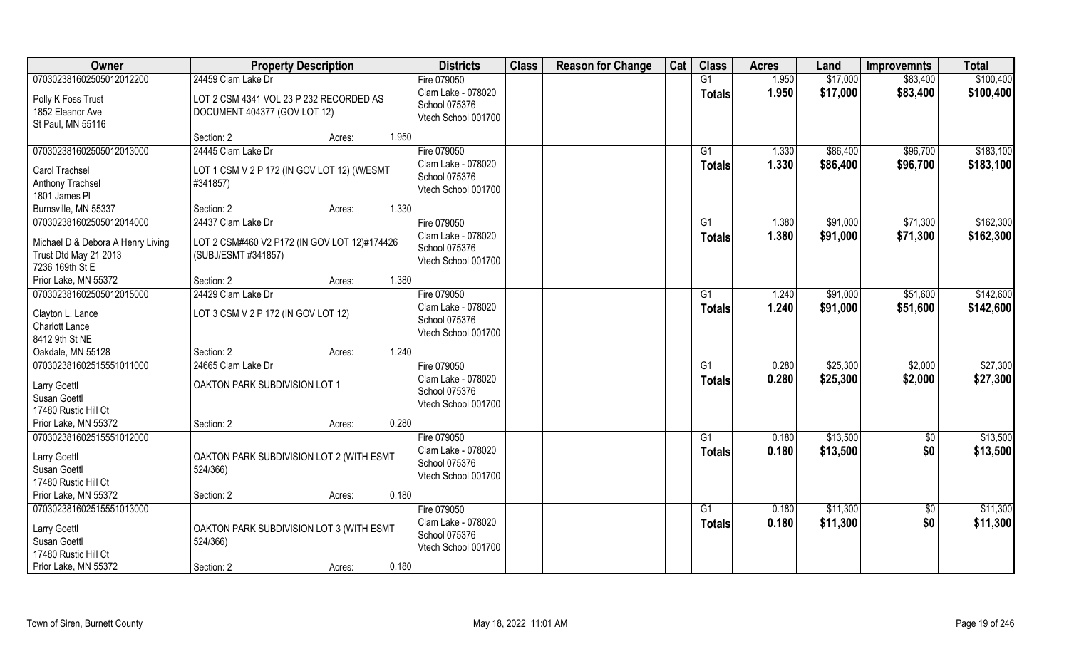| Owner | Property Description | Districts | Class | Reason for Change | Cat | Class | Acres | Land | Improvemnts | Total |
|---|---|---|---|---|---|---|---|---|---|---|
| 070302381602505012012200 | 24459 Clam Lake Dr | Fire 079050 | | | | G1 | 1.950 | $17,000 | $83,400 | $100,400 |
| Polly K Foss Trust<br>1852 Eleanor Ave<br>St Paul, MN 55116 | LOT 2 CSM 4341 VOL 23 P 232 RECORDED AS DOCUMENT 404377 (GOV LOT 12)<br>Section: 2 Acres: 1.950 | Clam Lake - 078020<br>School 075376<br>Vtech School 001700 | | | | **Totals** | **1.950** | **$17,000** | **$83,400** | **$100,400** |
| 070302381602505012013000 | 24445 Clam Lake Dr | Fire 079050 | | | | G1 | 1.330 | $86,400 | $96,700 | $183,100 |
| Carol Trachsel<br>Anthony Trachsel<br>1801 James Pl<br>Burnsville, MN 55337 | LOT 1 CSM V 2 P 172 (IN GOV LOT 12) (W/ESMT #341857)<br>Section: 2 Acres: 1.330 | Clam Lake - 078020<br>School 075376<br>Vtech School 001700 | | | | **Totals** | **1.330** | **$86,400** | **$96,700** | **$183,100** |
| 070302381602505012014000 | 24437 Clam Lake Dr | Fire 079050 | | | | G1 | 1.380 | $91,000 | $71,300 | $162,300 |
| Michael D & Debora A Henry Living Trust Dtd May 21 2013<br>7236 169th St E<br>Prior Lake, MN 55372 | LOT 2 CSM#460 V2 P172 (IN GOV LOT 12)#174426 (SUBJ/ESMT #341857)<br>Section: 2 Acres: 1.380 | Clam Lake - 078020<br>School 075376<br>Vtech School 001700 | | | | **Totals** | **1.380** | **$91,000** | **$71,300** | **$162,300** |
| 070302381602505012015000 | 24429 Clam Lake Dr | Fire 079050 | | | | G1 | 1.240 | $91,000 | $51,600 | $142,600 |
| Clayton L. Lance<br>Charlott Lance<br>8412 9th St NE<br>Oakdale, MN 55128 | LOT 3 CSM V 2 P 172 (IN GOV LOT 12)<br>Section: 2 Acres: 1.240 | Clam Lake - 078020<br>School 075376<br>Vtech School 001700 | | | | **Totals** | **1.240** | **$91,000** | **$51,600** | **$142,600** |
| 070302381602515551011000 | 24665 Clam Lake Dr | Fire 079050 | | | | G1 | 0.280 | $25,300 | $2,000 | $27,300 |
| Larry Goettl<br>Susan Goettl<br>17480 Rustic Hill Ct<br>Prior Lake, MN 55372 | OAKTON PARK SUBDIVISION LOT 1<br>Section: 2 Acres: 0.280 | Clam Lake - 078020<br>School 075376<br>Vtech School 001700 | | | | **Totals** | **0.280** | **$25,300** | **$2,000** | **$27,300** |
| 070302381602515551012000 | | Fire 079050 | | | | G1 | 0.180 | $13,500 | $0 | $13,500 |
| Larry Goettl<br>Susan Goettl<br>17480 Rustic Hill Ct<br>Prior Lake, MN 55372 | OAKTON PARK SUBDIVISION LOT 2 (WITH ESMT 524/366)<br>Section: 2 Acres: 0.180 | Clam Lake - 078020<br>School 075376<br>Vtech School 001700 | | | | **Totals** | **0.180** | **$13,500** | **$0** | **$13,500** |
| 070302381602515551013000 | | Fire 079050 | | | | G1 | 0.180 | $11,300 | $0 | $11,300 |
| Larry Goettl<br>Susan Goettl<br>17480 Rustic Hill Ct<br>Prior Lake, MN 55372 | OAKTON PARK SUBDIVISION LOT 3 (WITH ESMT 524/366)<br>Section: 2 Acres: 0.180 | Clam Lake - 078020<br>School 075376<br>Vtech School 001700 | | | | **Totals** | **0.180** | **$11,300** | **$0** | **$11,300** |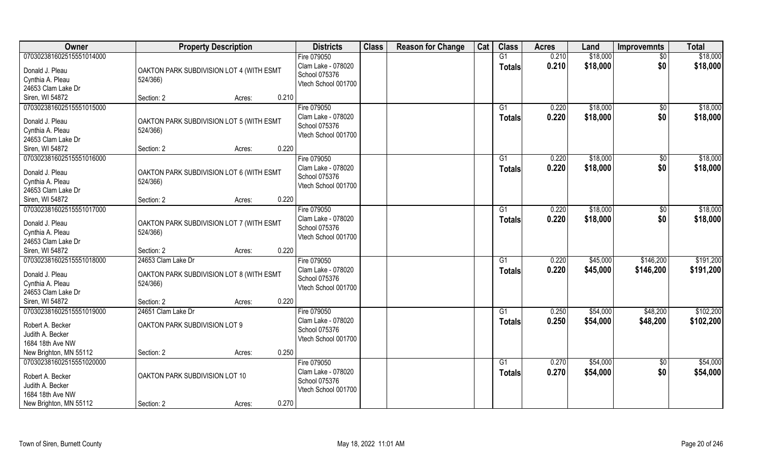| Owner | Property Description | | | Districts | Class | Reason for Change | Cat | Class | Acres | Land | Improvemnts | Total |
|---|---|---|---|---|---|---|---|---|---|---|---|---|
| 070302381602515551014000 | | | | Fire 079050 | | | | G1 | 0.210 | $18,000 | $0 | $18,000 |
| Donald J. Pleau | OAKTON PARK SUBDIVISION LOT 4 (WITH ESMT | | | Clam Lake - 078020 | | | | **Totals** | **0.210** | **$18,000** | **$0** | **$18,000** |
| Cynthia A. Pleau | 524/366) | | | School 075376 | | | | | | | | |
| 24653 Clam Lake Dr | | | | Vtech School 001700 | | | | | | | | |
| Siren, WI 54872 | Section: 2 | Acres: | 0.210 | | | | | | | | | |
| 070302381602515551015000 | | | | Fire 079050 | | | | G1 | 0.220 | $18,000 | $0 | $18,000 |
| Donald J. Pleau | OAKTON PARK SUBDIVISION LOT 5 (WITH ESMT | | | Clam Lake - 078020 | | | | **Totals** | **0.220** | **$18,000** | **$0** | **$18,000** |
| Cynthia A. Pleau | 524/366) | | | School 075376 | | | | | | | | |
| 24653 Clam Lake Dr | | | | Vtech School 001700 | | | | | | | | |
| Siren, WI 54872 | Section: 2 | Acres: | 0.220 | | | | | | | | | |
| 070302381602515551016000 | | | | Fire 079050 | | | | G1 | 0.220 | $18,000 | $0 | $18,000 |
| Donald J. Pleau | OAKTON PARK SUBDIVISION LOT 6 (WITH ESMT | | | Clam Lake - 078020 | | | | **Totals** | **0.220** | **$18,000** | **$0** | **$18,000** |
| Cynthia A. Pleau | 524/366) | | | School 075376 | | | | | | | | |
| 24653 Clam Lake Dr | | | | Vtech School 001700 | | | | | | | | |
| Siren, WI 54872 | Section: 2 | Acres: | 0.220 | | | | | | | | | |
| 070302381602515551017000 | | | | Fire 079050 | | | | G1 | 0.220 | $18,000 | $0 | $18,000 |
| Donald J. Pleau | OAKTON PARK SUBDIVISION LOT 7 (WITH ESMT | | | Clam Lake - 078020 | | | | **Totals** | **0.220** | **$18,000** | **$0** | **$18,000** |
| Cynthia A. Pleau | 524/366) | | | School 075376 | | | | | | | | |
| 24653 Clam Lake Dr | | | | Vtech School 001700 | | | | | | | | |
| Siren, WI 54872 | Section: 2 | Acres: | 0.220 | | | | | | | | | |
| 070302381602515551018000 | 24653 Clam Lake Dr | | | Fire 079050 | | | | G1 | 0.220 | $45,000 | $146,200 | $191,200 |
| Donald J. Pleau | OAKTON PARK SUBDIVISION LOT 8 (WITH ESMT | | | Clam Lake - 078020 | | | | **Totals** | **0.220** | **$45,000** | **$146,200** | **$191,200** |
| Cynthia A. Pleau | 524/366) | | | School 075376 | | | | | | | | |
| 24653 Clam Lake Dr | | | | Vtech School 001700 | | | | | | | | |
| Siren, WI 54872 | Section: 2 | Acres: | 0.220 | | | | | | | | | |
| 070302381602515551019000 | 24651 Clam Lake Dr | | | Fire 079050 | | | | G1 | 0.250 | $54,000 | $48,200 | $102,200 |
| Robert A. Becker | OAKTON PARK SUBDIVISION LOT 9 | | | Clam Lake - 078020 | | | | **Totals** | **0.250** | **$54,000** | **$48,200** | **$102,200** |
| Judith A. Becker | | | | School 075376 | | | | | | | | |
| 1684 18th Ave NW | | | | Vtech School 001700 | | | | | | | | |
| New Brighton, MN 55112 | Section: 2 | Acres: | 0.250 | | | | | | | | | |
| 070302381602515551020000 | | | | Fire 079050 | | | | G1 | 0.270 | $54,000 | $0 | $54,000 |
| Robert A. Becker | OAKTON PARK SUBDIVISION LOT 10 | | | Clam Lake - 078020 | | | | **Totals** | **0.270** | **$54,000** | **$0** | **$54,000** |
| Judith A. Becker | | | | School 075376 | | | | | | | | |
| 1684 18th Ave NW | | | | Vtech School 001700 | | | | | | | | |
| New Brighton, MN 55112 | Section: 2 | Acres: | 0.270 | | | | | | | | | |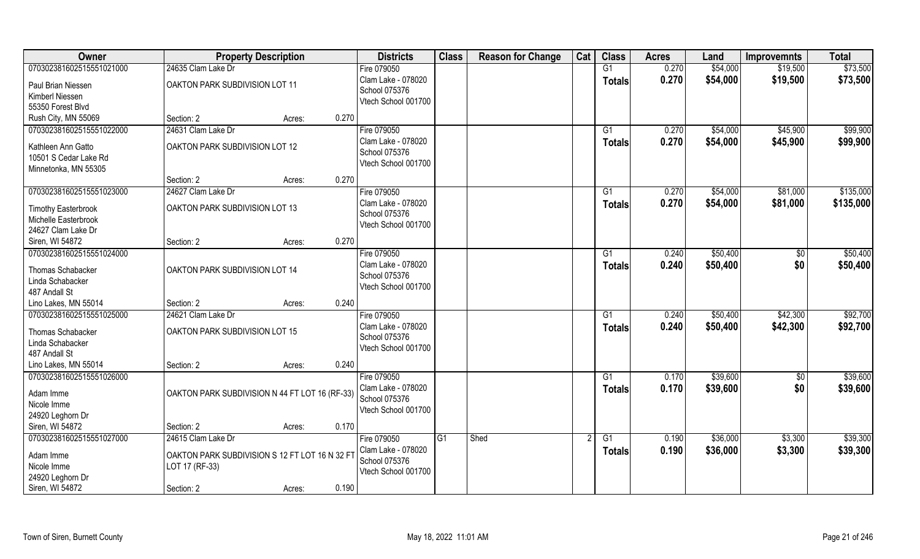| Owner | Property Description | | | Districts | Class | Reason for Change | Cat | Class | Acres | Land | Improvemnts | Total |
|---|---|---|---|---|---|---|---|---|---|---|---|---|
| 070302381602515551021000 | 24635 Clam Lake Dr | | | Fire 079050 | | | | G1 | 0.270 | $54,000 | $19,500 | $73,500 |
| Paul Brian Niessen<br>Kimberl Niessen<br>55350 Forest Blvd<br>Rush City, MN 55069 | OAKTON PARK SUBDIVISION LOT 11 | | | Clam Lake - 078020<br>School 075376<br>Vtech School 001700 | | | | Totals | 0.270 | $54,000 | $19,500 | $73,500 |
| | Section: 2 | Acres: | 0.270 | | | | | | | | | |
| 070302381602515551022000 | 24631 Clam Lake Dr | | | Fire 079050 | | | | G1 | 0.270 | $54,000 | $45,900 | $99,900 |
| Kathleen Ann Gatto<br>10501 S Cedar Lake Rd<br>Minnetonka, MN 55305 | OAKTON PARK SUBDIVISION LOT 12 | | | Clam Lake - 078020<br>School 075376<br>Vtech School 001700 | | | | Totals | 0.270 | $54,000 | $45,900 | $99,900 |
| | Section: 2 | Acres: | 0.270 | | | | | | | | | |
| 070302381602515551023000 | 24627 Clam Lake Dr | | | Fire 079050 | | | | G1 | 0.270 | $54,000 | $81,000 | $135,000 |
| Timothy Easterbrook<br>Michelle Easterbrook<br>24627 Clam Lake Dr<br>Siren, WI 54872 | OAKTON PARK SUBDIVISION LOT 13 | | | Clam Lake - 078020<br>School 075376<br>Vtech School 001700 | | | | Totals | 0.270 | $54,000 | $81,000 | $135,000 |
| | Section: 2 | Acres: | 0.270 | | | | | | | | | |
| 070302381602515551024000 | | | | Fire 079050 | | | | G1 | 0.240 | $50,400 | $0 | $50,400 |
| Thomas Schabacker<br>Linda Schabacker<br>487 Andall St<br>Lino Lakes, MN 55014 | OAKTON PARK SUBDIVISION LOT 14 | | | Clam Lake - 078020<br>School 075376<br>Vtech School 001700 | | | | Totals | 0.240 | $50,400 | $0 | $50,400 |
| | Section: 2 | Acres: | 0.240 | | | | | | | | | |
| 070302381602515551025000 | 24621 Clam Lake Dr | | | Fire 079050 | | | | G1 | 0.240 | $50,400 | $42,300 | $92,700 |
| Thomas Schabacker<br>Linda Schabacker<br>487 Andall St<br>Lino Lakes, MN 55014 | OAKTON PARK SUBDIVISION LOT 15 | | | Clam Lake - 078020<br>School 075376<br>Vtech School 001700 | | | | Totals | 0.240 | $50,400 | $42,300 | $92,700 |
| | Section: 2 | Acres: | 0.240 | | | | | | | | | |
| 070302381602515551026000 | | | | Fire 079050 | | | | G1 | 0.170 | $39,600 | $0 | $39,600 |
| Adam Imme<br>Nicole Imme<br>24920 Leghorn Dr<br>Siren, WI 54872 | OAKTON PARK SUBDIVISION N 44 FT LOT 16 (RF-33) | | | Clam Lake - 078020<br>School 075376<br>Vtech School 001700 | | | | Totals | 0.170 | $39,600 | $0 | $39,600 |
| | Section: 2 | Acres: | 0.170 | | | | | | | | | |
| 070302381602515551027000 | 24615 Clam Lake Dr | | | Fire 079050 | G1 | Shed | 2 | G1 | 0.190 | $36,000 | $3,300 | $39,300 |
| Adam Imme<br>Nicole Imme<br>24920 Leghorn Dr<br>Siren, WI 54872 | OAKTON PARK SUBDIVISION S 12 FT LOT 16 N 32 FT LOT 17 (RF-33) | | | Clam Lake - 078020<br>School 075376<br>Vtech School 001700 | | | | Totals | 0.190 | $36,000 | $3,300 | $39,300 |
| | Section: 2 | Acres: | 0.190 | | | | | | | | | |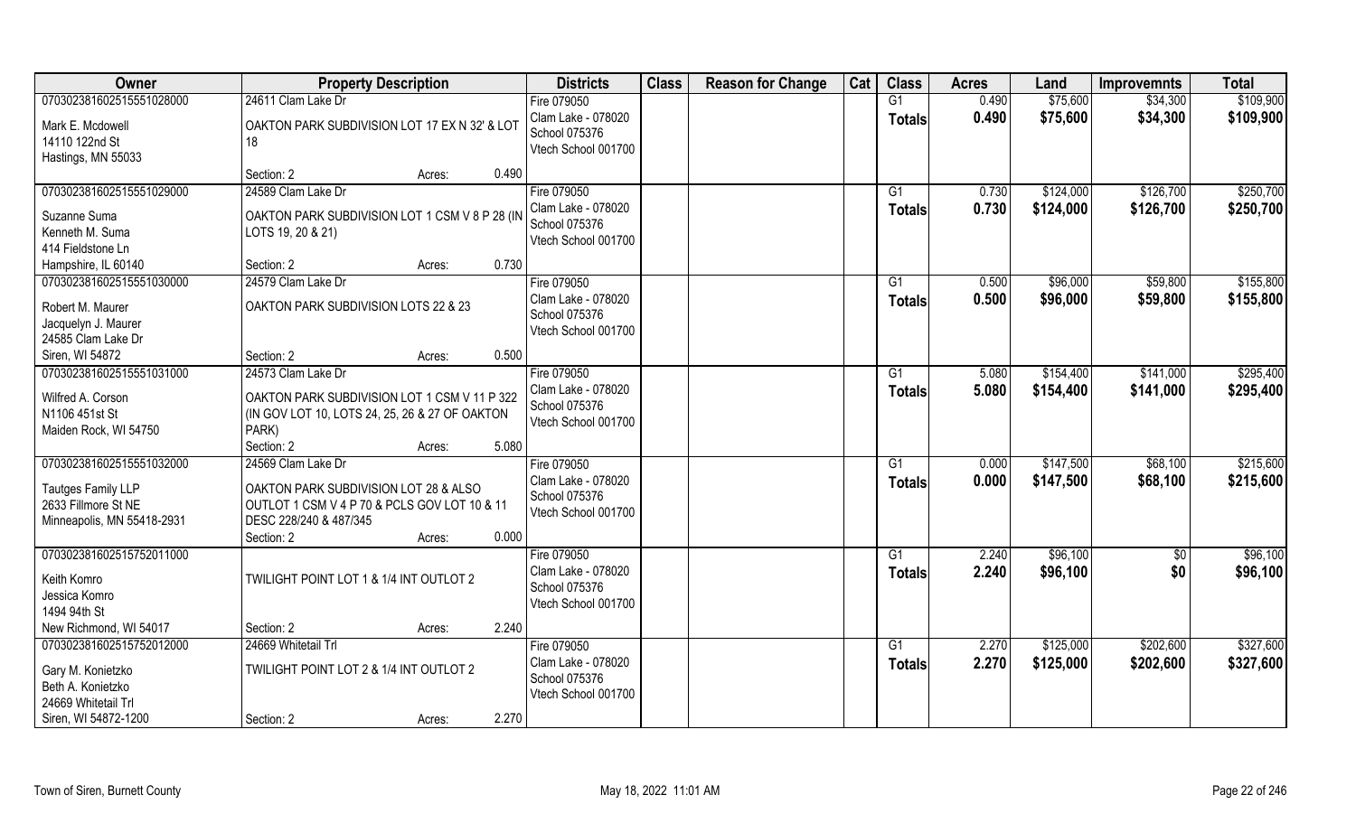| Owner | Property Description | | | Districts | Class | Reason for Change | Cat | Class | Acres | Land | Improvemnts | Total |
|---|---|---|---|---|---|---|---|---|---|---|---|---|
| 070302381602515551028000 | 24611 Clam Lake Dr | | | Fire 079050 | | | | G1 | 0.490 | $75,600 | $34,300 | $109,900 |
| Mark E. Mcdowell<br>14110 122nd St<br>Hastings, MN 55033 | OAKTON PARK SUBDIVISION LOT 17 EX N 32' & LOT 18 | | | Clam Lake - 078020<br>School 075376<br>Vtech School 001700 | | | | Totals | 0.490 | $75,600 | $34,300 | $109,900 |
| | Section: 2 | Acres: | 0.490 | | | | | | | | | |
| 070302381602515551029000 | 24589 Clam Lake Dr | | | Fire 079050 | | | | G1 | 0.730 | $124,000 | $126,700 | $250,700 |
| Suzanne Suma<br>Kenneth M. Suma<br>414 Fieldstone Ln<br>Hampshire, IL 60140 | OAKTON PARK SUBDIVISION LOT 1 CSM V 8 P 28 (IN LOTS 19, 20 & 21) | | | Clam Lake - 078020<br>School 075376<br>Vtech School 001700 | | | | Totals | 0.730 | $124,000 | $126,700 | $250,700 |
| | Section: 2 | Acres: | 0.730 | | | | | | | | | |
| 070302381602515551030000 | 24579 Clam Lake Dr | | | Fire 079050 | | | | G1 | 0.500 | $96,000 | $59,800 | $155,800 |
| Robert M. Maurer<br>Jacquelyn J. Maurer<br>24585 Clam Lake Dr<br>Siren, WI 54872 | OAKTON PARK SUBDIVISION LOTS 22 & 23 | | | Clam Lake - 078020<br>School 075376<br>Vtech School 001700 | | | | Totals | 0.500 | $96,000 | $59,800 | $155,800 |
| | Section: 2 | Acres: | 0.500 | | | | | | | | | |
| 070302381602515551031000 | 24573 Clam Lake Dr | | | Fire 079050 | | | | G1 | 5.080 | $154,400 | $141,000 | $295,400 |
| Wilfred A. Corson<br>N1106 451st St<br>Maiden Rock, WI 54750 | OAKTON PARK SUBDIVISION LOT 1 CSM V 11 P 322 (IN GOV LOT 10, LOTS 24, 25, 26 & 27 OF OAKTON PARK) | | | Clam Lake - 078020<br>School 075376<br>Vtech School 001700 | | | | Totals | 5.080 | $154,400 | $141,000 | $295,400 |
| | Section: 2 | Acres: | 5.080 | | | | | | | | | |
| 070302381602515551032000 | 24569 Clam Lake Dr | | | Fire 079050 | | | | G1 | 0.000 | $147,500 | $68,100 | $215,600 |
| Tautges Family LLP<br>2633 Fillmore St NE<br>Minneapolis, MN 55418-2931 | OAKTON PARK SUBDIVISION LOT 28 & ALSO OUTLOT 1 CSM V 4 P 70 & PCLS GOV LOT 10 & 11 DESC 228/240 & 487/345 | | | Clam Lake - 078020<br>School 075376<br>Vtech School 001700 | | | | Totals | 0.000 | $147,500 | $68,100 | $215,600 |
| | Section: 2 | Acres: | 0.000 | | | | | | | | | |
| 070302381602515752011000 | | | | Fire 079050 | | | | G1 | 2.240 | $96,100 | $0 | $96,100 |
| Keith Komro<br>Jessica Komro<br>1494 94th St<br>New Richmond, WI 54017 | TWILIGHT POINT LOT 1 & 1/4 INT OUTLOT 2 | | | Clam Lake - 078020<br>School 075376<br>Vtech School 001700 | | | | Totals | 2.240 | $96,100 | $0 | $96,100 |
| | Section: 2 | Acres: | 2.240 | | | | | | | | | |
| 070302381602515752012000 | 24669 Whitetail Trl | | | Fire 079050 | | | | G1 | 2.270 | $125,000 | $202,600 | $327,600 |
| Gary M. Konietzko<br>Beth A. Konietzko<br>24669 Whitetail Trl<br>Siren, WI 54872-1200 | TWILIGHT POINT LOT 2 & 1/4 INT OUTLOT 2 | | | Clam Lake - 078020<br>School 075376<br>Vtech School 001700 | | | | Totals | 2.270 | $125,000 | $202,600 | $327,600 |
| | Section: 2 | Acres: | 2.270 | | | | | | | | | |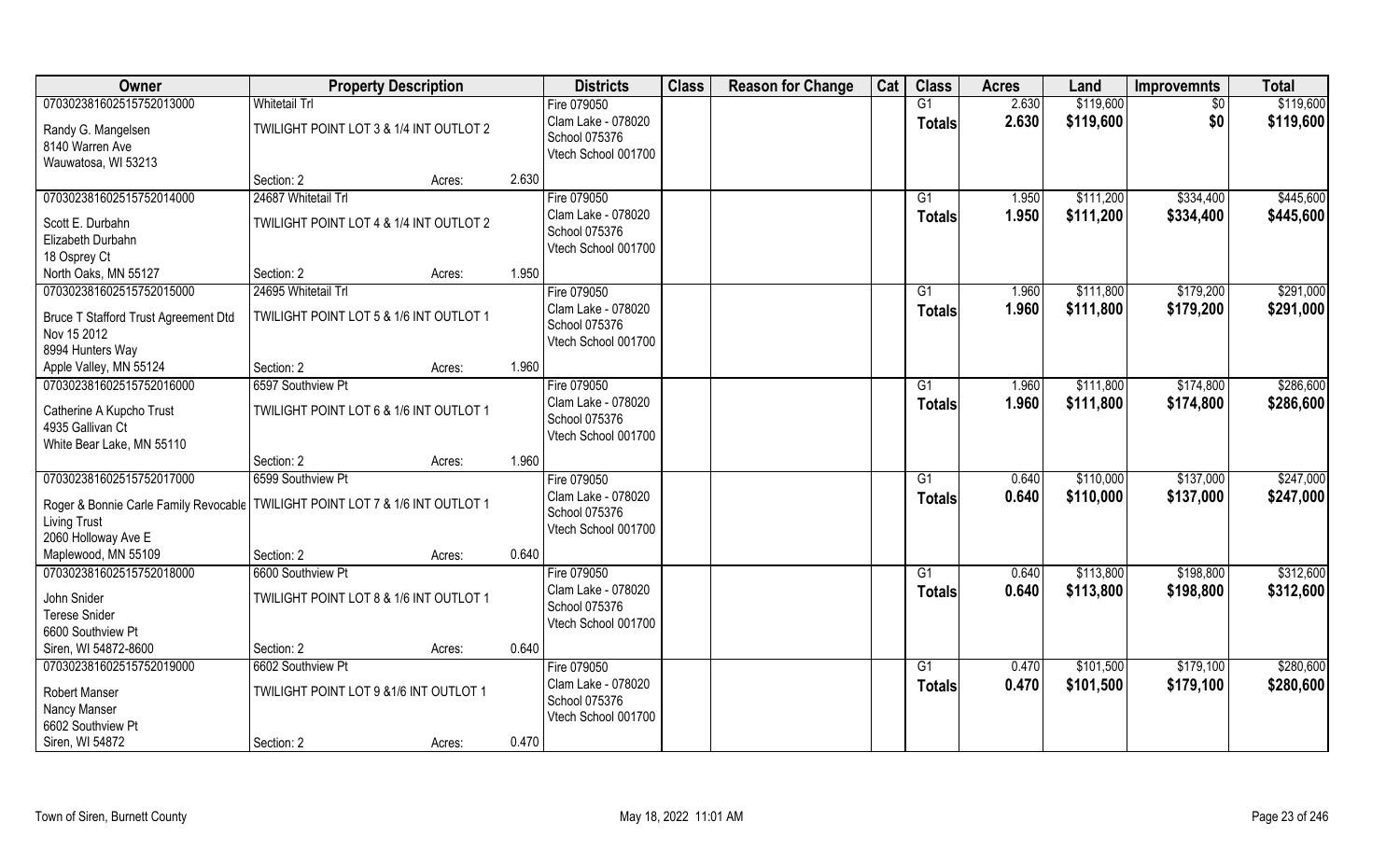| Owner | Property Description | | | Districts | Class | Reason for Change | Cat | Class | Acres | Land | Improvemnts | Total |
|---|---|---|---|---|---|---|---|---|---|---|---|---|
| 070302381602515752013000 | Whitetail Trl | | | Fire 079050 | | | | G1 | 2.630 | $119,600 | $0 | $119,600 |
| Randy G. Mangelsen<br>8140 Warren Ave<br>Wauwatosa, WI 53213 | TWILIGHT POINT LOT 3 & 1/4 INT OUTLOT 2 | | | Clam Lake - 078020<br>School 075376<br>Vtech School 001700 | | | | Totals | 2.630 | $119,600 | $0 | $119,600 |
| | Section: 2 | Acres: | 2.630 | | | | | | | | | |
| 070302381602515752014000 | 24687 Whitetail Trl | | | Fire 079050 | | | | G1 | 1.950 | $111,200 | $334,400 | $445,600 |
| Scott E. Durbahn<br>Elizabeth Durbahn<br>18 Osprey Ct<br>North Oaks, MN 55127 | TWILIGHT POINT LOT 4 & 1/4 INT OUTLOT 2 | | | Clam Lake - 078020<br>School 075376<br>Vtech School 001700 | | | | Totals | 1.950 | $111,200 | $334,400 | $445,600 |
| | Section: 2 | Acres: | 1.950 | | | | | | | | | |
| 070302381602515752015000 | 24695 Whitetail Trl | | | Fire 079050 | | | | G1 | 1.960 | $111,800 | $179,200 | $291,000 |
| Bruce T Stafford Trust Agreement Dtd Nov 15 2012<br>8994 Hunters Way<br>Apple Valley, MN 55124 | TWILIGHT POINT LOT 5 & 1/6 INT OUTLOT 1 | | | Clam Lake - 078020<br>School 075376<br>Vtech School 001700 | | | | Totals | 1.960 | $111,800 | $179,200 | $291,000 |
| | Section: 2 | Acres: | 1.960 | | | | | | | | | |
| 070302381602515752016000 | 6597 Southview Pt | | | Fire 079050 | | | | G1 | 1.960 | $111,800 | $174,800 | $286,600 |
| Catherine A Kupcho Trust<br>4935 Gallivan Ct<br>White Bear Lake, MN 55110 | TWILIGHT POINT LOT 6 & 1/6 INT OUTLOT 1 | | | Clam Lake - 078020<br>School 075376<br>Vtech School 001700 | | | | Totals | 1.960 | $111,800 | $174,800 | $286,600 |
| | Section: 2 | Acres: | 1.960 | | | | | | | | | |
| 070302381602515752017000 | 6599 Southview Pt | | | Fire 079050 | | | | G1 | 0.640 | $110,000 | $137,000 | $247,000 |
| Roger & Bonnie Carle Family Revocable Living Trust<br>2060 Holloway Ave E<br>Maplewood, MN 55109 | TWILIGHT POINT LOT 7 & 1/6 INT OUTLOT 1 | | | Clam Lake - 078020<br>School 075376<br>Vtech School 001700 | | | | Totals | 0.640 | $110,000 | $137,000 | $247,000 |
| | Section: 2 | Acres: | 0.640 | | | | | | | | | |
| 070302381602515752018000 | 6600 Southview Pt | | | Fire 079050 | | | | G1 | 0.640 | $113,800 | $198,800 | $312,600 |
| John Snider<br>Terese Snider<br>6600 Southview Pt<br>Siren, WI 54872-8600 | TWILIGHT POINT LOT 8 & 1/6 INT OUTLOT 1 | | | Clam Lake - 078020<br>School 075376<br>Vtech School 001700 | | | | Totals | 0.640 | $113,800 | $198,800 | $312,600 |
| | Section: 2 | Acres: | 0.640 | | | | | | | | | |
| 070302381602515752019000 | 6602 Southview Pt | | | Fire 079050 | | | | G1 | 0.470 | $101,500 | $179,100 | $280,600 |
| Robert Manser<br>Nancy Manser<br>6602 Southview Pt<br>Siren, WI 54872 | TWILIGHT POINT LOT 9 &1/6 INT OUTLOT 1 | | | Clam Lake - 078020<br>School 075376<br>Vtech School 001700 | | | | Totals | 0.470 | $101,500 | $179,100 | $280,600 |
| | Section: 2 | Acres: | 0.470 | | | | | | | | | |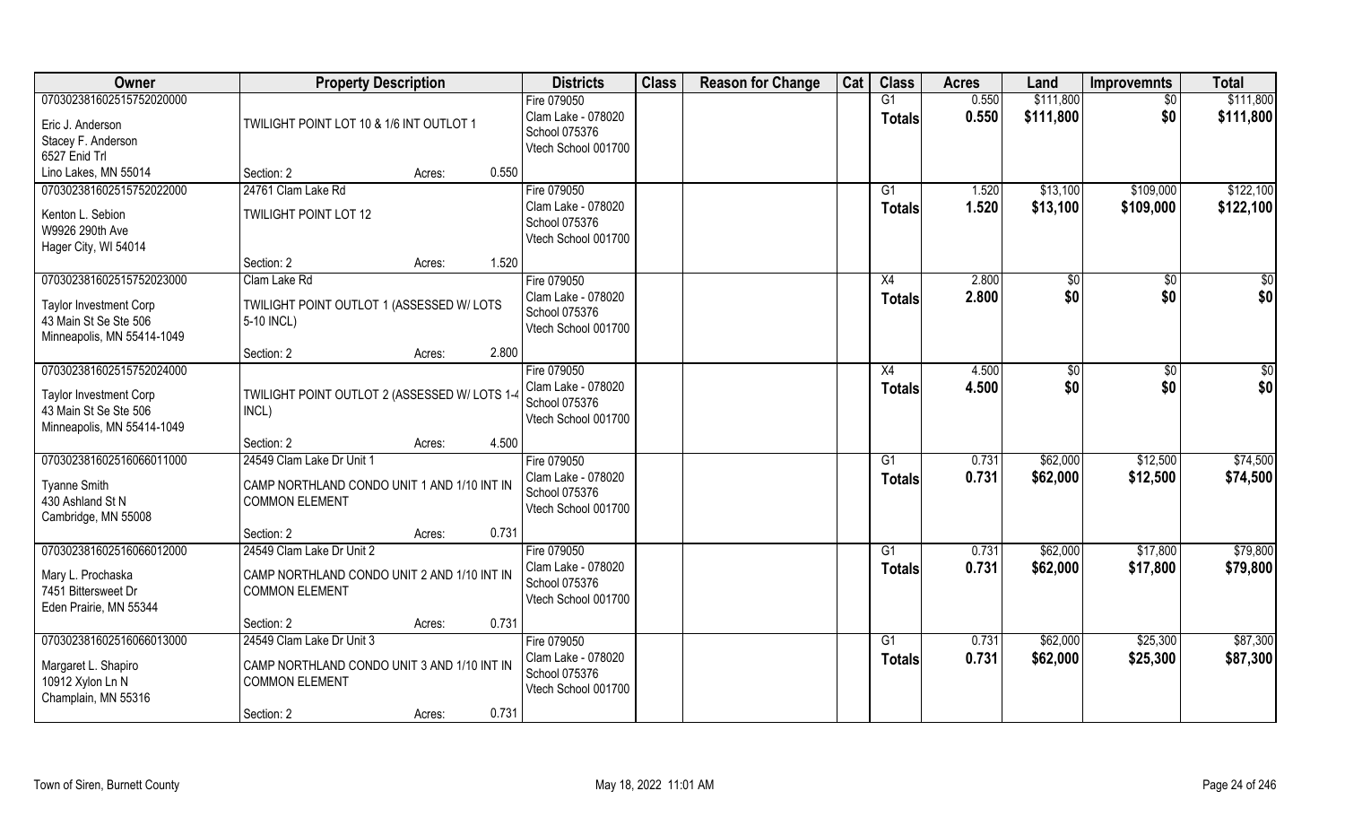| Owner | Property Description | Districts | Class | Reason for Change | Cat | Class | Acres | Land | Improvemnts | Total |
|---|---|---|---|---|---|---|---|---|---|---|
| 070302381602515752020000<br>Eric J. Anderson<br>Stacey F. Anderson<br>6527 Enid Trl<br>Lino Lakes, MN 55014 | TWILIGHT POINT LOT 10 & 1/6 INT OUTLOT 1<br>Section: 2 Acres: 0.550 | Fire 079050<br>Clam Lake - 078020<br>School 075376<br>Vtech School 001700 | | | | G1<br>**Totals** | 0.550<br>**0.550** | \$111,800<br>**\$111,800** | \$0<br>**\$0** | \$111,800<br>**\$111,800** |
| 070302381602515752022000<br>Kenton L. Sebion<br>W9926 290th Ave<br>Hager City, WI 54014 | 24761 Clam Lake Rd<br>TWILIGHT POINT LOT 12<br>Section: 2 Acres: 1.520 | Fire 079050<br>Clam Lake - 078020<br>School 075376<br>Vtech School 001700 | | | | G1<br>**Totals** | 1.520<br>**1.520** | \$13,100<br>**\$13,100** | \$109,000<br>**\$109,000** | \$122,100<br>**\$122,100** |
| 070302381602515752023000<br>Taylor Investment Corp<br>43 Main St Se Ste 506<br>Minneapolis, MN 55414-1049 | Clam Lake Rd<br>TWILIGHT POINT OUTLOT 1 (ASSESSED W/ LOTS 5-10 INCL)<br>Section: 2 Acres: 2.800 | Fire 079050<br>Clam Lake - 078020<br>School 075376<br>Vtech School 001700 | | | | X4<br>**Totals** | 2.800<br>**2.800** | \$0<br>**\$0** | \$0<br>**\$0** | \$0<br>**\$0** |
| 070302381602515752024000<br>Taylor Investment Corp<br>43 Main St Se Ste 506<br>Minneapolis, MN 55414-1049 | TWILIGHT POINT OUTLOT 2 (ASSESSED W/ LOTS 1-4 INCL)<br>Section: 2 Acres: 4.500 | Fire 079050<br>Clam Lake - 078020<br>School 075376<br>Vtech School 001700 | | | | X4<br>**Totals** | 4.500<br>**4.500** | \$0<br>**\$0** | \$0<br>**\$0** | \$0<br>**\$0** |
| 070302381602516066011000<br>Tyanne Smith<br>430 Ashland St N<br>Cambridge, MN 55008 | 24549 Clam Lake Dr Unit 1<br>CAMP NORTHLAND CONDO UNIT 1 AND 1/10 INT IN COMMON ELEMENT<br>Section: 2 Acres: 0.731 | Fire 079050<br>Clam Lake - 078020<br>School 075376<br>Vtech School 001700 | | | | G1<br>**Totals** | 0.731<br>**0.731** | \$62,000<br>**\$62,000** | \$12,500<br>**\$12,500** | \$74,500<br>**\$74,500** |
| 070302381602516066012000<br>Mary L. Prochaska<br>7451 Bittersweet Dr<br>Eden Prairie, MN 55344 | 24549 Clam Lake Dr Unit 2<br>CAMP NORTHLAND CONDO UNIT 2 AND 1/10 INT IN COMMON ELEMENT<br>Section: 2 Acres: 0.731 | Fire 079050<br>Clam Lake - 078020<br>School 075376<br>Vtech School 001700 | | | | G1<br>**Totals** | 0.731<br>**0.731** | \$62,000<br>**\$62,000** | \$17,800<br>**\$17,800** | \$79,800<br>**\$79,800** |
| 070302381602516066013000<br>Margaret L. Shapiro<br>10912 Xylon Ln N<br>Champlain, MN 55316 | 24549 Clam Lake Dr Unit 3<br>CAMP NORTHLAND CONDO UNIT 3 AND 1/10 INT IN COMMON ELEMENT<br>Section: 2 Acres: 0.731 | Fire 079050<br>Clam Lake - 078020<br>School 075376<br>Vtech School 001700 | | | | G1<br>**Totals** | 0.731<br>**0.731** | \$62,000<br>**\$62,000** | \$25,300<br>**\$25,300** | \$87,300<br>**\$87,300** |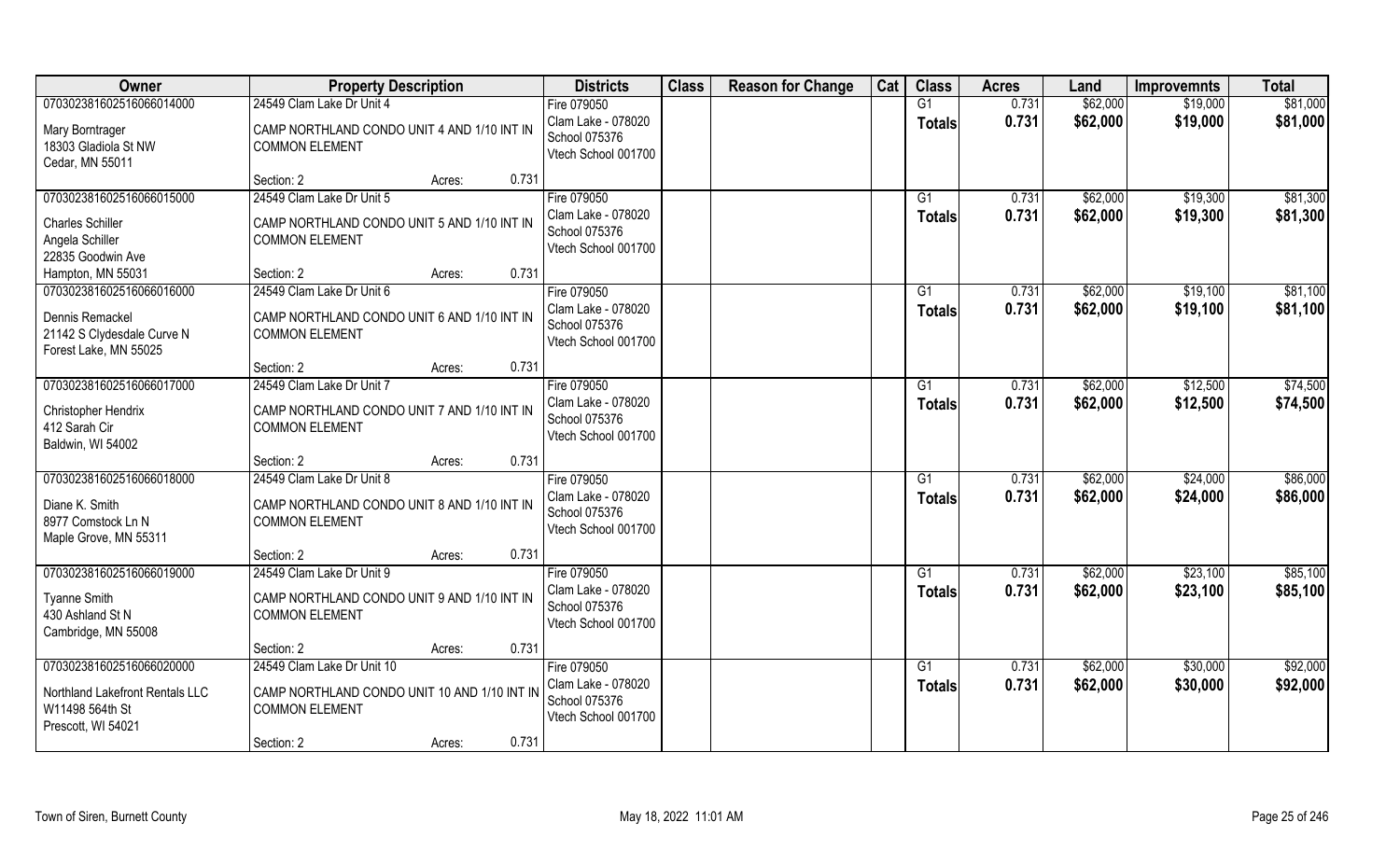| Owner | Property Description | Districts | Class | Reason for Change | Cat | Class | Acres | Land | Improvemnts | Total |
|---|---|---|---|---|---|---|---|---|---|---|
| 070302381602516066014000<br>Mary Borntrager<br>18303 Gladiola St NW<br>Cedar, MN 55011 | 24549 Clam Lake Dr Unit 4<br>CAMP NORTHLAND CONDO UNIT 4 AND 1/10 INT IN COMMON ELEMENT<br>Section: 2 Acres: 0.731 | Fire 079050<br>Clam Lake - 078020<br>School 075376<br>Vtech School 001700 | | | | G1<br>**Totals** | 0.731<br>**0.731** | $62,000<br>**$62,000** | $19,000<br>**$19,000** | $81,000<br>**$81,000** |
| 070302381602516066015000<br>Charles Schiller<br>Angela Schiller<br>22835 Goodwin Ave<br>Hampton, MN 55031 | 24549 Clam Lake Dr Unit 5<br>CAMP NORTHLAND CONDO UNIT 5 AND 1/10 INT IN COMMON ELEMENT<br>Section: 2 Acres: 0.731 | Fire 079050<br>Clam Lake - 078020<br>School 075376<br>Vtech School 001700 | | | | G1<br>**Totals** | 0.731<br>**0.731** | $62,000<br>**$62,000** | $19,300<br>**$19,300** | $81,300<br>**$81,300** |
| 070302381602516066016000<br>Dennis Remackel<br>21142 S Clydesdale Curve N<br>Forest Lake, MN 55025 | 24549 Clam Lake Dr Unit 6<br>CAMP NORTHLAND CONDO UNIT 6 AND 1/10 INT IN COMMON ELEMENT<br>Section: 2 Acres: 0.731 | Fire 079050<br>Clam Lake - 078020<br>School 075376<br>Vtech School 001700 | | | | G1<br>**Totals** | 0.731<br>**0.731** | $62,000<br>**$62,000** | $19,100<br>**$19,100** | $81,100<br>**$81,100** |
| 070302381602516066017000<br>Christopher Hendrix<br>412 Sarah Cir<br>Baldwin, WI 54002 | 24549 Clam Lake Dr Unit 7<br>CAMP NORTHLAND CONDO UNIT 7 AND 1/10 INT IN COMMON ELEMENT<br>Section: 2 Acres: 0.731 | Fire 079050<br>Clam Lake - 078020<br>School 075376<br>Vtech School 001700 | | | | G1<br>**Totals** | 0.731<br>**0.731** | $62,000<br>**$62,000** | $12,500<br>**$12,500** | $74,500<br>**$74,500** |
| 070302381602516066018000<br>Diane K. Smith<br>8977 Comstock Ln N<br>Maple Grove, MN 55311 | 24549 Clam Lake Dr Unit 8<br>CAMP NORTHLAND CONDO UNIT 8 AND 1/10 INT IN COMMON ELEMENT<br>Section: 2 Acres: 0.731 | Fire 079050<br>Clam Lake - 078020<br>School 075376<br>Vtech School 001700 | | | | G1<br>**Totals** | 0.731<br>**0.731** | $62,000<br>**$62,000** | $24,000<br>**$24,000** | $86,000<br>**$86,000** |
| 070302381602516066019000<br>Tyanne Smith<br>430 Ashland St N<br>Cambridge, MN 55008 | 24549 Clam Lake Dr Unit 9<br>CAMP NORTHLAND CONDO UNIT 9 AND 1/10 INT IN COMMON ELEMENT<br>Section: 2 Acres: 0.731 | Fire 079050<br>Clam Lake - 078020<br>School 075376<br>Vtech School 001700 | | | | G1<br>**Totals** | 0.731<br>**0.731** | $62,000<br>**$62,000** | $23,100<br>**$23,100** | $85,100<br>**$85,100** |
| 070302381602516066020000<br>Northland Lakefront Rentals LLC<br>W11498 564th St<br>Prescott, WI 54021 | 24549 Clam Lake Dr Unit 10<br>CAMP NORTHLAND CONDO UNIT 10 AND 1/10 INT IN COMMON ELEMENT<br>Section: 2 Acres: 0.731 | Fire 079050<br>Clam Lake - 078020<br>School 075376<br>Vtech School 001700 | | | | G1<br>**Totals** | 0.731<br>**0.731** | $62,000<br>**$62,000** | $30,000<br>**$30,000** | $92,000<br>**$92,000** |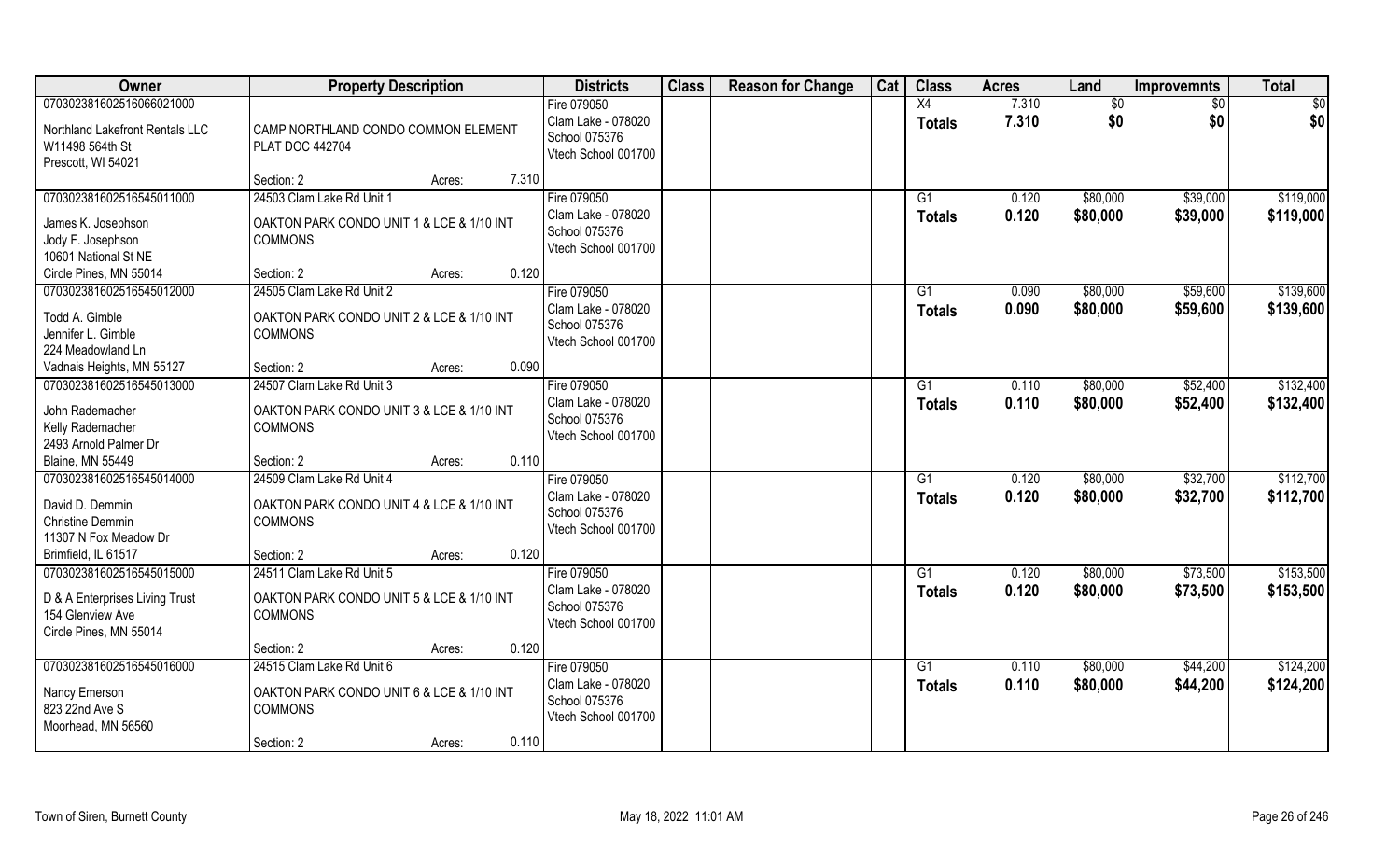| Owner | Property Description | | | Districts | Class | Reason for Change | Cat | Class | Acres | Land | Improvemnts | Total |
|---|---|---|---|---|---|---|---|---|---|---|---|---|
| 070302381602516066021000<br>Northland Lakefront Rentals LLC<br>W11498 564th St<br>Prescott, WI 54021 | CAMP NORTHLAND CONDO COMMON ELEMENT<br>PLAT DOC 442704<br>Section: 2 | Acres: | 7.310 | Fire 079050<br>Clam Lake - 078020<br>School 075376<br>Vtech School 001700 | | | | X4<br>**Totals** | 7.310<br>**7.310** | $0<br>**$0** | $0<br>**$0** | $0<br>**$0** |
| 070302381602516545011000<br>James K. Josephson<br>Jody F. Josephson<br>10601 National St NE<br>Circle Pines, MN 55014 | 24503 Clam Lake Rd Unit 1<br>OAKTON PARK CONDO UNIT 1 & LCE & 1/10 INT COMMONS<br>Section: 2 | Acres: | 0.120 | Fire 079050<br>Clam Lake - 078020<br>School 075376<br>Vtech School 001700 | | | | G1<br>**Totals** | 0.120<br>**0.120** | $80,000<br>**$80,000** | $39,000<br>**$39,000** | $119,000<br>**$119,000** |
| 070302381602516545012000<br>Todd A. Gimble<br>Jennifer L. Gimble<br>224 Meadowland Ln<br>Vadnais Heights, MN 55127 | 24505 Clam Lake Rd Unit 2<br>OAKTON PARK CONDO UNIT 2 & LCE & 1/10 INT COMMONS<br>Section: 2 | Acres: | 0.090 | Fire 079050<br>Clam Lake - 078020<br>School 075376<br>Vtech School 001700 | | | | G1<br>**Totals** | 0.090<br>**0.090** | $80,000<br>**$80,000** | $59,600<br>**$59,600** | $139,600<br>**$139,600** |
| 070302381602516545013000<br>John Rademacher<br>Kelly Rademacher<br>2493 Arnold Palmer Dr<br>Blaine, MN 55449 | 24507 Clam Lake Rd Unit 3<br>OAKTON PARK CONDO UNIT 3 & LCE & 1/10 INT COMMONS<br>Section: 2 | Acres: | 0.110 | Fire 079050<br>Clam Lake - 078020<br>School 075376<br>Vtech School 001700 | | | | G1<br>**Totals** | 0.110<br>**0.110** | $80,000<br>**$80,000** | $52,400<br>**$52,400** | $132,400<br>**$132,400** |
| 070302381602516545014000<br>David D. Demmin<br>Christine Demmin<br>11307 N Fox Meadow Dr<br>Brimfield, IL 61517 | 24509 Clam Lake Rd Unit 4<br>OAKTON PARK CONDO UNIT 4 & LCE & 1/10 INT COMMONS<br>Section: 2 | Acres: | 0.120 | Fire 079050<br>Clam Lake - 078020<br>School 075376<br>Vtech School 001700 | | | | G1<br>**Totals** | 0.120<br>**0.120** | $80,000<br>**$80,000** | $32,700<br>**$32,700** | $112,700<br>**$112,700** |
| 070302381602516545015000<br>D & A Enterprises Living Trust<br>154 Glenview Ave<br>Circle Pines, MN 55014 | 24511 Clam Lake Rd Unit 5<br>OAKTON PARK CONDO UNIT 5 & LCE & 1/10 INT COMMONS<br>Section: 2 | Acres: | 0.120 | Fire 079050<br>Clam Lake - 078020<br>School 075376<br>Vtech School 001700 | | | | G1<br>**Totals** | 0.120<br>**0.120** | $80,000<br>**$80,000** | $73,500<br>**$73,500** | $153,500<br>**$153,500** |
| 070302381602516545016000<br>Nancy Emerson<br>823 22nd Ave S<br>Moorhead, MN 56560 | 24515 Clam Lake Rd Unit 6<br>OAKTON PARK CONDO UNIT 6 & LCE & 1/10 INT COMMONS<br>Section: 2 | Acres: | 0.110 | Fire 079050<br>Clam Lake - 078020<br>School 075376<br>Vtech School 001700 | | | | G1<br>**Totals** | 0.110<br>**0.110** | $80,000<br>**$80,000** | $44,200<br>**$44,200** | $124,200<br>**$124,200** |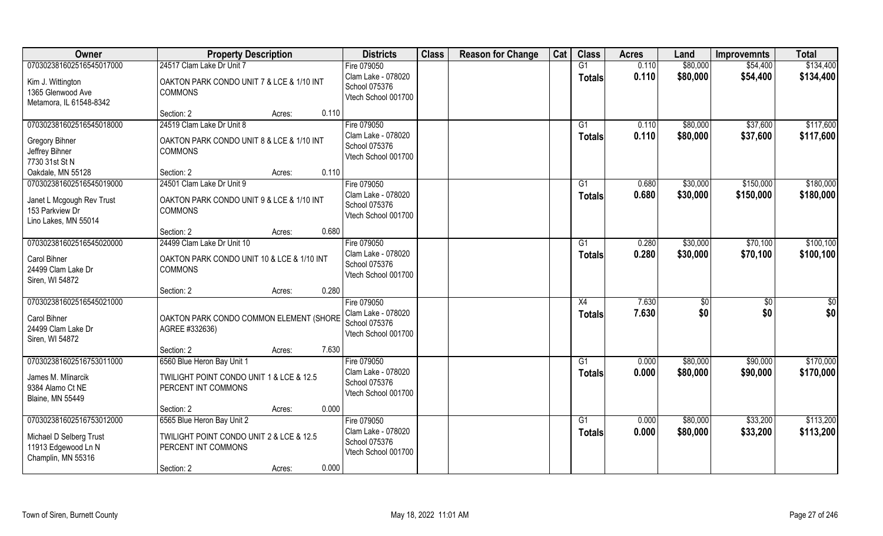| Owner | Property Description | | | Districts | Class | Reason for Change | Cat | Class | Acres | Land | Improvemnts | Total |
|---|---|---|---|---|---|---|---|---|---|---|---|---|
| 070302381602516545017000 | 24517 Clam Lake Dr Unit 7 | | | Fire 079050 | | | | G1 | 0.110 | $80,000 | $54,400 | $134,400 |
| Kim J. Wittington<br>1365 Glenwood Ave<br>Metamora, IL 61548-8342 | OAKTON PARK CONDO UNIT 7 & LCE & 1/10 INT COMMONS | | | Clam Lake - 078020<br>School 075376<br>Vtech School 001700 | | | | Totals | 0.110 | $80,000 | $54,400 | $134,400 |
| | Section: 2 | Acres: | 0.110 | | | | | | | | | |
| 070302381602516545018000 | 24519 Clam Lake Dr Unit 8 | | | Fire 079050 | | | | G1 | 0.110 | $80,000 | $37,600 | $117,600 |
| Gregory Bihner<br>Jeffrey Bihner<br>7730 31st St N<br>Oakdale, MN 55128 | OAKTON PARK CONDO UNIT 8 & LCE & 1/10 INT COMMONS | | | Clam Lake - 078020<br>School 075376<br>Vtech School 001700 | | | | Totals | 0.110 | $80,000 | $37,600 | $117,600 |
| | Section: 2 | Acres: | 0.110 | | | | | | | | | |
| 070302381602516545019000 | 24501 Clam Lake Dr Unit 9 | | | Fire 079050 | | | | G1 | 0.680 | $30,000 | $150,000 | $180,000 |
| Janet L Mcgough Rev Trust<br>153 Parkview Dr<br>Lino Lakes, MN 55014 | OAKTON PARK CONDO UNIT 9 & LCE & 1/10 INT COMMONS | | | Clam Lake - 078020<br>School 075376<br>Vtech School 001700 | | | | Totals | 0.680 | $30,000 | $150,000 | $180,000 |
| | Section: 2 | Acres: | 0.680 | | | | | | | | | |
| 070302381602516545020000 | 24499 Clam Lake Dr Unit 10 | | | Fire 079050 | | | | G1 | 0.280 | $30,000 | $70,100 | $100,100 |
| Carol Bihner<br>24499 Clam Lake Dr<br>Siren, WI 54872 | OAKTON PARK CONDO UNIT 10 & LCE & 1/10 INT COMMONS | | | Clam Lake - 078020<br>School 075376<br>Vtech School 001700 | | | | Totals | 0.280 | $30,000 | $70,100 | $100,100 |
| | Section: 2 | Acres: | 0.280 | | | | | | | | | |
| 070302381602516545021000 | | | | Fire 079050 | | | | X4 | 7.630 | $0 | $0 | $0 |
| Carol Bihner<br>24499 Clam Lake Dr<br>Siren, WI 54872 | OAKTON PARK CONDO COMMON ELEMENT (SHORE AGREE #332636) | | | Clam Lake - 078020<br>School 075376<br>Vtech School 001700 | | | | Totals | 7.630 | $0 | $0 | $0 |
| | Section: 2 | Acres: | 7.630 | | | | | | | | | |
| 070302381602516753011000 | 6560 Blue Heron Bay Unit 1 | | | Fire 079050 | | | | G1 | 0.000 | $80,000 | $90,000 | $170,000 |
| James M. Mlinarcik<br>9384 Alamo Ct NE<br>Blaine, MN 55449 | TWILIGHT POINT CONDO UNIT 1 & LCE & 12.5 PERCENT INT COMMONS | | | Clam Lake - 078020<br>School 075376<br>Vtech School 001700 | | | | Totals | 0.000 | $80,000 | $90,000 | $170,000 |
| | Section: 2 | Acres: | 0.000 | | | | | | | | | |
| 070302381602516753012000 | 6565 Blue Heron Bay Unit 2 | | | Fire 079050 | | | | G1 | 0.000 | $80,000 | $33,200 | $113,200 |
| Michael D Selberg Trust<br>11913 Edgewood Ln N<br>Champlin, MN 55316 | TWILIGHT POINT CONDO UNIT 2 & LCE & 12.5 PERCENT INT COMMONS | | | Clam Lake - 078020<br>School 075376<br>Vtech School 001700 | | | | Totals | 0.000 | $80,000 | $33,200 | $113,200 |
| | Section: 2 | Acres: | 0.000 | | | | | | | | | |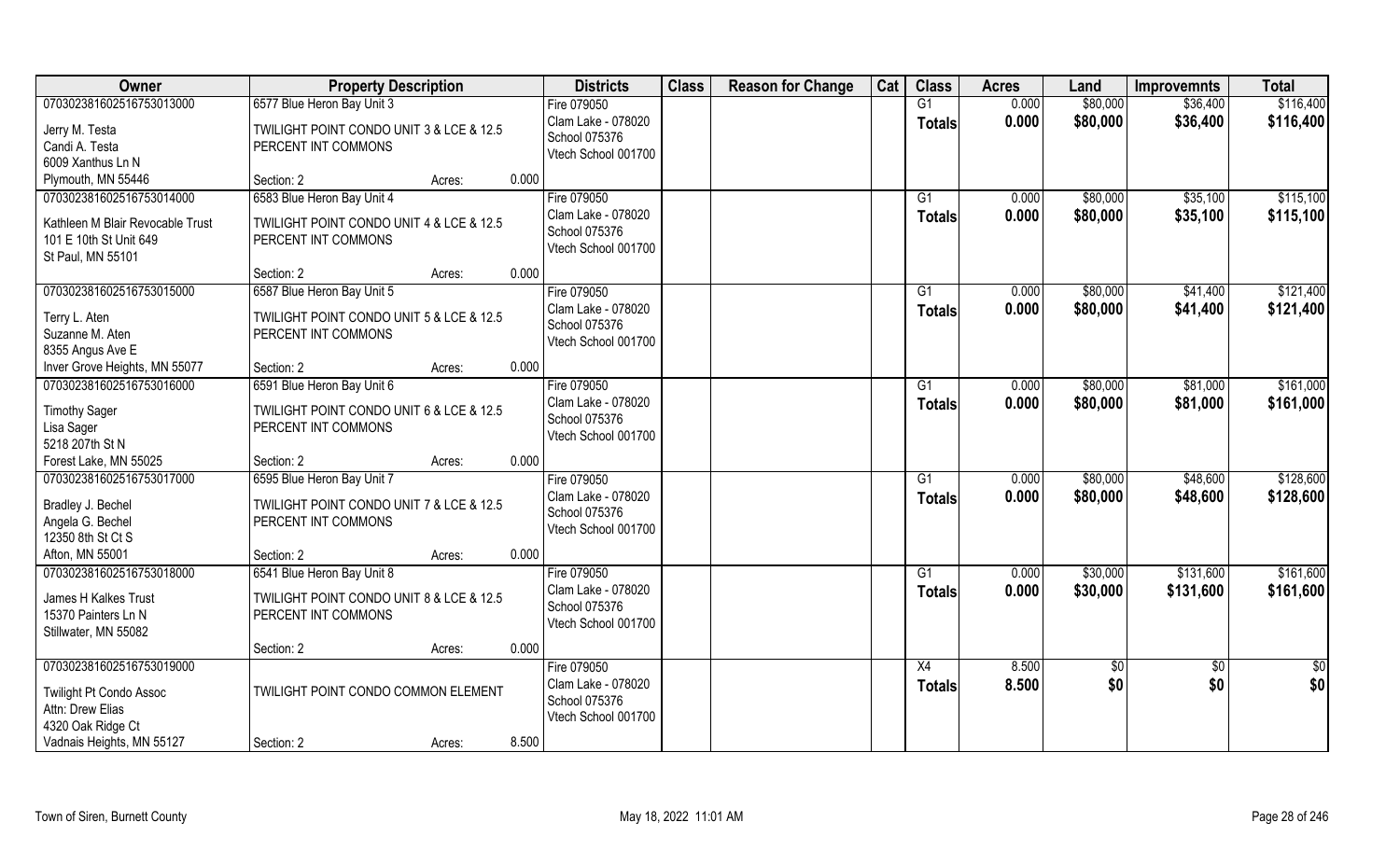| Owner | Property Description | | | Districts | Class | Reason for Change | Cat | Class | Acres | Land | Improvemnts | Total |
|---|---|---|---|---|---|---|---|---|---|---|---|---|
| 070302381602516753013000 | 6577 Blue Heron Bay Unit 3 | | | Fire 079050 | | | | G1 | 0.000 | $80,000 | $36,400 | $116,400 |
| Jerry M. Testa<br>Candi A. Testa<br>6009 Xanthus Ln N<br>Plymouth, MN 55446 | TWILIGHT POINT CONDO UNIT 3 & LCE & 12.5 PERCENT INT COMMONS | | | Clam Lake - 078020<br>School 075376<br>Vtech School 001700 | | | | **Totals** | **0.000** | **$80,000** | **$36,400** | **$116,400** |
| | Section: 2 | Acres: | 0.000 | | | | | | | | | |
| 070302381602516753014000 | 6583 Blue Heron Bay Unit 4 | | | Fire 079050 | | | | G1 | 0.000 | $80,000 | $35,100 | $115,100 |
| Kathleen M Blair Revocable Trust<br>101 E 10th St Unit 649<br>St Paul, MN 55101 | TWILIGHT POINT CONDO UNIT 4 & LCE & 12.5 PERCENT INT COMMONS | | | Clam Lake - 078020<br>School 075376<br>Vtech School 001700 | | | | **Totals** | **0.000** | **$80,000** | **$35,100** | **$115,100** |
| | Section: 2 | Acres: | 0.000 | | | | | | | | | |
| 070302381602516753015000 | 6587 Blue Heron Bay Unit 5 | | | Fire 079050 | | | | G1 | 0.000 | $80,000 | $41,400 | $121,400 |
| Terry L. Aten<br>Suzanne M. Aten<br>8355 Angus Ave E<br>Inver Grove Heights, MN 55077 | TWILIGHT POINT CONDO UNIT 5 & LCE & 12.5 PERCENT INT COMMONS | | | Clam Lake - 078020<br>School 075376<br>Vtech School 001700 | | | | **Totals** | **0.000** | **$80,000** | **$41,400** | **$121,400** |
| | Section: 2 | Acres: | 0.000 | | | | | | | | | |
| 070302381602516753016000 | 6591 Blue Heron Bay Unit 6 | | | Fire 079050 | | | | G1 | 0.000 | $80,000 | $81,000 | $161,000 |
| Timothy Sager<br>Lisa Sager<br>5218 207th St N<br>Forest Lake, MN 55025 | TWILIGHT POINT CONDO UNIT 6 & LCE & 12.5 PERCENT INT COMMONS | | | Clam Lake - 078020<br>School 075376<br>Vtech School 001700 | | | | **Totals** | **0.000** | **$80,000** | **$81,000** | **$161,000** |
| | Section: 2 | Acres: | 0.000 | | | | | | | | | |
| 070302381602516753017000 | 6595 Blue Heron Bay Unit 7 | | | Fire 079050 | | | | G1 | 0.000 | $80,000 | $48,600 | $128,600 |
| Bradley J. Bechel<br>Angela G. Bechel<br>12350 8th St Ct S<br>Afton, MN 55001 | TWILIGHT POINT CONDO UNIT 7 & LCE & 12.5 PERCENT INT COMMONS | | | Clam Lake - 078020<br>School 075376<br>Vtech School 001700 | | | | **Totals** | **0.000** | **$80,000** | **$48,600** | **$128,600** |
| | Section: 2 | Acres: | 0.000 | | | | | | | | | |
| 070302381602516753018000 | 6541 Blue Heron Bay Unit 8 | | | Fire 079050 | | | | G1 | 0.000 | $30,000 | $131,600 | $161,600 |
| James H Kalkes Trust<br>15370 Painters Ln N<br>Stillwater, MN 55082 | TWILIGHT POINT CONDO UNIT 8 & LCE & 12.5 PERCENT INT COMMONS | | | Clam Lake - 078020<br>School 075376<br>Vtech School 001700 | | | | **Totals** | **0.000** | **$30,000** | **$131,600** | **$161,600** |
| | Section: 2 | Acres: | 0.000 | | | | | | | | | |
| 070302381602516753019000 | | | | Fire 079050 | | | | X4 | 8.500 | $0 | $0 | $0 |
| Twilight Pt Condo Assoc<br>Attn: Drew Elias<br>4320 Oak Ridge Ct<br>Vadnais Heights, MN 55127 | TWILIGHT POINT CONDO COMMON ELEMENT | | | Clam Lake - 078020<br>School 075376<br>Vtech School 001700 | | | | **Totals** | **8.500** | **$0** | **$0** | **$0** |
| | Section: 2 | Acres: | 8.500 | | | | | | | | | |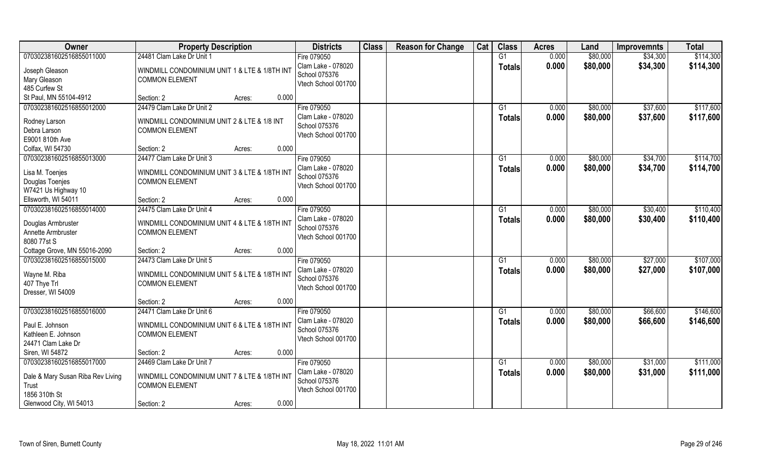| Owner | Property Description | Districts | Class | Reason for Change | Cat | Class | Acres | Land | Improvemnts | Total |
|---|---|---|---|---|---|---|---|---|---|---|
| 070302381602516855011000 | 24481 Clam Lake Dr Unit 1 | Fire 079050 | | | | G1 | 0.000 | $80,000 | $34,300 | $114,300 |
| Joseph Gleason<br>Mary Gleason<br>485 Curfew St<br>St Paul, MN 55104-4912 | WINDMILL CONDOMINIUM UNIT 1 & LTE & 1/8TH INT COMMON ELEMENT<br>Section: 2 Acres: 0.000 | Clam Lake - 078020<br>School 075376<br>Vtech School 001700 | | | | **Totals** | **0.000** | **$80,000** | **$34,300** | **$114,300** |
| 070302381602516855012000 | 24479 Clam Lake Dr Unit 2 | Fire 079050 | | | | G1 | 0.000 | $80,000 | $37,600 | $117,600 |
| Rodney Larson<br>Debra Larson<br>E9001 810th Ave<br>Colfax, WI 54730 | WINDMILL CONDOMINIUM UNIT 2 & LTE & 1/8 INT COMMON ELEMENT<br>Section: 2 Acres: 0.000 | Clam Lake - 078020<br>School 075376<br>Vtech School 001700 | | | | **Totals** | **0.000** | **$80,000** | **$37,600** | **$117,600** |
| 070302381602516855013000 | 24477 Clam Lake Dr Unit 3 | Fire 079050 | | | | G1 | 0.000 | $80,000 | $34,700 | $114,700 |
| Lisa M. Toenjes<br>Douglas Toenjes<br>W7421 Us Highway 10<br>Ellsworth, WI 54011 | WINDMILL CONDOMINIUM UNIT 3 & LTE & 1/8TH INT COMMON ELEMENT<br>Section: 2 Acres: 0.000 | Clam Lake - 078020<br>School 075376<br>Vtech School 001700 | | | | **Totals** | **0.000** | **$80,000** | **$34,700** | **$114,700** |
| 070302381602516855014000 | 24475 Clam Lake Dr Unit 4 | Fire 079050 | | | | G1 | 0.000 | $80,000 | $30,400 | $110,400 |
| Douglas Armbruster<br>Annette Armbruster<br>8080 77st S<br>Cottage Grove, MN 55016-2090 | WINDMILL CONDOMINIUM UNIT 4 & LTE & 1/8TH INT COMMON ELEMENT<br>Section: 2 Acres: 0.000 | Clam Lake - 078020<br>School 075376<br>Vtech School 001700 | | | | **Totals** | **0.000** | **$80,000** | **$30,400** | **$110,400** |
| 070302381602516855015000 | 24473 Clam Lake Dr Unit 5 | Fire 079050 | | | | G1 | 0.000 | $80,000 | $27,000 | $107,000 |
| Wayne M. Riba<br>407 Thye Trl<br>Dresser, WI 54009 | WINDMILL CONDOMINIUM UNIT 5 & LTE & 1/8TH INT COMMON ELEMENT<br>Section: 2 Acres: 0.000 | Clam Lake - 078020<br>School 075376<br>Vtech School 001700 | | | | **Totals** | **0.000** | **$80,000** | **$27,000** | **$107,000** |
| 070302381602516855016000 | 24471 Clam Lake Dr Unit 6 | Fire 079050 | | | | G1 | 0.000 | $80,000 | $66,600 | $146,600 |
| Paul E. Johnson<br>Kathleen E. Johnson<br>24471 Clam Lake Dr<br>Siren, WI 54872 | WINDMILL CONDOMINIUM UNIT 6 & LTE & 1/8TH INT COMMON ELEMENT<br>Section: 2 Acres: 0.000 | Clam Lake - 078020<br>School 075376<br>Vtech School 001700 | | | | **Totals** | **0.000** | **$80,000** | **$66,600** | **$146,600** |
| 070302381602516855017000 | 24469 Clam Lake Dr Unit 7 | Fire 079050 | | | | G1 | 0.000 | $80,000 | $31,000 | $111,000 |
| Dale & Mary Susan Riba Rev Living Trust<br>1856 310th St<br>Glenwood City, WI 54013 | WINDMILL CONDOMINIUM UNIT 7 & LTE & 1/8TH INT COMMON ELEMENT<br>Section: 2 Acres: 0.000 | Clam Lake - 078020<br>School 075376<br>Vtech School 001700 | | | | **Totals** | **0.000** | **$80,000** | **$31,000** | **$111,000** |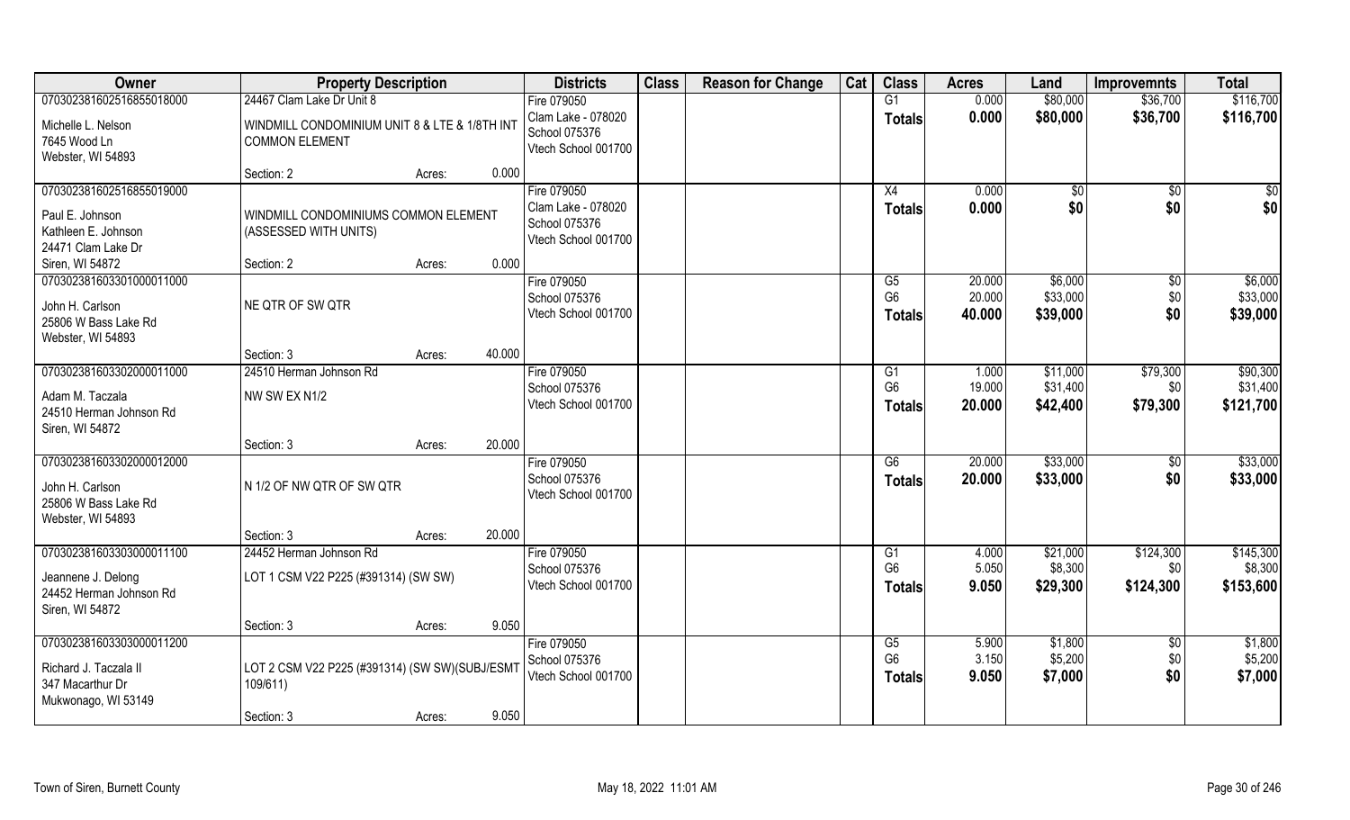| Owner | Property Description | Districts | Class | Reason for Change | Cat | Class | Acres | Land | Improvemnts | Total |
|---|---|---|---|---|---|---|---|---|---|---|
| 070302381602516855018000<br>Michelle L. Nelson<br>7645 Wood Ln<br>Webster, WI 54893 | 24467 Clam Lake Dr Unit 8<br>WINDMILL CONDOMINIUM UNIT 8 & LTE & 1/8TH INT COMMON ELEMENT<br>Section: 2 Acres: 0.000 | Fire 079050<br>Clam Lake - 078020<br>School 075376<br>Vtech School 001700 | | | | G1<br>**Totals** | 0.000<br>**0.000** | \$80,000<br>**\$80,000** | \$36,700<br>**\$36,700** | \$116,700<br>**\$116,700** |
| 070302381602516855019000<br>Paul E. Johnson<br>Kathleen E. Johnson<br>24471 Clam Lake Dr<br>Siren, WI 54872 | WINDMILL CONDOMINIUMS COMMON ELEMENT (ASSESSED WITH UNITS)<br>Section: 2 Acres: 0.000 | Fire 079050<br>Clam Lake - 078020<br>School 075376<br>Vtech School 001700 | | | | X4<br>**Totals** | 0.000<br>**0.000** | \$0<br>**\$0** | \$0<br>**\$0** | \$0<br>**\$0** |
| 070302381603301000011000<br>John H. Carlson<br>25806 W Bass Lake Rd<br>Webster, WI 54893 | NE QTR OF SW QTR<br>Section: 3 Acres: 40.000 | Fire 079050<br>School 075376<br>Vtech School 001700 | | | | G5<br>G6<br>**Totals** | 20.000<br>20.000<br>**40.000** | \$6,000<br>\$33,000<br>**\$39,000** | \$0<br>\$0<br>**\$0** | \$6,000<br>\$33,000<br>**\$39,000** |
| 070302381603302000011000<br>Adam M. Taczala<br>24510 Herman Johnson Rd<br>Siren, WI 54872 | 24510 Herman Johnson Rd<br>NW SW EX N1/2<br>Section: 3 Acres: 20.000 | Fire 079050<br>School 075376<br>Vtech School 001700 | | | | G1<br>G6<br>**Totals** | 1.000<br>19.000<br>**20.000** | \$11,000<br>\$31,400<br>**\$42,400** | \$79,300<br>\$0<br>**\$79,300** | \$90,300<br>\$31,400<br>**\$121,700** |
| 070302381603302000012000<br>John H. Carlson<br>25806 W Bass Lake Rd<br>Webster, WI 54893 | N 1/2 OF NW QTR OF SW QTR<br>Section: 3 Acres: 20.000 | Fire 079050<br>School 075376<br>Vtech School 001700 | | | | G6<br>**Totals** | 20.000<br>**20.000** | \$33,000<br>**\$33,000** | \$0<br>**\$0** | \$33,000<br>**\$33,000** |
| 070302381603303000011100<br>Jeannene J. Delong<br>24452 Herman Johnson Rd<br>Siren, WI 54872 | 24452 Herman Johnson Rd<br>LOT 1 CSM V22 P225 (#391314) (SW SW)<br>Section: 3 Acres: 9.050 | Fire 079050<br>School 075376<br>Vtech School 001700 | | | | G1<br>G6<br>**Totals** | 4.000<br>5.050<br>**9.050** | \$21,000<br>\$8,300<br>**\$29,300** | \$124,300<br>\$0<br>**\$124,300** | \$145,300<br>\$8,300<br>**\$153,600** |
| 070302381603303000011200<br>Richard J. Taczala II<br>347 Macarthur Dr<br>Mukwonago, WI 53149 | LOT 2 CSM V22 P225 (#391314) (SW SW)(SUBJ/ESMT 109/611)<br>Section: 3 Acres: 9.050 | Fire 079050<br>School 075376<br>Vtech School 001700 | | | | G5<br>G6<br>**Totals** | 5.900<br>3.150<br>**9.050** | \$1,800<br>\$5,200<br>**\$7,000** | \$0<br>\$0<br>**\$0** | \$1,800<br>\$5,200<br>**\$7,000** |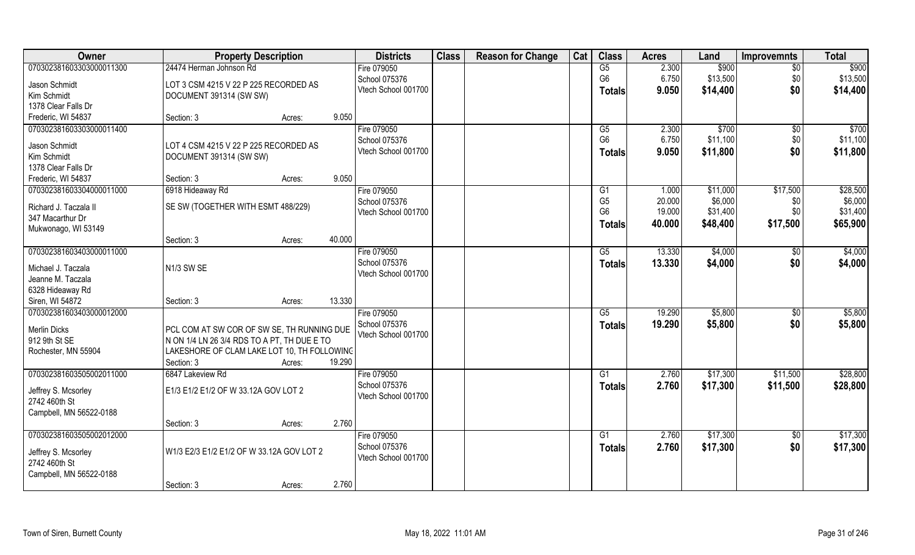| Owner | Property Description | | | Districts | Class | Reason for Change | Cat | Class | Acres | Land | Improvemnts | Total |
|---|---|---|---|---|---|---|---|---|---|---|---|---|
| 070302381603303000011300 | 24474 Herman Johnson Rd | | | Fire 079050 | | | | G5 | 2.300 | $900 | $0 | $900 |
| Jason Schmidt | LOT 3 CSM 4215 V 22 P 225 RECORDED AS | | | School 075376 | | | | G6 | 6.750 | $13,500 | $0 | $13,500 |
| Kim Schmidt | DOCUMENT 391314 (SW SW) | | | Vtech School 001700 | | | | **Totals** | **9.050** | **$14,400** | **$0** | **$14,400** |
| 1378 Clear Falls Dr | | | | | | | | | | | | |
| Frederic, WI 54837 | Section: 3 | Acres: | 9.050 | | | | | | | | | |
| 070302381603303000011400 | | | | Fire 079050 | | | | G5 | 2.300 | $700 | $0 | $700 |
| Jason Schmidt | LOT 4 CSM 4215 V 22 P 225 RECORDED AS | | | School 075376 | | | | G6 | 6.750 | $11,100 | $0 | $11,100 |
| Kim Schmidt | DOCUMENT 391314 (SW SW) | | | Vtech School 001700 | | | | **Totals** | **9.050** | **$11,800** | **$0** | **$11,800** |
| 1378 Clear Falls Dr | | | | | | | | | | | | |
| Frederic, WI 54837 | Section: 3 | Acres: | 9.050 | | | | | | | | | |
| 070302381603304000011000 | 6918 Hideaway Rd | | | Fire 079050 | | | | G1 | 1.000 | $11,000 | $17,500 | $28,500 |
| Richard J. Taczala II | SE SW (TOGETHER WITH ESMT 488/229) | | | School 075376 | | | | G5 | 20.000 | $6,000 | $0 | $6,000 |
| 347 Macarthur Dr | | | | Vtech School 001700 | | | | G6 | 19.000 | $31,400 | $0 | $31,400 |
| Mukwonago, WI 53149 | | | | | | | | **Totals** | **40.000** | **$48,400** | **$17,500** | **$65,900** |
| | Section: 3 | Acres: | 40.000 | | | | | | | | | |
| 070302381603403000011000 | | | | Fire 079050 | | | | G5 | 13.330 | $4,000 | $0 | $4,000 |
| Michael J. Taczala | N1/3 SW SE | | | School 075376 | | | | **Totals** | **13.330** | **$4,000** | **$0** | **$4,000** |
| Jeanne M. Taczala | | | | Vtech School 001700 | | | | | | | | |
| 6328 Hideaway Rd | | | | | | | | | | | | |
| Siren, WI 54872 | Section: 3 | Acres: | 13.330 | | | | | | | | | |
| 070302381603403000012000 | | | | Fire 079050 | | | | G5 | 19.290 | $5,800 | $0 | $5,800 |
| Merlin Dicks | PCL COM AT SW COR OF SW SE, TH RUNNING DUE | | | School 075376 | | | | **Totals** | **19.290** | **$5,800** | **$0** | **$5,800** |
| 912 9th St SE | N ON 1/4 LN 26 3/4 RDS TO A PT, TH DUE E TO | | | Vtech School 001700 | | | | | | | | |
| Rochester, MN 55904 | LAKESHORE OF CLAM LAKE LOT 10, TH FOLLOWINC | | | | | | | | | | | |
| | Section: 3 | Acres: | 19.290 | | | | | | | | | |
| 070302381603505002011000 | 6847 Lakeview Rd | | | Fire 079050 | | | | G1 | 2.760 | $17,300 | $11,500 | $28,800 |
| Jeffrey S. Mcsorley | E1/3 E1/2 E1/2 OF W 33.12A GOV LOT 2 | | | School 075376 | | | | **Totals** | **2.760** | **$17,300** | **$11,500** | **$28,800** |
| 2742 460th St | | | | Vtech School 001700 | | | | | | | | |
| Campbell, MN 56522-0188 | | | | | | | | | | | | |
| | Section: 3 | Acres: | 2.760 | | | | | | | | | |
| 070302381603505002012000 | | | | Fire 079050 | | | | G1 | 2.760 | $17,300 | $0 | $17,300 |
| Jeffrey S. Mcsorley | W1/3 E2/3 E1/2 E1/2 OF W 33.12A GOV LOT 2 | | | School 075376 | | | | **Totals** | **2.760** | **$17,300** | **$0** | **$17,300** |
| 2742 460th St | | | | Vtech School 001700 | | | | | | | | |
| Campbell, MN 56522-0188 | | | | | | | | | | | | |
| | Section: 3 | Acres: | 2.760 | | | | | | | | | |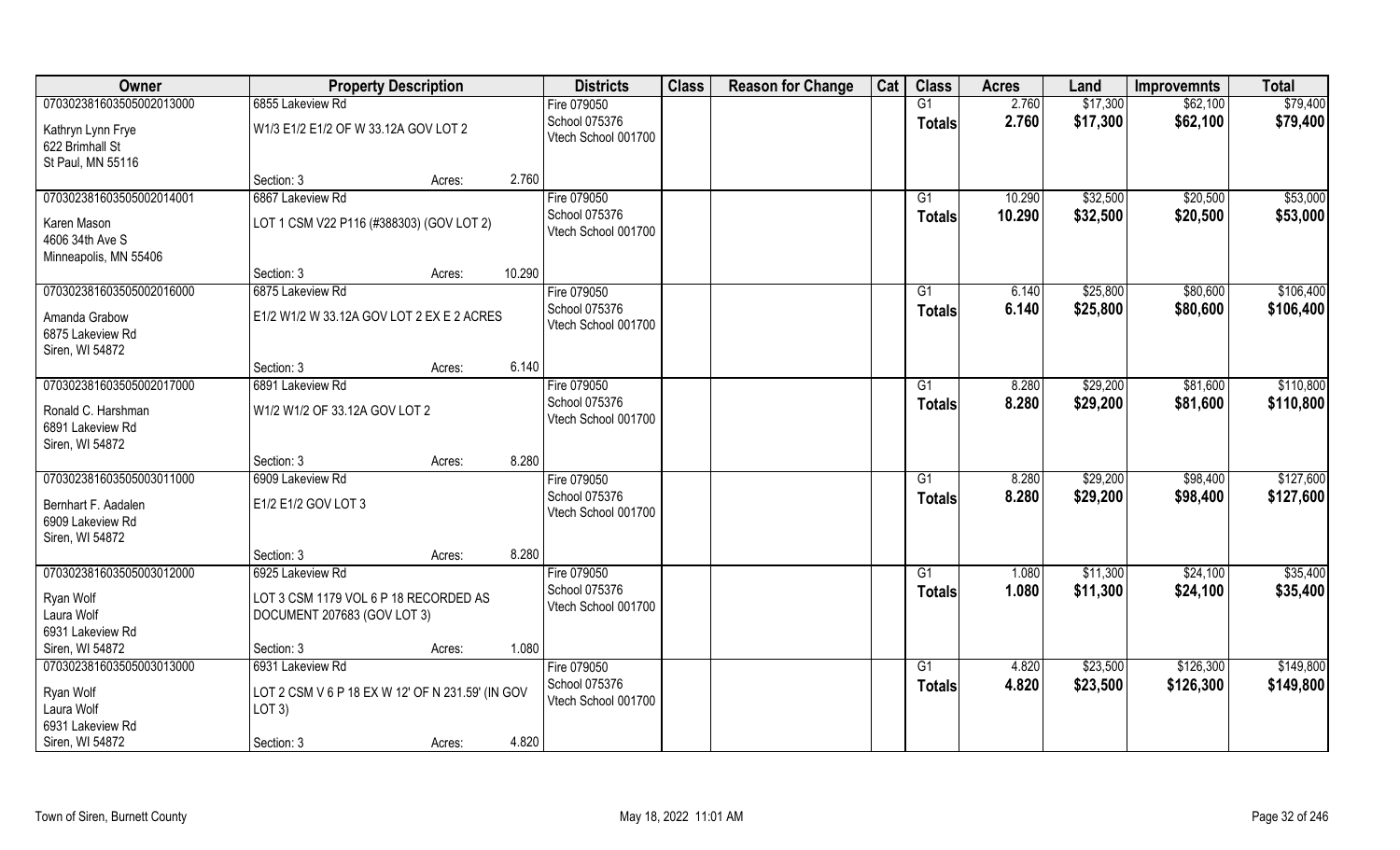| Owner | Property Description | | | Districts | Class | Reason for Change | Cat | Class | Acres | Land | Improvemnts | Total |
|---|---|---|---|---|---|---|---|---|---|---|---|---|
| 070302381603505002013000 | 6855 Lakeview Rd | | | Fire 079050 | | | | G1 | 2.760 | $17,300 | $62,100 | $79,400 |
| Kathryn Lynn Frye<br>622 Brimhall St<br>St Paul, MN 55116 | W1/3 E1/2 E1/2 OF W 33.12A GOV LOT 2 | | | School 075376<br>Vtech School 001700 | | | | Totals | 2.760 | $17,300 | $62,100 | $79,400 |
| | Section: 3 | Acres: | 2.760 | | | | | | | | | |
| 070302381603505002014001 | 6867 Lakeview Rd | | | Fire 079050 | | | | G1 | 10.290 | $32,500 | $20,500 | $53,000 |
| Karen Mason<br>4606 34th Ave S<br>Minneapolis, MN 55406 | LOT 1 CSM V22 P116 (#388303) (GOV LOT 2) | | | School 075376<br>Vtech School 001700 | | | | Totals | 10.290 | $32,500 | $20,500 | $53,000 |
| | Section: 3 | Acres: | 10.290 | | | | | | | | | |
| 070302381603505002016000 | 6875 Lakeview Rd | | | Fire 079050 | | | | G1 | 6.140 | $25,800 | $80,600 | $106,400 |
| Amanda Grabow<br>6875 Lakeview Rd<br>Siren, WI 54872 | E1/2 W1/2 W 33.12A GOV LOT 2 EX E 2 ACRES | | | School 075376<br>Vtech School 001700 | | | | Totals | 6.140 | $25,800 | $80,600 | $106,400 |
| | Section: 3 | Acres: | 6.140 | | | | | | | | | |
| 070302381603505002017000 | 6891 Lakeview Rd | | | Fire 079050 | | | | G1 | 8.280 | $29,200 | $81,600 | $110,800 |
| Ronald C. Harshman<br>6891 Lakeview Rd<br>Siren, WI 54872 | W1/2 W1/2 OF 33.12A GOV LOT 2 | | | School 075376<br>Vtech School 001700 | | | | Totals | 8.280 | $29,200 | $81,600 | $110,800 |
| | Section: 3 | Acres: | 8.280 | | | | | | | | | |
| 070302381603505003011000 | 6909 Lakeview Rd | | | Fire 079050 | | | | G1 | 8.280 | $29,200 | $98,400 | $127,600 |
| Bernhart F. Aadalen<br>6909 Lakeview Rd<br>Siren, WI 54872 | E1/2 E1/2 GOV LOT 3 | | | School 075376<br>Vtech School 001700 | | | | Totals | 8.280 | $29,200 | $98,400 | $127,600 |
| | Section: 3 | Acres: | 8.280 | | | | | | | | | |
| 070302381603505003012000 | 6925 Lakeview Rd | | | Fire 079050 | | | | G1 | 1.080 | $11,300 | $24,100 | $35,400 |
| Ryan Wolf<br>Laura Wolf<br>6931 Lakeview Rd<br>Siren, WI 54872 | LOT 3 CSM 1179 VOL 6 P 18 RECORDED AS DOCUMENT 207683 (GOV LOT 3) | | | School 075376<br>Vtech School 001700 | | | | Totals | 1.080 | $11,300 | $24,100 | $35,400 |
| | Section: 3 | Acres: | 1.080 | | | | | | | | | |
| 070302381603505003013000 | 6931 Lakeview Rd | | | Fire 079050 | | | | G1 | 4.820 | $23,500 | $126,300 | $149,800 |
| Ryan Wolf<br>Laura Wolf<br>6931 Lakeview Rd<br>Siren, WI 54872 | LOT 2 CSM V 6 P 18 EX W 12' OF N 231.59' (IN GOV LOT 3) | | | School 075376<br>Vtech School 001700 | | | | Totals | 4.820 | $23,500 | $126,300 | $149,800 |
| | Section: 3 | Acres: | 4.820 | | | | | | | | | |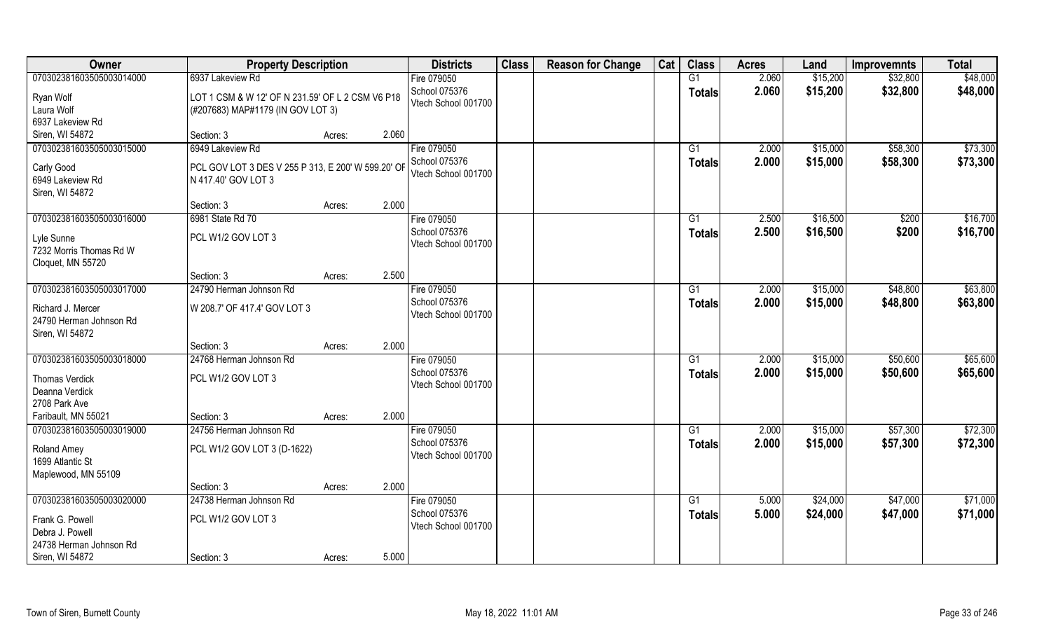| Owner | Property Description | | | Districts | Class | Reason for Change | Cat | Class | Acres | Land | Improvemnts | Total |
|---|---|---|---|---|---|---|---|---|---|---|---|---|
| 070302381603505003014000 | 6937 Lakeview Rd | | | Fire 079050 | | | | G1 | 2.060 | $15,200 | $32,800 | $48,000 |
| Ryan Wolf<br>Laura Wolf<br>6937 Lakeview Rd<br>Siren, WI 54872 | LOT 1 CSM & W 12' OF N 231.59' OF L 2 CSM V6 P18 (#207683) MAP#1179 (IN GOV LOT 3) | | | School 075376<br>Vtech School 001700 | | | | Totals | 2.060 | $15,200 | $32,800 | $48,000 |
| | Section: 3 | Acres: | 2.060 | | | | | | | | | |
| 070302381603505003015000 | 6949 Lakeview Rd | | | Fire 079050 | | | | G1 | 2.000 | $15,000 | $58,300 | $73,300 |
| Carly Good<br>6949 Lakeview Rd<br>Siren, WI 54872 | PCL GOV LOT 3 DES V 255 P 313, E 200' W 599.20' OF N 417.40' GOV LOT 3 | | | School 075376<br>Vtech School 001700 | | | | Totals | 2.000 | $15,000 | $58,300 | $73,300 |
| | Section: 3 | Acres: | 2.000 | | | | | | | | | |
| 070302381603505003016000 | 6981 State Rd 70 | | | Fire 079050 | | | | G1 | 2.500 | $16,500 | $200 | $16,700 |
| Lyle Sunne<br>7232 Morris Thomas Rd W<br>Cloquet, MN 55720 | PCL W1/2 GOV LOT 3 | | | School 075376<br>Vtech School 001700 | | | | Totals | 2.500 | $16,500 | $200 | $16,700 |
| | Section: 3 | Acres: | 2.500 | | | | | | | | | |
| 070302381603505003017000 | 24790 Herman Johnson Rd | | | Fire 079050 | | | | G1 | 2.000 | $15,000 | $48,800 | $63,800 |
| Richard J. Mercer<br>24790 Herman Johnson Rd<br>Siren, WI 54872 | W 208.7' OF 417.4' GOV LOT 3 | | | School 075376<br>Vtech School 001700 | | | | Totals | 2.000 | $15,000 | $48,800 | $63,800 |
| | Section: 3 | Acres: | 2.000 | | | | | | | | | |
| 070302381603505003018000 | 24768 Herman Johnson Rd | | | Fire 079050 | | | | G1 | 2.000 | $15,000 | $50,600 | $65,600 |
| Thomas Verdick<br>Deanna Verdick<br>2708 Park Ave<br>Faribault, MN 55021 | PCL W1/2 GOV LOT 3 | | | School 075376<br>Vtech School 001700 | | | | Totals | 2.000 | $15,000 | $50,600 | $65,600 |
| | Section: 3 | Acres: | 2.000 | | | | | | | | | |
| 070302381603505003019000 | 24756 Herman Johnson Rd | | | Fire 079050 | | | | G1 | 2.000 | $15,000 | $57,300 | $72,300 |
| Roland Amey<br>1699 Atlantic St<br>Maplewood, MN 55109 | PCL W1/2 GOV LOT 3 (D-1622) | | | School 075376<br>Vtech School 001700 | | | | Totals | 2.000 | $15,000 | $57,300 | $72,300 |
| | Section: 3 | Acres: | 2.000 | | | | | | | | | |
| 070302381603505003020000 | 24738 Herman Johnson Rd | | | Fire 079050 | | | | G1 | 5.000 | $24,000 | $47,000 | $71,000 |
| Frank G. Powell<br>Debra J. Powell<br>24738 Herman Johnson Rd<br>Siren, WI 54872 | PCL W1/2 GOV LOT 3 | | | School 075376<br>Vtech School 001700 | | | | Totals | 5.000 | $24,000 | $47,000 | $71,000 |
| | Section: 3 | Acres: | 5.000 | | | | | | | | | |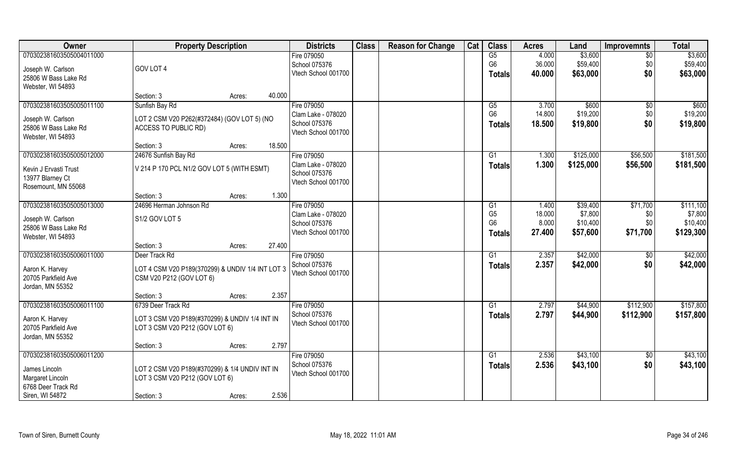| Owner | Property Description | | Districts | Class | Reason for Change | Cat | Class | Acres | Land | Improvemnts | Total |
|---|---|---|---|---|---|---|---|---|---|---|---|
| 070302381603505004011000<br><br>Joseph W. Carlson<br>25806 W Bass Lake Rd<br>Webster, WI 54893 | GOV LOT 4<br><br>Section: 3 | Acres: 40.000 | Fire 079050<br>School 075376<br>Vtech School 001700 | | | | G5<br>G6<br>**Totals** | 4.000<br>36.000<br>**40.000** | \$3,600<br>\$59,400<br>**\$63,000** | \$0<br>\$0<br>**\$0** | \$3,600<br>\$59,400<br>**\$63,000** |
| 070302381603505005011100<br><br>Joseph W. Carlson<br>25806 W Bass Lake Rd<br>Webster, WI 54893 | Sunfish Bay Rd<br>LOT 2 CSM V20 P262(#372484) (GOV LOT 5) (NO ACCESS TO PUBLIC RD)<br><br>Section: 3 | Acres: 18.500 | Fire 079050<br>Clam Lake - 078020<br>School 075376<br>Vtech School 001700 | | | | G5<br>G6<br>**Totals** | 3.700<br>14.800<br>**18.500** | \$600<br>\$19,200<br>**\$19,800** | \$0<br>\$0<br>**\$0** | \$600<br>\$19,200<br>**\$19,800** |
| 070302381603505005012000<br><br>Kevin J Ervasti Trust<br>13977 Blarney Ct<br>Rosemount, MN 55068 | 24676 Sunfish Bay Rd<br>V 214 P 170 PCL N1/2 GOV LOT 5 (WITH ESMT)<br><br>Section: 3 | Acres: 1.300 | Fire 079050<br>Clam Lake - 078020<br>School 075376<br>Vtech School 001700 | | | | G1<br>**Totals** | 1.300<br>**1.300** | \$125,000<br>**\$125,000** | \$56,500<br>**\$56,500** | \$181,500<br>**\$181,500** |
| 070302381603505005013000<br><br>Joseph W. Carlson<br>25806 W Bass Lake Rd<br>Webster, WI 54893 | 24696 Herman Johnson Rd<br>S1/2 GOV LOT 5<br><br>Section: 3 | Acres: 27.400 | Fire 079050<br>Clam Lake - 078020<br>School 075376<br>Vtech School 001700 | | | | G1<br>G5<br>G6<br>**Totals** | 1.400<br>18.000<br>8.000<br>**27.400** | \$39,400<br>\$7,800<br>\$10,400<br>**\$57,600** | \$71,700<br>\$0<br>\$0<br>**\$71,700** | \$111,100<br>\$7,800<br>\$10,400<br>**\$129,300** |
| 070302381603505006011000<br><br>Aaron K. Harvey<br>20705 Parkfield Ave<br>Jordan, MN 55352 | Deer Track Rd<br>LOT 4 CSM V20 P189(370299) & UNDIV 1/4 INT LOT 3 CSM V20 P212 (GOV LOT 6)<br><br>Section: 3 | Acres: 2.357 | Fire 079050<br>School 075376<br>Vtech School 001700 | | | | G1<br>**Totals** | 2.357<br>**2.357** | \$42,000<br>**\$42,000** | \$0<br>**\$0** | \$42,000<br>**\$42,000** |
| 070302381603505006011100<br><br>Aaron K. Harvey<br>20705 Parkfield Ave<br>Jordan, MN 55352 | 6739 Deer Track Rd<br>LOT 3 CSM V20 P189(#370299) & UNDIV 1/4 INT IN LOT 3 CSM V20 P212 (GOV LOT 6)<br><br>Section: 3 | Acres: 2.797 | Fire 079050<br>School 075376<br>Vtech School 001700 | | | | G1<br>**Totals** | 2.797<br>**2.797** | \$44,900<br>**\$44,900** | \$112,900<br>**\$112,900** | \$157,800<br>**\$157,800** |
| 070302381603505006011200<br><br>James Lincoln<br>Margaret Lincoln<br>6768 Deer Track Rd<br>Siren, WI 54872 | LOT 2 CSM V20 P189(#370299) & 1/4 UNDIV INT IN LOT 3 CSM V20 P212 (GOV LOT 6)<br><br>Section: 3 | Acres: 2.536 | Fire 079050<br>School 075376<br>Vtech School 001700 | | | | G1<br>**Totals** | 2.536<br>**2.536** | \$43,100<br>**\$43,100** | \$0<br>**\$0** | \$43,100<br>**\$43,100** |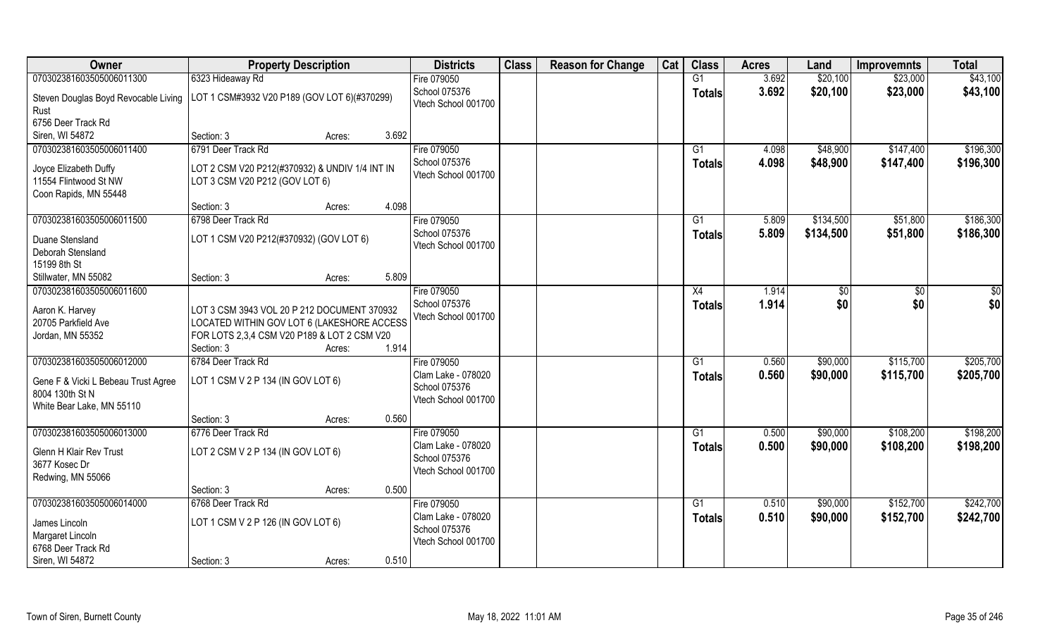| Owner | Property Description | | | Districts | Class | Reason for Change | Cat | Class | Acres | Land | Improvemnts | Total |
|---|---|---|---|---|---|---|---|---|---|---|---|---|
| 070302381603505006011300 | 6323 Hideaway Rd | | | Fire 079050 | | | | G1 | 3.692 | $20,100 | $23,000 | $43,100 |
| Steven Douglas Boyd Revocable Living Rust<br>6756 Deer Track Rd<br>Siren, WI 54872 | LOT 1 CSM#3932 V20 P189 (GOV LOT 6)(#370299) | | | School 075376<br>Vtech School 001700 | | | | Totals | 3.692 | $20,100 | $23,000 | $43,100 |
| | Section: 3 | Acres: | 3.692 | | | | | | | | | |
| 070302381603505006011400 | 6791 Deer Track Rd | | | Fire 079050 | | | | G1 | 4.098 | $48,900 | $147,400 | $196,300 |
| Joyce Elizabeth Duffy<br>11554 Flintwood St NW<br>Coon Rapids, MN 55448 | LOT 2 CSM V20 P212(#370932) & UNDIV 1/4 INT IN LOT 3 CSM V20 P212 (GOV LOT 6) | | | School 075376<br>Vtech School 001700 | | | | Totals | 4.098 | $48,900 | $147,400 | $196,300 |
| | Section: 3 | Acres: | 4.098 | | | | | | | | | |
| 070302381603505006011500 | 6798 Deer Track Rd | | | Fire 079050 | | | | G1 | 5.809 | $134,500 | $51,800 | $186,300 |
| Duane Stensland<br>Deborah Stensland<br>15199 8th St<br>Stillwater, MN 55082 | LOT 1 CSM V20 P212(#370932) (GOV LOT 6) | | | School 075376<br>Vtech School 001700 | | | | Totals | 5.809 | $134,500 | $51,800 | $186,300 |
| | Section: 3 | Acres: | 5.809 | | | | | | | | | |
| 070302381603505006011600 | | | | Fire 079050 | | | | X4 | 1.914 | $0 | $0 | $0 |
| Aaron K. Harvey<br>20705 Parkfield Ave<br>Jordan, MN 55352 | LOT 3 CSM 3943 VOL 20 P 212 DOCUMENT 370932 LOCATED WITHIN GOV LOT 6 (LAKESHORE ACCESS FOR LOTS 2,3,4 CSM V20 P189 & LOT 2 CSM V20 | | | School 075376<br>Vtech School 001700 | | | | Totals | 1.914 | $0 | $0 | $0 |
| | Section: 3 | Acres: | 1.914 | | | | | | | | | |
| 070302381603505006012000 | 6784 Deer Track Rd | | | Fire 079050 | | | | G1 | 0.560 | $90,000 | $115,700 | $205,700 |
| Gene F & Vicki L Bebeau Trust Agree<br>8004 130th St N<br>White Bear Lake, MN 55110 | LOT 1 CSM V 2 P 134 (IN GOV LOT 6) | | | Clam Lake - 078020<br>School 075376<br>Vtech School 001700 | | | | Totals | 0.560 | $90,000 | $115,700 | $205,700 |
| | Section: 3 | Acres: | 0.560 | | | | | | | | | |
| 070302381603505006013000 | 6776 Deer Track Rd | | | Fire 079050 | | | | G1 | 0.500 | $90,000 | $108,200 | $198,200 |
| Glenn H Klair Rev Trust<br>3677 Kosec Dr<br>Redwing, MN 55066 | LOT 2 CSM V 2 P 134 (IN GOV LOT 6) | | | Clam Lake - 078020<br>School 075376<br>Vtech School 001700 | | | | Totals | 0.500 | $90,000 | $108,200 | $198,200 |
| | Section: 3 | Acres: | 0.500 | | | | | | | | | |
| 070302381603505006014000 | 6768 Deer Track Rd | | | Fire 079050 | | | | G1 | 0.510 | $90,000 | $152,700 | $242,700 |
| James Lincoln<br>Margaret Lincoln<br>6768 Deer Track Rd<br>Siren, WI 54872 | LOT 1 CSM V 2 P 126 (IN GOV LOT 6) | | | Clam Lake - 078020<br>School 075376<br>Vtech School 001700 | | | | Totals | 0.510 | $90,000 | $152,700 | $242,700 |
| | Section: 3 | Acres: | 0.510 | | | | | | | | | |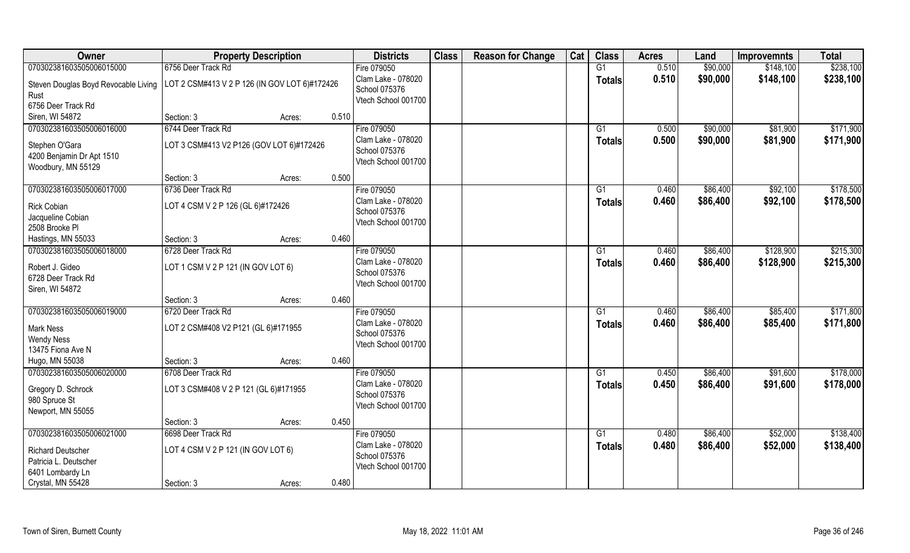| Owner | Property Description | | Districts | Class | Reason for Change | Cat | Class | Acres | Land | Improvemnts | Total |
|---|---|---|---|---|---|---|---|---|---|---|---|
| 070302381603505006015000 | 6756 Deer Track Rd | | Fire 079050 | | | | G1 | 0.510 | $90,000 | $148,100 | $238,100 |
| Steven Douglas Boyd Revocable Living Rust<br>6756 Deer Track Rd<br>Siren, WI 54872 | LOT 2 CSM#413 V 2 P 126 (IN GOV LOT 6)#172426 | | Clam Lake - 078020<br>School 075376<br>Vtech School 001700 | | | | Totals | 0.510 | $90,000 | $148,100 | $238,100 |
| | Section: 3 | Acres: 0.510 | | | | | | | | | |
| 070302381603505006016000 | 6744 Deer Track Rd | | Fire 079050 | | | | G1 | 0.500 | $90,000 | $81,900 | $171,900 |
| Stephen O'Gara<br>4200 Benjamin Dr Apt 1510<br>Woodbury, MN 55129 | LOT 3 CSM#413 V2 P126 (GOV LOT 6)#172426 | | Clam Lake - 078020<br>School 075376<br>Vtech School 001700 | | | | Totals | 0.500 | $90,000 | $81,900 | $171,900 |
| | Section: 3 | Acres: 0.500 | | | | | | | | | |
| 070302381603505006017000 | 6736 Deer Track Rd | | Fire 079050 | | | | G1 | 0.460 | $86,400 | $92,100 | $178,500 |
| Rick Cobian<br>Jacqueline Cobian<br>2508 Brooke Pl<br>Hastings, MN 55033 | LOT 4 CSM V 2 P 126 (GL 6)#172426 | | Clam Lake - 078020<br>School 075376<br>Vtech School 001700 | | | | Totals | 0.460 | $86,400 | $92,100 | $178,500 |
| | Section: 3 | Acres: 0.460 | | | | | | | | | |
| 070302381603505006018000 | 6728 Deer Track Rd | | Fire 079050 | | | | G1 | 0.460 | $86,400 | $128,900 | $215,300 |
| Robert J. Gideo<br>6728 Deer Track Rd<br>Siren, WI 54872 | LOT 1 CSM V 2 P 121 (IN GOV LOT 6) | | Clam Lake - 078020<br>School 075376<br>Vtech School 001700 | | | | Totals | 0.460 | $86,400 | $128,900 | $215,300 |
| | Section: 3 | Acres: 0.460 | | | | | | | | | |
| 070302381603505006019000 | 6720 Deer Track Rd | | Fire 079050 | | | | G1 | 0.460 | $86,400 | $85,400 | $171,800 |
| Mark Ness<br>Wendy Ness<br>13475 Fiona Ave N<br>Hugo, MN 55038 | LOT 2 CSM#408 V2 P121 (GL 6)#171955 | | Clam Lake - 078020<br>School 075376<br>Vtech School 001700 | | | | Totals | 0.460 | $86,400 | $85,400 | $171,800 |
| | Section: 3 | Acres: 0.460 | | | | | | | | | |
| 070302381603505006020000 | 6708 Deer Track Rd | | Fire 079050 | | | | G1 | 0.450 | $86,400 | $91,600 | $178,000 |
| Gregory D. Schrock<br>980 Spruce St<br>Newport, MN 55055 | LOT 3 CSM#408 V 2 P 121 (GL 6)#171955 | | Clam Lake - 078020<br>School 075376<br>Vtech School 001700 | | | | Totals | 0.450 | $86,400 | $91,600 | $178,000 |
| | Section: 3 | Acres: 0.450 | | | | | | | | | |
| 070302381603505006021000 | 6698 Deer Track Rd | | Fire 079050 | | | | G1 | 0.480 | $86,400 | $52,000 | $138,400 |
| Richard Deutscher<br>Patricia L. Deutscher<br>6401 Lombardy Ln<br>Crystal, MN 55428 | LOT 4 CSM V 2 P 121 (IN GOV LOT 6) | | Clam Lake - 078020<br>School 075376<br>Vtech School 001700 | | | | Totals | 0.480 | $86,400 | $52,000 | $138,400 |
| | Section: 3 | Acres: 0.480 | | | | | | | | | |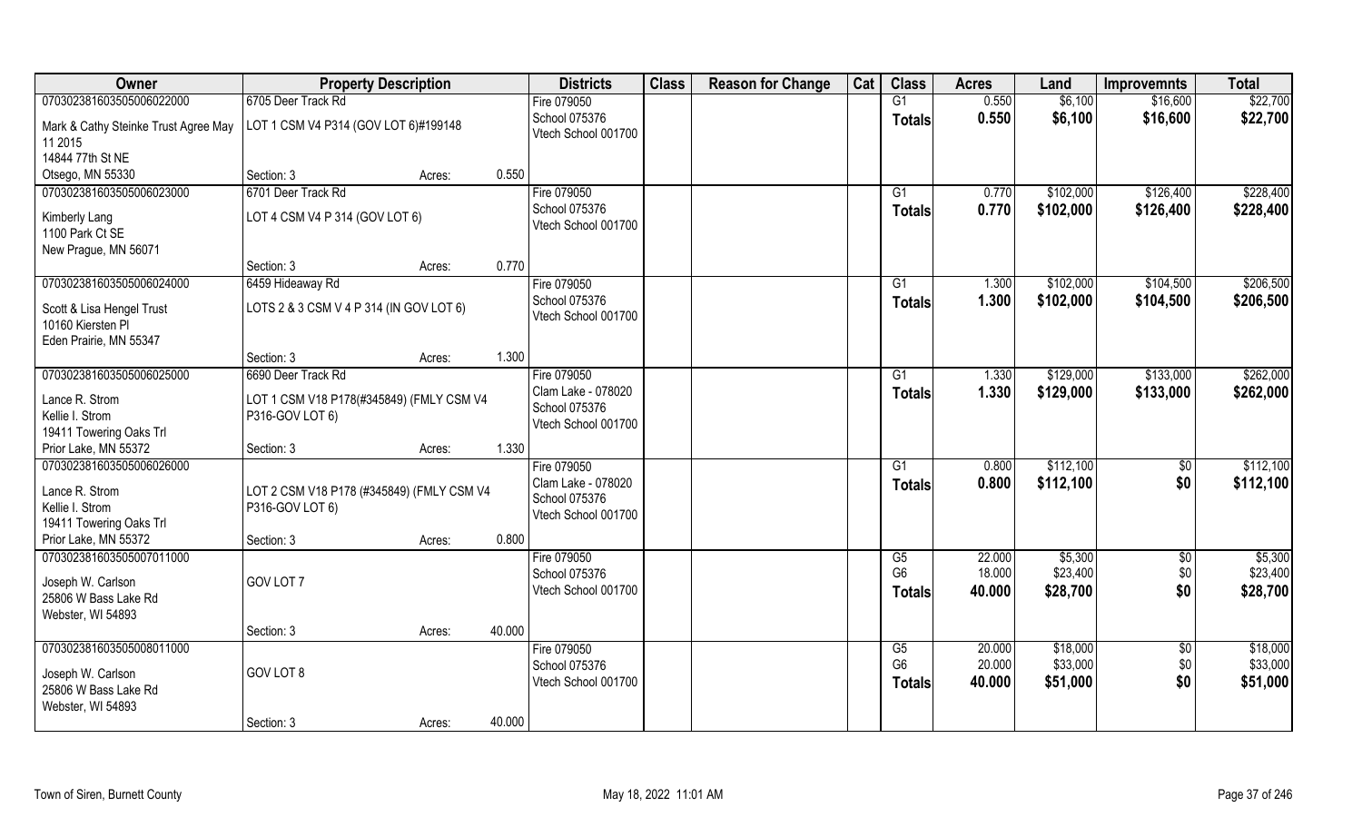| Owner | Property Description | | | Districts | Class | Reason for Change | Cat | Class | Acres | Land | Improvemnts | Total |
|---|---|---|---|---|---|---|---|---|---|---|---|---|
| 070302381603505006022000 | 6705 Deer Track Rd | | | Fire 079050 | | | | G1 | 0.550 | $6,100 | $16,600 | $22,700 |
| Mark & Cathy Steinke Trust Agree May 11 2015<br>14844 77th St NE<br>Otsego, MN 55330 | LOT 1 CSM V4 P314 (GOV LOT 6)#199148 | | | School 075376<br>Vtech School 001700 | | | | Totals | 0.550 | $6,100 | $16,600 | $22,700 |
| | Section: 3 | Acres: | 0.550 | | | | | | | | | |
| 070302381603505006023000 | 6701 Deer Track Rd | | | Fire 079050 | | | | G1 | 0.770 | $102,000 | $126,400 | $228,400 |
| Kimberly Lang<br>1100 Park Ct SE<br>New Prague, MN 56071 | LOT 4 CSM V4 P 314 (GOV LOT 6) | | | School 075376<br>Vtech School 001700 | | | | Totals | 0.770 | $102,000 | $126,400 | $228,400 |
| | Section: 3 | Acres: | 0.770 | | | | | | | | | |
| 070302381603505006024000 | 6459 Hideaway Rd | | | Fire 079050 | | | | G1 | 1.300 | $102,000 | $104,500 | $206,500 |
| Scott & Lisa Hengel Trust<br>10160 Kiersten Pl<br>Eden Prairie, MN 55347 | LOTS 2 & 3 CSM V 4 P 314 (IN GOV LOT 6) | | | School 075376<br>Vtech School 001700 | | | | Totals | 1.300 | $102,000 | $104,500 | $206,500 |
| | Section: 3 | Acres: | 1.300 | | | | | | | | | |
| 070302381603505006025000 | 6690 Deer Track Rd | | | Fire 079050 | | | | G1 | 1.330 | $129,000 | $133,000 | $262,000 |
| Lance R. Strom<br>Kellie I. Strom<br>19411 Towering Oaks Trl<br>Prior Lake, MN 55372 | LOT 1 CSM V18 P178(#345849) (FMLY CSM V4 P316-GOV LOT 6) | | | Clam Lake - 078020<br>School 075376<br>Vtech School 001700 | | | | Totals | 1.330 | $129,000 | $133,000 | $262,000 |
| | Section: 3 | Acres: | 1.330 | | | | | | | | | |
| 070302381603505006026000 | | | | Fire 079050 | | | | G1 | 0.800 | $112,100 | $0 | $112,100 |
| Lance R. Strom<br>Kellie I. Strom<br>19411 Towering Oaks Trl<br>Prior Lake, MN 55372 | LOT 2 CSM V18 P178 (#345849) (FMLY CSM V4 P316-GOV LOT 6) | | | Clam Lake - 078020<br>School 075376<br>Vtech School 001700 | | | | Totals | 0.800 | $112,100 | $0 | $112,100 |
| | Section: 3 | Acres: | 0.800 | | | | | | | | | |
| 070302381603505007011000 | | | | Fire 079050 | | | | G5 | 22.000 | $5,300 | $0 | $5,300 |
| Joseph W. Carlson<br>25806 W Bass Lake Rd<br>Webster, WI 54893 | GOV LOT 7 | | | School 075376<br>Vtech School 001700 | | | | G6 | 18.000 | $23,400 | $0 | $23,400 |
| | | | | | | | | Totals | 40.000 | $28,700 | $0 | $28,700 |
| | Section: 3 | Acres: | 40.000 | | | | | | | | | |
| 070302381603505008011000 | | | | Fire 079050 | | | | G5 | 20.000 | $18,000 | $0 | $18,000 |
| Joseph W. Carlson<br>25806 W Bass Lake Rd<br>Webster, WI 54893 | GOV LOT 8 | | | School 075376<br>Vtech School 001700 | | | | G6 | 20.000 | $33,000 | $0 | $33,000 |
| | | | | | | | | Totals | 40.000 | $51,000 | $0 | $51,000 |
| | Section: 3 | Acres: | 40.000 | | | | | | | | | |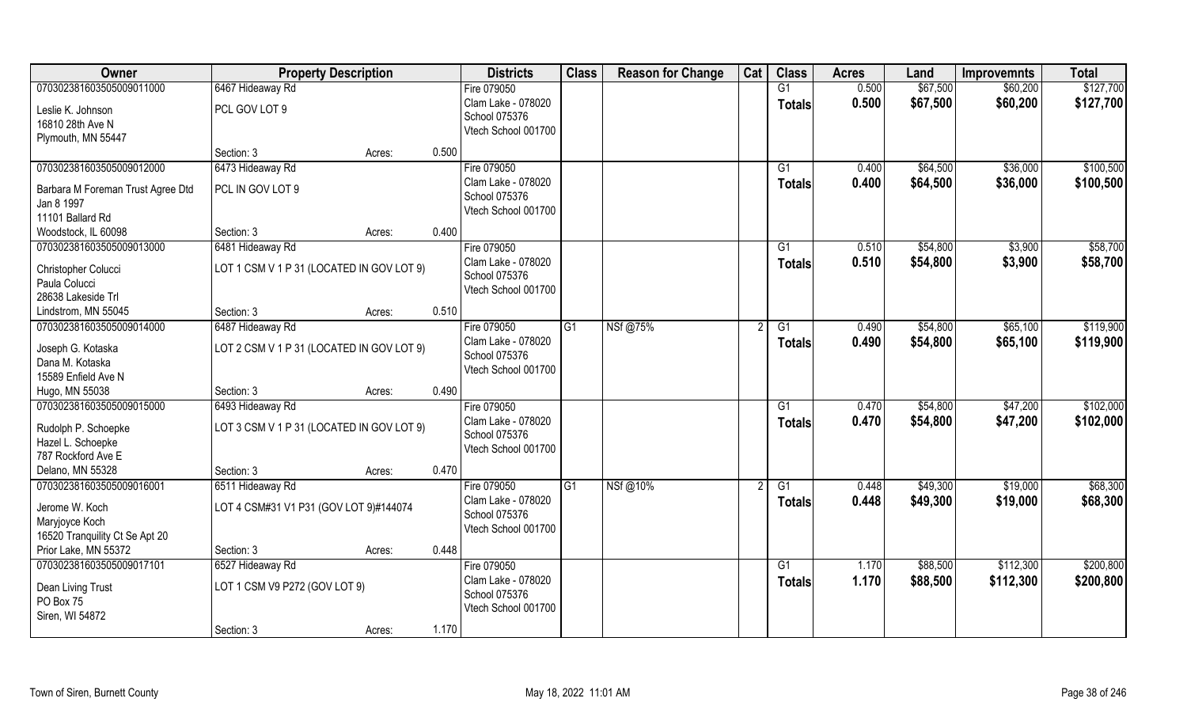| Owner | Property Description | | | Districts | Class | Reason for Change | Cat | Class | Acres | Land | Improvemnts | Total |
|---|---|---|---|---|---|---|---|---|---|---|---|---|
| 070302381603505009011000 | 6467 Hideaway Rd | | | Fire 079050 | | | | G1 | 0.500 | $67,500 | $60,200 | $127,700 |
| Leslie K. Johnson<br>16810 28th Ave N<br>Plymouth, MN 55447 | PCL GOV LOT 9 | | | Clam Lake - 078020<br>School 075376<br>Vtech School 001700 | | | | **Totals** | **0.500** | **$67,500** | **$60,200** | **$127,700** |
| | Section: 3 | Acres: | 0.500 | | | | | | | | | |
| 070302381603505009012000 | 6473 Hideaway Rd | | | Fire 079050 | | | | G1 | 0.400 | $64,500 | $36,000 | $100,500 |
| Barbara M Foreman Trust Agree Dtd Jan 8 1997<br>11101 Ballard Rd<br>Woodstock, IL 60098 | PCL IN GOV LOT 9 | | | Clam Lake - 078020<br>School 075376<br>Vtech School 001700 | | | | **Totals** | **0.400** | **$64,500** | **$36,000** | **$100,500** |
| | Section: 3 | Acres: | 0.400 | | | | | | | | | |
| 070302381603505009013000 | 6481 Hideaway Rd | | | Fire 079050 | | | | G1 | 0.510 | $54,800 | $3,900 | $58,700 |
| Christopher Colucci<br>Paula Colucci<br>28638 Lakeside Trl<br>Lindstrom, MN 55045 | LOT 1 CSM V 1 P 31 (LOCATED IN GOV LOT 9) | | | Clam Lake - 078020<br>School 075376<br>Vtech School 001700 | | | | **Totals** | **0.510** | **$54,800** | **$3,900** | **$58,700** |
| | Section: 3 | Acres: | 0.510 | | | | | | | | | |
| 070302381603505009014000 | 6487 Hideaway Rd | | | Fire 079050 | G1 | NSf @75% | 2 | G1 | 0.490 | $54,800 | $65,100 | $119,900 |
| Joseph G. Kotaska<br>Dana M. Kotaska<br>15589 Enfield Ave N<br>Hugo, MN 55038 | LOT 2 CSM V 1 P 31 (LOCATED IN GOV LOT 9) | | | Clam Lake - 078020<br>School 075376<br>Vtech School 001700 | | | | **Totals** | **0.490** | **$54,800** | **$65,100** | **$119,900** |
| | Section: 3 | Acres: | 0.490 | | | | | | | | | |
| 070302381603505009015000 | 6493 Hideaway Rd | | | Fire 079050 | | | | G1 | 0.470 | $54,800 | $47,200 | $102,000 |
| Rudolph P. Schoepke<br>Hazel L. Schoepke<br>787 Rockford Ave E<br>Delano, MN 55328 | LOT 3 CSM V 1 P 31 (LOCATED IN GOV LOT 9) | | | Clam Lake - 078020<br>School 075376<br>Vtech School 001700 | | | | **Totals** | **0.470** | **$54,800** | **$47,200** | **$102,000** |
| | Section: 3 | Acres: | 0.470 | | | | | | | | | |
| 070302381603505009016001 | 6511 Hideaway Rd | | | Fire 079050 | G1 | NSf @10% | 2 | G1 | 0.448 | $49,300 | $19,000 | $68,300 |
| Jerome W. Koch<br>Maryjoyce Koch<br>16520 Tranquility Ct Se Apt 20<br>Prior Lake, MN 55372 | LOT 4 CSM#31 V1 P31 (GOV LOT 9)#144074 | | | Clam Lake - 078020<br>School 075376<br>Vtech School 001700 | | | | **Totals** | **0.448** | **$49,300** | **$19,000** | **$68,300** |
| | Section: 3 | Acres: | 0.448 | | | | | | | | | |
| 070302381603505009017101 | 6527 Hideaway Rd | | | Fire 079050 | | | | G1 | 1.170 | $88,500 | $112,300 | $200,800 |
| Dean Living Trust<br>PO Box 75<br>Siren, WI 54872 | LOT 1 CSM V9 P272 (GOV LOT 9) | | | Clam Lake - 078020<br>School 075376<br>Vtech School 001700 | | | | **Totals** | **1.170** | **$88,500** | **$112,300** | **$200,800** |
| | Section: 3 | Acres: | 1.170 | | | | | | | | | |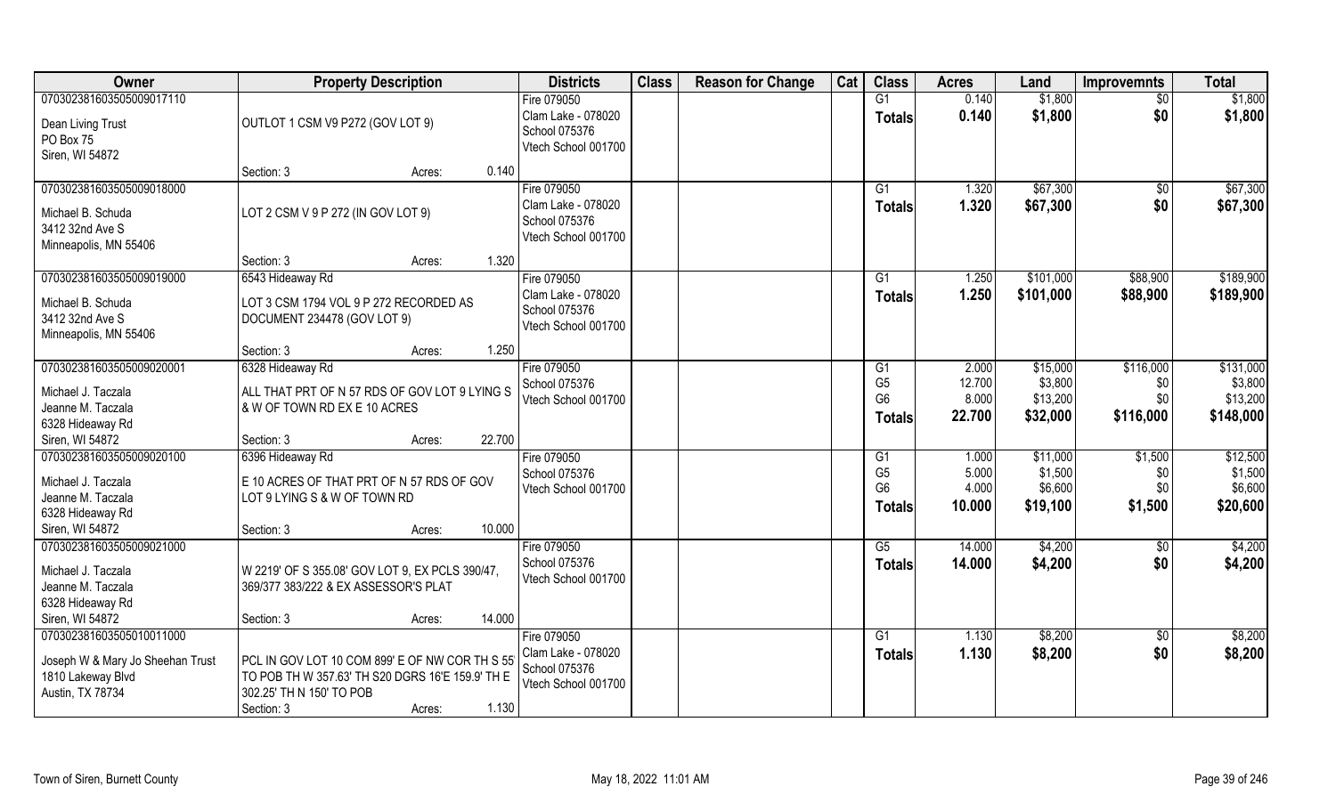| Owner | Property Description | Districts | Class | Reason for Change | Cat | Class | Acres | Land | Improvemnts | Total |
|---|---|---|---|---|---|---|---|---|---|---|
| 070302381603505009017110<br>Dean Living Trust<br>PO Box 75<br>Siren, WI 54872 | OUTLOT 1 CSM V9 P272 (GOV LOT 9)<br>Section: 3 Acres: 0.140 | Fire 079050<br>Clam Lake - 078020<br>School 075376<br>Vtech School 001700 | | | | G1<br>**Totals** | 0.140<br>**0.140** | \$1,800<br>**\$1,800** | \$0<br>**\$0** | \$1,800<br>**\$1,800** |
| 070302381603505009018000<br>Michael B. Schuda<br>3412 32nd Ave S<br>Minneapolis, MN 55406 | LOT 2 CSM V 9 P 272 (IN GOV LOT 9)<br>Section: 3 Acres: 1.320 | Fire 079050<br>Clam Lake - 078020<br>School 075376<br>Vtech School 001700 | | | | G1<br>**Totals** | 1.320<br>**1.320** | \$67,300<br>**\$67,300** | \$0<br>**\$0** | \$67,300<br>**\$67,300** |
| 070302381603505009019000<br>Michael B. Schuda<br>3412 32nd Ave S<br>Minneapolis, MN 55406 | 6543 Hideaway Rd<br>LOT 3 CSM 1794 VOL 9 P 272 RECORDED AS DOCUMENT 234478 (GOV LOT 9)<br>Section: 3 Acres: 1.250 | Fire 079050<br>Clam Lake - 078020<br>School 075376<br>Vtech School 001700 | | | | G1<br>**Totals** | 1.250<br>**1.250** | \$101,000<br>**\$101,000** | \$88,900<br>**\$88,900** | \$189,900<br>**\$189,900** |
| 070302381603505009020001<br>Michael J. Taczala<br>Jeanne M. Taczala<br>6328 Hideaway Rd<br>Siren, WI 54872 | 6328 Hideaway Rd<br>ALL THAT PRT OF N 57 RDS OF GOV LOT 9 LYING S & W OF TOWN RD EX E 10 ACRES<br>Section: 3 Acres: 22.700 | Fire 079050<br>School 075376<br>Vtech School 001700 | | | | G1<br>G5<br>G6<br>**Totals** | 2.000<br>12.700<br>8.000<br>**22.700** | \$15,000<br>\$3,800<br>\$13,200<br>**\$32,000** | \$116,000<br>\$0<br>\$0<br>**\$116,000** | \$131,000<br>\$3,800<br>\$13,200<br>**\$148,000** |
| 070302381603505009020100<br>Michael J. Taczala<br>Jeanne M. Taczala<br>6328 Hideaway Rd<br>Siren, WI 54872 | 6396 Hideaway Rd<br>E 10 ACRES OF THAT PRT OF N 57 RDS OF GOV LOT 9 LYING S & W OF TOWN RD<br>Section: 3 Acres: 10.000 | Fire 079050<br>School 075376<br>Vtech School 001700 | | | | G1<br>G5<br>G6<br>**Totals** | 1.000<br>5.000<br>4.000<br>**10.000** | \$11,000<br>\$1,500<br>\$6,600<br>**\$19,100** | \$1,500<br>\$0<br>\$0<br>**\$1,500** | \$12,500<br>\$1,500<br>\$6,600<br>**\$20,600** |
| 070302381603505009021000<br>Michael J. Taczala<br>Jeanne M. Taczala<br>6328 Hideaway Rd<br>Siren, WI 54872 | W 2219' OF S 355.08' GOV LOT 9, EX PCLS 390/47, 369/377 383/222 & EX ASSESSOR'S PLAT<br>Section: 3 Acres: 14.000 | Fire 079050<br>School 075376<br>Vtech School 001700 | | | | G5<br>**Totals** | 14.000<br>**14.000** | \$4,200<br>**\$4,200** | \$0<br>**\$0** | \$4,200<br>**\$4,200** |
| 070302381603505010011000<br>Joseph W & Mary Jo Sheehan Trust<br>1810 Lakeway Blvd<br>Austin, TX 78734 | PCL IN GOV LOT 10 COM 899' E OF NW COR TH S 55' TO POB TH W 357.63' TH S20 DGRS 16'E 159.9' TH E 302.25' TH N 150' TO POB<br>Section: 3 Acres: 1.130 | Fire 079050<br>Clam Lake - 078020<br>School 075376<br>Vtech School 001700 | | | | G1<br>**Totals** | 1.130<br>**1.130** | \$8,200<br>**\$8,200** | \$0<br>**\$0** | \$8,200<br>**\$8,200** |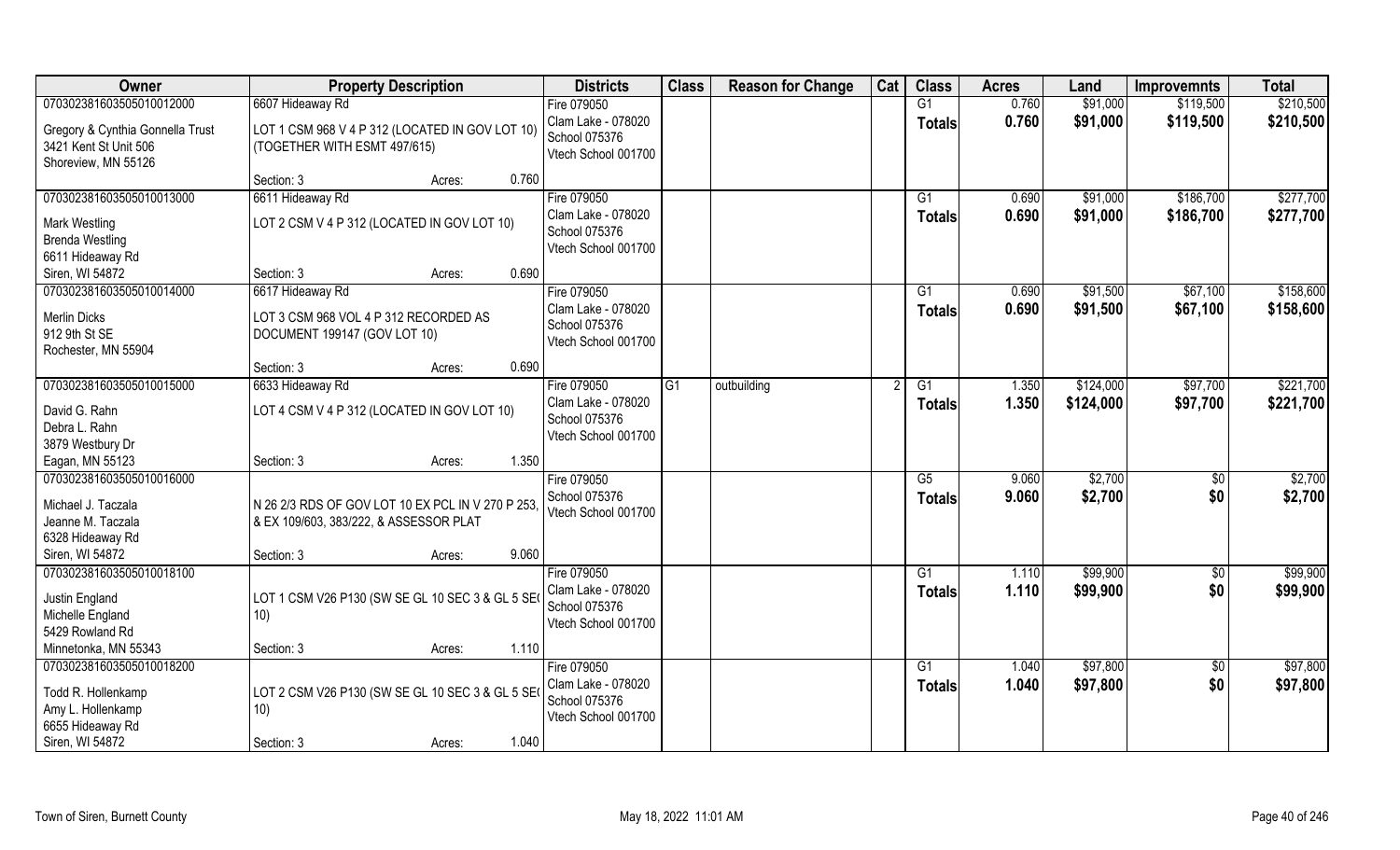| Owner | Property Description | | Districts | Class | Reason for Change | Cat | Class | Acres | Land | Improvemnts | Total |
|---|---|---|---|---|---|---|---|---|---|---|---|
| 070302381603505010012000 | 6607 Hideaway Rd | | Fire 079050 | | | | G1 | 0.760 | $91,000 | $119,500 | $210,500 |
| Gregory & Cynthia Gonnella Trust<br>3421 Kent St Unit 506<br>Shoreview, MN 55126 | LOT 1 CSM 968 V 4 P 312 (LOCATED IN GOV LOT 10) (TOGETHER WITH ESMT 497/615) | | Clam Lake - 078020<br>School 075376<br>Vtech School 001700 | | | | **Totals** | **0.760** | **$91,000** | **$119,500** | **$210,500** |
| | Section: 3 | Acres: 0.760 | | | | | | | | | |
| 070302381603505010013000 | 6611 Hideaway Rd | | Fire 079050 | | | | G1 | 0.690 | $91,000 | $186,700 | $277,700 |
| Mark Westling<br>Brenda Westling<br>6611 Hideaway Rd<br>Siren, WI 54872 | LOT 2 CSM V 4 P 312 (LOCATED IN GOV LOT 10) | | Clam Lake - 078020<br>School 075376<br>Vtech School 001700 | | | | **Totals** | **0.690** | **$91,000** | **$186,700** | **$277,700** |
| | Section: 3 | Acres: 0.690 | | | | | | | | | |
| 070302381603505010014000 | 6617 Hideaway Rd | | Fire 079050 | | | | G1 | 0.690 | $91,500 | $67,100 | $158,600 |
| Merlin Dicks<br>912 9th St SE<br>Rochester, MN 55904 | LOT 3 CSM 968 VOL 4 P 312 RECORDED AS DOCUMENT 199147 (GOV LOT 10) | | Clam Lake - 078020<br>School 075376<br>Vtech School 001700 | | | | **Totals** | **0.690** | **$91,500** | **$67,100** | **$158,600** |
| | Section: 3 | Acres: 0.690 | | | | | | | | | |
| 070302381603505010015000 | 6633 Hideaway Rd | | Fire 079050 | G1 | outbuilding | 2 | G1 | 1.350 | $124,000 | $97,700 | $221,700 |
| David G. Rahn<br>Debra L. Rahn<br>3879 Westbury Dr<br>Eagan, MN 55123 | LOT 4 CSM V 4 P 312 (LOCATED IN GOV LOT 10) | | Clam Lake - 078020<br>School 075376<br>Vtech School 001700 | | | | **Totals** | **1.350** | **$124,000** | **$97,700** | **$221,700** |
| | Section: 3 | Acres: 1.350 | | | | | | | | | |
| 070302381603505010016000 | | | Fire 079050 | | | | G5 | 9.060 | $2,700 | $0 | $2,700 |
| Michael J. Taczala<br>Jeanne M. Taczala<br>6328 Hideaway Rd<br>Siren, WI 54872 | N 26 2/3 RDS OF GOV LOT 10 EX PCL IN V 270 P 253, & EX 109/603, 383/222, & ASSESSOR PLAT | | School 075376<br>Vtech School 001700 | | | | **Totals** | **9.060** | **$2,700** | **$0** | **$2,700** |
| | Section: 3 | Acres: 9.060 | | | | | | | | | |
| 070302381603505010018100 | | | Fire 079050 | | | | G1 | 1.110 | $99,900 | $0 | $99,900 |
| Justin England<br>Michelle England<br>5429 Rowland Rd<br>Minnetonka, MN 55343 | LOT 1 CSM V26 P130 (SW SE GL 10 SEC 3 & GL 5 SEC 10) | | Clam Lake - 078020<br>School 075376<br>Vtech School 001700 | | | | **Totals** | **1.110** | **$99,900** | **$0** | **$99,900** |
| | Section: 3 | Acres: 1.110 | | | | | | | | | |
| 070302381603505010018200 | | | Fire 079050 | | | | G1 | 1.040 | $97,800 | $0 | $97,800 |
| Todd R. Hollenkamp<br>Amy L. Hollenkamp<br>6655 Hideaway Rd<br>Siren, WI 54872 | LOT 2 CSM V26 P130 (SW SE GL 10 SEC 3 & GL 5 SEC 10) | | Clam Lake - 078020<br>School 075376<br>Vtech School 001700 | | | | **Totals** | **1.040** | **$97,800** | **$0** | **$97,800** |
| | Section: 3 | Acres: 1.040 | | | | | | | | | |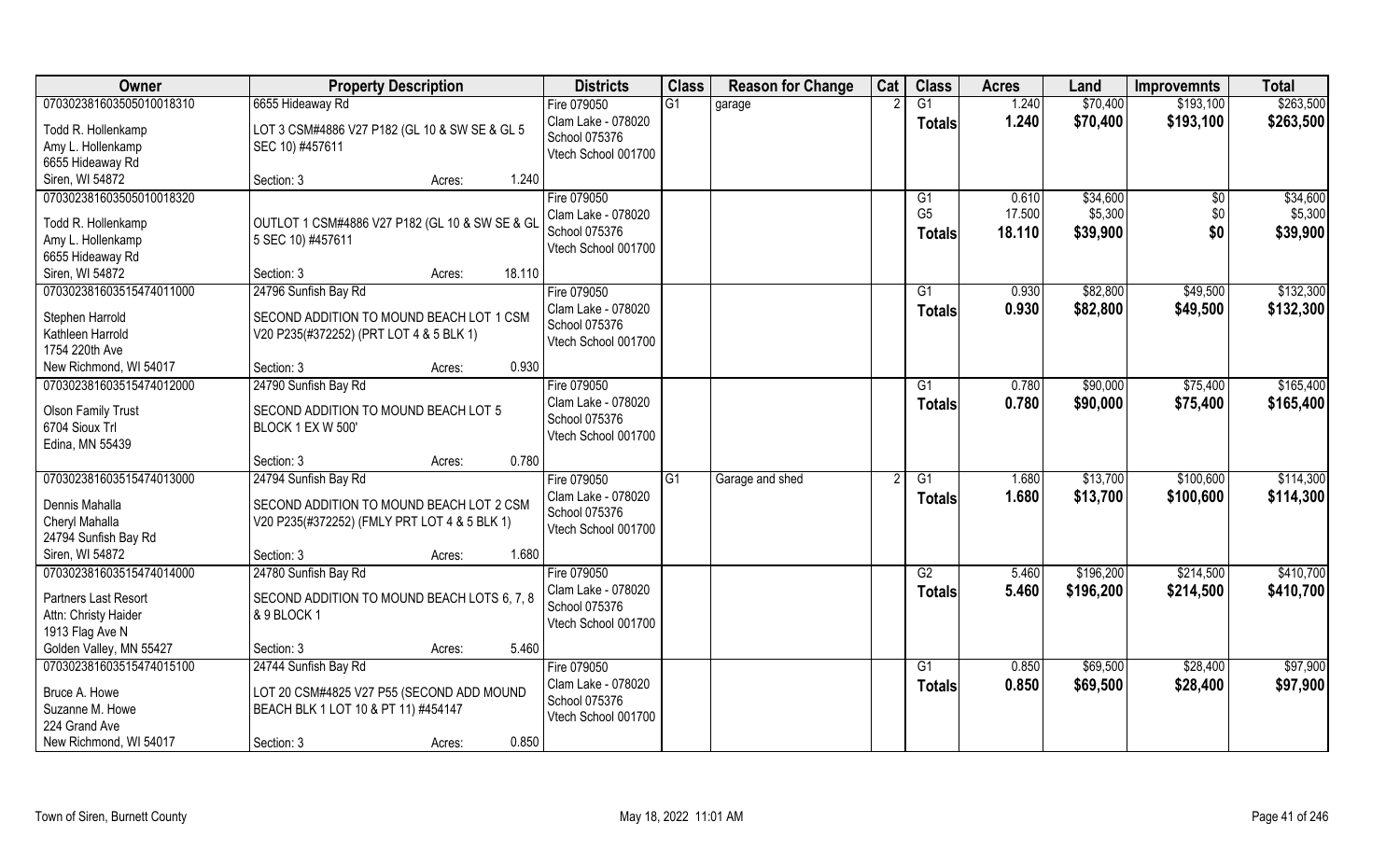| Owner | Property Description | Districts | Class | Reason for Change | Cat | Class | Acres | Land | Improvemnts | Total |
|---|---|---|---|---|---|---|---|---|---|---|
| 070302381603505010018310 | 6655 Hideaway Rd | Fire 079050 | G1 | garage | 2 | G1 | 1.240 | $70,400 | $193,100 | $263,500 |
| Todd R. Hollenkamp<br>Amy L. Hollenkamp<br>6655 Hideaway Rd<br>Siren, WI 54872 | LOT 3 CSM#4886 V27 P182 (GL 10 & SW SE & GL 5 SEC 10) #457611<br>Section: 3 Acres: 1.240 | Clam Lake - 078020<br>School 075376<br>Vtech School 001700 | | | | **Totals** | **1.240** | **$70,400** | **$193,100** | **$263,500** |
| 070302381603505010018320 | | Fire 079050 | | | | G1 | 0.610 | $34,600 | $0 | $34,600 |
| Todd R. Hollenkamp<br>Amy L. Hollenkamp<br>6655 Hideaway Rd<br>Siren, WI 54872 | OUTLOT 1 CSM#4886 V27 P182 (GL 10 & SW SE & GL 5 SEC 10) #457611<br>Section: 3 Acres: 18.110 | Clam Lake - 078020<br>School 075376<br>Vtech School 001700 | | | | G5 | 17.500 | $5,300 | $0 | $5,300 |
| | | | | | | **Totals** | **18.110** | **$39,900** | **$0** | **$39,900** |
| 070302381603515474011000 | 24796 Sunfish Bay Rd | Fire 079050 | | | | G1 | 0.930 | $82,800 | $49,500 | $132,300 |
| Stephen Harrold<br>Kathleen Harrold<br>1754 220th Ave<br>New Richmond, WI 54017 | SECOND ADDITION TO MOUND BEACH LOT 1 CSM V20 P235(#372252) (PRT LOT 4 & 5 BLK 1)<br>Section: 3 Acres: 0.930 | Clam Lake - 078020<br>School 075376<br>Vtech School 001700 | | | | **Totals** | **0.930** | **$82,800** | **$49,500** | **$132,300** |
| 070302381603515474012000 | 24790 Sunfish Bay Rd | Fire 079050 | | | | G1 | 0.780 | $90,000 | $75,400 | $165,400 |
| Olson Family Trust<br>6704 Sioux Trl<br>Edina, MN 55439 | SECOND ADDITION TO MOUND BEACH LOT 5 BLOCK 1 EX W 500'<br>Section: 3 Acres: 0.780 | Clam Lake - 078020<br>School 075376<br>Vtech School 001700 | | | | **Totals** | **0.780** | **$90,000** | **$75,400** | **$165,400** |
| 070302381603515474013000 | 24794 Sunfish Bay Rd | Fire 079050 | G1 | Garage and shed | 2 | G1 | 1.680 | $13,700 | $100,600 | $114,300 |
| Dennis Mahalla<br>Cheryl Mahalla<br>24794 Sunfish Bay Rd<br>Siren, WI 54872 | SECOND ADDITION TO MOUND BEACH LOT 2 CSM V20 P235(#372252) (FMLY PRT LOT 4 & 5 BLK 1)<br>Section: 3 Acres: 1.680 | Clam Lake - 078020<br>School 075376<br>Vtech School 001700 | | | | **Totals** | **1.680** | **$13,700** | **$100,600** | **$114,300** |
| 070302381603515474014000 | 24780 Sunfish Bay Rd | Fire 079050 | | | | G2 | 5.460 | $196,200 | $214,500 | $410,700 |
| Partners Last Resort<br>Attn: Christy Haider<br>1913 Flag Ave N<br>Golden Valley, MN 55427 | SECOND ADDITION TO MOUND BEACH LOTS 6, 7, 8 & 9 BLOCK 1<br>Section: 3 Acres: 5.460 | Clam Lake - 078020<br>School 075376<br>Vtech School 001700 | | | | **Totals** | **5.460** | **$196,200** | **$214,500** | **$410,700** |
| 070302381603515474015100 | 24744 Sunfish Bay Rd | Fire 079050 | | | | G1 | 0.850 | $69,500 | $28,400 | $97,900 |
| Bruce A. Howe<br>Suzanne M. Howe<br>224 Grand Ave<br>New Richmond, WI 54017 | LOT 20 CSM#4825 V27 P55 (SECOND ADD MOUND BEACH BLK 1 LOT 10 & PT 11) #454147<br>Section: 3 Acres: 0.850 | Clam Lake - 078020<br>School 075376<br>Vtech School 001700 | | | | **Totals** | **0.850** | **$69,500** | **$28,400** | **$97,900** |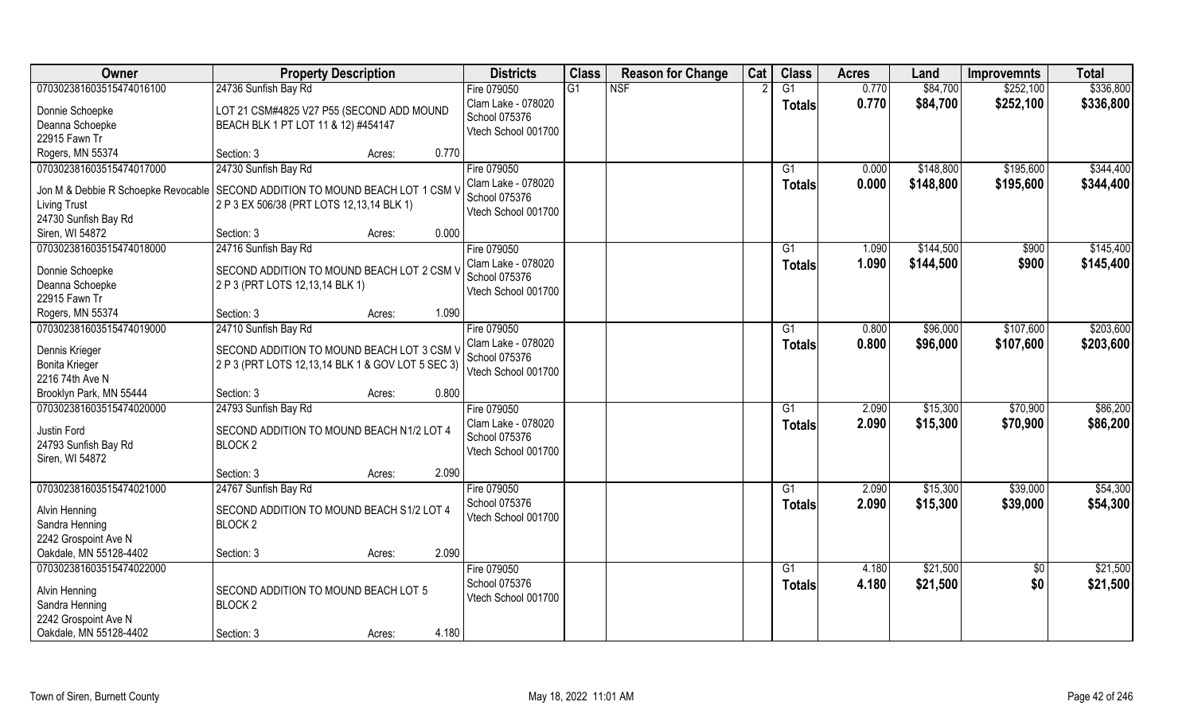| Owner | Property Description | Districts | Class | Reason for Change | Cat | Class | Acres | Land | Improvemnts | Total |
|---|---|---|---|---|---|---|---|---|---|---|
| 070302381603515474016100<br>Donnie Schoepke<br>Deanna Schoepke<br>22915 Fawn Tr<br>Rogers, MN 55374 | 24736 Sunfish Bay Rd<br>LOT 21 CSM#4825 V27 P55 (SECOND ADD MOUND BEACH BLK 1 PT LOT 11 & 12) #454147<br>Section: 3 Acres: 0.770 | Fire 079050<br>Clam Lake - 078020<br>School 075376<br>Vtech School 001700 | G1 | NSF | 2 | G1<br>Totals | 0.770<br>0.770 | $84,700<br>$84,700 | $252,100<br>$252,100 | $336,800<br>$336,800 |
| 070302381603515474017000<br>Jon M & Debbie R Schoepke Revocable Living Trust<br>24730 Sunfish Bay Rd<br>Siren, WI 54872 | 24730 Sunfish Bay Rd<br>SECOND ADDITION TO MOUND BEACH LOT 1 CSM V 2 P 3 EX 506/38 (PRT LOTS 12,13,14 BLK 1)<br>Section: 3 Acres: 0.000 | Fire 079050<br>Clam Lake - 078020<br>School 075376<br>Vtech School 001700 | | | | G1<br>Totals | 0.000<br>0.000 | $148,800<br>$148,800 | $195,600<br>$195,600 | $344,400<br>$344,400 |
| 070302381603515474018000<br>Donnie Schoepke<br>Deanna Schoepke<br>22915 Fawn Tr<br>Rogers, MN 55374 | 24716 Sunfish Bay Rd<br>SECOND ADDITION TO MOUND BEACH LOT 2 CSM V 2 P 3 (PRT LOTS 12,13,14 BLK 1)<br>Section: 3 Acres: 1.090 | Fire 079050<br>Clam Lake - 078020<br>School 075376<br>Vtech School 001700 | | | | G1<br>Totals | 1.090<br>1.090 | $144,500<br>$144,500 | $900<br>$900 | $145,400<br>$145,400 |
| 070302381603515474019000<br>Dennis Krieger<br>Bonita Krieger<br>2216 74th Ave N<br>Brooklyn Park, MN 55444 | 24710 Sunfish Bay Rd<br>SECOND ADDITION TO MOUND BEACH LOT 3 CSM V 2 P 3 (PRT LOTS 12,13,14 BLK 1 & GOV LOT 5 SEC 3)<br>Section: 3 Acres: 0.800 | Fire 079050<br>Clam Lake - 078020<br>School 075376<br>Vtech School 001700 | | | | G1<br>Totals | 0.800<br>0.800 | $96,000<br>$96,000 | $107,600<br>$107,600 | $203,600<br>$203,600 |
| 070302381603515474020000<br>Justin Ford<br>24793 Sunfish Bay Rd<br>Siren, WI 54872 | 24793 Sunfish Bay Rd<br>SECOND ADDITION TO MOUND BEACH N1/2 LOT 4 BLOCK 2<br>Section: 3 Acres: 2.090 | Fire 079050<br>Clam Lake - 078020<br>School 075376<br>Vtech School 001700 | | | | G1<br>Totals | 2.090<br>2.090 | $15,300<br>$15,300 | $70,900<br>$70,900 | $86,200<br>$86,200 |
| 070302381603515474021000<br>Alvin Henning<br>Sandra Henning<br>2242 Grospoint Ave N<br>Oakdale, MN 55128-4402 | 24767 Sunfish Bay Rd<br>SECOND ADDITION TO MOUND BEACH S1/2 LOT 4 BLOCK 2<br>Section: 3 Acres: 2.090 | Fire 079050<br>School 075376<br>Vtech School 001700 | | | | G1<br>Totals | 2.090<br>2.090 | $15,300<br>$15,300 | $39,000<br>$39,000 | $54,300<br>$54,300 |
| 070302381603515474022000<br>Alvin Henning<br>Sandra Henning<br>2242 Grospoint Ave N<br>Oakdale, MN 55128-4402 | SECOND ADDITION TO MOUND BEACH LOT 5 BLOCK 2<br>Section: 3 Acres: 4.180 | Fire 079050<br>School 075376<br>Vtech School 001700 | | | | G1<br>Totals | 4.180<br>4.180 | $21,500<br>$21,500 | $0<br>$0 | $21,500<br>$21,500 |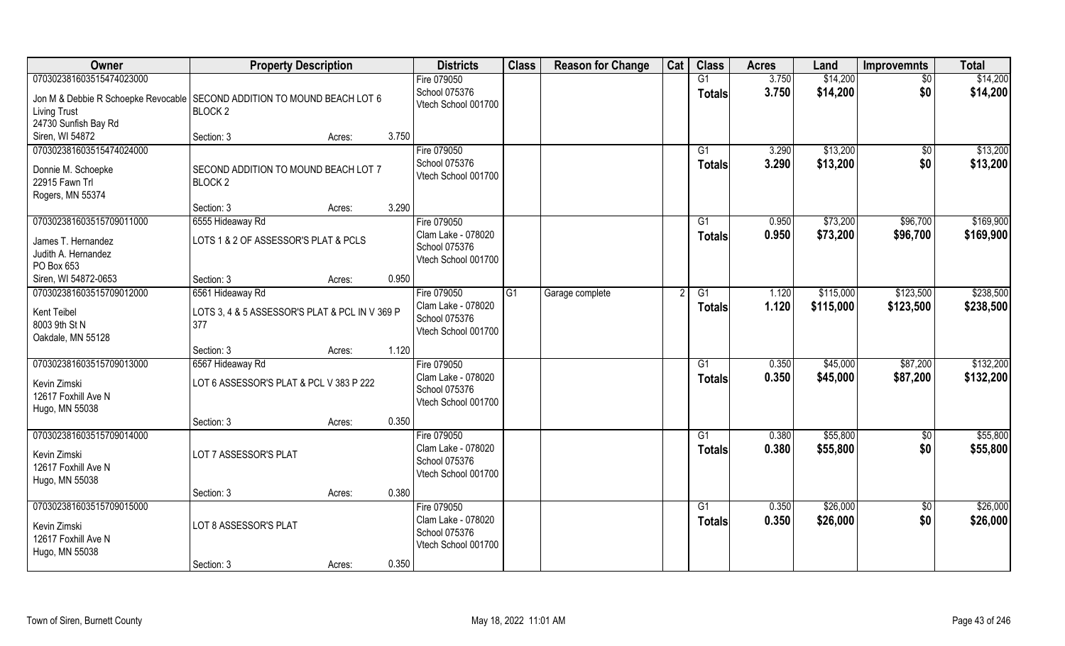| Owner | Property Description | Districts | Class | Reason for Change | Cat | Class | Acres | Land | Improvemnts | Total |
|---|---|---|---|---|---|---|---|---|---|---|
| 070302381603515474023000<br>Jon M & Debbie R Schoepke Revocable Living Trust<br>24730 Sunfish Bay Rd<br>Siren, WI 54872 | SECOND ADDITION TO MOUND BEACH LOT 6 BLOCK 2<br>Section: 3 Acres: 3.750 | Fire 079050<br>School 075376<br>Vtech School 001700 | | | | G1<br>**Totals** | 3.750<br>**3.750** | $14,200<br>**$14,200** | $0<br>**$0** | $14,200<br>**$14,200** |
| 070302381603515474024000<br>Donnie M. Schoepke<br>22915 Fawn Trl<br>Rogers, MN 55374 | SECOND ADDITION TO MOUND BEACH LOT 7 BLOCK 2<br>Section: 3 Acres: 3.290 | Fire 079050<br>School 075376<br>Vtech School 001700 | | | | G1<br>**Totals** | 3.290<br>**3.290** | $13,200<br>**$13,200** | $0<br>**$0** | $13,200<br>**$13,200** |
| 070302381603515709011000<br>James T. Hernandez<br>Judith A. Hernandez<br>PO Box 653<br>Siren, WI 54872-0653 | 6555 Hideaway Rd<br>LOTS 1 & 2 OF ASSESSOR'S PLAT & PCLS<br>Section: 3 Acres: 0.950 | Fire 079050<br>Clam Lake - 078020<br>School 075376<br>Vtech School 001700 | | | | G1<br>**Totals** | 0.950<br>**0.950** | $73,200<br>**$73,200** | $96,700<br>**$96,700** | $169,900<br>**$169,900** |
| 070302381603515709012000<br>Kent Teibel<br>8003 9th St N<br>Oakdale, MN 55128 | 6561 Hideaway Rd<br>LOTS 3, 4 & 5 ASSESSOR'S PLAT & PCL IN V 369 P 377<br>Section: 3 Acres: 1.120 | Fire 079050<br>Clam Lake - 078020<br>School 075376<br>Vtech School 001700 | G1 | Garage complete | 2 | G1<br>**Totals** | 1.120<br>**1.120** | $115,000<br>**$115,000** | $123,500<br>**$123,500** | $238,500<br>**$238,500** |
| 070302381603515709013000<br>Kevin Zimski<br>12617 Foxhill Ave N<br>Hugo, MN 55038 | 6567 Hideaway Rd<br>LOT 6 ASSESSOR'S PLAT & PCL V 383 P 222<br>Section: 3 Acres: 0.350 | Fire 079050<br>Clam Lake - 078020<br>School 075376<br>Vtech School 001700 | | | | G1<br>**Totals** | 0.350<br>**0.350** | $45,000<br>**$45,000** | $87,200<br>**$87,200** | $132,200<br>**$132,200** |
| 070302381603515709014000<br>Kevin Zimski<br>12617 Foxhill Ave N<br>Hugo, MN 55038 | LOT 7 ASSESSOR'S PLAT<br>Section: 3 Acres: 0.380 | Fire 079050<br>Clam Lake - 078020<br>School 075376<br>Vtech School 001700 | | | | G1<br>**Totals** | 0.380<br>**0.380** | $55,800<br>**$55,800** | $0<br>**$0** | $55,800<br>**$55,800** |
| 070302381603515709015000<br>Kevin Zimski<br>12617 Foxhill Ave N<br>Hugo, MN 55038 | LOT 8 ASSESSOR'S PLAT<br>Section: 3 Acres: 0.350 | Fire 079050<br>Clam Lake - 078020<br>School 075376<br>Vtech School 001700 | | | | G1<br>**Totals** | 0.350<br>**0.350** | $26,000<br>**$26,000** | $0<br>**$0** | $26,000<br>**$26,000** |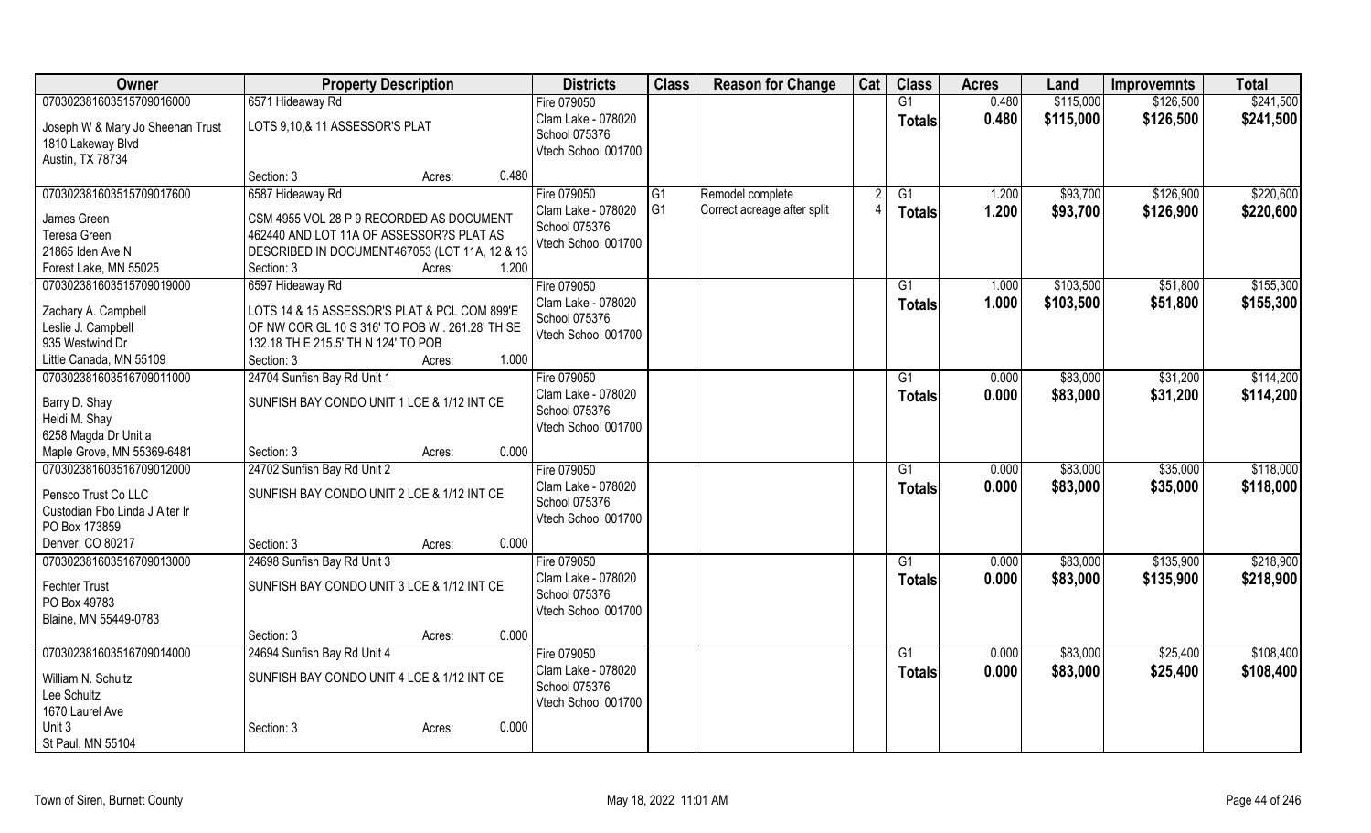| Owner | Property Description | Districts | Class | Reason for Change | Cat | Class | Acres | Land | Improvemnts | Total |
|---|---|---|---|---|---|---|---|---|---|---|
| 070302381603515709016000 | 6571 Hideaway Rd | Fire 079050 | | | | G1 | 0.480 | $115,000 | $126,500 | $241,500 |
| Joseph W & Mary Jo Sheehan Trust<br>1810 Lakeway Blvd<br>Austin, TX 78734 | LOTS 9,10,& 11 ASSESSOR'S PLAT<br>Section: 3 Acres: 0.480 | Clam Lake - 078020<br>School 075376<br>Vtech School 001700 | | | | **Totals** | **0.480** | **$115,000** | **$126,500** | **$241,500** |
| 070302381603515709017600 | 6587 Hideaway Rd | Fire 079050 | G1 | Remodel complete | 2 | G1 | 1.200 | $93,700 | $126,900 | $220,600 |
| James Green<br>Teresa Green<br>21865 Iden Ave N<br>Forest Lake, MN 55025 | CSM 4955 VOL 28 P 9 RECORDED AS DOCUMENT 462440 AND LOT 11A OF ASSESSOR?S PLAT AS DESCRIBED IN DOCUMENT467053 (LOT 11A, 12 & 13<br>Section: 3 Acres: 1.200 | Clam Lake - 078020<br>School 075376<br>Vtech School 001700 | G1 | Correct acreage after split | 4 | **Totals** | **1.200** | **$93,700** | **$126,900** | **$220,600** |
| 070302381603515709019000 | 6597 Hideaway Rd | Fire 079050 | | | | G1 | 1.000 | $103,500 | $51,800 | $155,300 |
| Zachary A. Campbell<br>Leslie J. Campbell<br>935 Westwind Dr<br>Little Canada, MN 55109 | LOTS 14 & 15 ASSESSOR'S PLAT & PCL COM 899'E OF NW COR GL 10 S 316' TO POB W . 261.28' TH SE 132.18 TH E 215.5' TH N 124' TO POB<br>Section: 3 Acres: 1.000 | Clam Lake - 078020<br>School 075376<br>Vtech School 001700 | | | | **Totals** | **1.000** | **$103,500** | **$51,800** | **$155,300** |
| 070302381603516709011000 | 24704 Sunfish Bay Rd Unit 1 | Fire 079050 | | | | G1 | 0.000 | $83,000 | $31,200 | $114,200 |
| Barry D. Shay<br>Heidi M. Shay<br>6258 Magda Dr Unit a<br>Maple Grove, MN 55369-6481 | SUNFISH BAY CONDO UNIT 1 LCE & 1/12 INT CE<br>Section: 3 Acres: 0.000 | Clam Lake - 078020<br>School 075376<br>Vtech School 001700 | | | | **Totals** | **0.000** | **$83,000** | **$31,200** | **$114,200** |
| 070302381603516709012000 | 24702 Sunfish Bay Rd Unit 2 | Fire 079050 | | | | G1 | 0.000 | $83,000 | $35,000 | $118,000 |
| Pensco Trust Co LLC<br>Custodian Fbo Linda J Alter Ir<br>PO Box 173859<br>Denver, CO 80217 | SUNFISH BAY CONDO UNIT 2 LCE & 1/12 INT CE<br>Section: 3 Acres: 0.000 | Clam Lake - 078020<br>School 075376<br>Vtech School 001700 | | | | **Totals** | **0.000** | **$83,000** | **$35,000** | **$118,000** |
| 070302381603516709013000 | 24698 Sunfish Bay Rd Unit 3 | Fire 079050 | | | | G1 | 0.000 | $83,000 | $135,900 | $218,900 |
| Fechter Trust<br>PO Box 49783<br>Blaine, MN 55449-0783 | SUNFISH BAY CONDO UNIT 3 LCE & 1/12 INT CE<br>Section: 3 Acres: 0.000 | Clam Lake - 078020<br>School 075376<br>Vtech School 001700 | | | | **Totals** | **0.000** | **$83,000** | **$135,900** | **$218,900** |
| 070302381603516709014000 | 24694 Sunfish Bay Rd Unit 4 | Fire 079050 | | | | G1 | 0.000 | $83,000 | $25,400 | $108,400 |
| William N. Schultz<br>Lee Schultz<br>1670 Laurel Ave<br>Unit 3<br>St Paul, MN 55104 | SUNFISH BAY CONDO UNIT 4 LCE & 1/12 INT CE<br>Section: 3 Acres: 0.000 | Clam Lake - 078020<br>School 075376<br>Vtech School 001700 | | | | **Totals** | **0.000** | **$83,000** | **$25,400** | **$108,400** |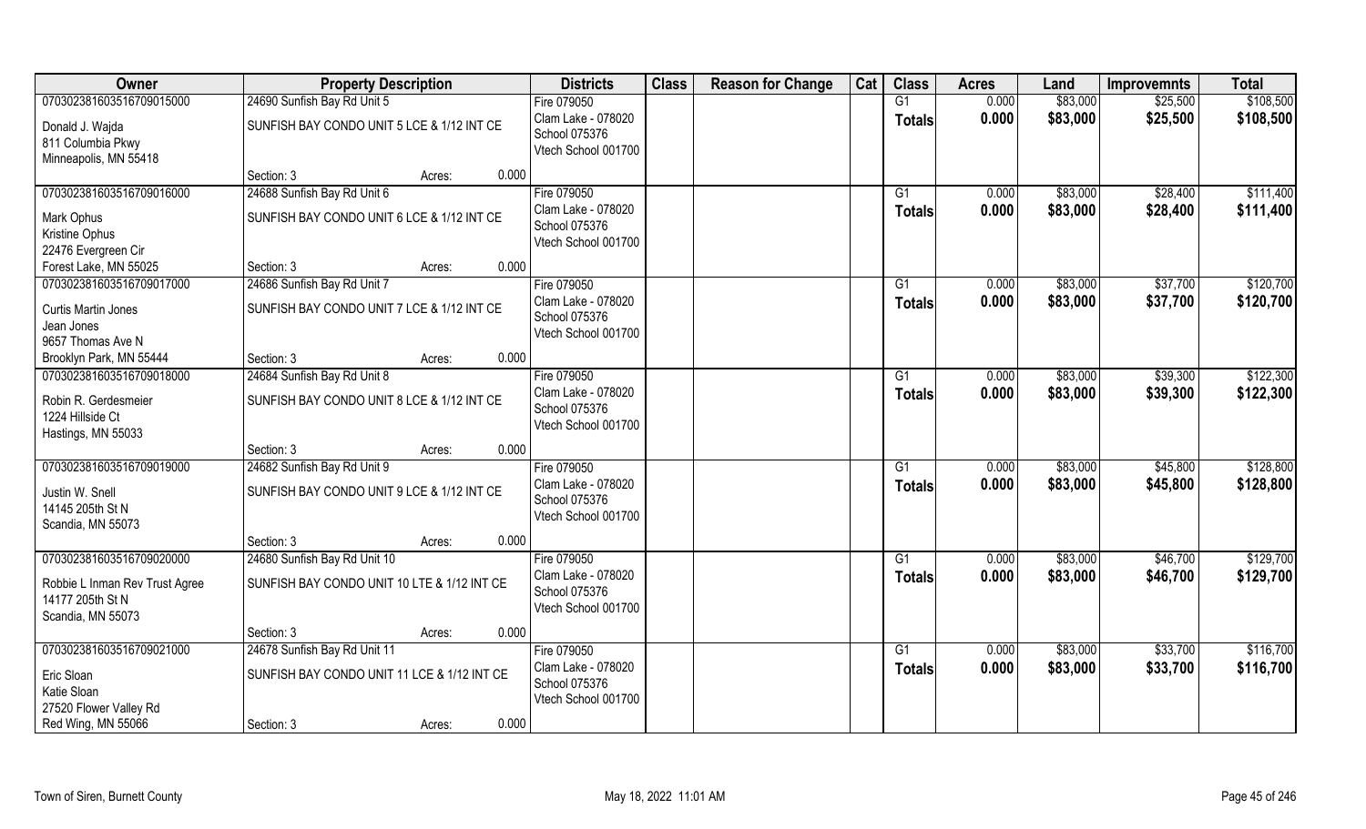| Owner | Property Description | | Districts | Class | Reason for Change | Cat | Class | Acres | Land | Improvemnts | Total |
|---|---|---|---|---|---|---|---|---|---|---|---|
| 070302381603516709015000 | 24690 Sunfish Bay Rd Unit 5 | | Fire 079050 | | | | G1 | 0.000 | $83,000 | $25,500 | $108,500 |
| Donald J. Wajda<br>811 Columbia Pkwy<br>Minneapolis, MN 55418 | SUNFISH BAY CONDO UNIT 5 LCE & 1/12 INT CE | | Clam Lake - 078020<br>School 075376<br>Vtech School 001700 | | | | Totals | 0.000 | $83,000 | $25,500 | $108,500 |
| | Section: 3 | Acres: 0.000 | | | | | | | | | |
| 070302381603516709016000 | 24688 Sunfish Bay Rd Unit 6 | | Fire 079050 | | | | G1 | 0.000 | $83,000 | $28,400 | $111,400 |
| Mark Ophus<br>Kristine Ophus<br>22476 Evergreen Cir<br>Forest Lake, MN 55025 | SUNFISH BAY CONDO UNIT 6 LCE & 1/12 INT CE | | Clam Lake - 078020<br>School 075376<br>Vtech School 001700 | | | | Totals | 0.000 | $83,000 | $28,400 | $111,400 |
| | Section: 3 | Acres: 0.000 | | | | | | | | | |
| 070302381603516709017000 | 24686 Sunfish Bay Rd Unit 7 | | Fire 079050 | | | | G1 | 0.000 | $83,000 | $37,700 | $120,700 |
| Curtis Martin Jones<br>Jean Jones<br>9657 Thomas Ave N<br>Brooklyn Park, MN 55444 | SUNFISH BAY CONDO UNIT 7 LCE & 1/12 INT CE | | Clam Lake - 078020<br>School 075376<br>Vtech School 001700 | | | | Totals | 0.000 | $83,000 | $37,700 | $120,700 |
| | Section: 3 | Acres: 0.000 | | | | | | | | | |
| 070302381603516709018000 | 24684 Sunfish Bay Rd Unit 8 | | Fire 079050 | | | | G1 | 0.000 | $83,000 | $39,300 | $122,300 |
| Robin R. Gerdesmeier<br>1224 Hillside Ct<br>Hastings, MN 55033 | SUNFISH BAY CONDO UNIT 8 LCE & 1/12 INT CE | | Clam Lake - 078020<br>School 075376<br>Vtech School 001700 | | | | Totals | 0.000 | $83,000 | $39,300 | $122,300 |
| | Section: 3 | Acres: 0.000 | | | | | | | | | |
| 070302381603516709019000 | 24682 Sunfish Bay Rd Unit 9 | | Fire 079050 | | | | G1 | 0.000 | $83,000 | $45,800 | $128,800 |
| Justin W. Snell<br>14145 205th St N<br>Scandia, MN 55073 | SUNFISH BAY CONDO UNIT 9 LCE & 1/12 INT CE | | Clam Lake - 078020<br>School 075376<br>Vtech School 001700 | | | | Totals | 0.000 | $83,000 | $45,800 | $128,800 |
| | Section: 3 | Acres: 0.000 | | | | | | | | | |
| 070302381603516709020000 | 24680 Sunfish Bay Rd Unit 10 | | Fire 079050 | | | | G1 | 0.000 | $83,000 | $46,700 | $129,700 |
| Robbie L Inman Rev Trust Agree<br>14177 205th St N<br>Scandia, MN 55073 | SUNFISH BAY CONDO UNIT 10 LTE & 1/12 INT CE | | Clam Lake - 078020<br>School 075376<br>Vtech School 001700 | | | | Totals | 0.000 | $83,000 | $46,700 | $129,700 |
| | Section: 3 | Acres: 0.000 | | | | | | | | | |
| 070302381603516709021000 | 24678 Sunfish Bay Rd Unit 11 | | Fire 079050 | | | | G1 | 0.000 | $83,000 | $33,700 | $116,700 |
| Eric Sloan<br>Katie Sloan<br>27520 Flower Valley Rd<br>Red Wing, MN 55066 | SUNFISH BAY CONDO UNIT 11 LCE & 1/12 INT CE | | Clam Lake - 078020<br>School 075376<br>Vtech School 001700 | | | | Totals | 0.000 | $83,000 | $33,700 | $116,700 |
| | Section: 3 | Acres: 0.000 | | | | | | | | | |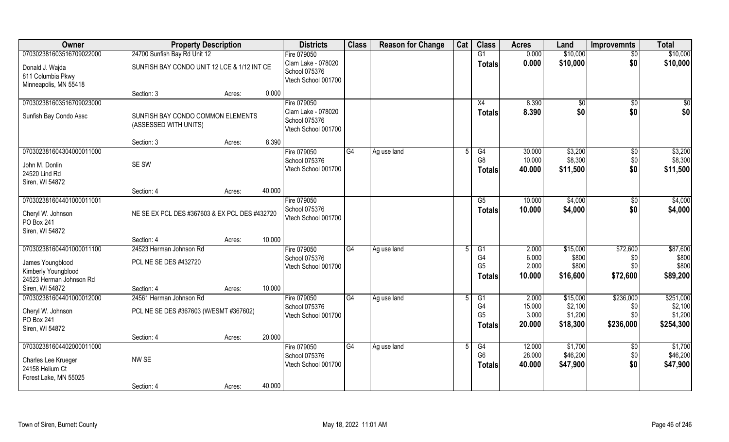| Owner | Property Description | | | Districts | Class | Reason for Change | Cat | Class | Acres | Land | Improvemnts | Total |
|---|---|---|---|---|---|---|---|---|---|---|---|---|
| 070302381603516709022000 | 24700 Sunfish Bay Rd Unit 12 | | | Fire 079050 | | | | G1 | 0.000 | $10,000 | $0 | $10,000 |
| Donald J. Wajda<br>811 Columbia Pkwy<br>Minneapolis, MN 55418 | SUNFISH BAY CONDO UNIT 12 LCE & 1/12 INT CE | | | Clam Lake - 078020<br>School 075376<br>Vtech School 001700 | | | | Totals | 0.000 | $10,000 | $0 | $10,000 |
| | Section: 3 | Acres: | 0.000 | | | | | | | | | |
| 070302381603516709023000 | | | | Fire 079050 | | | | X4 | 8.390 | $0 | $0 | $0 |
| Sunfish Bay Condo Assc | SUNFISH BAY CONDO COMMON ELEMENTS (ASSESSED WITH UNITS) | | | Clam Lake - 078020<br>School 075376<br>Vtech School 001700 | | | | Totals | 8.390 | $0 | $0 | $0 |
| | Section: 3 | Acres: | 8.390 | | | | | | | | | |
| 070302381604304000011000 | | | | Fire 079050 | G4 | Ag use land | 5 | G4 | 30.000 | $3,200 | $0 | $3,200 |
| John M. Donlin<br>24520 Lind Rd<br>Siren, WI 54872 | SE SW | | | School 075376<br>Vtech School 001700 | | | | G8 | 10.000 | $8,300 | $0 | $8,300 |
| | | | | | | | | Totals | 40.000 | $11,500 | $0 | $11,500 |
| | Section: 4 | Acres: | 40.000 | | | | | | | | | |
| 070302381604401000011001 | | | | Fire 079050 | | | | G5 | 10.000 | $4,000 | $0 | $4,000 |
| Cheryl W. Johnson<br>PO Box 241<br>Siren, WI 54872 | NE SE EX PCL DES #367603 & EX PCL DES #432720 | | | School 075376<br>Vtech School 001700 | | | | Totals | 10.000 | $4,000 | $0 | $4,000 |
| | Section: 4 | Acres: | 10.000 | | | | | | | | | |
| 070302381604401000011100 | 24523 Herman Johnson Rd | | | Fire 079050 | G4 | Ag use land | 5 | G1 | 2.000 | $15,000 | $72,600 | $87,600 |
| James Youngblood<br>Kimberly Youngblood<br>24523 Herman Johnson Rd<br>Siren, WI 54872 | PCL NE SE DES #432720 | | | School 075376<br>Vtech School 001700 | | | | G4 | 6.000 | $800 | $0 | $800 |
| | | | | | | | | G5 | 2.000 | $800 | $0 | $800 |
| | | | | | | | | Totals | 10.000 | $16,600 | $72,600 | $89,200 |
| | Section: 4 | Acres: | 10.000 | | | | | | | | | |
| 070302381604401000012000 | 24561 Herman Johnson Rd | | | Fire 079050 | G4 | Ag use land | 5 | G1 | 2.000 | $15,000 | $236,000 | $251,000 |
| Cheryl W. Johnson<br>PO Box 241<br>Siren, WI 54872 | PCL NE SE DES #367603 (W/ESMT #367602) | | | School 075376<br>Vtech School 001700 | | | | G4 | 15.000 | $2,100 | $0 | $2,100 |
| | | | | | | | | G5 | 3.000 | $1,200 | $0 | $1,200 |
| | | | | | | | | Totals | 20.000 | $18,300 | $236,000 | $254,300 |
| | Section: 4 | Acres: | 20.000 | | | | | | | | | |
| 070302381604402000011000 | | | | Fire 079050 | G4 | Ag use land | 5 | G4 | 12.000 | $1,700 | $0 | $1,700 |
| Charles Lee Krueger<br>24158 Helium Ct<br>Forest Lake, MN 55025 | NW SE | | | School 075376<br>Vtech School 001700 | | | | G6 | 28.000 | $46,200 | $0 | $46,200 |
| | | | | | | | | Totals | 40.000 | $47,900 | $0 | $47,900 |
| | Section: 4 | Acres: | 40.000 | | | | | | | | | |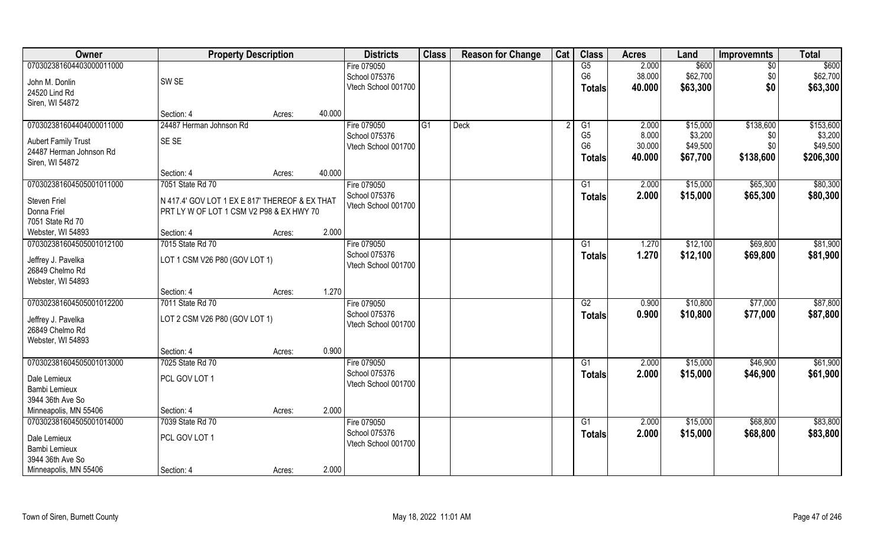| Owner | Property Description | | Districts | Class | Reason for Change | Cat | Class | Acres | Land | Improvemnts | Total |
|---|---|---|---|---|---|---|---|---|---|---|---|
| 07030238160440300001100 0<br>John M. Donlin<br>24520 Lind Rd<br>Siren, WI 54872 | SW SE<br>Section: 4 | Acres: 40.000 | Fire 079050<br>School 075376<br>Vtech School 001700 | | | | G5<br>G6<br>**Totals** | 2.000<br>38.000<br>**40.000** | $600<br>$62,700<br>**$63,300** | $0<br>$0<br>**$0** | $600<br>$62,700<br>**$63,300** |
| 070302381604404000011000<br>Aubert Family Trust<br>24487 Herman Johnson Rd<br>Siren, WI 54872 | 24487 Herman Johnson Rd<br>SE SE<br>Section: 4 | Acres: 40.000 | Fire 079050<br>School 075376<br>Vtech School 001700 | G1 | Deck | 2 | G1<br>G5<br>G6<br>**Totals** | 2.000<br>8.000<br>30.000<br>**40.000** | $15,000<br>$3,200<br>$49,500<br>**$67,700** | $138,600<br>$0<br>$0<br>**$138,600** | $153,600<br>$3,200<br>$49,500<br>**$206,300** |
| 070302381604505001011000<br>Steven Friel<br>Donna Friel<br>7051 State Rd 70<br>Webster, WI 54893 | 7051 State Rd 70<br>N 417.4' GOV LOT 1 EX E 817' THEREOF & EX THAT PRT LY W OF LOT 1 CSM V2 P98 & EX HWY 70<br>Section: 4 | Acres: 2.000 | Fire 079050<br>School 075376<br>Vtech School 001700 | | | | G1<br>**Totals** | 2.000<br>**2.000** | $15,000<br>**$15,000** | $65,300<br>**$65,300** | $80,300<br>**$80,300** |
| 070302381604505001012100<br>Jeffrey J. Pavelka<br>26849 Chelmo Rd<br>Webster, WI 54893 | 7015 State Rd 70<br>LOT 1 CSM V26 P80 (GOV LOT 1)<br>Section: 4 | Acres: 1.270 | Fire 079050<br>School 075376<br>Vtech School 001700 | | | | G1<br>**Totals** | 1.270<br>**1.270** | $12,100<br>**$12,100** | $69,800<br>**$69,800** | $81,900<br>**$81,900** |
| 070302381604505001012200<br>Jeffrey J. Pavelka<br>26849 Chelmo Rd<br>Webster, WI 54893 | 7011 State Rd 70<br>LOT 2 CSM V26 P80 (GOV LOT 1)<br>Section: 4 | Acres: 0.900 | Fire 079050<br>School 075376<br>Vtech School 001700 | | | | G2<br>**Totals** | 0.900<br>**0.900** | $10,800<br>**$10,800** | $77,000<br>**$77,000** | $87,800<br>**$87,800** |
| 070302381604505001013000<br>Dale Lemieux<br>Bambi Lemieux<br>3944 36th Ave So<br>Minneapolis, MN 55406 | 7025 State Rd 70<br>PCL GOV LOT 1<br>Section: 4 | Acres: 2.000 | Fire 079050<br>School 075376<br>Vtech School 001700 | | | | G1<br>**Totals** | 2.000<br>**2.000** | $15,000<br>**$15,000** | $46,900<br>**$46,900** | $61,900<br>**$61,900** |
| 070302381604505001014000<br>Dale Lemieux<br>Bambi Lemieux<br>3944 36th Ave So<br>Minneapolis, MN 55406 | 7039 State Rd 70<br>PCL GOV LOT 1<br>Section: 4 | Acres: 2.000 | Fire 079050<br>School 075376<br>Vtech School 001700 | | | | G1<br>**Totals** | 2.000<br>**2.000** | $15,000<br>**$15,000** | $68,800<br>**$68,800** | $83,800<br>**$83,800** |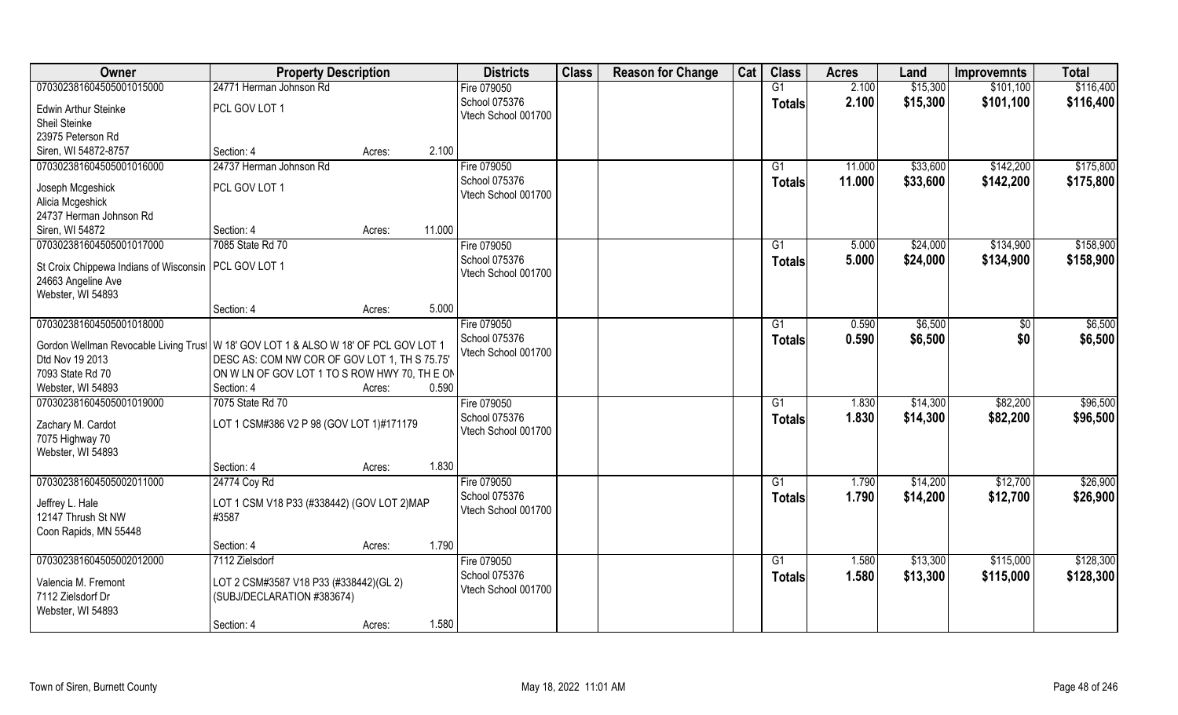| Owner | Property Description | | | Districts | Class | Reason for Change | Cat | Class | Acres | Land | Improvemnts | Total |
|---|---|---|---|---|---|---|---|---|---|---|---|---|
| 070302381604505001015000 | 24771 Herman Johnson Rd | | | Fire 079050 | | | | G1 | 2.100 | $15,300 | $101,100 | $116,400 |
| Edwin Arthur Steinke<br>Sheil Steinke<br>23975 Peterson Rd<br>Siren, WI 54872-8757 | PCL GOV LOT 1 | | | School 075376<br>Vtech School 001700 | | | | Totals | 2.100 | $15,300 | $101,100 | $116,400 |
| | Section: 4 | Acres: | 2.100 | | | | | | | | | |
| 070302381604505001016000 | 24737 Herman Johnson Rd | | | Fire 079050 | | | | G1 | 11.000 | $33,600 | $142,200 | $175,800 |
| Joseph Mcgeshick<br>Alicia Mcgeshick<br>24737 Herman Johnson Rd<br>Siren, WI 54872 | PCL GOV LOT 1 | | | School 075376<br>Vtech School 001700 | | | | Totals | 11.000 | $33,600 | $142,200 | $175,800 |
| | Section: 4 | Acres: | 11.000 | | | | | | | | | |
| 070302381604505001017000 | 7085 State Rd 70 | | | Fire 079050 | | | | G1 | 5.000 | $24,000 | $134,900 | $158,900 |
| St Croix Chippewa Indians of Wisconsin<br>24663 Angeline Ave<br>Webster, WI 54893 | PCL GOV LOT 1 | | | School 075376<br>Vtech School 001700 | | | | Totals | 5.000 | $24,000 | $134,900 | $158,900 |
| | Section: 4 | Acres: | 5.000 | | | | | | | | | |
| 070302381604505001018000 | | | | Fire 079050 | | | | G1 | 0.590 | $6,500 | $0 | $6,500 |
| Gordon Wellman Revocable Living Trust<br>Dtd Nov 19 2013<br>7093 State Rd 70<br>Webster, WI 54893 | W 18' GOV LOT 1 & ALSO W 18' OF PCL GOV LOT 1 DESC AS: COM NW COR OF GOV LOT 1, TH S 75.75' ON W LN OF GOV LOT 1 TO S ROW HWY 70, TH E ON | | | School 075376<br>Vtech School 001700 | | | | Totals | 0.590 | $6,500 | $0 | $6,500 |
| | Section: 4 | Acres: | 0.590 | | | | | | | | | |
| 070302381604505001019000 | 7075 State Rd 70 | | | Fire 079050 | | | | G1 | 1.830 | $14,300 | $82,200 | $96,500 |
| Zachary M. Cardot<br>7075 Highway 70<br>Webster, WI 54893 | LOT 1 CSM#386 V2 P 98 (GOV LOT 1)#171179 | | | School 075376<br>Vtech School 001700 | | | | Totals | 1.830 | $14,300 | $82,200 | $96,500 |
| | Section: 4 | Acres: | 1.830 | | | | | | | | | |
| 070302381604505002011000 | 24774 Coy Rd | | | Fire 079050 | | | | G1 | 1.790 | $14,200 | $12,700 | $26,900 |
| Jeffrey L. Hale<br>12147 Thrush St NW<br>Coon Rapids, MN 55448 | LOT 1 CSM V18 P33 (#338442) (GOV LOT 2)MAP #3587 | | | School 075376<br>Vtech School 001700 | | | | Totals | 1.790 | $14,200 | $12,700 | $26,900 |
| | Section: 4 | Acres: | 1.790 | | | | | | | | | |
| 070302381604505002012000 | 7112 Zielsdorf | | | Fire 079050 | | | | G1 | 1.580 | $13,300 | $115,000 | $128,300 |
| Valencia M. Fremont<br>7112 Zielsdorf Dr<br>Webster, WI 54893 | LOT 2 CSM#3587 V18 P33 (#338442)(GL 2) (SUBJ/DECLARATION #383674) | | | School 075376<br>Vtech School 001700 | | | | Totals | 1.580 | $13,300 | $115,000 | $128,300 |
| | Section: 4 | Acres: | 1.580 | | | | | | | | | |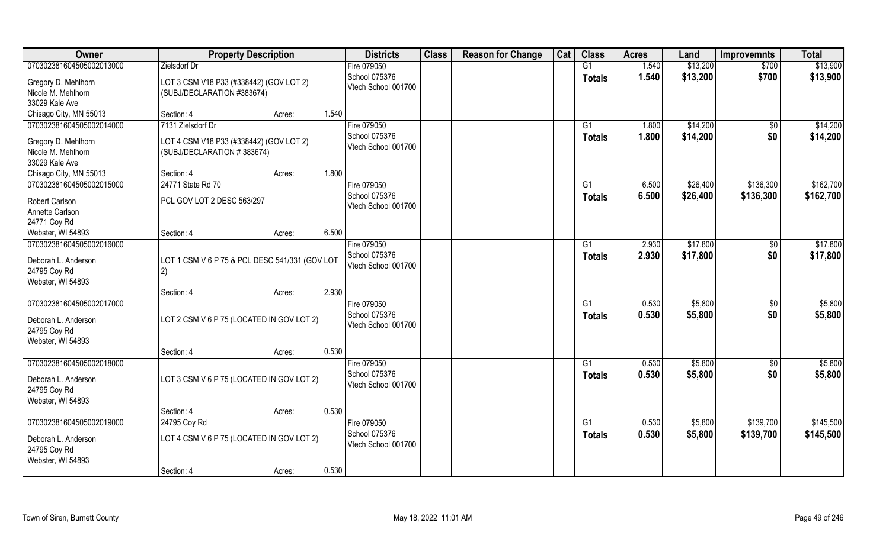| Owner | Property Description | | | Districts | Class | Reason for Change | Cat | Class | Acres | Land | Improvemnts | Total |
|---|---|---|---|---|---|---|---|---|---|---|---|---|
| 070302381604505002013000 | Zielsdorf Dr | | | Fire 079050 | | | | G1 | 1.540 | $13,200 | $700 | $13,900 |
| Gregory D. Mehlhorn | LOT 3 CSM V18 P33 (#338442) (GOV LOT 2) | | | School 075376 | | | | **Totals** | **1.540** | **$13,200** | **$700** | **$13,900** |
| Nicole M. Mehlhorn | (SUBJ/DECLARATION #383674) | | | Vtech School 001700 | | | | | | | | |
| 33029 Kale Ave | | | | | | | | | | | | |
| Chisago City, MN 55013 | Section: 4 | Acres: | 1.540 | | | | | | | | | |
| 070302381604505002014000 | 7131 Zielsdorf Dr | | | Fire 079050 | | | | G1 | 1.800 | $14,200 | $0 | $14,200 |
| Gregory D. Mehlhorn | LOT 4 CSM V18 P33 (#338442) (GOV LOT 2) | | | School 075376 | | | | **Totals** | **1.800** | **$14,200** | **$0** | **$14,200** |
| Nicole M. Mehlhorn | (SUBJ/DECLARATION # 383674) | | | Vtech School 001700 | | | | | | | | |
| 33029 Kale Ave | | | | | | | | | | | | |
| Chisago City, MN 55013 | Section: 4 | Acres: | 1.800 | | | | | | | | | |
| 070302381604505002015000 | 24771 State Rd 70 | | | Fire 079050 | | | | G1 | 6.500 | $26,400 | $136,300 | $162,700 |
| Robert Carlson | PCL GOV LOT 2 DESC 563/297 | | | School 075376 | | | | **Totals** | **6.500** | **$26,400** | **$136,300** | **$162,700** |
| Annette Carlson | | | | Vtech School 001700 | | | | | | | | |
| 24771 Coy Rd | | | | | | | | | | | | |
| Webster, WI 54893 | Section: 4 | Acres: | 6.500 | | | | | | | | | |
| 070302381604505002016000 | | | | Fire 079050 | | | | G1 | 2.930 | $17,800 | $0 | $17,800 |
| Deborah L. Anderson | LOT 1 CSM V 6 P 75 & PCL DESC 541/331 (GOV LOT 2) | | | School 075376 | | | | **Totals** | **2.930** | **$17,800** | **$0** | **$17,800** |
| 24795 Coy Rd | | | | Vtech School 001700 | | | | | | | | |
| Webster, WI 54893 | | | | | | | | | | | | |
| | Section: 4 | Acres: | 2.930 | | | | | | | | | |
| 070302381604505002017000 | | | | Fire 079050 | | | | G1 | 0.530 | $5,800 | $0 | $5,800 |
| Deborah L. Anderson | LOT 2 CSM V 6 P 75 (LOCATED IN GOV LOT 2) | | | School 075376 | | | | **Totals** | **0.530** | **$5,800** | **$0** | **$5,800** |
| 24795 Coy Rd | | | | Vtech School 001700 | | | | | | | | |
| Webster, WI 54893 | | | | | | | | | | | | |
| | Section: 4 | Acres: | 0.530 | | | | | | | | | |
| 070302381604505002018000 | | | | Fire 079050 | | | | G1 | 0.530 | $5,800 | $0 | $5,800 |
| Deborah L. Anderson | LOT 3 CSM V 6 P 75 (LOCATED IN GOV LOT 2) | | | School 075376 | | | | **Totals** | **0.530** | **$5,800** | **$0** | **$5,800** |
| 24795 Coy Rd | | | | Vtech School 001700 | | | | | | | | |
| Webster, WI 54893 | | | | | | | | | | | | |
| | Section: 4 | Acres: | 0.530 | | | | | | | | | |
| 070302381604505002019000 | 24795 Coy Rd | | | Fire 079050 | | | | G1 | 0.530 | $5,800 | $139,700 | $145,500 |
| Deborah L. Anderson | LOT 4 CSM V 6 P 75 (LOCATED IN GOV LOT 2) | | | School 075376 | | | | **Totals** | **0.530** | **$5,800** | **$139,700** | **$145,500** |
| 24795 Coy Rd | | | | Vtech School 001700 | | | | | | | | |
| Webster, WI 54893 | | | | | | | | | | | | |
| | Section: 4 | Acres: | 0.530 | | | | | | | | | |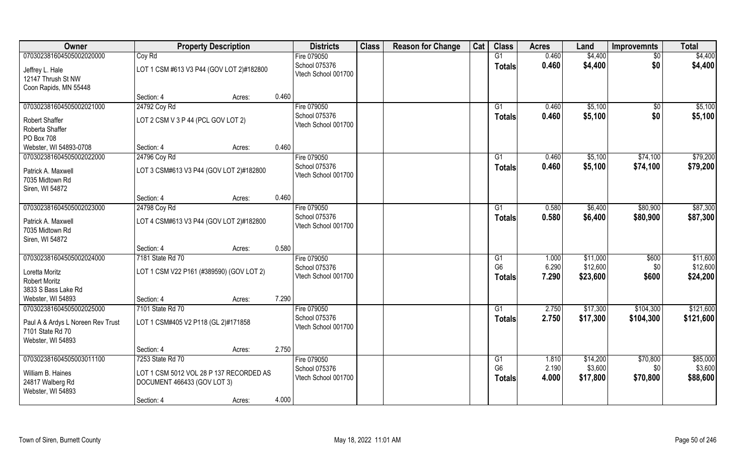| Owner | Property Description | | | Districts | Class | Reason for Change | Cat | Class | Acres | Land | Improvemnts | Total |
|---|---|---|---|---|---|---|---|---|---|---|---|---|
| 070302381604505002020000 | Coy Rd | | | Fire 079050 | | | | G1 | 0.460 | $4,400 | $0 | $4,400 |
| Jeffrey L. Hale<br>12147 Thrush St NW<br>Coon Rapids, MN 55448 | LOT 1 CSM #613 V3 P44 (GOV LOT 2)#182800 | | | School 075376<br>Vtech School 001700 | | | | **Totals** | **0.460** | **$4,400** | **$0** | **$4,400** |
| | Section: 4 | Acres: | 0.460 | | | | | | | | | |
| 070302381604505002021000 | 24792 Coy Rd | | | Fire 079050 | | | | G1 | 0.460 | $5,100 | $0 | $5,100 |
| Robert Shaffer<br>Roberta Shaffer<br>PO Box 708<br>Webster, WI 54893-0708 | LOT 2 CSM V 3 P 44 (PCL GOV LOT 2) | | | School 075376<br>Vtech School 001700 | | | | **Totals** | **0.460** | **$5,100** | **$0** | **$5,100** |
| | Section: 4 | Acres: | 0.460 | | | | | | | | | |
| 070302381604505002022000 | 24796 Coy Rd | | | Fire 079050 | | | | G1 | 0.460 | $5,100 | $74,100 | $79,200 |
| Patrick A. Maxwell<br>7035 Midtown Rd<br>Siren, WI 54872 | LOT 3 CSM#613 V3 P44 (GOV LOT 2)#182800 | | | School 075376<br>Vtech School 001700 | | | | **Totals** | **0.460** | **$5,100** | **$74,100** | **$79,200** |
| | Section: 4 | Acres: | 0.460 | | | | | | | | | |
| 070302381604505002023000 | 24798 Coy Rd | | | Fire 079050 | | | | G1 | 0.580 | $6,400 | $80,900 | $87,300 |
| Patrick A. Maxwell<br>7035 Midtown Rd<br>Siren, WI 54872 | LOT 4 CSM#613 V3 P44 (GOV LOT 2)#182800 | | | School 075376<br>Vtech School 001700 | | | | **Totals** | **0.580** | **$6,400** | **$80,900** | **$87,300** |
| | Section: 4 | Acres: | 0.580 | | | | | | | | | |
| 070302381604505002024000 | 7181 State Rd 70 | | | Fire 079050 | | | | G1 | 1.000 | $11,000 | $600 | $11,600 |
| Loretta Moritz<br>Robert Moritz<br>3833 S Bass Lake Rd<br>Webster, WI 54893 | LOT 1 CSM V22 P161 (#389590) (GOV LOT 2) | | | School 075376<br>Vtech School 001700 | | | | G6 | 6.290 | $12,600 | $0 | $12,600 |
| | | | | | | | | **Totals** | **7.290** | **$23,600** | **$600** | **$24,200** |
| | Section: 4 | Acres: | 7.290 | | | | | | | | | |
| 070302381604505002025000 | 7101 State Rd 70 | | | Fire 079050 | | | | G1 | 2.750 | $17,300 | $104,300 | $121,600 |
| Paul A & Ardys L Noreen Rev Trust<br>7101 State Rd 70<br>Webster, WI 54893 | LOT 1 CSM#405 V2 P118 (GL 2)#171858 | | | School 075376<br>Vtech School 001700 | | | | **Totals** | **2.750** | **$17,300** | **$104,300** | **$121,600** |
| | Section: 4 | Acres: | 2.750 | | | | | | | | | |
| 070302381604505003011100 | 7253 State Rd 70 | | | Fire 079050 | | | | G1 | 1.810 | $14,200 | $70,800 | $85,000 |
| William B. Haines<br>24817 Walberg Rd<br>Webster, WI 54893 | LOT 1 CSM 5012 VOL 28 P 137 RECORDED AS DOCUMENT 466433 (GOV LOT 3) | | | School 075376<br>Vtech School 001700 | | | | G6 | 2.190 | $3,600 | $0 | $3,600 |
| | | | | | | | | **Totals** | **4.000** | **$17,800** | **$70,800** | **$88,600** |
| | Section: 4 | Acres: | 4.000 | | | | | | | | | |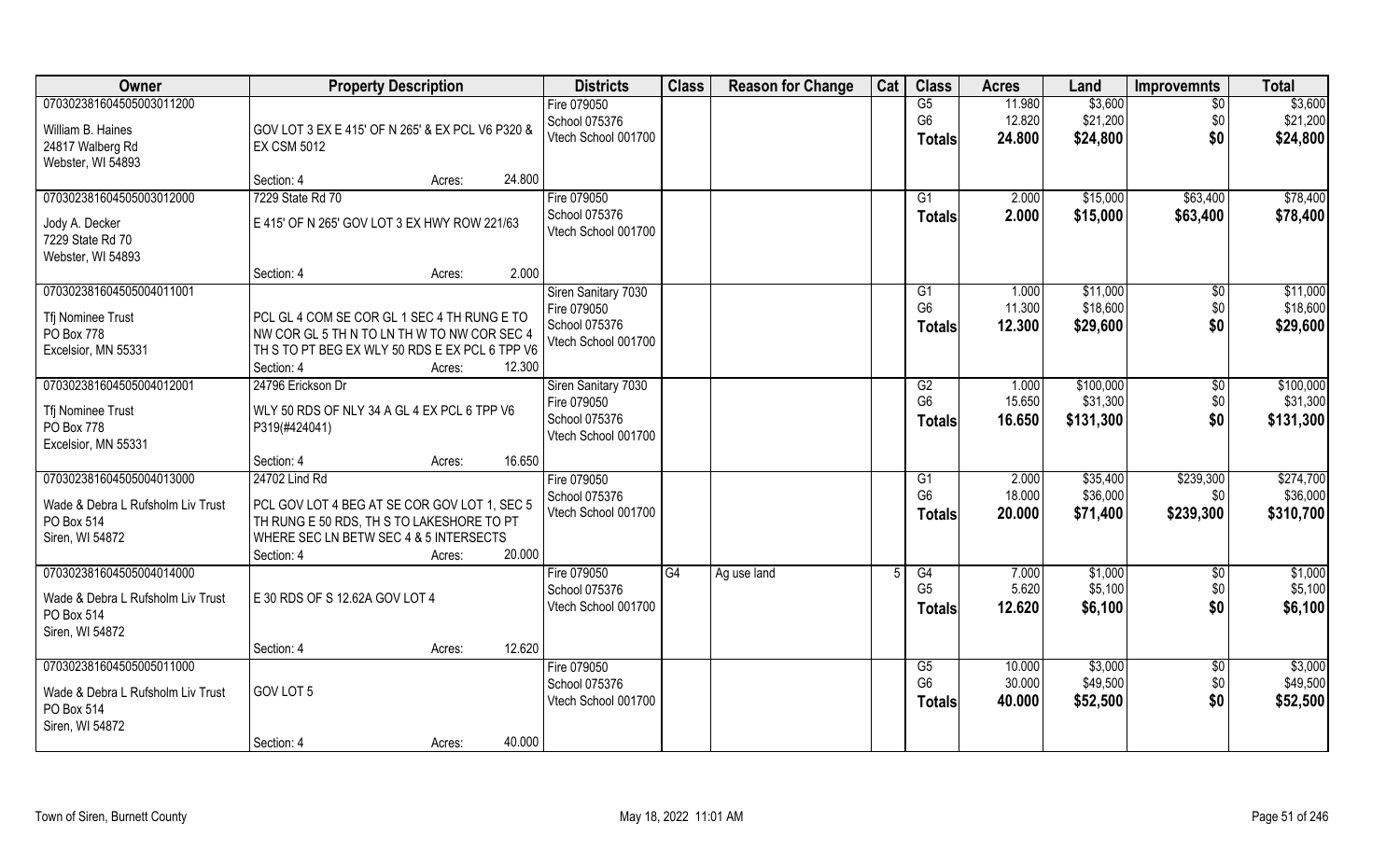| Owner | Property Description | Districts | Class | Reason for Change | Cat | Class | Acres | Land | Improvemnts | Total |
|---|---|---|---|---|---|---|---|---|---|---|
| 070302381604505003011200<br>William B. Haines<br>24817 Walberg Rd<br>Webster, WI 54893 | GOV LOT 3 EX E 415' OF N 265' & EX PCL V6 P320 & EX CSM 5012<br>Section: 4 Acres: 24.800 | Fire 079050<br>School 075376<br>Vtech School 001700 | | | | G5<br>G6<br>**Totals** | 11.980<br>12.820<br>**24.800** | $3,600<br>$21,200<br>**$24,800** | $0<br>$0<br>**$0** | $3,600<br>$21,200<br>**$24,800** |
| 070302381604505003012000<br>Jody A. Decker<br>7229 State Rd 70<br>Webster, WI 54893 | 7229 State Rd 70<br>E 415' OF N 265' GOV LOT 3 EX HWY ROW 221/63<br>Section: 4 Acres: 2.000 | Fire 079050<br>School 075376<br>Vtech School 001700 | | | | G1<br>**Totals** | 2.000<br>**2.000** | $15,000<br>**$15,000** | $63,400<br>**$63,400** | $78,400<br>**$78,400** |
| 070302381604505004011001<br>Tfj Nominee Trust<br>PO Box 778<br>Excelsior, MN 55331 | PCL GL 4 COM SE COR GL 1 SEC 4 TH RUNG E TO NW COR GL 5 TH N TO LN TH W TO NW COR SEC 4 TH S TO PT BEG EX WLY 50 RDS E EX PCL 6 TPP V6<br>Section: 4 Acres: 12.300 | Siren Sanitary 7030<br>Fire 079050<br>School 075376<br>Vtech School 001700 | | | | G1<br>G6<br>**Totals** | 1.000<br>11.300<br>**12.300** | $11,000<br>$18,600<br>**$29,600** | $0<br>$0<br>**$0** | $11,000<br>$18,600<br>**$29,600** |
| 070302381604505004012001<br>Tfj Nominee Trust<br>PO Box 778<br>Excelsior, MN 55331 | 24796 Erickson Dr<br>WLY 50 RDS OF NLY 34 A GL 4 EX PCL 6 TPP V6 P319(#424041)<br>Section: 4 Acres: 16.650 | Siren Sanitary 7030<br>Fire 079050<br>School 075376<br>Vtech School 001700 | | | | G2<br>G6<br>**Totals** | 1.000<br>15.650<br>**16.650** | $100,000<br>$31,300<br>**$131,300** | $0<br>$0<br>**$0** | $100,000<br>$31,300<br>**$131,300** |
| 070302381604505004013000<br>Wade & Debra L Rufsholm Liv Trust<br>PO Box 514<br>Siren, WI 54872 | 24702 Lind Rd<br>PCL GOV LOT 4 BEG AT SE COR GOV LOT 1, SEC 5 TH RUNG E 50 RDS, TH S TO LAKESHORE TO PT WHERE SEC LN BETW SEC 4 & 5 INTERSECTS<br>Section: 4 Acres: 20.000 | Fire 079050<br>School 075376<br>Vtech School 001700 | | | | G1<br>G6<br>**Totals** | 2.000<br>18.000<br>**20.000** | $35,400<br>$36,000<br>**$71,400** | $239,300<br>$0<br>**$239,300** | $274,700<br>$36,000<br>**$310,700** |
| 070302381604505004014000<br>Wade & Debra L Rufsholm Liv Trust<br>PO Box 514<br>Siren, WI 54872 | E 30 RDS OF S 12.62A GOV LOT 4<br>Section: 4 Acres: 12.620 | Fire 079050<br>School 075376<br>Vtech School 001700 | G4 | Ag use land | 5 | G4<br>G5<br>**Totals** | 7.000<br>5.620<br>**12.620** | $1,000<br>$5,100<br>**$6,100** | $0<br>$0<br>**$0** | $1,000<br>$5,100<br>**$6,100** |
| 070302381604505005011000<br>Wade & Debra L Rufsholm Liv Trust<br>PO Box 514<br>Siren, WI 54872 | GOV LOT 5<br>Section: 4 Acres: 40.000 | Fire 079050<br>School 075376<br>Vtech School 001700 | | | | G5<br>G6<br>**Totals** | 10.000<br>30.000<br>**40.000** | $3,000<br>$49,500<br>**$52,500** | $0<br>$0<br>**$0** | $3,000<br>$49,500<br>**$52,500** |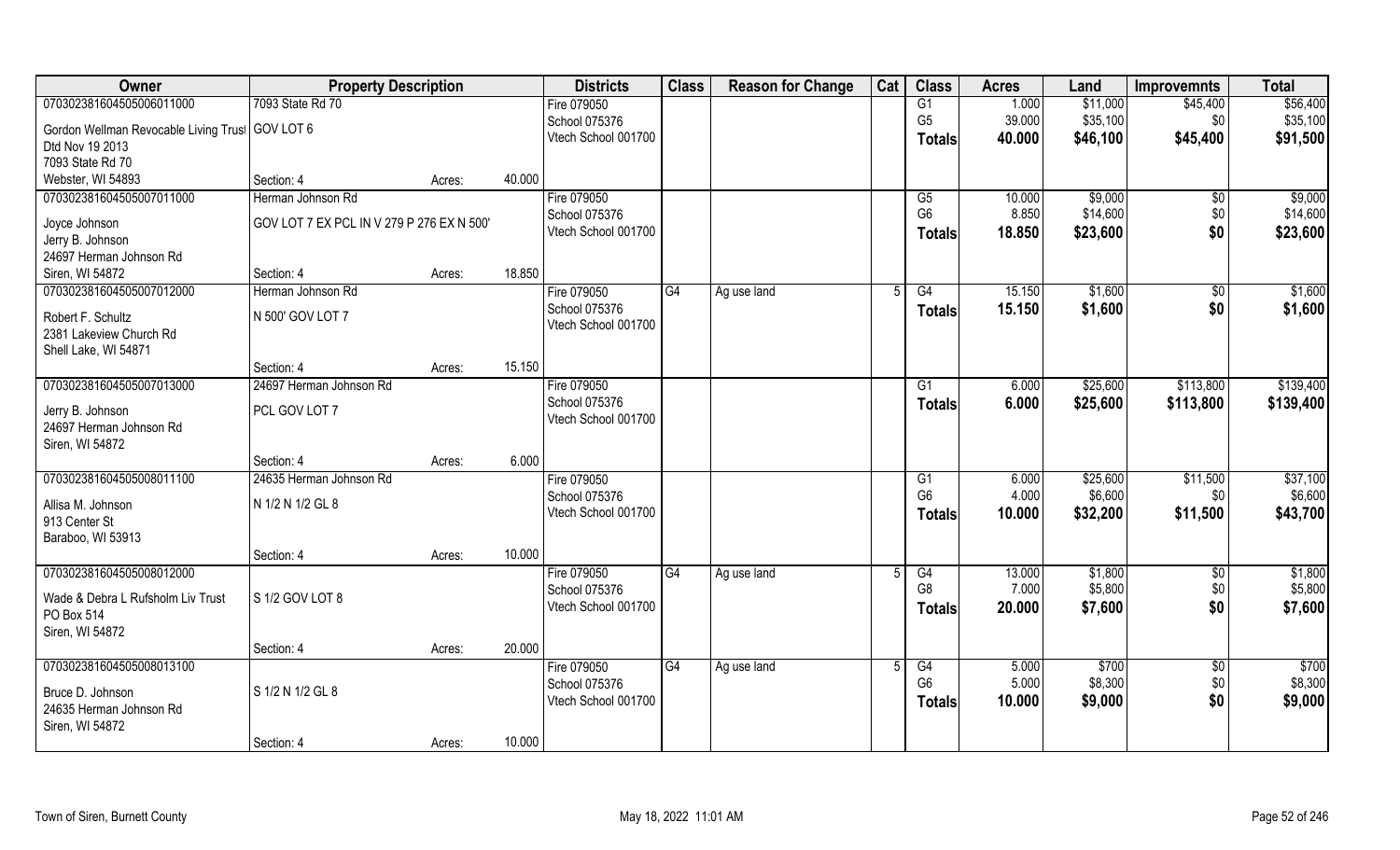| Owner | Property Description | | | Districts | Class | Reason for Change | Cat | Class | Acres | Land | Improvemnts | Total |
|---|---|---|---|---|---|---|---|---|---|---|---|---|
| 070302381604505006011000 | 7093 State Rd 70 | | | Fire 079050 | | | | G1 | 1.000 | $11,000 | $45,400 | $56,400 |
| Gordon Wellman Revocable Living Trust | GOV LOT 6 | | | School 075376 | | | | G5 | 39.000 | $35,100 | $0 | $35,100 |
| Dtd Nov 19 2013 | | | | Vtech School 001700 | | | | Totals | 40.000 | $46,100 | $45,400 | $91,500 |
| 7093 State Rd 70 | | | | | | | | | | | | |
| Webster, WI 54893 | Section: 4 | Acres: | 40.000 | | | | | | | | | |
| 070302381604505007011000 | Herman Johnson Rd | | | Fire 079050 | | | | G5 | 10.000 | $9,000 | $0 | $9,000 |
| Joyce Johnson | GOV LOT 7 EX PCL IN V 279 P 276 EX N 500' | | | School 075376 | | | | G6 | 8.850 | $14,600 | $0 | $14,600 |
| Jerry B. Johnson | | | | Vtech School 001700 | | | | Totals | 18.850 | $23,600 | $0 | $23,600 |
| 24697 Herman Johnson Rd | | | | | | | | | | | | |
| Siren, WI 54872 | Section: 4 | Acres: | 18.850 | | | | | | | | | |
| 070302381604505007012000 | Herman Johnson Rd | | | Fire 079050 | G4 | Ag use land | 5 | G4 | 15.150 | $1,600 | $0 | $1,600 |
| Robert F. Schultz | N 500' GOV LOT 7 | | | School 075376 | | | | Totals | 15.150 | $1,600 | $0 | $1,600 |
| 2381 Lakeview Church Rd | | | | Vtech School 001700 | | | | | | | | |
| Shell Lake, WI 54871 | | | | | | | | | | | | |
| | Section: 4 | Acres: | 15.150 | | | | | | | | | |
| 070302381604505007013000 | 24697 Herman Johnson Rd | | | Fire 079050 | | | | G1 | 6.000 | $25,600 | $113,800 | $139,400 |
| Jerry B. Johnson | PCL GOV LOT 7 | | | School 075376 | | | | Totals | 6.000 | $25,600 | $113,800 | $139,400 |
| 24697 Herman Johnson Rd | | | | Vtech School 001700 | | | | | | | | |
| Siren, WI 54872 | | | | | | | | | | | | |
| | Section: 4 | Acres: | 6.000 | | | | | | | | | |
| 070302381604505008011100 | 24635 Herman Johnson Rd | | | Fire 079050 | | | | G1 | 6.000 | $25,600 | $11,500 | $37,100 |
| Allisa M. Johnson | N 1/2 N 1/2 GL 8 | | | School 075376 | | | | G6 | 4.000 | $6,600 | $0 | $6,600 |
| 913 Center St | | | | Vtech School 001700 | | | | Totals | 10.000 | $32,200 | $11,500 | $43,700 |
| Baraboo, WI 53913 | | | | | | | | | | | | |
| | Section: 4 | Acres: | 10.000 | | | | | | | | | |
| 070302381604505008012000 | | | | Fire 079050 | G4 | Ag use land | 5 | G4 | 13.000 | $1,800 | $0 | $1,800 |
| Wade & Debra L Rufsholm Liv Trust | S 1/2 GOV LOT 8 | | | School 075376 | | | | G8 | 7.000 | $5,800 | $0 | $5,800 |
| PO Box 514 | | | | Vtech School 001700 | | | | Totals | 20.000 | $7,600 | $0 | $7,600 |
| Siren, WI 54872 | | | | | | | | | | | | |
| | Section: 4 | Acres: | 20.000 | | | | | | | | | |
| 070302381604505008013100 | | | | Fire 079050 | G4 | Ag use land | 5 | G4 | 5.000 | $700 | $0 | $700 |
| Bruce D. Johnson | S 1/2 N 1/2 GL 8 | | | School 075376 | | | | G6 | 5.000 | $8,300 | $0 | $8,300 |
| 24635 Herman Johnson Rd | | | | Vtech School 001700 | | | | Totals | 10.000 | $9,000 | $0 | $9,000 |
| Siren, WI 54872 | | | | | | | | | | | | |
| | Section: 4 | Acres: | 10.000 | | | | | | | | | |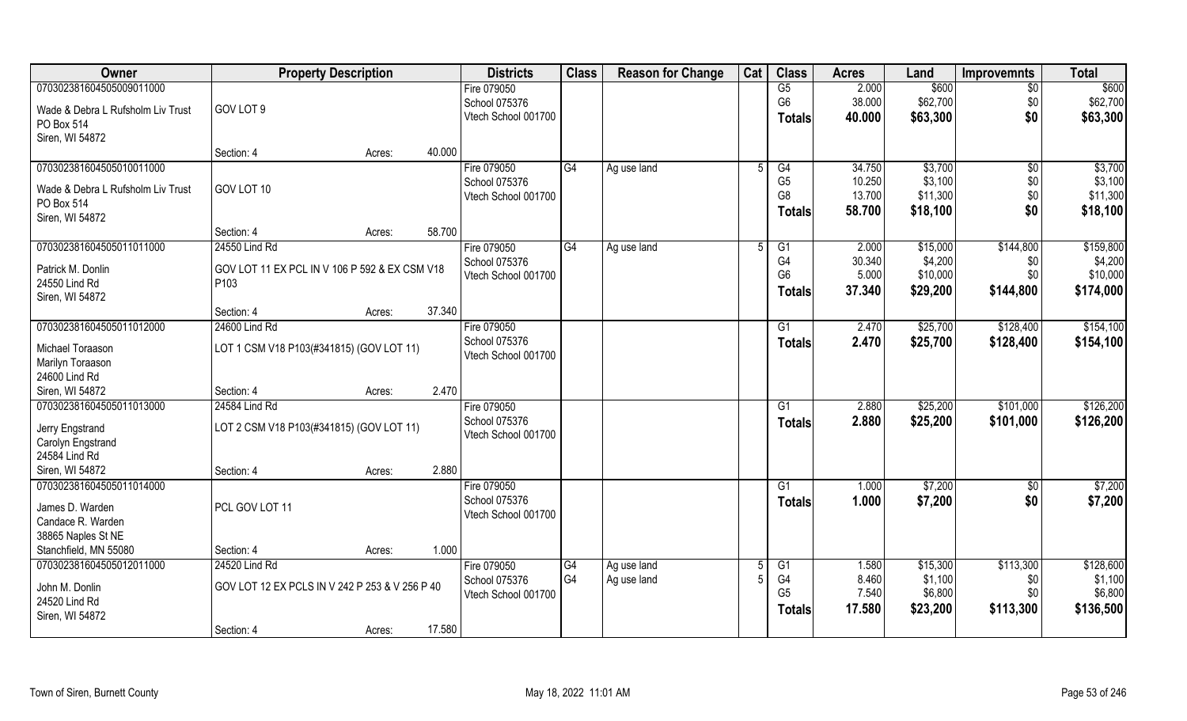| Owner | Property Description | Districts | Class | Reason for Change | Cat | Class | Acres | Land | Improvemnts | Total |
|---|---|---|---|---|---|---|---|---|---|---|
| 070302381604505009011000 | | Fire 079050 | | | | G5 | 2.000 | $600 | $0 | $600 |
| Wade & Debra L Rufsholm Liv Trust | GOV LOT 9 | School 075376 | | | | G6 | 38.000 | $62,700 | $0 | $62,700 |
| PO Box 514 | | Vtech School 001700 | | | | **Totals** | **40.000** | **$63,300** | **$0** | **$63,300** |
| Siren, WI 54872 | | | | | | | | | | |
| | Section: 4 Acres: 40.000 | | | | | | | | | |
| 070302381604505010011000 | | Fire 079050 | G4 | Ag use land | 5 | G4 | 34.750 | $3,700 | $0 | $3,700 |
| Wade & Debra L Rufsholm Liv Trust | GOV LOT 10 | School 075376 | | | | G5 | 10.250 | $3,100 | $0 | $3,100 |
| PO Box 514 | | Vtech School 001700 | | | | G8 | 13.700 | $11,300 | $0 | $11,300 |
| Siren, WI 54872 | | | | | | **Totals** | **58.700** | **$18,100** | **$0** | **$18,100** |
| | Section: 4 Acres: 58.700 | | | | | | | | | |
| 070302381604505011011000 | 24550 Lind Rd | Fire 079050 | G4 | Ag use land | 5 | G1 | 2.000 | $15,000 | $144,800 | $159,800 |
| Patrick M. Donlin | GOV LOT 11 EX PCL IN V 106 P 592 & EX CSM V18 P103 | School 075376 | | | | G4 | 30.340 | $4,200 | $0 | $4,200 |
| 24550 Lind Rd | | Vtech School 001700 | | | | G6 | 5.000 | $10,000 | $0 | $10,000 |
| Siren, WI 54872 | | | | | | **Totals** | **37.340** | **$29,200** | **$144,800** | **$174,000** |
| | Section: 4 Acres: 37.340 | | | | | | | | | |
| 070302381604505011012000 | 24600 Lind Rd | Fire 079050 | | | | G1 | 2.470 | $25,700 | $128,400 | $154,100 |
| Michael Toraason | LOT 1 CSM V18 P103(#341815) (GOV LOT 11) | School 075376 | | | | **Totals** | **2.470** | **$25,700** | **$128,400** | **$154,100** |
| Marilyn Toraason | | Vtech School 001700 | | | | | | | | |
| 24600 Lind Rd | | | | | | | | | | |
| Siren, WI 54872 | Section: 4 Acres: 2.470 | | | | | | | | | |
| 070302381604505011013000 | 24584 Lind Rd | Fire 079050 | | | | G1 | 2.880 | $25,200 | $101,000 | $126,200 |
| Jerry Engstrand | LOT 2 CSM V18 P103(#341815) (GOV LOT 11) | School 075376 | | | | **Totals** | **2.880** | **$25,200** | **$101,000** | **$126,200** |
| Carolyn Engstrand | | Vtech School 001700 | | | | | | | | |
| 24584 Lind Rd | | | | | | | | | | |
| Siren, WI 54872 | Section: 4 Acres: 2.880 | | | | | | | | | |
| 070302381604505011014000 | | Fire 079050 | | | | G1 | 1.000 | $7,200 | $0 | $7,200 |
| James D. Warden | PCL GOV LOT 11 | School 075376 | | | | **Totals** | **1.000** | **$7,200** | **$0** | **$7,200** |
| Candace R. Warden | | Vtech School 001700 | | | | | | | | |
| 38865 Naples St NE | | | | | | | | | | |
| Stanchfield, MN 55080 | Section: 4 Acres: 1.000 | | | | | | | | | |
| 070302381604505012011000 | 24520 Lind Rd | Fire 079050 | G4 | Ag use land | 5 | G1 | 1.580 | $15,300 | $113,300 | $128,600 |
| John M. Donlin | GOV LOT 12 EX PCLS IN V 242 P 253 & V 256 P 40 | School 075376 | G4 | Ag use land | 5 | G4 | 8.460 | $1,100 | $0 | $1,100 |
| 24520 Lind Rd | | Vtech School 001700 | | | | G5 | 7.540 | $6,800 | $0 | $6,800 |
| Siren, WI 54872 | | | | | | **Totals** | **17.580** | **$23,200** | **$113,300** | **$136,500** |
| | Section: 4 Acres: 17.580 | | | | | | | | | |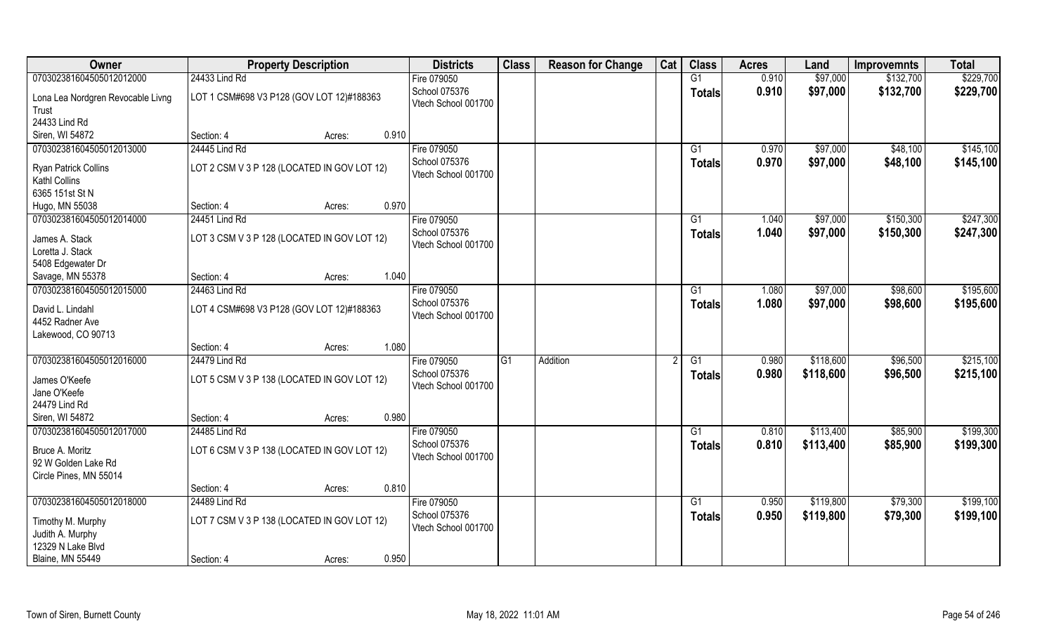| Owner | Property Description | | | Districts | Class | Reason for Change | Cat | Class | Acres | Land | Improvemnts | Total |
|---|---|---|---|---|---|---|---|---|---|---|---|---|
| 070302381604505012012000 | 24433 Lind Rd | | | Fire 079050 | | | | G1 | 0.910 | $97,000 | $132,700 | $229,700 |
| Lona Lea Nordgren Revocable Livng Trust<br>24433 Lind Rd<br>Siren, WI 54872 | LOT 1 CSM#698 V3 P128 (GOV LOT 12)#188363 | | | School 075376<br>Vtech School 001700 | | | | Totals | 0.910 | $97,000 | $132,700 | $229,700 |
| | Section: 4 | Acres: | 0.910 | | | | | | | | | |
| 070302381604505012013000 | 24445 Lind Rd | | | Fire 079050 | | | | G1 | 0.970 | $97,000 | $48,100 | $145,100 |
| Ryan Patrick Collins<br>Kathl Collins<br>6365 151st St N<br>Hugo, MN 55038 | LOT 2 CSM V 3 P 128 (LOCATED IN GOV LOT 12) | | | School 075376<br>Vtech School 001700 | | | | Totals | 0.970 | $97,000 | $48,100 | $145,100 |
| | Section: 4 | Acres: | 0.970 | | | | | | | | | |
| 070302381604505012014000 | 24451 Lind Rd | | | Fire 079050 | | | | G1 | 1.040 | $97,000 | $150,300 | $247,300 |
| James A. Stack<br>Loretta J. Stack<br>5408 Edgewater Dr<br>Savage, MN 55378 | LOT 3 CSM V 3 P 128 (LOCATED IN GOV LOT 12) | | | School 075376<br>Vtech School 001700 | | | | Totals | 1.040 | $97,000 | $150,300 | $247,300 |
| | Section: 4 | Acres: | 1.040 | | | | | | | | | |
| 070302381604505012015000 | 24463 Lind Rd | | | Fire 079050 | | | | G1 | 1.080 | $97,000 | $98,600 | $195,600 |
| David L. Lindahl<br>4452 Radner Ave<br>Lakewood, CO 90713 | LOT 4 CSM#698 V3 P128 (GOV LOT 12)#188363 | | | School 075376<br>Vtech School 001700 | | | | Totals | 1.080 | $97,000 | $98,600 | $195,600 |
| | Section: 4 | Acres: | 1.080 | | | | | | | | | |
| 070302381604505012016000 | 24479 Lind Rd | | | Fire 079050 | G1 | Addition | 2 | G1 | 0.980 | $118,600 | $96,500 | $215,100 |
| James O'Keefe<br>Jane O'Keefe<br>24479 Lind Rd<br>Siren, WI 54872 | LOT 5 CSM V 3 P 138 (LOCATED IN GOV LOT 12) | | | School 075376<br>Vtech School 001700 | | | | Totals | 0.980 | $118,600 | $96,500 | $215,100 |
| | Section: 4 | Acres: | 0.980 | | | | | | | | | |
| 070302381604505012017000 | 24485 Lind Rd | | | Fire 079050 | | | | G1 | 0.810 | $113,400 | $85,900 | $199,300 |
| Bruce A. Moritz<br>92 W Golden Lake Rd<br>Circle Pines, MN 55014 | LOT 6 CSM V 3 P 138 (LOCATED IN GOV LOT 12) | | | School 075376<br>Vtech School 001700 | | | | Totals | 0.810 | $113,400 | $85,900 | $199,300 |
| | Section: 4 | Acres: | 0.810 | | | | | | | | | |
| 070302381604505012018000 | 24489 Lind Rd | | | Fire 079050 | | | | G1 | 0.950 | $119,800 | $79,300 | $199,100 |
| Timothy M. Murphy<br>Judith A. Murphy<br>12329 N Lake Blvd<br>Blaine, MN 55449 | LOT 7 CSM V 3 P 138 (LOCATED IN GOV LOT 12) | | | School 075376<br>Vtech School 001700 | | | | Totals | 0.950 | $119,800 | $79,300 | $199,100 |
| | Section: 4 | Acres: | 0.950 | | | | | | | | | |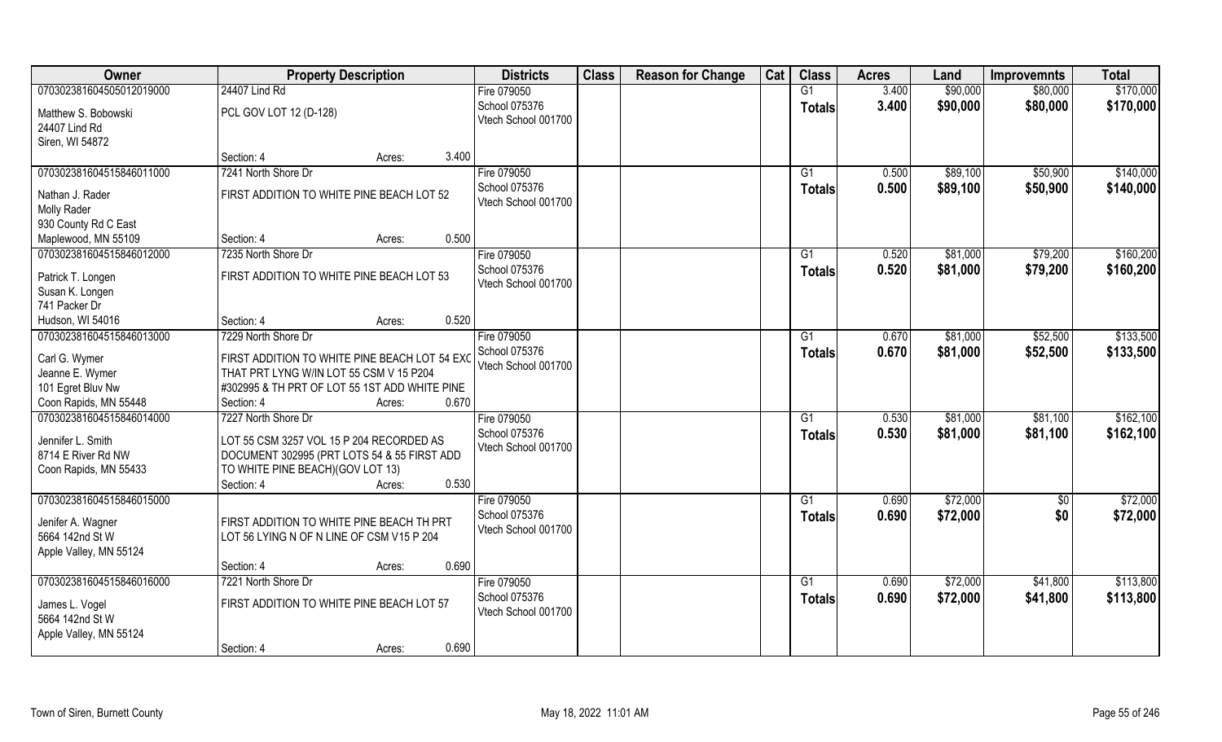| Owner | Property Description | | Districts | Class | Reason for Change | Cat | Class | Acres | Land | Improvemnts | Total |
|---|---|---|---|---|---|---|---|---|---|---|---|
| 070302381604505012019000 | 24407 Lind Rd | | Fire 079050 | | | | G1 | 3.400 | $90,000 | $80,000 | $170,000 |
| Matthew S. Bobowski<br>24407 Lind Rd<br>Siren, WI 54872 | PCL GOV LOT 12 (D-128) | | School 075376<br>Vtech School 001700 | | | | **Totals** | **3.400** | **$90,000** | **$80,000** | **$170,000** |
| | Section: 4 | Acres: 3.400 | | | | | | | | | |
| 070302381604515846011000 | 7241 North Shore Dr | | Fire 079050 | | | | G1 | 0.500 | $89,100 | $50,900 | $140,000 |
| Nathan J. Rader<br>Molly Rader<br>930 County Rd C East<br>Maplewood, MN 55109 | FIRST ADDITION TO WHITE PINE BEACH LOT 52 | | School 075376<br>Vtech School 001700 | | | | **Totals** | **0.500** | **$89,100** | **$50,900** | **$140,000** |
| | Section: 4 | Acres: 0.500 | | | | | | | | | |
| 070302381604515846012000 | 7235 North Shore Dr | | Fire 079050 | | | | G1 | 0.520 | $81,000 | $79,200 | $160,200 |
| Patrick T. Longen<br>Susan K. Longen<br>741 Packer Dr<br>Hudson, WI 54016 | FIRST ADDITION TO WHITE PINE BEACH LOT 53 | | School 075376<br>Vtech School 001700 | | | | **Totals** | **0.520** | **$81,000** | **$79,200** | **$160,200** |
| | Section: 4 | Acres: 0.520 | | | | | | | | | |
| 070302381604515846013000 | 7229 North Shore Dr | | Fire 079050 | | | | G1 | 0.670 | $81,000 | $52,500 | $133,500 |
| Carl G. Wymer<br>Jeanne E. Wymer<br>101 Egret Bluv Nw<br>Coon Rapids, MN 55448 | FIRST ADDITION TO WHITE PINE BEACH LOT 54 EXC THAT PRT LYNG W/IN LOT 55 CSM V 15 P204 #302995 & TH PRT OF LOT 55 1ST ADD WHITE PINE | | School 075376<br>Vtech School 001700 | | | | **Totals** | **0.670** | **$81,000** | **$52,500** | **$133,500** |
| | Section: 4 | Acres: 0.670 | | | | | | | | | |
| 070302381604515846014000 | 7227 North Shore Dr | | Fire 079050 | | | | G1 | 0.530 | $81,000 | $81,100 | $162,100 |
| Jennifer L. Smith<br>8714 E River Rd NW<br>Coon Rapids, MN 55433 | LOT 55 CSM 3257 VOL 15 P 204 RECORDED AS DOCUMENT 302995 (PRT LOTS 54 & 55 FIRST ADD TO WHITE PINE BEACH)(GOV LOT 13) | | School 075376<br>Vtech School 001700 | | | | **Totals** | **0.530** | **$81,000** | **$81,100** | **$162,100** |
| | Section: 4 | Acres: 0.530 | | | | | | | | | |
| 070302381604515846015000 | | | Fire 079050 | | | | G1 | 0.690 | $72,000 | $0 | $72,000 |
| Jenifer A. Wagner<br>5664 142nd St W<br>Apple Valley, MN 55124 | FIRST ADDITION TO WHITE PINE BEACH TH PRT LOT 56 LYING N OF N LINE OF CSM V15 P 204 | | School 075376<br>Vtech School 001700 | | | | **Totals** | **0.690** | **$72,000** | **$0** | **$72,000** |
| | Section: 4 | Acres: 0.690 | | | | | | | | | |
| 070302381604515846016000 | 7221 North Shore Dr | | Fire 079050 | | | | G1 | 0.690 | $72,000 | $41,800 | $113,800 |
| James L. Vogel<br>5664 142nd St W<br>Apple Valley, MN 55124 | FIRST ADDITION TO WHITE PINE BEACH LOT 57 | | School 075376<br>Vtech School 001700 | | | | **Totals** | **0.690** | **$72,000** | **$41,800** | **$113,800** |
| | Section: 4 | Acres: 0.690 | | | | | | | | | |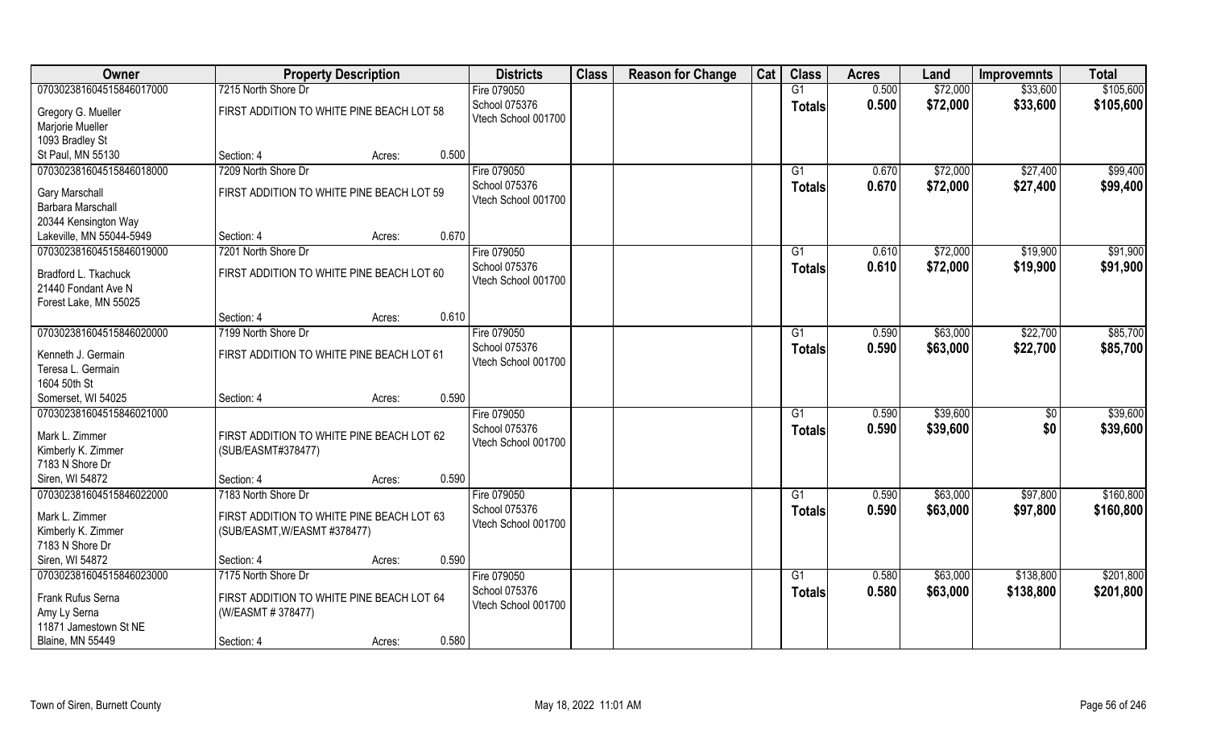| Owner | Property Description | Districts | Class | Reason for Change | Cat | Class | Acres | Land | Improvemnts | Total |
|---|---|---|---|---|---|---|---|---|---|---|
| 070302381604515846017000<br>Gregory G. Mueller<br>Marjorie Mueller<br>1093 Bradley St<br>St Paul, MN 55130 | 7215 North Shore Dr<br>FIRST ADDITION TO WHITE PINE BEACH LOT 58<br>Section: 4 Acres: 0.500 | Fire 079050<br>School 075376<br>Vtech School 001700 | | | | G1<br>**Totals** | 0.500<br>**0.500** | $72,000<br>**$72,000** | $33,600<br>**$33,600** | $105,600<br>**$105,600** |
| 070302381604515846018000<br>Gary Marschall<br>Barbara Marschall<br>20344 Kensington Way<br>Lakeville, MN 55044-5949 | 7209 North Shore Dr<br>FIRST ADDITION TO WHITE PINE BEACH LOT 59<br>Section: 4 Acres: 0.670 | Fire 079050<br>School 075376<br>Vtech School 001700 | | | | G1<br>**Totals** | 0.670<br>**0.670** | $72,000<br>**$72,000** | $27,400<br>**$27,400** | $99,400<br>**$99,400** |
| 070302381604515846019000<br>Bradford L. Tkachuck<br>21440 Fondant Ave N<br>Forest Lake, MN 55025 | 7201 North Shore Dr<br>FIRST ADDITION TO WHITE PINE BEACH LOT 60<br>Section: 4 Acres: 0.610 | Fire 079050<br>School 075376<br>Vtech School 001700 | | | | G1<br>**Totals** | 0.610<br>**0.610** | $72,000<br>**$72,000** | $19,900<br>**$19,900** | $91,900<br>**$91,900** |
| 070302381604515846020000<br>Kenneth J. Germain<br>Teresa L. Germain<br>1604 50th St<br>Somerset, WI 54025 | 7199 North Shore Dr<br>FIRST ADDITION TO WHITE PINE BEACH LOT 61<br>Section: 4 Acres: 0.590 | Fire 079050<br>School 075376<br>Vtech School 001700 | | | | G1<br>**Totals** | 0.590<br>**0.590** | $63,000<br>**$63,000** | $22,700<br>**$22,700** | $85,700<br>**$85,700** |
| 070302381604515846021000<br>Mark L. Zimmer<br>Kimberly K. Zimmer<br>7183 N Shore Dr<br>Siren, WI 54872 | FIRST ADDITION TO WHITE PINE BEACH LOT 62 (SUB/EASMT#378477)<br>Section: 4 Acres: 0.590 | Fire 079050<br>School 075376<br>Vtech School 001700 | | | | G1<br>**Totals** | 0.590<br>**0.590** | $39,600<br>**$39,600** | $0<br>**$0** | $39,600<br>**$39,600** |
| 070302381604515846022000<br>Mark L. Zimmer<br>Kimberly K. Zimmer<br>7183 N Shore Dr<br>Siren, WI 54872 | 7183 North Shore Dr<br>FIRST ADDITION TO WHITE PINE BEACH LOT 63 (SUB/EASMT,W/EASMT #378477)<br>Section: 4 Acres: 0.590 | Fire 079050<br>School 075376<br>Vtech School 001700 | | | | G1<br>**Totals** | 0.590<br>**0.590** | $63,000<br>**$63,000** | $97,800<br>**$97,800** | $160,800<br>**$160,800** |
| 070302381604515846023000<br>Frank Rufus Serna<br>Amy Ly Serna<br>11871 Jamestown St NE<br>Blaine, MN 55449 | 7175 North Shore Dr<br>FIRST ADDITION TO WHITE PINE BEACH LOT 64 (W/EASMT # 378477)<br>Section: 4 Acres: 0.580 | Fire 079050<br>School 075376<br>Vtech School 001700 | | | | G1<br>**Totals** | 0.580<br>**0.580** | $63,000<br>**$63,000** | $138,800<br>**$138,800** | $201,800<br>**$201,800** |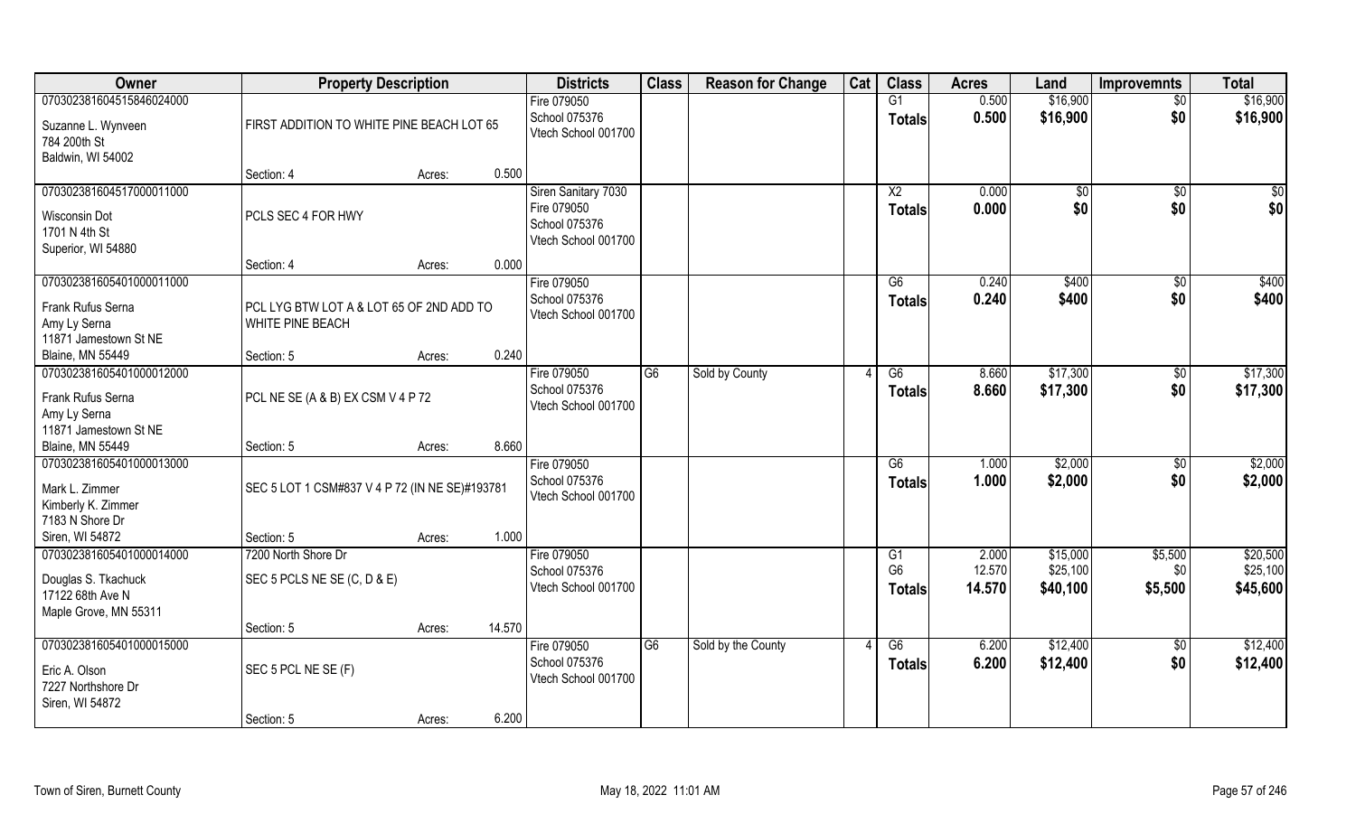| Owner | Property Description | | | Districts | Class | Reason for Change | Cat | Class | Acres | Land | Improvemnts | Total |
|---|---|---|---|---|---|---|---|---|---|---|---|---|
| 070302381604515846024000<br><br>Suzanne L. Wynveen<br>784 200th St<br>Baldwin, WI 54002 | FIRST ADDITION TO WHITE PINE BEACH LOT 65 | | | Fire 079050<br>School 075376<br>Vtech School 001700 | | | | G1<br>**Totals** | 0.500<br>**0.500** | $16,900<br>**$16,900** | $0<br>**$0** | $16,900<br>**$16,900** |
| | Section: 4 | Acres: | 0.500 | | | | | | | | | |
| 070302381604517000011000<br><br>Wisconsin Dot<br>1701 N 4th St<br>Superior, WI 54880 | PCLS SEC 4 FOR HWY | | | Siren Sanitary 7030<br>Fire 079050<br>School 075376<br>Vtech School 001700 | | | | X2<br>**Totals** | 0.000<br>**0.000** | $0<br>**$0** | $0<br>**$0** | $0<br>**$0** |
| | Section: 4 | Acres: | 0.000 | | | | | | | | | |
| 070302381605401000011000<br><br>Frank Rufus Serna<br>Amy Ly Serna<br>11871 Jamestown St NE<br>Blaine, MN 55449 | PCL LYG BTW LOT A & LOT 65 OF 2ND ADD TO WHITE PINE BEACH | | | Fire 079050<br>School 075376<br>Vtech School 001700 | | | | G6<br>**Totals** | 0.240<br>**0.240** | $400<br>**$400** | $0<br>**$0** | $400<br>**$400** |
| | Section: 5 | Acres: | 0.240 | | | | | | | | | |
| 070302381605401000012000<br><br>Frank Rufus Serna<br>Amy Ly Serna<br>11871 Jamestown St NE<br>Blaine, MN 55449 | PCL NE SE (A & B) EX CSM V 4 P 72 | | | Fire 079050<br>School 075376<br>Vtech School 001700 | G6 | Sold by County | 4 | G6<br>**Totals** | 8.660<br>**8.660** | $17,300<br>**$17,300** | $0<br>**$0** | $17,300<br>**$17,300** |
| | Section: 5 | Acres: | 8.660 | | | | | | | | | |
| 070302381605401000013000<br><br>Mark L. Zimmer<br>Kimberly K. Zimmer<br>7183 N Shore Dr<br>Siren, WI 54872 | SEC 5 LOT 1 CSM#837 V 4 P 72 (IN NE SE)#193781 | | | Fire 079050<br>School 075376<br>Vtech School 001700 | | | | G6<br>**Totals** | 1.000<br>**1.000** | $2,000<br>**$2,000** | $0<br>**$0** | $2,000<br>**$2,000** |
| | Section: 5 | Acres: | 1.000 | | | | | | | | | |
| 070302381605401000014000<br><br>Douglas S. Tkachuck<br>17122 68th Ave N<br>Maple Grove, MN 55311 | 7200 North Shore Dr<br>SEC 5 PCLS NE SE (C, D & E) | | | Fire 079050<br>School 075376<br>Vtech School 001700 | | | | G1<br>G6<br>**Totals** | 2.000<br>12.570<br>**14.570** | $15,000<br>$25,100<br>**$40,100** | $5,500<br>$0<br>**$5,500** | $20,500<br>$25,100<br>**$45,600** |
| | Section: 5 | Acres: | 14.570 | | | | | | | | | |
| 070302381605401000015000<br><br>Eric A. Olson<br>7227 Northshore Dr<br>Siren, WI 54872 | SEC 5 PCL NE SE (F) | | | Fire 079050<br>School 075376<br>Vtech School 001700 | G6 | Sold by the County | 4 | G6<br>**Totals** | 6.200<br>**6.200** | $12,400<br>**$12,400** | $0<br>**$0** | $12,400<br>**$12,400** |
| | Section: 5 | Acres: | 6.200 | | | | | | | | | |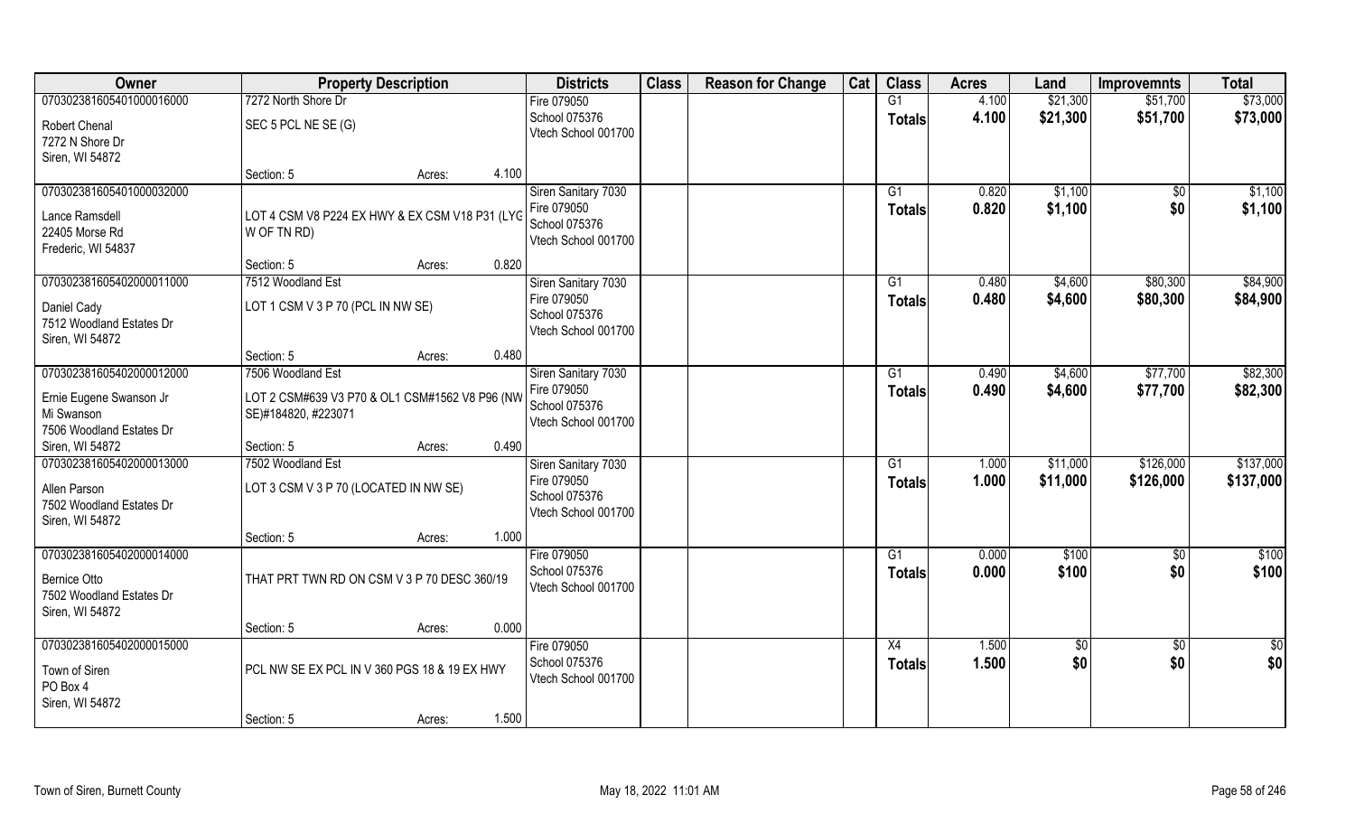| Owner | Property Description | Districts | Class | Reason for Change | Cat | Class | Acres | Land | Improvemnts | Total |
|---|---|---|---|---|---|---|---|---|---|---|
| 070302381605401000016000<br>Robert Chenal<br>7272 N Shore Dr<br>Siren, WI 54872 | 7272 North Shore Dr<br>SEC 5 PCL NE SE (G)<br>Section: 5 Acres: 4.100 | Fire 079050<br>School 075376<br>Vtech School 001700 | | | | G1<br>**Totals** | 4.100<br>**4.100** | $21,300<br>**$21,300** | $51,700<br>**$51,700** | $73,000<br>**$73,000** |
| 070302381605401000032000<br>Lance Ramsdell<br>22405 Morse Rd<br>Frederic, WI 54837 | LOT 4 CSM V8 P224 EX HWY & EX CSM V18 P31 (LYG W OF TN RD)<br>Section: 5 Acres: 0.820 | Siren Sanitary 7030<br>Fire 079050<br>School 075376<br>Vtech School 001700 | | | | G1<br>**Totals** | 0.820<br>**0.820** | $1,100<br>**$1,100** | $0<br>**$0** | $1,100<br>**$1,100** |
| 070302381605402000011000<br>Daniel Cady<br>7512 Woodland Estates Dr<br>Siren, WI 54872 | 7512 Woodland Est<br>LOT 1 CSM V 3 P 70 (PCL IN NW SE)<br>Section: 5 Acres: 0.480 | Siren Sanitary 7030<br>Fire 079050<br>School 075376<br>Vtech School 001700 | | | | G1<br>**Totals** | 0.480<br>**0.480** | $4,600<br>**$4,600** | $80,300<br>**$80,300** | $84,900<br>**$84,900** |
| 070302381605402000012000<br>Ernie Eugene Swanson Jr<br>Mi Swanson<br>7506 Woodland Estates Dr<br>Siren, WI 54872 | 7506 Woodland Est<br>LOT 2 CSM#639 V3 P70 & OL1 CSM#1562 V8 P96 (NW SE)#184820, #223071<br>Section: 5 Acres: 0.490 | Siren Sanitary 7030<br>Fire 079050<br>School 075376<br>Vtech School 001700 | | | | G1<br>**Totals** | 0.490<br>**0.490** | $4,600<br>**$4,600** | $77,700<br>**$77,700** | $82,300<br>**$82,300** |
| 070302381605402000013000<br>Allen Parson<br>7502 Woodland Estates Dr<br>Siren, WI 54872 | 7502 Woodland Est<br>LOT 3 CSM V 3 P 70 (LOCATED IN NW SE)<br>Section: 5 Acres: 1.000 | Siren Sanitary 7030<br>Fire 079050<br>School 075376<br>Vtech School 001700 | | | | G1<br>**Totals** | 1.000<br>**1.000** | $11,000<br>**$11,000** | $126,000<br>**$126,000** | $137,000<br>**$137,000** |
| 070302381605402000014000<br>Bernice Otto<br>7502 Woodland Estates Dr<br>Siren, WI 54872 | THAT PRT TWN RD ON CSM V 3 P 70 DESC 360/19<br>Section: 5 Acres: 0.000 | Fire 079050<br>School 075376<br>Vtech School 001700 | | | | G1<br>**Totals** | 0.000<br>**0.000** | $100<br>**$100** | $0<br>**$0** | $100<br>**$100** |
| 070302381605402000015000<br>Town of Siren<br>PO Box 4<br>Siren, WI 54872 | PCL NW SE EX PCL IN V 360 PGS 18 & 19 EX HWY<br>Section: 5 Acres: 1.500 | Fire 079050<br>School 075376<br>Vtech School 001700 | | | | X4<br>**Totals** | 1.500<br>**1.500** | $0<br>**$0** | $0<br>**$0** | $0<br>**$0** |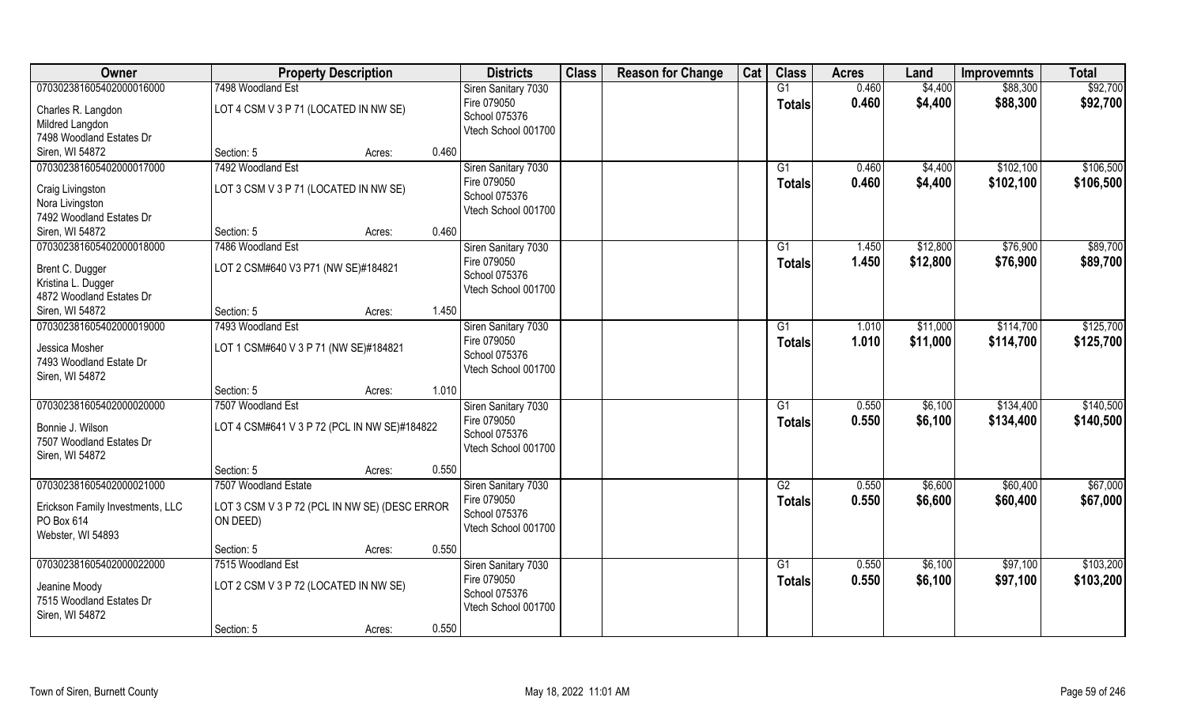| Owner | Property Description | | | Districts | Class | Reason for Change | Cat | Class | Acres | Land | Improvemnts | Total |
|---|---|---|---|---|---|---|---|---|---|---|---|---|
| 070302381605402000016000 | 7498 Woodland Est | | | Siren Sanitary 7030 | | | | G1 | 0.460 | $4,400 | $88,300 | $92,700 |
| Charles R. Langdon<br>Mildred Langdon<br>7498 Woodland Estates Dr<br>Siren, WI 54872 | LOT 4 CSM V 3 P 71 (LOCATED IN NW SE) | | | Fire 079050<br>School 075376<br>Vtech School 001700 | | | | Totals | 0.460 | $4,400 | $88,300 | $92,700 |
| | Section: 5 | Acres: | 0.460 | | | | | | | | | |
| 070302381605402000017000 | 7492 Woodland Est | | | Siren Sanitary 7030 | | | | G1 | 0.460 | $4,400 | $102,100 | $106,500 |
| Craig Livingston<br>Nora Livingston<br>7492 Woodland Estates Dr<br>Siren, WI 54872 | LOT 3 CSM V 3 P 71 (LOCATED IN NW SE) | | | Fire 079050<br>School 075376<br>Vtech School 001700 | | | | Totals | 0.460 | $4,400 | $102,100 | $106,500 |
| | Section: 5 | Acres: | 0.460 | | | | | | | | | |
| 070302381605402000018000 | 7486 Woodland Est | | | Siren Sanitary 7030 | | | | G1 | 1.450 | $12,800 | $76,900 | $89,700 |
| Brent C. Dugger<br>Kristina L. Dugger<br>4872 Woodland Estates Dr<br>Siren, WI 54872 | LOT 2 CSM#640 V3 P71 (NW SE)#184821 | | | Fire 079050<br>School 075376<br>Vtech School 001700 | | | | Totals | 1.450 | $12,800 | $76,900 | $89,700 |
| | Section: 5 | Acres: | 1.450 | | | | | | | | | |
| 070302381605402000019000 | 7493 Woodland Est | | | Siren Sanitary 7030 | | | | G1 | 1.010 | $11,000 | $114,700 | $125,700 |
| Jessica Mosher<br>7493 Woodland Estate Dr<br>Siren, WI 54872 | LOT 1 CSM#640 V 3 P 71 (NW SE)#184821 | | | Fire 079050<br>School 075376<br>Vtech School 001700 | | | | Totals | 1.010 | $11,000 | $114,700 | $125,700 |
| | Section: 5 | Acres: | 1.010 | | | | | | | | | |
| 070302381605402000020000 | 7507 Woodland Est | | | Siren Sanitary 7030 | | | | G1 | 0.550 | $6,100 | $134,400 | $140,500 |
| Bonnie J. Wilson<br>7507 Woodland Estates Dr<br>Siren, WI 54872 | LOT 4 CSM#641 V 3 P 72 (PCL IN NW SE)#184822 | | | Fire 079050<br>School 075376<br>Vtech School 001700 | | | | Totals | 0.550 | $6,100 | $134,400 | $140,500 |
| | Section: 5 | Acres: | 0.550 | | | | | | | | | |
| 070302381605402000021000 | 7507 Woodland Estate | | | Siren Sanitary 7030 | | | | G2 | 0.550 | $6,600 | $60,400 | $67,000 |
| Erickson Family Investments, LLC<br>PO Box 614<br>Webster, WI 54893 | LOT 3 CSM V 3 P 72 (PCL IN NW SE) (DESC ERROR ON DEED) | | | Fire 079050<br>School 075376<br>Vtech School 001700 | | | | Totals | 0.550 | $6,600 | $60,400 | $67,000 |
| | Section: 5 | Acres: | 0.550 | | | | | | | | | |
| 070302381605402000022000 | 7515 Woodland Est | | | Siren Sanitary 7030 | | | | G1 | 0.550 | $6,100 | $97,100 | $103,200 |
| Jeanine Moody<br>7515 Woodland Estates Dr<br>Siren, WI 54872 | LOT 2 CSM V 3 P 72 (LOCATED IN NW SE) | | | Fire 079050<br>School 075376<br>Vtech School 001700 | | | | Totals | 0.550 | $6,100 | $97,100 | $103,200 |
| | Section: 5 | Acres: | 0.550 | | | | | | | | | |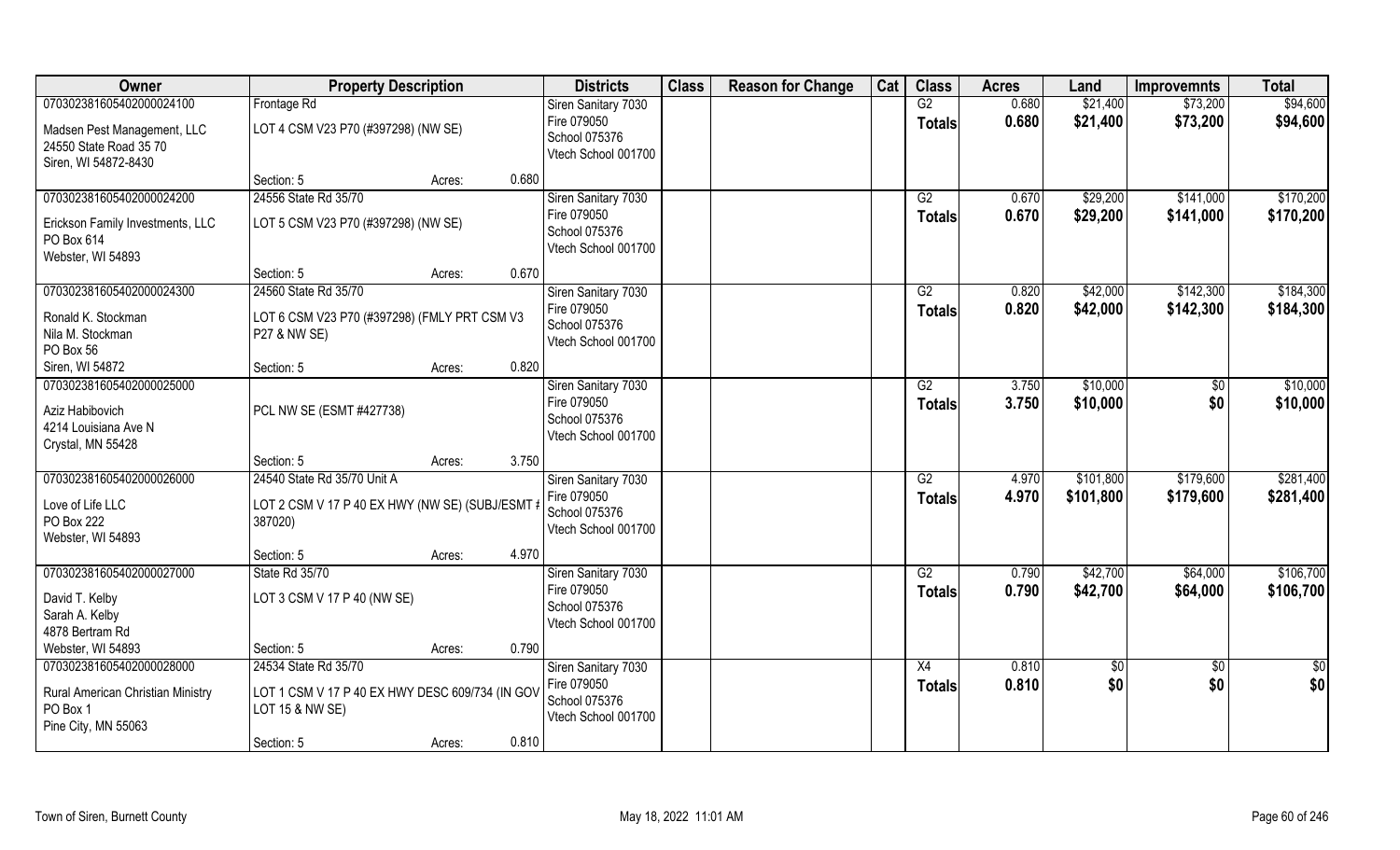| Owner | Property Description | | | Districts | Class | Reason for Change | Cat | Class | Acres | Land | Improvemnts | Total |
|---|---|---|---|---|---|---|---|---|---|---|---|---|
| 070302381605402000024100 | Frontage Rd | | | Siren Sanitary 7030 | | | | G2 | 0.680 | $21,400 | $73,200 | $94,600 |
| Madsen Pest Management, LLC<br>24550 State Road 35 70<br>Siren, WI 54872-8430 | LOT 4 CSM V23 P70 (#397298) (NW SE) | | | Fire 079050<br>School 075376<br>Vtech School 001700 | | | | Totals | 0.680 | $21,400 | $73,200 | $94,600 |
| | Section: 5 | Acres: | 0.680 | | | | | | | | | |
| 070302381605402000024200 | 24556 State Rd 35/70 | | | Siren Sanitary 7030 | | | | G2 | 0.670 | $29,200 | $141,000 | $170,200 |
| Erickson Family Investments, LLC<br>PO Box 614<br>Webster, WI 54893 | LOT 5 CSM V23 P70 (#397298) (NW SE) | | | Fire 079050<br>School 075376<br>Vtech School 001700 | | | | Totals | 0.670 | $29,200 | $141,000 | $170,200 |
| | Section: 5 | Acres: | 0.670 | | | | | | | | | |
| 070302381605402000024300 | 24560 State Rd 35/70 | | | Siren Sanitary 7030 | | | | G2 | 0.820 | $42,000 | $142,300 | $184,300 |
| Ronald K. Stockman<br>Nila M. Stockman<br>PO Box 56<br>Siren, WI 54872 | LOT 6 CSM V23 P70 (#397298) (FMLY PRT CSM V3 P27 & NW SE) | | | Fire 079050<br>School 075376<br>Vtech School 001700 | | | | Totals | 0.820 | $42,000 | $142,300 | $184,300 |
| | Section: 5 | Acres: | 0.820 | | | | | | | | | |
| 070302381605402000025000 | | | | Siren Sanitary 7030 | | | | G2 | 3.750 | $10,000 | $0 | $10,000 |
| Aziz Habibovich<br>4214 Louisiana Ave N<br>Crystal, MN 55428 | PCL NW SE (ESMT #427738) | | | Fire 079050<br>School 075376<br>Vtech School 001700 | | | | Totals | 3.750 | $10,000 | $0 | $10,000 |
| | Section: 5 | Acres: | 3.750 | | | | | | | | | |
| 070302381605402000026000 | 24540 State Rd 35/70 Unit A | | | Siren Sanitary 7030 | | | | G2 | 4.970 | $101,800 | $179,600 | $281,400 |
| Love of Life LLC<br>PO Box 222<br>Webster, WI 54893 | LOT 2 CSM V 17 P 40 EX HWY (NW SE) (SUBJ/ESMT # 387020) | | | Fire 079050<br>School 075376<br>Vtech School 001700 | | | | Totals | 4.970 | $101,800 | $179,600 | $281,400 |
| | Section: 5 | Acres: | 4.970 | | | | | | | | | |
| 070302381605402000027000 | State Rd 35/70 | | | Siren Sanitary 7030 | | | | G2 | 0.790 | $42,700 | $64,000 | $106,700 |
| David T. Kelby<br>Sarah A. Kelby<br>4878 Bertram Rd<br>Webster, WI 54893 | LOT 3 CSM V 17 P 40 (NW SE) | | | Fire 079050<br>School 075376<br>Vtech School 001700 | | | | Totals | 0.790 | $42,700 | $64,000 | $106,700 |
| | Section: 5 | Acres: | 0.790 | | | | | | | | | |
| 070302381605402000028000 | 24534 State Rd 35/70 | | | Siren Sanitary 7030 | | | | X4 | 0.810 | $0 | $0 | $0 |
| Rural American Christian Ministry<br>PO Box 1<br>Pine City, MN 55063 | LOT 1 CSM V 17 P 40 EX HWY DESC 609/734 (IN GOV LOT 15 & NW SE) | | | Fire 079050<br>School 075376<br>Vtech School 001700 | | | | Totals | 0.810 | $0 | $0 | $0 |
| | Section: 5 | Acres: | 0.810 | | | | | | | | | |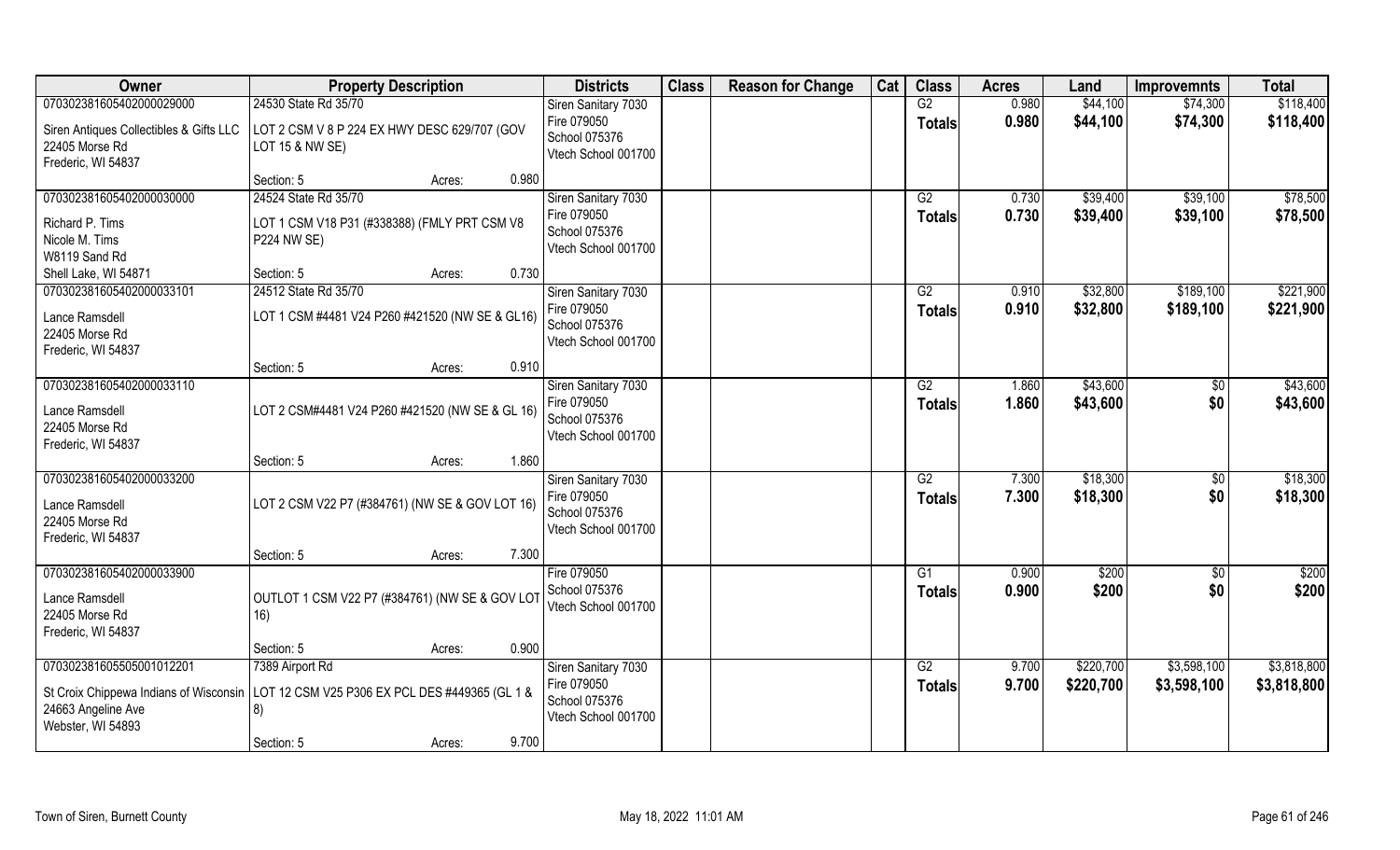| Owner | Property Description | Districts | Class | Reason for Change | Cat | Class | Acres | Land | Improvemnts | Total |
|---|---|---|---|---|---|---|---|---|---|---|
| 070302381605402000029000 | 24530 State Rd 35/70 | Siren Sanitary 7030 | | | | G2 | 0.980 | $44,100 | $74,300 | $118,400 |
| Siren Antiques Collectibles & Gifts LLC<br>22405 Morse Rd<br>Frederic, WI 54837 | LOT 2 CSM V 8 P 224 EX HWY DESC 629/707 (GOV LOT 15 & NW SE) | Fire 079050<br>School 075376<br>Vtech School 001700 | | | | **Totals** | **0.980** | **$44,100** | **$74,300** | **$118,400** |
| | Section: 5 Acres: 0.980 | | | | | | | | | |
| 070302381605402000030000 | 24524 State Rd 35/70 | Siren Sanitary 7030 | | | | G2 | 0.730 | $39,400 | $39,100 | $78,500 |
| Richard P. Tims<br>Nicole M. Tims<br>W8119 Sand Rd<br>Shell Lake, WI 54871 | LOT 1 CSM V18 P31 (#338388) (FMLY PRT CSM V8 P224 NW SE) | Fire 079050<br>School 075376<br>Vtech School 001700 | | | | **Totals** | **0.730** | **$39,400** | **$39,100** | **$78,500** |
| | Section: 5 Acres: 0.730 | | | | | | | | | |
| 070302381605402000033101 | 24512 State Rd 35/70 | Siren Sanitary 7030 | | | | G2 | 0.910 | $32,800 | $189,100 | $221,900 |
| Lance Ramsdell<br>22405 Morse Rd<br>Frederic, WI 54837 | LOT 1 CSM #4481 V24 P260 #421520 (NW SE & GL16) | Fire 079050<br>School 075376<br>Vtech School 001700 | | | | **Totals** | **0.910** | **$32,800** | **$189,100** | **$221,900** |
| | Section: 5 Acres: 0.910 | | | | | | | | | |
| 070302381605402000033110 | | Siren Sanitary 7030 | | | | G2 | 1.860 | $43,600 | $0 | $43,600 |
| Lance Ramsdell<br>22405 Morse Rd<br>Frederic, WI 54837 | LOT 2 CSM#4481 V24 P260 #421520 (NW SE & GL 16) | Fire 079050<br>School 075376<br>Vtech School 001700 | | | | **Totals** | **1.860** | **$43,600** | **$0** | **$43,600** |
| | Section: 5 Acres: 1.860 | | | | | | | | | |
| 070302381605402000033200 | | Siren Sanitary 7030 | | | | G2 | 7.300 | $18,300 | $0 | $18,300 |
| Lance Ramsdell<br>22405 Morse Rd<br>Frederic, WI 54837 | LOT 2 CSM V22 P7 (#384761) (NW SE & GOV LOT 16) | Fire 079050<br>School 075376<br>Vtech School 001700 | | | | **Totals** | **7.300** | **$18,300** | **$0** | **$18,300** |
| | Section: 5 Acres: 7.300 | | | | | | | | | |
| 070302381605402000033900 | | Fire 079050 | | | | G1 | 0.900 | $200 | $0 | $200 |
| Lance Ramsdell<br>22405 Morse Rd<br>Frederic, WI 54837 | OUTLOT 1 CSM V22 P7 (#384761) (NW SE & GOV LOT 16) | School 075376<br>Vtech School 001700 | | | | **Totals** | **0.900** | **$200** | **$0** | **$200** |
| | Section: 5 Acres: 0.900 | | | | | | | | | |
| 070302381605505001012201 | 7389 Airport Rd | Siren Sanitary 7030 | | | | G2 | 9.700 | $220,700 | $3,598,100 | $3,818,800 |
| St Croix Chippewa Indians of Wisconsin<br>24663 Angeline Ave<br>Webster, WI 54893 | LOT 12 CSM V25 P306 EX PCL DES #449365 (GL 1 & 8) | Fire 079050<br>School 075376<br>Vtech School 001700 | | | | **Totals** | **9.700** | **$220,700** | **$3,598,100** | **$3,818,800** |
| | Section: 5 Acres: 9.700 | | | | | | | | | |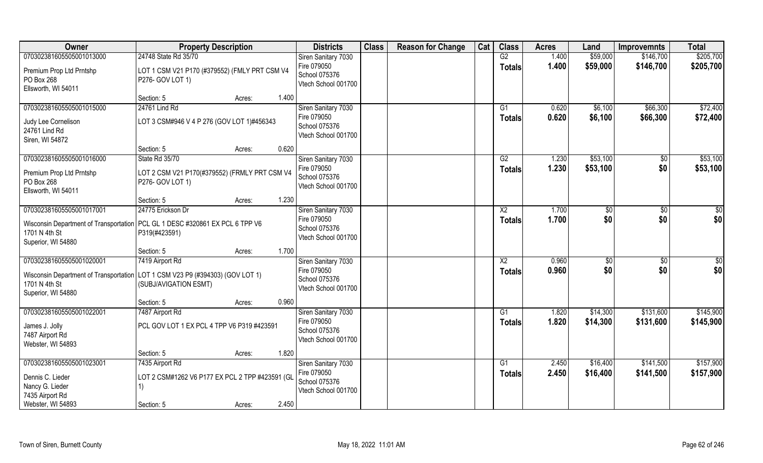| Owner | Property Description | | | Districts | Class | Reason for Change | Cat | Class | Acres | Land | Improvemnts | Total |
|---|---|---|---|---|---|---|---|---|---|---|---|---|
| 070302381605505001013000 | 24748 State Rd 35/70 | | | Siren Sanitary 7030 | | | | G2 | 1.400 | $59,000 | $146,700 | $205,700 |
| Premium Prop Ltd Prntshp<br>PO Box 268<br>Ellsworth, WI 54011 | LOT 1 CSM V21 P170 (#379552) (FMLY PRT CSM V4 P276- GOV LOT 1) | | | Fire 079050<br>School 075376<br>Vtech School 001700 | | | | **Totals** | **1.400** | **$59,000** | **$146,700** | **$205,700** |
| | Section: 5 | Acres: | 1.400 | | | | | | | | | |
| 070302381605505001015000 | 24761 Lind Rd | | | Siren Sanitary 7030 | | | | G1 | 0.620 | $6,100 | $66,300 | $72,400 |
| Judy Lee Cornelison<br>24761 Lind Rd<br>Siren, WI 54872 | LOT 3 CSM#946 V 4 P 276 (GOV LOT 1)#456343 | | | Fire 079050<br>School 075376<br>Vtech School 001700 | | | | **Totals** | **0.620** | **$6,100** | **$66,300** | **$72,400** |
| | Section: 5 | Acres: | 0.620 | | | | | | | | | |
| 070302381605505001016000 | State Rd 35/70 | | | Siren Sanitary 7030 | | | | G2 | 1.230 | $53,100 | $0 | $53,100 |
| Premium Prop Ltd Prntshp<br>PO Box 268<br>Ellsworth, WI 54011 | LOT 2 CSM V21 P170(#379552) (FRMLY PRT CSM V4 P276- GOV LOT 1) | | | Fire 079050<br>School 075376<br>Vtech School 001700 | | | | **Totals** | **1.230** | **$53,100** | **$0** | **$53,100** |
| | Section: 5 | Acres: | 1.230 | | | | | | | | | |
| 070302381605505001017001 | 24775 Erickson Dr | | | Siren Sanitary 7030 | | | | X2 | 1.700 | $0 | $0 | $0 |
| Wisconsin Department of Transportation<br>1701 N 4th St<br>Superior, WI 54880 | PCL GL 1 DESC #320861 EX PCL 6 TPP V6 P319(#423591) | | | Fire 079050<br>School 075376<br>Vtech School 001700 | | | | **Totals** | **1.700** | **$0** | **$0** | **$0** |
| | Section: 5 | Acres: | 1.700 | | | | | | | | | |
| 070302381605505001020001 | 7419 Airport Rd | | | Siren Sanitary 7030 | | | | X2 | 0.960 | $0 | $0 | $0 |
| Wisconsin Department of Transportation<br>1701 N 4th St<br>Superior, WI 54880 | LOT 1 CSM V23 P9 (#394303) (GOV LOT 1) (SUBJ/AVIGATION ESMT) | | | Fire 079050<br>School 075376<br>Vtech School 001700 | | | | **Totals** | **0.960** | **$0** | **$0** | **$0** |
| | Section: 5 | Acres: | 0.960 | | | | | | | | | |
| 070302381605505001022001 | 7487 Airport Rd | | | Siren Sanitary 7030 | | | | G1 | 1.820 | $14,300 | $131,600 | $145,900 |
| James J. Jolly<br>7487 Airport Rd<br>Webster, WI 54893 | PCL GOV LOT 1 EX PCL 4 TPP V6 P319 #423591 | | | Fire 079050<br>School 075376<br>Vtech School 001700 | | | | **Totals** | **1.820** | **$14,300** | **$131,600** | **$145,900** |
| | Section: 5 | Acres: | 1.820 | | | | | | | | | |
| 070302381605505001023001 | 7435 Airport Rd | | | Siren Sanitary 7030 | | | | G1 | 2.450 | $16,400 | $141,500 | $157,900 |
| Dennis C. Lieder<br>Nancy G. Lieder<br>7435 Airport Rd<br>Webster, WI 54893 | LOT 2 CSM#1262 V6 P177 EX PCL 2 TPP #423591 (GL 1) | | | Fire 079050<br>School 075376<br>Vtech School 001700 | | | | **Totals** | **2.450** | **$16,400** | **$141,500** | **$157,900** |
| | Section: 5 | Acres: | 2.450 | | | | | | | | | |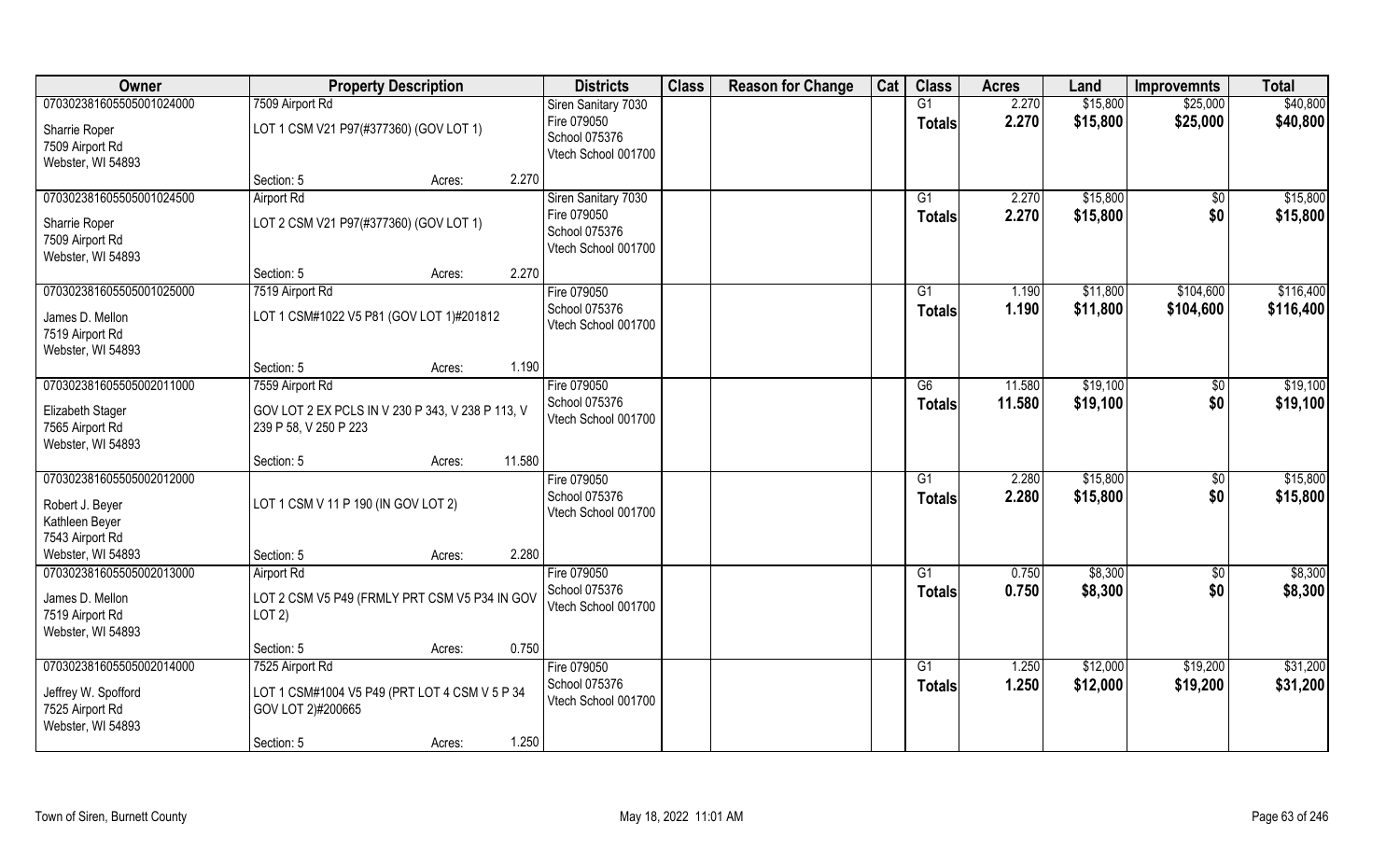| Owner | Property Description | | | Districts | Class | Reason for Change | Cat | Class | Acres | Land | Improvemnts | Total |
|---|---|---|---|---|---|---|---|---|---|---|---|---|
| 070302381605505001024000 | 7509 Airport Rd | | | Siren Sanitary 7030 | | | | G1 | 2.270 | $15,800 | $25,000 | $40,800 |
| Sharrie Roper<br>7509 Airport Rd<br>Webster, WI 54893 | LOT 1 CSM V21 P97(#377360) (GOV LOT 1) | | | Fire 079050<br>School 075376<br>Vtech School 001700 | | | | **Totals** | **2.270** | **$15,800** | **$25,000** | **$40,800** |
| | Section: 5 | Acres: | 2.270 | | | | | | | | | |
| 070302381605505001024500 | Airport Rd | | | Siren Sanitary 7030 | | | | G1 | 2.270 | $15,800 | $0 | $15,800 |
| Sharrie Roper<br>7509 Airport Rd<br>Webster, WI 54893 | LOT 2 CSM V21 P97(#377360) (GOV LOT 1) | | | Fire 079050<br>School 075376<br>Vtech School 001700 | | | | **Totals** | **2.270** | **$15,800** | **$0** | **$15,800** |
| | Section: 5 | Acres: | 2.270 | | | | | | | | | |
| 070302381605505001025000 | 7519 Airport Rd | | | Fire 079050 | | | | G1 | 1.190 | $11,800 | $104,600 | $116,400 |
| James D. Mellon<br>7519 Airport Rd<br>Webster, WI 54893 | LOT 1 CSM#1022 V5 P81 (GOV LOT 1)#201812 | | | School 075376<br>Vtech School 001700 | | | | **Totals** | **1.190** | **$11,800** | **$104,600** | **$116,400** |
| | Section: 5 | Acres: | 1.190 | | | | | | | | | |
| 070302381605505002011000 | 7559 Airport Rd | | | Fire 079050 | | | | G6 | 11.580 | $19,100 | $0 | $19,100 |
| Elizabeth Stager<br>7565 Airport Rd<br>Webster, WI 54893 | GOV LOT 2 EX PCLS IN V 230 P 343, V 238 P 113, V 239 P 58, V 250 P 223 | | | School 075376<br>Vtech School 001700 | | | | **Totals** | **11.580** | **$19,100** | **$0** | **$19,100** |
| | Section: 5 | Acres: | 11.580 | | | | | | | | | |
| 070302381605505002012000 | | | | Fire 079050 | | | | G1 | 2.280 | $15,800 | $0 | $15,800 |
| Robert J. Beyer<br>Kathleen Beyer<br>7543 Airport Rd<br>Webster, WI 54893 | LOT 1 CSM V 11 P 190 (IN GOV LOT 2) | | | School 075376<br>Vtech School 001700 | | | | **Totals** | **2.280** | **$15,800** | **$0** | **$15,800** |
| | Section: 5 | Acres: | 2.280 | | | | | | | | | |
| 070302381605505002013000 | Airport Rd | | | Fire 079050 | | | | G1 | 0.750 | $8,300 | $0 | $8,300 |
| James D. Mellon<br>7519 Airport Rd<br>Webster, WI 54893 | LOT 2 CSM V5 P49 (FRMLY PRT CSM V5 P34 IN GOV LOT 2) | | | School 075376<br>Vtech School 001700 | | | | **Totals** | **0.750** | **$8,300** | **$0** | **$8,300** |
| | Section: 5 | Acres: | 0.750 | | | | | | | | | |
| 070302381605505002014000 | 7525 Airport Rd | | | Fire 079050 | | | | G1 | 1.250 | $12,000 | $19,200 | $31,200 |
| Jeffrey W. Spofford<br>7525 Airport Rd<br>Webster, WI 54893 | LOT 1 CSM#1004 V5 P49 (PRT LOT 4 CSM V 5 P 34 GOV LOT 2)#200665 | | | School 075376<br>Vtech School 001700 | | | | **Totals** | **1.250** | **$12,000** | **$19,200** | **$31,200** |
| | Section: 5 | Acres: | 1.250 | | | | | | | | | |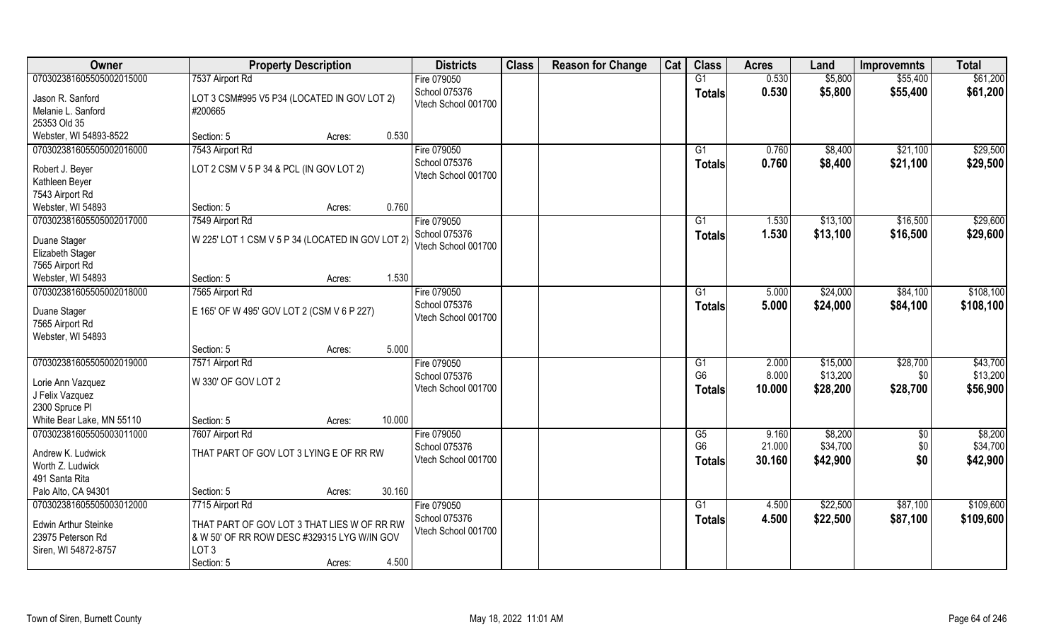| Owner | Property Description | | | Districts | Class | Reason for Change | Cat | Class | Acres | Land | Improvemnts | Total |
|---|---|---|---|---|---|---|---|---|---|---|---|---|
| 070302381605505002015000 | 7537 Airport Rd | | | Fire 079050 | | | | G1 | 0.530 | $5,800 | $55,400 | $61,200 |
| Jason R. Sanford | LOT 3 CSM#995 V5 P34 (LOCATED IN GOV LOT 2) | | | School 075376 | | | | **Totals** | **0.530** | **$5,800** | **$55,400** | **$61,200** |
| Melanie L. Sanford | #200665 | | | Vtech School 001700 | | | | | | | | |
| 25353 Old 35 | | | | | | | | | | | | |
| Webster, WI 54893-8522 | Section: 5 | Acres: | 0.530 | | | | | | | | | |
| 070302381605505002016000 | 7543 Airport Rd | | | Fire 079050 | | | | G1 | 0.760 | $8,400 | $21,100 | $29,500 |
| Robert J. Beyer | LOT 2 CSM V 5 P 34 & PCL (IN GOV LOT 2) | | | School 075376 | | | | **Totals** | **0.760** | **$8,400** | **$21,100** | **$29,500** |
| Kathleen Beyer | | | | Vtech School 001700 | | | | | | | | |
| 7543 Airport Rd | | | | | | | | | | | | |
| Webster, WI 54893 | Section: 5 | Acres: | 0.760 | | | | | | | | | |
| 070302381605505002017000 | 7549 Airport Rd | | | Fire 079050 | | | | G1 | 1.530 | $13,100 | $16,500 | $29,600 |
| Duane Stager | W 225' LOT 1 CSM V 5 P 34 (LOCATED IN GOV LOT 2) | | | School 075376 | | | | **Totals** | **1.530** | **$13,100** | **$16,500** | **$29,600** |
| Elizabeth Stager | | | | Vtech School 001700 | | | | | | | | |
| 7565 Airport Rd | | | | | | | | | | | | |
| Webster, WI 54893 | Section: 5 | Acres: | 1.530 | | | | | | | | | |
| 070302381605505002018000 | 7565 Airport Rd | | | Fire 079050 | | | | G1 | 5.000 | $24,000 | $84,100 | $108,100 |
| Duane Stager | E 165' OF W 495' GOV LOT 2 (CSM V 6 P 227) | | | School 075376 | | | | **Totals** | **5.000** | **$24,000** | **$84,100** | **$108,100** |
| 7565 Airport Rd | | | | Vtech School 001700 | | | | | | | | |
| Webster, WI 54893 | | | | | | | | | | | | |
| | Section: 5 | Acres: | 5.000 | | | | | | | | | |
| 070302381605505002019000 | 7571 Airport Rd | | | Fire 079050 | | | | G1 | 2.000 | $15,000 | $28,700 | $43,700 |
| Lorie Ann Vazquez | W 330' OF GOV LOT 2 | | | School 075376 | | | | G6 | 8.000 | $13,200 | $0 | $13,200 |
| J Felix Vazquez | | | | Vtech School 001700 | | | | **Totals** | **10.000** | **$28,200** | **$28,700** | **$56,900** |
| 2300 Spruce Pl | | | | | | | | | | | | |
| White Bear Lake, MN 55110 | Section: 5 | Acres: | 10.000 | | | | | | | | | |
| 070302381605505003011000 | 7607 Airport Rd | | | Fire 079050 | | | | G5 | 9.160 | $8,200 | $0 | $8,200 |
| Andrew K. Ludwick | THAT PART OF GOV LOT 3 LYING E OF RR RW | | | School 075376 | | | | G6 | 21.000 | $34,700 | $0 | $34,700 |
| Worth Z. Ludwick | | | | Vtech School 001700 | | | | **Totals** | **30.160** | **$42,900** | **$0** | **$42,900** |
| 491 Santa Rita | | | | | | | | | | | | |
| Palo Alto, CA 94301 | Section: 5 | Acres: | 30.160 | | | | | | | | | |
| 070302381605505003012000 | 7715 Airport Rd | | | Fire 079050 | | | | G1 | 4.500 | $22,500 | $87,100 | $109,600 |
| Edwin Arthur Steinke | THAT PART OF GOV LOT 3 THAT LIES W OF RR RW | | | School 075376 | | | | **Totals** | **4.500** | **$22,500** | **$87,100** | **$109,600** |
| 23975 Peterson Rd | & W 50' OF RR ROW DESC #329315 LYG W/IN GOV | | | Vtech School 001700 | | | | | | | | |
| Siren, WI 54872-8757 | LOT 3 | | | | | | | | | | | |
| | Section: 5 | Acres: | 4.500 | | | | | | | | | |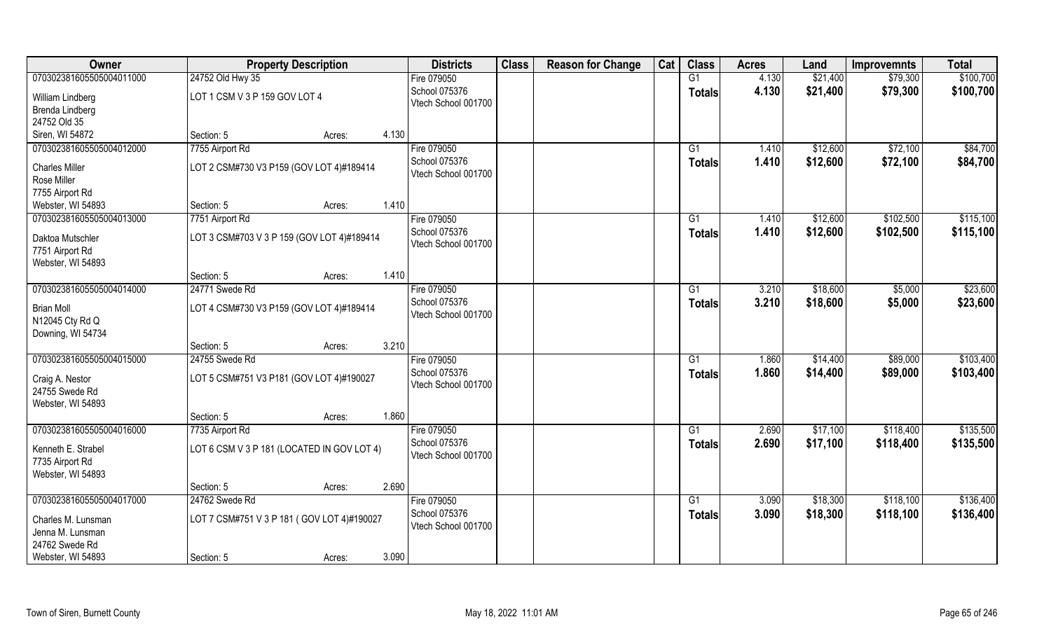| Owner | Property Description | | | Districts | Class | Reason for Change | Cat | Class | Acres | Land | Improvemnts | Total |
|---|---|---|---|---|---|---|---|---|---|---|---|---|
| 070302381605505004011000 | 24752 Old Hwy 35 | | | Fire 079050 | | | | G1 | 4.130 | $21,400 | $79,300 | $100,700 |
| William Lindberg<br>Brenda Lindberg<br>24752 Old 35<br>Siren, WI 54872 | LOT 1 CSM V 3 P 159 GOV LOT 4 | | | School 075376<br>Vtech School 001700 | | | | Totals | 4.130 | $21,400 | $79,300 | $100,700 |
| | Section: 5 | Acres: | 4.130 | | | | | | | | | |
| 070302381605505004012000 | 7755 Airport Rd | | | Fire 079050 | | | | G1 | 1.410 | $12,600 | $72,100 | $84,700 |
| Charles Miller<br>Rose Miller<br>7755 Airport Rd<br>Webster, WI 54893 | LOT 2 CSM#730 V3 P159 (GOV LOT 4)#189414 | | | School 075376<br>Vtech School 001700 | | | | Totals | 1.410 | $12,600 | $72,100 | $84,700 |
| | Section: 5 | Acres: | 1.410 | | | | | | | | | |
| 070302381605505004013000 | 7751 Airport Rd | | | Fire 079050 | | | | G1 | 1.410 | $12,600 | $102,500 | $115,100 |
| Daktoa Mutschler<br>7751 Airport Rd<br>Webster, WI 54893 | LOT 3 CSM#703 V 3 P 159 (GOV LOT 4)#189414 | | | School 075376<br>Vtech School 001700 | | | | Totals | 1.410 | $12,600 | $102,500 | $115,100 |
| | Section: 5 | Acres: | 1.410 | | | | | | | | | |
| 070302381605505004014000 | 24771 Swede Rd | | | Fire 079050 | | | | G1 | 3.210 | $18,600 | $5,000 | $23,600 |
| Brian Moll<br>N12045 Cty Rd Q<br>Downing, WI 54734 | LOT 4 CSM#730 V3 P159 (GOV LOT 4)#189414 | | | School 075376<br>Vtech School 001700 | | | | Totals | 3.210 | $18,600 | $5,000 | $23,600 |
| | Section: 5 | Acres: | 3.210 | | | | | | | | | |
| 070302381605505004015000 | 24755 Swede Rd | | | Fire 079050 | | | | G1 | 1.860 | $14,400 | $89,000 | $103,400 |
| Craig A. Nestor<br>24755 Swede Rd<br>Webster, WI 54893 | LOT 5 CSM#751 V3 P181 (GOV LOT 4)#190027 | | | School 075376<br>Vtech School 001700 | | | | Totals | 1.860 | $14,400 | $89,000 | $103,400 |
| | Section: 5 | Acres: | 1.860 | | | | | | | | | |
| 070302381605505004016000 | 7735 Airport Rd | | | Fire 079050 | | | | G1 | 2.690 | $17,100 | $118,400 | $135,500 |
| Kenneth E. Strabel<br>7735 Airport Rd<br>Webster, WI 54893 | LOT 6 CSM V 3 P 181 (LOCATED IN GOV LOT 4) | | | School 075376<br>Vtech School 001700 | | | | Totals | 2.690 | $17,100 | $118,400 | $135,500 |
| | Section: 5 | Acres: | 2.690 | | | | | | | | | |
| 070302381605505004017000 | 24762 Swede Rd | | | Fire 079050 | | | | G1 | 3.090 | $18,300 | $118,100 | $136,400 |
| Charles M. Lunsman<br>Jenna M. Lunsman<br>24762 Swede Rd<br>Webster, WI 54893 | LOT 7 CSM#751 V 3 P 181 ( GOV LOT 4)#190027 | | | School 075376<br>Vtech School 001700 | | | | Totals | 3.090 | $18,300 | $118,100 | $136,400 |
| | Section: 5 | Acres: | 3.090 | | | | | | | | | |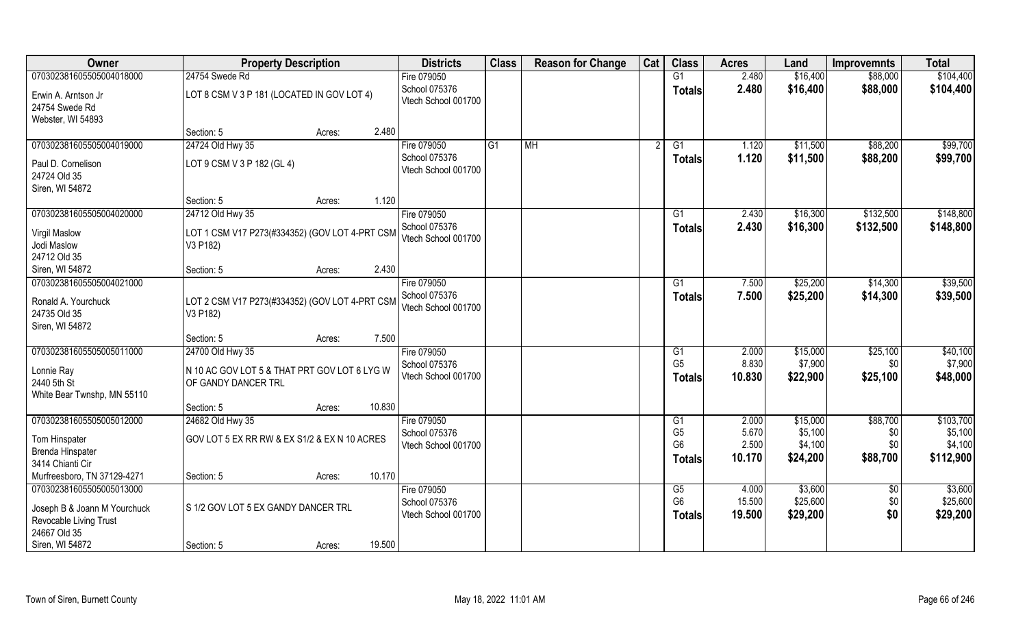| Owner | Property Description | | | Districts | Class | Reason for Change | Cat | Class | Acres | Land | Improvemnts | Total |
|---|---|---|---|---|---|---|---|---|---|---|---|---|
| 070302381605505004018000 | 24754 Swede Rd | | | Fire 079050 | | | | G1 | 2.480 | $16,400 | $88,000 | $104,400 |
| Erwin A. Arntson Jr<br>24754 Swede Rd<br>Webster, WI 54893 | LOT 8 CSM V 3 P 181 (LOCATED IN GOV LOT 4) | | | School 075376<br>Vtech School 001700 | | | | **Totals** | **2.480** | **$16,400** | **$88,000** | **$104,400** |
| | Section: 5 | Acres: | 2.480 | | | | | | | | | |
| 070302381605505004019000 | 24724 Old Hwy 35 | | | Fire 079050 | G1 | MH | 2 | G1 | 1.120 | $11,500 | $88,200 | $99,700 |
| Paul D. Cornelison<br>24724 Old 35<br>Siren, WI 54872 | LOT 9 CSM V 3 P 182 (GL 4) | | | School 075376<br>Vtech School 001700 | | | | **Totals** | **1.120** | **$11,500** | **$88,200** | **$99,700** |
| | Section: 5 | Acres: | 1.120 | | | | | | | | | |
| 070302381605505004020000 | 24712 Old Hwy 35 | | | Fire 079050 | | | | G1 | 2.430 | $16,300 | $132,500 | $148,800 |
| Virgil Maslow<br>Jodi Maslow<br>24712 Old 35<br>Siren, WI 54872 | LOT 1 CSM V17 P273(#334352) (GOV LOT 4-PRT CSM V3 P182) | | | School 075376<br>Vtech School 001700 | | | | **Totals** | **2.430** | **$16,300** | **$132,500** | **$148,800** |
| | Section: 5 | Acres: | 2.430 | | | | | | | | | |
| 070302381605505004021000 | | | | Fire 079050 | | | | G1 | 7.500 | $25,200 | $14,300 | $39,500 |
| Ronald A. Yourchuck<br>24735 Old 35<br>Siren, WI 54872 | LOT 2 CSM V17 P273(#334352) (GOV LOT 4-PRT CSM V3 P182) | | | School 075376<br>Vtech School 001700 | | | | **Totals** | **7.500** | **$25,200** | **$14,300** | **$39,500** |
| | Section: 5 | Acres: | 7.500 | | | | | | | | | |
| 070302381605505005011000 | 24700 Old Hwy 35 | | | Fire 079050 | | | | G1 | 2.000 | $15,000 | $25,100 | $40,100 |
| Lonnie Ray<br>2440 5th St<br>White Bear Twnshp, MN 55110 | N 10 AC GOV LOT 5 & THAT PRT GOV LOT 6 LYG W OF GANDY DANCER TRL | | | School 075376<br>Vtech School 001700 | | | | G5 | 8.830 | $7,900 | $0 | $7,900 |
| | | | | | | | | **Totals** | **10.830** | **$22,900** | **$25,100** | **$48,000** |
| | Section: 5 | Acres: | 10.830 | | | | | | | | | |
| 070302381605505005012000 | 24682 Old Hwy 35 | | | Fire 079050 | | | | G1 | 2.000 | $15,000 | $88,700 | $103,700 |
| Tom Hinspater<br>Brenda Hinspater<br>3414 Chianti Cir<br>Murfreesboro, TN 37129-4271 | GOV LOT 5 EX RR RW & EX S1/2 & EX N 10 ACRES | | | School 075376<br>Vtech School 001700 | | | | G5 | 5.670 | $5,100 | $0 | $5,100 |
| | | | | | | | | G6 | 2.500 | $4,100 | $0 | $4,100 |
| | | | | | | | | **Totals** | **10.170** | **$24,200** | **$88,700** | **$112,900** |
| | Section: 5 | Acres: | 10.170 | | | | | | | | | |
| 070302381605505005013000 | | | | Fire 079050 | | | | G5 | 4.000 | $3,600 | $0 | $3,600 |
| Joseph B & Joann M Yourchuck<br>Revocable Living Trust<br>24667 Old 35<br>Siren, WI 54872 | S 1/2 GOV LOT 5 EX GANDY DANCER TRL | | | School 075376<br>Vtech School 001700 | | | | G6 | 15.500 | $25,600 | $0 | $25,600 |
| | | | | | | | | **Totals** | **19.500** | **$29,200** | **$0** | **$29,200** |
| | Section: 5 | Acres: | 19.500 | | | | | | | | | |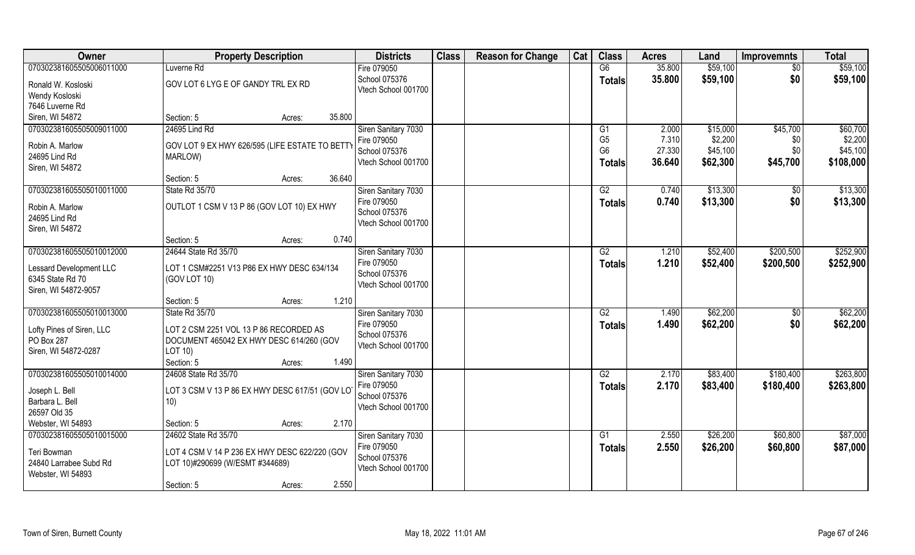| Owner | Property Description | | Districts | Class | Reason for Change | Cat | Class | Acres | Land | Improvemnts | Total |
|---|---|---|---|---|---|---|---|---|---|---|---|
| 070302381605505006011000 | Luverne Rd | | Fire 079050 | | | | G6 | 35.800 | $59,100 | $0 | $59,100 |
| Ronald W. Kosloski | GOV LOT 6 LYG E OF GANDY TRL EX RD | | School 075376 | | | | **Totals** | **35.800** | **$59,100** | **$0** | **$59,100** |
| Wendy Kosloski | | | Vtech School 001700 | | | | | | | | |
| 7646 Luverne Rd | | | | | | | | | | | |
| Siren, WI 54872 | Section: 5 | Acres: 35.800 | | | | | | | | | |
| 070302381605505009011000 | 24695 Lind Rd | | Siren Sanitary 7030 | | | | G1 | 2.000 | $15,000 | $45,700 | $60,700 |
| Robin A. Marlow | GOV LOT 9 EX HWY 626/595 (LIFE ESTATE TO BETTY | | Fire 079050 | | | | G5 | 7.310 | $2,200 | $0 | $2,200 |
| 24695 Lind Rd | MARLOW) | | School 075376 | | | | G6 | 27.330 | $45,100 | $0 | $45,100 |
| Siren, WI 54872 | | | Vtech School 001700 | | | | **Totals** | **36.640** | **$62,300** | **$45,700** | **$108,000** |
| | Section: 5 | Acres: 36.640 | | | | | | | | | |
| 070302381605505010011000 | State Rd 35/70 | | Siren Sanitary 7030 | | | | G2 | 0.740 | $13,300 | $0 | $13,300 |
| Robin A. Marlow | OUTLOT 1 CSM V 13 P 86 (GOV LOT 10) EX HWY | | Fire 079050 | | | | **Totals** | **0.740** | **$13,300** | **$0** | **$13,300** |
| 24695 Lind Rd | | | School 075376 | | | | | | | | |
| Siren, WI 54872 | | | Vtech School 001700 | | | | | | | | |
| | Section: 5 | Acres: 0.740 | | | | | | | | | |
| 070302381605505010012000 | 24644 State Rd 35/70 | | Siren Sanitary 7030 | | | | G2 | 1.210 | $52,400 | $200,500 | $252,900 |
| Lessard Development LLC | LOT 1 CSM#2251 V13 P86 EX HWY DESC 634/134 | | Fire 079050 | | | | **Totals** | **1.210** | **$52,400** | **$200,500** | **$252,900** |
| 6345 State Rd 70 | (GOV LOT 10) | | School 075376 | | | | | | | | |
| Siren, WI 54872-9057 | | | Vtech School 001700 | | | | | | | | |
| | Section: 5 | Acres: 1.210 | | | | | | | | | |
| 070302381605505010013000 | State Rd 35/70 | | Siren Sanitary 7030 | | | | G2 | 1.490 | $62,200 | $0 | $62,200 |
| Lofty Pines of Siren, LLC | LOT 2 CSM 2251 VOL 13 P 86 RECORDED AS | | Fire 079050 | | | | **Totals** | **1.490** | **$62,200** | **$0** | **$62,200** |
| PO Box 287 | DOCUMENT 465042 EX HWY DESC 614/260 (GOV | | School 075376 | | | | | | | | |
| Siren, WI 54872-0287 | LOT 10) | | Vtech School 001700 | | | | | | | | |
| | Section: 5 | Acres: 1.490 | | | | | | | | | |
| 070302381605505010014000 | 24608 State Rd 35/70 | | Siren Sanitary 7030 | | | | G2 | 2.170 | $83,400 | $180,400 | $263,800 |
| Joseph L. Bell | LOT 3 CSM V 13 P 86 EX HWY DESC 617/51 (GOV LOT | | Fire 079050 | | | | **Totals** | **2.170** | **$83,400** | **$180,400** | **$263,800** |
| Barbara L. Bell | 10) | | School 075376 | | | | | | | | |
| 26597 Old 35 | | | Vtech School 001700 | | | | | | | | |
| Webster, WI 54893 | Section: 5 | Acres: 2.170 | | | | | | | | | |
| 070302381605505010015000 | 24602 State Rd 35/70 | | Siren Sanitary 7030 | | | | G1 | 2.550 | $26,200 | $60,800 | $87,000 |
| Teri Bowman | LOT 4 CSM V 14 P 236 EX HWY DESC 622/220 (GOV | | Fire 079050 | | | | **Totals** | **2.550** | **$26,200** | **$60,800** | **$87,000** |
| 24840 Larrabee Subd Rd | LOT 10)#290699 (W/ESMT #344689) | | School 075376 | | | | | | | | |
| Webster, WI 54893 | | | Vtech School 001700 | | | | | | | | |
| | Section: 5 | Acres: 2.550 | | | | | | | | | |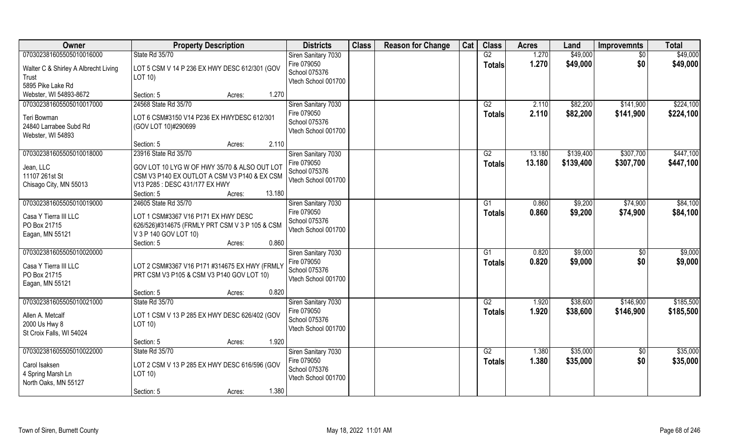| Owner | Property Description | Districts | Class | Reason for Change | Cat | Class | Acres | Land | Improvemnts | Total |
|---|---|---|---|---|---|---|---|---|---|---|
| 070302381605505010016000 | State Rd 35/70 | Siren Sanitary 7030 | | | | G2 | 1.270 | $49,000 | $0 | $49,000 |
| Walter C & Shirley A Albrecht Living Trust<br>5895 Pike Lake Rd<br>Webster, WI 54893-8672 | LOT 5 CSM V 14 P 236 EX HWY DESC 612/301 (GOV LOT 10)<br>Section: 5 Acres: 1.270 | Fire 079050<br>School 075376<br>Vtech School 001700 | | | | **Totals** | **1.270** | **$49,000** | **$0** | **$49,000** |
| 070302381605505010017000 | 24568 State Rd 35/70 | Siren Sanitary 7030 | | | | G2 | 2.110 | $82,200 | $141,900 | $224,100 |
| Teri Bowman<br>24840 Larrabee Subd Rd<br>Webster, WI 54893 | LOT 6 CSM#3150 V14 P236 EX HWYDESC 612/301 (GOV LOT 10)#290699<br>Section: 5 Acres: 2.110 | Fire 079050<br>School 075376<br>Vtech School 001700 | | | | **Totals** | **2.110** | **$82,200** | **$141,900** | **$224,100** |
| 070302381605505010018000 | 23916 State Rd 35/70 | Siren Sanitary 7030 | | | | G2 | 13.180 | $139,400 | $307,700 | $447,100 |
| Jean, LLC<br>11107 261st St<br>Chisago City, MN 55013 | GOV LOT 10 LYG W OF HWY 35/70 & ALSO OUT LOT CSM V3 P140 EX OUTLOT A CSM V3 P140 & EX CSM V13 P285 : DESC 431/177 EX HWY<br>Section: 5 Acres: 13.180 | Fire 079050<br>School 075376<br>Vtech School 001700 | | | | **Totals** | **13.180** | **$139,400** | **$307,700** | **$447,100** |
| 070302381605505010019000 | 24605 State Rd 35/70 | Siren Sanitary 7030 | | | | G1 | 0.860 | $9,200 | $74,900 | $84,100 |
| Casa Y Tierra III LLC<br>PO Box 21715<br>Eagan, MN 55121 | LOT 1 CSM#3367 V16 P171 EX HWY DESC 626/526)#314675 (FRMLY PRT CSM V 3 P 105 & CSM V 3 P 140 GOV LOT 10)<br>Section: 5 Acres: 0.860 | Fire 079050<br>School 075376<br>Vtech School 001700 | | | | **Totals** | **0.860** | **$9,200** | **$74,900** | **$84,100** |
| 070302381605505010020000 | | Siren Sanitary 7030 | | | | G1 | 0.820 | $9,000 | $0 | $9,000 |
| Casa Y Tierra III LLC<br>PO Box 21715<br>Eagan, MN 55121 | LOT 2 CSM#3367 V16 P171 #314675 EX HWY (FRMLY PRT CSM V3 P105 & CSM V3 P140 GOV LOT 10)<br>Section: 5 Acres: 0.820 | Fire 079050<br>School 075376<br>Vtech School 001700 | | | | **Totals** | **0.820** | **$9,000** | **$0** | **$9,000** |
| 070302381605505010021000 | State Rd 35/70 | Siren Sanitary 7030 | | | | G2 | 1.920 | $38,600 | $146,900 | $185,500 |
| Allen A. Metcalf<br>2000 Us Hwy 8<br>St Croix Falls, WI 54024 | LOT 1 CSM V 13 P 285 EX HWY DESC 626/402 (GOV LOT 10)<br>Section: 5 Acres: 1.920 | Fire 079050<br>School 075376<br>Vtech School 001700 | | | | **Totals** | **1.920** | **$38,600** | **$146,900** | **$185,500** |
| 070302381605505010022000 | State Rd 35/70 | Siren Sanitary 7030 | | | | G2 | 1.380 | $35,000 | $0 | $35,000 |
| Carol Isaksen<br>4 Spring Marsh Ln<br>North Oaks, MN 55127 | LOT 2 CSM V 13 P 285 EX HWY DESC 616/596 (GOV LOT 10)<br>Section: 5 Acres: 1.380 | Fire 079050<br>School 075376<br>Vtech School 001700 | | | | **Totals** | **1.380** | **$35,000** | **$0** | **$35,000** |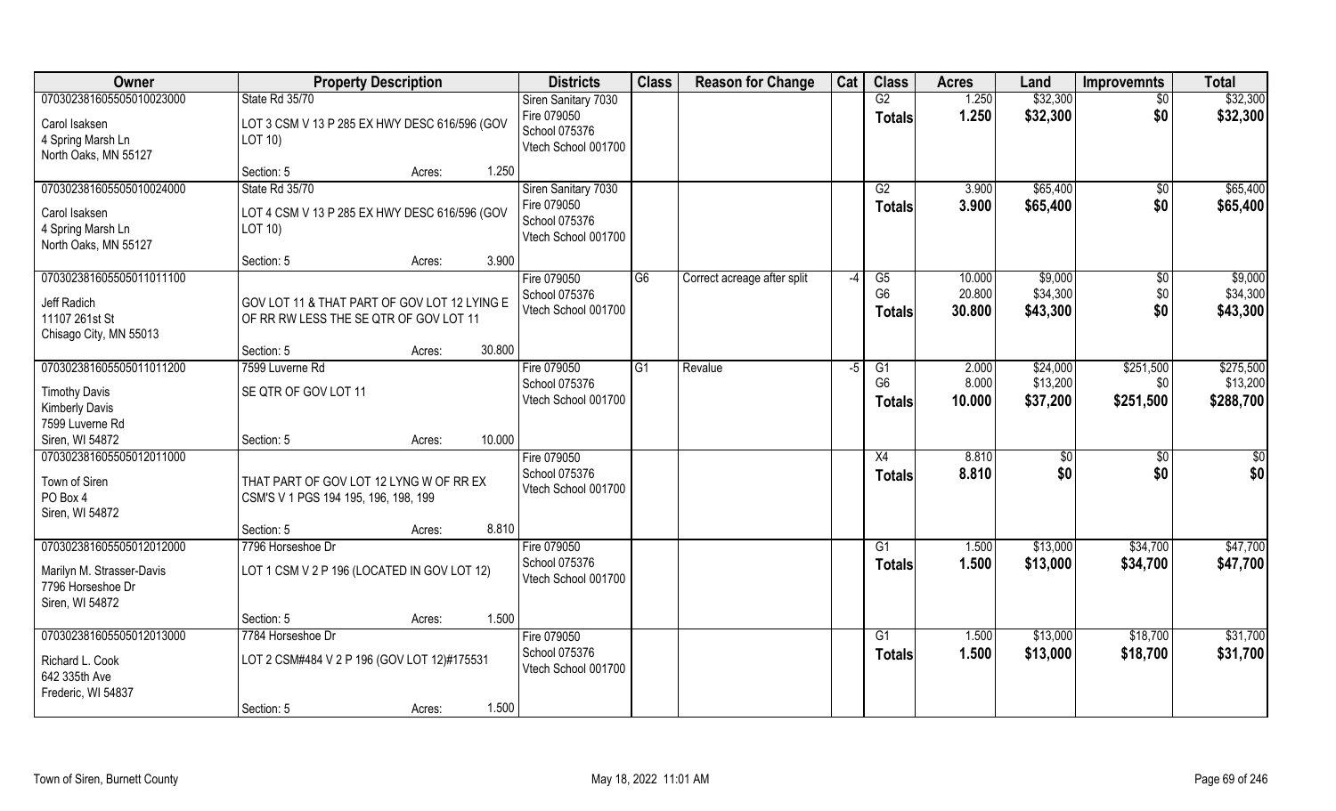| Owner | Property Description | Districts | Class | Reason for Change | Cat | Class | Acres | Land | Improvemnts | Total |
|---|---|---|---|---|---|---|---|---|---|---|
| 070302381605505010023000<br>Carol Isaksen<br>4 Spring Marsh Ln<br>North Oaks, MN 55127 | State Rd 35/70<br>LOT 3 CSM V 13 P 285 EX HWY DESC 616/596 (GOV LOT 10)<br>Section: 5 Acres: 1.250 | Siren Sanitary 7030<br>Fire 079050<br>School 075376<br>Vtech School 001700 | | | | G2<br>**Totals** | 1.250<br>**1.250** | $32,300<br>**$32,300** | $0<br>**$0** | $32,300<br>**$32,300** |
| 070302381605505010024000<br>Carol Isaksen<br>4 Spring Marsh Ln<br>North Oaks, MN 55127 | State Rd 35/70<br>LOT 4 CSM V 13 P 285 EX HWY DESC 616/596 (GOV LOT 10)<br>Section: 5 Acres: 3.900 | Siren Sanitary 7030<br>Fire 079050<br>School 075376<br>Vtech School 001700 | | | | G2<br>**Totals** | 3.900<br>**3.900** | $65,400<br>**$65,400** | $0<br>**$0** | $65,400<br>**$65,400** |
| 070302381605505011011100<br>Jeff Radich<br>11107 261st St<br>Chisago City, MN 55013 | GOV LOT 11 & THAT PART OF GOV LOT 12 LYING E OF RR RW LESS THE SE QTR OF GOV LOT 11<br>Section: 5 Acres: 30.800 | Fire 079050<br>School 075376<br>Vtech School 001700 | G6 | Correct acreage after split | -4 | G5<br>G6<br>**Totals** | 10.000<br>20.800<br>**30.800** | $9,000<br>$34,300<br>**$43,300** | $0<br>$0<br>**$0** | $9,000<br>$34,300<br>**$43,300** |
| 070302381605505011011200<br>Timothy Davis<br>Kimberly Davis<br>7599 Luverne Rd<br>Siren, WI 54872 | 7599 Luverne Rd<br>SE QTR OF GOV LOT 11<br>Section: 5 Acres: 10.000 | Fire 079050<br>School 075376<br>Vtech School 001700 | G1 | Revalue | -5 | G1<br>G6<br>**Totals** | 2.000<br>8.000<br>**10.000** | $24,000<br>$13,200<br>**$37,200** | $251,500<br>$0<br>**$251,500** | $275,500<br>$13,200<br>**$288,700** |
| 070302381605505012011000<br>Town of Siren<br>PO Box 4<br>Siren, WI 54872 | THAT PART OF GOV LOT 12 LYNG W OF RR EX CSM'S V 1 PGS 194 195, 196, 198, 199<br>Section: 5 Acres: 8.810 | Fire 079050<br>School 075376<br>Vtech School 001700 | | | | X4<br>**Totals** | 8.810<br>**8.810** | $0<br>**$0** | $0<br>**$0** | $0<br>**$0** |
| 070302381605505012012000<br>Marilyn M. Strasser-Davis<br>7796 Horseshoe Dr<br>Siren, WI 54872 | 7796 Horseshoe Dr<br>LOT 1 CSM V 2 P 196 (LOCATED IN GOV LOT 12)<br>Section: 5 Acres: 1.500 | Fire 079050<br>School 075376<br>Vtech School 001700 | | | | G1<br>**Totals** | 1.500<br>**1.500** | $13,000<br>**$13,000** | $34,700<br>**$34,700** | $47,700<br>**$47,700** |
| 070302381605505012013000<br>Richard L. Cook<br>642 335th Ave<br>Frederic, WI 54837 | 7784 Horseshoe Dr<br>LOT 2 CSM#484 V 2 P 196 (GOV LOT 12)#175531<br>Section: 5 Acres: 1.500 | Fire 079050<br>School 075376<br>Vtech School 001700 | | | | G1<br>**Totals** | 1.500<br>**1.500** | $13,000<br>**$13,000** | $18,700<br>**$18,700** | $31,700<br>**$31,700** |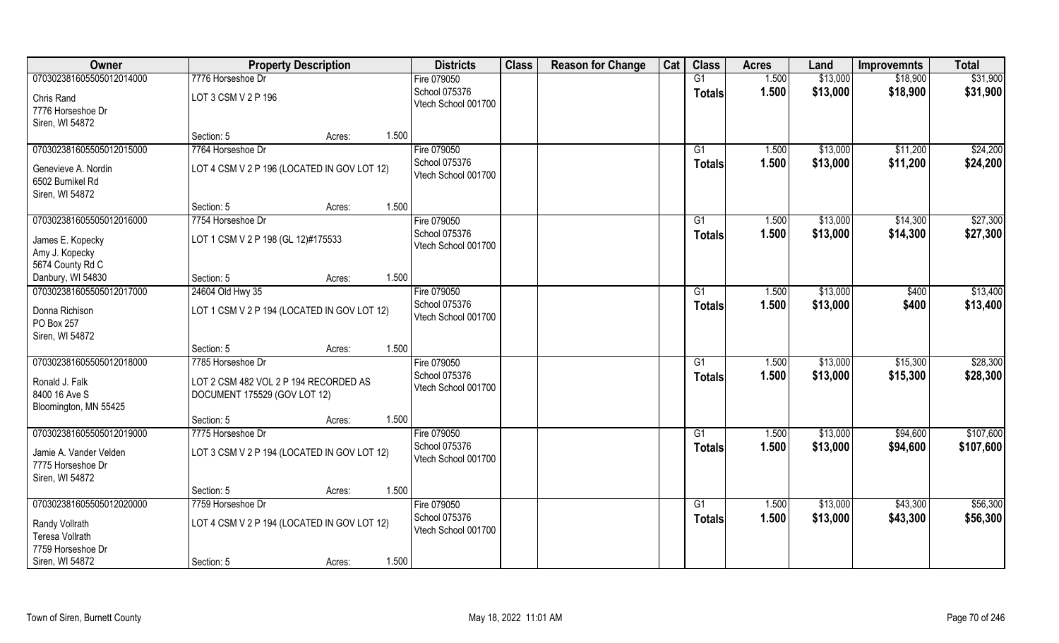| Owner | Property Description | Districts | Class | Reason for Change | Cat | Class | Acres | Land | Improvemnts | Total |
|---|---|---|---|---|---|---|---|---|---|---|
| 070302381605505012014000<br>Chris Rand<br>7776 Horseshoe Dr<br>Siren, WI 54872 | 7776 Horseshoe Dr<br>LOT 3 CSM V 2 P 196<br>Section: 5 Acres: 1.500 | Fire 079050<br>School 075376<br>Vtech School 001700 | | | | G1<br>**Totals** | 1.500<br>**1.500** | $13,000<br>**$13,000** | $18,900<br>**$18,900** | $31,900<br>**$31,900** |
| 070302381605505012015000<br>Genevieve A. Nordin<br>6502 Burnikel Rd<br>Siren, WI 54872 | 7764 Horseshoe Dr<br>LOT 4 CSM V 2 P 196 (LOCATED IN GOV LOT 12)<br>Section: 5 Acres: 1.500 | Fire 079050<br>School 075376<br>Vtech School 001700 | | | | G1<br>**Totals** | 1.500<br>**1.500** | $13,000<br>**$13,000** | $11,200<br>**$11,200** | $24,200<br>**$24,200** |
| 070302381605505012016000<br>James E. Kopecky<br>Amy J. Kopecky<br>5674 County Rd C<br>Danbury, WI 54830 | 7754 Horseshoe Dr<br>LOT 1 CSM V 2 P 198 (GL 12)#175533<br>Section: 5 Acres: 1.500 | Fire 079050<br>School 075376<br>Vtech School 001700 | | | | G1<br>**Totals** | 1.500<br>**1.500** | $13,000<br>**$13,000** | $14,300<br>**$14,300** | $27,300<br>**$27,300** |
| 070302381605505012017000<br>Donna Richison<br>PO Box 257<br>Siren, WI 54872 | 24604 Old Hwy 35<br>LOT 1 CSM V 2 P 194 (LOCATED IN GOV LOT 12)<br>Section: 5 Acres: 1.500 | Fire 079050<br>School 075376<br>Vtech School 001700 | | | | G1<br>**Totals** | 1.500<br>**1.500** | $13,000<br>**$13,000** | $400<br>**$400** | $13,400<br>**$13,400** |
| 070302381605505012018000<br>Ronald J. Falk<br>8400 16 Ave S<br>Bloomington, MN 55425 | 7785 Horseshoe Dr<br>LOT 2 CSM 482 VOL 2 P 194 RECORDED AS DOCUMENT 175529 (GOV LOT 12)<br>Section: 5 Acres: 1.500 | Fire 079050<br>School 075376<br>Vtech School 001700 | | | | G1<br>**Totals** | 1.500<br>**1.500** | $13,000<br>**$13,000** | $15,300<br>**$15,300** | $28,300<br>**$28,300** |
| 070302381605505012019000<br>Jamie A. Vander Velden<br>7775 Horseshoe Dr<br>Siren, WI 54872 | 7775 Horseshoe Dr<br>LOT 3 CSM V 2 P 194 (LOCATED IN GOV LOT 12)<br>Section: 5 Acres: 1.500 | Fire 079050<br>School 075376<br>Vtech School 001700 | | | | G1<br>**Totals** | 1.500<br>**1.500** | $13,000<br>**$13,000** | $94,600<br>**$94,600** | $107,600<br>**$107,600** |
| 070302381605505012020000<br>Randy Vollrath<br>Teresa Vollrath<br>7759 Horseshoe Dr<br>Siren, WI 54872 | 7759 Horseshoe Dr<br>LOT 4 CSM V 2 P 194 (LOCATED IN GOV LOT 12)<br>Section: 5 Acres: 1.500 | Fire 079050<br>School 075376<br>Vtech School 001700 | | | | G1<br>**Totals** | 1.500<br>**1.500** | $13,000<br>**$13,000** | $43,300<br>**$43,300** | $56,300<br>**$56,300** |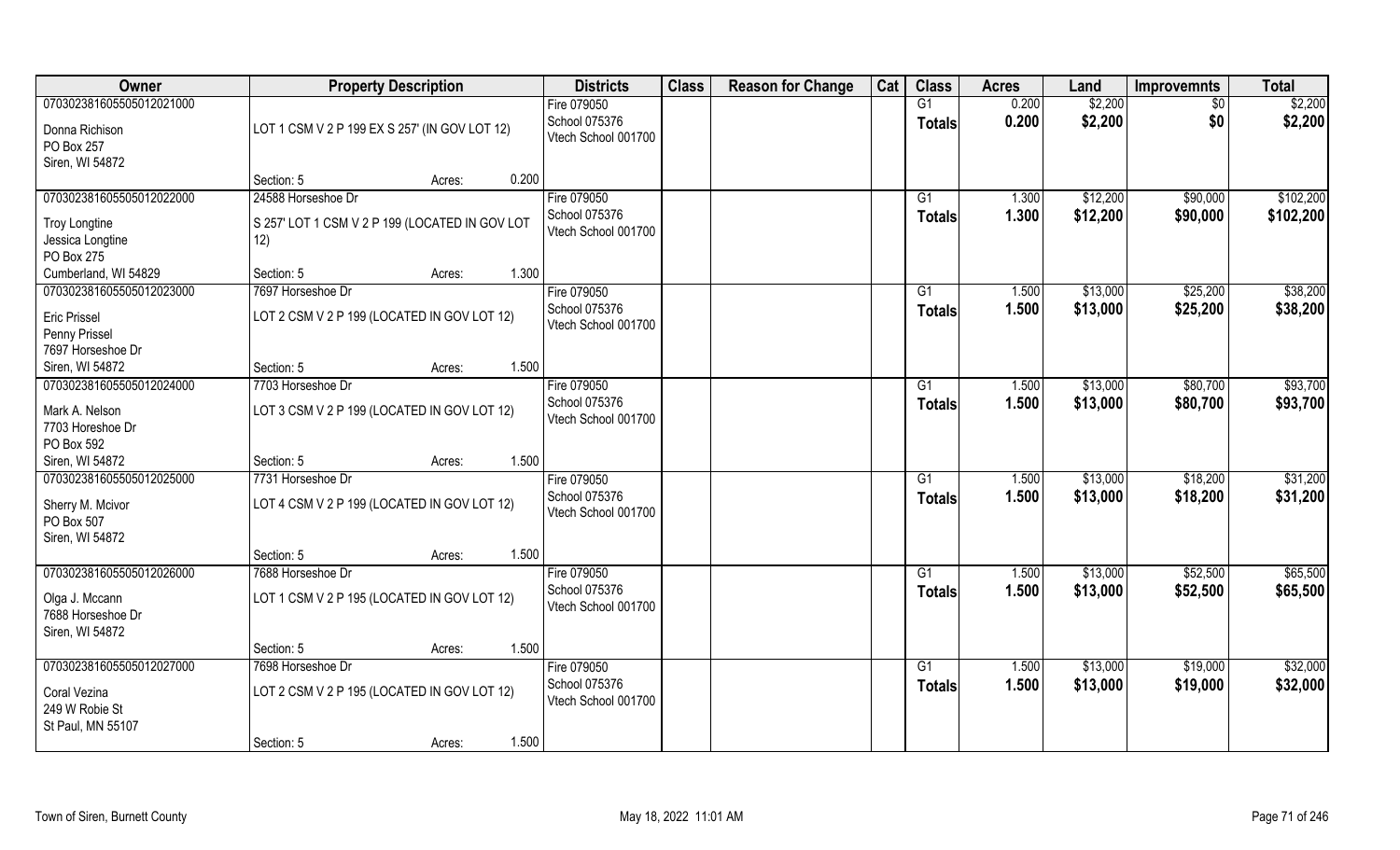| Owner | Property Description | Districts | Class | Reason for Change | Cat | Class | Acres | Land | Improvemnts | Total |
|---|---|---|---|---|---|---|---|---|---|---|
| 070302381605505012021000<br>Donna Richison<br>PO Box 257<br>Siren, WI 54872 | LOT 1 CSM V 2 P 199 EX S 257' (IN GOV LOT 12)<br>Section: 5 Acres: 0.200 | Fire 079050<br>School 075376<br>Vtech School 001700 | | | | G1<br>**Totals** | 0.200<br>**0.200** | $2,200<br>**$2,200** | $0<br>**$0** | $2,200<br>**$2,200** |
| 070302381605505012022000<br>Troy Longtine<br>Jessica Longtine<br>PO Box 275<br>Cumberland, WI 54829 | 24588 Horseshoe Dr<br>S 257' LOT 1 CSM V 2 P 199 (LOCATED IN GOV LOT 12)<br>Section: 5 Acres: 1.300 | Fire 079050<br>School 075376<br>Vtech School 001700 | | | | G1<br>**Totals** | 1.300<br>**1.300** | $12,200<br>**$12,200** | $90,000<br>**$90,000** | $102,200<br>**$102,200** |
| 070302381605505012023000<br>Eric Prissel<br>Penny Prissel<br>7697 Horseshoe Dr<br>Siren, WI 54872 | 7697 Horseshoe Dr<br>LOT 2 CSM V 2 P 199 (LOCATED IN GOV LOT 12)<br>Section: 5 Acres: 1.500 | Fire 079050<br>School 075376<br>Vtech School 001700 | | | | G1<br>**Totals** | 1.500<br>**1.500** | $13,000<br>**$13,000** | $25,200<br>**$25,200** | $38,200<br>**$38,200** |
| 070302381605505012024000<br>Mark A. Nelson<br>7703 Horeshoe Dr<br>PO Box 592<br>Siren, WI 54872 | 7703 Horseshoe Dr<br>LOT 3 CSM V 2 P 199 (LOCATED IN GOV LOT 12)<br>Section: 5 Acres: 1.500 | Fire 079050<br>School 075376<br>Vtech School 001700 | | | | G1<br>**Totals** | 1.500<br>**1.500** | $13,000<br>**$13,000** | $80,700<br>**$80,700** | $93,700<br>**$93,700** |
| 070302381605505012025000<br>Sherry M. Mcivor<br>PO Box 507<br>Siren, WI 54872 | 7731 Horseshoe Dr<br>LOT 4 CSM V 2 P 199 (LOCATED IN GOV LOT 12)<br>Section: 5 Acres: 1.500 | Fire 079050<br>School 075376<br>Vtech School 001700 | | | | G1<br>**Totals** | 1.500<br>**1.500** | $13,000<br>**$13,000** | $18,200<br>**$18,200** | $31,200<br>**$31,200** |
| 070302381605505012026000<br>Olga J. Mccann<br>7688 Horseshoe Dr<br>Siren, WI 54872 | 7688 Horseshoe Dr<br>LOT 1 CSM V 2 P 195 (LOCATED IN GOV LOT 12)<br>Section: 5 Acres: 1.500 | Fire 079050<br>School 075376<br>Vtech School 001700 | | | | G1<br>**Totals** | 1.500<br>**1.500** | $13,000<br>**$13,000** | $52,500<br>**$52,500** | $65,500<br>**$65,500** |
| 070302381605505012027000<br>Coral Vezina<br>249 W Robie St<br>St Paul, MN 55107 | 7698 Horseshoe Dr<br>LOT 2 CSM V 2 P 195 (LOCATED IN GOV LOT 12)<br>Section: 5 Acres: 1.500 | Fire 079050<br>School 075376<br>Vtech School 001700 | | | | G1<br>**Totals** | 1.500<br>**1.500** | $13,000<br>**$13,000** | $19,000<br>**$19,000** | $32,000<br>**$32,000** |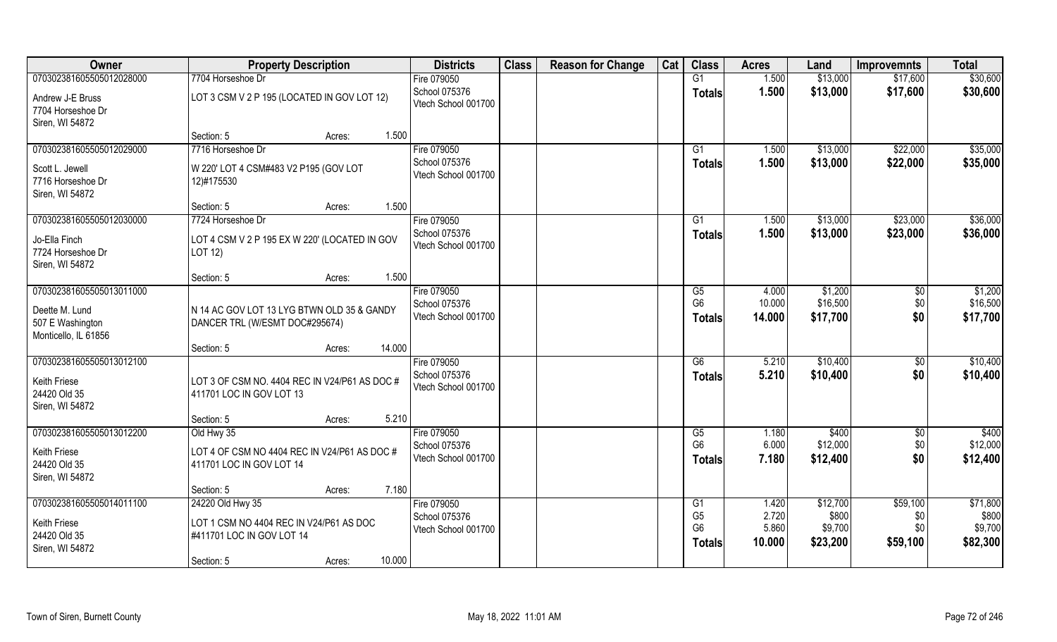| Owner | Property Description | | | Districts | Class | Reason for Change | Cat | Class | Acres | Land | Improvemnts | Total |
|---|---|---|---|---|---|---|---|---|---|---|---|---|
| 070302381605505012028000 | 7704 Horseshoe Dr | | | Fire 079050 | | | | G1 | 1.500 | $13,000 | $17,600 | $30,600 |
| Andrew J-E Bruss<br>7704 Horseshoe Dr<br>Siren, WI 54872 | LOT 3 CSM V 2 P 195 (LOCATED IN GOV LOT 12) | | | School 075376<br>Vtech School 001700 | | | | Totals | 1.500 | $13,000 | $17,600 | $30,600 |
| | Section: 5 | Acres: | 1.500 | | | | | | | | | |
| 070302381605505012029000 | 7716 Horseshoe Dr | | | Fire 079050 | | | | G1 | 1.500 | $13,000 | $22,000 | $35,000 |
| Scott L. Jewell<br>7716 Horseshoe Dr<br>Siren, WI 54872 | W 220' LOT 4 CSM#483 V2 P195 (GOV LOT 12)#175530 | | | School 075376<br>Vtech School 001700 | | | | Totals | 1.500 | $13,000 | $22,000 | $35,000 |
| | Section: 5 | Acres: | 1.500 | | | | | | | | | |
| 070302381605505012030000 | 7724 Horseshoe Dr | | | Fire 079050 | | | | G1 | 1.500 | $13,000 | $23,000 | $36,000 |
| Jo-Ella Finch<br>7724 Horseshoe Dr<br>Siren, WI 54872 | LOT 4 CSM V 2 P 195 EX W 220' (LOCATED IN GOV LOT 12) | | | School 075376<br>Vtech School 001700 | | | | Totals | 1.500 | $13,000 | $23,000 | $36,000 |
| | Section: 5 | Acres: | 1.500 | | | | | | | | | |
| 070302381605505013011000 | | | | Fire 079050 | | | | G5 | 4.000 | $1,200 | $0 | $1,200 |
| Deette M. Lund<br>507 E Washington<br>Monticello, IL 61856 | N 14 AC GOV LOT 13 LYG BTWN OLD 35 & GANDY DANCER TRL (W/ESMT DOC#295674) | | | School 075376<br>Vtech School 001700 | | | | G6 | 10.000 | $16,500 | $0 | $16,500 |
| | | | | | | | | Totals | 14.000 | $17,700 | $0 | $17,700 |
| | Section: 5 | Acres: | 14.000 | | | | | | | | | |
| 070302381605505013012100 | | | | Fire 079050 | | | | G6 | 5.210 | $10,400 | $0 | $10,400 |
| Keith Friese<br>24420 Old 35<br>Siren, WI 54872 | LOT 3 OF CSM NO. 4404 REC IN V24/P61 AS DOC # 411701 LOC IN GOV LOT 13 | | | School 075376<br>Vtech School 001700 | | | | Totals | 5.210 | $10,400 | $0 | $10,400 |
| | Section: 5 | Acres: | 5.210 | | | | | | | | | |
| 070302381605505013012200 | Old Hwy 35 | | | Fire 079050 | | | | G5 | 1.180 | $400 | $0 | $400 |
| Keith Friese<br>24420 Old 35<br>Siren, WI 54872 | LOT 4 OF CSM NO 4404 REC IN V24/P61 AS DOC # 411701 LOC IN GOV LOT 14 | | | School 075376<br>Vtech School 001700 | | | | G6 | 6.000 | $12,000 | $0 | $12,000 |
| | | | | | | | | Totals | 7.180 | $12,400 | $0 | $12,400 |
| | Section: 5 | Acres: | 7.180 | | | | | | | | | |
| 070302381605505014011100 | 24220 Old Hwy 35 | | | Fire 079050 | | | | G1 | 1.420 | $12,700 | $59,100 | $71,800 |
| Keith Friese<br>24420 Old 35<br>Siren, WI 54872 | LOT 1 CSM NO 4404 REC IN V24/P61 AS DOC #411701 LOC IN GOV LOT 14 | | | School 075376<br>Vtech School 001700 | | | | G5 | 2.720 | $800 | $0 | $800 |
| | | | | | | | | G6 | 5.860 | $9,700 | $0 | $9,700 |
| | | | | | | | | Totals | 10.000 | $23,200 | $59,100 | $82,300 |
| | Section: 5 | Acres: | 10.000 | | | | | | | | | |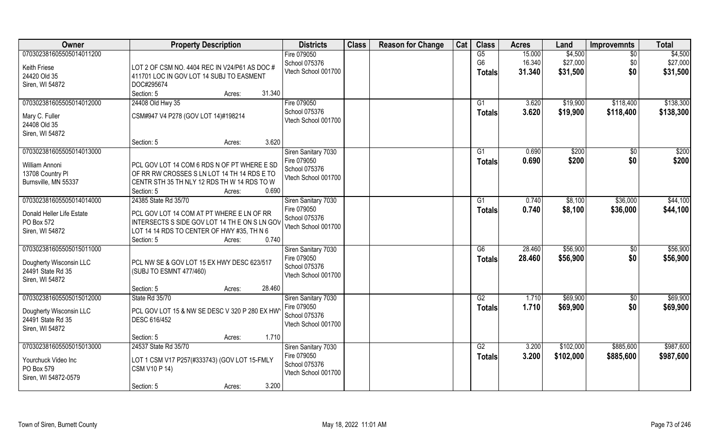| Owner | Property Description | Districts | Class | Reason for Change | Cat | Class | Acres | Land | Improvemnts | Total |
|---|---|---|---|---|---|---|---|---|---|---|
| 070302381605505014011200<br><br>Keith Friese<br>24420 Old 35<br>Siren, WI 54872 | LOT 2 OF CSM NO. 4404 REC IN V24/P61 AS DOC # 411701 LOC IN GOV LOT 14 SUBJ TO EASMENT DOC#295674<br>Section: 5 Acres: 31.340 | Fire 079050<br>School 075376<br>Vtech School 001700 | | | | G5<br>G6<br>**Totals** | 15.000<br>16.340<br>**31.340** | \$4,500<br>\$27,000<br>**\$31,500** | \$0<br>\$0<br>**\$0** | \$4,500<br>\$27,000<br>**\$31,500** |
| 070302381605505014012000<br><br>Mary C. Fuller<br>24408 Old 35<br>Siren, WI 54872 | 24408 Old Hwy 35<br>CSM#947 V4 P278 (GOV LOT 14)#198214<br>Section: 5 Acres: 3.620 | Fire 079050<br>School 075376<br>Vtech School 001700 | | | | G1<br>**Totals** | 3.620<br>**3.620** | \$19,900<br>**\$19,900** | \$118,400<br>**\$118,400** | \$138,300<br>**\$138,300** |
| 070302381605505014013000<br><br>William Annoni<br>13708 Country Pl<br>Burnsville, MN 55337 | PCL GOV LOT 14 COM 6 RDS N OF PT WHERE E SD OF RR RW CROSSES S LN LOT 14 TH 14 RDS E TO CENTR STH 35 TH NLY 12 RDS TH W 14 RDS TO W<br>Section: 5 Acres: 0.690 | Siren Sanitary 7030<br>Fire 079050<br>School 075376<br>Vtech School 001700 | | | | G1<br>**Totals** | 0.690<br>**0.690** | \$200<br>**\$200** | \$0<br>**\$0** | \$200<br>**\$200** |
| 070302381605505014014000<br><br>Donald Heller Life Estate<br>PO Box 572<br>Siren, WI 54872 | 24385 State Rd 35/70<br>PCL GOV LOT 14 COM AT PT WHERE E LN OF RR INTERSECTS S SIDE GOV LOT 14 TH E ON S LN GOV LOT 14 14 RDS TO CENTER OF HWY #35, TH N 6<br>Section: 5 Acres: 0.740 | Siren Sanitary 7030<br>Fire 079050<br>School 075376<br>Vtech School 001700 | | | | G1<br>**Totals** | 0.740<br>**0.740** | \$8,100<br>**\$8,100** | \$36,000<br>**\$36,000** | \$44,100<br>**\$44,100** |
| 070302381605505015011000<br><br>Dougherty Wisconsin LLC<br>24491 State Rd 35<br>Siren, WI 54872 | PCL NW SE & GOV LOT 15 EX HWY DESC 623/517 (SUBJ TO ESMNT 477/460)<br>Section: 5 Acres: 28.460 | Siren Sanitary 7030<br>Fire 079050<br>School 075376<br>Vtech School 001700 | | | | G6<br>**Totals** | 28.460<br>**28.460** | \$56,900<br>**\$56,900** | \$0<br>**\$0** | \$56,900<br>**\$56,900** |
| 070302381605505015012000<br><br>Dougherty Wisconsin LLC<br>24491 State Rd 35<br>Siren, WI 54872 | State Rd 35/70<br>PCL GOV LOT 15 & NW SE DESC V 320 P 280 EX HWY DESC 616/452<br>Section: 5 Acres: 1.710 | Siren Sanitary 7030<br>Fire 079050<br>School 075376<br>Vtech School 001700 | | | | G2<br>**Totals** | 1.710<br>**1.710** | \$69,900<br>**\$69,900** | \$0<br>**\$0** | \$69,900<br>**\$69,900** |
| 070302381605505015013000<br><br>Yourchuck Video Inc<br>PO Box 579<br>Siren, WI 54872-0579 | 24537 State Rd 35/70<br>LOT 1 CSM V17 P257(#333743) (GOV LOT 15-FMLY CSM V10 P 14)<br>Section: 5 Acres: 3.200 | Siren Sanitary 7030<br>Fire 079050<br>School 075376<br>Vtech School 001700 | | | | G2<br>**Totals** | 3.200<br>**3.200** | \$102,000<br>**\$102,000** | \$885,600<br>**\$885,600** | \$987,600<br>**\$987,600** |

Town of Siren, Burnett County — May 18, 2022 11:01 AM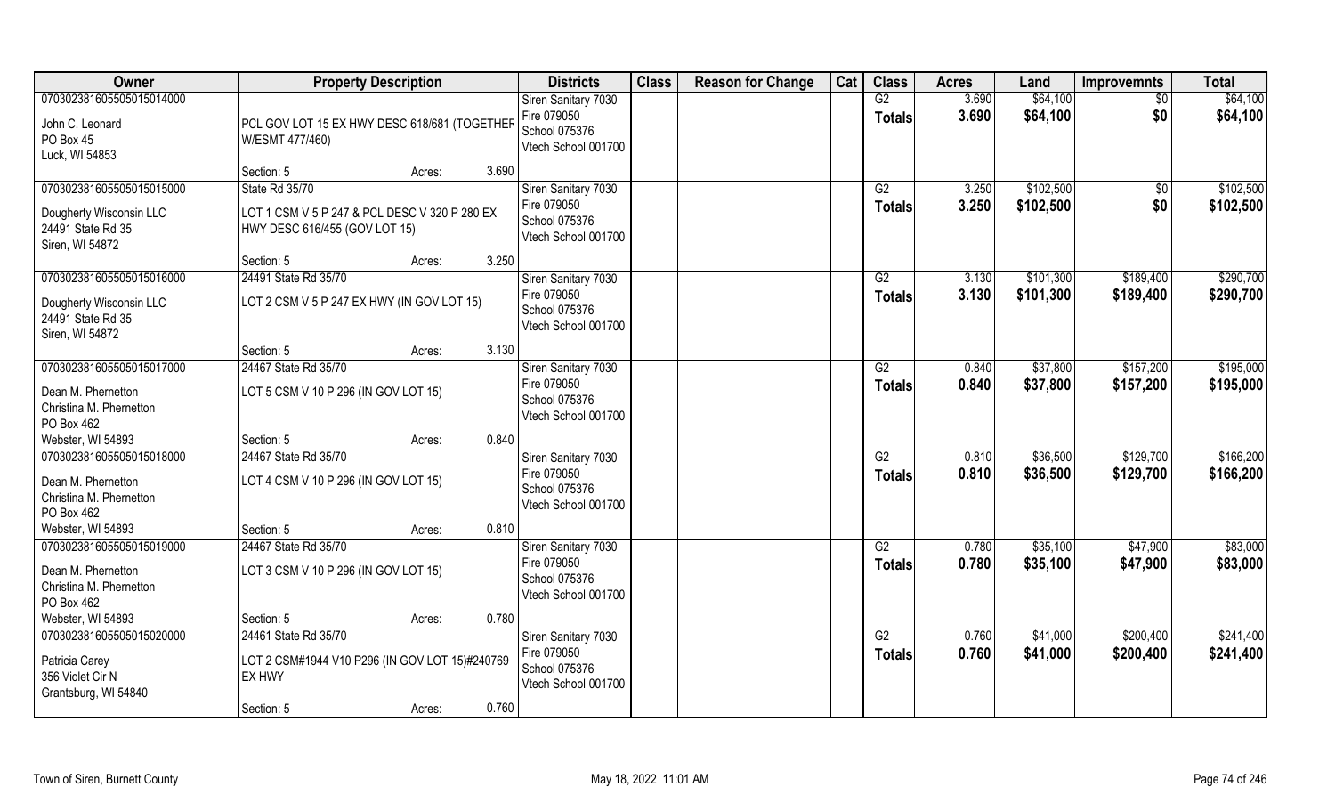| Owner | Property Description | Districts | Class | Reason for Change | Cat | Class | Acres | Land | Improvemnts | Total |
|---|---|---|---|---|---|---|---|---|---|---|
| 070302381605505015014000<br>John C. Leonard<br>PO Box 45<br>Luck, WI 54853 | PCL GOV LOT 15 EX HWY DESC 618/681 (TOGETHER W/ESMT 477/460)<br>Section: 5 Acres: 3.690 | Siren Sanitary 7030<br>Fire 079050<br>School 075376<br>Vtech School 001700 | | | | G2<br>**Totals** | 3.690<br>**3.690** | $64,100<br>**$64,100** | $0<br>**$0** | $64,100<br>**$64,100** |
| 070302381605505015015000<br>Dougherty Wisconsin LLC<br>24491 State Rd 35<br>Siren, WI 54872 | State Rd 35/70<br>LOT 1 CSM V 5 P 247 & PCL DESC V 320 P 280 EX HWY DESC 616/455 (GOV LOT 15)<br>Section: 5 Acres: 3.250 | Siren Sanitary 7030<br>Fire 079050<br>School 075376<br>Vtech School 001700 | | | | G2<br>**Totals** | 3.250<br>**3.250** | $102,500<br>**$102,500** | $0<br>**$0** | $102,500<br>**$102,500** |
| 070302381605505015016000<br>Dougherty Wisconsin LLC<br>24491 State Rd 35<br>Siren, WI 54872 | 24491 State Rd 35/70<br>LOT 2 CSM V 5 P 247 EX HWY (IN GOV LOT 15)<br>Section: 5 Acres: 3.130 | Siren Sanitary 7030<br>Fire 079050<br>School 075376<br>Vtech School 001700 | | | | G2<br>**Totals** | 3.130<br>**3.130** | $101,300<br>**$101,300** | $189,400<br>**$189,400** | $290,700<br>**$290,700** |
| 070302381605505015017000<br>Dean M. Phernetton<br>Christina M. Phernetton<br>PO Box 462<br>Webster, WI 54893 | 24467 State Rd 35/70<br>LOT 5 CSM V 10 P 296 (IN GOV LOT 15)<br>Section: 5 Acres: 0.840 | Siren Sanitary 7030<br>Fire 079050<br>School 075376<br>Vtech School 001700 | | | | G2<br>**Totals** | 0.840<br>**0.840** | $37,800<br>**$37,800** | $157,200<br>**$157,200** | $195,000<br>**$195,000** |
| 070302381605505015018000<br>Dean M. Phernetton<br>Christina M. Phernetton<br>PO Box 462<br>Webster, WI 54893 | 24467 State Rd 35/70<br>LOT 4 CSM V 10 P 296 (IN GOV LOT 15)<br>Section: 5 Acres: 0.810 | Siren Sanitary 7030<br>Fire 079050<br>School 075376<br>Vtech School 001700 | | | | G2<br>**Totals** | 0.810<br>**0.810** | $36,500<br>**$36,500** | $129,700<br>**$129,700** | $166,200<br>**$166,200** |
| 070302381605505015019000<br>Dean M. Phernetton<br>Christina M. Phernetton<br>PO Box 462<br>Webster, WI 54893 | 24467 State Rd 35/70<br>LOT 3 CSM V 10 P 296 (IN GOV LOT 15)<br>Section: 5 Acres: 0.780 | Siren Sanitary 7030<br>Fire 079050<br>School 075376<br>Vtech School 001700 | | | | G2<br>**Totals** | 0.780<br>**0.780** | $35,100<br>**$35,100** | $47,900<br>**$47,900** | $83,000<br>**$83,000** |
| 070302381605505015020000<br>Patricia Carey<br>356 Violet Cir N<br>Grantsburg, WI 54840 | 24461 State Rd 35/70<br>LOT 2 CSM#1944 V10 P296 (IN GOV LOT 15)#240769 EX HWY<br>Section: 5 Acres: 0.760 | Siren Sanitary 7030<br>Fire 079050<br>School 075376<br>Vtech School 001700 | | | | G2<br>**Totals** | 0.760<br>**0.760** | $41,000<br>**$41,000** | $200,400<br>**$200,400** | $241,400<br>**$241,400** |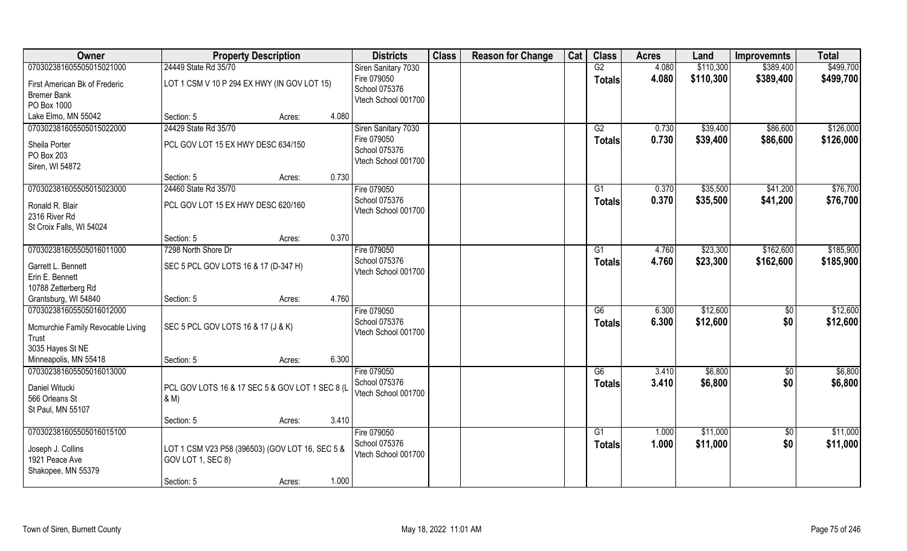| Owner | Property Description | | Districts | Class | Reason for Change | Cat | Class | Acres | Land | Improvemnts | Total |
|---|---|---|---|---|---|---|---|---|---|---|---|
| 070302381605505015021000 | 24449 State Rd 35/70 | | Siren Sanitary 7030 | | | | G2 | 4.080 | $110,300 | $389,400 | $499,700 |
| First American Bk of Frederic<br>Bremer Bank<br>PO Box 1000<br>Lake Elmo, MN 55042 | LOT 1 CSM V 10 P 294 EX HWY (IN GOV LOT 15) | | Fire 079050<br>School 075376<br>Vtech School 001700 | | | | Totals | 4.080 | $110,300 | $389,400 | $499,700 |
| | Section: 5 | Acres: 4.080 | | | | | | | | | |
| 070302381605505015022000 | 24429 State Rd 35/70 | | Siren Sanitary 7030 | | | | G2 | 0.730 | $39,400 | $86,600 | $126,000 |
| Sheila Porter<br>PO Box 203<br>Siren, WI 54872 | PCL GOV LOT 15 EX HWY DESC 634/150 | | Fire 079050<br>School 075376<br>Vtech School 001700 | | | | Totals | 0.730 | $39,400 | $86,600 | $126,000 |
| | Section: 5 | Acres: 0.730 | | | | | | | | | |
| 070302381605505015023000 | 24460 State Rd 35/70 | | Fire 079050 | | | | G1 | 0.370 | $35,500 | $41,200 | $76,700 |
| Ronald R. Blair<br>2316 River Rd<br>St Croix Falls, WI 54024 | PCL GOV LOT 15 EX HWY DESC 620/160 | | School 075376<br>Vtech School 001700 | | | | Totals | 0.370 | $35,500 | $41,200 | $76,700 |
| | Section: 5 | Acres: 0.370 | | | | | | | | | |
| 070302381605505016011000 | 7298 North Shore Dr | | Fire 079050 | | | | G1 | 4.760 | $23,300 | $162,600 | $185,900 |
| Garrett L. Bennett<br>Erin E. Bennett<br>10788 Zetterberg Rd<br>Grantsburg, WI 54840 | SEC 5 PCL GOV LOTS 16 & 17 (D-347 H) | | School 075376<br>Vtech School 001700 | | | | Totals | 4.760 | $23,300 | $162,600 | $185,900 |
| | Section: 5 | Acres: 4.760 | | | | | | | | | |
| 070302381605505016012000 | | | Fire 079050 | | | | G6 | 6.300 | $12,600 | $0 | $12,600 |
| Mcmurchie Family Revocable Living Trust<br>3035 Hayes St NE<br>Minneapolis, MN 55418 | SEC 5 PCL GOV LOTS 16 & 17 (J & K) | | School 075376<br>Vtech School 001700 | | | | Totals | 6.300 | $12,600 | $0 | $12,600 |
| | Section: 5 | Acres: 6.300 | | | | | | | | | |
| 070302381605505016013000 | | | Fire 079050 | | | | G6 | 3.410 | $6,800 | $0 | $6,800 |
| Daniel Witucki<br>566 Orleans St<br>St Paul, MN 55107 | PCL GOV LOTS 16 & 17 SEC 5 & GOV LOT 1 SEC 8 (L & M) | | School 075376<br>Vtech School 001700 | | | | Totals | 3.410 | $6,800 | $0 | $6,800 |
| | Section: 5 | Acres: 3.410 | | | | | | | | | |
| 070302381605505016015100 | | | Fire 079050 | | | | G1 | 1.000 | $11,000 | $0 | $11,000 |
| Joseph J. Collins<br>1921 Peace Ave<br>Shakopee, MN 55379 | LOT 1 CSM V23 P58 (396503) (GOV LOT 16, SEC 5 & GOV LOT 1, SEC 8) | | School 075376<br>Vtech School 001700 | | | | Totals | 1.000 | $11,000 | $0 | $11,000 |
| | Section: 5 | Acres: 1.000 | | | | | | | | | |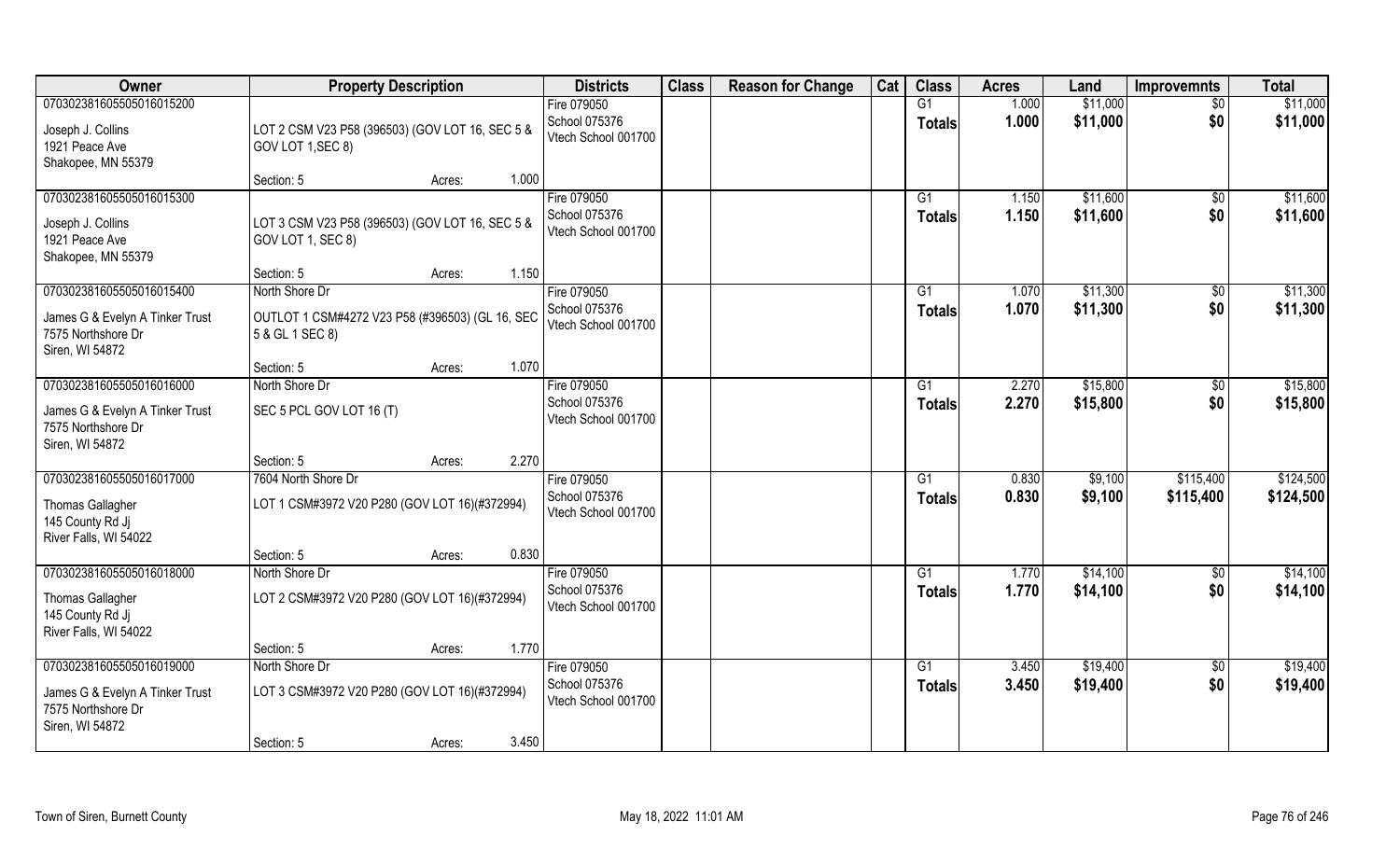| Owner | Property Description | Districts | Class | Reason for Change | Cat | Class | Acres | Land | Improvemnts | Total |
|---|---|---|---|---|---|---|---|---|---|---|
| 070302381605505016015200<br>Joseph J. Collins<br>1921 Peace Ave<br>Shakopee, MN 55379 | LOT 2 CSM V23 P58 (396503) (GOV LOT 16, SEC 5 & GOV LOT 1,SEC 8)<br>Section: 5 Acres: 1.000 | Fire 079050<br>School 075376<br>Vtech School 001700 | | | | G1<br>**Totals** | 1.000<br>**1.000** | $11,000<br>**$11,000** | $0<br>**$0** | $11,000<br>**$11,000** |
| 070302381605505016015300<br>Joseph J. Collins<br>1921 Peace Ave<br>Shakopee, MN 55379 | LOT 3 CSM V23 P58 (396503) (GOV LOT 16, SEC 5 & GOV LOT 1, SEC 8)<br>Section: 5 Acres: 1.150 | Fire 079050<br>School 075376<br>Vtech School 001700 | | | | G1<br>**Totals** | 1.150<br>**1.150** | $11,600<br>**$11,600** | $0<br>**$0** | $11,600<br>**$11,600** |
| 070302381605505016015400<br>James G & Evelyn A Tinker Trust<br>7575 Northshore Dr<br>Siren, WI 54872 | North Shore Dr<br>OUTLOT 1 CSM#4272 V23 P58 (#396503) (GL 16, SEC 5 & GL 1 SEC 8)<br>Section: 5 Acres: 1.070 | Fire 079050<br>School 075376<br>Vtech School 001700 | | | | G1<br>**Totals** | 1.070<br>**1.070** | $11,300<br>**$11,300** | $0<br>**$0** | $11,300<br>**$11,300** |
| 070302381605505016016000<br>James G & Evelyn A Tinker Trust<br>7575 Northshore Dr<br>Siren, WI 54872 | North Shore Dr<br>SEC 5 PCL GOV LOT 16 (T)<br>Section: 5 Acres: 2.270 | Fire 079050<br>School 075376<br>Vtech School 001700 | | | | G1<br>**Totals** | 2.270<br>**2.270** | $15,800<br>**$15,800** | $0<br>**$0** | $15,800<br>**$15,800** |
| 070302381605505016017000<br>Thomas Gallagher<br>145 County Rd Jj<br>River Falls, WI 54022 | 7604 North Shore Dr<br>LOT 1 CSM#3972 V20 P280 (GOV LOT 16)(#372994)<br>Section: 5 Acres: 0.830 | Fire 079050<br>School 075376<br>Vtech School 001700 | | | | G1<br>**Totals** | 0.830<br>**0.830** | $9,100<br>**$9,100** | $115,400<br>**$115,400** | $124,500<br>**$124,500** |
| 070302381605505016018000<br>Thomas Gallagher<br>145 County Rd Jj<br>River Falls, WI 54022 | North Shore Dr<br>LOT 2 CSM#3972 V20 P280 (GOV LOT 16)(#372994)<br>Section: 5 Acres: 1.770 | Fire 079050<br>School 075376<br>Vtech School 001700 | | | | G1<br>**Totals** | 1.770<br>**1.770** | $14,100<br>**$14,100** | $0<br>**$0** | $14,100<br>**$14,100** |
| 070302381605505016019000<br>James G & Evelyn A Tinker Trust<br>7575 Northshore Dr<br>Siren, WI 54872 | North Shore Dr<br>LOT 3 CSM#3972 V20 P280 (GOV LOT 16)(#372994)<br>Section: 5 Acres: 3.450 | Fire 079050<br>School 075376<br>Vtech School 001700 | | | | G1<br>**Totals** | 3.450<br>**3.450** | $19,400<br>**$19,400** | $0<br>**$0** | $19,400<br>**$19,400** |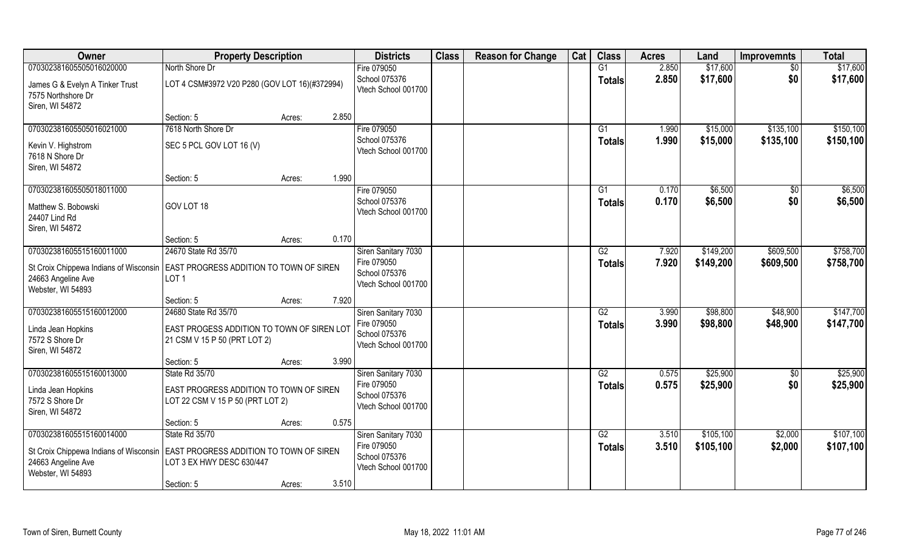| Owner | Property Description | | | Districts | Class | Reason for Change | Cat | Class | Acres | Land | Improvemnts | Total |
|---|---|---|---|---|---|---|---|---|---|---|---|---|
| 070302381605505016020000 | North Shore Dr | | | Fire 079050 | | | | G1 | 2.850 | $17,600 | $0 | $17,600 |
| James G & Evelyn A Tinker Trust<br>7575 Northshore Dr<br>Siren, WI 54872 | LOT 4 CSM#3972 V20 P280 (GOV LOT 16)(#372994) | | | School 075376<br>Vtech School 001700 | | | | Totals | 2.850 | $17,600 | $0 | $17,600 |
| | Section: 5 | Acres: | 2.850 | | | | | | | | | |
| 070302381605505016021000 | 7618 North Shore Dr | | | Fire 079050 | | | | G1 | 1.990 | $15,000 | $135,100 | $150,100 |
| Kevin V. Highstrom<br>7618 N Shore Dr<br>Siren, WI 54872 | SEC 5 PCL GOV LOT 16 (V) | | | School 075376<br>Vtech School 001700 | | | | Totals | 1.990 | $15,000 | $135,100 | $150,100 |
| | Section: 5 | Acres: | 1.990 | | | | | | | | | |
| 070302381605505018011000 | | | | Fire 079050 | | | | G1 | 0.170 | $6,500 | $0 | $6,500 |
| Matthew S. Bobowski<br>24407 Lind Rd<br>Siren, WI 54872 | GOV LOT 18 | | | School 075376<br>Vtech School 001700 | | | | Totals | 0.170 | $6,500 | $0 | $6,500 |
| | Section: 5 | Acres: | 0.170 | | | | | | | | | |
| 070302381605515160011000 | 24670 State Rd 35/70 | | | Siren Sanitary 7030 | | | | G2 | 7.920 | $149,200 | $609,500 | $758,700 |
| St Croix Chippewa Indians of Wisconsin<br>24663 Angeline Ave<br>Webster, WI 54893 | EAST PROGRESS ADDITION TO TOWN OF SIREN LOT 1 | | | Fire 079050<br>School 075376<br>Vtech School 001700 | | | | Totals | 7.920 | $149,200 | $609,500 | $758,700 |
| | Section: 5 | Acres: | 7.920 | | | | | | | | | |
| 070302381605515160012000 | 24680 State Rd 35/70 | | | Siren Sanitary 7030 | | | | G2 | 3.990 | $98,800 | $48,900 | $147,700 |
| Linda Jean Hopkins<br>7572 S Shore Dr<br>Siren, WI 54872 | EAST PROGESS ADDITION TO TOWN OF SIREN LOT 21 CSM V 15 P 50 (PRT LOT 2) | | | Fire 079050<br>School 075376<br>Vtech School 001700 | | | | Totals | 3.990 | $98,800 | $48,900 | $147,700 |
| | Section: 5 | Acres: | 3.990 | | | | | | | | | |
| 070302381605515160013000 | State Rd 35/70 | | | Siren Sanitary 7030 | | | | G2 | 0.575 | $25,900 | $0 | $25,900 |
| Linda Jean Hopkins<br>7572 S Shore Dr<br>Siren, WI 54872 | EAST PROGRESS ADDITION TO TOWN OF SIREN LOT 22 CSM V 15 P 50 (PRT LOT 2) | | | Fire 079050<br>School 075376<br>Vtech School 001700 | | | | Totals | 0.575 | $25,900 | $0 | $25,900 |
| | Section: 5 | Acres: | 0.575 | | | | | | | | | |
| 070302381605515160014000 | State Rd 35/70 | | | Siren Sanitary 7030 | | | | G2 | 3.510 | $105,100 | $2,000 | $107,100 |
| St Croix Chippewa Indians of Wisconsin<br>24663 Angeline Ave<br>Webster, WI 54893 | EAST PROGRESS ADDITION TO TOWN OF SIREN LOT 3 EX HWY DESC 630/447 | | | Fire 079050<br>School 075376<br>Vtech School 001700 | | | | Totals | 3.510 | $105,100 | $2,000 | $107,100 |
| | Section: 5 | Acres: | 3.510 | | | | | | | | | |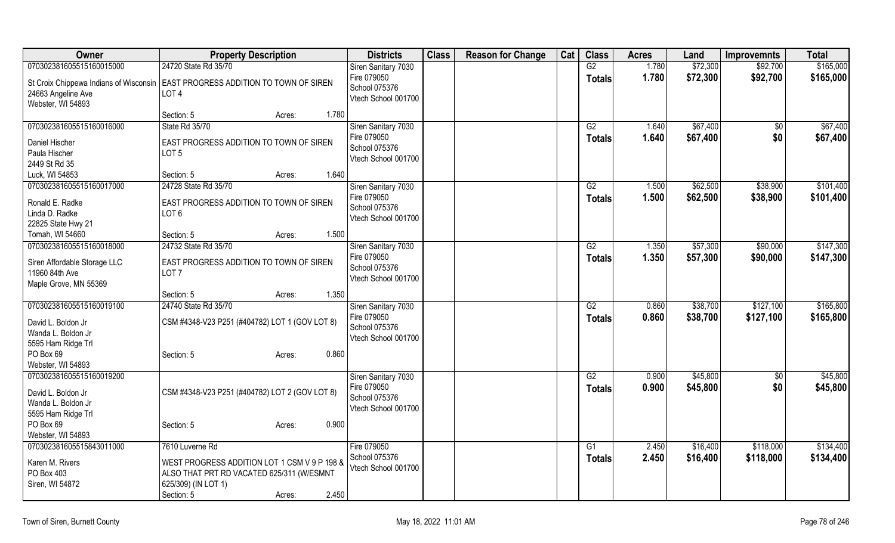| Owner | Property Description | Districts | Class | Reason for Change | Cat | Class | Acres | Land | Improvemnts | Total |
|---|---|---|---|---|---|---|---|---|---|---|
| 070302381605515160015000<br>St Croix Chippewa Indians of Wisconsin<br>24663 Angeline Ave<br>Webster, WI 54893 | 24720 State Rd 35/70<br>EAST PROGRESS ADDITION TO TOWN OF SIREN<br>LOT 4<br>Section: 5 Acres: 1.780 | Siren Sanitary 7030<br>Fire 079050<br>School 075376<br>Vtech School 001700 | | | | G2<br>**Totals** | 1.780<br>**1.780** | $72,300<br>**$72,300** | $92,700<br>**$92,700** | $165,000<br>**$165,000** |
| 070302381605515160016000<br>Daniel Hischer<br>Paula Hischer<br>2449 St Rd 35<br>Luck, WI 54853 | State Rd 35/70<br>EAST PROGRESS ADDITION TO TOWN OF SIREN<br>LOT 5<br>Section: 5 Acres: 1.640 | Siren Sanitary 7030<br>Fire 079050<br>School 075376<br>Vtech School 001700 | | | | G2<br>**Totals** | 1.640<br>**1.640** | $67,400<br>**$67,400** | $0<br>**$0** | $67,400<br>**$67,400** |
| 070302381605515160017000<br>Ronald E. Radke<br>Linda D. Radke<br>22825 State Hwy 21<br>Tomah, WI 54660 | 24728 State Rd 35/70<br>EAST PROGRESS ADDITION TO TOWN OF SIREN<br>LOT 6<br>Section: 5 Acres: 1.500 | Siren Sanitary 7030<br>Fire 079050<br>School 075376<br>Vtech School 001700 | | | | G2<br>**Totals** | 1.500<br>**1.500** | $62,500<br>**$62,500** | $38,900<br>**$38,900** | $101,400<br>**$101,400** |
| 070302381605515160018000<br>Siren Affordable Storage LLC<br>11960 84th Ave<br>Maple Grove, MN 55369 | 24732 State Rd 35/70<br>EAST PROGRESS ADDITION TO TOWN OF SIREN<br>LOT 7<br>Section: 5 Acres: 1.350 | Siren Sanitary 7030<br>Fire 079050<br>School 075376<br>Vtech School 001700 | | | | G2<br>**Totals** | 1.350<br>**1.350** | $57,300<br>**$57,300** | $90,000<br>**$90,000** | $147,300<br>**$147,300** |
| 070302381605515160019100<br>David L. Boldon Jr<br>Wanda L. Boldon Jr<br>5595 Ham Ridge Trl<br>PO Box 69<br>Webster, WI 54893 | 24740 State Rd 35/70<br>CSM #4348-V23 P251 (#404782) LOT 1 (GOV LOT 8)<br>Section: 5 Acres: 0.860 | Siren Sanitary 7030<br>Fire 079050<br>School 075376<br>Vtech School 001700 | | | | G2<br>**Totals** | 0.860<br>**0.860** | $38,700<br>**$38,700** | $127,100<br>**$127,100** | $165,800<br>**$165,800** |
| 070302381605515160019200<br>David L. Boldon Jr<br>Wanda L. Boldon Jr<br>5595 Ham Ridge Trl<br>PO Box 69<br>Webster, WI 54893 | CSM #4348-V23 P251 (#404782) LOT 2 (GOV LOT 8)<br>Section: 5 Acres: 0.900 | Siren Sanitary 7030<br>Fire 079050<br>School 075376<br>Vtech School 001700 | | | | G2<br>**Totals** | 0.900<br>**0.900** | $45,800<br>**$45,800** | $0<br>**$0** | $45,800<br>**$45,800** |
| 070302381605515843011000<br>Karen M. Rivers<br>PO Box 403<br>Siren, WI 54872 | 7610 Luverne Rd<br>WEST PROGRESS ADDITION LOT 1 CSM V 9 P 198 & ALSO THAT PRT RD VACATED 625/311 (W/ESMNT 625/309) (IN LOT 1)<br>Section: 5 Acres: 2.450 | Fire 079050<br>School 075376<br>Vtech School 001700 | | | | G1<br>**Totals** | 2.450<br>**2.450** | $16,400<br>**$16,400** | $118,000<br>**$118,000** | $134,400<br>**$134,400** |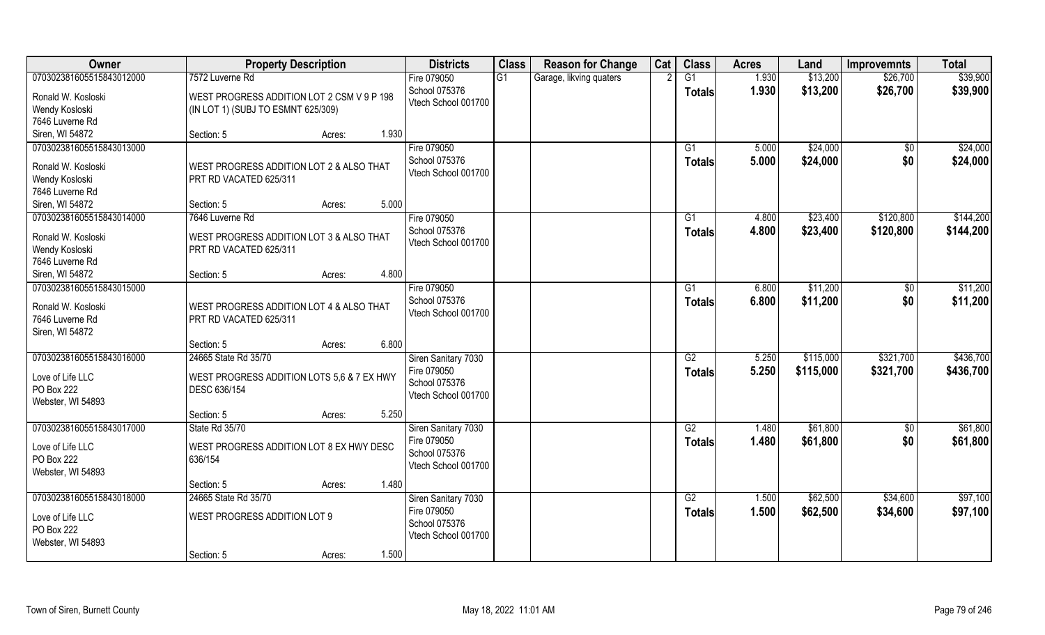| Owner | Property Description | | | Districts | Class | Reason for Change | Cat | Class | Acres | Land | Improvemnts | Total |
|---|---|---|---|---|---|---|---|---|---|---|---|---|
| 070302381605515843012000 | 7572 Luverne Rd | | | Fire 079050 | G1 | Garage, likving quaters | 2 | G1 | 1.930 | $13,200 | $26,700 | $39,900 |
| Ronald W. Kosloski<br>Wendy Kosloski<br>7646 Luverne Rd<br>Siren, WI 54872 | WEST PROGRESS ADDITION LOT 2 CSM V 9 P 198 (IN LOT 1) (SUBJ TO ESMNT 625/309) | | | School 075376<br>Vtech School 001700 | | | | **Totals** | **1.930** | **$13,200** | **$26,700** | **$39,900** |
| | Section: 5 | Acres: | 1.930 | | | | | | | | | |
| 070302381605515843013000 | | | | Fire 079050 | | | | G1 | 5.000 | $24,000 | $0 | $24,000 |
| Ronald W. Kosloski<br>Wendy Kosloski<br>7646 Luverne Rd<br>Siren, WI 54872 | WEST PROGRESS ADDITION LOT 2 & ALSO THAT PRT RD VACATED 625/311 | | | School 075376<br>Vtech School 001700 | | | | **Totals** | **5.000** | **$24,000** | **$0** | **$24,000** |
| | Section: 5 | Acres: | 5.000 | | | | | | | | | |
| 070302381605515843014000 | 7646 Luverne Rd | | | Fire 079050 | | | | G1 | 4.800 | $23,400 | $120,800 | $144,200 |
| Ronald W. Kosloski<br>Wendy Kosloski<br>7646 Luverne Rd<br>Siren, WI 54872 | WEST PROGRESS ADDITION LOT 3 & ALSO THAT PRT RD VACATED 625/311 | | | School 075376<br>Vtech School 001700 | | | | **Totals** | **4.800** | **$23,400** | **$120,800** | **$144,200** |
| | Section: 5 | Acres: | 4.800 | | | | | | | | | |
| 070302381605515843015000 | | | | Fire 079050 | | | | G1 | 6.800 | $11,200 | $0 | $11,200 |
| Ronald W. Kosloski<br>7646 Luverne Rd<br>Siren, WI 54872 | WEST PROGRESS ADDITION LOT 4 & ALSO THAT PRT RD VACATED 625/311 | | | School 075376<br>Vtech School 001700 | | | | **Totals** | **6.800** | **$11,200** | **$0** | **$11,200** |
| | Section: 5 | Acres: | 6.800 | | | | | | | | | |
| 070302381605515843016000 | 24665 State Rd 35/70 | | | Siren Sanitary 7030 | | | | G2 | 5.250 | $115,000 | $321,700 | $436,700 |
| Love of Life LLC<br>PO Box 222<br>Webster, WI 54893 | WEST PROGRESS ADDITION LOTS 5,6 & 7 EX HWY DESC 636/154 | | | Fire 079050<br>School 075376<br>Vtech School 001700 | | | | **Totals** | **5.250** | **$115,000** | **$321,700** | **$436,700** |
| | Section: 5 | Acres: | 5.250 | | | | | | | | | |
| 070302381605515843017000 | State Rd 35/70 | | | Siren Sanitary 7030 | | | | G2 | 1.480 | $61,800 | $0 | $61,800 |
| Love of Life LLC<br>PO Box 222<br>Webster, WI 54893 | WEST PROGRESS ADDITION LOT 8 EX HWY DESC 636/154 | | | Fire 079050<br>School 075376<br>Vtech School 001700 | | | | **Totals** | **1.480** | **$61,800** | **$0** | **$61,800** |
| | Section: 5 | Acres: | 1.480 | | | | | | | | | |
| 070302381605515843018000 | 24665 State Rd 35/70 | | | Siren Sanitary 7030 | | | | G2 | 1.500 | $62,500 | $34,600 | $97,100 |
| Love of Life LLC<br>PO Box 222<br>Webster, WI 54893 | WEST PROGRESS ADDITION LOT 9 | | | Fire 079050<br>School 075376<br>Vtech School 001700 | | | | **Totals** | **1.500** | **$62,500** | **$34,600** | **$97,100** |
| | Section: 5 | Acres: | 1.500 | | | | | | | | | |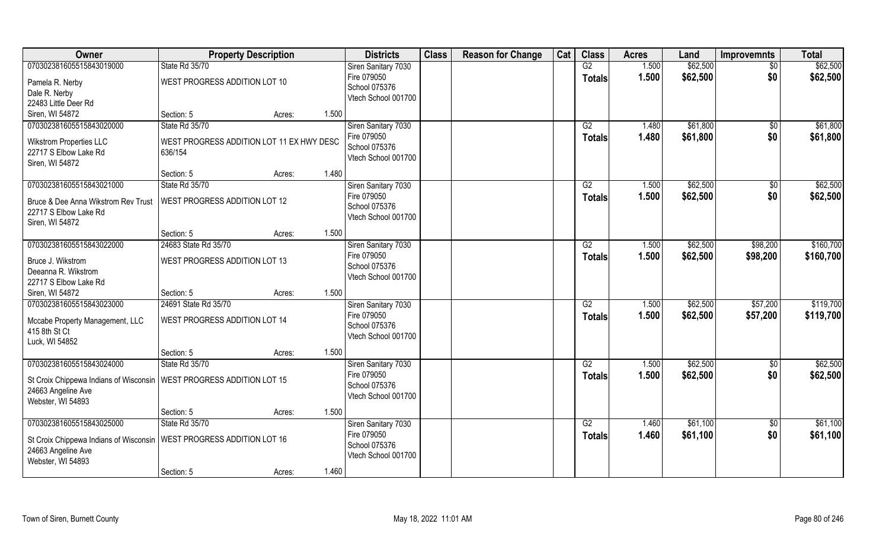| Owner | Property Description | | | Districts | Class | Reason for Change | Cat | Class | Acres | Land | Improvemnts | Total |
|---|---|---|---|---|---|---|---|---|---|---|---|---|
| 070302381605515843019000<br>Pamela R. Nerby<br>Dale R. Nerby<br>22483 Little Deer Rd<br>Siren, WI 54872 | State Rd 35/70<br>WEST PROGRESS ADDITION LOT 10<br>Section: 5 | Acres: | 1.500 | Siren Sanitary 7030<br>Fire 079050<br>School 075376<br>Vtech School 001700 | | | | G2<br>**Totals** | 1.500<br>**1.500** | $62,500<br>**$62,500** | $0<br>**$0** | $62,500<br>**$62,500** |
| 070302381605515843020000<br>Wikstrom Properties LLC<br>22717 S Elbow Lake Rd<br>Siren, WI 54872 | State Rd 35/70<br>WEST PROGRESS ADDITION LOT 11 EX HWY DESC 636/154<br>Section: 5 | Acres: | 1.480 | Siren Sanitary 7030<br>Fire 079050<br>School 075376<br>Vtech School 001700 | | | | G2<br>**Totals** | 1.480<br>**1.480** | $61,800<br>**$61,800** | $0<br>**$0** | $61,800<br>**$61,800** |
| 070302381605515843021000<br>Bruce & Dee Anna Wikstrom Rev Trust<br>22717 S Elbow Lake Rd<br>Siren, WI 54872 | State Rd 35/70<br>WEST PROGRESS ADDITION LOT 12<br>Section: 5 | Acres: | 1.500 | Siren Sanitary 7030<br>Fire 079050<br>School 075376<br>Vtech School 001700 | | | | G2<br>**Totals** | 1.500<br>**1.500** | $62,500<br>**$62,500** | $0<br>**$0** | $62,500<br>**$62,500** |
| 070302381605515843022000<br>Bruce J. Wikstrom<br>Deeanna R. Wikstrom<br>22717 S Elbow Lake Rd<br>Siren, WI 54872 | 24683 State Rd 35/70<br>WEST PROGRESS ADDITION LOT 13<br>Section: 5 | Acres: | 1.500 | Siren Sanitary 7030<br>Fire 079050<br>School 075376<br>Vtech School 001700 | | | | G2<br>**Totals** | 1.500<br>**1.500** | $62,500<br>**$62,500** | $98,200<br>**$98,200** | $160,700<br>**$160,700** |
| 070302381605515843023000<br>Mccabe Property Management, LLC<br>415 8th St Ct<br>Luck, WI 54852 | 24691 State Rd 35/70<br>WEST PROGRESS ADDITION LOT 14<br>Section: 5 | Acres: | 1.500 | Siren Sanitary 7030<br>Fire 079050<br>School 075376<br>Vtech School 001700 | | | | G2<br>**Totals** | 1.500<br>**1.500** | $62,500<br>**$62,500** | $57,200<br>**$57,200** | $119,700<br>**$119,700** |
| 070302381605515843024000<br>St Croix Chippewa Indians of Wisconsin<br>24663 Angeline Ave<br>Webster, WI 54893 | State Rd 35/70<br>WEST PROGRESS ADDITION LOT 15<br>Section: 5 | Acres: | 1.500 | Siren Sanitary 7030<br>Fire 079050<br>School 075376<br>Vtech School 001700 | | | | G2<br>**Totals** | 1.500<br>**1.500** | $62,500<br>**$62,500** | $0<br>**$0** | $62,500<br>**$62,500** |
| 070302381605515843025000<br>St Croix Chippewa Indians of Wisconsin<br>24663 Angeline Ave<br>Webster, WI 54893 | State Rd 35/70<br>WEST PROGRESS ADDITION LOT 16<br>Section: 5 | Acres: | 1.460 | Siren Sanitary 7030<br>Fire 079050<br>School 075376<br>Vtech School 001700 | | | | G2<br>**Totals** | 1.460<br>**1.460** | $61,100<br>**$61,100** | $0<br>**$0** | $61,100<br>**$61,100** |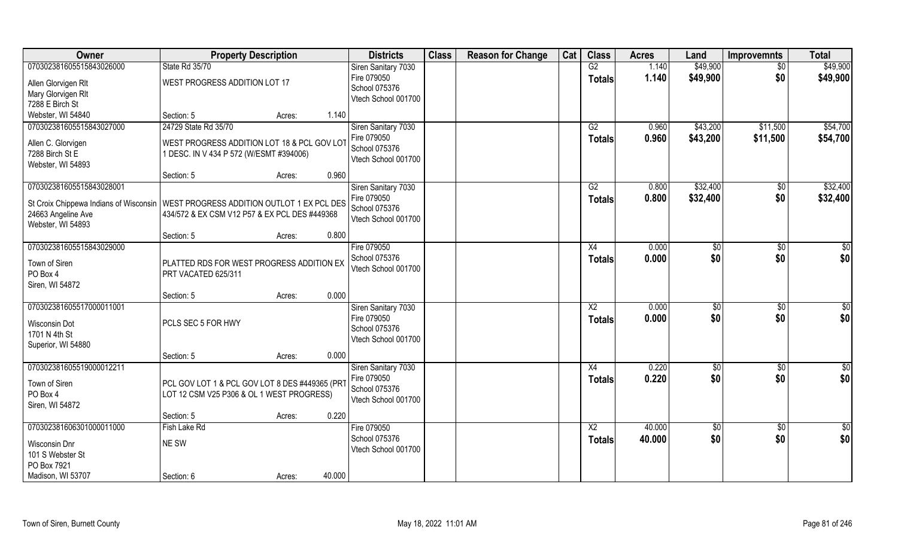| Owner | Property Description | | | Districts | Class | Reason for Change | Cat | Class | Acres | Land | Improvemnts | Total |
|---|---|---|---|---|---|---|---|---|---|---|---|---|
| 070302381605515843026000 | State Rd 35/70 | | | Siren Sanitary 7030 | | | | G2 | 1.140 | $49,900 | $0 | $49,900 |
| Allen Glorvigen Rlt<br>Mary Glorvigen Rlt<br>7288 E Birch St<br>Webster, WI 54840 | WEST PROGRESS ADDITION LOT 17 | | | Fire 079050<br>School 075376<br>Vtech School 001700 | | | | Totals | 1.140 | $49,900 | $0 | $49,900 |
| | Section: 5 | Acres: | 1.140 | | | | | | | | | |
| 070302381605515843027000 | 24729 State Rd 35/70 | | | Siren Sanitary 7030 | | | | G2 | 0.960 | $43,200 | $11,500 | $54,700 |
| Allen C. Glorvigen<br>7288 Birch St E<br>Webster, WI 54893 | WEST PROGRESS ADDITION LOT 18 & PCL GOV LOT 1 DESC. IN V 434 P 572 (W/ESMT #394006) | | | Fire 079050<br>School 075376<br>Vtech School 001700 | | | | Totals | 0.960 | $43,200 | $11,500 | $54,700 |
| | Section: 5 | Acres: | 0.960 | | | | | | | | | |
| 070302381605515843028001 | | | | Siren Sanitary 7030 | | | | G2 | 0.800 | $32,400 | $0 | $32,400 |
| St Croix Chippewa Indians of Wisconsin<br>24663 Angeline Ave<br>Webster, WI 54893 | WEST PROGRESS ADDITION OUTLOT 1 EX PCL DES 434/572 & EX CSM V12 P57 & EX PCL DES #449368 | | | Fire 079050<br>School 075376<br>Vtech School 001700 | | | | Totals | 0.800 | $32,400 | $0 | $32,400 |
| | Section: 5 | Acres: | 0.800 | | | | | | | | | |
| 070302381605515843029000 | | | | Fire 079050 | | | | X4 | 0.000 | $0 | $0 | $0 |
| Town of Siren<br>PO Box 4<br>Siren, WI 54872 | PLATTED RDS FOR WEST PROGRESS ADDITION EX PRT VACATED 625/311 | | | School 075376<br>Vtech School 001700 | | | | Totals | 0.000 | $0 | $0 | $0 |
| | Section: 5 | Acres: | 0.000 | | | | | | | | | |
| 070302381605517000011001 | | | | Siren Sanitary 7030 | | | | X2 | 0.000 | $0 | $0 | $0 |
| Wisconsin Dot<br>1701 N 4th St<br>Superior, WI 54880 | PCLS SEC 5 FOR HWY | | | Fire 079050<br>School 075376<br>Vtech School 001700 | | | | Totals | 0.000 | $0 | $0 | $0 |
| | Section: 5 | Acres: | 0.000 | | | | | | | | | |
| 070302381605519000012211 | | | | Siren Sanitary 7030 | | | | X4 | 0.220 | $0 | $0 | $0 |
| Town of Siren<br>PO Box 4<br>Siren, WI 54872 | PCL GOV LOT 1 & PCL GOV LOT 8 DES #449365 (PRT LOT 12 CSM V25 P306 & OL 1 WEST PROGRESS) | | | Fire 079050<br>School 075376<br>Vtech School 001700 | | | | Totals | 0.220 | $0 | $0 | $0 |
| | Section: 5 | Acres: | 0.220 | | | | | | | | | |
| 070302381606301000011000 | Fish Lake Rd | | | Fire 079050 | | | | X2 | 40.000 | $0 | $0 | $0 |
| Wisconsin Dnr<br>101 S Webster St<br>PO Box 7921<br>Madison, WI 53707 | NE SW | | | School 075376<br>Vtech School 001700 | | | | Totals | 40.000 | $0 | $0 | $0 |
| | Section: 6 | Acres: | 40.000 | | | | | | | | | |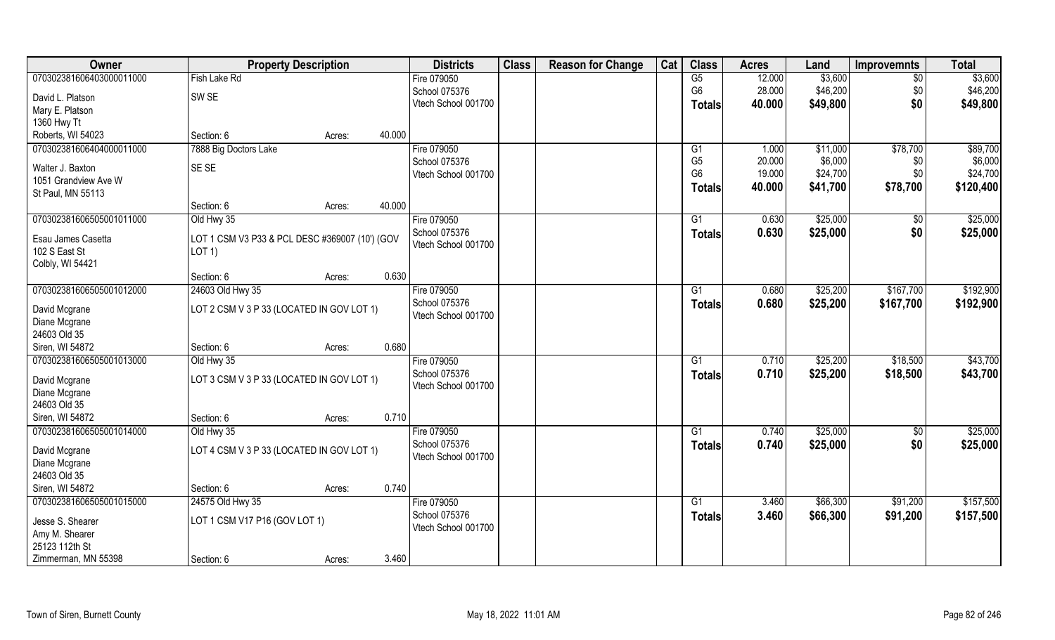| Owner | Property Description | | | Districts | Class | Reason for Change | Cat | Class | Acres | Land | Improvemnts | Total |
|---|---|---|---|---|---|---|---|---|---|---|---|---|
| 070302381606403000011000 | Fish Lake Rd | | | Fire 079050 | | | | G5 | 12.000 | $3,600 | $0 | $3,600 |
| David L. Platson | SW SE | | | School 075376 | | | | G6 | 28.000 | $46,200 | $0 | $46,200 |
| Mary E. Platson | | | | Vtech School 001700 | | | | **Totals** | **40.000** | **$49,800** | **$0** | **$49,800** |
| 1360 Hwy Tt | | | | | | | | | | | | |
| Roberts, WI 54023 | Section: 6 | Acres: | 40.000 | | | | | | | | | |
| 070302381606404000011000 | 7888 Big Doctors Lake | | | Fire 079050 | | | | G1 | 1.000 | $11,000 | $78,700 | $89,700 |
| Walter J. Baxton | SE SE | | | School 075376 | | | | G5 | 20.000 | $6,000 | $0 | $6,000 |
| 1051 Grandview Ave W | | | | Vtech School 001700 | | | | G6 | 19.000 | $24,700 | $0 | $24,700 |
| St Paul, MN 55113 | | | | | | | | **Totals** | **40.000** | **$41,700** | **$78,700** | **$120,400** |
| | Section: 6 | Acres: | 40.000 | | | | | | | | | |
| 070302381606505001011000 | Old Hwy 35 | | | Fire 079050 | | | | G1 | 0.630 | $25,000 | $0 | $25,000 |
| Esau James Casetta | LOT 1 CSM V3 P33 & PCL DESC #369007 (10') (GOV LOT 1) | | | School 075376 | | | | **Totals** | **0.630** | **$25,000** | **$0** | **$25,000** |
| 102 S East St | | | | Vtech School 001700 | | | | | | | | |
| Colbly, WI 54421 | | | | | | | | | | | | |
| | Section: 6 | Acres: | 0.630 | | | | | | | | | |
| 070302381606505001012000 | 24603 Old Hwy 35 | | | Fire 079050 | | | | G1 | 0.680 | $25,200 | $167,700 | $192,900 |
| David Mcgrane | LOT 2 CSM V 3 P 33 (LOCATED IN GOV LOT 1) | | | School 075376 | | | | **Totals** | **0.680** | **$25,200** | **$167,700** | **$192,900** |
| Diane Mcgrane | | | | Vtech School 001700 | | | | | | | | |
| 24603 Old 35 | | | | | | | | | | | | |
| Siren, WI 54872 | Section: 6 | Acres: | 0.680 | | | | | | | | | |
| 070302381606505001013000 | Old Hwy 35 | | | Fire 079050 | | | | G1 | 0.710 | $25,200 | $18,500 | $43,700 |
| David Mcgrane | LOT 3 CSM V 3 P 33 (LOCATED IN GOV LOT 1) | | | School 075376 | | | | **Totals** | **0.710** | **$25,200** | **$18,500** | **$43,700** |
| Diane Mcgrane | | | | Vtech School 001700 | | | | | | | | |
| 24603 Old 35 | | | | | | | | | | | | |
| Siren, WI 54872 | Section: 6 | Acres: | 0.710 | | | | | | | | | |
| 070302381606505001014000 | Old Hwy 35 | | | Fire 079050 | | | | G1 | 0.740 | $25,000 | $0 | $25,000 |
| David Mcgrane | LOT 4 CSM V 3 P 33 (LOCATED IN GOV LOT 1) | | | School 075376 | | | | **Totals** | **0.740** | **$25,000** | **$0** | **$25,000** |
| Diane Mcgrane | | | | Vtech School 001700 | | | | | | | | |
| 24603 Old 35 | | | | | | | | | | | | |
| Siren, WI 54872 | Section: 6 | Acres: | 0.740 | | | | | | | | | |
| 070302381606505001015000 | 24575 Old Hwy 35 | | | Fire 079050 | | | | G1 | 3.460 | $66,300 | $91,200 | $157,500 |
| Jesse S. Shearer | LOT 1 CSM V17 P16 (GOV LOT 1) | | | School 075376 | | | | **Totals** | **3.460** | **$66,300** | **$91,200** | **$157,500** |
| Amy M. Shearer | | | | Vtech School 001700 | | | | | | | | |
| 25123 112th St | | | | | | | | | | | | |
| Zimmerman, MN 55398 | Section: 6 | Acres: | 3.460 | | | | | | | | | |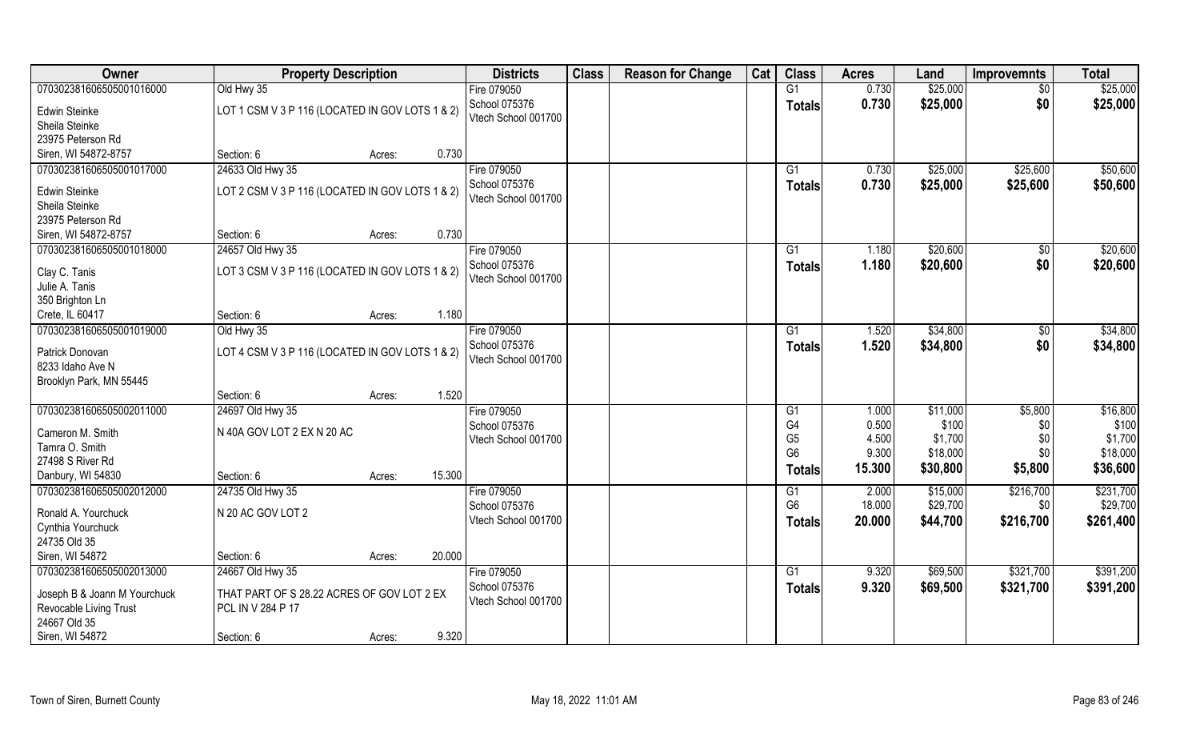| Owner | Property Description | | Districts | Class | Reason for Change | Cat | Class | Acres | Land | Improvemnts | Total |
|---|---|---|---|---|---|---|---|---|---|---|---|
| 070302381606505001016000 | Old Hwy 35 | | Fire 079050 | | | | G1 | 0.730 | $25,000 | $0 | $25,000 |
| Edwin Steinke | LOT 1 CSM V 3 P 116 (LOCATED IN GOV LOTS 1 & 2) | | School 075376 | | | | Totals | 0.730 | $25,000 | $0 | $25,000 |
| Sheila Steinke | | | Vtech School 001700 | | | | | | | | |
| 23975 Peterson Rd | | | | | | | | | | | |
| Siren, WI 54872-8757 | Section: 6 | Acres: 0.730 | | | | | | | | | |
| 070302381606505001017000 | 24633 Old Hwy 35 | | Fire 079050 | | | | G1 | 0.730 | $25,000 | $25,600 | $50,600 |
| Edwin Steinke | LOT 2 CSM V 3 P 116 (LOCATED IN GOV LOTS 1 & 2) | | School 075376 | | | | Totals | 0.730 | $25,000 | $25,600 | $50,600 |
| Sheila Steinke | | | Vtech School 001700 | | | | | | | | |
| 23975 Peterson Rd | | | | | | | | | | | |
| Siren, WI 54872-8757 | Section: 6 | Acres: 0.730 | | | | | | | | | |
| 070302381606505001018000 | 24657 Old Hwy 35 | | Fire 079050 | | | | G1 | 1.180 | $20,600 | $0 | $20,600 |
| Clay C. Tanis | LOT 3 CSM V 3 P 116 (LOCATED IN GOV LOTS 1 & 2) | | School 075376 | | | | Totals | 1.180 | $20,600 | $0 | $20,600 |
| Julie A. Tanis | | | Vtech School 001700 | | | | | | | | |
| 350 Brighton Ln | | | | | | | | | | | |
| Crete, IL 60417 | Section: 6 | Acres: 1.180 | | | | | | | | | |
| 070302381606505001019000 | Old Hwy 35 | | Fire 079050 | | | | G1 | 1.520 | $34,800 | $0 | $34,800 |
| Patrick Donovan | LOT 4 CSM V 3 P 116 (LOCATED IN GOV LOTS 1 & 2) | | School 075376 | | | | Totals | 1.520 | $34,800 | $0 | $34,800 |
| 8233 Idaho Ave N | | | Vtech School 001700 | | | | | | | | |
| Brooklyn Park, MN 55445 | | | | | | | | | | | |
| | Section: 6 | Acres: 1.520 | | | | | | | | | |
| 070302381606505002011000 | 24697 Old Hwy 35 | | Fire 079050 | | | | G1 | 1.000 | $11,000 | $5,800 | $16,800 |
| Cameron M. Smith | N 40A GOV LOT 2 EX N 20 AC | | School 075376 | | | | G4 | 0.500 | $100 | $0 | $100 |
| Tamra O. Smith | | | Vtech School 001700 | | | | G5 | 4.500 | $1,700 | $0 | $1,700 |
| 27498 S River Rd | | | | | | | G6 | 9.300 | $18,000 | $0 | $18,000 |
| Danbury, WI 54830 | Section: 6 | Acres: 15.300 | | | | | Totals | 15.300 | $30,800 | $5,800 | $36,600 |
| 070302381606505002012000 | 24735 Old Hwy 35 | | Fire 079050 | | | | G1 | 2.000 | $15,000 | $216,700 | $231,700 |
| Ronald A. Yourchuck | N 20 AC GOV LOT 2 | | School 075376 | | | | G6 | 18.000 | $29,700 | $0 | $29,700 |
| Cynthia Yourchuck | | | Vtech School 001700 | | | | Totals | 20.000 | $44,700 | $216,700 | $261,400 |
| 24735 Old 35 | | | | | | | | | | | |
| Siren, WI 54872 | Section: 6 | Acres: 20.000 | | | | | | | | | |
| 070302381606505002013000 | 24667 Old Hwy 35 | | Fire 079050 | | | | G1 | 9.320 | $69,500 | $321,700 | $391,200 |
| Joseph B & Joann M Yourchuck | THAT PART OF S 28.22 ACRES OF GOV LOT 2 EX | | School 075376 | | | | Totals | 9.320 | $69,500 | $321,700 | $391,200 |
| Revocable Living Trust | PCL IN V 284 P 17 | | Vtech School 001700 | | | | | | | | |
| 24667 Old 35 | | | | | | | | | | | |
| Siren, WI 54872 | Section: 6 | Acres: 9.320 | | | | | | | | | |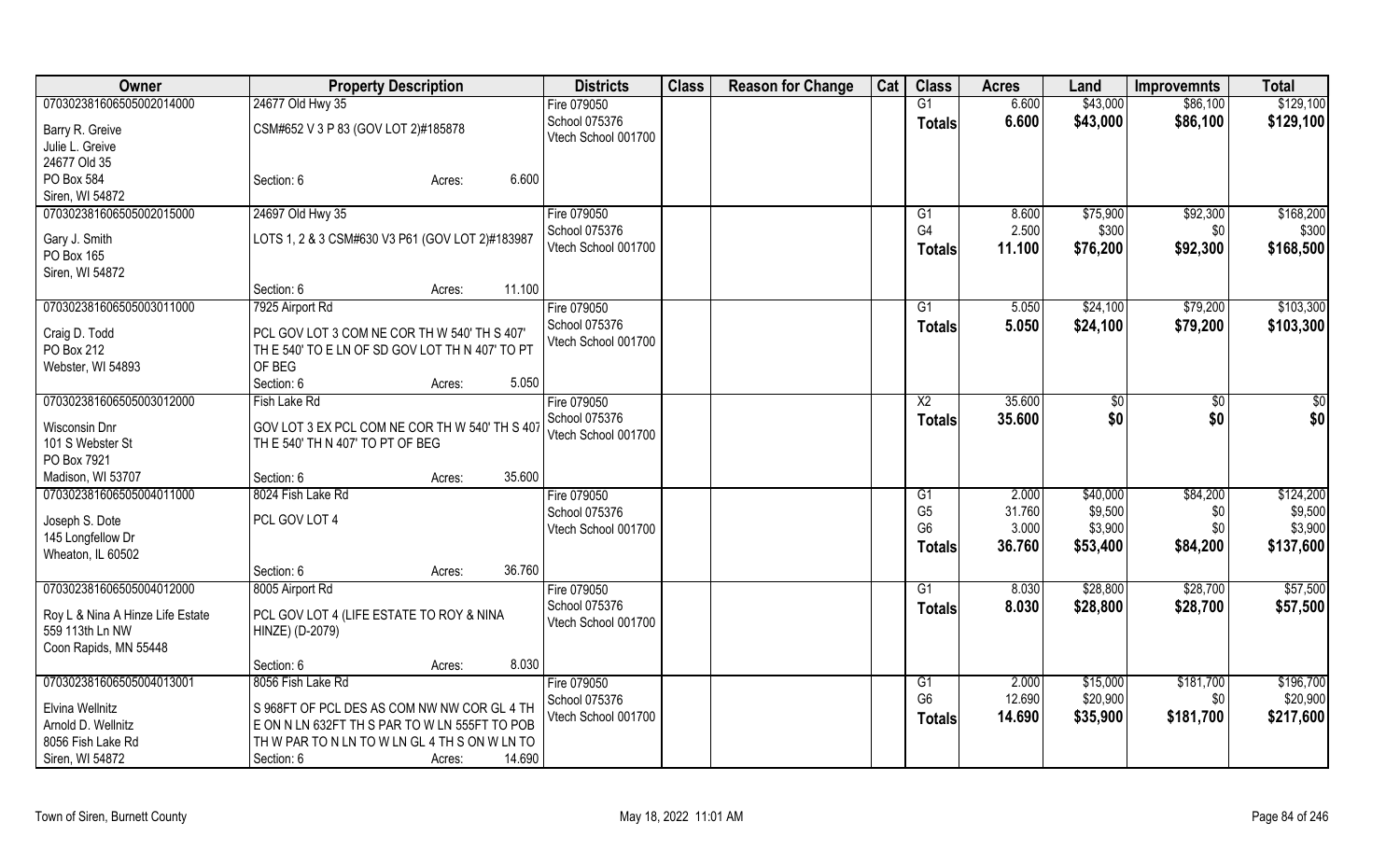| Owner | Property Description | Districts | Class | Reason for Change | Cat | Class | Acres | Land | Improvemnts | Total |
|---|---|---|---|---|---|---|---|---|---|---|
| 070302381606505002014000 | 24677 Old Hwy 35 | Fire 079050 | | | | G1 | 6.600 | $43,000 | $86,100 | $129,100 |
| Barry R. Greive | CSM#652 V 3 P 83 (GOV LOT 2)#185878 | School 075376 | | | | **Totals** | **6.600** | **$43,000** | **$86,100** | **$129,100** |
| Julie L. Greive | | Vtech School 001700 | | | | | | | | |
| 24677 Old 35 | | | | | | | | | | |
| PO Box 584 | Section: 6 Acres: 6.600 | | | | | | | | | |
| Siren, WI 54872 | | | | | | | | | | |
| 070302381606505002015000 | 24697 Old Hwy 35 | Fire 079050 | | | | G1 | 8.600 | $75,900 | $92,300 | $168,200 |
| Gary J. Smith | LOTS 1, 2 & 3 CSM#630 V3 P61 (GOV LOT 2)#183987 | School 075376 | | | | G4 | 2.500 | $300 | $0 | $300 |
| PO Box 165 | | Vtech School 001700 | | | | **Totals** | **11.100** | **$76,200** | **$92,300** | **$168,500** |
| Siren, WI 54872 | | | | | | | | | | |
| | Section: 6 Acres: 11.100 | | | | | | | | | |
| 070302381606505003011000 | 7925 Airport Rd | Fire 079050 | | | | G1 | 5.050 | $24,100 | $79,200 | $103,300 |
| Craig D. Todd | PCL GOV LOT 3 COM NE COR TH W 540' TH S 407' | School 075376 | | | | **Totals** | **5.050** | **$24,100** | **$79,200** | **$103,300** |
| PO Box 212 | TH E 540' TO E LN OF SD GOV LOT TH N 407' TO PT | Vtech School 001700 | | | | | | | | |
| Webster, WI 54893 | OF BEG | | | | | | | | | |
| | Section: 6 Acres: 5.050 | | | | | | | | | |
| 070302381606505003012000 | Fish Lake Rd | Fire 079050 | | | | X2 | 35.600 | $0 | $0 | $0 |
| Wisconsin Dnr | GOV LOT 3 EX PCL COM NE COR TH W 540' TH S 407 | School 075376 | | | | **Totals** | **35.600** | **$0** | **$0** | **$0** |
| 101 S Webster St | TH E 540' TH N 407' TO PT OF BEG | Vtech School 001700 | | | | | | | | |
| PO Box 7921 | | | | | | | | | | |
| Madison, WI 53707 | Section: 6 Acres: 35.600 | | | | | | | | | |
| 070302381606505004011000 | 8024 Fish Lake Rd | Fire 079050 | | | | G1 | 2.000 | $40,000 | $84,200 | $124,200 |
| Joseph S. Dote | PCL GOV LOT 4 | School 075376 | | | | G5 | 31.760 | $9,500 | $0 | $9,500 |
| 145 Longfellow Dr | | Vtech School 001700 | | | | G6 | 3.000 | $3,900 | $0 | $3,900 |
| Wheaton, IL 60502 | | | | | | **Totals** | **36.760** | **$53,400** | **$84,200** | **$137,600** |
| | Section: 6 Acres: 36.760 | | | | | | | | | |
| 070302381606505004012000 | 8005 Airport Rd | Fire 079050 | | | | G1 | 8.030 | $28,800 | $28,700 | $57,500 |
| Roy L & Nina A Hinze Life Estate | PCL GOV LOT 4 (LIFE ESTATE TO ROY & NINA | School 075376 | | | | **Totals** | **8.030** | **$28,800** | **$28,700** | **$57,500** |
| 559 113th Ln NW | HINZE) (D-2079) | Vtech School 001700 | | | | | | | | |
| Coon Rapids, MN 55448 | | | | | | | | | | |
| | Section: 6 Acres: 8.030 | | | | | | | | | |
| 070302381606505004013001 | 8056 Fish Lake Rd | Fire 079050 | | | | G1 | 2.000 | $15,000 | $181,700 | $196,700 |
| Elvina Wellnitz | S 968FT OF PCL DES AS COM NW NW COR GL 4 TH | School 075376 | | | | G6 | 12.690 | $20,900 | $0 | $20,900 |
| Arnold D. Wellnitz | E ON N LN 632FT TH S PAR TO W LN 555FT TO POB | Vtech School 001700 | | | | **Totals** | **14.690** | **$35,900** | **$181,700** | **$217,600** |
| 8056 Fish Lake Rd | TH W PAR TO N LN TO W LN GL 4 TH S ON W LN TO | | | | | | | | | |
| Siren, WI 54872 | Section: 6 Acres: 14.690 | | | | | | | | | |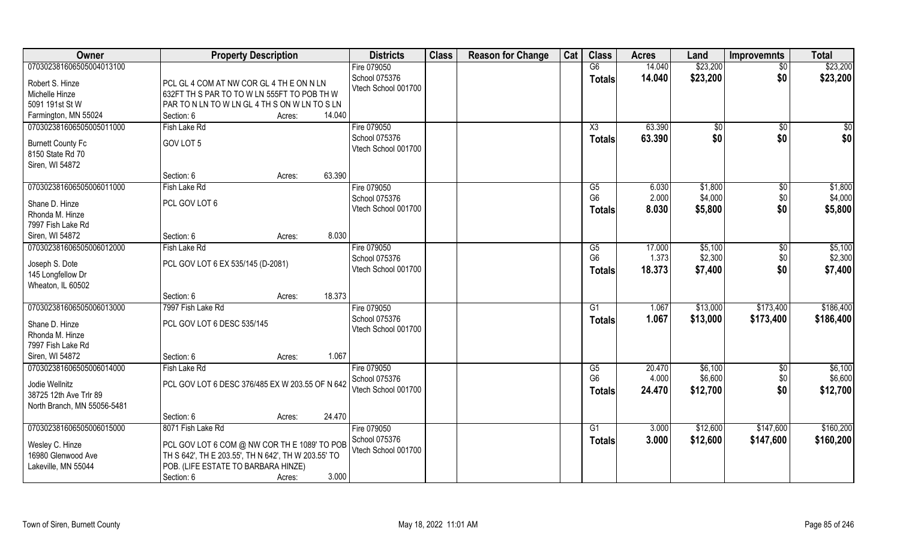| Owner | Property Description | Districts | Class | Reason for Change | Cat | Class | Acres | Land | Improvemnts | Total |
|---|---|---|---|---|---|---|---|---|---|---|
| 070302381606505004013100<br><br>Robert S. Hinze<br>Michelle Hinze<br>5091 191st St W<br>Farmington, MN 55024 | PCL GL 4 COM AT NW COR GL 4 TH E ON N LN 632FT TH S PAR TO TO W LN 555FT TO POB TH W PAR TO N LN TO W LN GL 4 TH S ON W LN TO S LN<br>Section: 6 Acres: 14.040 | Fire 079050<br>School 075376<br>Vtech School 001700 | | | | G6<br>**Totals** | 14.040<br>**14.040** | $23,200<br>**$23,200** | $0<br>**$0** | $23,200<br>**$23,200** |
| 070302381606505005011000<br><br>Burnett County Fc<br>8150 State Rd 70<br>Siren, WI 54872 | Fish Lake Rd<br>GOV LOT 5<br>Section: 6 Acres: 63.390 | Fire 079050<br>School 075376<br>Vtech School 001700 | | | | X3<br>**Totals** | 63.390<br>**63.390** | $0<br>**$0** | $0<br>**$0** | $0<br>**$0** |
| 070302381606505006011000<br><br>Shane D. Hinze<br>Rhonda M. Hinze<br>7997 Fish Lake Rd<br>Siren, WI 54872 | Fish Lake Rd<br>PCL GOV LOT 6<br>Section: 6 Acres: 8.030 | Fire 079050<br>School 075376<br>Vtech School 001700 | | | | G5<br>G6<br>**Totals** | 6.030<br>2.000<br>**8.030** | $1,800<br>$4,000<br>**$5,800** | $0<br>$0<br>**$0** | $1,800<br>$4,000<br>**$5,800** |
| 070302381606505006012000<br><br>Joseph S. Dote<br>145 Longfellow Dr<br>Wheaton, IL 60502 | Fish Lake Rd<br>PCL GOV LOT 6 EX 535/145 (D-2081)<br>Section: 6 Acres: 18.373 | Fire 079050<br>School 075376<br>Vtech School 001700 | | | | G5<br>G6<br>**Totals** | 17.000<br>1.373<br>**18.373** | $5,100<br>$2,300<br>**$7,400** | $0<br>$0<br>**$0** | $5,100<br>$2,300<br>**$7,400** |
| 070302381606505006013000<br><br>Shane D. Hinze<br>Rhonda M. Hinze<br>7997 Fish Lake Rd<br>Siren, WI 54872 | 7997 Fish Lake Rd<br>PCL GOV LOT 6 DESC 535/145<br>Section: 6 Acres: 1.067 | Fire 079050<br>School 075376<br>Vtech School 001700 | | | | G1<br>**Totals** | 1.067<br>**1.067** | $13,000<br>**$13,000** | $173,400<br>**$173,400** | $186,400<br>**$186,400** |
| 070302381606505006014000<br><br>Jodie Wellnitz<br>38725 12th Ave Trlr 89<br>North Branch, MN 55056-5481 | Fish Lake Rd<br>PCL GOV LOT 6 DESC 376/485 EX W 203.55 OF N 642<br>Section: 6 Acres: 24.470 | Fire 079050<br>School 075376<br>Vtech School 001700 | | | | G5<br>G6<br>**Totals** | 20.470<br>4.000<br>**24.470** | $6,100<br>$6,600<br>**$12,700** | $0<br>$0<br>**$0** | $6,100<br>$6,600<br>**$12,700** |
| 070302381606505006015000<br><br>Wesley C. Hinze<br>16980 Glenwood Ave<br>Lakeville, MN 55044 | 8071 Fish Lake Rd<br>PCL GOV LOT 6 COM @ NW COR TH E 1089' TO POB TH S 642', TH E 203.55', TH N 642', TH W 203.55' TO POB. (LIFE ESTATE TO BARBARA HINZE)<br>Section: 6 Acres: 3.000 | Fire 079050<br>School 075376<br>Vtech School 001700 | | | | G1<br>**Totals** | 3.000<br>**3.000** | $12,600<br>**$12,600** | $147,600<br>**$147,600** | $160,200<br>**$160,200** |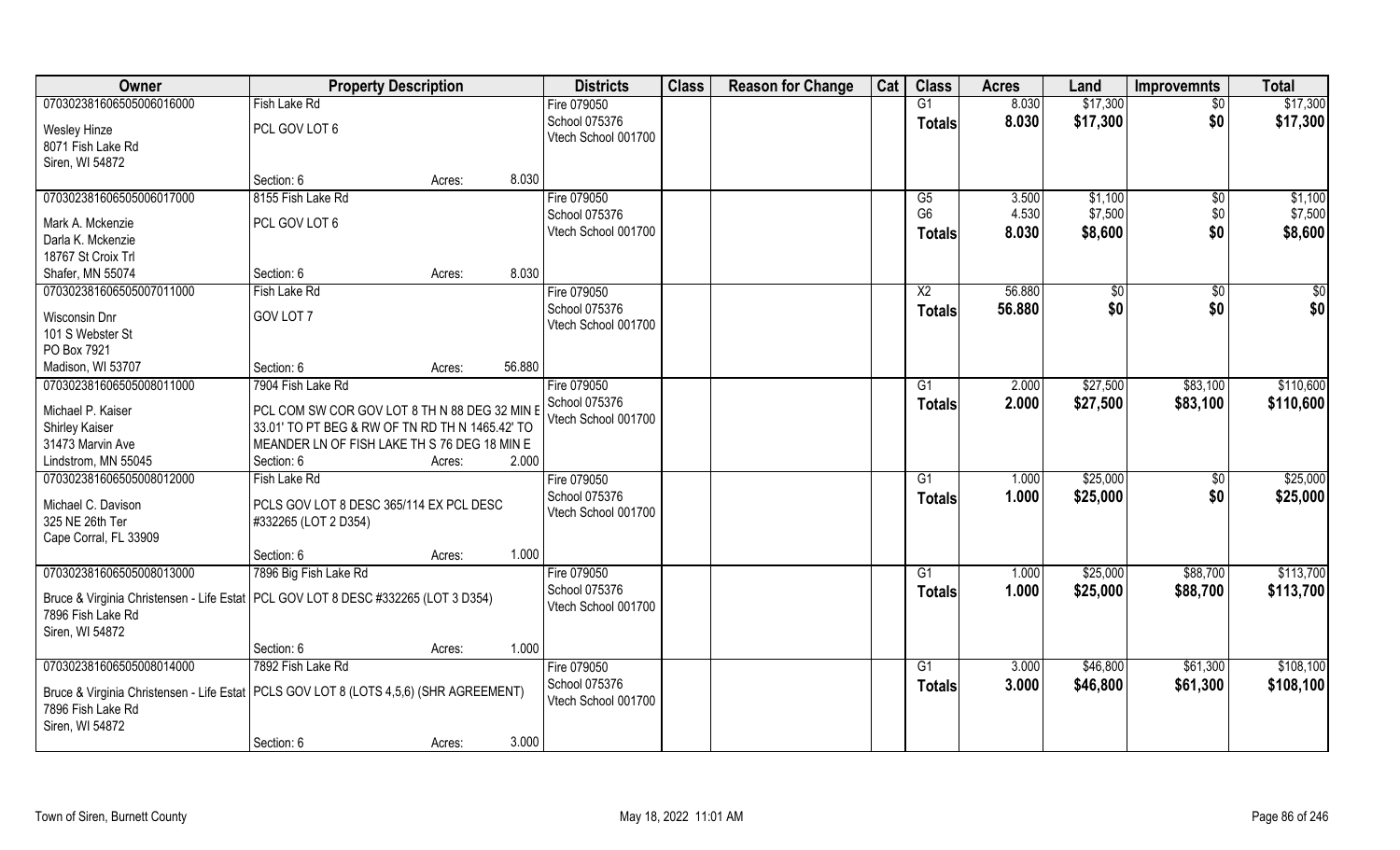| Owner | Property Description | | | Districts | Class | Reason for Change | Cat | Class | Acres | Land | Improvemnts | Total |
|---|---|---|---|---|---|---|---|---|---|---|---|---|
| 070302381606505006016000 | Fish Lake Rd | | | Fire 079050 | | | | G1 | 8.030 | $17,300 | $0 | $17,300 |
| Wesley Hinze<br>8071 Fish Lake Rd<br>Siren, WI 54872 | PCL GOV LOT 6 | | | School 075376<br>Vtech School 001700 | | | | Totals | 8.030 | $17,300 | $0 | $17,300 |
| | Section: 6 | Acres: | 8.030 | | | | | | | | | |
| 070302381606505006017000 | 8155 Fish Lake Rd | | | Fire 079050 | | | | G5 | 3.500 | $1,100 | $0 | $1,100 |
| Mark A. Mckenzie<br>Darla K. Mckenzie<br>18767 St Croix Trl<br>Shafer, MN 55074 | PCL GOV LOT 6 | | | School 075376<br>Vtech School 001700 | | | | G6 | 4.530 | $7,500 | $0 | $7,500 |
| | | | | | | | | Totals | 8.030 | $8,600 | $0 | $8,600 |
| | Section: 6 | Acres: | 8.030 | | | | | | | | | |
| 070302381606505007011000 | Fish Lake Rd | | | Fire 079050 | | | | X2 | 56.880 | $0 | $0 | $0 |
| Wisconsin Dnr<br>101 S Webster St<br>PO Box 7921<br>Madison, WI 53707 | GOV LOT 7 | | | School 075376<br>Vtech School 001700 | | | | Totals | 56.880 | $0 | $0 | $0 |
| | Section: 6 | Acres: | 56.880 | | | | | | | | | |
| 070302381606505008011000 | 7904 Fish Lake Rd | | | Fire 079050 | | | | G1 | 2.000 | $27,500 | $83,100 | $110,600 |
| Michael P. Kaiser<br>Shirley Kaiser<br>31473 Marvin Ave<br>Lindstrom, MN 55045 | PCL COM SW COR GOV LOT 8 TH N 88 DEG 32 MIN E 33.01' TO PT BEG & RW OF TN RD TH N 1465.42' TO MEANDER LN OF FISH LAKE TH S 76 DEG 18 MIN E | | | School 075376<br>Vtech School 001700 | | | | Totals | 2.000 | $27,500 | $83,100 | $110,600 |
| | Section: 6 | Acres: | 2.000 | | | | | | | | | |
| 070302381606505008012000 | Fish Lake Rd | | | Fire 079050 | | | | G1 | 1.000 | $25,000 | $0 | $25,000 |
| Michael C. Davison<br>325 NE 26th Ter<br>Cape Corral, FL 33909 | PCLS GOV LOT 8 DESC 365/114 EX PCL DESC #332265 (LOT 2 D354) | | | School 075376<br>Vtech School 001700 | | | | Totals | 1.000 | $25,000 | $0 | $25,000 |
| | Section: 6 | Acres: | 1.000 | | | | | | | | | |
| 070302381606505008013000 | 7896 Big Fish Lake Rd | | | Fire 079050 | | | | G1 | 1.000 | $25,000 | $88,700 | $113,700 |
| Bruce & Virginia Christensen - Life Estat<br>7896 Fish Lake Rd<br>Siren, WI 54872 | PCL GOV LOT 8 DESC #332265 (LOT 3 D354) | | | School 075376<br>Vtech School 001700 | | | | Totals | 1.000 | $25,000 | $88,700 | $113,700 |
| | Section: 6 | Acres: | 1.000 | | | | | | | | | |
| 070302381606505008014000 | 7892 Fish Lake Rd | | | Fire 079050 | | | | G1 | 3.000 | $46,800 | $61,300 | $108,100 |
| Bruce & Virginia Christensen - Life Estat<br>7896 Fish Lake Rd<br>Siren, WI 54872 | PCLS GOV LOT 8 (LOTS 4,5,6) (SHR AGREEMENT) | | | School 075376<br>Vtech School 001700 | | | | Totals | 3.000 | $46,800 | $61,300 | $108,100 |
| | Section: 6 | Acres: | 3.000 | | | | | | | | | |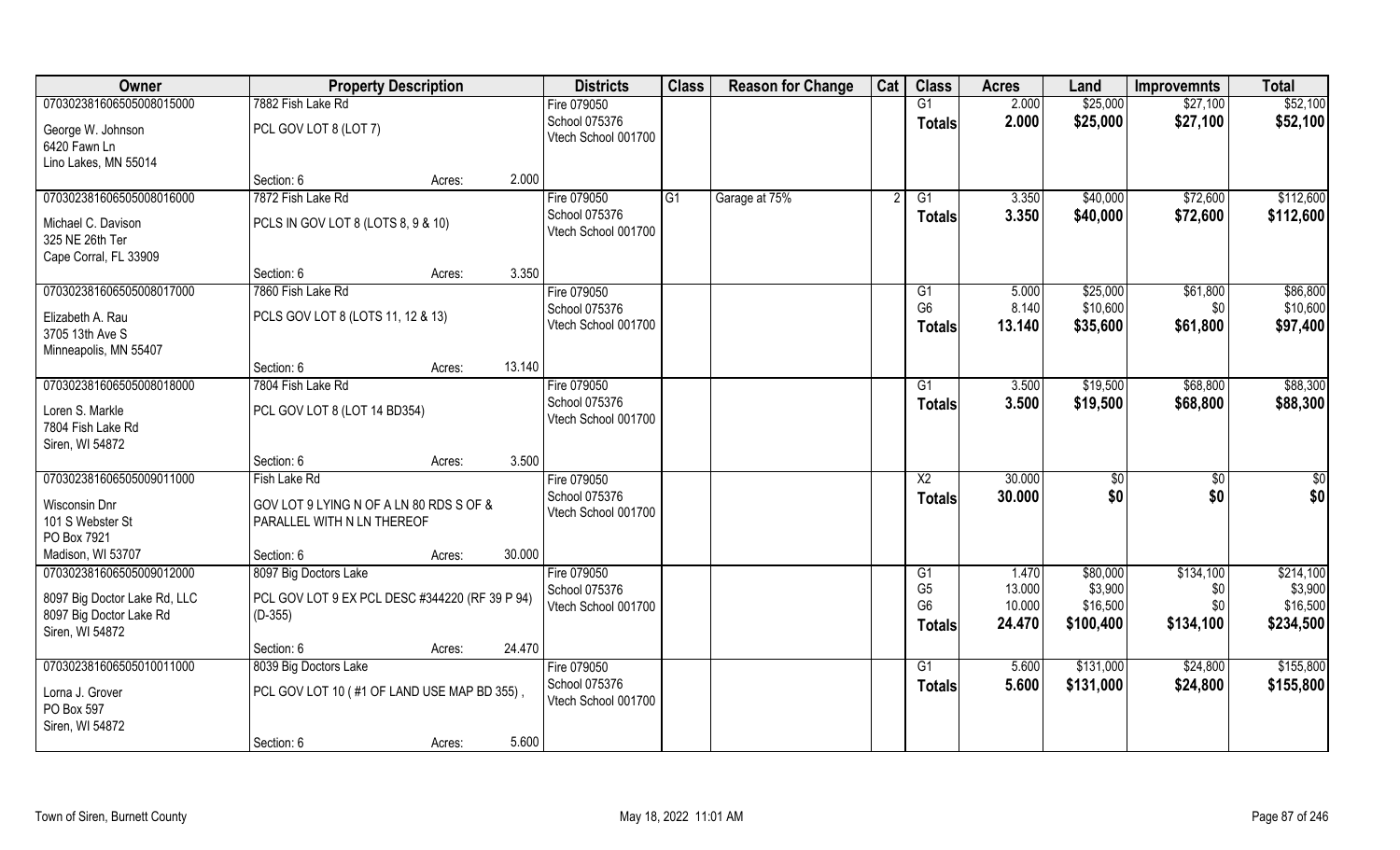| Owner | Property Description | | Districts | Class | Reason for Change | Cat | Class | Acres | Land | Improvemnts | Total |
|---|---|---|---|---|---|---|---|---|---|---|---|
| 070302381606505008015000 | 7882 Fish Lake Rd | | Fire 079050 | | | | G1 | 2.000 | $25,000 | $27,100 | $52,100 |
| George W. Johnson<br>6420 Fawn Ln<br>Lino Lakes, MN 55014 | PCL GOV LOT 8 (LOT 7) | | School 075376<br>Vtech School 001700 | | | | **Totals** | **2.000** | **$25,000** | **$27,100** | **$52,100** |
| | Section: 6 | Acres: 2.000 | | | | | | | | | |
| 070302381606505008016000 | 7872 Fish Lake Rd | | Fire 079050 | G1 | Garage at 75% | 2 | G1 | 3.350 | $40,000 | $72,600 | $112,600 |
| Michael C. Davison<br>325 NE 26th Ter<br>Cape Corral, FL 33909 | PCLS IN GOV LOT 8 (LOTS 8, 9 & 10) | | School 075376<br>Vtech School 001700 | | | | **Totals** | **3.350** | **$40,000** | **$72,600** | **$112,600** |
| | Section: 6 | Acres: 3.350 | | | | | | | | | |
| 070302381606505008017000 | 7860 Fish Lake Rd | | Fire 079050 | | | | G1 | 5.000 | $25,000 | $61,800 | $86,800 |
| Elizabeth A. Rau<br>3705 13th Ave S<br>Minneapolis, MN 55407 | PCLS GOV LOT 8 (LOTS 11, 12 & 13) | | School 075376<br>Vtech School 001700 | | | | G6 | 8.140 | $10,600 | $0 | $10,600 |
| | | | | | | | **Totals** | **13.140** | **$35,600** | **$61,800** | **$97,400** |
| | Section: 6 | Acres: 13.140 | | | | | | | | | |
| 070302381606505008018000 | 7804 Fish Lake Rd | | Fire 079050 | | | | G1 | 3.500 | $19,500 | $68,800 | $88,300 |
| Loren S. Markle<br>7804 Fish Lake Rd<br>Siren, WI 54872 | PCL GOV LOT 8 (LOT 14 BD354) | | School 075376<br>Vtech School 001700 | | | | **Totals** | **3.500** | **$19,500** | **$68,800** | **$88,300** |
| | Section: 6 | Acres: 3.500 | | | | | | | | | |
| 070302381606505009011000 | Fish Lake Rd | | Fire 079050 | | | | X2 | 30.000 | $0 | $0 | $0 |
| Wisconsin Dnr<br>101 S Webster St<br>PO Box 7921<br>Madison, WI 53707 | GOV LOT 9 LYING N OF A LN 80 RDS S OF & PARALLEL WITH N LN THEREOF | | School 075376<br>Vtech School 001700 | | | | **Totals** | **30.000** | **$0** | **$0** | **$0** |
| | Section: 6 | Acres: 30.000 | | | | | | | | | |
| 070302381606505009012000 | 8097 Big Doctors Lake | | Fire 079050 | | | | G1 | 1.470 | $80,000 | $134,100 | $214,100 |
| 8097 Big Doctor Lake Rd, LLC<br>8097 Big Doctor Lake Rd<br>Siren, WI 54872 | PCL GOV LOT 9 EX PCL DESC #344220 (RF 39 P 94) (D-355) | | School 075376<br>Vtech School 001700 | | | | G5 | 13.000 | $3,900 | $0 | $3,900 |
| | | | | | | | G6 | 10.000 | $16,500 | $0 | $16,500 |
| | | | | | | | **Totals** | **24.470** | **$100,400** | **$134,100** | **$234,500** |
| | Section: 6 | Acres: 24.470 | | | | | | | | | |
| 070302381606505010011000 | 8039 Big Doctors Lake | | Fire 079050 | | | | G1 | 5.600 | $131,000 | $24,800 | $155,800 |
| Lorna J. Grover<br>PO Box 597<br>Siren, WI 54872 | PCL GOV LOT 10 ( #1 OF LAND USE MAP BD 355) , | | School 075376<br>Vtech School 001700 | | | | **Totals** | **5.600** | **$131,000** | **$24,800** | **$155,800** |
| | Section: 6 | Acres: 5.600 | | | | | | | | | |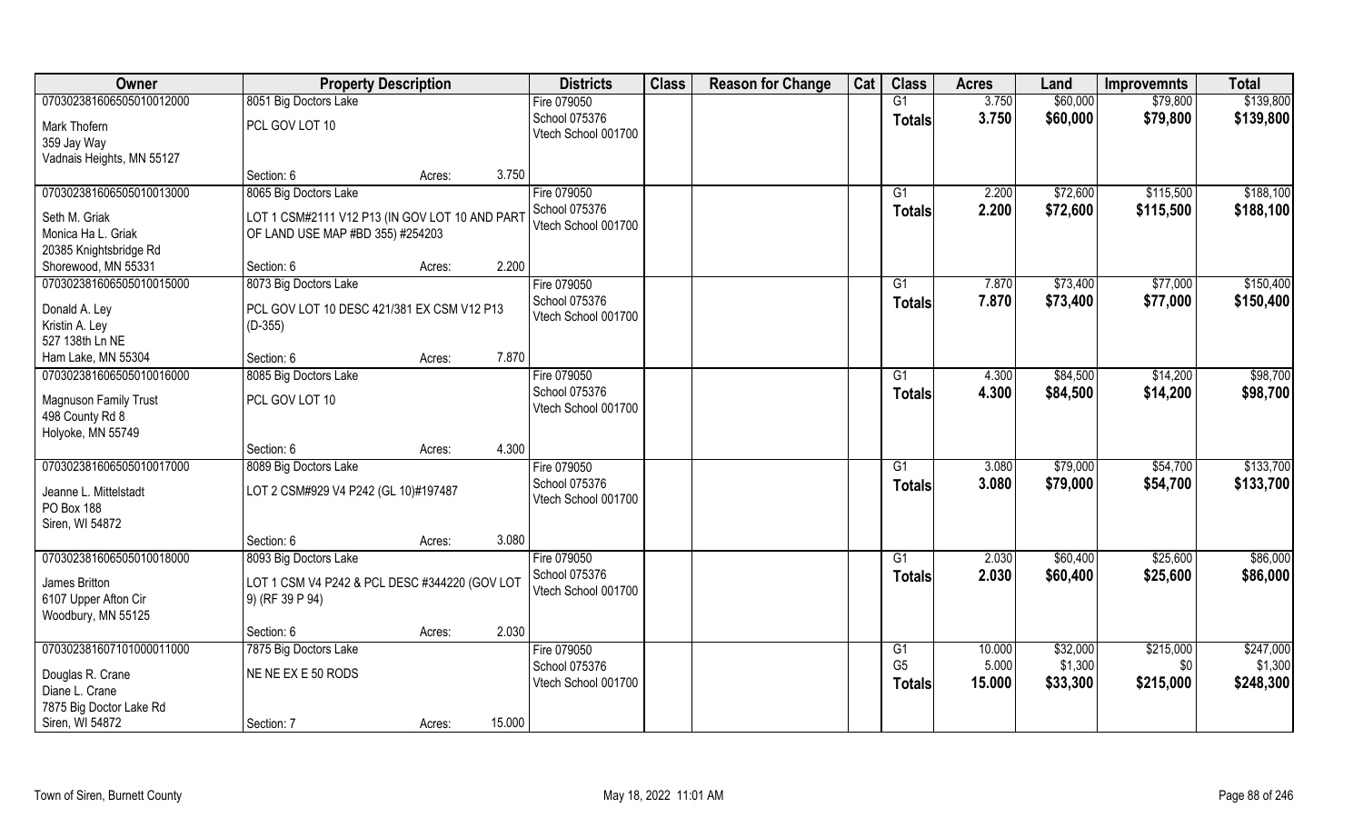| Owner | Property Description | | Districts | Class | Reason for Change | Cat | Class | Acres | Land | Improvemnts | Total |
|---|---|---|---|---|---|---|---|---|---|---|---|
| 070302381606505010012000 | 8051 Big Doctors Lake | | Fire 079050 | | | | G1 | 3.750 | $60,000 | $79,800 | $139,800 |
| Mark Thofern<br>359 Jay Way<br>Vadnais Heights, MN 55127 | PCL GOV LOT 10 | | School 075376<br>Vtech School 001700 | | | | Totals | 3.750 | $60,000 | $79,800 | $139,800 |
| | Section: 6 | Acres: 3.750 | | | | | | | | | |
| 070302381606505010013000 | 8065 Big Doctors Lake | | Fire 079050 | | | | G1 | 2.200 | $72,600 | $115,500 | $188,100 |
| Seth M. Griak<br>Monica Ha L. Griak<br>20385 Knightsbridge Rd<br>Shorewood, MN 55331 | LOT 1 CSM#2111 V12 P13 (IN GOV LOT 10 AND PART OF LAND USE MAP #BD 355) #254203 | | School 075376<br>Vtech School 001700 | | | | Totals | 2.200 | $72,600 | $115,500 | $188,100 |
| | Section: 6 | Acres: 2.200 | | | | | | | | | |
| 070302381606505010015000 | 8073 Big Doctors Lake | | Fire 079050 | | | | G1 | 7.870 | $73,400 | $77,000 | $150,400 |
| Donald A. Ley<br>Kristin A. Ley<br>527 138th Ln NE<br>Ham Lake, MN 55304 | PCL GOV LOT 10 DESC 421/381 EX CSM V12 P13 (D-355) | | School 075376<br>Vtech School 001700 | | | | Totals | 7.870 | $73,400 | $77,000 | $150,400 |
| | Section: 6 | Acres: 7.870 | | | | | | | | | |
| 070302381606505010016000 | 8085 Big Doctors Lake | | Fire 079050 | | | | G1 | 4.300 | $84,500 | $14,200 | $98,700 |
| Magnuson Family Trust<br>498 County Rd 8<br>Holyoke, MN 55749 | PCL GOV LOT 10 | | School 075376<br>Vtech School 001700 | | | | Totals | 4.300 | $84,500 | $14,200 | $98,700 |
| | Section: 6 | Acres: 4.300 | | | | | | | | | |
| 070302381606505010017000 | 8089 Big Doctors Lake | | Fire 079050 | | | | G1 | 3.080 | $79,000 | $54,700 | $133,700 |
| Jeanne L. Mittelstadt<br>PO Box 188<br>Siren, WI 54872 | LOT 2 CSM#929 V4 P242 (GL 10)#197487 | | School 075376<br>Vtech School 001700 | | | | Totals | 3.080 | $79,000 | $54,700 | $133,700 |
| | Section: 6 | Acres: 3.080 | | | | | | | | | |
| 070302381606505010018000 | 8093 Big Doctors Lake | | Fire 079050 | | | | G1 | 2.030 | $60,400 | $25,600 | $86,000 |
| James Britton<br>6107 Upper Afton Cir<br>Woodbury, MN 55125 | LOT 1 CSM V4 P242 & PCL DESC #344220 (GOV LOT 9) (RF 39 P 94) | | School 075376<br>Vtech School 001700 | | | | Totals | 2.030 | $60,400 | $25,600 | $86,000 |
| | Section: 6 | Acres: 2.030 | | | | | | | | | |
| 070302381607101000011000 | 7875 Big Doctors Lake | | Fire 079050 | | | | G1 | 10.000 | $32,000 | $215,000 | $247,000 |
| Douglas R. Crane<br>Diane L. Crane<br>7875 Big Doctor Lake Rd<br>Siren, WI 54872 | NE NE EX E 50 RODS | | School 075376<br>Vtech School 001700 | | | | G5 | 5.000 | $1,300 | $0 | $1,300 |
| | | | | | | | Totals | 15.000 | $33,300 | $215,000 | $248,300 |
| | Section: 7 | Acres: 15.000 | | | | | | | | | |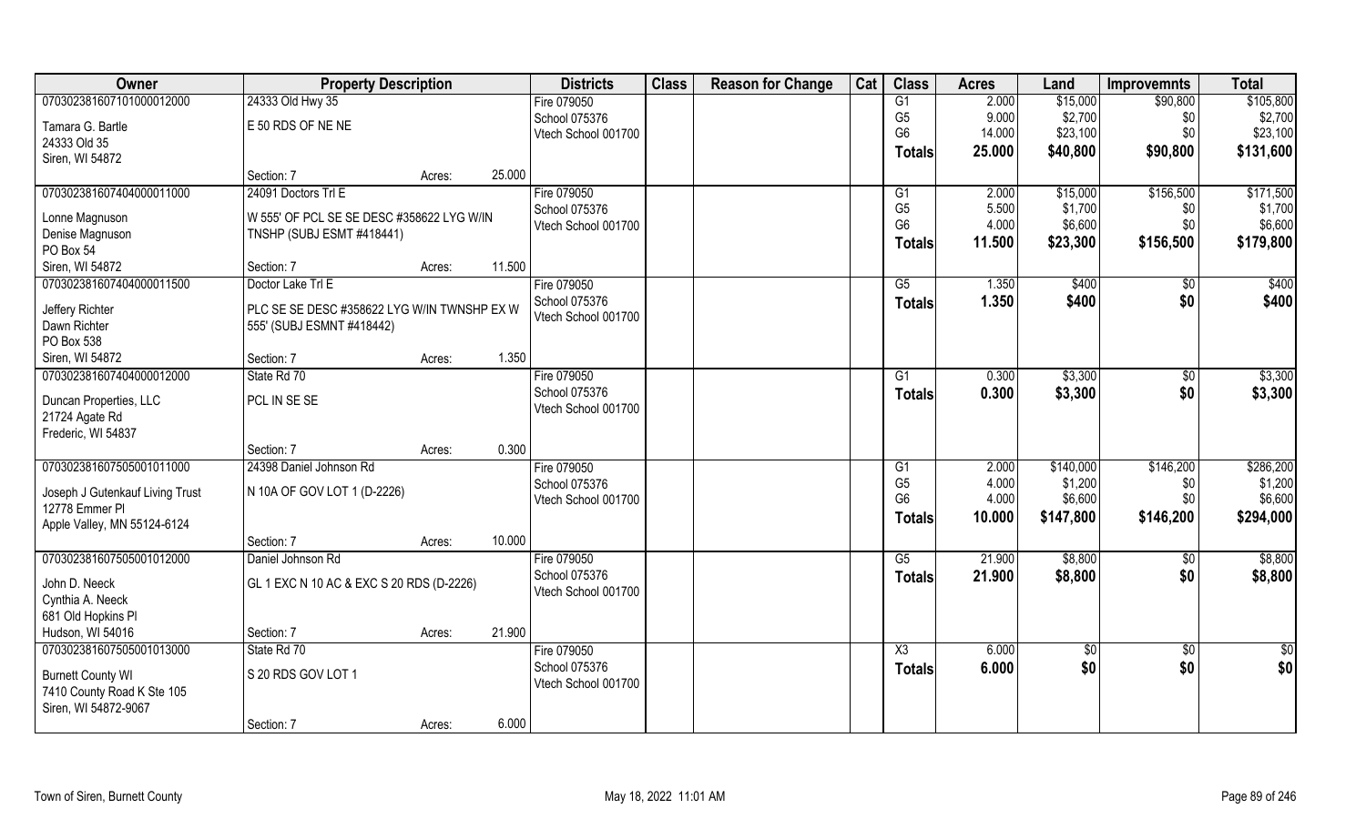| Owner | Property Description | | Districts | Class | Reason for Change | Cat | Class | Acres | Land | Improvemnts | Total |
|---|---|---|---|---|---|---|---|---|---|---|---|
| 070302381607101000012000 | 24333 Old Hwy 35 | | Fire 079050 | | | | G1 | 2.000 | $15,000 | $90,800 | $105,800 |
| Tamara G. Bartle | E 50 RDS OF NE NE | | School 075376 | | | | G5 | 9.000 | $2,700 | $0 | $2,700 |
| 24333 Old 35 | | | Vtech School 001700 | | | | G6 | 14.000 | $23,100 | $0 | $23,100 |
| Siren, WI 54872 | | | | | | | **Totals** | **25.000** | **$40,800** | **$90,800** | **$131,600** |
| | Section: 7 | Acres: 25.000 | | | | | | | | | |
| 070302381607404000011000 | 24091 Doctors Trl E | | Fire 079050 | | | | G1 | 2.000 | $15,000 | $156,500 | $171,500 |
| Lonne Magnuson | W 555' OF PCL SE SE DESC #358622 LYG W/IN | | School 075376 | | | | G5 | 5.500 | $1,700 | $0 | $1,700 |
| Denise Magnuson | TNSHP (SUBJ ESMT #418441) | | Vtech School 001700 | | | | G6 | 4.000 | $6,600 | $0 | $6,600 |
| PO Box 54 | | | | | | | **Totals** | **11.500** | **$23,300** | **$156,500** | **$179,800** |
| Siren, WI 54872 | Section: 7 | Acres: 11.500 | | | | | | | | | |
| 070302381607404000011500 | Doctor Lake Trl E | | Fire 079050 | | | | G5 | 1.350 | $400 | $0 | $400 |
| Jeffery Richter | PLC SE SE DESC #358622 LYG W/IN TWNSHP EX W | | School 075376 | | | | **Totals** | **1.350** | **$400** | **$0** | **$400** |
| Dawn Richter | 555' (SUBJ ESMNT #418442) | | Vtech School 001700 | | | | | | | | |
| PO Box 538 | | | | | | | | | | | |
| Siren, WI 54872 | Section: 7 | Acres: 1.350 | | | | | | | | | |
| 070302381607404000012000 | State Rd 70 | | Fire 079050 | | | | G1 | 0.300 | $3,300 | $0 | $3,300 |
| Duncan Properties, LLC | PCL IN SE SE | | School 075376 | | | | **Totals** | **0.300** | **$3,300** | **$0** | **$3,300** |
| 21724 Agate Rd | | | Vtech School 001700 | | | | | | | | |
| Frederic, WI 54837 | | | | | | | | | | | |
| | Section: 7 | Acres: 0.300 | | | | | | | | | |
| 070302381607505001011000 | 24398 Daniel Johnson Rd | | Fire 079050 | | | | G1 | 2.000 | $140,000 | $146,200 | $286,200 |
| Joseph J Gutenkauf Living Trust | N 10A OF GOV LOT 1 (D-2226) | | School 075376 | | | | G5 | 4.000 | $1,200 | $0 | $1,200 |
| 12778 Emmer Pl | | | Vtech School 001700 | | | | G6 | 4.000 | $6,600 | $0 | $6,600 |
| Apple Valley, MN 55124-6124 | | | | | | | **Totals** | **10.000** | **$147,800** | **$146,200** | **$294,000** |
| | Section: 7 | Acres: 10.000 | | | | | | | | | |
| 070302381607505001012000 | Daniel Johnson Rd | | Fire 079050 | | | | G5 | 21.900 | $8,800 | $0 | $8,800 |
| John D. Neeck | GL 1 EXC N 10 AC & EXC S 20 RDS (D-2226) | | School 075376 | | | | **Totals** | **21.900** | **$8,800** | **$0** | **$8,800** |
| Cynthia A. Neeck | | | Vtech School 001700 | | | | | | | | |
| 681 Old Hopkins Pl | | | | | | | | | | | |
| Hudson, WI 54016 | Section: 7 | Acres: 21.900 | | | | | | | | | |
| 070302381607505001013000 | State Rd 70 | | Fire 079050 | | | | X3 | 6.000 | $0 | $0 | $0 |
| Burnett County WI | S 20 RDS GOV LOT 1 | | School 075376 | | | | **Totals** | **6.000** | **$0** | **$0** | **$0** |
| 7410 County Road K Ste 105 | | | Vtech School 001700 | | | | | | | | |
| Siren, WI 54872-9067 | | | | | | | | | | | |
| | Section: 7 | Acres: 6.000 | | | | | | | | | |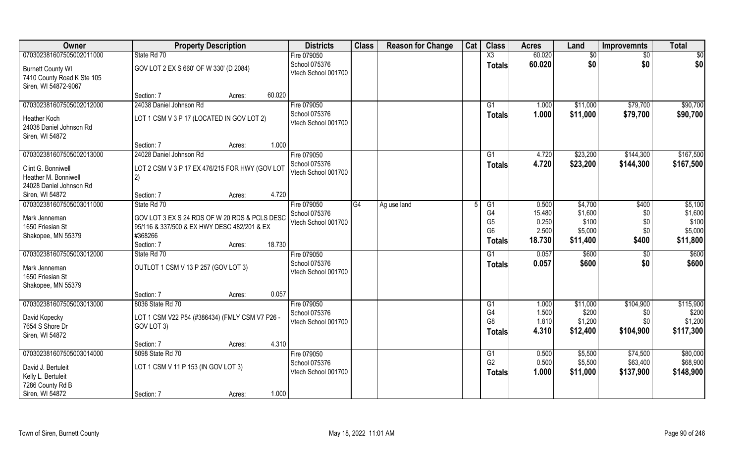| Owner | Property Description | | Districts | Class | Reason for Change | Cat | Class | Acres | Land | Improvemnts | Total |
|---|---|---|---|---|---|---|---|---|---|---|---|
| 070302381607505002011000 | State Rd 70 | | Fire 079050 | | | | X3 | 60.020 | $0 | $0 | $0 |
| Burnett County WI | GOV LOT 2 EX S 660' OF W 330' (D 2084) | | School 075376 | | | | **Totals** | **60.020** | **$0** | **$0** | **$0** |
| 7410 County Road K Ste 105 | | | Vtech School 001700 | | | | | | | | |
| Siren, WI 54872-9067 | | | | | | | | | | | |
| | Section: 7 | Acres: 60.020 | | | | | | | | | |
| 070302381607505002012000 | 24038 Daniel Johnson Rd | | Fire 079050 | | | | G1 | 1.000 | $11,000 | $79,700 | $90,700 |
| Heather Koch | LOT 1 CSM V 3 P 17 (LOCATED IN GOV LOT 2) | | School 075376 | | | | **Totals** | **1.000** | **$11,000** | **$79,700** | **$90,700** |
| 24038 Daniel Johnson Rd | | | Vtech School 001700 | | | | | | | | |
| Siren, WI 54872 | | | | | | | | | | | |
| | Section: 7 | Acres: 1.000 | | | | | | | | | |
| 070302381607505002013000 | 24028 Daniel Johnson Rd | | Fire 079050 | | | | G1 | 4.720 | $23,200 | $144,300 | $167,500 |
| Clint G. Bonniwell | LOT 2 CSM V 3 P 17 EX 476/215 FOR HWY (GOV LOT 2) | | School 075376 | | | | **Totals** | **4.720** | **$23,200** | **$144,300** | **$167,500** |
| Heather M. Bonniwell | | | Vtech School 001700 | | | | | | | | |
| 24028 Daniel Johnson Rd | | | | | | | | | | | |
| Siren, WI 54872 | Section: 7 | Acres: 4.720 | | | | | | | | | |
| 070302381607505003011000 | State Rd 70 | | Fire 079050 | G4 | Ag use land | 5 | G1 | 0.500 | $4,700 | $400 | $5,100 |
| Mark Jenneman | GOV LOT 3 EX S 24 RDS OF W 20 RDS & PCLS DESC 95/116 & 337/500 & EX HWY DESC 482/201 & EX #368266 | | School 075376 | | | | G4 | 15.480 | $1,600 | $0 | $1,600 |
| 1650 Friesian St | | | Vtech School 001700 | | | | G5 | 0.250 | $100 | $0 | $100 |
| Shakopee, MN 55379 | | | | | | | G6 | 2.500 | $5,000 | $0 | $5,000 |
| | Section: 7 | Acres: 18.730 | | | | | **Totals** | **18.730** | **$11,400** | **$400** | **$11,800** |
| 070302381607505003012000 | State Rd 70 | | Fire 079050 | | | | G1 | 0.057 | $600 | $0 | $600 |
| Mark Jenneman | OUTLOT 1 CSM V 13 P 257 (GOV LOT 3) | | School 075376 | | | | **Totals** | **0.057** | **$600** | **$0** | **$600** |
| 1650 Friesian St | | | Vtech School 001700 | | | | | | | | |
| Shakopee, MN 55379 | | | | | | | | | | | |
| | Section: 7 | Acres: 0.057 | | | | | | | | | |
| 070302381607505003013000 | 8036 State Rd 70 | | Fire 079050 | | | | G1 | 1.000 | $11,000 | $104,900 | $115,900 |
| David Kopecky | LOT 1 CSM V22 P54 (#386434) (FMLY CSM V7 P26 - GOV LOT 3) | | School 075376 | | | | G4 | 1.500 | $200 | $0 | $200 |
| 7654 S Shore Dr | | | Vtech School 001700 | | | | G8 | 1.810 | $1,200 | $0 | $1,200 |
| Siren, WI 54872 | | | | | | | **Totals** | **4.310** | **$12,400** | **$104,900** | **$117,300** |
| | Section: 7 | Acres: 4.310 | | | | | | | | | |
| 070302381607505003014000 | 8098 State Rd 70 | | Fire 079050 | | | | G1 | 0.500 | $5,500 | $74,500 | $80,000 |
| David J. Bertuleit | LOT 1 CSM V 11 P 153 (IN GOV LOT 3) | | School 075376 | | | | G2 | 0.500 | $5,500 | $63,400 | $68,900 |
| Kelly L. Bertuleit | | | Vtech School 001700 | | | | **Totals** | **1.000** | **$11,000** | **$137,900** | **$148,900** |
| 7286 County Rd B | | | | | | | | | | | |
| Siren, WI 54872 | Section: 7 | Acres: 1.000 | | | | | | | | | |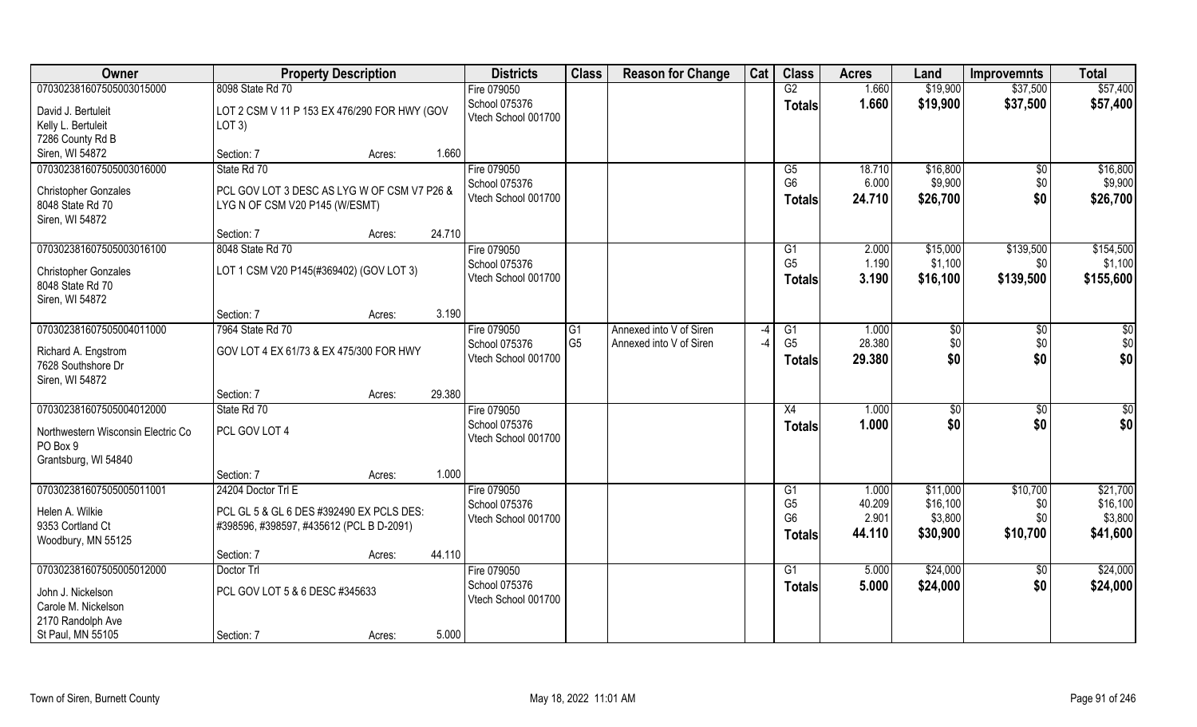| Owner | Property Description | | | Districts | Class | Reason for Change | Cat | Class | Acres | Land | Improvemnts | Total |
|---|---|---|---|---|---|---|---|---|---|---|---|---|
| 070302381607505003015000 | 8098 State Rd 70 | | | Fire 079050 | | | | G2 | 1.660 | $19,900 | $37,500 | $57,400 |
| David J. Bertuleit | LOT 2 CSM V 11 P 153 EX 476/290 FOR HWY (GOV LOT 3) | | | School 075376 | | | | **Totals** | **1.660** | **$19,900** | **$37,500** | **$57,400** |
| Kelly L. Bertuleit | | | | Vtech School 001700 | | | | | | | | |
| 7286 County Rd B | | | | | | | | | | | | |
| Siren, WI 54872 | Section: 7 | Acres: | 1.660 | | | | | | | | | |
| 070302381607505003016000 | State Rd 70 | | | Fire 079050 | | | | G5 | 18.710 | $16,800 | $0 | $16,800 |
| Christopher Gonzales | PCL GOV LOT 3 DESC AS LYG W OF CSM V7 P26 & LYG N OF CSM V20 P145 (W/ESMT) | | | School 075376 | | | | G6 | 6.000 | $9,900 | $0 | $9,900 |
| 8048 State Rd 70 | | | | Vtech School 001700 | | | | **Totals** | **24.710** | **$26,700** | **$0** | **$26,700** |
| Siren, WI 54872 | | | | | | | | | | | | |
| | Section: 7 | Acres: | 24.710 | | | | | | | | | |
| 070302381607505003016100 | 8048 State Rd 70 | | | Fire 079050 | | | | G1 | 2.000 | $15,000 | $139,500 | $154,500 |
| Christopher Gonzales | LOT 1 CSM V20 P145(#369402) (GOV LOT 3) | | | School 075376 | | | | G5 | 1.190 | $1,100 | $0 | $1,100 |
| 8048 State Rd 70 | | | | Vtech School 001700 | | | | **Totals** | **3.190** | **$16,100** | **$139,500** | **$155,600** |
| Siren, WI 54872 | | | | | | | | | | | | |
| | Section: 7 | Acres: | 3.190 | | | | | | | | | |
| 070302381607505004011000 | 7964 State Rd 70 | | | Fire 079050 | G1 | Annexed into V of Siren | -4 | G1 | 1.000 | $0 | $0 | $0 |
| Richard A. Engstrom | GOV LOT 4 EX 61/73 & EX 475/300 FOR HWY | | | School 075376 | G5 | Annexed into V of Siren | -4 | G5 | 28.380 | $0 | $0 | $0 |
| 7628 Southshore Dr | | | | Vtech School 001700 | | | | **Totals** | **29.380** | **$0** | **$0** | **$0** |
| Siren, WI 54872 | | | | | | | | | | | | |
| | Section: 7 | Acres: | 29.380 | | | | | | | | | |
| 070302381607505004012000 | State Rd 70 | | | Fire 079050 | | | | X4 | 1.000 | $0 | $0 | $0 |
| Northwestern Wisconsin Electric Co | PCL GOV LOT 4 | | | School 075376 | | | | **Totals** | **1.000** | **$0** | **$0** | **$0** |
| PO Box 9 | | | | Vtech School 001700 | | | | | | | | |
| Grantsburg, WI 54840 | | | | | | | | | | | | |
| | Section: 7 | Acres: | 1.000 | | | | | | | | | |
| 070302381607505005011001 | 24204 Doctor Trl E | | | Fire 079050 | | | | G1 | 1.000 | $11,000 | $10,700 | $21,700 |
| Helen A. Wilkie | PCL GL 5 & GL 6 DES #392490 EX PCLS DES: #398596, #398597, #435612 (PCL B D-2091) | | | School 075376 | | | | G5 | 40.209 | $16,100 | $0 | $16,100 |
| 9353 Cortland Ct | | | | Vtech School 001700 | | | | G6 | 2.901 | $3,800 | $0 | $3,800 |
| Woodbury, MN 55125 | | | | | | | | **Totals** | **44.110** | **$30,900** | **$10,700** | **$41,600** |
| | Section: 7 | Acres: | 44.110 | | | | | | | | | |
| 070302381607505005012000 | Doctor Trl | | | Fire 079050 | | | | G1 | 5.000 | $24,000 | $0 | $24,000 |
| John J. Nickelson | PCL GOV LOT 5 & 6 DESC #345633 | | | School 075376 | | | | **Totals** | **5.000** | **$24,000** | **$0** | **$24,000** |
| Carole M. Nickelson | | | | Vtech School 001700 | | | | | | | | |
| 2170 Randolph Ave | | | | | | | | | | | | |
| St Paul, MN 55105 | Section: 7 | Acres: | 5.000 | | | | | | | | | |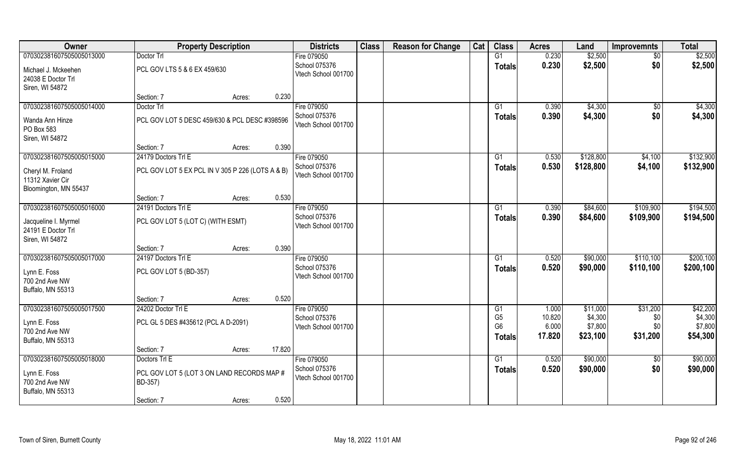| Owner | Property Description | | Districts | Class | Reason for Change | Cat | Class | Acres | Land | Improvemnts | Total |
|---|---|---|---|---|---|---|---|---|---|---|---|
| 070302381607505005013000 | Doctor Trl | | Fire 079050 | | | | G1 | 0.230 | $2,500 | $0 | $2,500 |
| Michael J. Mckeehen<br>24038 E Doctor Trl<br>Siren, WI 54872 | PCL GOV LTS 5 & 6 EX 459/630 | | School 075376<br>Vtech School 001700 | | | | **Totals** | **0.230** | **$2,500** | **$0** | **$2,500** |
| | Section: 7 | Acres: 0.230 | | | | | | | | | |
| 070302381607505005014000 | Doctor Trl | | Fire 079050 | | | | G1 | 0.390 | $4,300 | $0 | $4,300 |
| Wanda Ann Hinze<br>PO Box 583<br>Siren, WI 54872 | PCL GOV LOT 5 DESC 459/630 & PCL DESC #398596 | | School 075376<br>Vtech School 001700 | | | | **Totals** | **0.390** | **$4,300** | **$0** | **$4,300** |
| | Section: 7 | Acres: 0.390 | | | | | | | | | |
| 070302381607505005015000 | 24179 Doctors Trl E | | Fire 079050 | | | | G1 | 0.530 | $128,800 | $4,100 | $132,900 |
| Cheryl M. Froland<br>11312 Xavier Cir<br>Bloomington, MN 55437 | PCL GOV LOT 5 EX PCL IN V 305 P 226 (LOTS A & B) | | School 075376<br>Vtech School 001700 | | | | **Totals** | **0.530** | **$128,800** | **$4,100** | **$132,900** |
| | Section: 7 | Acres: 0.530 | | | | | | | | | |
| 070302381607505005016000 | 24191 Doctors Trl E | | Fire 079050 | | | | G1 | 0.390 | $84,600 | $109,900 | $194,500 |
| Jacqueline I. Myrmel<br>24191 E Doctor Trl<br>Siren, WI 54872 | PCL GOV LOT 5 (LOT C) (WITH ESMT) | | School 075376<br>Vtech School 001700 | | | | **Totals** | **0.390** | **$84,600** | **$109,900** | **$194,500** |
| | Section: 7 | Acres: 0.390 | | | | | | | | | |
| 070302381607505005017000 | 24197 Doctors Trl E | | Fire 079050 | | | | G1 | 0.520 | $90,000 | $110,100 | $200,100 |
| Lynn E. Foss<br>700 2nd Ave NW<br>Buffalo, MN 55313 | PCL GOV LOT 5 (BD-357) | | School 075376<br>Vtech School 001700 | | | | **Totals** | **0.520** | **$90,000** | **$110,100** | **$200,100** |
| | Section: 7 | Acres: 0.520 | | | | | | | | | |
| 070302381607505005017500 | 24202 Doctor Trl E | | Fire 079050 | | | | G1 | 1.000 | $11,000 | $31,200 | $42,200 |
| Lynn E. Foss<br>700 2nd Ave NW<br>Buffalo, MN 55313 | PCL GL 5 DES #435612 (PCL A D-2091) | | School 075376<br>Vtech School 001700 | | | | G5 | 10.820 | $4,300 | $0 | $4,300 |
| | | | | | | | G6 | 6.000 | $7,800 | $0 | $7,800 |
| | | | | | | | **Totals** | **17.820** | **$23,100** | **$31,200** | **$54,300** |
| | Section: 7 | Acres: 17.820 | | | | | | | | | |
| 070302381607505005018000 | Doctors Trl E | | Fire 079050 | | | | G1 | 0.520 | $90,000 | $0 | $90,000 |
| Lynn E. Foss<br>700 2nd Ave NW<br>Buffalo, MN 55313 | PCL GOV LOT 5 (LOT 3 ON LAND RECORDS MAP # BD-357) | | School 075376<br>Vtech School 001700 | | | | **Totals** | **0.520** | **$90,000** | **$0** | **$90,000** |
| | Section: 7 | Acres: 0.520 | | | | | | | | | |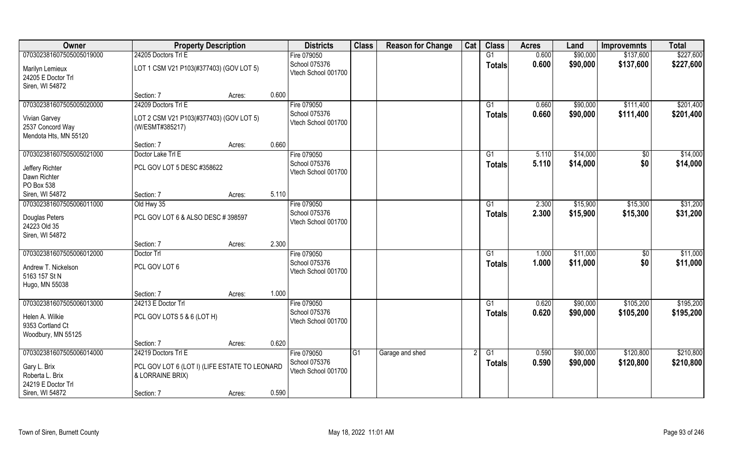| Owner | Property Description | | | Districts | Class | Reason for Change | Cat | Class | Acres | Land | Improvemnts | Total |
|---|---|---|---|---|---|---|---|---|---|---|---|---|
| 070302381607505005019000 | 24205 Doctors Trl E | | | Fire 079050 | | | | G1 | 0.600 | $90,000 | $137,600 | $227,600 |
| Marilyn Lemieux<br>24205 E Doctor Trl<br>Siren, WI 54872 | LOT 1 CSM V21 P103(#377403) (GOV LOT 5) | | | School 075376<br>Vtech School 001700 | | | | Totals | 0.600 | $90,000 | $137,600 | $227,600 |
| | Section: 7 | Acres: | 0.600 | | | | | | | | | |
| 070302381607505005020000 | 24209 Doctors Trl E | | | Fire 079050 | | | | G1 | 0.660 | $90,000 | $111,400 | $201,400 |
| Vivian Garvey<br>2537 Concord Way<br>Mendota Hts, MN 55120 | LOT 2 CSM V21 P103(#377403) (GOV LOT 5) (W/ESMT#385217) | | | School 075376<br>Vtech School 001700 | | | | Totals | 0.660 | $90,000 | $111,400 | $201,400 |
| | Section: 7 | Acres: | 0.660 | | | | | | | | | |
| 070302381607505005021000 | Doctor Lake Trl E | | | Fire 079050 | | | | G1 | 5.110 | $14,000 | $0 | $14,000 |
| Jeffery Richter<br>Dawn Richter<br>PO Box 538<br>Siren, WI 54872 | PCL GOV LOT 5 DESC #358622 | | | School 075376<br>Vtech School 001700 | | | | Totals | 5.110 | $14,000 | $0 | $14,000 |
| | Section: 7 | Acres: | 5.110 | | | | | | | | | |
| 070302381607505006011000 | Old Hwy 35 | | | Fire 079050 | | | | G1 | 2.300 | $15,900 | $15,300 | $31,200 |
| Douglas Peters<br>24223 Old 35<br>Siren, WI 54872 | PCL GOV LOT 6 & ALSO DESC # 398597 | | | School 075376<br>Vtech School 001700 | | | | Totals | 2.300 | $15,900 | $15,300 | $31,200 |
| | Section: 7 | Acres: | 2.300 | | | | | | | | | |
| 070302381607505006012000 | Doctor Trl | | | Fire 079050 | | | | G1 | 1.000 | $11,000 | $0 | $11,000 |
| Andrew T. Nickelson<br>5163 157 St N<br>Hugo, MN 55038 | PCL GOV LOT 6 | | | School 075376<br>Vtech School 001700 | | | | Totals | 1.000 | $11,000 | $0 | $11,000 |
| | Section: 7 | Acres: | 1.000 | | | | | | | | | |
| 070302381607505006013000 | 24213 E Doctor Trl | | | Fire 079050 | | | | G1 | 0.620 | $90,000 | $105,200 | $195,200 |
| Helen A. Wilkie<br>9353 Cortland Ct<br>Woodbury, MN 55125 | PCL GOV LOTS 5 & 6 (LOT H) | | | School 075376<br>Vtech School 001700 | | | | Totals | 0.620 | $90,000 | $105,200 | $195,200 |
| | Section: 7 | Acres: | 0.620 | | | | | | | | | |
| 070302381607505006014000 | 24219 Doctors Trl E | | | Fire 079050 | G1 | Garage and shed | 2 | G1 | 0.590 | $90,000 | $120,800 | $210,800 |
| Gary L. Brix<br>Roberta L. Brix<br>24219 E Doctor Trl<br>Siren, WI 54872 | PCL GOV LOT 6 (LOT I) (LIFE ESTATE TO LEONARD & LORRAINE BRIX) | | | School 075376<br>Vtech School 001700 | | | | Totals | 0.590 | $90,000 | $120,800 | $210,800 |
| | Section: 7 | Acres: | 0.590 | | | | | | | | | |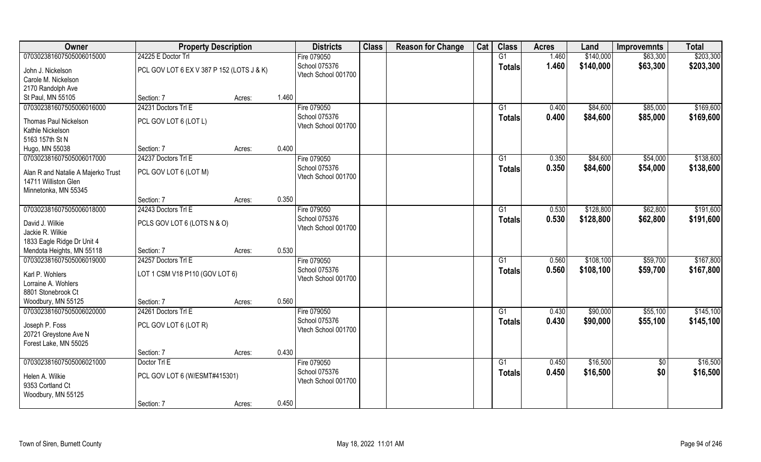| Owner | Property Description | | | Districts | Class | Reason for Change | Cat | Class | Acres | Land | Improvemnts | Total |
|---|---|---|---|---|---|---|---|---|---|---|---|---|
| 070302381607505006015000 | 24225 E Doctor Trl | | | Fire 079050 | | | | G1 | 1.460 | $140,000 | $63,300 | $203,300 |
| John J. Nickelson<br>Carole M. Nickelson<br>2170 Randolph Ave<br>St Paul, MN 55105 | PCL GOV LOT 6 EX V 387 P 152 (LOTS J & K) | | | School 075376<br>Vtech School 001700 | | | | Totals | 1.460 | $140,000 | $63,300 | $203,300 |
| | Section: 7 | Acres: | 1.460 | | | | | | | | | |
| 070302381607505006016000 | 24231 Doctors Trl E | | | Fire 079050 | | | | G1 | 0.400 | $84,600 | $85,000 | $169,600 |
| Thomas Paul Nickelson<br>Kathle Nickelson<br>5163 157th St N<br>Hugo, MN 55038 | PCL GOV LOT 6 (LOT L) | | | School 075376<br>Vtech School 001700 | | | | Totals | 0.400 | $84,600 | $85,000 | $169,600 |
| | Section: 7 | Acres: | 0.400 | | | | | | | | | |
| 070302381607505006017000 | 24237 Doctors Trl E | | | Fire 079050 | | | | G1 | 0.350 | $84,600 | $54,000 | $138,600 |
| Alan R and Natalie A Majerko Trust<br>14711 Williston Glen<br>Minnetonka, MN 55345 | PCL GOV LOT 6 (LOT M) | | | School 075376<br>Vtech School 001700 | | | | Totals | 0.350 | $84,600 | $54,000 | $138,600 |
| | Section: 7 | Acres: | 0.350 | | | | | | | | | |
| 070302381607505006018000 | 24243 Doctors Trl E | | | Fire 079050 | | | | G1 | 0.530 | $128,800 | $62,800 | $191,600 |
| David J. Wilkie<br>Jackie R. Wilkie<br>1833 Eagle Ridge Dr Unit 4<br>Mendota Heights, MN 55118 | PCLS GOV LOT 6 (LOTS N & O) | | | School 075376<br>Vtech School 001700 | | | | Totals | 0.530 | $128,800 | $62,800 | $191,600 |
| | Section: 7 | Acres: | 0.530 | | | | | | | | | |
| 070302381607505006019000 | 24257 Doctors Trl E | | | Fire 079050 | | | | G1 | 0.560 | $108,100 | $59,700 | $167,800 |
| Karl P. Wohlers<br>Lorraine A. Wohlers<br>8801 Stonebrook Ct<br>Woodbury, MN 55125 | LOT 1 CSM V18 P110 (GOV LOT 6) | | | School 075376<br>Vtech School 001700 | | | | Totals | 0.560 | $108,100 | $59,700 | $167,800 |
| | Section: 7 | Acres: | 0.560 | | | | | | | | | |
| 070302381607505006020000 | 24261 Doctors Trl E | | | Fire 079050 | | | | G1 | 0.430 | $90,000 | $55,100 | $145,100 |
| Joseph P. Foss<br>20721 Greystone Ave N<br>Forest Lake, MN 55025 | PCL GOV LOT 6 (LOT R) | | | School 075376<br>Vtech School 001700 | | | | Totals | 0.430 | $90,000 | $55,100 | $145,100 |
| | Section: 7 | Acres: | 0.430 | | | | | | | | | |
| 070302381607505006021000 | Doctor Trl E | | | Fire 079050 | | | | G1 | 0.450 | $16,500 | $0 | $16,500 |
| Helen A. Wilkie<br>9353 Cortland Ct<br>Woodbury, MN 55125 | PCL GOV LOT 6 (W/ESMT#415301) | | | School 075376<br>Vtech School 001700 | | | | Totals | 0.450 | $16,500 | $0 | $16,500 |
| | Section: 7 | Acres: | 0.450 | | | | | | | | | |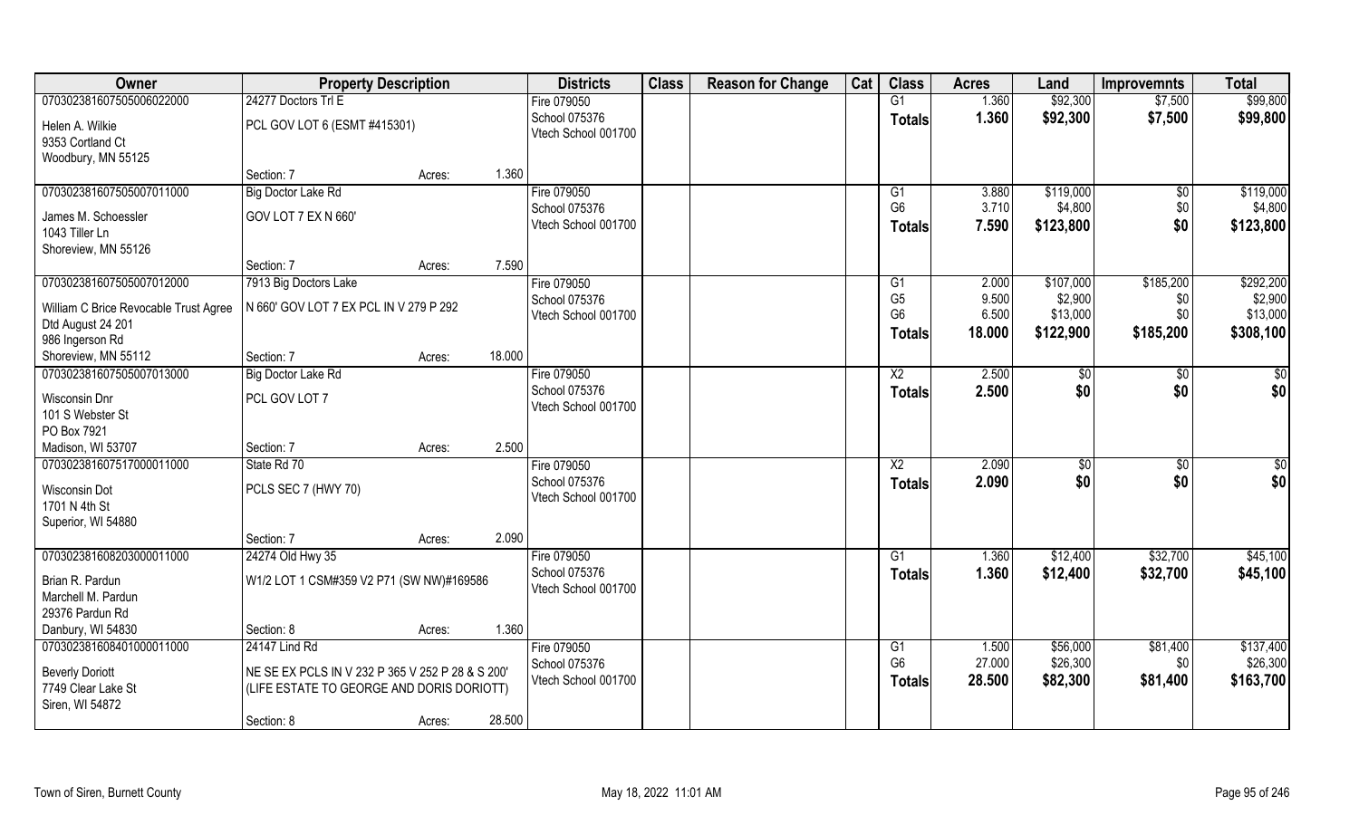| Owner | Property Description | | | Districts | Class | Reason for Change | Cat | Class | Acres | Land | Improvemnts | Total |
|---|---|---|---|---|---|---|---|---|---|---|---|---|
| 070302381607505006022000 | 24277 Doctors Trl E | | | Fire 079050 | | | | G1 | 1.360 | $92,300 | $7,500 | $99,800 |
| Helen A. Wilkie<br>9353 Cortland Ct<br>Woodbury, MN 55125 | PCL GOV LOT 6 (ESMT #415301) | | | School 075376<br>Vtech School 001700 | | | | Totals | 1.360 | $92,300 | $7,500 | $99,800 |
| | Section: 7 | Acres: | 1.360 | | | | | | | | | |
| 070302381607505007011000 | Big Doctor Lake Rd | | | Fire 079050 | | | | G1 | 3.880 | $119,000 | $0 | $119,000 |
| James M. Schoessler<br>1043 Tiller Ln<br>Shoreview, MN 55126 | GOV LOT 7 EX N 660' | | | School 075376<br>Vtech School 001700 | | | | G6 | 3.710 | $4,800 | $0 | $4,800 |
| | | | | | | | | Totals | 7.590 | $123,800 | $0 | $123,800 |
| | Section: 7 | Acres: | 7.590 | | | | | | | | | |
| 070302381607505007012000 | 7913 Big Doctors Lake | | | Fire 079050 | | | | G1 | 2.000 | $107,000 | $185,200 | $292,200 |
| William C Brice Revocable Trust Agree<br>Dtd August 24 201<br>986 Ingerson Rd<br>Shoreview, MN 55112 | N 660' GOV LOT 7 EX PCL IN V 279 P 292 | | | School 075376<br>Vtech School 001700 | | | | G5 | 9.500 | $2,900 | $0 | $2,900 |
| | | | | | | | | G6 | 6.500 | $13,000 | $0 | $13,000 |
| | | | | | | | | Totals | 18.000 | $122,900 | $185,200 | $308,100 |
| | Section: 7 | Acres: | 18.000 | | | | | | | | | |
| 070302381607505007013000 | Big Doctor Lake Rd | | | Fire 079050 | | | | X2 | 2.500 | $0 | $0 | $0 |
| Wisconsin Dnr<br>101 S Webster St<br>PO Box 7921<br>Madison, WI 53707 | PCL GOV LOT 7 | | | School 075376<br>Vtech School 001700 | | | | Totals | 2.500 | $0 | $0 | $0 |
| | Section: 7 | Acres: | 2.500 | | | | | | | | | |
| 070302381607517000011000 | State Rd 70 | | | Fire 079050 | | | | X2 | 2.090 | $0 | $0 | $0 |
| Wisconsin Dot<br>1701 N 4th St<br>Superior, WI 54880 | PCLS SEC 7 (HWY 70) | | | School 075376<br>Vtech School 001700 | | | | Totals | 2.090 | $0 | $0 | $0 |
| | Section: 7 | Acres: | 2.090 | | | | | | | | | |
| 070302381608203000011000 | 24274 Old Hwy 35 | | | Fire 079050 | | | | G1 | 1.360 | $12,400 | $32,700 | $45,100 |
| Brian R. Pardun<br>Marchell M. Pardun<br>29376 Pardun Rd<br>Danbury, WI 54830 | W1/2 LOT 1 CSM#359 V2 P71 (SW NW)#169586 | | | School 075376<br>Vtech School 001700 | | | | Totals | 1.360 | $12,400 | $32,700 | $45,100 |
| | Section: 8 | Acres: | 1.360 | | | | | | | | | |
| 070302381608401000011000 | 24147 Lind Rd | | | Fire 079050 | | | | G1 | 1.500 | $56,000 | $81,400 | $137,400 |
| Beverly Doriott<br>7749 Clear Lake St<br>Siren, WI 54872 | NE SE EX PCLS IN V 232 P 365 V 252 P 28 & S 200'<br>(LIFE ESTATE TO GEORGE AND DORIS DORIOTT) | | | School 075376<br>Vtech School 001700 | | | | G6 | 27.000 | $26,300 | $0 | $26,300 |
| | | | | | | | | Totals | 28.500 | $82,300 | $81,400 | $163,700 |
| | Section: 8 | Acres: | 28.500 | | | | | | | | | |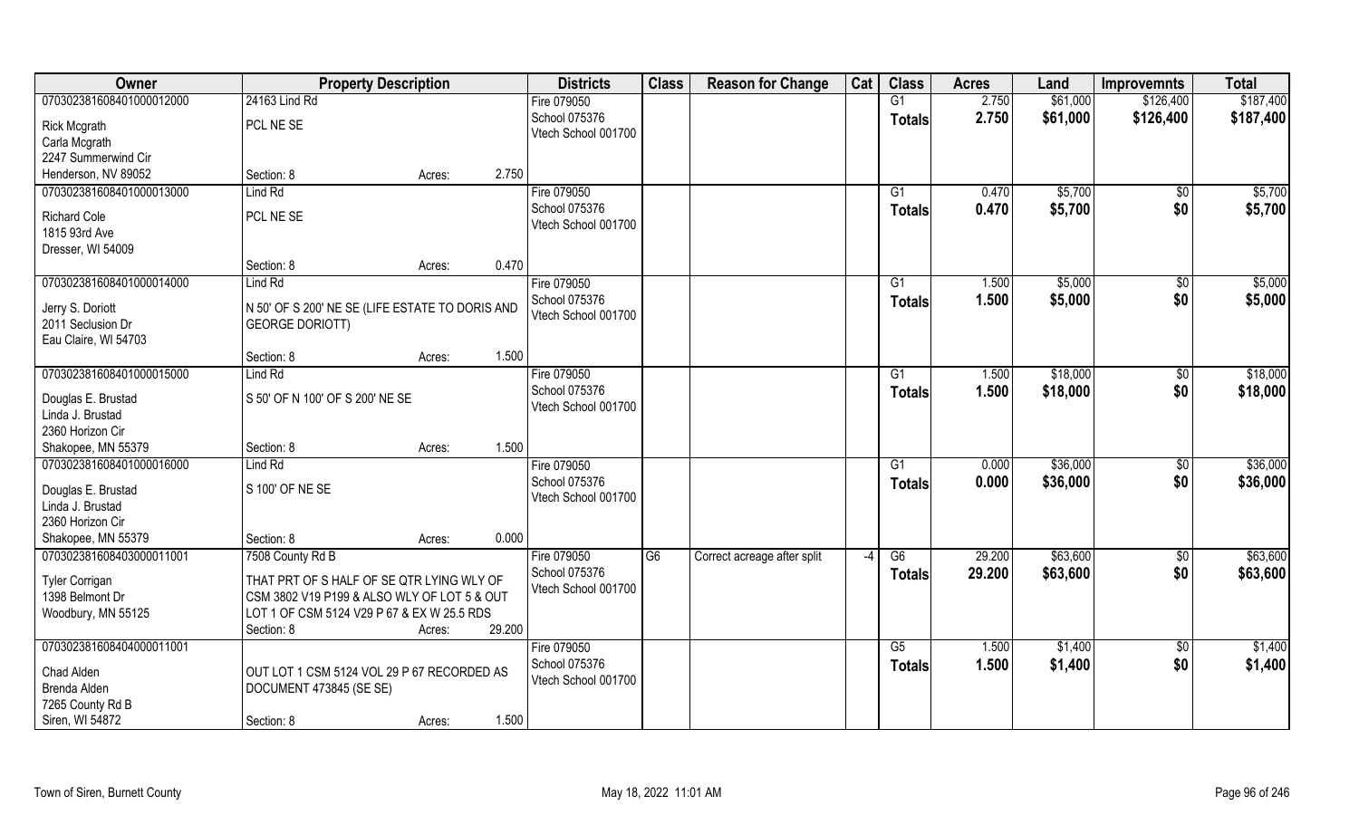| Owner | Property Description | | | Districts | Class | Reason for Change | Cat | Class | Acres | Land | Improvemnts | Total |
|---|---|---|---|---|---|---|---|---|---|---|---|---|
| 070302381608401000012000 | 24163 Lind Rd | | | Fire 079050 | | | | G1 | 2.750 | $61,000 | $126,400 | $187,400 |
| Rick Mcgrath<br>Carla Mcgrath<br>2247 Summerwind Cir<br>Henderson, NV 89052 | PCL NE SE | | | School 075376<br>Vtech School 001700 | | | | Totals | 2.750 | $61,000 | $126,400 | $187,400 |
| | Section: 8 | Acres: | 2.750 | | | | | | | | | |
| 070302381608401000013000 | Lind Rd | | | Fire 079050 | | | | G1 | 0.470 | $5,700 | $0 | $5,700 |
| Richard Cole<br>1815 93rd Ave<br>Dresser, WI 54009 | PCL NE SE | | | School 075376<br>Vtech School 001700 | | | | Totals | 0.470 | $5,700 | $0 | $5,700 |
| | Section: 8 | Acres: | 0.470 | | | | | | | | | |
| 070302381608401000014000 | Lind Rd | | | Fire 079050 | | | | G1 | 1.500 | $5,000 | $0 | $5,000 |
| Jerry S. Doriott<br>2011 Seclusion Dr<br>Eau Claire, WI 54703 | N 50' OF S 200' NE SE (LIFE ESTATE TO DORIS AND GEORGE DORIOTT) | | | School 075376<br>Vtech School 001700 | | | | Totals | 1.500 | $5,000 | $0 | $5,000 |
| | Section: 8 | Acres: | 1.500 | | | | | | | | | |
| 070302381608401000015000 | Lind Rd | | | Fire 079050 | | | | G1 | 1.500 | $18,000 | $0 | $18,000 |
| Douglas E. Brustad<br>Linda J. Brustad<br>2360 Horizon Cir<br>Shakopee, MN 55379 | S 50' OF N 100' OF S 200' NE SE | | | School 075376<br>Vtech School 001700 | | | | Totals | 1.500 | $18,000 | $0 | $18,000 |
| | Section: 8 | Acres: | 1.500 | | | | | | | | | |
| 070302381608401000016000 | Lind Rd | | | Fire 079050 | | | | G1 | 0.000 | $36,000 | $0 | $36,000 |
| Douglas E. Brustad<br>Linda J. Brustad<br>2360 Horizon Cir<br>Shakopee, MN 55379 | S 100' OF NE SE | | | School 075376<br>Vtech School 001700 | | | | Totals | 0.000 | $36,000 | $0 | $36,000 |
| | Section: 8 | Acres: | 0.000 | | | | | | | | | |
| 070302381608403000011001 | 7508 County Rd B | | | Fire 079050 | G6 | Correct acreage after split | -4 | G6 | 29.200 | $63,600 | $0 | $63,600 |
| Tyler Corrigan<br>1398 Belmont Dr<br>Woodbury, MN 55125 | THAT PRT OF S HALF OF SE QTR LYING WLY OF CSM 3802 V19 P199 & ALSO WLY OF LOT 5 & OUT LOT 1 OF CSM 5124 V29 P 67 & EX W 25.5 RDS | | | School 075376<br>Vtech School 001700 | | | | Totals | 29.200 | $63,600 | $0 | $63,600 |
| | Section: 8 | Acres: | 29.200 | | | | | | | | | |
| 070302381608404000011001 | | | | Fire 079050 | | | | G5 | 1.500 | $1,400 | $0 | $1,400 |
| Chad Alden<br>Brenda Alden<br>7265 County Rd B<br>Siren, WI 54872 | OUT LOT 1 CSM 5124 VOL 29 P 67 RECORDED AS DOCUMENT 473845 (SE SE) | | | School 075376<br>Vtech School 001700 | | | | Totals | 1.500 | $1,400 | $0 | $1,400 |
| | Section: 8 | Acres: | 1.500 | | | | | | | | | |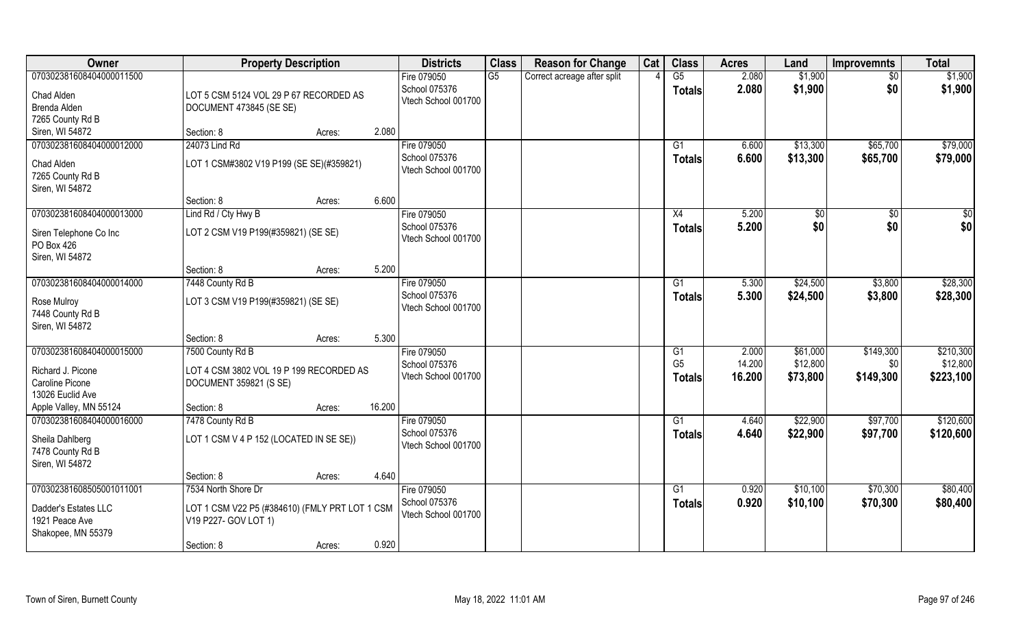| Owner | Property Description | | | Districts | Class | Reason for Change | Cat | Class | Acres | Land | Improvemnts | Total |
|---|---|---|---|---|---|---|---|---|---|---|---|---|
| 070302381608404000011500 | | | | Fire 079050 | G5 | Correct acreage after split | 4 | G5 | 2.080 | $1,900 | $0 | $1,900 |
| Chad Alden<br>Brenda Alden<br>7265 County Rd B<br>Siren, WI 54872 | LOT 5 CSM 5124 VOL 29 P 67 RECORDED AS DOCUMENT 473845 (SE SE) | | | School 075376<br>Vtech School 001700 | | | | Totals | 2.080 | $1,900 | $0 | $1,900 |
| | Section: 8 | Acres: | 2.080 | | | | | | | | | |
| 070302381608404000012000 | 24073 Lind Rd | | | Fire 079050 | | | | G1 | 6.600 | $13,300 | $65,700 | $79,000 |
| Chad Alden<br>7265 County Rd B<br>Siren, WI 54872 | LOT 1 CSM#3802 V19 P199 (SE SE)(#359821) | | | School 075376<br>Vtech School 001700 | | | | Totals | 6.600 | $13,300 | $65,700 | $79,000 |
| | Section: 8 | Acres: | 6.600 | | | | | | | | | |
| 070302381608404000013000 | Lind Rd / Cty Hwy B | | | Fire 079050 | | | | X4 | 5.200 | $0 | $0 | $0 |
| Siren Telephone Co Inc<br>PO Box 426<br>Siren, WI 54872 | LOT 2 CSM V19 P199(#359821) (SE SE) | | | School 075376<br>Vtech School 001700 | | | | Totals | 5.200 | $0 | $0 | $0 |
| | Section: 8 | Acres: | 5.200 | | | | | | | | | |
| 070302381608404000014000 | 7448 County Rd B | | | Fire 079050 | | | | G1 | 5.300 | $24,500 | $3,800 | $28,300 |
| Rose Mulroy<br>7448 County Rd B<br>Siren, WI 54872 | LOT 3 CSM V19 P199(#359821) (SE SE) | | | School 075376<br>Vtech School 001700 | | | | Totals | 5.300 | $24,500 | $3,800 | $28,300 |
| | Section: 8 | Acres: | 5.300 | | | | | | | | | |
| 070302381608404000015000 | 7500 County Rd B | | | Fire 079050 | | | | G1 | 2.000 | $61,000 | $149,300 | $210,300 |
| Richard J. Picone<br>Caroline Picone<br>13026 Euclid Ave<br>Apple Valley, MN 55124 | LOT 4 CSM 3802 VOL 19 P 199 RECORDED AS DOCUMENT 359821 (S SE) | | | School 075376<br>Vtech School 001700 | | | | G5 | 14.200 | $12,800 | $0 | $12,800 |
| | | | | | | | | Totals | 16.200 | $73,800 | $149,300 | $223,100 |
| | Section: 8 | Acres: | 16.200 | | | | | | | | | |
| 070302381608404000016000 | 7478 County Rd B | | | Fire 079050 | | | | G1 | 4.640 | $22,900 | $97,700 | $120,600 |
| Sheila Dahlberg<br>7478 County Rd B<br>Siren, WI 54872 | LOT 1 CSM V 4 P 152 (LOCATED IN SE SE)) | | | School 075376<br>Vtech School 001700 | | | | Totals | 4.640 | $22,900 | $97,700 | $120,600 |
| | Section: 8 | Acres: | 4.640 | | | | | | | | | |
| 070302381608505001011001 | 7534 North Shore Dr | | | Fire 079050 | | | | G1 | 0.920 | $10,100 | $70,300 | $80,400 |
| Dadder's Estates LLC<br>1921 Peace Ave<br>Shakopee, MN 55379 | LOT 1 CSM V22 P5 (#384610) (FMLY PRT LOT 1 CSM V19 P227- GOV LOT 1) | | | School 075376<br>Vtech School 001700 | | | | Totals | 0.920 | $10,100 | $70,300 | $80,400 |
| | Section: 8 | Acres: | 0.920 | | | | | | | | | |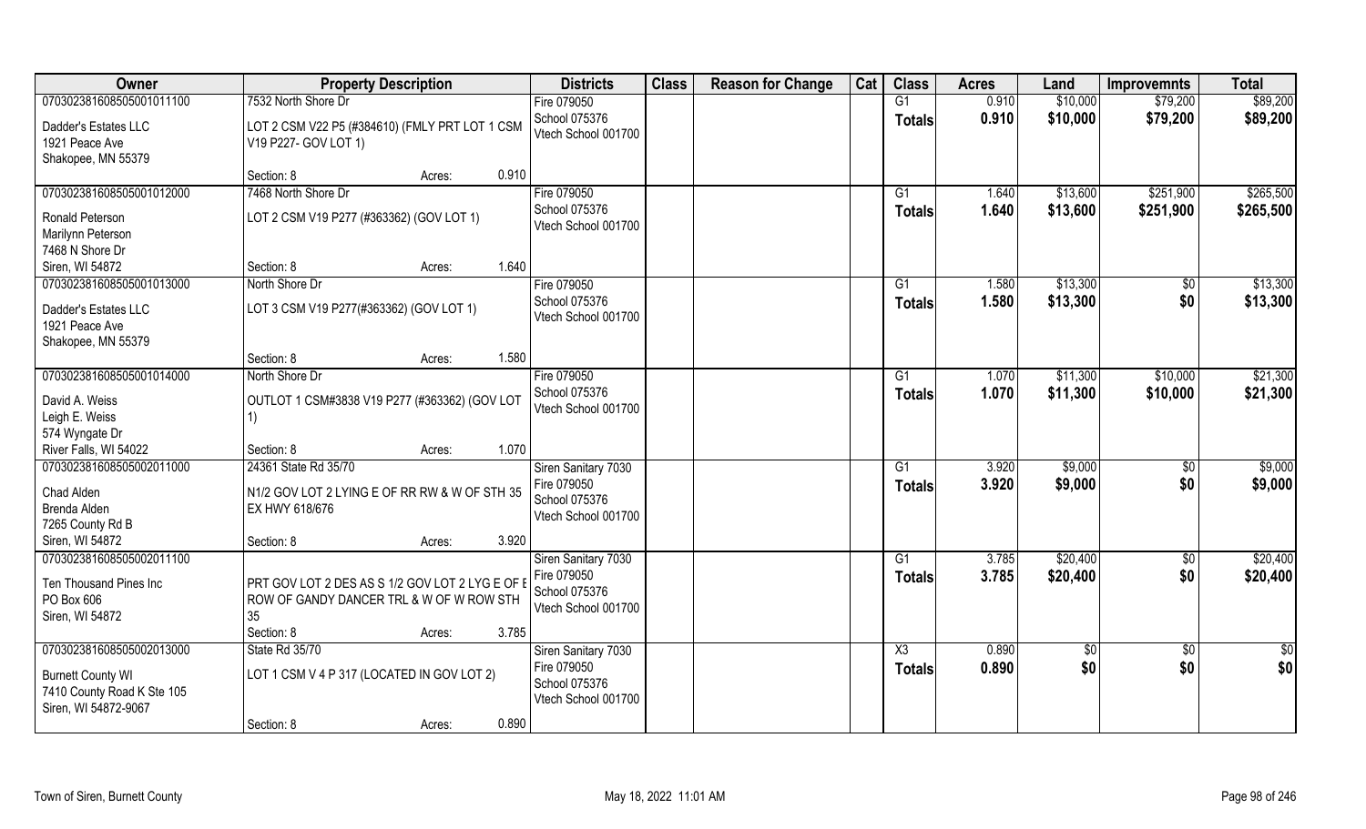| Owner | Property Description | | Districts | Class | Reason for Change | Cat | Class | Acres | Land | Improvemnts | Total |
|---|---|---|---|---|---|---|---|---|---|---|---|
| 070302381608505001011100 | 7532 North Shore Dr | | Fire 079050 | | | | G1 | 0.910 | $10,000 | $79,200 | $89,200 |
| Dadder's Estates LLC<br>1921 Peace Ave<br>Shakopee, MN 55379 | LOT 2 CSM V22 P5 (#384610) (FMLY PRT LOT 1 CSM V19 P227- GOV LOT 1) | | School 075376<br>Vtech School 001700 | | | | Totals | 0.910 | $10,000 | $79,200 | $89,200 |
| | Section: 8 | Acres: 0.910 | | | | | | | | | |
| 070302381608505001012000 | 7468 North Shore Dr | | Fire 079050 | | | | G1 | 1.640 | $13,600 | $251,900 | $265,500 |
| Ronald Peterson<br>Marilynn Peterson<br>7468 N Shore Dr<br>Siren, WI 54872 | LOT 2 CSM V19 P277 (#363362) (GOV LOT 1) | | School 075376<br>Vtech School 001700 | | | | Totals | 1.640 | $13,600 | $251,900 | $265,500 |
| | Section: 8 | Acres: 1.640 | | | | | | | | | |
| 070302381608505001013000 | North Shore Dr | | Fire 079050 | | | | G1 | 1.580 | $13,300 | $0 | $13,300 |
| Dadder's Estates LLC<br>1921 Peace Ave<br>Shakopee, MN 55379 | LOT 3 CSM V19 P277(#363362) (GOV LOT 1) | | School 075376<br>Vtech School 001700 | | | | Totals | 1.580 | $13,300 | $0 | $13,300 |
| | Section: 8 | Acres: 1.580 | | | | | | | | | |
| 070302381608505001014000 | North Shore Dr | | Fire 079050 | | | | G1 | 1.070 | $11,300 | $10,000 | $21,300 |
| David A. Weiss<br>Leigh E. Weiss<br>574 Wyngate Dr<br>River Falls, WI 54022 | OUTLOT 1 CSM#3838 V19 P277 (#363362) (GOV LOT 1) | | School 075376<br>Vtech School 001700 | | | | Totals | 1.070 | $11,300 | $10,000 | $21,300 |
| | Section: 8 | Acres: 1.070 | | | | | | | | | |
| 070302381608505002011000 | 24361 State Rd 35/70 | | Siren Sanitary 7030 | | | | G1 | 3.920 | $9,000 | $0 | $9,000 |
| Chad Alden<br>Brenda Alden<br>7265 County Rd B<br>Siren, WI 54872 | N1/2 GOV LOT 2 LYING E OF RR RW & W OF STH 35 EX HWY 618/676 | | Fire 079050<br>School 075376<br>Vtech School 001700 | | | | Totals | 3.920 | $9,000 | $0 | $9,000 |
| | Section: 8 | Acres: 3.920 | | | | | | | | | |
| 070302381608505002011100 | | | Siren Sanitary 7030 | | | | G1 | 3.785 | $20,400 | $0 | $20,400 |
| Ten Thousand Pines Inc<br>PO Box 606<br>Siren, WI 54872 | PRT GOV LOT 2 DES AS S 1/2 GOV LOT 2 LYG E OF E ROW OF GANDY DANCER TRL & W OF W ROW STH 35 | | Fire 079050<br>School 075376<br>Vtech School 001700 | | | | Totals | 3.785 | $20,400 | $0 | $20,400 |
| | Section: 8 | Acres: 3.785 | | | | | | | | | |
| 070302381608505002013000 | State Rd 35/70 | | Siren Sanitary 7030 | | | | X3 | 0.890 | $0 | $0 | $0 |
| Burnett County WI<br>7410 County Road K Ste 105<br>Siren, WI 54872-9067 | LOT 1 CSM V 4 P 317 (LOCATED IN GOV LOT 2) | | Fire 079050<br>School 075376<br>Vtech School 001700 | | | | Totals | 0.890 | $0 | $0 | $0 |
| | Section: 8 | Acres: 0.890 | | | | | | | | | |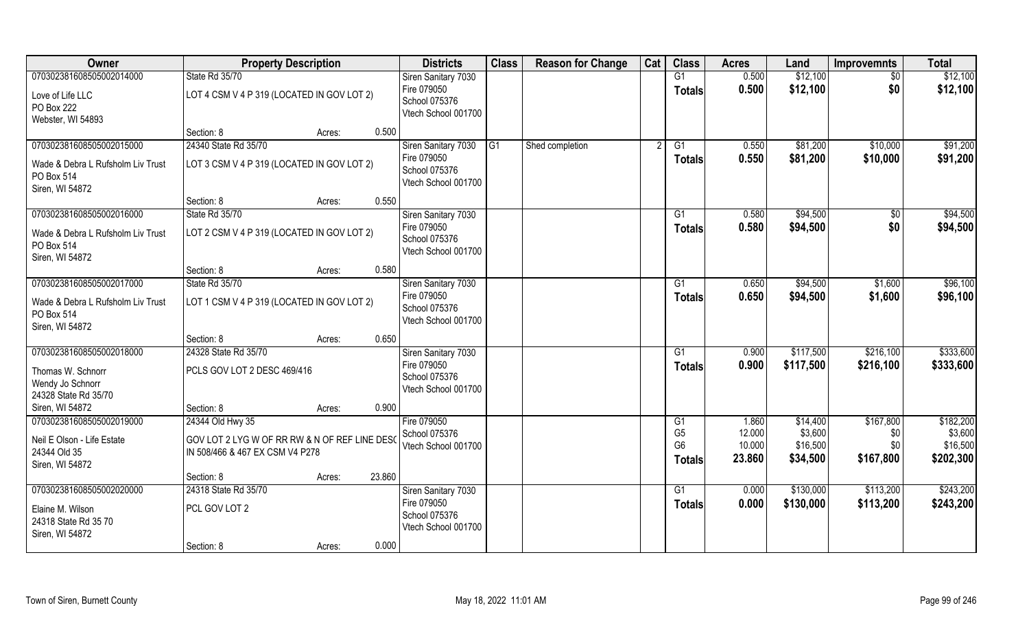| Owner | Property Description | | | Districts | Class | Reason for Change | Cat | Class | Acres | Land | Improvemnts | Total |
|---|---|---|---|---|---|---|---|---|---|---|---|---|
| 070302381608505002014000 | State Rd 35/70 | | | Siren Sanitary 7030 | | | | G1 | 0.500 | $12,100 | $0 | $12,100 |
| Love of Life LLC<br>PO Box 222<br>Webster, WI 54893 | LOT 4 CSM V 4 P 319 (LOCATED IN GOV LOT 2) | | | Fire 079050<br>School 075376<br>Vtech School 001700 | | | | Totals | 0.500 | $12,100 | $0 | $12,100 |
| | Section: 8 | Acres: | 0.500 | | | | | | | | | |
| 070302381608505002015000 | 24340 State Rd 35/70 | | | Siren Sanitary 7030 | G1 | Shed completion | 2 | G1 | 0.550 | $81,200 | $10,000 | $91,200 |
| Wade & Debra L Rufsholm Liv Trust<br>PO Box 514<br>Siren, WI 54872 | LOT 3 CSM V 4 P 319 (LOCATED IN GOV LOT 2) | | | Fire 079050<br>School 075376<br>Vtech School 001700 | | | | Totals | 0.550 | $81,200 | $10,000 | $91,200 |
| | Section: 8 | Acres: | 0.550 | | | | | | | | | |
| 070302381608505002016000 | State Rd 35/70 | | | Siren Sanitary 7030 | | | | G1 | 0.580 | $94,500 | $0 | $94,500 |
| Wade & Debra L Rufsholm Liv Trust<br>PO Box 514<br>Siren, WI 54872 | LOT 2 CSM V 4 P 319 (LOCATED IN GOV LOT 2) | | | Fire 079050<br>School 075376<br>Vtech School 001700 | | | | Totals | 0.580 | $94,500 | $0 | $94,500 |
| | Section: 8 | Acres: | 0.580 | | | | | | | | | |
| 070302381608505002017000 | State Rd 35/70 | | | Siren Sanitary 7030 | | | | G1 | 0.650 | $94,500 | $1,600 | $96,100 |
| Wade & Debra L Rufsholm Liv Trust<br>PO Box 514<br>Siren, WI 54872 | LOT 1 CSM V 4 P 319 (LOCATED IN GOV LOT 2) | | | Fire 079050<br>School 075376<br>Vtech School 001700 | | | | Totals | 0.650 | $94,500 | $1,600 | $96,100 |
| | Section: 8 | Acres: | 0.650 | | | | | | | | | |
| 070302381608505002018000 | 24328 State Rd 35/70 | | | Siren Sanitary 7030 | | | | G1 | 0.900 | $117,500 | $216,100 | $333,600 |
| Thomas W. Schnorr<br>Wendy Jo Schnorr<br>24328 State Rd 35/70<br>Siren, WI 54872 | PCLS GOV LOT 2 DESC 469/416 | | | Fire 079050<br>School 075376<br>Vtech School 001700 | | | | Totals | 0.900 | $117,500 | $216,100 | $333,600 |
| | Section: 8 | Acres: | 0.900 | | | | | | | | | |
| 070302381608505002019000 | 24344 Old Hwy 35 | | | Fire 079050 | | | | G1 | 1.860 | $14,400 | $167,800 | $182,200 |
| Neil E Olson - Life Estate<br>24344 Old 35<br>Siren, WI 54872 | GOV LOT 2 LYG W OF RR RW & N OF REF LINE DESC IN 508/466 & 467 EX CSM V4 P278 | | | School 075376<br>Vtech School 001700 | | | | G5 | 12.000 | $3,600 | $0 | $3,600 |
| | | | | | | | | G6 | 10.000 | $16,500 | $0 | $16,500 |
| | | | | | | | | Totals | 23.860 | $34,500 | $167,800 | $202,300 |
| | Section: 8 | Acres: | 23.860 | | | | | | | | | |
| 070302381608505002020000 | 24318 State Rd 35/70 | | | Siren Sanitary 7030 | | | | G1 | 0.000 | $130,000 | $113,200 | $243,200 |
| Elaine M. Wilson<br>24318 State Rd 35 70<br>Siren, WI 54872 | PCL GOV LOT 2 | | | Fire 079050<br>School 075376<br>Vtech School 001700 | | | | Totals | 0.000 | $130,000 | $113,200 | $243,200 |
| | Section: 8 | Acres: | 0.000 | | | | | | | | | |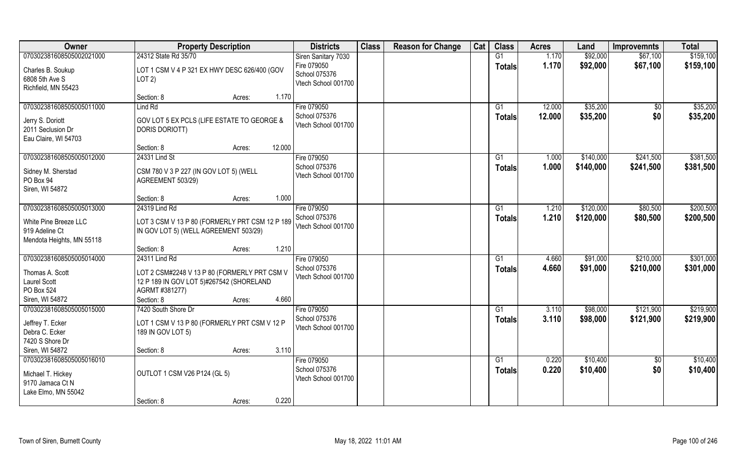| Owner | Property Description | | | Districts | Class | Reason for Change | Cat | Class | Acres | Land | Improvemnts | Total |
|---|---|---|---|---|---|---|---|---|---|---|---|---|
| 070302381608505002021000 | 24312 State Rd 35/70 | | | Siren Sanitary 7030 | | | | G1 | 1.170 | $92,000 | $67,100 | $159,100 |
| Charles B. Soukup<br>6808 5th Ave S<br>Richfield, MN 55423 | LOT 1 CSM V 4 P 321 EX HWY DESC 626/400 (GOV LOT 2) | | | Fire 079050<br>School 075376<br>Vtech School 001700 | | | | Totals | 1.170 | $92,000 | $67,100 | $159,100 |
| | Section: 8 | Acres: | 1.170 | | | | | | | | | |
| 070302381608505005011000 | Lind Rd | | | Fire 079050 | | | | G1 | 12.000 | $35,200 | $0 | $35,200 |
| Jerry S. Doriott<br>2011 Seclusion Dr<br>Eau Claire, WI 54703 | GOV LOT 5 EX PCLS (LIFE ESTATE TO GEORGE & DORIS DORIOTT) | | | School 075376<br>Vtech School 001700 | | | | Totals | 12.000 | $35,200 | $0 | $35,200 |
| | Section: 8 | Acres: | 12.000 | | | | | | | | | |
| 070302381608505005012000 | 24331 Lind St | | | Fire 079050 | | | | G1 | 1.000 | $140,000 | $241,500 | $381,500 |
| Sidney M. Sherstad<br>PO Box 94<br>Siren, WI 54872 | CSM 780 V 3 P 227 (IN GOV LOT 5) (WELL AGREEMENT 503/29) | | | School 075376<br>Vtech School 001700 | | | | Totals | 1.000 | $140,000 | $241,500 | $381,500 |
| | Section: 8 | Acres: | 1.000 | | | | | | | | | |
| 070302381608505005013000 | 24319 Lind Rd | | | Fire 079050 | | | | G1 | 1.210 | $120,000 | $80,500 | $200,500 |
| White Pine Breeze LLC<br>919 Adeline Ct<br>Mendota Heights, MN 55118 | LOT 3 CSM V 13 P 80 (FORMERLY PRT CSM 12 P 189 IN GOV LOT 5) (WELL AGREEMENT 503/29) | | | School 075376<br>Vtech School 001700 | | | | Totals | 1.210 | $120,000 | $80,500 | $200,500 |
| | Section: 8 | Acres: | 1.210 | | | | | | | | | |
| 070302381608505005014000 | 24311 Lind Rd | | | Fire 079050 | | | | G1 | 4.660 | $91,000 | $210,000 | $301,000 |
| Thomas A. Scott<br>Laurel Scott<br>PO Box 524<br>Siren, WI 54872 | LOT 2 CSM#2248 V 13 P 80 (FORMERLY PRT CSM V 12 P 189 IN GOV LOT 5)#267542 (SHORELAND AGRMT #381277) | | | School 075376<br>Vtech School 001700 | | | | Totals | 4.660 | $91,000 | $210,000 | $301,000 |
| | Section: 8 | Acres: | 4.660 | | | | | | | | | |
| 070302381608505005015000 | 7420 South Shore Dr | | | Fire 079050 | | | | G1 | 3.110 | $98,000 | $121,900 | $219,900 |
| Jeffrey T. Ecker<br>Debra C. Ecker<br>7420 S Shore Dr<br>Siren, WI 54872 | LOT 1 CSM V 13 P 80 (FORMERLY PRT CSM V 12 P 189 IN GOV LOT 5) | | | School 075376<br>Vtech School 001700 | | | | Totals | 3.110 | $98,000 | $121,900 | $219,900 |
| | Section: 8 | Acres: | 3.110 | | | | | | | | | |
| 070302381608505005016010 | | | | Fire 079050 | | | | G1 | 0.220 | $10,400 | $0 | $10,400 |
| Michael T. Hickey<br>9170 Jamaca Ct N<br>Lake Elmo, MN 55042 | OUTLOT 1 CSM V26 P124 (GL 5) | | | School 075376<br>Vtech School 001700 | | | | Totals | 0.220 | $10,400 | $0 | $10,400 |
| | Section: 8 | Acres: | 0.220 | | | | | | | | | |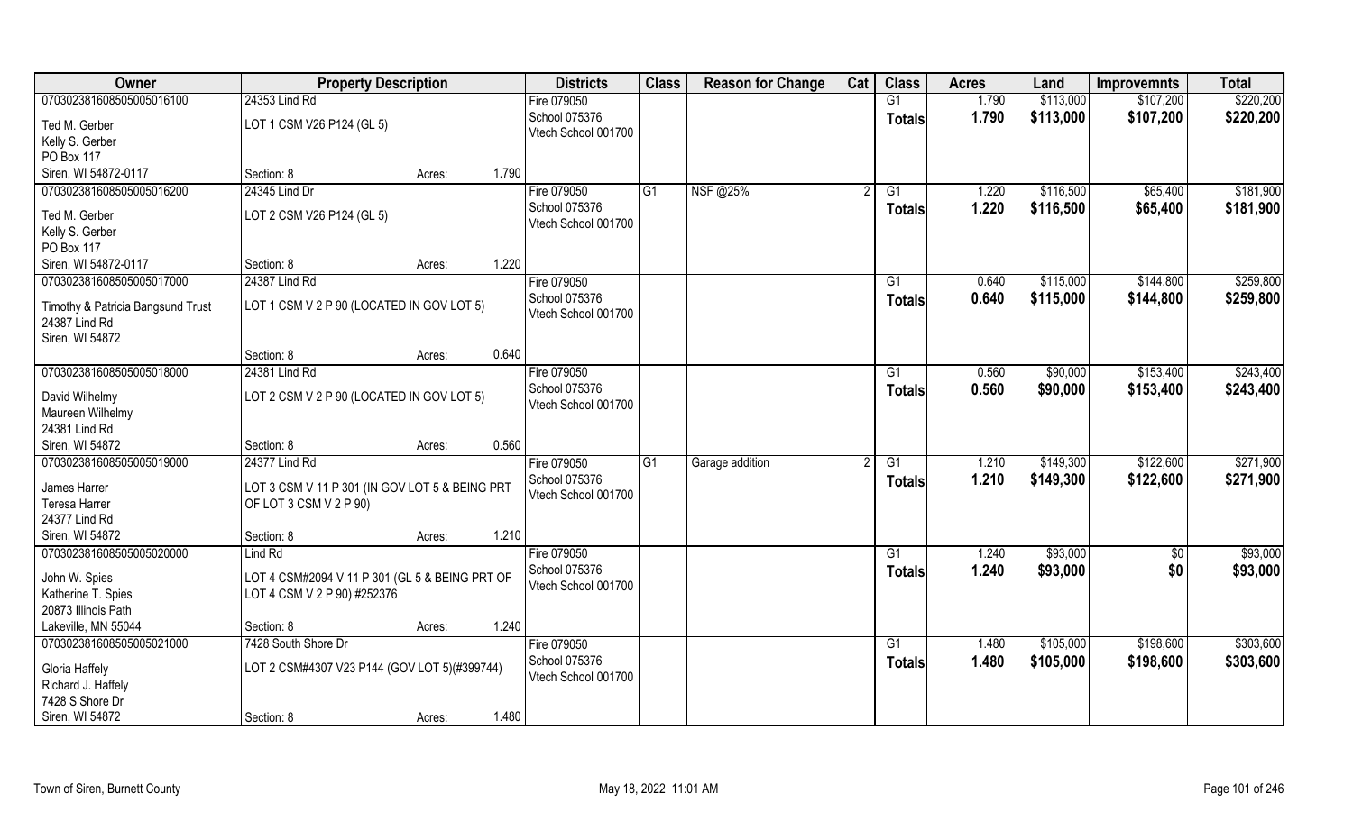| Owner | Property Description | | Districts | Class | Reason for Change | Cat | Class | Acres | Land | Improvemnts | Total |
|---|---|---|---|---|---|---|---|---|---|---|---|
| 070302381608505005016100 | 24353 Lind Rd | | Fire 079050 | | | | G1 | 1.790 | $113,000 | $107,200 | $220,200 |
| Ted M. Gerber<br>Kelly S. Gerber<br>PO Box 117<br>Siren, WI 54872-0117 | LOT 1 CSM V26 P124 (GL 5) | | School 075376<br>Vtech School 001700 | | | | Totals | 1.790 | $113,000 | $107,200 | $220,200 |
| | Section: 8 | Acres: 1.790 | | | | | | | | | |
| 070302381608505005016200 | 24345 Lind Dr | | Fire 079050 | G1 | NSF @25% | 2 | G1 | 1.220 | $116,500 | $65,400 | $181,900 |
| Ted M. Gerber<br>Kelly S. Gerber<br>PO Box 117<br>Siren, WI 54872-0117 | LOT 2 CSM V26 P124 (GL 5) | | School 075376<br>Vtech School 001700 | | | | Totals | 1.220 | $116,500 | $65,400 | $181,900 |
| | Section: 8 | Acres: 1.220 | | | | | | | | | |
| 070302381608505005017000 | 24387 Lind Rd | | Fire 079050 | | | | G1 | 0.640 | $115,000 | $144,800 | $259,800 |
| Timothy & Patricia Bangsund Trust<br>24387 Lind Rd<br>Siren, WI 54872 | LOT 1 CSM V 2 P 90 (LOCATED IN GOV LOT 5) | | School 075376<br>Vtech School 001700 | | | | Totals | 0.640 | $115,000 | $144,800 | $259,800 |
| | Section: 8 | Acres: 0.640 | | | | | | | | | |
| 070302381608505005018000 | 24381 Lind Rd | | Fire 079050 | | | | G1 | 0.560 | $90,000 | $153,400 | $243,400 |
| David Wilhelmy<br>Maureen Wilhelmy<br>24381 Lind Rd<br>Siren, WI 54872 | LOT 2 CSM V 2 P 90 (LOCATED IN GOV LOT 5) | | School 075376<br>Vtech School 001700 | | | | Totals | 0.560 | $90,000 | $153,400 | $243,400 |
| | Section: 8 | Acres: 0.560 | | | | | | | | | |
| 070302381608505005019000 | 24377 Lind Rd | | Fire 079050 | G1 | Garage addition | 2 | G1 | 1.210 | $149,300 | $122,600 | $271,900 |
| James Harrer<br>Teresa Harrer<br>24377 Lind Rd<br>Siren, WI 54872 | LOT 3 CSM V 11 P 301 (IN GOV LOT 5 & BEING PRT OF LOT 3 CSM V 2 P 90) | | School 075376<br>Vtech School 001700 | | | | Totals | 1.210 | $149,300 | $122,600 | $271,900 |
| | Section: 8 | Acres: 1.210 | | | | | | | | | |
| 070302381608505005020000 | Lind Rd | | Fire 079050 | | | | G1 | 1.240 | $93,000 | $0 | $93,000 |
| John W. Spies<br>Katherine T. Spies<br>20873 Illinois Path<br>Lakeville, MN 55044 | LOT 4 CSM#2094 V 11 P 301 (GL 5 & BEING PRT OF LOT 4 CSM V 2 P 90) #252376 | | School 075376<br>Vtech School 001700 | | | | Totals | 1.240 | $93,000 | $0 | $93,000 |
| | Section: 8 | Acres: 1.240 | | | | | | | | | |
| 070302381608505005021000 | 7428 South Shore Dr | | Fire 079050 | | | | G1 | 1.480 | $105,000 | $198,600 | $303,600 |
| Gloria Haffely<br>Richard J. Haffely<br>7428 S Shore Dr<br>Siren, WI 54872 | LOT 2 CSM#4307 V23 P144 (GOV LOT 5)(#399744) | | School 075376<br>Vtech School 001700 | | | | Totals | 1.480 | $105,000 | $198,600 | $303,600 |
| | Section: 8 | Acres: 1.480 | | | | | | | | | |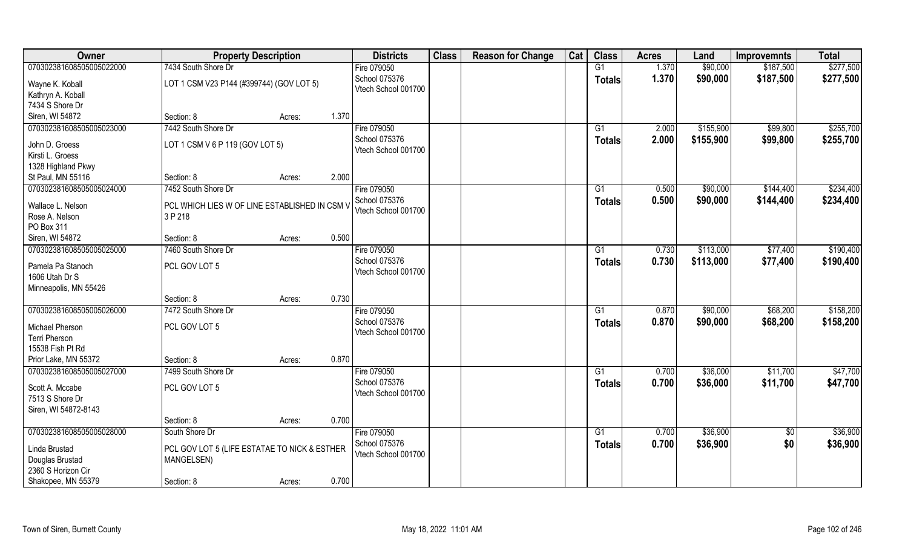| Owner | Property Description | | | Districts | Class | Reason for Change | Cat | Class | Acres | Land | Improvemnts | Total |
|---|---|---|---|---|---|---|---|---|---|---|---|---|
| 070302381608505005022000 | 7434 South Shore Dr | | | Fire 079050 | | | | G1 | 1.370 | $90,000 | $187,500 | $277,500 |
| Wayne K. Koball<br>Kathryn A. Koball<br>7434 S Shore Dr<br>Siren, WI 54872 | LOT 1 CSM V23 P144 (#399744) (GOV LOT 5) | | | School 075376<br>Vtech School 001700 | | | | Totals | 1.370 | $90,000 | $187,500 | $277,500 |
| | Section: 8 | Acres: | 1.370 | | | | | | | | | |
| 070302381608505005023000 | 7442 South Shore Dr | | | Fire 079050 | | | | G1 | 2.000 | $155,900 | $99,800 | $255,700 |
| John D. Groess<br>Kirsti L. Groess<br>1328 Highland Pkwy<br>St Paul, MN 55116 | LOT 1 CSM V 6 P 119 (GOV LOT 5) | | | School 075376<br>Vtech School 001700 | | | | Totals | 2.000 | $155,900 | $99,800 | $255,700 |
| | Section: 8 | Acres: | 2.000 | | | | | | | | | |
| 070302381608505005024000 | 7452 South Shore Dr | | | Fire 079050 | | | | G1 | 0.500 | $90,000 | $144,400 | $234,400 |
| Wallace L. Nelson<br>Rose A. Nelson<br>PO Box 311<br>Siren, WI 54872 | PCL WHICH LIES W OF LINE ESTABLISHED IN CSM V 3 P 218 | | | School 075376<br>Vtech School 001700 | | | | Totals | 0.500 | $90,000 | $144,400 | $234,400 |
| | Section: 8 | Acres: | 0.500 | | | | | | | | | |
| 070302381608505005025000 | 7460 South Shore Dr | | | Fire 079050 | | | | G1 | 0.730 | $113,000 | $77,400 | $190,400 |
| Pamela Pa Stanoch<br>1606 Utah Dr S<br>Minneapolis, MN 55426 | PCL GOV LOT 5 | | | School 075376<br>Vtech School 001700 | | | | Totals | 0.730 | $113,000 | $77,400 | $190,400 |
| | Section: 8 | Acres: | 0.730 | | | | | | | | | |
| 070302381608505005026000 | 7472 South Shore Dr | | | Fire 079050 | | | | G1 | 0.870 | $90,000 | $68,200 | $158,200 |
| Michael Pherson<br>Terri Pherson<br>15538 Fish Pt Rd<br>Prior Lake, MN 55372 | PCL GOV LOT 5 | | | School 075376<br>Vtech School 001700 | | | | Totals | 0.870 | $90,000 | $68,200 | $158,200 |
| | Section: 8 | Acres: | 0.870 | | | | | | | | | |
| 070302381608505005027000 | 7499 South Shore Dr | | | Fire 079050 | | | | G1 | 0.700 | $36,000 | $11,700 | $47,700 |
| Scott A. Mccabe<br>7513 S Shore Dr<br>Siren, WI 54872-8143 | PCL GOV LOT 5 | | | School 075376<br>Vtech School 001700 | | | | Totals | 0.700 | $36,000 | $11,700 | $47,700 |
| | Section: 8 | Acres: | 0.700 | | | | | | | | | |
| 070302381608505005028000 | South Shore Dr | | | Fire 079050 | | | | G1 | 0.700 | $36,900 | $0 | $36,900 |
| Linda Brustad<br>Douglas Brustad<br>2360 S Horizon Cir<br>Shakopee, MN 55379 | PCL GOV LOT 5 (LIFE ESTATAE TO NICK & ESTHER MANGELSEN) | | | School 075376<br>Vtech School 001700 | | | | Totals | 0.700 | $36,900 | $0 | $36,900 |
| | Section: 8 | Acres: | 0.700 | | | | | | | | | |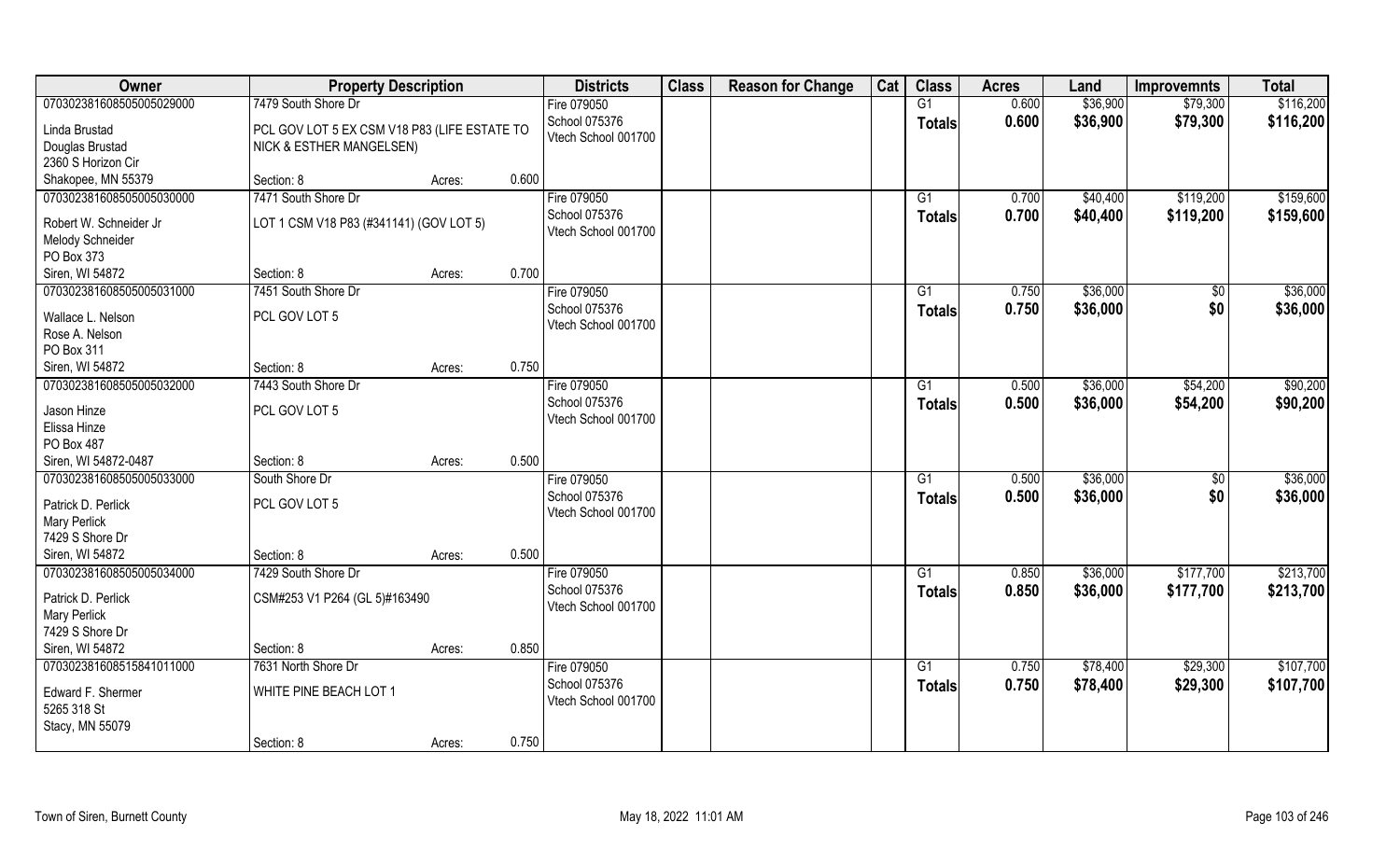| Owner | Property Description | | | Districts | Class | Reason for Change | Cat | Class | Acres | Land | Improvemnts | Total |
|---|---|---|---|---|---|---|---|---|---|---|---|---|
| 070302381608505005029000 | 7479 South Shore Dr | | | Fire 079050 | | | | G1 | 0.600 | $36,900 | $79,300 | $116,200 |
| Linda Brustad<br>Douglas Brustad<br>2360 S Horizon Cir<br>Shakopee, MN 55379 | PCL GOV LOT 5 EX CSM V18 P83 (LIFE ESTATE TO NICK & ESTHER MANGELSEN) | | | School 075376<br>Vtech School 001700 | | | | **Totals** | **0.600** | **$36,900** | **$79,300** | **$116,200** |
| | Section: 8 | Acres: | 0.600 | | | | | | | | | |
| 070302381608505005030000 | 7471 South Shore Dr | | | Fire 079050 | | | | G1 | 0.700 | $40,400 | $119,200 | $159,600 |
| Robert W. Schneider Jr<br>Melody Schneider<br>PO Box 373<br>Siren, WI 54872 | LOT 1 CSM V18 P83 (#341141) (GOV LOT 5) | | | School 075376<br>Vtech School 001700 | | | | **Totals** | **0.700** | **$40,400** | **$119,200** | **$159,600** |
| | Section: 8 | Acres: | 0.700 | | | | | | | | | |
| 070302381608505005031000 | 7451 South Shore Dr | | | Fire 079050 | | | | G1 | 0.750 | $36,000 | $0 | $36,000 |
| Wallace L. Nelson<br>Rose A. Nelson<br>PO Box 311<br>Siren, WI 54872 | PCL GOV LOT 5 | | | School 075376<br>Vtech School 001700 | | | | **Totals** | **0.750** | **$36,000** | **$0** | **$36,000** |
| | Section: 8 | Acres: | 0.750 | | | | | | | | | |
| 070302381608505005032000 | 7443 South Shore Dr | | | Fire 079050 | | | | G1 | 0.500 | $36,000 | $54,200 | $90,200 |
| Jason Hinze<br>Elissa Hinze<br>PO Box 487<br>Siren, WI 54872-0487 | PCL GOV LOT 5 | | | School 075376<br>Vtech School 001700 | | | | **Totals** | **0.500** | **$36,000** | **$54,200** | **$90,200** |
| | Section: 8 | Acres: | 0.500 | | | | | | | | | |
| 070302381608505005033000 | South Shore Dr | | | Fire 079050 | | | | G1 | 0.500 | $36,000 | $0 | $36,000 |
| Patrick D. Perlick<br>Mary Perlick<br>7429 S Shore Dr<br>Siren, WI 54872 | PCL GOV LOT 5 | | | School 075376<br>Vtech School 001700 | | | | **Totals** | **0.500** | **$36,000** | **$0** | **$36,000** |
| | Section: 8 | Acres: | 0.500 | | | | | | | | | |
| 070302381608505005034000 | 7429 South Shore Dr | | | Fire 079050 | | | | G1 | 0.850 | $36,000 | $177,700 | $213,700 |
| Patrick D. Perlick<br>Mary Perlick<br>7429 S Shore Dr<br>Siren, WI 54872 | CSM#253 V1 P264 (GL 5)#163490 | | | School 075376<br>Vtech School 001700 | | | | **Totals** | **0.850** | **$36,000** | **$177,700** | **$213,700** |
| | Section: 8 | Acres: | 0.850 | | | | | | | | | |
| 070302381608515841011000 | 7631 North Shore Dr | | | Fire 079050 | | | | G1 | 0.750 | $78,400 | $29,300 | $107,700 |
| Edward F. Shermer<br>5265 318 St<br>Stacy, MN 55079 | WHITE PINE BEACH LOT 1 | | | School 075376<br>Vtech School 001700 | | | | **Totals** | **0.750** | **$78,400** | **$29,300** | **$107,700** |
| | Section: 8 | Acres: | 0.750 | | | | | | | | | |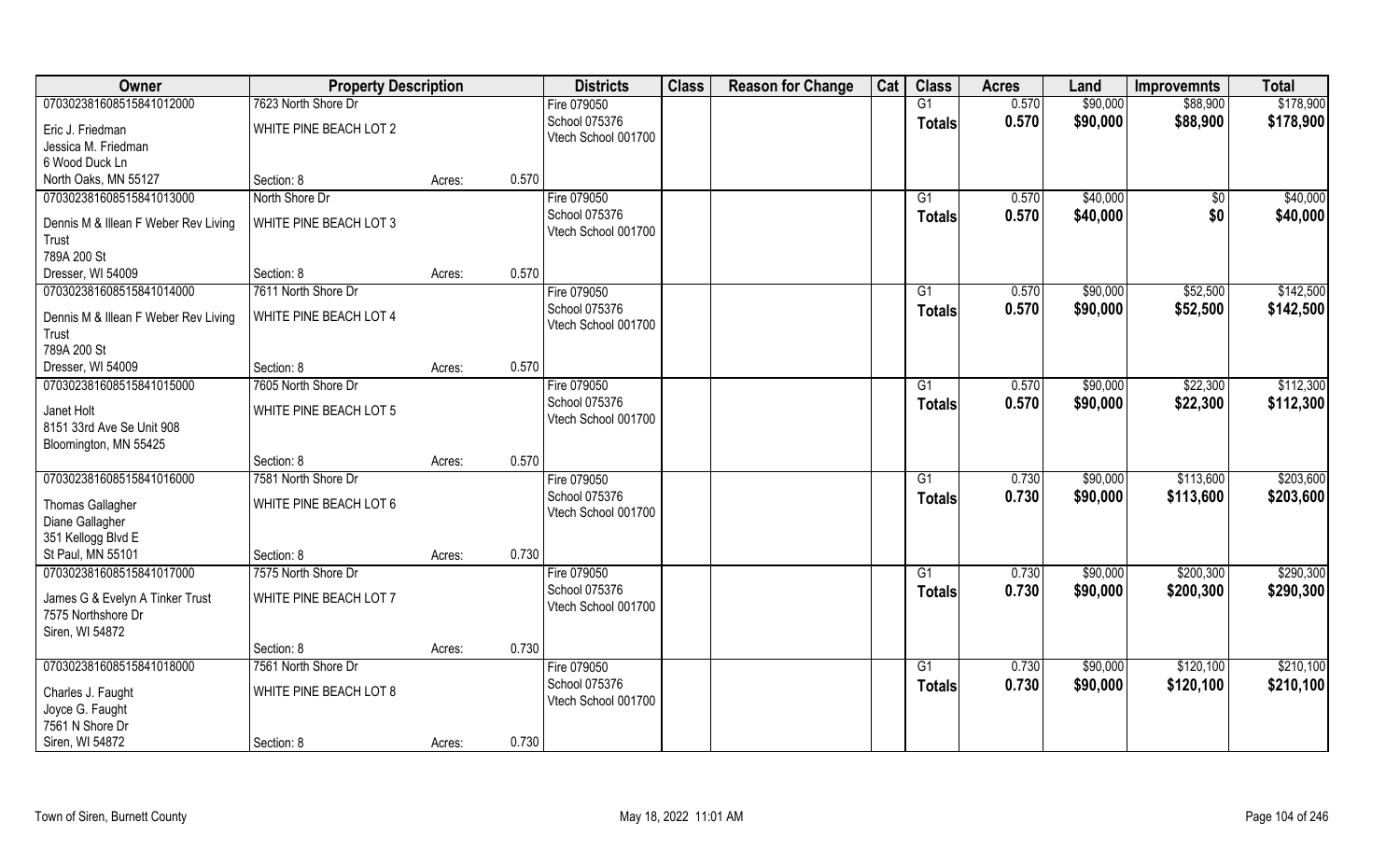| Owner | Property Description | | | Districts | Class | Reason for Change | Cat | Class | Acres | Land | Improvemnts | Total |
|---|---|---|---|---|---|---|---|---|---|---|---|---|
| 070302381608515841012000 | 7623 North Shore Dr | | | Fire 079050 | | | | G1 | 0.570 | $90,000 | $88,900 | $178,900 |
| Eric J. Friedman<br>Jessica M. Friedman<br>6 Wood Duck Ln<br>North Oaks, MN 55127 | WHITE PINE BEACH LOT 2<br><br>Section: 8 | Acres: | 0.570 | School 075376<br>Vtech School 001700 | | | | **Totals** | **0.570** | **$90,000** | **$88,900** | **$178,900** |
| 070302381608515841013000 | North Shore Dr | | | Fire 079050 | | | | G1 | 0.570 | $40,000 | $0 | $40,000 |
| Dennis M & Illean F Weber Rev Living Trust<br>789A 200 St<br>Dresser, WI 54009 | WHITE PINE BEACH LOT 3<br><br>Section: 8 | Acres: | 0.570 | School 075376<br>Vtech School 001700 | | | | **Totals** | **0.570** | **$40,000** | **$0** | **$40,000** |
| 070302381608515841014000 | 7611 North Shore Dr | | | Fire 079050 | | | | G1 | 0.570 | $90,000 | $52,500 | $142,500 |
| Dennis M & Illean F Weber Rev Living Trust<br>789A 200 St<br>Dresser, WI 54009 | WHITE PINE BEACH LOT 4<br><br>Section: 8 | Acres: | 0.570 | School 075376<br>Vtech School 001700 | | | | **Totals** | **0.570** | **$90,000** | **$52,500** | **$142,500** |
| 070302381608515841015000 | 7605 North Shore Dr | | | Fire 079050 | | | | G1 | 0.570 | $90,000 | $22,300 | $112,300 |
| Janet Holt<br>8151 33rd Ave Se Unit 908<br>Bloomington, MN 55425 | WHITE PINE BEACH LOT 5<br><br>Section: 8 | Acres: | 0.570 | School 075376<br>Vtech School 001700 | | | | **Totals** | **0.570** | **$90,000** | **$22,300** | **$112,300** |
| 070302381608515841016000 | 7581 North Shore Dr | | | Fire 079050 | | | | G1 | 0.730 | $90,000 | $113,600 | $203,600 |
| Thomas Gallagher<br>Diane Gallagher<br>351 Kellogg Blvd E<br>St Paul, MN 55101 | WHITE PINE BEACH LOT 6<br><br>Section: 8 | Acres: | 0.730 | School 075376<br>Vtech School 001700 | | | | **Totals** | **0.730** | **$90,000** | **$113,600** | **$203,600** |
| 070302381608515841017000 | 7575 North Shore Dr | | | Fire 079050 | | | | G1 | 0.730 | $90,000 | $200,300 | $290,300 |
| James G & Evelyn A Tinker Trust<br>7575 Northshore Dr<br>Siren, WI 54872 | WHITE PINE BEACH LOT 7<br><br>Section: 8 | Acres: | 0.730 | School 075376<br>Vtech School 001700 | | | | **Totals** | **0.730** | **$90,000** | **$200,300** | **$290,300** |
| 070302381608515841018000 | 7561 North Shore Dr | | | Fire 079050 | | | | G1 | 0.730 | $90,000 | $120,100 | $210,100 |
| Charles J. Faught<br>Joyce G. Faught<br>7561 N Shore Dr<br>Siren, WI 54872 | WHITE PINE BEACH LOT 8<br><br>Section: 8 | Acres: | 0.730 | School 075376<br>Vtech School 001700 | | | | **Totals** | **0.730** | **$90,000** | **$120,100** | **$210,100** |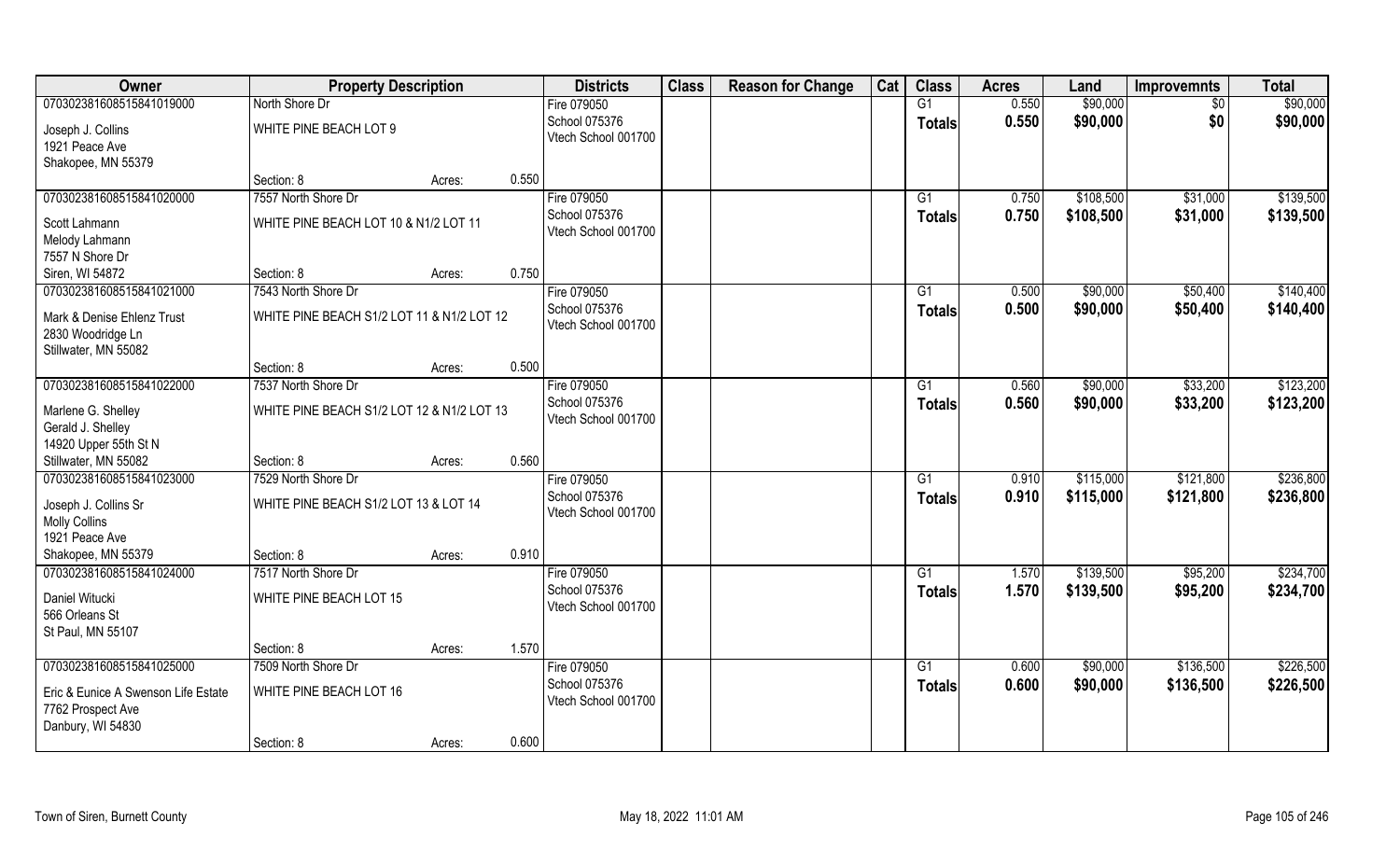| Owner | Property Description | | | Districts | Class | Reason for Change | Cat | Class | Acres | Land | Improvemnts | Total |
|---|---|---|---|---|---|---|---|---|---|---|---|---|
| 070302381608515841019000 | North Shore Dr | | | Fire 079050 | | | | G1 | 0.550 | $90,000 | $0 | $90,000 |
| Joseph J. Collins<br>1921 Peace Ave<br>Shakopee, MN 55379 | WHITE PINE BEACH LOT 9 | | | School 075376<br>Vtech School 001700 | | | | **Totals** | **0.550** | **$90,000** | **$0** | **$90,000** |
| | Section: 8 | Acres: | 0.550 | | | | | | | | | |
| 070302381608515841020000 | 7557 North Shore Dr | | | Fire 079050 | | | | G1 | 0.750 | $108,500 | $31,000 | $139,500 |
| Scott Lahmann<br>Melody Lahmann<br>7557 N Shore Dr<br>Siren, WI 54872 | WHITE PINE BEACH LOT 10 & N1/2 LOT 11 | | | School 075376<br>Vtech School 001700 | | | | **Totals** | **0.750** | **$108,500** | **$31,000** | **$139,500** |
| | Section: 8 | Acres: | 0.750 | | | | | | | | | |
| 070302381608515841021000 | 7543 North Shore Dr | | | Fire 079050 | | | | G1 | 0.500 | $90,000 | $50,400 | $140,400 |
| Mark & Denise Ehlenz Trust<br>2830 Woodridge Ln<br>Stillwater, MN 55082 | WHITE PINE BEACH S1/2 LOT 11 & N1/2 LOT 12 | | | School 075376<br>Vtech School 001700 | | | | **Totals** | **0.500** | **$90,000** | **$50,400** | **$140,400** |
| | Section: 8 | Acres: | 0.500 | | | | | | | | | |
| 070302381608515841022000 | 7537 North Shore Dr | | | Fire 079050 | | | | G1 | 0.560 | $90,000 | $33,200 | $123,200 |
| Marlene G. Shelley<br>Gerald J. Shelley<br>14920 Upper 55th St N<br>Stillwater, MN 55082 | WHITE PINE BEACH S1/2 LOT 12 & N1/2 LOT 13 | | | School 075376<br>Vtech School 001700 | | | | **Totals** | **0.560** | **$90,000** | **$33,200** | **$123,200** |
| | Section: 8 | Acres: | 0.560 | | | | | | | | | |
| 070302381608515841023000 | 7529 North Shore Dr | | | Fire 079050 | | | | G1 | 0.910 | $115,000 | $121,800 | $236,800 |
| Joseph J. Collins Sr<br>Molly Collins<br>1921 Peace Ave<br>Shakopee, MN 55379 | WHITE PINE BEACH S1/2 LOT 13 & LOT 14 | | | School 075376<br>Vtech School 001700 | | | | **Totals** | **0.910** | **$115,000** | **$121,800** | **$236,800** |
| | Section: 8 | Acres: | 0.910 | | | | | | | | | |
| 070302381608515841024000 | 7517 North Shore Dr | | | Fire 079050 | | | | G1 | 1.570 | $139,500 | $95,200 | $234,700 |
| Daniel Witucki<br>566 Orleans St<br>St Paul, MN 55107 | WHITE PINE BEACH LOT 15 | | | School 075376<br>Vtech School 001700 | | | | **Totals** | **1.570** | **$139,500** | **$95,200** | **$234,700** |
| | Section: 8 | Acres: | 1.570 | | | | | | | | | |
| 070302381608515841025000 | 7509 North Shore Dr | | | Fire 079050 | | | | G1 | 0.600 | $90,000 | $136,500 | $226,500 |
| Eric & Eunice A Swenson Life Estate<br>7762 Prospect Ave<br>Danbury, WI 54830 | WHITE PINE BEACH LOT 16 | | | School 075376<br>Vtech School 001700 | | | | **Totals** | **0.600** | **$90,000** | **$136,500** | **$226,500** |
| | Section: 8 | Acres: | 0.600 | | | | | | | | | |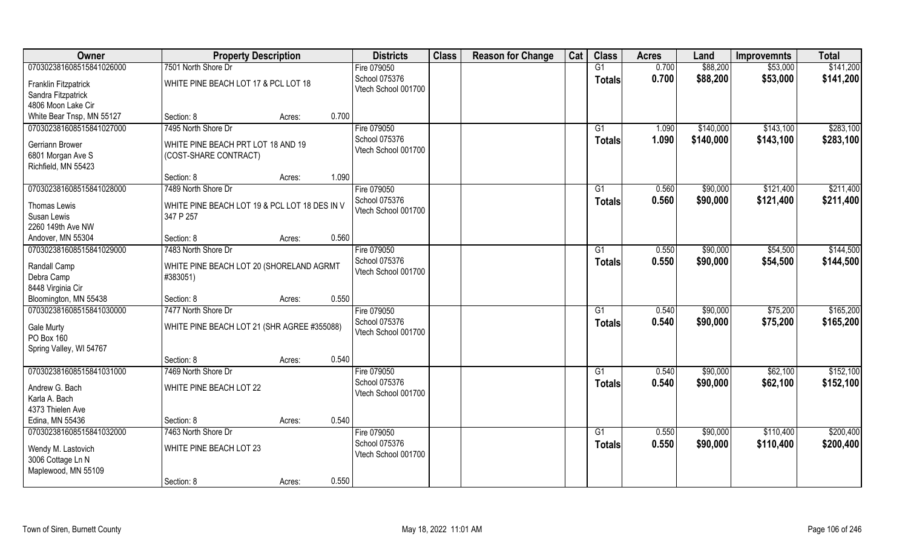| Owner | Property Description | | | Districts | Class | Reason for Change | Cat | Class | Acres | Land | Improvemnts | Total |
|---|---|---|---|---|---|---|---|---|---|---|---|---|
| 070302381608515841026000 | 7501 North Shore Dr | | | Fire 079050 | | | | G1 | 0.700 | $88,200 | $53,000 | $141,200 |
| Franklin Fitzpatrick<br>Sandra Fitzpatrick<br>4806 Moon Lake Cir<br>White Bear Tnsp, MN 55127 | WHITE PINE BEACH LOT 17 & PCL LOT 18 | | | School 075376<br>Vtech School 001700 | | | | **Totals** | **0.700** | **$88,200** | **$53,000** | **$141,200** |
| | Section: 8 | Acres: | 0.700 | | | | | | | | | |
| 070302381608515841027000 | 7495 North Shore Dr | | | Fire 079050 | | | | G1 | 1.090 | $140,000 | $143,100 | $283,100 |
| Gerriann Brower<br>6801 Morgan Ave S<br>Richfield, MN 55423 | WHITE PINE BEACH PRT LOT 18 AND 19 (COST-SHARE CONTRACT) | | | School 075376<br>Vtech School 001700 | | | | **Totals** | **1.090** | **$140,000** | **$143,100** | **$283,100** |
| | Section: 8 | Acres: | 1.090 | | | | | | | | | |
| 070302381608515841028000 | 7489 North Shore Dr | | | Fire 079050 | | | | G1 | 0.560 | $90,000 | $121,400 | $211,400 |
| Thomas Lewis<br>Susan Lewis<br>2260 149th Ave NW<br>Andover, MN 55304 | WHITE PINE BEACH LOT 19 & PCL LOT 18 DES IN V 347 P 257 | | | School 075376<br>Vtech School 001700 | | | | **Totals** | **0.560** | **$90,000** | **$121,400** | **$211,400** |
| | Section: 8 | Acres: | 0.560 | | | | | | | | | |
| 070302381608515841029000 | 7483 North Shore Dr | | | Fire 079050 | | | | G1 | 0.550 | $90,000 | $54,500 | $144,500 |
| Randall Camp<br>Debra Camp<br>8448 Virginia Cir<br>Bloomington, MN 55438 | WHITE PINE BEACH LOT 20 (SHORELAND AGRMT #383051) | | | School 075376<br>Vtech School 001700 | | | | **Totals** | **0.550** | **$90,000** | **$54,500** | **$144,500** |
| | Section: 8 | Acres: | 0.550 | | | | | | | | | |
| 070302381608515841030000 | 7477 North Shore Dr | | | Fire 079050 | | | | G1 | 0.540 | $90,000 | $75,200 | $165,200 |
| Gale Murty<br>PO Box 160<br>Spring Valley, WI 54767 | WHITE PINE BEACH LOT 21 (SHR AGREE #355088) | | | School 075376<br>Vtech School 001700 | | | | **Totals** | **0.540** | **$90,000** | **$75,200** | **$165,200** |
| | Section: 8 | Acres: | 0.540 | | | | | | | | | |
| 070302381608515841031000 | 7469 North Shore Dr | | | Fire 079050 | | | | G1 | 0.540 | $90,000 | $62,100 | $152,100 |
| Andrew G. Bach<br>Karla A. Bach<br>4373 Thielen Ave<br>Edina, MN 55436 | WHITE PINE BEACH LOT 22 | | | School 075376<br>Vtech School 001700 | | | | **Totals** | **0.540** | **$90,000** | **$62,100** | **$152,100** |
| | Section: 8 | Acres: | 0.540 | | | | | | | | | |
| 070302381608515841032000 | 7463 North Shore Dr | | | Fire 079050 | | | | G1 | 0.550 | $90,000 | $110,400 | $200,400 |
| Wendy M. Lastovich<br>3006 Cottage Ln N<br>Maplewood, MN 55109 | WHITE PINE BEACH LOT 23 | | | School 075376<br>Vtech School 001700 | | | | **Totals** | **0.550** | **$90,000** | **$110,400** | **$200,400** |
| | Section: 8 | Acres: | 0.550 | | | | | | | | | |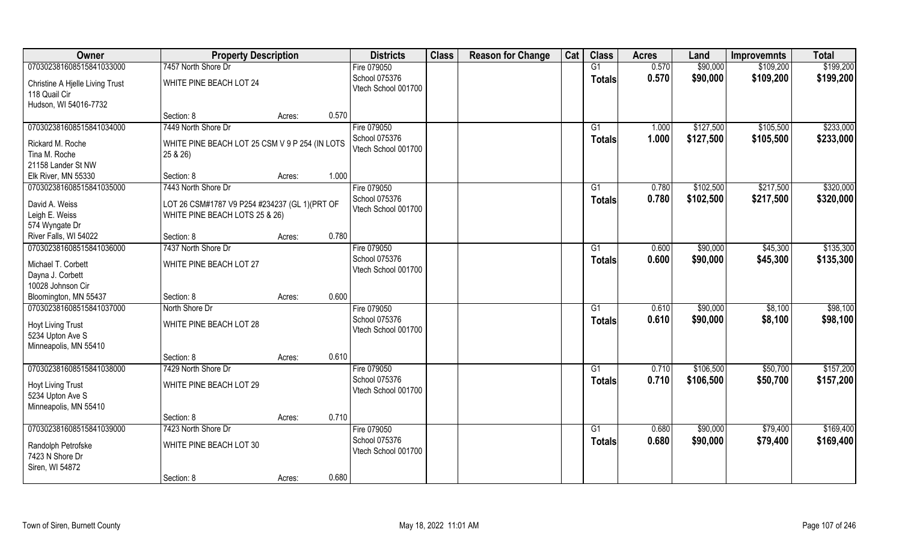| Owner | Property Description | | | Districts | Class | Reason for Change | Cat | Class | Acres | Land | Improvemnts | Total |
|---|---|---|---|---|---|---|---|---|---|---|---|---|
| 070302381608515841033000 | 7457 North Shore Dr | | | Fire 079050 | | | | G1 | 0.570 | $90,000 | $109,200 | $199,200 |
| Christine A Hjelle Living Trust<br>118 Quail Cir<br>Hudson, WI 54016-7732 | WHITE PINE BEACH LOT 24 | | | School 075376<br>Vtech School 001700 | | | | **Totals** | **0.570** | **$90,000** | **$109,200** | **$199,200** |
| | Section: 8 | Acres: | 0.570 | | | | | | | | | |
| 070302381608515841034000 | 7449 North Shore Dr | | | Fire 079050 | | | | G1 | 1.000 | $127,500 | $105,500 | $233,000 |
| Rickard M. Roche<br>Tina M. Roche<br>21158 Lander St NW<br>Elk River, MN 55330 | WHITE PINE BEACH LOT 25 CSM V 9 P 254 (IN LOTS 25 & 26) | | | School 075376<br>Vtech School 001700 | | | | **Totals** | **1.000** | **$127,500** | **$105,500** | **$233,000** |
| | Section: 8 | Acres: | 1.000 | | | | | | | | | |
| 070302381608515841035000 | 7443 North Shore Dr | | | Fire 079050 | | | | G1 | 0.780 | $102,500 | $217,500 | $320,000 |
| David A. Weiss<br>Leigh E. Weiss<br>574 Wyngate Dr<br>River Falls, WI 54022 | LOT 26 CSM#1787 V9 P254 #234237 (GL 1)(PRT OF WHITE PINE BEACH LOTS 25 & 26) | | | School 075376<br>Vtech School 001700 | | | | **Totals** | **0.780** | **$102,500** | **$217,500** | **$320,000** |
| | Section: 8 | Acres: | 0.780 | | | | | | | | | |
| 070302381608515841036000 | 7437 North Shore Dr | | | Fire 079050 | | | | G1 | 0.600 | $90,000 | $45,300 | $135,300 |
| Michael T. Corbett<br>Dayna J. Corbett<br>10028 Johnson Cir<br>Bloomington, MN 55437 | WHITE PINE BEACH LOT 27 | | | School 075376<br>Vtech School 001700 | | | | **Totals** | **0.600** | **$90,000** | **$45,300** | **$135,300** |
| | Section: 8 | Acres: | 0.600 | | | | | | | | | |
| 070302381608515841037000 | North Shore Dr | | | Fire 079050 | | | | G1 | 0.610 | $90,000 | $8,100 | $98,100 |
| Hoyt Living Trust<br>5234 Upton Ave S<br>Minneapolis, MN 55410 | WHITE PINE BEACH LOT 28 | | | School 075376<br>Vtech School 001700 | | | | **Totals** | **0.610** | **$90,000** | **$8,100** | **$98,100** |
| | Section: 8 | Acres: | 0.610 | | | | | | | | | |
| 070302381608515841038000 | 7429 North Shore Dr | | | Fire 079050 | | | | G1 | 0.710 | $106,500 | $50,700 | $157,200 |
| Hoyt Living Trust<br>5234 Upton Ave S<br>Minneapolis, MN 55410 | WHITE PINE BEACH LOT 29 | | | School 075376<br>Vtech School 001700 | | | | **Totals** | **0.710** | **$106,500** | **$50,700** | **$157,200** |
| | Section: 8 | Acres: | 0.710 | | | | | | | | | |
| 070302381608515841039000 | 7423 North Shore Dr | | | Fire 079050 | | | | G1 | 0.680 | $90,000 | $79,400 | $169,400 |
| Randolph Petrofske<br>7423 N Shore Dr<br>Siren, WI 54872 | WHITE PINE BEACH LOT 30 | | | School 075376<br>Vtech School 001700 | | | | **Totals** | **0.680** | **$90,000** | **$79,400** | **$169,400** |
| | Section: 8 | Acres: | 0.680 | | | | | | | | | |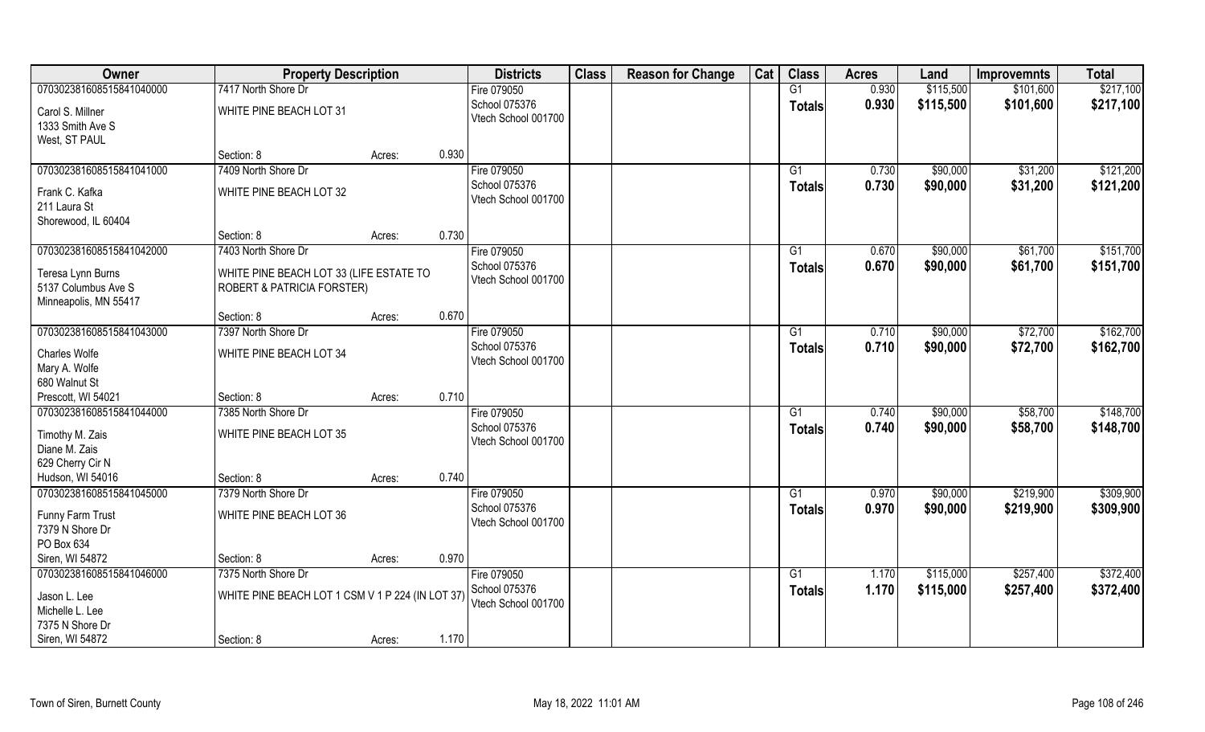| Owner | Property Description | | | Districts | Class | Reason for Change | Cat | Class | Acres | Land | Improvemnts | Total |
|---|---|---|---|---|---|---|---|---|---|---|---|---|
| 07030238160851584104000 | 7417 North Shore Dr | | | Fire 079050 | | | | G1 | 0.930 | $115,500 | $101,600 | $217,100 |
| Carol S. Millner<br>1333 Smith Ave S<br>West, ST PAUL | WHITE PINE BEACH LOT 31 | | | School 075376<br>Vtech School 001700 | | | | Totals | 0.930 | $115,500 | $101,600 | $217,100 |
| | Section: 8 | Acres: | 0.930 | | | | | | | | | |
| 07030238160851584104100 | 7409 North Shore Dr | | | Fire 079050 | | | | G1 | 0.730 | $90,000 | $31,200 | $121,200 |
| Frank C. Kafka<br>211 Laura St<br>Shorewood, IL 60404 | WHITE PINE BEACH LOT 32 | | | School 075376<br>Vtech School 001700 | | | | Totals | 0.730 | $90,000 | $31,200 | $121,200 |
| | Section: 8 | Acres: | 0.730 | | | | | | | | | |
| 07030238160851584104200 | 7403 North Shore Dr | | | Fire 079050 | | | | G1 | 0.670 | $90,000 | $61,700 | $151,700 |
| Teresa Lynn Burns<br>5137 Columbus Ave S<br>Minneapolis, MN 55417 | WHITE PINE BEACH LOT 33 (LIFE ESTATE TO ROBERT & PATRICIA FORSTER) | | | School 075376<br>Vtech School 001700 | | | | Totals | 0.670 | $90,000 | $61,700 | $151,700 |
| | Section: 8 | Acres: | 0.670 | | | | | | | | | |
| 07030238160851584104300 | 7397 North Shore Dr | | | Fire 079050 | | | | G1 | 0.710 | $90,000 | $72,700 | $162,700 |
| Charles Wolfe<br>Mary A. Wolfe<br>680 Walnut St<br>Prescott, WI 54021 | WHITE PINE BEACH LOT 34 | | | School 075376<br>Vtech School 001700 | | | | Totals | 0.710 | $90,000 | $72,700 | $162,700 |
| | Section: 8 | Acres: | 0.710 | | | | | | | | | |
| 07030238160851584104400 | 7385 North Shore Dr | | | Fire 079050 | | | | G1 | 0.740 | $90,000 | $58,700 | $148,700 |
| Timothy M. Zais<br>Diane M. Zais<br>629 Cherry Cir N<br>Hudson, WI 54016 | WHITE PINE BEACH LOT 35 | | | School 075376<br>Vtech School 001700 | | | | Totals | 0.740 | $90,000 | $58,700 | $148,700 |
| | Section: 8 | Acres: | 0.740 | | | | | | | | | |
| 07030238160851584104500 | 7379 North Shore Dr | | | Fire 079050 | | | | G1 | 0.970 | $90,000 | $219,900 | $309,900 |
| Funny Farm Trust<br>7379 N Shore Dr<br>PO Box 634<br>Siren, WI 54872 | WHITE PINE BEACH LOT 36 | | | School 075376<br>Vtech School 001700 | | | | Totals | 0.970 | $90,000 | $219,900 | $309,900 |
| | Section: 8 | Acres: | 0.970 | | | | | | | | | |
| 07030238160851584104600 | 7375 North Shore Dr | | | Fire 079050 | | | | G1 | 1.170 | $115,000 | $257,400 | $372,400 |
| Jason L. Lee<br>Michelle L. Lee<br>7375 N Shore Dr<br>Siren, WI 54872 | WHITE PINE BEACH LOT 1 CSM V 1 P 224 (IN LOT 37) | | | School 075376<br>Vtech School 001700 | | | | Totals | 1.170 | $115,000 | $257,400 | $372,400 |
| | Section: 8 | Acres: | 1.170 | | | | | | | | | |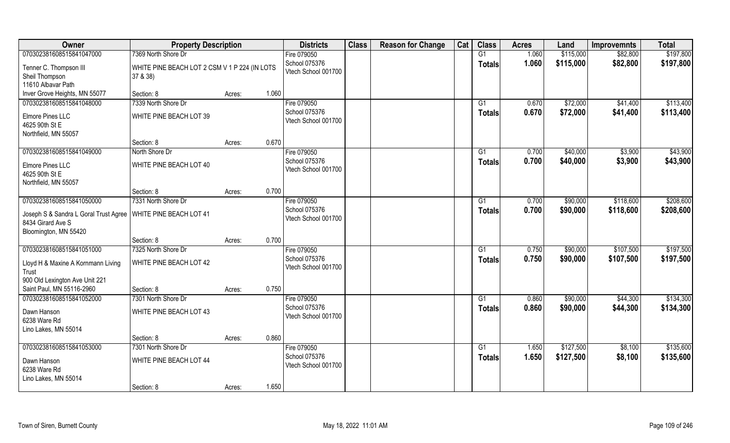| Owner | Property Description | | | Districts | Class | Reason for Change | Cat | Class | Acres | Land | Improvemnts | Total |
|---|---|---|---|---|---|---|---|---|---|---|---|---|
| 070302381608515841047000 | 7369 North Shore Dr | | | Fire 079050 | | | | G1 | 1.060 | \$115,000 | \$82,800 | \$197,800 |
| Tenner C. Thompson III<br>Sheil Thompson<br>11610 Albavar Path<br>Inver Grove Heights, MN 55077 | WHITE PINE BEACH LOT 2 CSM V 1 P 224 (IN LOTS 37 & 38) | | | School 075376<br>Vtech School 001700 | | | | **Totals** | **1.060** | **\$115,000** | **\$82,800** | **\$197,800** |
| | Section: 8 | Acres: | 1.060 | | | | | | | | | |
| 070302381608515841048000 | 7339 North Shore Dr | | | Fire 079050 | | | | G1 | 0.670 | \$72,000 | \$41,400 | \$113,400 |
| Elmore Pines LLC<br>4625 90th St E<br>Northfield, MN 55057 | WHITE PINE BEACH LOT 39 | | | School 075376<br>Vtech School 001700 | | | | **Totals** | **0.670** | **\$72,000** | **\$41,400** | **\$113,400** |
| | Section: 8 | Acres: | 0.670 | | | | | | | | | |
| 070302381608515841049000 | North Shore Dr | | | Fire 079050 | | | | G1 | 0.700 | \$40,000 | \$3,900 | \$43,900 |
| Elmore Pines LLC<br>4625 90th St E<br>Northfield, MN 55057 | WHITE PINE BEACH LOT 40 | | | School 075376<br>Vtech School 001700 | | | | **Totals** | **0.700** | **\$40,000** | **\$3,900** | **\$43,900** |
| | Section: 8 | Acres: | 0.700 | | | | | | | | | |
| 070302381608515841050000 | 7331 North Shore Dr | | | Fire 079050 | | | | G1 | 0.700 | \$90,000 | \$118,600 | \$208,600 |
| Joseph S & Sandra L Goral Trust Agree<br>8434 Girard Ave S<br>Bloomington, MN 55420 | WHITE PINE BEACH LOT 41 | | | School 075376<br>Vtech School 001700 | | | | **Totals** | **0.700** | **\$90,000** | **\$118,600** | **\$208,600** |
| | Section: 8 | Acres: | 0.700 | | | | | | | | | |
| 070302381608515841051000 | 7325 North Shore Dr | | | Fire 079050 | | | | G1 | 0.750 | \$90,000 | \$107,500 | \$197,500 |
| Lloyd H & Maxine A Kornmann Living Trust<br>900 Old Lexington Ave Unit 221<br>Saint Paul, MN 55116-2960 | WHITE PINE BEACH LOT 42 | | | School 075376<br>Vtech School 001700 | | | | **Totals** | **0.750** | **\$90,000** | **\$107,500** | **\$197,500** |
| | Section: 8 | Acres: | 0.750 | | | | | | | | | |
| 070302381608515841052000 | 7301 North Shore Dr | | | Fire 079050 | | | | G1 | 0.860 | \$90,000 | \$44,300 | \$134,300 |
| Dawn Hanson<br>6238 Ware Rd<br>Lino Lakes, MN 55014 | WHITE PINE BEACH LOT 43 | | | School 075376<br>Vtech School 001700 | | | | **Totals** | **0.860** | **\$90,000** | **\$44,300** | **\$134,300** |
| | Section: 8 | Acres: | 0.860 | | | | | | | | | |
| 070302381608515841053000 | 7301 North Shore Dr | | | Fire 079050 | | | | G1 | 1.650 | \$127,500 | \$8,100 | \$135,600 |
| Dawn Hanson<br>6238 Ware Rd<br>Lino Lakes, MN 55014 | WHITE PINE BEACH LOT 44 | | | School 075376<br>Vtech School 001700 | | | | **Totals** | **1.650** | **\$127,500** | **\$8,100** | **\$135,600** |
| | Section: 8 | Acres: | 1.650 | | | | | | | | | |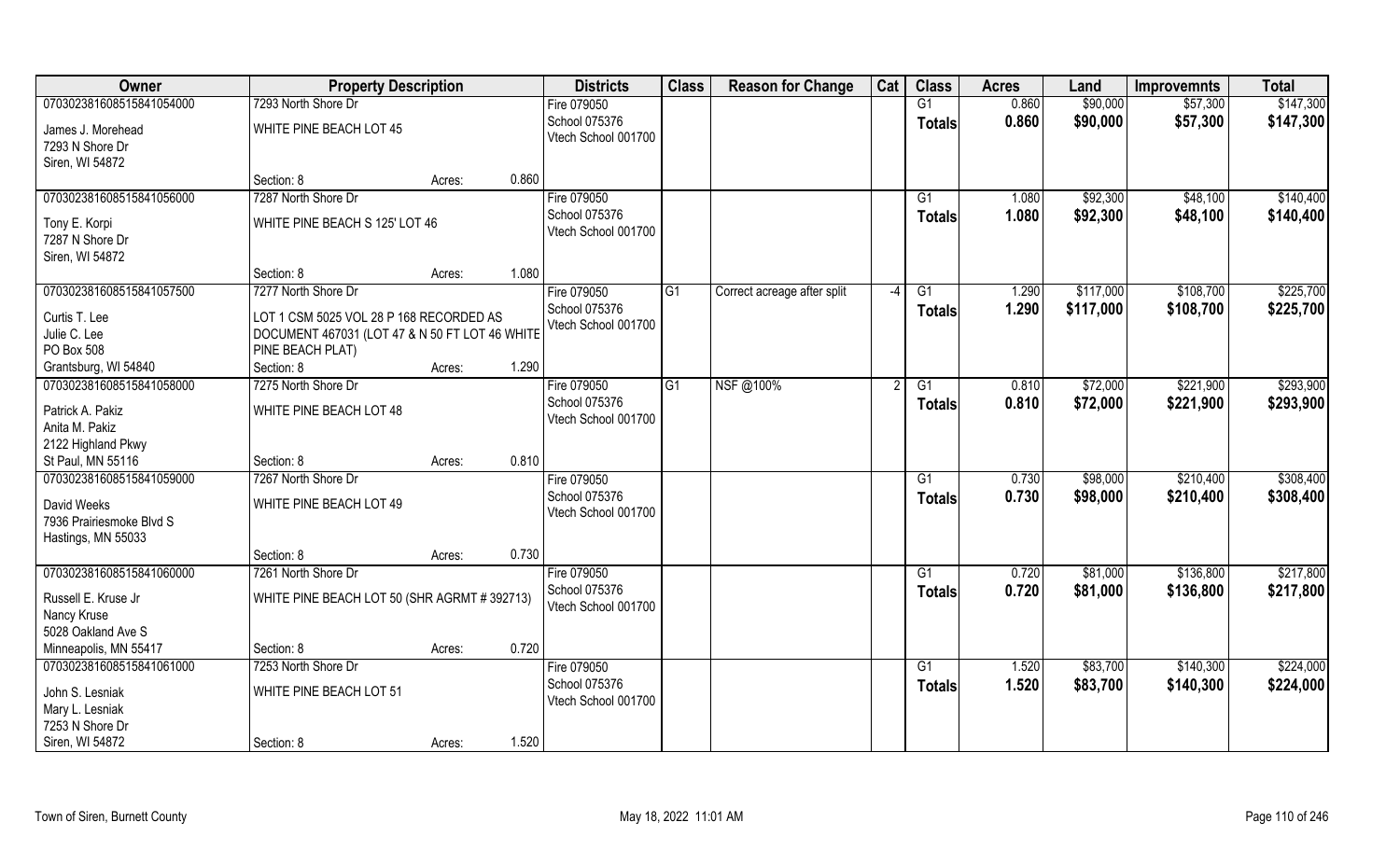| Owner | Property Description | | | Districts | Class | Reason for Change | Cat | Class | Acres | Land | Improvemnts | Total |
|---|---|---|---|---|---|---|---|---|---|---|---|---|
| 070302381608515841054000 | 7293 North Shore Dr | | | Fire 079050 | | | | G1 | 0.860 | $90,000 | $57,300 | $147,300 |
| James J. Morehead<br>7293 N Shore Dr<br>Siren, WI 54872 | WHITE PINE BEACH LOT 45 | | | School 075376<br>Vtech School 001700 | | | | Totals | 0.860 | $90,000 | $57,300 | $147,300 |
| | Section: 8 | Acres: | 0.860 | | | | | | | | | |
| 070302381608515841056000 | 7287 North Shore Dr | | | Fire 079050 | | | | G1 | 1.080 | $92,300 | $48,100 | $140,400 |
| Tony E. Korpi<br>7287 N Shore Dr<br>Siren, WI 54872 | WHITE PINE BEACH S 125' LOT 46 | | | School 075376<br>Vtech School 001700 | | | | Totals | 1.080 | $92,300 | $48,100 | $140,400 |
| | Section: 8 | Acres: | 1.080 | | | | | | | | | |
| 070302381608515841057500 | 7277 North Shore Dr | | | Fire 079050 | G1 | Correct acreage after split | -4 | G1 | 1.290 | $117,000 | $108,700 | $225,700 |
| Curtis T. Lee<br>Julie C. Lee<br>PO Box 508<br>Grantsburg, WI 54840 | LOT 1 CSM 5025 VOL 28 P 168 RECORDED AS DOCUMENT 467031 (LOT 47 & N 50 FT LOT 46 WHITE PINE BEACH PLAT) | | | School 075376<br>Vtech School 001700 | | | | Totals | 1.290 | $117,000 | $108,700 | $225,700 |
| | Section: 8 | Acres: | 1.290 | | | | | | | | | |
| 070302381608515841058000 | 7275 North Shore Dr | | | Fire 079050 | G1 | NSF @100% | 2 | G1 | 0.810 | $72,000 | $221,900 | $293,900 |
| Patrick A. Pakiz<br>Anita M. Pakiz<br>2122 Highland Pkwy<br>St Paul, MN 55116 | WHITE PINE BEACH LOT 48 | | | School 075376<br>Vtech School 001700 | | | | Totals | 0.810 | $72,000 | $221,900 | $293,900 |
| | Section: 8 | Acres: | 0.810 | | | | | | | | | |
| 070302381608515841059000 | 7267 North Shore Dr | | | Fire 079050 | | | | G1 | 0.730 | $98,000 | $210,400 | $308,400 |
| David Weeks<br>7936 Prairiesmoke Blvd S<br>Hastings, MN 55033 | WHITE PINE BEACH LOT 49 | | | School 075376<br>Vtech School 001700 | | | | Totals | 0.730 | $98,000 | $210,400 | $308,400 |
| | Section: 8 | Acres: | 0.730 | | | | | | | | | |
| 070302381608515841060000 | 7261 North Shore Dr | | | Fire 079050 | | | | G1 | 0.720 | $81,000 | $136,800 | $217,800 |
| Russell E. Kruse Jr<br>Nancy Kruse<br>5028 Oakland Ave S<br>Minneapolis, MN 55417 | WHITE PINE BEACH LOT 50 (SHR AGRMT # 392713) | | | School 075376<br>Vtech School 001700 | | | | Totals | 0.720 | $81,000 | $136,800 | $217,800 |
| | Section: 8 | Acres: | 0.720 | | | | | | | | | |
| 070302381608515841061000 | 7253 North Shore Dr | | | Fire 079050 | | | | G1 | 1.520 | $83,700 | $140,300 | $224,000 |
| John S. Lesniak<br>Mary L. Lesniak<br>7253 N Shore Dr<br>Siren, WI 54872 | WHITE PINE BEACH LOT 51 | | | School 075376<br>Vtech School 001700 | | | | Totals | 1.520 | $83,700 | $140,300 | $224,000 |
| | Section: 8 | Acres: | 1.520 | | | | | | | | | |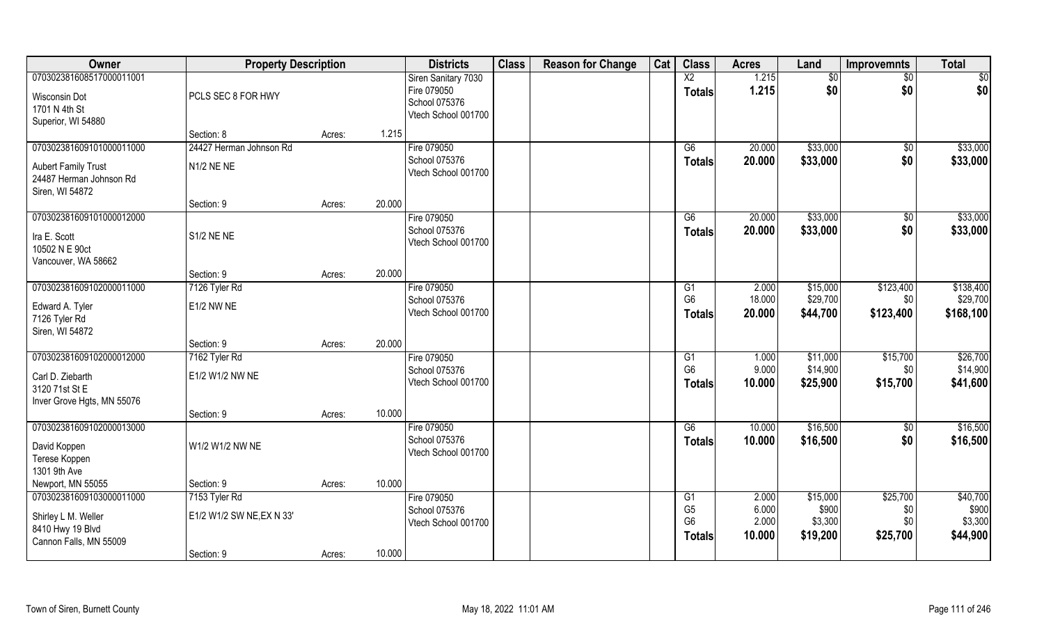| Owner | Property Description | | | Districts | Class | Reason for Change | Cat | Class | Acres | Land | Improvemnts | Total |
|---|---|---|---|---|---|---|---|---|---|---|---|---|
| 070302381608517000011001 | | | | Siren Sanitary 7030 | | | | X2 | 1.215 | $0 | $0 | $0 |
| Wisconsin Dot | PCLS SEC 8 FOR HWY | | | Fire 079050 | | | | **Totals** | **1.215** | **$0** | **$0** | **$0** |
| 1701 N 4th St | | | | School 075376 | | | | | | | | |
| Superior, WI 54880 | | | | Vtech School 001700 | | | | | | | | |
| | Section: 8 | Acres: | 1.215 | | | | | | | | | |
| 070302381609101000011000 | 24427 Herman Johnson Rd | | | Fire 079050 | | | | G6 | 20.000 | $33,000 | $0 | $33,000 |
| Aubert Family Trust | N1/2 NE NE | | | School 075376 | | | | **Totals** | **20.000** | **$33,000** | **$0** | **$33,000** |
| 24487 Herman Johnson Rd | | | | Vtech School 001700 | | | | | | | | |
| Siren, WI 54872 | | | | | | | | | | | | |
| | Section: 9 | Acres: | 20.000 | | | | | | | | | |
| 070302381609101000012000 | | | | Fire 079050 | | | | G6 | 20.000 | $33,000 | $0 | $33,000 |
| Ira E. Scott | S1/2 NE NE | | | School 075376 | | | | **Totals** | **20.000** | **$33,000** | **$0** | **$33,000** |
| 10502 N E 90ct | | | | Vtech School 001700 | | | | | | | | |
| Vancouver, WA 58662 | | | | | | | | | | | | |
| | Section: 9 | Acres: | 20.000 | | | | | | | | | |
| 070302381609102000011000 | 7126 Tyler Rd | | | Fire 079050 | | | | G1 | 2.000 | $15,000 | $123,400 | $138,400 |
| Edward A. Tyler | E1/2 NW NE | | | School 075376 | | | | G6 | 18.000 | $29,700 | $0 | $29,700 |
| 7126 Tyler Rd | | | | Vtech School 001700 | | | | **Totals** | **20.000** | **$44,700** | **$123,400** | **$168,100** |
| Siren, WI 54872 | | | | | | | | | | | | |
| | Section: 9 | Acres: | 20.000 | | | | | | | | | |
| 070302381609102000012000 | 7162 Tyler Rd | | | Fire 079050 | | | | G1 | 1.000 | $11,000 | $15,700 | $26,700 |
| Carl D. Ziebarth | E1/2 W1/2 NW NE | | | School 075376 | | | | G6 | 9.000 | $14,900 | $0 | $14,900 |
| 3120 71st St E | | | | Vtech School 001700 | | | | **Totals** | **10.000** | **$25,900** | **$15,700** | **$41,600** |
| Inver Grove Hgts, MN 55076 | | | | | | | | | | | | |
| | Section: 9 | Acres: | 10.000 | | | | | | | | | |
| 070302381609102000013000 | | | | Fire 079050 | | | | G6 | 10.000 | $16,500 | $0 | $16,500 |
| David Koppen | W1/2 W1/2 NW NE | | | School 075376 | | | | **Totals** | **10.000** | **$16,500** | **$0** | **$16,500** |
| Terese Koppen | | | | Vtech School 001700 | | | | | | | | |
| 1301 9th Ave | | | | | | | | | | | | |
| Newport, MN 55055 | Section: 9 | Acres: | 10.000 | | | | | | | | | |
| 070302381609103000011000 | 7153 Tyler Rd | | | Fire 079050 | | | | G1 | 2.000 | $15,000 | $25,700 | $40,700 |
| Shirley L M. Weller | E1/2 W1/2 SW NE,EX N 33' | | | School 075376 | | | | G5 | 6.000 | $900 | $0 | $900 |
| 8410 Hwy 19 Blvd | | | | Vtech School 001700 | | | | G6 | 2.000 | $3,300 | $0 | $3,300 |
| Cannon Falls, MN 55009 | | | | | | | | **Totals** | **10.000** | **$19,200** | **$25,700** | **$44,900** |
| | Section: 9 | Acres: | 10.000 | | | | | | | | | |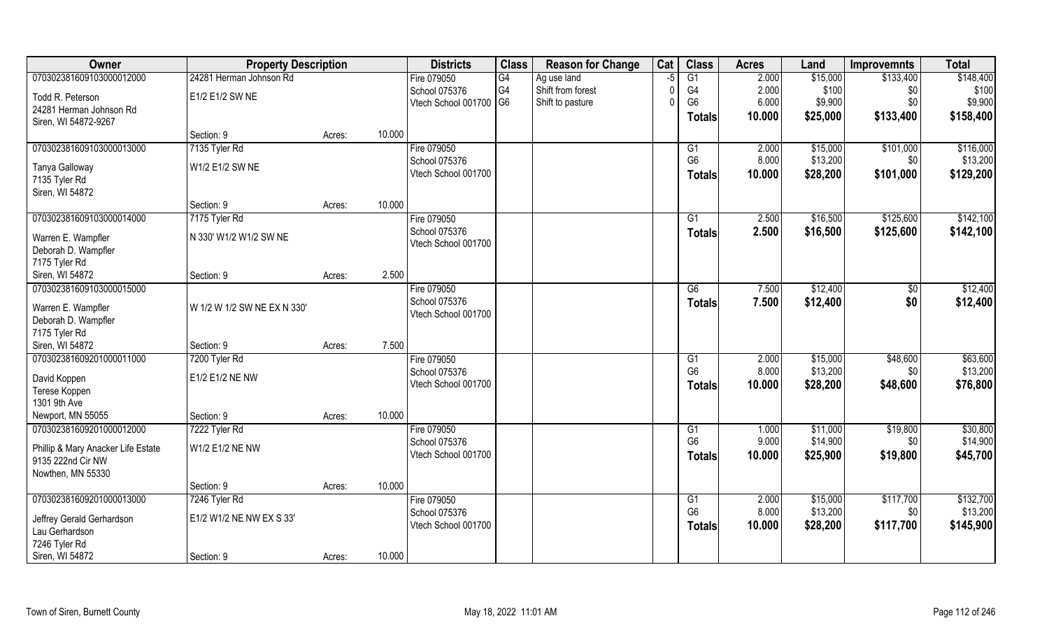| Owner | Property Description | | | Districts | Class | Reason for Change | Cat | Class | Acres | Land | Improvemnts | Total |
|---|---|---|---|---|---|---|---|---|---|---|---|---|
| 070302381609103000012000 | 24281 Herman Johnson Rd | | | Fire 079050 | G4 | Ag use land | -5 | G1 | 2.000 | $15,000 | $133,400 | $148,400 |
| Todd R. Peterson | E1/2 E1/2 SW NE | | | School 075376 | G4 | Shift from forest | 0 | G4 | 2.000 | $100 | $0 | $100 |
| 24281 Herman Johnson Rd | | | | Vtech School 001700 | G6 | Shift to pasture | 0 | G6 | 6.000 | $9,900 | $0 | $9,900 |
| Siren, WI 54872-9267 | | | | | | | | **Totals** | **10.000** | **$25,000** | **$133,400** | **$158,400** |
| | Section: 9 | Acres: | 10.000 | | | | | | | | | |
| 070302381609103000013000 | 7135 Tyler Rd | | | Fire 079050 | | | | G1 | 2.000 | $15,000 | $101,000 | $116,000 |
| Tanya Galloway | W1/2 E1/2 SW NE | | | School 075376 | | | | G6 | 8.000 | $13,200 | $0 | $13,200 |
| 7135 Tyler Rd | | | | Vtech School 001700 | | | | **Totals** | **10.000** | **$28,200** | **$101,000** | **$129,200** |
| Siren, WI 54872 | | | | | | | | | | | | |
| | Section: 9 | Acres: | 10.000 | | | | | | | | | |
| 070302381609103000014000 | 7175 Tyler Rd | | | Fire 079050 | | | | G1 | 2.500 | $16,500 | $125,600 | $142,100 |
| Warren E. Wampfler | N 330' W1/2 W1/2 SW NE | | | School 075376 | | | | **Totals** | **2.500** | **$16,500** | **$125,600** | **$142,100** |
| Deborah D. Wampfler | | | | Vtech School 001700 | | | | | | | | |
| 7175 Tyler Rd | | | | | | | | | | | | |
| Siren, WI 54872 | Section: 9 | Acres: | 2.500 | | | | | | | | | |
| 070302381609103000015000 | | | | Fire 079050 | | | | G6 | 7.500 | $12,400 | $0 | $12,400 |
| Warren E. Wampfler | W 1/2 W 1/2 SW NE EX N 330' | | | School 075376 | | | | **Totals** | **7.500** | **$12,400** | **$0** | **$12,400** |
| Deborah D. Wampfler | | | | Vtech School 001700 | | | | | | | | |
| 7175 Tyler Rd | | | | | | | | | | | | |
| Siren, WI 54872 | Section: 9 | Acres: | 7.500 | | | | | | | | | |
| 070302381609201000011000 | 7200 Tyler Rd | | | Fire 079050 | | | | G1 | 2.000 | $15,000 | $48,600 | $63,600 |
| David Koppen | E1/2 E1/2 NE NW | | | School 075376 | | | | G6 | 8.000 | $13,200 | $0 | $13,200 |
| Terese Koppen | | | | Vtech School 001700 | | | | **Totals** | **10.000** | **$28,200** | **$48,600** | **$76,800** |
| 1301 9th Ave | | | | | | | | | | | | |
| Newport, MN 55055 | Section: 9 | Acres: | 10.000 | | | | | | | | | |
| 070302381609201000012000 | 7222 Tyler Rd | | | Fire 079050 | | | | G1 | 1.000 | $11,000 | $19,800 | $30,800 |
| Phillip & Mary Anacker Life Estate | W1/2 E1/2 NE NW | | | School 075376 | | | | G6 | 9.000 | $14,900 | $0 | $14,900 |
| 9135 222nd Cir NW | | | | Vtech School 001700 | | | | **Totals** | **10.000** | **$25,900** | **$19,800** | **$45,700** |
| Nowthen, MN 55330 | | | | | | | | | | | | |
| | Section: 9 | Acres: | 10.000 | | | | | | | | | |
| 070302381609201000013000 | 7246 Tyler Rd | | | Fire 079050 | | | | G1 | 2.000 | $15,000 | $117,700 | $132,700 |
| Jeffrey Gerald Gerhardson | E1/2 W1/2 NE NW EX S 33' | | | School 075376 | | | | G6 | 8.000 | $13,200 | $0 | $13,200 |
| Lau Gerhardson | | | | Vtech School 001700 | | | | **Totals** | **10.000** | **$28,200** | **$117,700** | **$145,900** |
| 7246 Tyler Rd | | | | | | | | | | | | |
| Siren, WI 54872 | Section: 9 | Acres: | 10.000 | | | | | | | | | |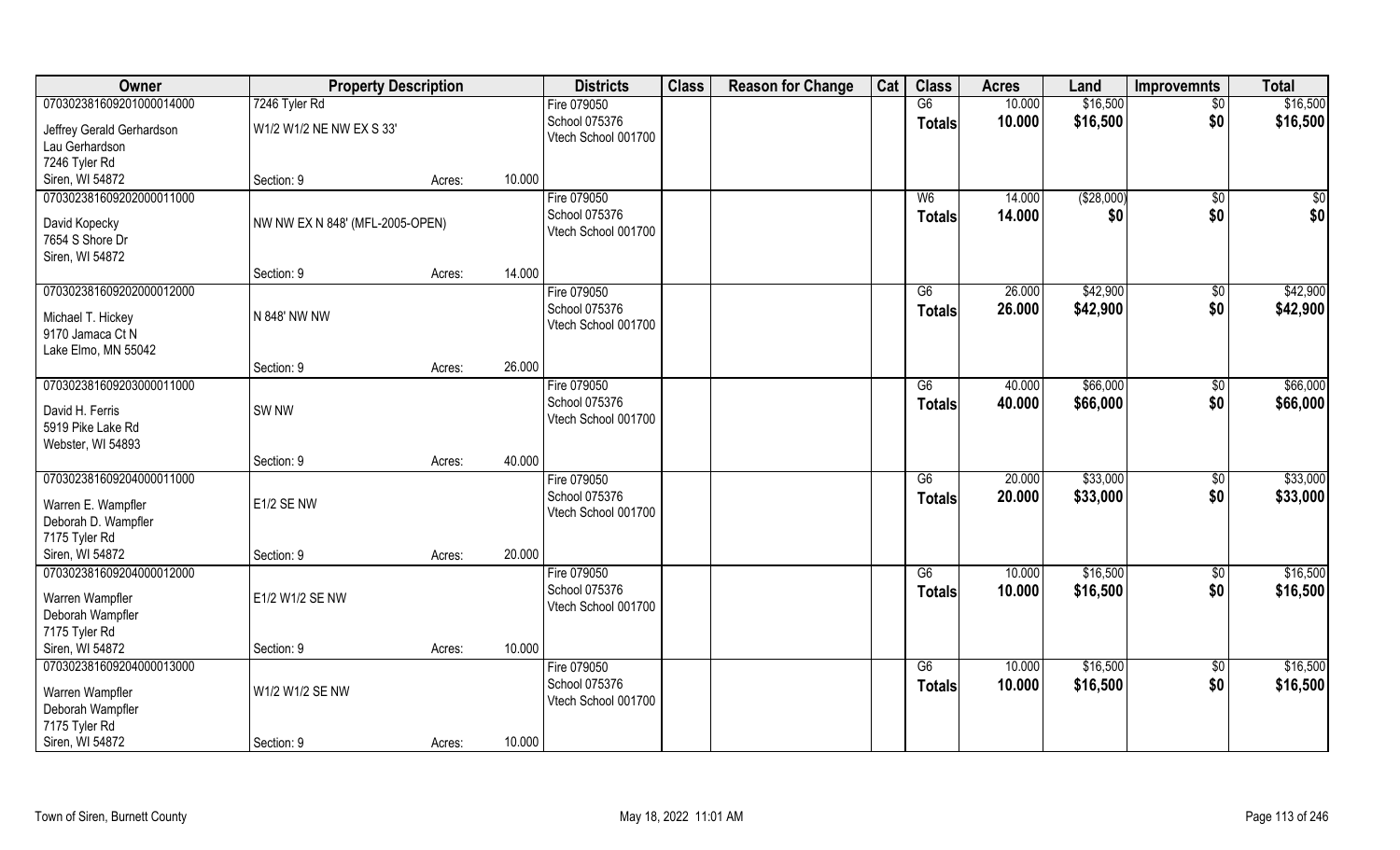| Owner | Property Description | | | Districts | Class | Reason for Change | Cat | Class | Acres | Land | Improvemnts | Total |
|---|---|---|---|---|---|---|---|---|---|---|---|---|
| 070302381609201000014000 | 7246 Tyler Rd | | | Fire 079050 | | | | G6 | 10.000 | $16,500 | $0 | $16,500 |
| Jeffrey Gerald Gerhardson | W1/2 W1/2 NE NW EX S 33' | | | School 075376 | | | | Totals | 10.000 | $16,500 | $0 | $16,500 |
| Lau Gerhardson | | | | Vtech School 001700 | | | | | | | | |
| 7246 Tyler Rd | | | | | | | | | | | | |
| Siren, WI 54872 | Section: 9 | Acres: | 10.000 | | | | | | | | | |
| 070302381609202000011000 | | | | Fire 079050 | | | | W6 | 14.000 | ($28,000) | $0 | $0 |
| David Kopecky | NW NW EX N 848' (MFL-2005-OPEN) | | | School 075376 | | | | Totals | 14.000 | $0 | $0 | $0 |
| 7654 S Shore Dr | | | | Vtech School 001700 | | | | | | | | |
| Siren, WI 54872 | | | | | | | | | | | | |
| | Section: 9 | Acres: | 14.000 | | | | | | | | | |
| 070302381609202000012000 | | | | Fire 079050 | | | | G6 | 26.000 | $42,900 | $0 | $42,900 |
| Michael T. Hickey | N 848' NW NW | | | School 075376 | | | | Totals | 26.000 | $42,900 | $0 | $42,900 |
| 9170 Jamaca Ct N | | | | Vtech School 001700 | | | | | | | | |
| Lake Elmo, MN 55042 | | | | | | | | | | | | |
| | Section: 9 | Acres: | 26.000 | | | | | | | | | |
| 070302381609203000011000 | | | | Fire 079050 | | | | G6 | 40.000 | $66,000 | $0 | $66,000 |
| David H. Ferris | SW NW | | | School 075376 | | | | Totals | 40.000 | $66,000 | $0 | $66,000 |
| 5919 Pike Lake Rd | | | | Vtech School 001700 | | | | | | | | |
| Webster, WI 54893 | | | | | | | | | | | | |
| | Section: 9 | Acres: | 40.000 | | | | | | | | | |
| 070302381609204000011000 | | | | Fire 079050 | | | | G6 | 20.000 | $33,000 | $0 | $33,000 |
| Warren E. Wampfler | E1/2 SE NW | | | School 075376 | | | | Totals | 20.000 | $33,000 | $0 | $33,000 |
| Deborah D. Wampfler | | | | Vtech School 001700 | | | | | | | | |
| 7175 Tyler Rd | | | | | | | | | | | | |
| Siren, WI 54872 | Section: 9 | Acres: | 20.000 | | | | | | | | | |
| 070302381609204000012000 | | | | Fire 079050 | | | | G6 | 10.000 | $16,500 | $0 | $16,500 |
| Warren Wampfler | E1/2 W1/2 SE NW | | | School 075376 | | | | Totals | 10.000 | $16,500 | $0 | $16,500 |
| Deborah Wampfler | | | | Vtech School 001700 | | | | | | | | |
| 7175 Tyler Rd | | | | | | | | | | | | |
| Siren, WI 54872 | Section: 9 | Acres: | 10.000 | | | | | | | | | |
| 070302381609204000013000 | | | | Fire 079050 | | | | G6 | 10.000 | $16,500 | $0 | $16,500 |
| Warren Wampfler | W1/2 W1/2 SE NW | | | School 075376 | | | | Totals | 10.000 | $16,500 | $0 | $16,500 |
| Deborah Wampfler | | | | Vtech School 001700 | | | | | | | | |
| 7175 Tyler Rd | | | | | | | | | | | | |
| Siren, WI 54872 | Section: 9 | Acres: | 10.000 | | | | | | | | | |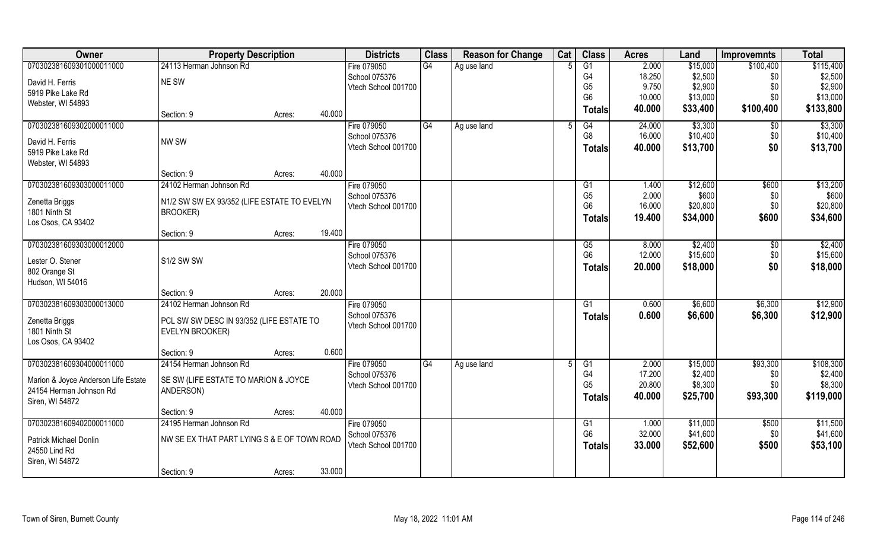| Owner | Property Description | | Districts | Class | Reason for Change | Cat | Class | Acres | Land | Improvemnts | Total |
|---|---|---|---|---|---|---|---|---|---|---|---|
| 070302381609301000011000 | 24113 Herman Johnson Rd | | Fire 079050 | G4 | Ag use land | 5 | G1 | 2.000 | $15,000 | $100,400 | $115,400 |
| David H. Ferris | NE SW | | School 075376 | | | | G4 | 18.250 | $2,500 | $0 | $2,500 |
| 5919 Pike Lake Rd | | | Vtech School 001700 | | | | G5 | 9.750 | $2,900 | $0 | $2,900 |
| Webster, WI 54893 | | | | | | | G6 | 10.000 | $13,000 | $0 | $13,000 |
| | Section: 9 | Acres: 40.000 | | | | | **Totals** | **40.000** | **$33,400** | **$100,400** | **$133,800** |
| 070302381609302000011000 | | | Fire 079050 | G4 | Ag use land | 5 | G4 | 24.000 | $3,300 | $0 | $3,300 |
| David H. Ferris | NW SW | | School 075376 | | | | G8 | 16.000 | $10,400 | $0 | $10,400 |
| 5919 Pike Lake Rd | | | Vtech School 001700 | | | | **Totals** | **40.000** | **$13,700** | **$0** | **$13,700** |
| Webster, WI 54893 | | | | | | | | | | | |
| | Section: 9 | Acres: 40.000 | | | | | | | | | |
| 070302381609303000011000 | 24102 Herman Johnson Rd | | Fire 079050 | | | | G1 | 1.400 | $12,600 | $600 | $13,200 |
| Zenetta Briggs | N1/2 SW SW EX 93/352 (LIFE ESTATE TO EVELYN BROOKER) | | School 075376 | | | | G5 | 2.000 | $600 | $0 | $600 |
| 1801 Ninth St | | | Vtech School 001700 | | | | G6 | 16.000 | $20,800 | $0 | $20,800 |
| Los Osos, CA 93402 | | | | | | | **Totals** | **19.400** | **$34,000** | **$600** | **$34,600** |
| | Section: 9 | Acres: 19.400 | | | | | | | | | |
| 070302381609303000012000 | | | Fire 079050 | | | | G5 | 8.000 | $2,400 | $0 | $2,400 |
| Lester O. Stener | S1/2 SW SW | | School 075376 | | | | G6 | 12.000 | $15,600 | $0 | $15,600 |
| 802 Orange St | | | Vtech School 001700 | | | | **Totals** | **20.000** | **$18,000** | **$0** | **$18,000** |
| Hudson, WI 54016 | | | | | | | | | | | |
| | Section: 9 | Acres: 20.000 | | | | | | | | | |
| 070302381609303000013000 | 24102 Herman Johnson Rd | | Fire 079050 | | | | G1 | 0.600 | $6,600 | $6,300 | $12,900 |
| Zenetta Briggs | PCL SW SW DESC IN 93/352 (LIFE ESTATE TO EVELYN BROOKER) | | School 075376 | | | | **Totals** | **0.600** | **$6,600** | **$6,300** | **$12,900** |
| 1801 Ninth St | | | Vtech School 001700 | | | | | | | | |
| Los Osos, CA 93402 | | | | | | | | | | | |
| | Section: 9 | Acres: 0.600 | | | | | | | | | |
| 070302381609304000011000 | 24154 Herman Johnson Rd | | Fire 079050 | G4 | Ag use land | 5 | G1 | 2.000 | $15,000 | $93,300 | $108,300 |
| Marion & Joyce Anderson Life Estate | SE SW (LIFE ESTATE TO MARION & JOYCE ANDERSON) | | School 075376 | | | | G4 | 17.200 | $2,400 | $0 | $2,400 |
| 24154 Herman Johnson Rd | | | Vtech School 001700 | | | | G5 | 20.800 | $8,300 | $0 | $8,300 |
| Siren, WI 54872 | | | | | | | **Totals** | **40.000** | **$25,700** | **$93,300** | **$119,000** |
| | Section: 9 | Acres: 40.000 | | | | | | | | | |
| 070302381609402000011000 | 24195 Herman Johnson Rd | | Fire 079050 | | | | G1 | 1.000 | $11,000 | $500 | $11,500 |
| Patrick Michael Donlin | NW SE EX THAT PART LYING S & E OF TOWN ROAD | | School 075376 | | | | G6 | 32.000 | $41,600 | $0 | $41,600 |
| 24550 Lind Rd | | | Vtech School 001700 | | | | **Totals** | **33.000** | **$52,600** | **$500** | **$53,100** |
| Siren, WI 54872 | | | | | | | | | | | |
| | Section: 9 | Acres: 33.000 | | | | | | | | | |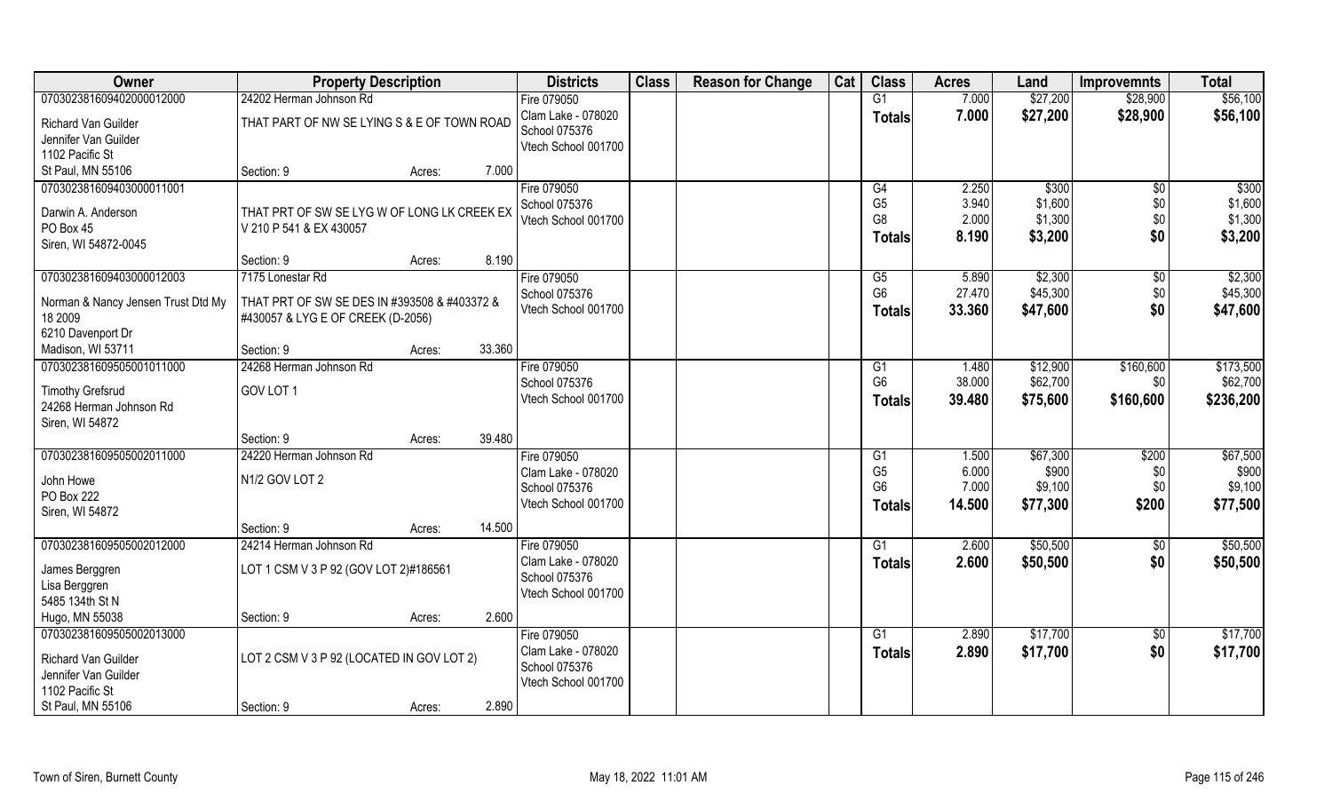| Owner | Property Description | | | Districts | Class | Reason for Change | Cat | Class | Acres | Land | Improvemnts | Total |
|---|---|---|---|---|---|---|---|---|---|---|---|---|
| 070302381609402000012000 | 24202 Herman Johnson Rd | | | Fire 079050 | | | | G1 | 7.000 | $27,200 | $28,900 | $56,100 |
| Richard Van Guilder | THAT PART OF NW SE LYING S & E OF TOWN ROAD | | | Clam Lake - 078020 | | | | Totals | 7.000 | $27,200 | $28,900 | $56,100 |
| Jennifer Van Guilder | | | | School 075376 | | | | | | | | |
| 1102 Pacific St | | | | Vtech School 001700 | | | | | | | | |
| St Paul, MN 55106 | Section: 9 | Acres: | 7.000 | | | | | | | | | |
| 070302381609403000011001 | | | | Fire 079050 | | | | G4 | 2.250 | $300 | $0 | $300 |
| Darwin A. Anderson | THAT PRT OF SW SE LYG W OF LONG LK CREEK EX | | | School 075376 | | | | G5 | 3.940 | $1,600 | $0 | $1,600 |
| PO Box 45 | V 210 P 541 & EX 430057 | | | Vtech School 001700 | | | | G8 | 2.000 | $1,300 | $0 | $1,300 |
| Siren, WI 54872-0045 | | | | | | | | Totals | 8.190 | $3,200 | $0 | $3,200 |
| | Section: 9 | Acres: | 8.190 | | | | | | | | | |
| 070302381609403000012003 | 7175 Lonestar Rd | | | Fire 079050 | | | | G5 | 5.890 | $2,300 | $0 | $2,300 |
| Norman & Nancy Jensen Trust Dtd My | THAT PRT OF SW SE DES IN #393508 & #403372 & | | | School 075376 | | | | G6 | 27.470 | $45,300 | $0 | $45,300 |
| 18 2009 | #430057 & LYG E OF CREEK (D-2056) | | | Vtech School 001700 | | | | Totals | 33.360 | $47,600 | $0 | $47,600 |
| 6210 Davenport Dr | | | | | | | | | | | | |
| Madison, WI 53711 | Section: 9 | Acres: | 33.360 | | | | | | | | | |
| 070302381609505001011000 | 24268 Herman Johnson Rd | | | Fire 079050 | | | | G1 | 1.480 | $12,900 | $160,600 | $173,500 |
| Timothy Grefsrud | GOV LOT 1 | | | School 075376 | | | | G6 | 38.000 | $62,700 | $0 | $62,700 |
| 24268 Herman Johnson Rd | | | | Vtech School 001700 | | | | Totals | 39.480 | $75,600 | $160,600 | $236,200 |
| Siren, WI 54872 | | | | | | | | | | | | |
| | Section: 9 | Acres: | 39.480 | | | | | | | | | |
| 070302381609505002011000 | 24220 Herman Johnson Rd | | | Fire 079050 | | | | G1 | 1.500 | $67,300 | $200 | $67,500 |
| John Howe | N1/2 GOV LOT 2 | | | Clam Lake - 078020 | | | | G5 | 6.000 | $900 | $0 | $900 |
| PO Box 222 | | | | School 075376 | | | | G6 | 7.000 | $9,100 | $0 | $9,100 |
| Siren, WI 54872 | | | | Vtech School 001700 | | | | Totals | 14.500 | $77,300 | $200 | $77,500 |
| | Section: 9 | Acres: | 14.500 | | | | | | | | | |
| 070302381609505002012000 | 24214 Herman Johnson Rd | | | Fire 079050 | | | | G1 | 2.600 | $50,500 | $0 | $50,500 |
| James Berggren | LOT 1 CSM V 3 P 92 (GOV LOT 2)#186561 | | | Clam Lake - 078020 | | | | Totals | 2.600 | $50,500 | $0 | $50,500 |
| Lisa Berggren | | | | School 075376 | | | | | | | | |
| 5485 134th St N | | | | Vtech School 001700 | | | | | | | | |
| Hugo, MN 55038 | Section: 9 | Acres: | 2.600 | | | | | | | | | |
| 070302381609505002013000 | | | | Fire 079050 | | | | G1 | 2.890 | $17,700 | $0 | $17,700 |
| Richard Van Guilder | LOT 2 CSM V 3 P 92 (LOCATED IN GOV LOT 2) | | | Clam Lake - 078020 | | | | Totals | 2.890 | $17,700 | $0 | $17,700 |
| Jennifer Van Guilder | | | | School 075376 | | | | | | | | |
| 1102 Pacific St | | | | Vtech School 001700 | | | | | | | | |
| St Paul, MN 55106 | Section: 9 | Acres: | 2.890 | | | | | | | | | |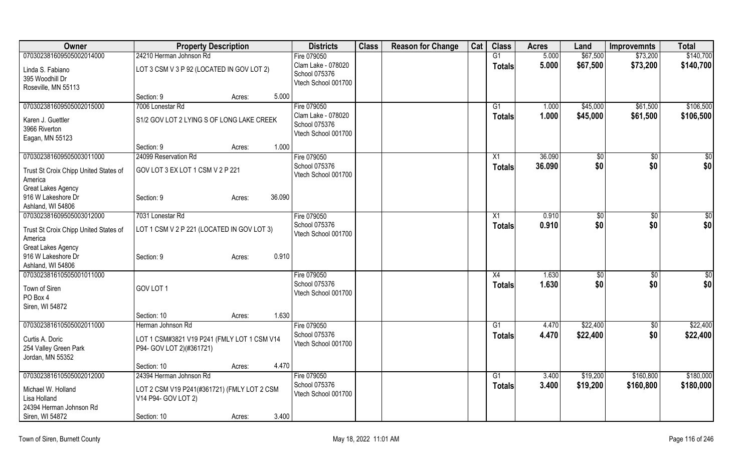| Owner | Property Description | | | Districts | Class | Reason for Change | Cat | Class | Acres | Land | Improvemnts | Total |
|---|---|---|---|---|---|---|---|---|---|---|---|---|
| 070302381609505002014000 | 24210 Herman Johnson Rd | | | Fire 079050 | | | | G1 | 5.000 | $67,500 | $73,200 | $140,700 |
| Linda S. Fabiano<br>395 Woodhill Dr<br>Roseville, MN 55113 | LOT 3 CSM V 3 P 92 (LOCATED IN GOV LOT 2) | | | Clam Lake - 078020<br>School 075376<br>Vtech School 001700 | | | | Totals | 5.000 | $67,500 | $73,200 | $140,700 |
| | Section: 9 | Acres: | 5.000 | | | | | | | | | |
| 070302381609505002015000 | 7006 Lonestar Rd | | | Fire 079050 | | | | G1 | 1.000 | $45,000 | $61,500 | $106,500 |
| Karen J. Guettler<br>3966 Riverton<br>Eagan, MN 55123 | S1/2 GOV LOT 2 LYING S OF LONG LAKE CREEK | | | Clam Lake - 078020<br>School 075376<br>Vtech School 001700 | | | | Totals | 1.000 | $45,000 | $61,500 | $106,500 |
| | Section: 9 | Acres: | 1.000 | | | | | | | | | |
| 070302381609505003011000 | 24099 Reservation Rd | | | Fire 079050 | | | | X1 | 36.090 | $0 | $0 | $0 |
| Trust St Croix Chipp United States of America<br>Great Lakes Agency<br>916 W Lakeshore Dr<br>Ashland, WI 54806 | GOV LOT 3 EX LOT 1 CSM V 2 P 221 | | | School 075376<br>Vtech School 001700 | | | | Totals | 36.090 | $0 | $0 | $0 |
| | Section: 9 | Acres: | 36.090 | | | | | | | | | |
| 070302381609505003012000 | 7031 Lonestar Rd | | | Fire 079050 | | | | X1 | 0.910 | $0 | $0 | $0 |
| Trust St Croix Chipp United States of America<br>Great Lakes Agency<br>916 W Lakeshore Dr<br>Ashland, WI 54806 | LOT 1 CSM V 2 P 221 (LOCATED IN GOV LOT 3) | | | School 075376<br>Vtech School 001700 | | | | Totals | 0.910 | $0 | $0 | $0 |
| | Section: 9 | Acres: | 0.910 | | | | | | | | | |
| 070302381610505001011000 | | | | Fire 079050 | | | | X4 | 1.630 | $0 | $0 | $0 |
| Town of Siren<br>PO Box 4<br>Siren, WI 54872 | GOV LOT 1 | | | School 075376<br>Vtech School 001700 | | | | Totals | 1.630 | $0 | $0 | $0 |
| | Section: 10 | Acres: | 1.630 | | | | | | | | | |
| 070302381610505002011000 | Herman Johnson Rd | | | Fire 079050 | | | | G1 | 4.470 | $22,400 | $0 | $22,400 |
| Curtis A. Doric<br>254 Valley Green Park<br>Jordan, MN 55352 | LOT 1 CSM#3821 V19 P241 (FMLY LOT 1 CSM V14 P94- GOV LOT 2)(#361721) | | | School 075376<br>Vtech School 001700 | | | | Totals | 4.470 | $22,400 | $0 | $22,400 |
| | Section: 10 | Acres: | 4.470 | | | | | | | | | |
| 070302381610505002012000 | 24394 Herman Johnson Rd | | | Fire 079050 | | | | G1 | 3.400 | $19,200 | $160,800 | $180,000 |
| Michael W. Holland<br>Lisa Holland<br>24394 Herman Johnson Rd<br>Siren, WI 54872 | LOT 2 CSM V19 P241(#361721) (FMLY LOT 2 CSM V14 P94- GOV LOT 2) | | | School 075376<br>Vtech School 001700 | | | | Totals | 3.400 | $19,200 | $160,800 | $180,000 |
| | Section: 10 | Acres: | 3.400 | | | | | | | | | |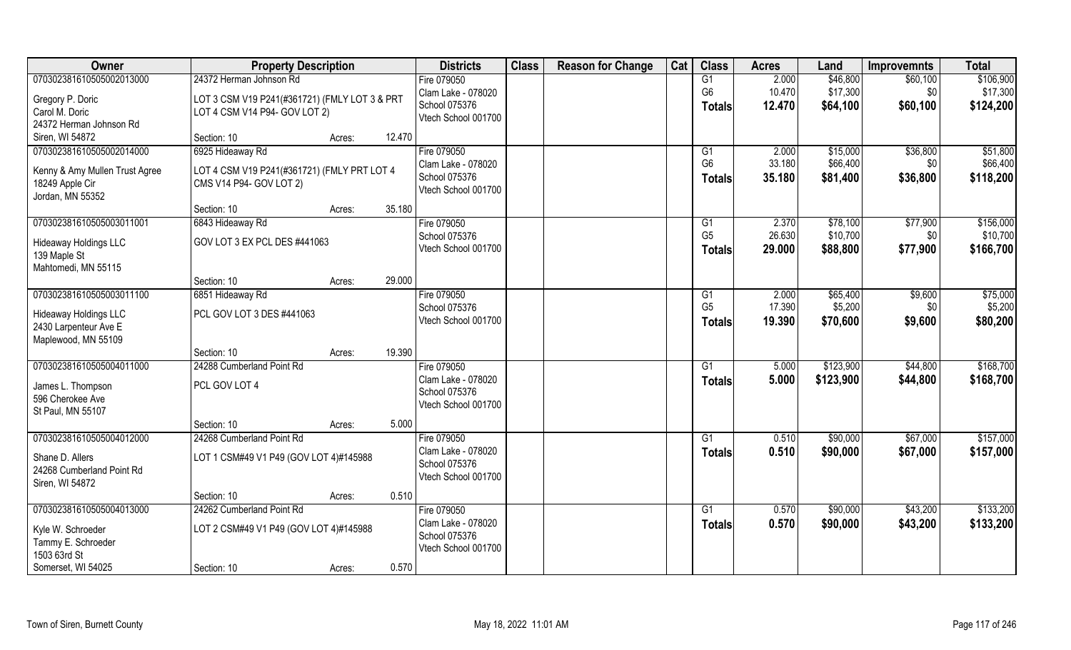| Owner | Property Description | | | Districts | Class | Reason for Change | Cat | Class | Acres | Land | Improvemnts | Total |
|---|---|---|---|---|---|---|---|---|---|---|---|---|
| 070302381610505002013000 | 24372 Herman Johnson Rd | | | Fire 079050 | | | | G1 | 2.000 | $46,800 | $60,100 | $106,900 |
| Gregory P. Doric | LOT 3 CSM V19 P241(#361721) (FMLY LOT 3 & PRT | | | Clam Lake - 078020 | | | | G6 | 10.470 | $17,300 | $0 | $17,300 |
| Carol M. Doric | LOT 4 CSM V14 P94- GOV LOT 2) | | | School 075376 | | | | **Totals** | **12.470** | **$64,100** | **$60,100** | **$124,200** |
| 24372 Herman Johnson Rd | | | | Vtech School 001700 | | | | | | | | |
| Siren, WI 54872 | Section: 10 | Acres: | 12.470 | | | | | | | | | |
| 070302381610505002014000 | 6925 Hideaway Rd | | | Fire 079050 | | | | G1 | 2.000 | $15,000 | $36,800 | $51,800 |
| Kenny & Amy Mullen Trust Agree | LOT 4 CSM V19 P241(#361721) (FMLY PRT LOT 4 | | | Clam Lake - 078020 | | | | G6 | 33.180 | $66,400 | $0 | $66,400 |
| 18249 Apple Cir | CMS V14 P94- GOV LOT 2) | | | School 075376 | | | | **Totals** | **35.180** | **$81,400** | **$36,800** | **$118,200** |
| Jordan, MN 55352 | | | | Vtech School 001700 | | | | | | | | |
| | Section: 10 | Acres: | 35.180 | | | | | | | | | |
| 070302381610505003011001 | 6843 Hideaway Rd | | | Fire 079050 | | | | G1 | 2.370 | $78,100 | $77,900 | $156,000 |
| Hideaway Holdings LLC | GOV LOT 3 EX PCL DES #441063 | | | School 075376 | | | | G5 | 26.630 | $10,700 | $0 | $10,700 |
| 139 Maple St | | | | Vtech School 001700 | | | | **Totals** | **29.000** | **$88,800** | **$77,900** | **$166,700** |
| Mahtomedi, MN 55115 | | | | | | | | | | | | |
| | Section: 10 | Acres: | 29.000 | | | | | | | | | |
| 070302381610505003011100 | 6851 Hideaway Rd | | | Fire 079050 | | | | G1 | 2.000 | $65,400 | $9,600 | $75,000 |
| Hideaway Holdings LLC | PCL GOV LOT 3 DES #441063 | | | School 075376 | | | | G5 | 17.390 | $5,200 | $0 | $5,200 |
| 2430 Larpenteur Ave E | | | | Vtech School 001700 | | | | **Totals** | **19.390** | **$70,600** | **$9,600** | **$80,200** |
| Maplewood, MN 55109 | | | | | | | | | | | | |
| | Section: 10 | Acres: | 19.390 | | | | | | | | | |
| 070302381610505004011000 | 24288 Cumberland Point Rd | | | Fire 079050 | | | | G1 | 5.000 | $123,900 | $44,800 | $168,700 |
| James L. Thompson | PCL GOV LOT 4 | | | Clam Lake - 078020 | | | | **Totals** | **5.000** | **$123,900** | **$44,800** | **$168,700** |
| 596 Cherokee Ave | | | | School 075376 | | | | | | | | |
| St Paul, MN 55107 | | | | Vtech School 001700 | | | | | | | | |
| | Section: 10 | Acres: | 5.000 | | | | | | | | | |
| 070302381610505004012000 | 24268 Cumberland Point Rd | | | Fire 079050 | | | | G1 | 0.510 | $90,000 | $67,000 | $157,000 |
| Shane D. Allers | LOT 1 CSM#49 V1 P49 (GOV LOT 4)#145988 | | | Clam Lake - 078020 | | | | **Totals** | **0.510** | **$90,000** | **$67,000** | **$157,000** |
| 24268 Cumberland Point Rd | | | | School 075376 | | | | | | | | |
| Siren, WI 54872 | | | | Vtech School 001700 | | | | | | | | |
| | Section: 10 | Acres: | 0.510 | | | | | | | | | |
| 070302381610505004013000 | 24262 Cumberland Point Rd | | | Fire 079050 | | | | G1 | 0.570 | $90,000 | $43,200 | $133,200 |
| Kyle W. Schroeder | LOT 2 CSM#49 V1 P49 (GOV LOT 4)#145988 | | | Clam Lake - 078020 | | | | **Totals** | **0.570** | **$90,000** | **$43,200** | **$133,200** |
| Tammy E. Schroeder | | | | School 075376 | | | | | | | | |
| 1503 63rd St | | | | Vtech School 001700 | | | | | | | | |
| Somerset, WI 54025 | Section: 10 | Acres: | 0.570 | | | | | | | | | |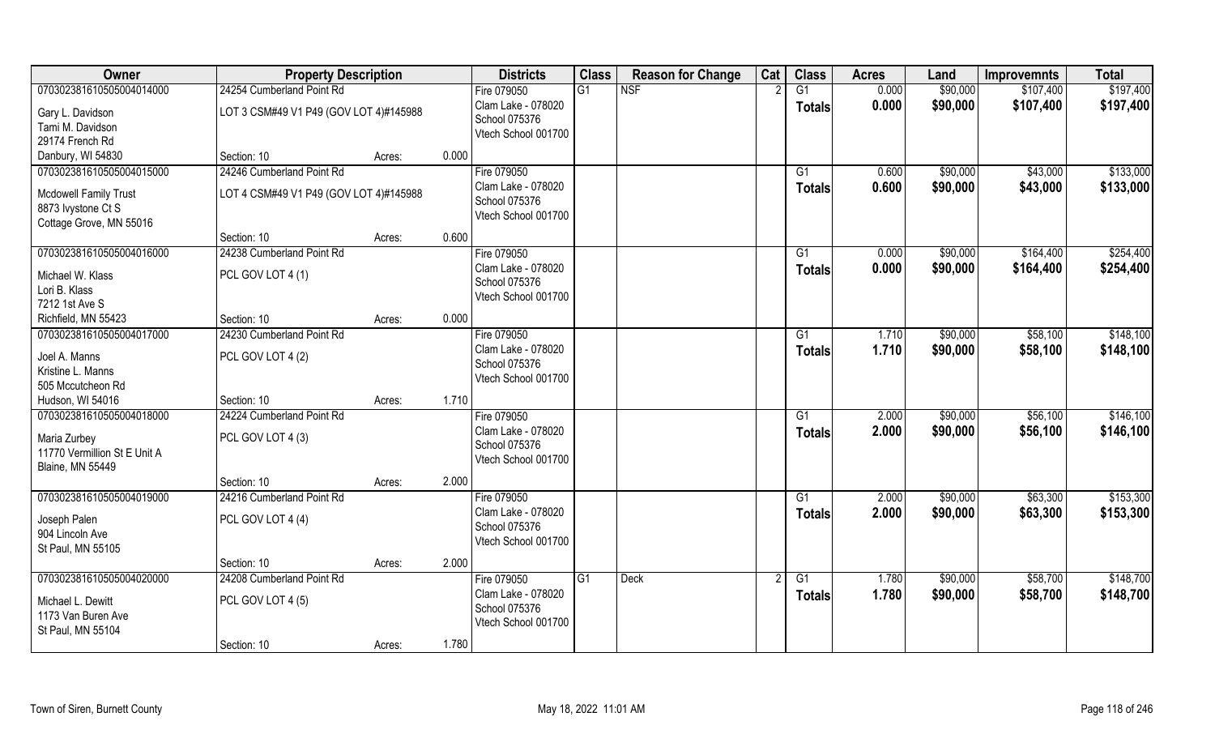| Owner | Property Description | | | Districts | Class | Reason for Change | Cat | Class | Acres | Land | Improvemnts | Total |
|---|---|---|---|---|---|---|---|---|---|---|---|---|
| 070302381610505004014000 | 24254 Cumberland Point Rd | | | Fire 079050 | G1 | NSF | 2 | G1 | 0.000 | $90,000 | $107,400 | $197,400 |
| Gary L. Davidson<br>Tami M. Davidson<br>29174 French Rd<br>Danbury, WI 54830 | LOT 3 CSM#49 V1 P49 (GOV LOT 4)#145988 | | | Clam Lake - 078020<br>School 075376<br>Vtech School 001700 | | | | **Totals** | **0.000** | **$90,000** | **$107,400** | **$197,400** |
| | Section: 10 | Acres: | 0.000 | | | | | | | | | |
| 070302381610505004015000 | 24246 Cumberland Point Rd | | | Fire 079050 | | | | G1 | 0.600 | $90,000 | $43,000 | $133,000 |
| Mcdowell Family Trust<br>8873 Ivystone Ct S<br>Cottage Grove, MN 55016 | LOT 4 CSM#49 V1 P49 (GOV LOT 4)#145988 | | | Clam Lake - 078020<br>School 075376<br>Vtech School 001700 | | | | **Totals** | **0.600** | **$90,000** | **$43,000** | **$133,000** |
| | Section: 10 | Acres: | 0.600 | | | | | | | | | |
| 070302381610505004016000 | 24238 Cumberland Point Rd | | | Fire 079050 | | | | G1 | 0.000 | $90,000 | $164,400 | $254,400 |
| Michael W. Klass<br>Lori B. Klass<br>7212 1st Ave S<br>Richfield, MN 55423 | PCL GOV LOT 4 (1) | | | Clam Lake - 078020<br>School 075376<br>Vtech School 001700 | | | | **Totals** | **0.000** | **$90,000** | **$164,400** | **$254,400** |
| | Section: 10 | Acres: | 0.000 | | | | | | | | | |
| 070302381610505004017000 | 24230 Cumberland Point Rd | | | Fire 079050 | | | | G1 | 1.710 | $90,000 | $58,100 | $148,100 |
| Joel A. Manns<br>Kristine L. Manns<br>505 Mccutcheon Rd<br>Hudson, WI 54016 | PCL GOV LOT 4 (2) | | | Clam Lake - 078020<br>School 075376<br>Vtech School 001700 | | | | **Totals** | **1.710** | **$90,000** | **$58,100** | **$148,100** |
| | Section: 10 | Acres: | 1.710 | | | | | | | | | |
| 070302381610505004018000 | 24224 Cumberland Point Rd | | | Fire 079050 | | | | G1 | 2.000 | $90,000 | $56,100 | $146,100 |
| Maria Zurbey<br>11770 Vermillion St E Unit A<br>Blaine, MN 55449 | PCL GOV LOT 4 (3) | | | Clam Lake - 078020<br>School 075376<br>Vtech School 001700 | | | | **Totals** | **2.000** | **$90,000** | **$56,100** | **$146,100** |
| | Section: 10 | Acres: | 2.000 | | | | | | | | | |
| 070302381610505004019000 | 24216 Cumberland Point Rd | | | Fire 079050 | | | | G1 | 2.000 | $90,000 | $63,300 | $153,300 |
| Joseph Palen<br>904 Lincoln Ave<br>St Paul, MN 55105 | PCL GOV LOT 4 (4) | | | Clam Lake - 078020<br>School 075376<br>Vtech School 001700 | | | | **Totals** | **2.000** | **$90,000** | **$63,300** | **$153,300** |
| | Section: 10 | Acres: | 2.000 | | | | | | | | | |
| 070302381610505004020000 | 24208 Cumberland Point Rd | | | Fire 079050 | G1 | Deck | 2 | G1 | 1.780 | $90,000 | $58,700 | $148,700 |
| Michael L. Dewitt<br>1173 Van Buren Ave<br>St Paul, MN 55104 | PCL GOV LOT 4 (5) | | | Clam Lake - 078020<br>School 075376<br>Vtech School 001700 | | | | **Totals** | **1.780** | **$90,000** | **$58,700** | **$148,700** |
| | Section: 10 | Acres: | 1.780 | | | | | | | | | |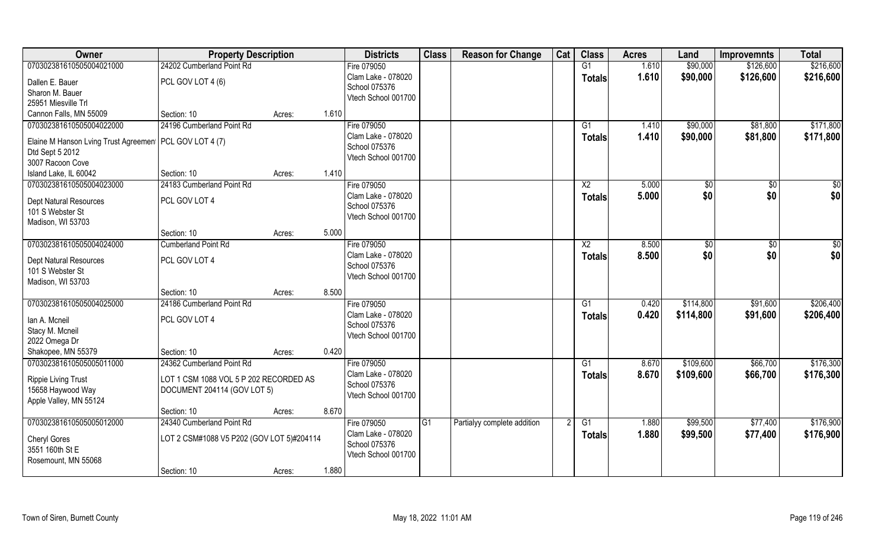| Owner | Property Description | | | Districts | Class | Reason for Change | Cat | Class | Acres | Land | Improvemnts | Total |
|---|---|---|---|---|---|---|---|---|---|---|---|---|
| 070302381610505004021000 | 24202 Cumberland Point Rd | | | Fire 079050 | | | | G1 | 1.610 | $90,000 | $126,600 | $216,600 |
| Dallen E. Bauer<br>Sharon M. Bauer<br>25951 Miesville Trl<br>Cannon Falls, MN 55009 | PCL GOV LOT 4 (6) | | | Clam Lake - 078020<br>School 075376<br>Vtech School 001700 | | | | Totals | 1.610 | $90,000 | $126,600 | $216,600 |
| | Section: 10 | Acres: | 1.610 | | | | | | | | | |
| 070302381610505004022000 | 24196 Cumberland Point Rd | | | Fire 079050 | | | | G1 | 1.410 | $90,000 | $81,800 | $171,800 |
| Elaine M Hanson Lving Trust Agreement<br>Dtd Sept 5 2012<br>3007 Racoon Cove<br>Island Lake, IL 60042 | PCL GOV LOT 4 (7) | | | Clam Lake - 078020<br>School 075376<br>Vtech School 001700 | | | | Totals | 1.410 | $90,000 | $81,800 | $171,800 |
| | Section: 10 | Acres: | 1.410 | | | | | | | | | |
| 070302381610505004023000 | 24183 Cumberland Point Rd | | | Fire 079050 | | | | X2 | 5.000 | $0 | $0 | $0 |
| Dept Natural Resources<br>101 S Webster St<br>Madison, WI 53703 | PCL GOV LOT 4 | | | Clam Lake - 078020<br>School 075376<br>Vtech School 001700 | | | | Totals | 5.000 | $0 | $0 | $0 |
| | Section: 10 | Acres: | 5.000 | | | | | | | | | |
| 070302381610505004024000 | Cumberland Point Rd | | | Fire 079050 | | | | X2 | 8.500 | $0 | $0 | $0 |
| Dept Natural Resources<br>101 S Webster St<br>Madison, WI 53703 | PCL GOV LOT 4 | | | Clam Lake - 078020<br>School 075376<br>Vtech School 001700 | | | | Totals | 8.500 | $0 | $0 | $0 |
| | Section: 10 | Acres: | 8.500 | | | | | | | | | |
| 070302381610505004025000 | 24186 Cumberland Point Rd | | | Fire 079050 | | | | G1 | 0.420 | $114,800 | $91,600 | $206,400 |
| Ian A. Mcneil<br>Stacy M. Mcneil<br>2022 Omega Dr<br>Shakopee, MN 55379 | PCL GOV LOT 4 | | | Clam Lake - 078020<br>School 075376<br>Vtech School 001700 | | | | Totals | 0.420 | $114,800 | $91,600 | $206,400 |
| | Section: 10 | Acres: | 0.420 | | | | | | | | | |
| 070302381610505005011000 | 24362 Cumberland Point Rd | | | Fire 079050 | | | | G1 | 8.670 | $109,600 | $66,700 | $176,300 |
| Rippie Living Trust<br>15658 Haywood Way<br>Apple Valley, MN 55124 | LOT 1 CSM 1088 VOL 5 P 202 RECORDED AS DOCUMENT 204114 (GOV LOT 5) | | | Clam Lake - 078020<br>School 075376<br>Vtech School 001700 | | | | Totals | 8.670 | $109,600 | $66,700 | $176,300 |
| | Section: 10 | Acres: | 8.670 | | | | | | | | | |
| 070302381610505005012000 | 24340 Cumberland Point Rd | | | Fire 079050 | G1 | Partialyy complete addition | 2 | G1 | 1.880 | $99,500 | $77,400 | $176,900 |
| Cheryl Gores<br>3551 160th St E<br>Rosemount, MN 55068 | LOT 2 CSM#1088 V5 P202 (GOV LOT 5)#204114 | | | Clam Lake - 078020<br>School 075376<br>Vtech School 001700 | | | | Totals | 1.880 | $99,500 | $77,400 | $176,900 |
| | Section: 10 | Acres: | 1.880 | | | | | | | | | |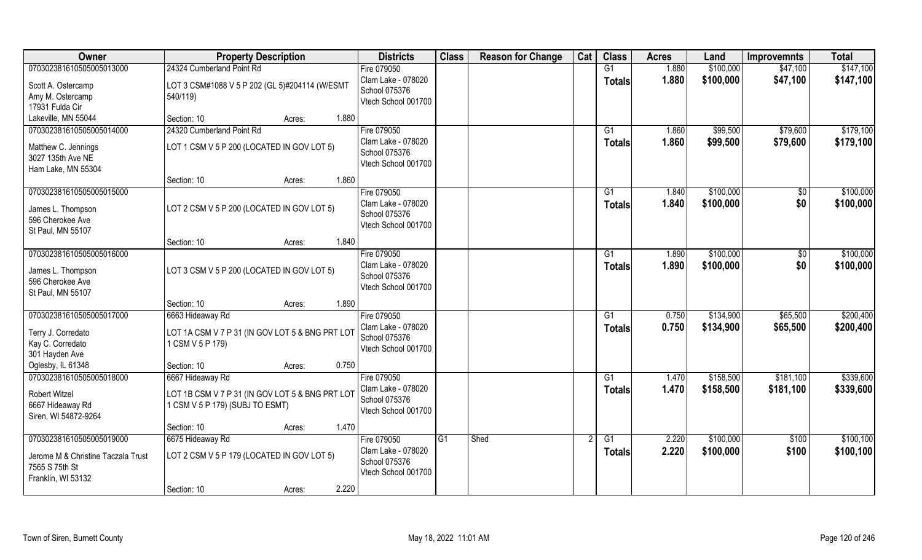| Owner | Property Description | Districts | Class | Reason for Change | Cat | Class | Acres | Land | Improvemnts | Total |
|---|---|---|---|---|---|---|---|---|---|---|
| 070302381610505005013000 | 24324 Cumberland Point Rd | Fire 079050 | | | | G1 | 1.880 | $100,000 | $47,100 | $147,100 |
| Scott A. Ostercamp<br>Amy M. Ostercamp<br>17931 Fulda Cir<br>Lakeville, MN 55044 | LOT 3 CSM#1088 V 5 P 202 (GL 5)#204114 (W/ESMT 540/119)<br>Section: 10 Acres: 1.880 | Clam Lake - 078020<br>School 075376<br>Vtech School 001700 | | | | Totals | 1.880 | $100,000 | $47,100 | $147,100 |
| 070302381610505005014000 | 24320 Cumberland Point Rd | Fire 079050 | | | | G1 | 1.860 | $99,500 | $79,600 | $179,100 |
| Matthew C. Jennings<br>3027 135th Ave NE<br>Ham Lake, MN 55304 | LOT 1 CSM V 5 P 200 (LOCATED IN GOV LOT 5)<br>Section: 10 Acres: 1.860 | Clam Lake - 078020<br>School 075376<br>Vtech School 001700 | | | | Totals | 1.860 | $99,500 | $79,600 | $179,100 |
| 070302381610505005015000 | | Fire 079050 | | | | G1 | 1.840 | $100,000 | $0 | $100,000 |
| James L. Thompson<br>596 Cherokee Ave<br>St Paul, MN 55107 | LOT 2 CSM V 5 P 200 (LOCATED IN GOV LOT 5)<br>Section: 10 Acres: 1.840 | Clam Lake - 078020<br>School 075376<br>Vtech School 001700 | | | | Totals | 1.840 | $100,000 | $0 | $100,000 |
| 070302381610505005016000 | | Fire 079050 | | | | G1 | 1.890 | $100,000 | $0 | $100,000 |
| James L. Thompson<br>596 Cherokee Ave<br>St Paul, MN 55107 | LOT 3 CSM V 5 P 200 (LOCATED IN GOV LOT 5)<br>Section: 10 Acres: 1.890 | Clam Lake - 078020<br>School 075376<br>Vtech School 001700 | | | | Totals | 1.890 | $100,000 | $0 | $100,000 |
| 070302381610505005017000 | 6663 Hideaway Rd | Fire 079050 | | | | G1 | 0.750 | $134,900 | $65,500 | $200,400 |
| Terry J. Corredato<br>Kay C. Corredato<br>301 Hayden Ave<br>Oglesby, IL 61348 | LOT 1A CSM V 7 P 31 (IN GOV LOT 5 & BNG PRT LOT 1 CSM V 5 P 179)<br>Section: 10 Acres: 0.750 | Clam Lake - 078020<br>School 075376<br>Vtech School 001700 | | | | Totals | 0.750 | $134,900 | $65,500 | $200,400 |
| 070302381610505005018000 | 6667 Hideaway Rd | Fire 079050 | | | | G1 | 1.470 | $158,500 | $181,100 | $339,600 |
| Robert Witzel<br>6667 Hideaway Rd<br>Siren, WI 54872-9264 | LOT 1B CSM V 7 P 31 (IN GOV LOT 5 & BNG PRT LOT 1 CSM V 5 P 179) (SUBJ TO ESMT)<br>Section: 10 Acres: 1.470 | Clam Lake - 078020<br>School 075376<br>Vtech School 001700 | | | | Totals | 1.470 | $158,500 | $181,100 | $339,600 |
| 070302381610505005019000 | 6675 Hideaway Rd | Fire 079050 | G1 | Shed | 2 | G1 | 2.220 | $100,000 | $100 | $100,100 |
| Jerome M & Christine Taczala Trust<br>7565 S 75th St<br>Franklin, WI 53132 | LOT 2 CSM V 5 P 179 (LOCATED IN GOV LOT 5)<br>Section: 10 Acres: 2.220 | Clam Lake - 078020<br>School 075376<br>Vtech School 001700 | | | | Totals | 2.220 | $100,000 | $100 | $100,100 |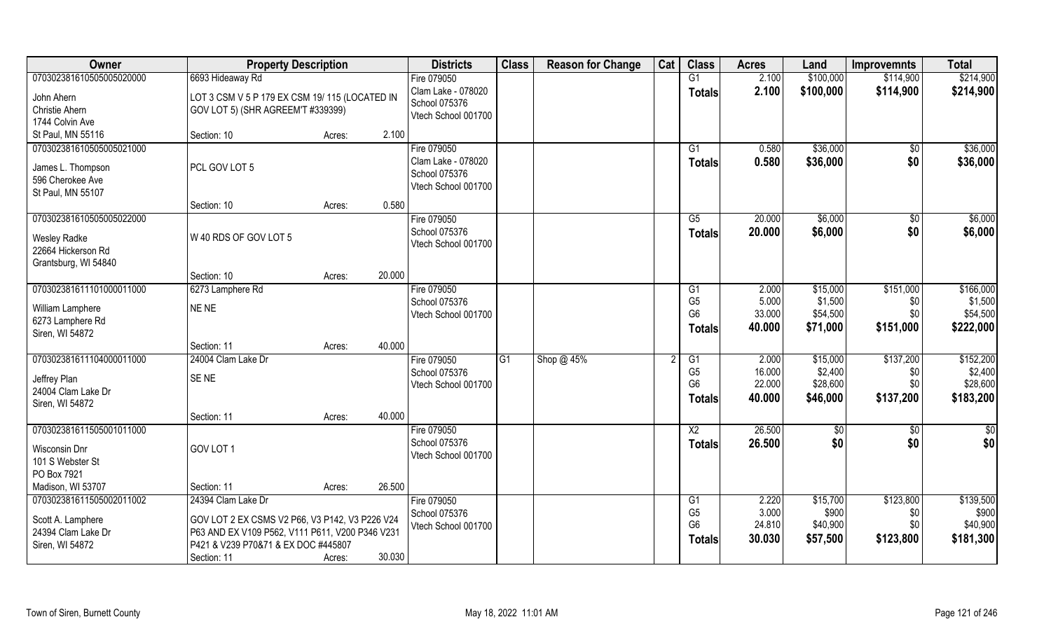| Owner | Property Description | | | Districts | Class | Reason for Change | Cat | Class | Acres | Land | Improvemnts | Total |
|---|---|---|---|---|---|---|---|---|---|---|---|---|
| 070302381610505005020000 | 6693 Hideaway Rd | | | Fire 079050 | | | | G1 | 2.100 | $100,000 | $114,900 | $214,900 |
| John Ahern | LOT 3 CSM V 5 P 179 EX CSM 19/ 115 (LOCATED IN | | | Clam Lake - 078020 | | | | **Totals** | **2.100** | **$100,000** | **$114,900** | **$214,900** |
| Christie Ahern | GOV LOT 5) (SHR AGREEM'T #339399) | | | School 075376 | | | | | | | | |
| 1744 Colvin Ave | | | | Vtech School 001700 | | | | | | | | |
| St Paul, MN 55116 | Section: 10 | Acres: | 2.100 | | | | | | | | | |
| 070302381610505005021000 | | | | Fire 079050 | | | | G1 | 0.580 | $36,000 | $0 | $36,000 |
| James L. Thompson | PCL GOV LOT 5 | | | Clam Lake - 078020 | | | | **Totals** | **0.580** | **$36,000** | **$0** | **$36,000** |
| 596 Cherokee Ave | | | | School 075376 | | | | | | | | |
| St Paul, MN 55107 | | | | Vtech School 001700 | | | | | | | | |
| | Section: 10 | Acres: | 0.580 | | | | | | | | | |
| 070302381610505005022000 | | | | Fire 079050 | | | | G5 | 20.000 | $6,000 | $0 | $6,000 |
| Wesley Radke | W 40 RDS OF GOV LOT 5 | | | School 075376 | | | | **Totals** | **20.000** | **$6,000** | **$0** | **$6,000** |
| 22664 Hickerson Rd | | | | Vtech School 001700 | | | | | | | | |
| Grantsburg, WI 54840 | | | | | | | | | | | | |
| | Section: 10 | Acres: | 20.000 | | | | | | | | | |
| 070302381611101000011000 | 6273 Lamphere Rd | | | Fire 079050 | | | | G1 | 2.000 | $15,000 | $151,000 | $166,000 |
| William Lamphere | NE NE | | | School 075376 | | | | G5 | 5.000 | $1,500 | $0 | $1,500 |
| 6273 Lamphere Rd | | | | Vtech School 001700 | | | | G6 | 33.000 | $54,500 | $0 | $54,500 |
| Siren, WI 54872 | | | | | | | | **Totals** | **40.000** | **$71,000** | **$151,000** | **$222,000** |
| | Section: 11 | Acres: | 40.000 | | | | | | | | | |
| 070302381611104000011000 | 24004 Clam Lake Dr | | | Fire 079050 | G1 | Shop @ 45% | 2 | G1 | 2.000 | $15,000 | $137,200 | $152,200 |
| Jeffrey Plan | SE NE | | | School 075376 | | | | G5 | 16.000 | $2,400 | $0 | $2,400 |
| 24004 Clam Lake Dr | | | | Vtech School 001700 | | | | G6 | 22.000 | $28,600 | $0 | $28,600 |
| Siren, WI 54872 | | | | | | | | **Totals** | **40.000** | **$46,000** | **$137,200** | **$183,200** |
| | Section: 11 | Acres: | 40.000 | | | | | | | | | |
| 070302381611505001011000 | | | | Fire 079050 | | | | X2 | 26.500 | $0 | $0 | $0 |
| Wisconsin Dnr | GOV LOT 1 | | | School 075376 | | | | **Totals** | **26.500** | **$0** | **$0** | **$0** |
| 101 S Webster St | | | | Vtech School 001700 | | | | | | | | |
| PO Box 7921 | | | | | | | | | | | | |
| Madison, WI 53707 | Section: 11 | Acres: | 26.500 | | | | | | | | | |
| 070302381611505002011002 | 24394 Clam Lake Dr | | | Fire 079050 | | | | G1 | 2.220 | $15,700 | $123,800 | $139,500 |
| Scott A. Lamphere | GOV LOT 2 EX CSMS V2 P66, V3 P142, V3 P226 V24 | | | School 075376 | | | | G5 | 3.000 | $900 | $0 | $900 |
| 24394 Clam Lake Dr | P63 AND EX V109 P562, V111 P611, V200 P346 V231 | | | Vtech School 001700 | | | | G6 | 24.810 | $40,900 | $0 | $40,900 |
| Siren, WI 54872 | P421 & V239 P70&71 & EX DOC #445807 | | | | | | | **Totals** | **30.030** | **$57,500** | **$123,800** | **$181,300** |
| | Section: 11 | Acres: | 30.030 | | | | | | | | | |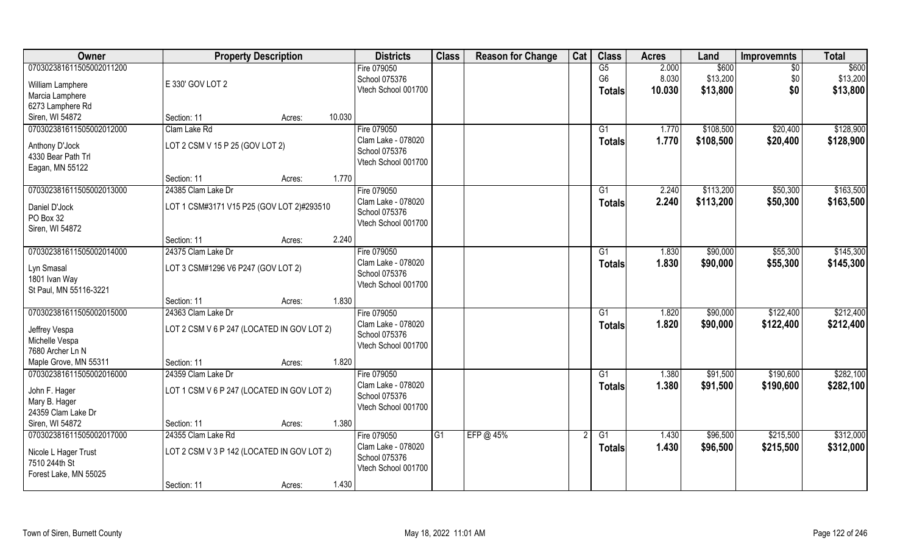| Owner | Property Description | | Districts | Class | Reason for Change | Cat | Class | Acres | Land | Improvemnts | Total |
|---|---|---|---|---|---|---|---|---|---|---|---|
| 070302381611505002011200 | | | Fire 079050 | | | | G5 | 2.000 | $600 | $0 | $600 |
| William Lamphere | E 330' GOV LOT 2 | | School 075376 | | | | G6 | 8.030 | $13,200 | $0 | $13,200 |
| Marcia Lamphere | | | Vtech School 001700 | | | | **Totals** | **10.030** | **$13,800** | **$0** | **$13,800** |
| 6273 Lamphere Rd | | | | | | | | | | | |
| Siren, WI 54872 | Section: 11 | Acres: 10.030 | | | | | | | | | |
| 070302381611505002012000 | Clam Lake Rd | | Fire 079050 | | | | G1 | 1.770 | $108,500 | $20,400 | $128,900 |
| Anthony D'Jock | LOT 2 CSM V 15 P 25 (GOV LOT 2) | | Clam Lake - 078020 | | | | **Totals** | **1.770** | **$108,500** | **$20,400** | **$128,900** |
| 4330 Bear Path Trl | | | School 075376 | | | | | | | | |
| Eagan, MN 55122 | | | Vtech School 001700 | | | | | | | | |
| | Section: 11 | Acres: 1.770 | | | | | | | | | |
| 070302381611505002013000 | 24385 Clam Lake Dr | | Fire 079050 | | | | G1 | 2.240 | $113,200 | $50,300 | $163,500 |
| Daniel D'Jock | LOT 1 CSM#3171 V15 P25 (GOV LOT 2)#293510 | | Clam Lake - 078020 | | | | **Totals** | **2.240** | **$113,200** | **$50,300** | **$163,500** |
| PO Box 32 | | | School 075376 | | | | | | | | |
| Siren, WI 54872 | | | Vtech School 001700 | | | | | | | | |
| | Section: 11 | Acres: 2.240 | | | | | | | | | |
| 070302381611505002014000 | 24375 Clam Lake Dr | | Fire 079050 | | | | G1 | 1.830 | $90,000 | $55,300 | $145,300 |
| Lyn Smasal | LOT 3 CSM#1296 V6 P247 (GOV LOT 2) | | Clam Lake - 078020 | | | | **Totals** | **1.830** | **$90,000** | **$55,300** | **$145,300** |
| 1801 Ivan Way | | | School 075376 | | | | | | | | |
| St Paul, MN 55116-3221 | | | Vtech School 001700 | | | | | | | | |
| | Section: 11 | Acres: 1.830 | | | | | | | | | |
| 070302381611505002015000 | 24363 Clam Lake Dr | | Fire 079050 | | | | G1 | 1.820 | $90,000 | $122,400 | $212,400 |
| Jeffrey Vespa | LOT 2 CSM V 6 P 247 (LOCATED IN GOV LOT 2) | | Clam Lake - 078020 | | | | **Totals** | **1.820** | **$90,000** | **$122,400** | **$212,400** |
| Michelle Vespa | | | School 075376 | | | | | | | | |
| 7680 Archer Ln N | | | Vtech School 001700 | | | | | | | | |
| Maple Grove, MN 55311 | Section: 11 | Acres: 1.820 | | | | | | | | | |
| 070302381611505002016000 | 24359 Clam Lake Dr | | Fire 079050 | | | | G1 | 1.380 | $91,500 | $190,600 | $282,100 |
| John F. Hager | LOT 1 CSM V 6 P 247 (LOCATED IN GOV LOT 2) | | Clam Lake - 078020 | | | | **Totals** | **1.380** | **$91,500** | **$190,600** | **$282,100** |
| Mary B. Hager | | | School 075376 | | | | | | | | |
| 24359 Clam Lake Dr | | | Vtech School 001700 | | | | | | | | |
| Siren, WI 54872 | Section: 11 | Acres: 1.380 | | | | | | | | | |
| 070302381611505002017000 | 24355 Clam Lake Rd | | Fire 079050 | G1 | EFP @ 45% | 2 | G1 | 1.430 | $96,500 | $215,500 | $312,000 |
| Nicole L Hager Trust | LOT 2 CSM V 3 P 142 (LOCATED IN GOV LOT 2) | | Clam Lake - 078020 | | | | **Totals** | **1.430** | **$96,500** | **$215,500** | **$312,000** |
| 7510 244th St | | | School 075376 | | | | | | | | |
| Forest Lake, MN 55025 | | | Vtech School 001700 | | | | | | | | |
| | Section: 11 | Acres: 1.430 | | | | | | | | | |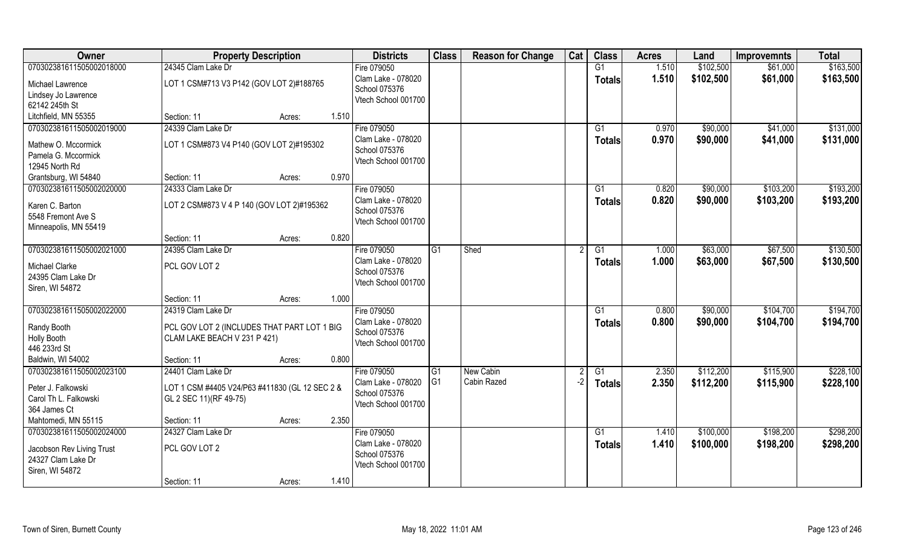| Owner | Property Description | | Districts | Class | Reason for Change | Cat | Class | Acres | Land | Improvemnts | Total |
|---|---|---|---|---|---|---|---|---|---|---|---|
| 070302381611505002018000 | 24345 Clam Lake Dr | | Fire 079050 | | | | G1 | 1.510 | $102,500 | $61,000 | $163,500 |
| Michael Lawrence<br>Lindsey Jo Lawrence<br>62142 245th St<br>Litchfield, MN 55355 | LOT 1 CSM#713 V3 P142 (GOV LOT 2)#188765 | | Clam Lake - 078020<br>School 075376<br>Vtech School 001700 | | | | Totals | 1.510 | $102,500 | $61,000 | $163,500 |
| | Section: 11 | Acres: 1.510 | | | | | | | | | |
| 070302381611505002019000 | 24339 Clam Lake Dr | | Fire 079050 | | | | G1 | 0.970 | $90,000 | $41,000 | $131,000 |
| Mathew O. Mccormick<br>Pamela G. Mccormick<br>12945 North Rd<br>Grantsburg, WI 54840 | LOT 1 CSM#873 V4 P140 (GOV LOT 2)#195302 | | Clam Lake - 078020<br>School 075376<br>Vtech School 001700 | | | | Totals | 0.970 | $90,000 | $41,000 | $131,000 |
| | Section: 11 | Acres: 0.970 | | | | | | | | | |
| 070302381611505002020000 | 24333 Clam Lake Dr | | Fire 079050 | | | | G1 | 0.820 | $90,000 | $103,200 | $193,200 |
| Karen C. Barton<br>5548 Fremont Ave S<br>Minneapolis, MN 55419 | LOT 2 CSM#873 V 4 P 140 (GOV LOT 2)#195362 | | Clam Lake - 078020<br>School 075376<br>Vtech School 001700 | | | | Totals | 0.820 | $90,000 | $103,200 | $193,200 |
| | Section: 11 | Acres: 0.820 | | | | | | | | | |
| 070302381611505002021000 | 24395 Clam Lake Dr | | Fire 079050 | G1 | Shed | 2 | G1 | 1.000 | $63,000 | $67,500 | $130,500 |
| Michael Clarke<br>24395 Clam Lake Dr<br>Siren, WI 54872 | PCL GOV LOT 2 | | Clam Lake - 078020<br>School 075376<br>Vtech School 001700 | | | | Totals | 1.000 | $63,000 | $67,500 | $130,500 |
| | Section: 11 | Acres: 1.000 | | | | | | | | | |
| 070302381611505002022000 | 24319 Clam Lake Dr | | Fire 079050 | | | | G1 | 0.800 | $90,000 | $104,700 | $194,700 |
| Randy Booth<br>Holly Booth<br>446 233rd St<br>Baldwin, WI 54002 | PCL GOV LOT 2 (INCLUDES THAT PART LOT 1 BIG CLAM LAKE BEACH V 231 P 421) | | Clam Lake - 078020<br>School 075376<br>Vtech School 001700 | | | | Totals | 0.800 | $90,000 | $104,700 | $194,700 |
| | Section: 11 | Acres: 0.800 | | | | | | | | | |
| 070302381611505002023100 | 24401 Clam Lake Dr | | Fire 079050 | G1 | New Cabin | 2 | G1 | 2.350 | $112,200 | $115,900 | $228,100 |
| Peter J. Falkowski<br>Carol Th L. Falkowski<br>364 James Ct<br>Mahtomedi, MN 55115 | LOT 1 CSM #4405 V24/P63 #411830 (GL 12 SEC 2 & GL 2 SEC 11)(RF 49-75) | | Clam Lake - 078020<br>School 075376<br>Vtech School 001700 | G1 | Cabin Razed | -2 | Totals | 2.350 | $112,200 | $115,900 | $228,100 |
| | Section: 11 | Acres: 2.350 | | | | | | | | | |
| 070302381611505002024000 | 24327 Clam Lake Dr | | Fire 079050 | | | | G1 | 1.410 | $100,000 | $198,200 | $298,200 |
| Jacobson Rev Living Trust<br>24327 Clam Lake Dr<br>Siren, WI 54872 | PCL GOV LOT 2 | | Clam Lake - 078020<br>School 075376<br>Vtech School 001700 | | | | Totals | 1.410 | $100,000 | $198,200 | $298,200 |
| | Section: 11 | Acres: 1.410 | | | | | | | | | |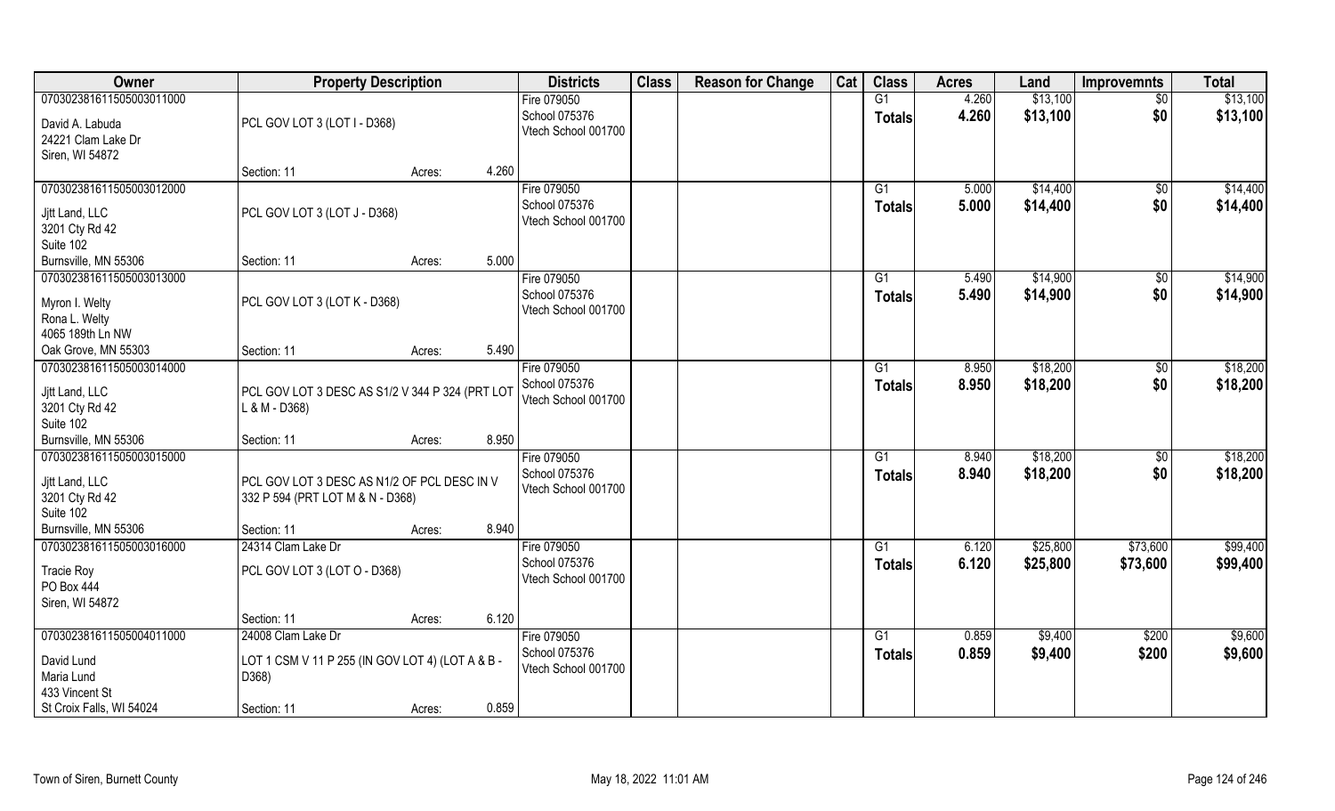| Owner | Property Description | Districts | Class | Reason for Change | Cat | Class | Acres | Land | Improvemnts | Total |
|---|---|---|---|---|---|---|---|---|---|---|
| 070302381611505003011000<br>David A. Labuda<br>24221 Clam Lake Dr<br>Siren, WI 54872 | PCL GOV LOT 3 (LOT I - D368)<br>Section: 11 Acres: 4.260 | Fire 079050<br>School 075376<br>Vtech School 001700 | | | | G1<br>**Totals** | 4.260<br>**4.260** | $13,100<br>**$13,100** | $0<br>**$0** | $13,100<br>**$13,100** |
| 070302381611505003012000<br>Jjtt Land, LLC<br>3201 Cty Rd 42<br>Suite 102<br>Burnsville, MN 55306 | PCL GOV LOT 3 (LOT J - D368)<br>Section: 11 Acres: 5.000 | Fire 079050<br>School 075376<br>Vtech School 001700 | | | | G1<br>**Totals** | 5.000<br>**5.000** | $14,400<br>**$14,400** | $0<br>**$0** | $14,400<br>**$14,400** |
| 070302381611505003013000<br>Myron I. Welty<br>Rona L. Welty<br>4065 189th Ln NW<br>Oak Grove, MN 55303 | PCL GOV LOT 3 (LOT K - D368)<br>Section: 11 Acres: 5.490 | Fire 079050<br>School 075376<br>Vtech School 001700 | | | | G1<br>**Totals** | 5.490<br>**5.490** | $14,900<br>**$14,900** | $0<br>**$0** | $14,900<br>**$14,900** |
| 070302381611505003014000<br>Jjtt Land, LLC<br>3201 Cty Rd 42<br>Suite 102<br>Burnsville, MN 55306 | PCL GOV LOT 3 DESC AS S1/2 V 344 P 324 (PRT LOT L & M - D368)<br>Section: 11 Acres: 8.950 | Fire 079050<br>School 075376<br>Vtech School 001700 | | | | G1<br>**Totals** | 8.950<br>**8.950** | $18,200<br>**$18,200** | $0<br>**$0** | $18,200<br>**$18,200** |
| 070302381611505003015000<br>Jjtt Land, LLC<br>3201 Cty Rd 42<br>Suite 102<br>Burnsville, MN 55306 | PCL GOV LOT 3 DESC AS N1/2 OF PCL DESC IN V 332 P 594 (PRT LOT M & N - D368)<br>Section: 11 Acres: 8.940 | Fire 079050<br>School 075376<br>Vtech School 001700 | | | | G1<br>**Totals** | 8.940<br>**8.940** | $18,200<br>**$18,200** | $0<br>**$0** | $18,200<br>**$18,200** |
| 070302381611505003016000<br>Tracie Roy<br>PO Box 444<br>Siren, WI 54872 | 24314 Clam Lake Dr<br>PCL GOV LOT 3 (LOT O - D368)<br>Section: 11 Acres: 6.120 | Fire 079050<br>School 075376<br>Vtech School 001700 | | | | G1<br>**Totals** | 6.120<br>**6.120** | $25,800<br>**$25,800** | $73,600<br>**$73,600** | $99,400<br>**$99,400** |
| 070302381611505004011000<br>David Lund<br>Maria Lund<br>433 Vincent St<br>St Croix Falls, WI 54024 | 24008 Clam Lake Dr<br>LOT 1 CSM V 11 P 255 (IN GOV LOT 4) (LOT A & B - D368)<br>Section: 11 Acres: 0.859 | Fire 079050<br>School 075376<br>Vtech School 001700 | | | | G1<br>**Totals** | 0.859<br>**0.859** | $9,400<br>**$9,400** | $200<br>**$200** | $9,600<br>**$9,600** |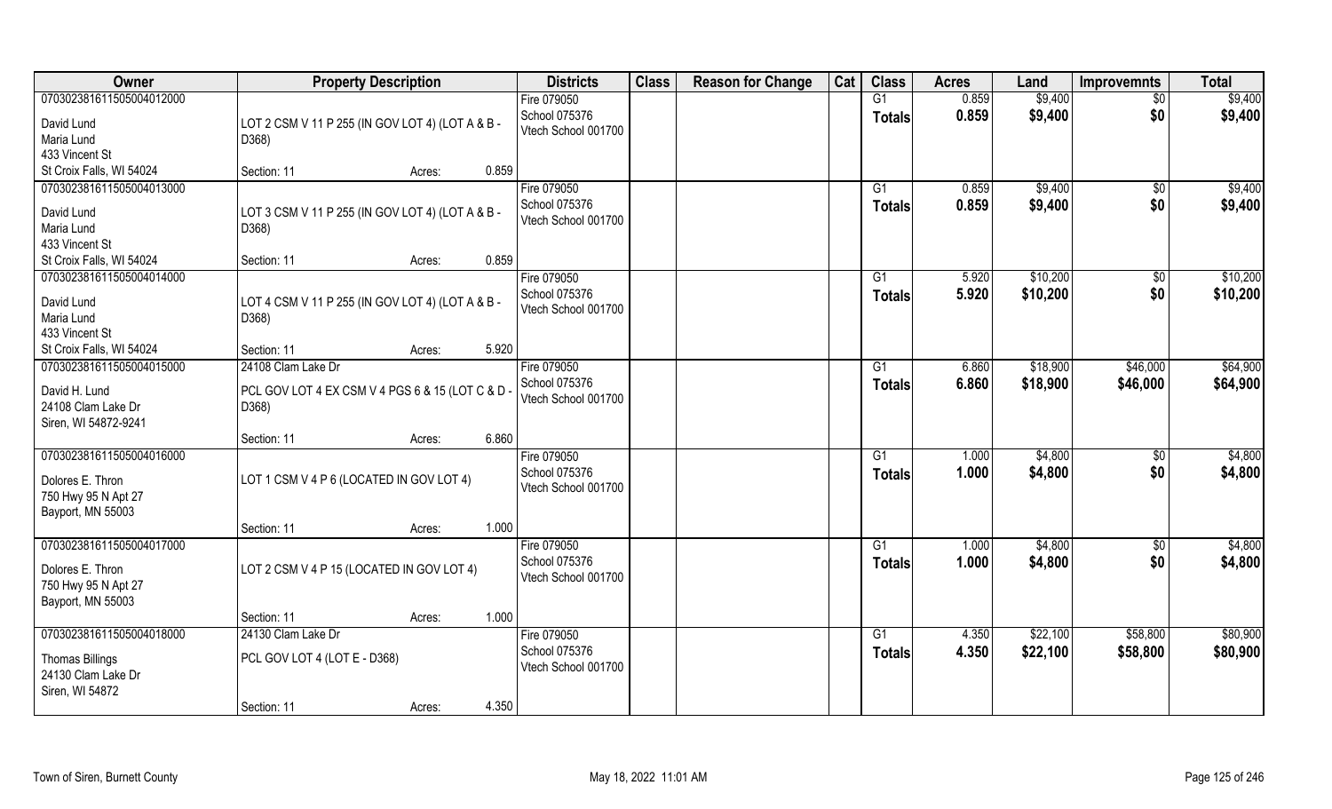| Owner | Property Description | Districts | Class | Reason for Change | Cat | Class | Acres | Land | Improvemnts | Total |
|---|---|---|---|---|---|---|---|---|---|---|
| 070302381611505004012000<br>David Lund<br>Maria Lund<br>433 Vincent St<br>St Croix Falls, WI 54024 | LOT 2 CSM V 11 P 255 (IN GOV LOT 4) (LOT A & B - D368)<br>Section: 11 Acres: 0.859 | Fire 079050<br>School 075376<br>Vtech School 001700 | | | | G1<br>Totals | 0.859<br>0.859 | \$9,400<br>\$9,400 | \$0<br>\$0 | \$9,400<br>\$9,400 |
| 070302381611505004013000<br>David Lund<br>Maria Lund<br>433 Vincent St<br>St Croix Falls, WI 54024 | LOT 3 CSM V 11 P 255 (IN GOV LOT 4) (LOT A & B - D368)<br>Section: 11 Acres: 0.859 | Fire 079050<br>School 075376<br>Vtech School 001700 | | | | G1<br>Totals | 0.859<br>0.859 | \$9,400<br>\$9,400 | \$0<br>\$0 | \$9,400<br>\$9,400 |
| 070302381611505004014000<br>David Lund<br>Maria Lund<br>433 Vincent St<br>St Croix Falls, WI 54024 | LOT 4 CSM V 11 P 255 (IN GOV LOT 4) (LOT A & B - D368)<br>Section: 11 Acres: 5.920 | Fire 079050<br>School 075376<br>Vtech School 001700 | | | | G1<br>Totals | 5.920<br>5.920 | \$10,200<br>\$10,200 | \$0<br>\$0 | \$10,200<br>\$10,200 |
| 070302381611505004015000<br>David H. Lund<br>24108 Clam Lake Dr<br>Siren, WI 54872-9241 | 24108 Clam Lake Dr<br>PCL GOV LOT 4 EX CSM V 4 PGS 6 & 15 (LOT C & D - D368)<br>Section: 11 Acres: 6.860 | Fire 079050<br>School 075376<br>Vtech School 001700 | | | | G1<br>Totals | 6.860<br>6.860 | \$18,900<br>\$18,900 | \$46,000<br>\$46,000 | \$64,900<br>\$64,900 |
| 070302381611505004016000<br>Dolores E. Thron<br>750 Hwy 95 N Apt 27<br>Bayport, MN 55003 | LOT 1 CSM V 4 P 6 (LOCATED IN GOV LOT 4)<br>Section: 11 Acres: 1.000 | Fire 079050<br>School 075376<br>Vtech School 001700 | | | | G1<br>Totals | 1.000<br>1.000 | \$4,800<br>\$4,800 | \$0<br>\$0 | \$4,800<br>\$4,800 |
| 070302381611505004017000<br>Dolores E. Thron<br>750 Hwy 95 N Apt 27<br>Bayport, MN 55003 | LOT 2 CSM V 4 P 15 (LOCATED IN GOV LOT 4)<br>Section: 11 Acres: 1.000 | Fire 079050<br>School 075376<br>Vtech School 001700 | | | | G1<br>Totals | 1.000<br>1.000 | \$4,800<br>\$4,800 | \$0<br>\$0 | \$4,800<br>\$4,800 |
| 070302381611505004018000<br>Thomas Billings<br>24130 Clam Lake Dr<br>Siren, WI 54872 | 24130 Clam Lake Dr<br>PCL GOV LOT 4 (LOT E - D368)<br>Section: 11 Acres: 4.350 | Fire 079050<br>School 075376<br>Vtech School 001700 | | | | G1<br>Totals | 4.350<br>4.350 | \$22,100<br>\$22,100 | \$58,800<br>\$58,800 | \$80,900<br>\$80,900 |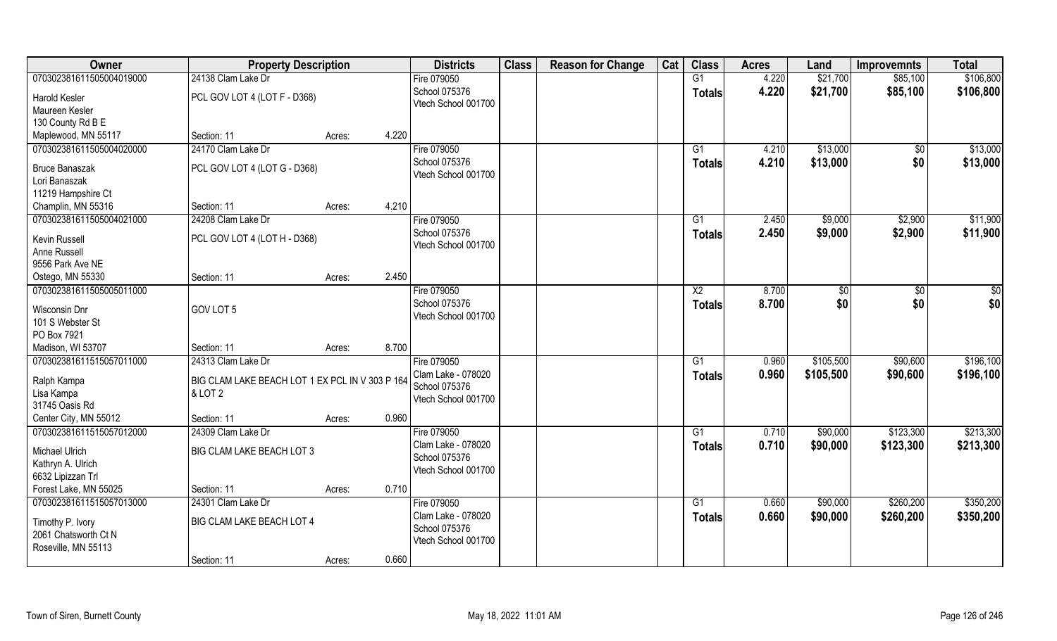| Owner | Property Description | | Districts | Class | Reason for Change | Cat | Class | Acres | Land | Improvemnts | Total |
|---|---|---|---|---|---|---|---|---|---|---|---|
| 070302381611505004019000 | 24138 Clam Lake Dr | | Fire 079050 | | | | G1 | 4.220 | $21,700 | $85,100 | $106,800 |
| Harold Kesler<br>Maureen Kesler<br>130 County Rd B E<br>Maplewood, MN 55117 | PCL GOV LOT 4 (LOT F - D368)<br>Section: 11 | Acres: 4.220 | School 075376<br>Vtech School 001700 | | | | Totals | 4.220 | $21,700 | $85,100 | $106,800 |
| 070302381611505004020000 | 24170 Clam Lake Dr | | Fire 079050 | | | | G1 | 4.210 | $13,000 | $0 | $13,000 |
| Bruce Banaszak<br>Lori Banaszak<br>11219 Hampshire Ct<br>Champlin, MN 55316 | PCL GOV LOT 4 (LOT G - D368)<br>Section: 11 | Acres: 4.210 | School 075376<br>Vtech School 001700 | | | | Totals | 4.210 | $13,000 | $0 | $13,000 |
| 070302381611505004021000 | 24208 Clam Lake Dr | | Fire 079050 | | | | G1 | 2.450 | $9,000 | $2,900 | $11,900 |
| Kevin Russell<br>Anne Russell<br>9556 Park Ave NE<br>Ostego, MN 55330 | PCL GOV LOT 4 (LOT H - D368)<br>Section: 11 | Acres: 2.450 | School 075376<br>Vtech School 001700 | | | | Totals | 2.450 | $9,000 | $2,900 | $11,900 |
| 070302381611505005011000 | | | Fire 079050 | | | | X2 | 8.700 | $0 | $0 | $0 |
| Wisconsin Dnr<br>101 S Webster St<br>PO Box 7921<br>Madison, WI 53707 | GOV LOT 5<br>Section: 11 | Acres: 8.700 | School 075376<br>Vtech School 001700 | | | | Totals | 8.700 | $0 | $0 | $0 |
| 070302381611515057011000 | 24313 Clam Lake Dr | | Fire 079050 | | | | G1 | 0.960 | $105,500 | $90,600 | $196,100 |
| Ralph Kampa<br>Lisa Kampa<br>31745 Oasis Rd<br>Center City, MN 55012 | BIG CLAM LAKE BEACH LOT 1 EX PCL IN V 303 P 164 & LOT 2<br>Section: 11 | Acres: 0.960 | Clam Lake - 078020<br>School 075376<br>Vtech School 001700 | | | | Totals | 0.960 | $105,500 | $90,600 | $196,100 |
| 070302381611515057012000 | 24309 Clam Lake Dr | | Fire 079050 | | | | G1 | 0.710 | $90,000 | $123,300 | $213,300 |
| Michael Ulrich<br>Kathryn A. Ulrich<br>6632 Lipizzan Trl<br>Forest Lake, MN 55025 | BIG CLAM LAKE BEACH LOT 3<br>Section: 11 | Acres: 0.710 | Clam Lake - 078020<br>School 075376<br>Vtech School 001700 | | | | Totals | 0.710 | $90,000 | $123,300 | $213,300 |
| 070302381611515057013000 | 24301 Clam Lake Dr | | Fire 079050 | | | | G1 | 0.660 | $90,000 | $260,200 | $350,200 |
| Timothy P. Ivory<br>2061 Chatsworth Ct N<br>Roseville, MN 55113 | BIG CLAM LAKE BEACH LOT 4<br>Section: 11 | Acres: 0.660 | Clam Lake - 078020<br>School 075376<br>Vtech School 001700 | | | | Totals | 0.660 | $90,000 | $260,200 | $350,200 |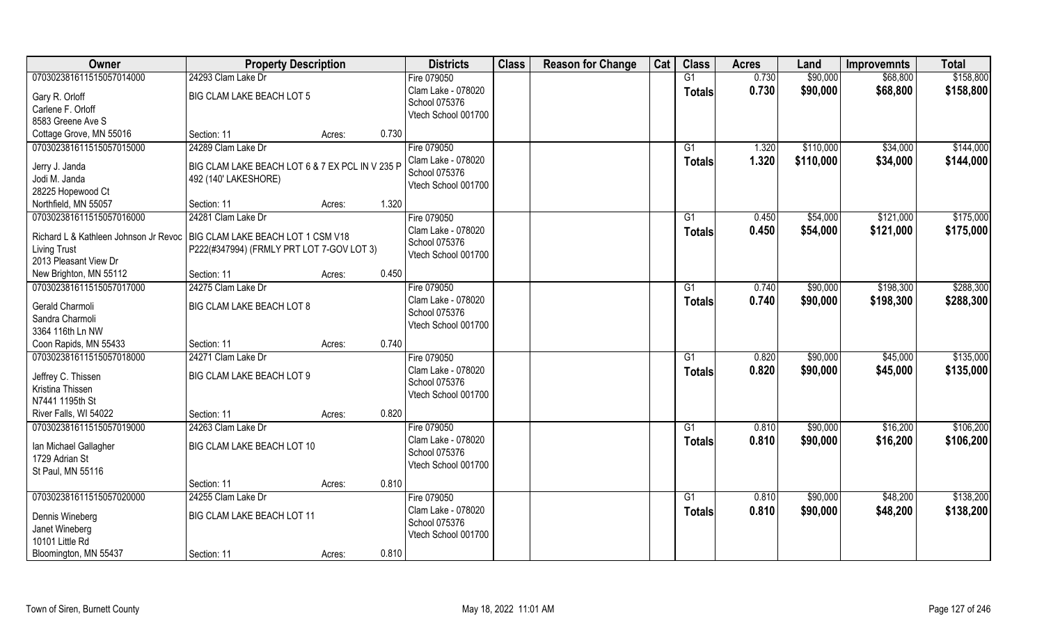| Owner | Property Description | | Districts | Class | Reason for Change | Cat | Class | Acres | Land | Improvemnts | Total |
|---|---|---|---|---|---|---|---|---|---|---|---|
| 070302381611515057014000 | 24293 Clam Lake Dr | | Fire 079050 | | | | G1 | 0.730 | $90,000 | $68,800 | $158,800 |
| Gary R. Orloff<br>Carlene F. Orloff<br>8583 Greene Ave S<br>Cottage Grove, MN 55016 | BIG CLAM LAKE BEACH LOT 5<br><br>Section: 11 | Acres: 0.730 | Clam Lake - 078020<br>School 075376<br>Vtech School 001700 | | | | Totals | 0.730 | $90,000 | $68,800 | $158,800 |
| 070302381611515057015000 | 24289 Clam Lake Dr | | Fire 079050 | | | | G1 | 1.320 | $110,000 | $34,000 | $144,000 |
| Jerry J. Janda<br>Jodi M. Janda<br>28225 Hopewood Ct<br>Northfield, MN 55057 | BIG CLAM LAKE BEACH LOT 6 & 7 EX PCL IN V 235 P 492 (140' LAKESHORE)<br><br>Section: 11 | Acres: 1.320 | Clam Lake - 078020<br>School 075376<br>Vtech School 001700 | | | | Totals | 1.320 | $110,000 | $34,000 | $144,000 |
| 070302381611515057016000 | 24281 Clam Lake Dr | | Fire 079050 | | | | G1 | 0.450 | $54,000 | $121,000 | $175,000 |
| Richard L & Kathleen Johnson Jr Revoc Living Trust<br>2013 Pleasant View Dr<br>New Brighton, MN 55112 | BIG CLAM LAKE BEACH LOT 1 CSM V18 P222(#347994) (FRMLY PRT LOT 7-GOV LOT 3)<br><br>Section: 11 | Acres: 0.450 | Clam Lake - 078020<br>School 075376<br>Vtech School 001700 | | | | Totals | 0.450 | $54,000 | $121,000 | $175,000 |
| 070302381611515057017000 | 24275 Clam Lake Dr | | Fire 079050 | | | | G1 | 0.740 | $90,000 | $198,300 | $288,300 |
| Gerald Charmoli<br>Sandra Charmoli<br>3364 116th Ln NW<br>Coon Rapids, MN 55433 | BIG CLAM LAKE BEACH LOT 8<br><br>Section: 11 | Acres: 0.740 | Clam Lake - 078020<br>School 075376<br>Vtech School 001700 | | | | Totals | 0.740 | $90,000 | $198,300 | $288,300 |
| 070302381611515057018000 | 24271 Clam Lake Dr | | Fire 079050 | | | | G1 | 0.820 | $90,000 | $45,000 | $135,000 |
| Jeffrey C. Thissen<br>Kristina Thissen<br>N7441 1195th St<br>River Falls, WI 54022 | BIG CLAM LAKE BEACH LOT 9<br><br>Section: 11 | Acres: 0.820 | Clam Lake - 078020<br>School 075376<br>Vtech School 001700 | | | | Totals | 0.820 | $90,000 | $45,000 | $135,000 |
| 070302381611515057019000 | 24263 Clam Lake Dr | | Fire 079050 | | | | G1 | 0.810 | $90,000 | $16,200 | $106,200 |
| Ian Michael Gallagher<br>1729 Adrian St<br>St Paul, MN 55116 | BIG CLAM LAKE BEACH LOT 10<br><br>Section: 11 | Acres: 0.810 | Clam Lake - 078020<br>School 075376<br>Vtech School 001700 | | | | Totals | 0.810 | $90,000 | $16,200 | $106,200 |
| 070302381611515057020000 | 24255 Clam Lake Dr | | Fire 079050 | | | | G1 | 0.810 | $90,000 | $48,200 | $138,200 |
| Dennis Wineberg<br>Janet Wineberg<br>10101 Little Rd<br>Bloomington, MN 55437 | BIG CLAM LAKE BEACH LOT 11<br><br>Section: 11 | Acres: 0.810 | Clam Lake - 078020<br>School 075376<br>Vtech School 001700 | | | | Totals | 0.810 | $90,000 | $48,200 | $138,200 |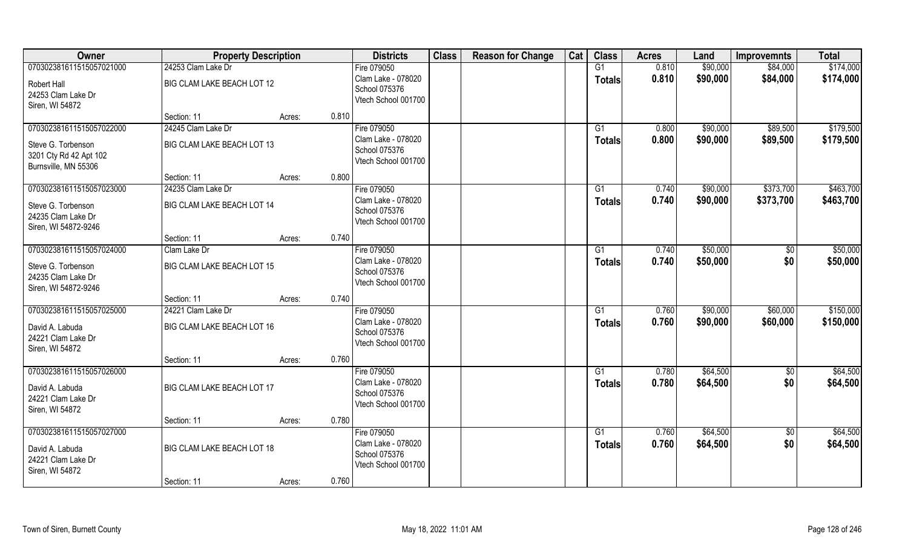| Owner | Property Description | | | Districts | Class | Reason for Change | Cat | Class | Acres | Land | Improvemnts | Total |
|---|---|---|---|---|---|---|---|---|---|---|---|---|
| 070302381611515057021000 | 24253 Clam Lake Dr | | | Fire 079050 | | | | G1 | 0.810 | $90,000 | $84,000 | $174,000 |
| Robert Hall<br>24253 Clam Lake Dr<br>Siren, WI 54872 | BIG CLAM LAKE BEACH LOT 12 | | | Clam Lake - 078020<br>School 075376<br>Vtech School 001700 | | | | Totals | 0.810 | $90,000 | $84,000 | $174,000 |
| | Section: 11 | Acres: | 0.810 | | | | | | | | | |
| 070302381611515057022000 | 24245 Clam Lake Dr | | | Fire 079050 | | | | G1 | 0.800 | $90,000 | $89,500 | $179,500 |
| Steve G. Torbenson<br>3201 Cty Rd 42 Apt 102<br>Burnsville, MN 55306 | BIG CLAM LAKE BEACH LOT 13 | | | Clam Lake - 078020<br>School 075376<br>Vtech School 001700 | | | | Totals | 0.800 | $90,000 | $89,500 | $179,500 |
| | Section: 11 | Acres: | 0.800 | | | | | | | | | |
| 070302381611515057023000 | 24235 Clam Lake Dr | | | Fire 079050 | | | | G1 | 0.740 | $90,000 | $373,700 | $463,700 |
| Steve G. Torbenson<br>24235 Clam Lake Dr<br>Siren, WI 54872-9246 | BIG CLAM LAKE BEACH LOT 14 | | | Clam Lake - 078020<br>School 075376<br>Vtech School 001700 | | | | Totals | 0.740 | $90,000 | $373,700 | $463,700 |
| | Section: 11 | Acres: | 0.740 | | | | | | | | | |
| 070302381611515057024000 | Clam Lake Dr | | | Fire 079050 | | | | G1 | 0.740 | $50,000 | $0 | $50,000 |
| Steve G. Torbenson<br>24235 Clam Lake Dr<br>Siren, WI 54872-9246 | BIG CLAM LAKE BEACH LOT 15 | | | Clam Lake - 078020<br>School 075376<br>Vtech School 001700 | | | | Totals | 0.740 | $50,000 | $0 | $50,000 |
| | Section: 11 | Acres: | 0.740 | | | | | | | | | |
| 070302381611515057025000 | 24221 Clam Lake Dr | | | Fire 079050 | | | | G1 | 0.760 | $90,000 | $60,000 | $150,000 |
| David A. Labuda<br>24221 Clam Lake Dr<br>Siren, WI 54872 | BIG CLAM LAKE BEACH LOT 16 | | | Clam Lake - 078020<br>School 075376<br>Vtech School 001700 | | | | Totals | 0.760 | $90,000 | $60,000 | $150,000 |
| | Section: 11 | Acres: | 0.760 | | | | | | | | | |
| 070302381611515057026000 | | | | Fire 079050 | | | | G1 | 0.780 | $64,500 | $0 | $64,500 |
| David A. Labuda<br>24221 Clam Lake Dr<br>Siren, WI 54872 | BIG CLAM LAKE BEACH LOT 17 | | | Clam Lake - 078020<br>School 075376<br>Vtech School 001700 | | | | Totals | 0.780 | $64,500 | $0 | $64,500 |
| | Section: 11 | Acres: | 0.780 | | | | | | | | | |
| 070302381611515057027000 | | | | Fire 079050 | | | | G1 | 0.760 | $64,500 | $0 | $64,500 |
| David A. Labuda<br>24221 Clam Lake Dr<br>Siren, WI 54872 | BIG CLAM LAKE BEACH LOT 18 | | | Clam Lake - 078020<br>School 075376<br>Vtech School 001700 | | | | Totals | 0.760 | $64,500 | $0 | $64,500 |
| | Section: 11 | Acres: | 0.760 | | | | | | | | | |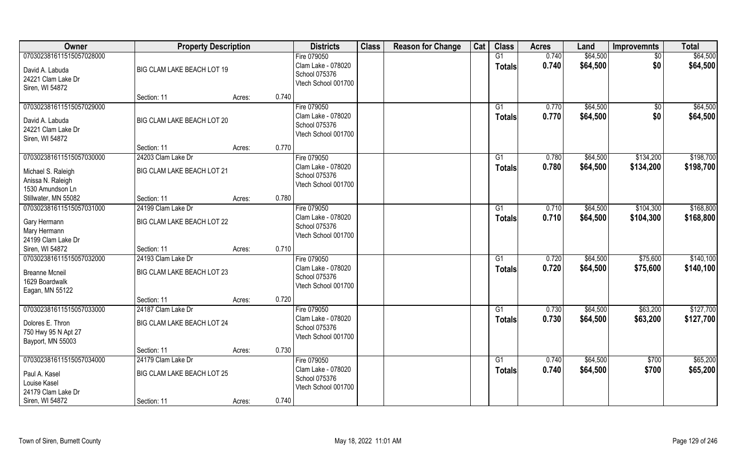| Owner | Property Description | | | Districts | Class | Reason for Change | Cat | Class | Acres | Land | Improvemnts | Total |
|---|---|---|---|---|---|---|---|---|---|---|---|---|
| 070302381611515057028000<br>David A. Labuda<br>24221 Clam Lake Dr<br>Siren, WI 54872 | BIG CLAM LAKE BEACH LOT 19<br>Section: 11 | Acres: | 0.740 | Fire 079050<br>Clam Lake - 078020<br>School 075376<br>Vtech School 001700 | | | | G1<br>Totals | 0.740<br>0.740 | $64,500<br>$64,500 | $0<br>$0 | $64,500<br>$64,500 |
| 070302381611515057029000<br>David A. Labuda<br>24221 Clam Lake Dr<br>Siren, WI 54872 | BIG CLAM LAKE BEACH LOT 20<br>Section: 11 | Acres: | 0.770 | Fire 079050<br>Clam Lake - 078020<br>School 075376<br>Vtech School 001700 | | | | G1<br>Totals | 0.770<br>0.770 | $64,500<br>$64,500 | $0<br>$0 | $64,500<br>$64,500 |
| 070302381611515057030000<br>Michael S. Raleigh<br>Anissa N. Raleigh<br>1530 Amundson Ln<br>Stillwater, MN 55082 | 24203 Clam Lake Dr<br>BIG CLAM LAKE BEACH LOT 21<br>Section: 11 | Acres: | 0.780 | Fire 079050<br>Clam Lake - 078020<br>School 075376<br>Vtech School 001700 | | | | G1<br>Totals | 0.780<br>0.780 | $64,500<br>$64,500 | $134,200<br>$134,200 | $198,700<br>$198,700 |
| 070302381611515057031000<br>Gary Hermann<br>Mary Hermann<br>24199 Clam Lake Dr<br>Siren, WI 54872 | 24199 Clam Lake Dr<br>BIG CLAM LAKE BEACH LOT 22<br>Section: 11 | Acres: | 0.710 | Fire 079050<br>Clam Lake - 078020<br>School 075376<br>Vtech School 001700 | | | | G1<br>Totals | 0.710<br>0.710 | $64,500<br>$64,500 | $104,300<br>$104,300 | $168,800<br>$168,800 |
| 070302381611515057032000<br>Breanne Mcneil<br>1629 Boardwalk<br>Eagan, MN 55122 | 24193 Clam Lake Dr<br>BIG CLAM LAKE BEACH LOT 23<br>Section: 11 | Acres: | 0.720 | Fire 079050<br>Clam Lake - 078020<br>School 075376<br>Vtech School 001700 | | | | G1<br>Totals | 0.720<br>0.720 | $64,500<br>$64,500 | $75,600<br>$75,600 | $140,100<br>$140,100 |
| 070302381611515057033000<br>Dolores E. Thron<br>750 Hwy 95 N Apt 27<br>Bayport, MN 55003 | 24187 Clam Lake Dr<br>BIG CLAM LAKE BEACH LOT 24<br>Section: 11 | Acres: | 0.730 | Fire 079050<br>Clam Lake - 078020<br>School 075376<br>Vtech School 001700 | | | | G1<br>Totals | 0.730<br>0.730 | $64,500<br>$64,500 | $63,200<br>$63,200 | $127,700<br>$127,700 |
| 070302381611515057034000<br>Paul A. Kasel<br>Louise Kasel<br>24179 Clam Lake Dr<br>Siren, WI 54872 | 24179 Clam Lake Dr<br>BIG CLAM LAKE BEACH LOT 25<br>Section: 11 | Acres: | 0.740 | Fire 079050<br>Clam Lake - 078020<br>School 075376<br>Vtech School 001700 | | | | G1<br>Totals | 0.740<br>0.740 | $64,500<br>$64,500 | $700<br>$700 | $65,200<br>$65,200 |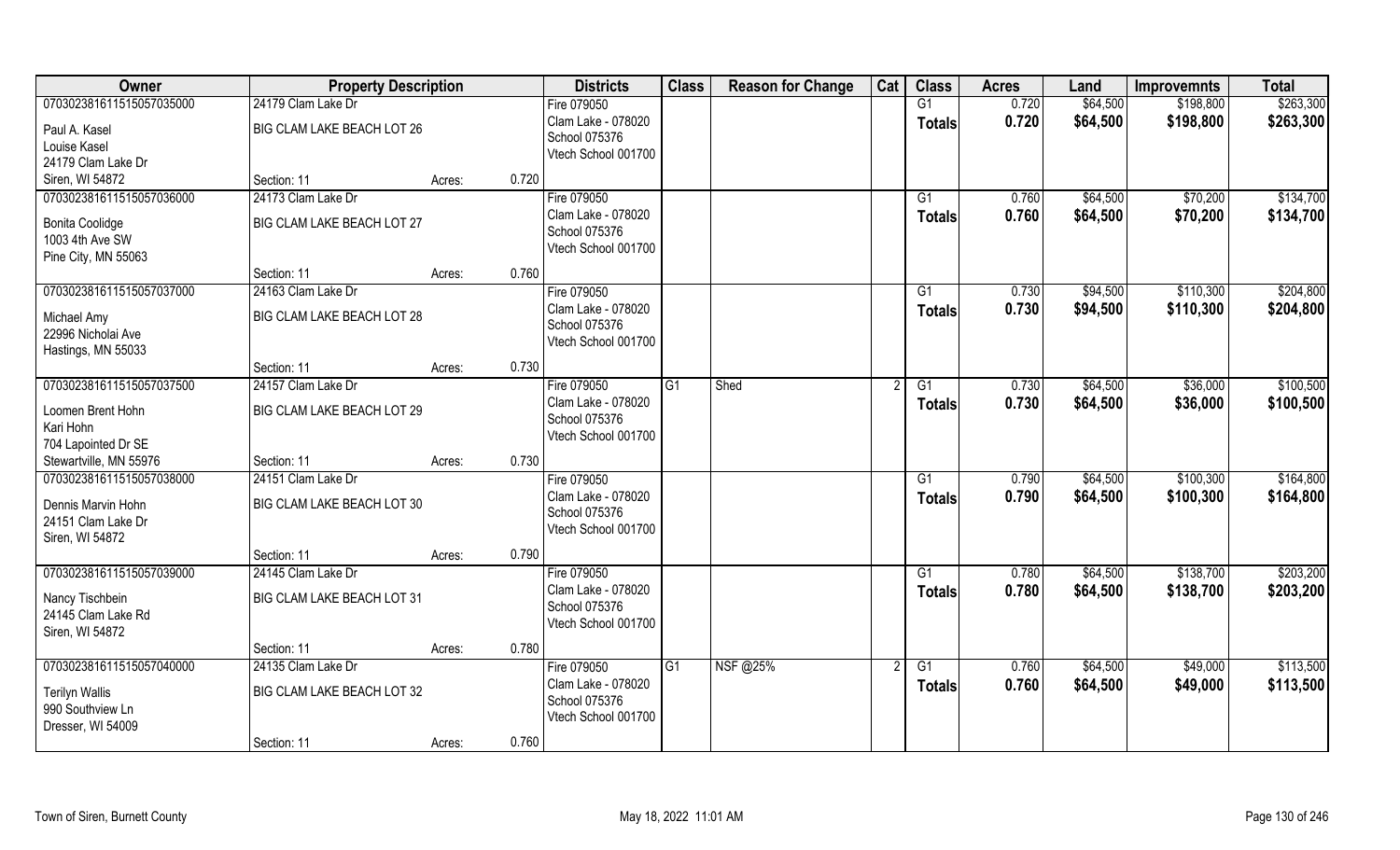| Owner | Property Description | | | Districts | Class | Reason for Change | Cat | Class | Acres | Land | Improvemnts | Total |
|---|---|---|---|---|---|---|---|---|---|---|---|---|
| 070302381611515057035000 | 24179 Clam Lake Dr | | | Fire 079050 | | | | G1 | 0.720 | $64,500 | $198,800 | $263,300 |
| Paul A. Kasel<br>Louise Kasel<br>24179 Clam Lake Dr<br>Siren, WI 54872 | BIG CLAM LAKE BEACH LOT 26 | | | Clam Lake - 078020<br>School 075376<br>Vtech School 001700 | | | | **Totals** | **0.720** | **$64,500** | **$198,800** | **$263,300** |
| | Section: 11 | Acres: | 0.720 | | | | | | | | | |
| 070302381611515057036000 | 24173 Clam Lake Dr | | | Fire 079050 | | | | G1 | 0.760 | $64,500 | $70,200 | $134,700 |
| Bonita Coolidge<br>1003 4th Ave SW<br>Pine City, MN 55063 | BIG CLAM LAKE BEACH LOT 27 | | | Clam Lake - 078020<br>School 075376<br>Vtech School 001700 | | | | **Totals** | **0.760** | **$64,500** | **$70,200** | **$134,700** |
| | Section: 11 | Acres: | 0.760 | | | | | | | | | |
| 070302381611515057037000 | 24163 Clam Lake Dr | | | Fire 079050 | | | | G1 | 0.730 | $94,500 | $110,300 | $204,800 |
| Michael Amy<br>22996 Nicholai Ave<br>Hastings, MN 55033 | BIG CLAM LAKE BEACH LOT 28 | | | Clam Lake - 078020<br>School 075376<br>Vtech School 001700 | | | | **Totals** | **0.730** | **$94,500** | **$110,300** | **$204,800** |
| | Section: 11 | Acres: | 0.730 | | | | | | | | | |
| 070302381611515057037500 | 24157 Clam Lake Dr | | | Fire 079050 | G1 | Shed | 2 | G1 | 0.730 | $64,500 | $36,000 | $100,500 |
| Loomen Brent Hohn<br>Kari Hohn<br>704 Lapointed Dr SE<br>Stewartville, MN 55976 | BIG CLAM LAKE BEACH LOT 29 | | | Clam Lake - 078020<br>School 075376<br>Vtech School 001700 | | | | **Totals** | **0.730** | **$64,500** | **$36,000** | **$100,500** |
| | Section: 11 | Acres: | 0.730 | | | | | | | | | |
| 070302381611515057038000 | 24151 Clam Lake Dr | | | Fire 079050 | | | | G1 | 0.790 | $64,500 | $100,300 | $164,800 |
| Dennis Marvin Hohn<br>24151 Clam Lake Dr<br>Siren, WI 54872 | BIG CLAM LAKE BEACH LOT 30 | | | Clam Lake - 078020<br>School 075376<br>Vtech School 001700 | | | | **Totals** | **0.790** | **$64,500** | **$100,300** | **$164,800** |
| | Section: 11 | Acres: | 0.790 | | | | | | | | | |
| 070302381611515057039000 | 24145 Clam Lake Dr | | | Fire 079050 | | | | G1 | 0.780 | $64,500 | $138,700 | $203,200 |
| Nancy Tischbein<br>24145 Clam Lake Rd<br>Siren, WI 54872 | BIG CLAM LAKE BEACH LOT 31 | | | Clam Lake - 078020<br>School 075376<br>Vtech School 001700 | | | | **Totals** | **0.780** | **$64,500** | **$138,700** | **$203,200** |
| | Section: 11 | Acres: | 0.780 | | | | | | | | | |
| 070302381611515057040000 | 24135 Clam Lake Dr | | | Fire 079050 | G1 | NSF @25% | 2 | G1 | 0.760 | $64,500 | $49,000 | $113,500 |
| Terilyn Wallis<br>990 Southview Ln<br>Dresser, WI 54009 | BIG CLAM LAKE BEACH LOT 32 | | | Clam Lake - 078020<br>School 075376<br>Vtech School 001700 | | | | **Totals** | **0.760** | **$64,500** | **$49,000** | **$113,500** |
| | Section: 11 | Acres: | 0.760 | | | | | | | | | |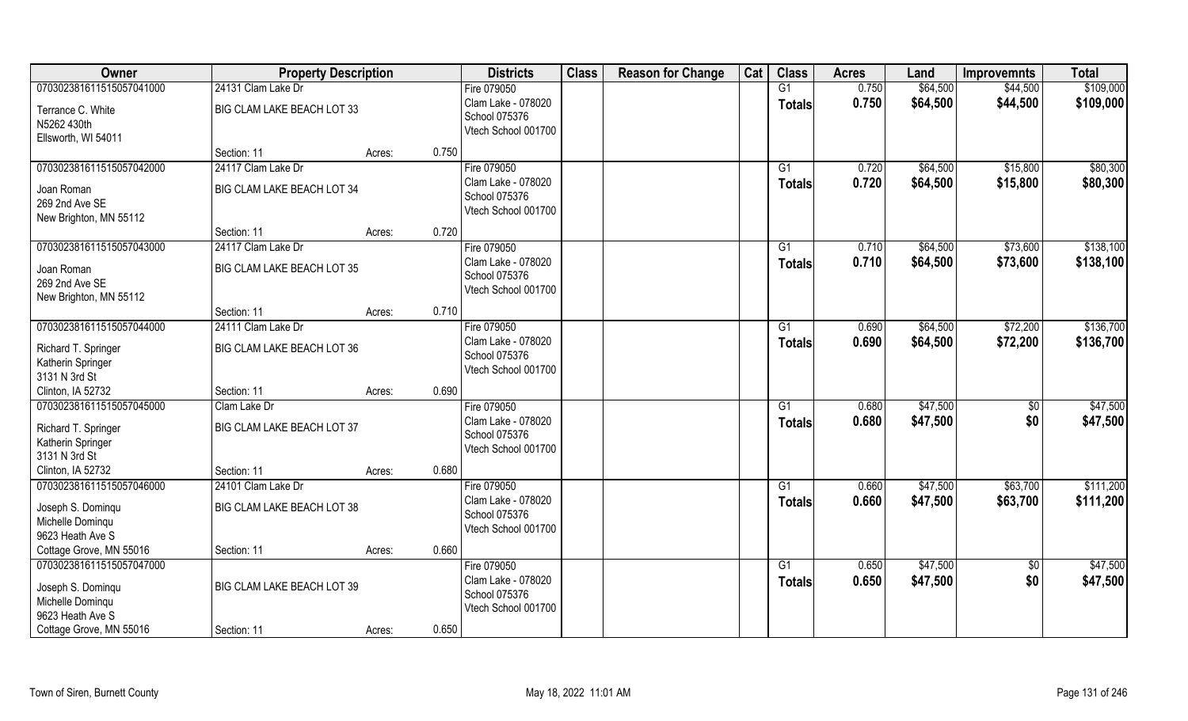| Owner | Property Description | | | Districts | Class | Reason for Change | Cat | Class | Acres | Land | Improvemnts | Total |
|---|---|---|---|---|---|---|---|---|---|---|---|---|
| 070302381611515057041000 | 24131 Clam Lake Dr | | | Fire 079050 | | | | G1 | 0.750 | $64,500 | $44,500 | $109,000 |
| Terrance C. White<br>N5262 430th<br>Ellsworth, WI 54011 | BIG CLAM LAKE BEACH LOT 33 | | | Clam Lake - 078020<br>School 075376<br>Vtech School 001700 | | | | Totals | 0.750 | $64,500 | $44,500 | $109,000 |
| | Section: 11 | Acres: | 0.750 | | | | | | | | | |
| 070302381611515057042000 | 24117 Clam Lake Dr | | | Fire 079050 | | | | G1 | 0.720 | $64,500 | $15,800 | $80,300 |
| Joan Roman<br>269 2nd Ave SE<br>New Brighton, MN 55112 | BIG CLAM LAKE BEACH LOT 34 | | | Clam Lake - 078020<br>School 075376<br>Vtech School 001700 | | | | Totals | 0.720 | $64,500 | $15,800 | $80,300 |
| | Section: 11 | Acres: | 0.720 | | | | | | | | | |
| 070302381611515057043000 | 24117 Clam Lake Dr | | | Fire 079050 | | | | G1 | 0.710 | $64,500 | $73,600 | $138,100 |
| Joan Roman<br>269 2nd Ave SE<br>New Brighton, MN 55112 | BIG CLAM LAKE BEACH LOT 35 | | | Clam Lake - 078020<br>School 075376<br>Vtech School 001700 | | | | Totals | 0.710 | $64,500 | $73,600 | $138,100 |
| | Section: 11 | Acres: | 0.710 | | | | | | | | | |
| 070302381611515057044000 | 24111 Clam Lake Dr | | | Fire 079050 | | | | G1 | 0.690 | $64,500 | $72,200 | $136,700 |
| Richard T. Springer<br>Katherin Springer<br>3131 N 3rd St<br>Clinton, IA 52732 | BIG CLAM LAKE BEACH LOT 36 | | | Clam Lake - 078020<br>School 075376<br>Vtech School 001700 | | | | Totals | 0.690 | $64,500 | $72,200 | $136,700 |
| | Section: 11 | Acres: | 0.690 | | | | | | | | | |
| 070302381611515057045000 | Clam Lake Dr | | | Fire 079050 | | | | G1 | 0.680 | $47,500 | $0 | $47,500 |
| Richard T. Springer<br>Katherin Springer<br>3131 N 3rd St<br>Clinton, IA 52732 | BIG CLAM LAKE BEACH LOT 37 | | | Clam Lake - 078020<br>School 075376<br>Vtech School 001700 | | | | Totals | 0.680 | $47,500 | $0 | $47,500 |
| | Section: 11 | Acres: | 0.680 | | | | | | | | | |
| 070302381611515057046000 | 24101 Clam Lake Dr | | | Fire 079050 | | | | G1 | 0.660 | $47,500 | $63,700 | $111,200 |
| Joseph S. Dominqu<br>Michelle Dominqu<br>9623 Heath Ave S<br>Cottage Grove, MN 55016 | BIG CLAM LAKE BEACH LOT 38 | | | Clam Lake - 078020<br>School 075376<br>Vtech School 001700 | | | | Totals | 0.660 | $47,500 | $63,700 | $111,200 |
| | Section: 11 | Acres: | 0.660 | | | | | | | | | |
| 070302381611515057047000 | | | | Fire 079050 | | | | G1 | 0.650 | $47,500 | $0 | $47,500 |
| Joseph S. Dominqu<br>Michelle Dominqu<br>9623 Heath Ave S<br>Cottage Grove, MN 55016 | BIG CLAM LAKE BEACH LOT 39 | | | Clam Lake - 078020<br>School 075376<br>Vtech School 001700 | | | | Totals | 0.650 | $47,500 | $0 | $47,500 |
| | Section: 11 | Acres: | 0.650 | | | | | | | | | |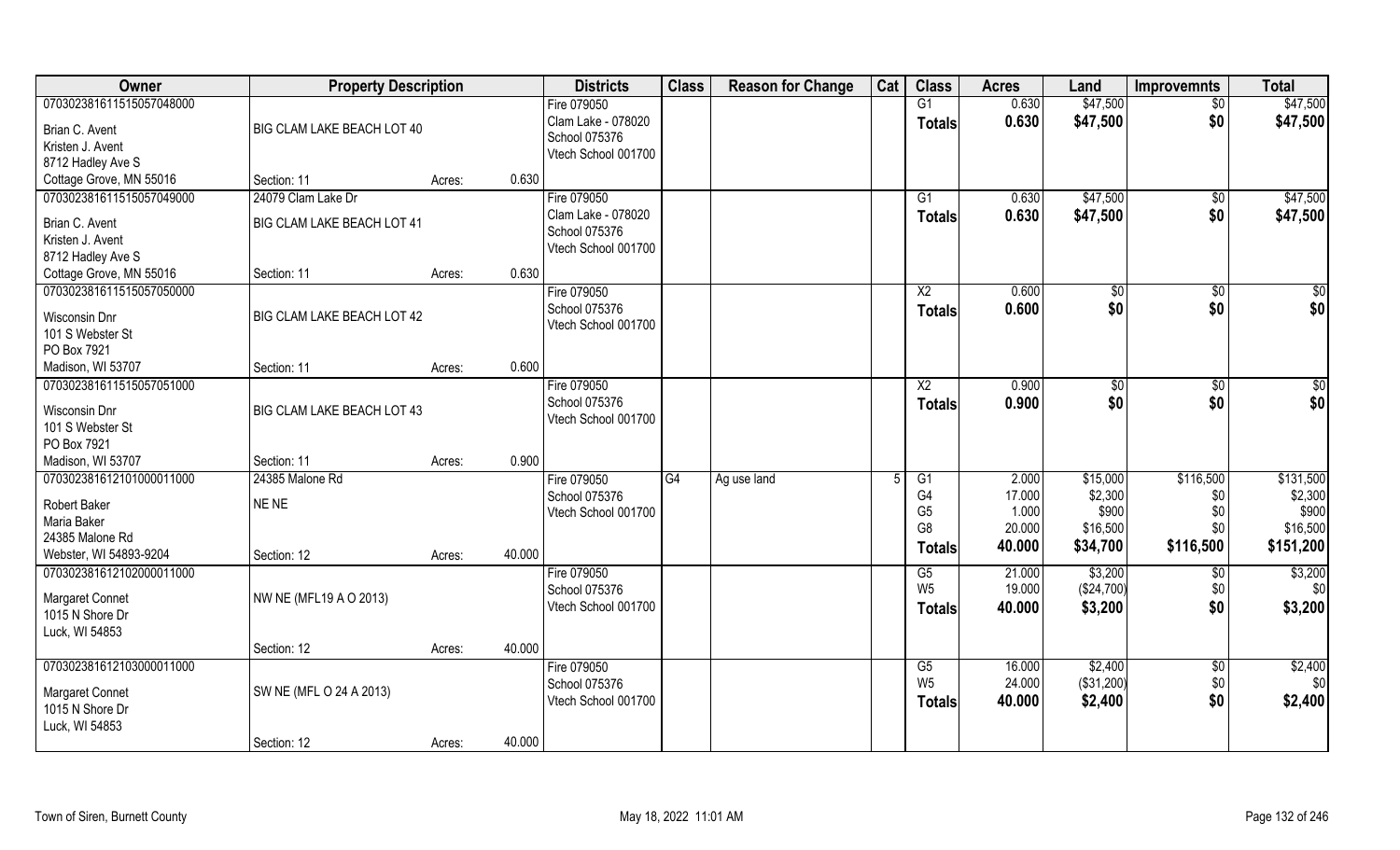| Owner | Property Description | | | Districts | Class | Reason for Change | Cat | Class | Acres | Land | Improvemnts | Total |
|---|---|---|---|---|---|---|---|---|---|---|---|---|
| 070302381611515057048000 | | | | Fire 079050 | | | | G1 | 0.630 | $47,500 | $0 | $47,500 |
| Brian C. Avent | BIG CLAM LAKE BEACH LOT 40 | | | Clam Lake - 078020 | | | | **Totals** | **0.630** | **$47,500** | **$0** | **$47,500** |
| Kristen J. Avent | | | | School 075376 | | | | | | | | |
| 8712 Hadley Ave S | | | | Vtech School 001700 | | | | | | | | |
| Cottage Grove, MN 55016 | Section: 11 | Acres: | 0.630 | | | | | | | | | |
| 070302381611515057049000 | 24079 Clam Lake Dr | | | Fire 079050 | | | | G1 | 0.630 | $47,500 | $0 | $47,500 |
| Brian C. Avent | BIG CLAM LAKE BEACH LOT 41 | | | Clam Lake - 078020 | | | | **Totals** | **0.630** | **$47,500** | **$0** | **$47,500** |
| Kristen J. Avent | | | | School 075376 | | | | | | | | |
| 8712 Hadley Ave S | | | | Vtech School 001700 | | | | | | | | |
| Cottage Grove, MN 55016 | Section: 11 | Acres: | 0.630 | | | | | | | | | |
| 070302381611515057050000 | | | | Fire 079050 | | | | X2 | 0.600 | $0 | $0 | $0 |
| Wisconsin Dnr | BIG CLAM LAKE BEACH LOT 42 | | | School 075376 | | | | **Totals** | **0.600** | **$0** | **$0** | **$0** |
| 101 S Webster St | | | | Vtech School 001700 | | | | | | | | |
| PO Box 7921 | | | | | | | | | | | | |
| Madison, WI 53707 | Section: 11 | Acres: | 0.600 | | | | | | | | | |
| 070302381611515057051000 | | | | Fire 079050 | | | | X2 | 0.900 | $0 | $0 | $0 |
| Wisconsin Dnr | BIG CLAM LAKE BEACH LOT 43 | | | School 075376 | | | | **Totals** | **0.900** | **$0** | **$0** | **$0** |
| 101 S Webster St | | | | Vtech School 001700 | | | | | | | | |
| PO Box 7921 | | | | | | | | | | | | |
| Madison, WI 53707 | Section: 11 | Acres: | 0.900 | | | | | | | | | |
| 070302381612101000011000 | 24385 Malone Rd | | | Fire 079050 | G4 | Ag use land | 5 | G1 | 2.000 | $15,000 | $116,500 | $131,500 |
| Robert Baker | NE NE | | | School 075376 | | | | G4 | 17.000 | $2,300 | $0 | $2,300 |
| Maria Baker | | | | Vtech School 001700 | | | | G5 | 1.000 | $900 | $0 | $900 |
| 24385 Malone Rd | | | | | | | | G8 | 20.000 | $16,500 | $0 | $16,500 |
| Webster, WI 54893-9204 | Section: 12 | Acres: | 40.000 | | | | | **Totals** | **40.000** | **$34,700** | **$116,500** | **$151,200** |
| 070302381612102000011000 | | | | Fire 079050 | | | | G5 | 21.000 | $3,200 | $0 | $3,200 |
| Margaret Connet | NW NE (MFL19 A O 2013) | | | School 075376 | | | | W5 | 19.000 | ($24,700) | $0 | $0 |
| 1015 N Shore Dr | | | | Vtech School 001700 | | | | **Totals** | **40.000** | **$3,200** | **$0** | **$3,200** |
| Luck, WI 54853 | | | | | | | | | | | | |
| | Section: 12 | Acres: | 40.000 | | | | | | | | | |
| 070302381612103000011000 | | | | Fire 079050 | | | | G5 | 16.000 | $2,400 | $0 | $2,400 |
| Margaret Connet | SW NE (MFL O 24 A 2013) | | | School 075376 | | | | W5 | 24.000 | ($31,200) | $0 | $0 |
| 1015 N Shore Dr | | | | Vtech School 001700 | | | | **Totals** | **40.000** | **$2,400** | **$0** | **$2,400** |
| Luck, WI 54853 | | | | | | | | | | | | |
| | Section: 12 | Acres: | 40.000 | | | | | | | | | |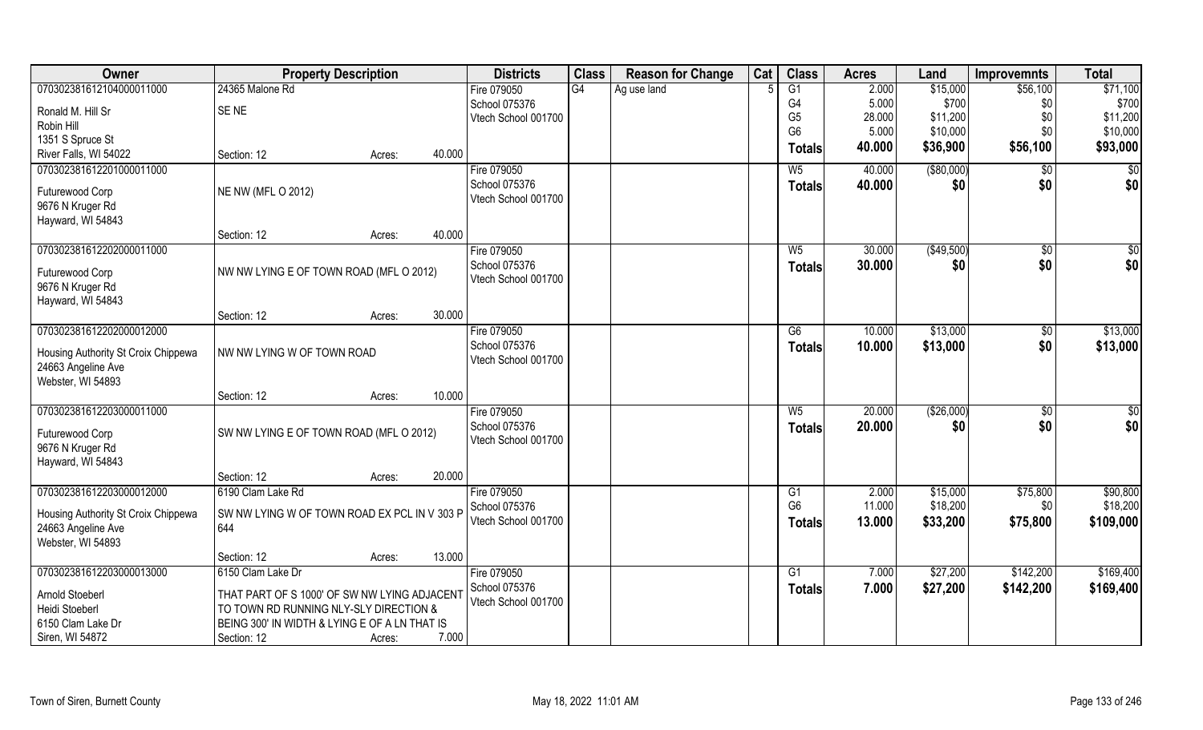| Owner | Property Description | | Districts | Class | Reason for Change | Cat | Class | Acres | Land | Improvemnts | Total |
|---|---|---|---|---|---|---|---|---|---|---|---|
| 070302381612104000011000 | 24365 Malone Rd | | Fire 079050 | G4 | Ag use land | 5 | G1 | 2.000 | $15,000 | $56,100 | $71,100 |
| Ronald M. Hill Sr | SE NE | | School 075376 | | | | G4 | 5.000 | $700 | $0 | $700 |
| Robin Hill | | | Vtech School 001700 | | | | G5 | 28.000 | $11,200 | $0 | $11,200 |
| 1351 S Spruce St | | | | | | | G6 | 5.000 | $10,000 | $0 | $10,000 |
| River Falls, WI 54022 | Section: 12 | Acres: 40.000 | | | | | **Totals** | **40.000** | **$36,900** | **$56,100** | **$93,000** |
| 070302381612201000011000 | | | Fire 079050 | | | | W5 | 40.000 | ($80,000) | $0 | $0 |
| Futurewood Corp | NE NW (MFL O 2012) | | School 075376 | | | | **Totals** | **40.000** | **$0** | **$0** | **$0** |
| 9676 N Kruger Rd | | | Vtech School 001700 | | | | | | | | |
| Hayward, WI 54843 | | | | | | | | | | | |
| | Section: 12 | Acres: 40.000 | | | | | | | | | |
| 070302381612202000011000 | | | Fire 079050 | | | | W5 | 30.000 | ($49,500) | $0 | $0 |
| Futurewood Corp | NW NW LYING E OF TOWN ROAD (MFL O 2012) | | School 075376 | | | | **Totals** | **30.000** | **$0** | **$0** | **$0** |
| 9676 N Kruger Rd | | | Vtech School 001700 | | | | | | | | |
| Hayward, WI 54843 | | | | | | | | | | | |
| | Section: 12 | Acres: 30.000 | | | | | | | | | |
| 070302381612202000012000 | | | Fire 079050 | | | | G6 | 10.000 | $13,000 | $0 | $13,000 |
| Housing Authority St Croix Chippewa | NW NW LYING W OF TOWN ROAD | | School 075376 | | | | **Totals** | **10.000** | **$13,000** | **$0** | **$13,000** |
| 24663 Angeline Ave | | | Vtech School 001700 | | | | | | | | |
| Webster, WI 54893 | | | | | | | | | | | |
| | Section: 12 | Acres: 10.000 | | | | | | | | | |
| 070302381612203000011000 | | | Fire 079050 | | | | W5 | 20.000 | ($26,000) | $0 | $0 |
| Futurewood Corp | SW NW LYING E OF TOWN ROAD (MFL O 2012) | | School 075376 | | | | **Totals** | **20.000** | **$0** | **$0** | **$0** |
| 9676 N Kruger Rd | | | Vtech School 001700 | | | | | | | | |
| Hayward, WI 54843 | | | | | | | | | | | |
| | Section: 12 | Acres: 20.000 | | | | | | | | | |
| 070302381612203000012000 | 6190 Clam Lake Rd | | Fire 079050 | | | | G1 | 2.000 | $15,000 | $75,800 | $90,800 |
| Housing Authority St Croix Chippewa | SW NW LYING W OF TOWN ROAD EX PCL IN V 303 P 644 | | School 075376 | | | | G6 | 11.000 | $18,200 | $0 | $18,200 |
| 24663 Angeline Ave | | | Vtech School 001700 | | | | **Totals** | **13.000** | **$33,200** | **$75,800** | **$109,000** |
| Webster, WI 54893 | | | | | | | | | | | |
| | Section: 12 | Acres: 13.000 | | | | | | | | | |
| 070302381612203000013000 | 6150 Clam Lake Dr | | Fire 079050 | | | | G1 | 7.000 | $27,200 | $142,200 | $169,400 |
| Arnold Stoeberl | THAT PART OF S 1000' OF SW NW LYING ADJACENT TO TOWN RD RUNNING NLY-SLY DIRECTION & BEING 300' IN WIDTH & LYING E OF A LN THAT IS | | School 075376 | | | | **Totals** | **7.000** | **$27,200** | **$142,200** | **$169,400** |
| Heidi Stoeberl | | | Vtech School 001700 | | | | | | | | |
| 6150 Clam Lake Dr | | | | | | | | | | | |
| Siren, WI 54872 | Section: 12 | Acres: 7.000 | | | | | | | | | |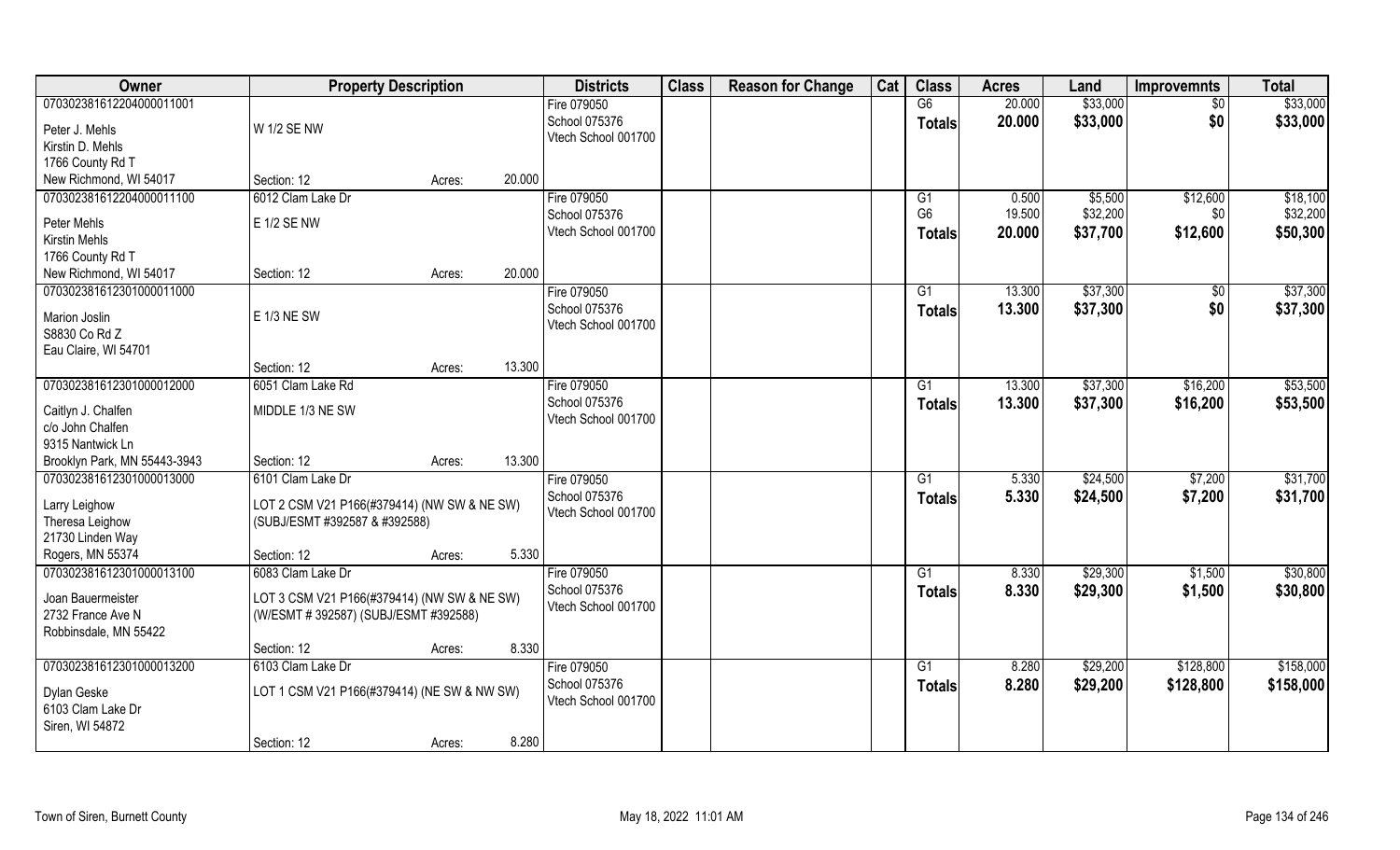| Owner | Property Description | | Districts | Class | Reason for Change | Cat | Class | Acres | Land | Improvemnts | Total |
|---|---|---|---|---|---|---|---|---|---|---|---|
| 070302381612204000011001 | | | Fire 079050 | | | | G6 | 20.000 | $33,000 | $0 | $33,000 |
| Peter J. Mehls | W 1/2 SE NW | | School 075376 | | | | Totals | 20.000 | $33,000 | $0 | $33,000 |
| Kirstin D. Mehls | | | Vtech School 001700 | | | | | | | | |
| 1766 County Rd T | | | | | | | | | | | |
| New Richmond, WI 54017 | Section: 12 | Acres: 20.000 | | | | | | | | | |
| 070302381612204000011100 | 6012 Clam Lake Dr | | Fire 079050 | | | | G1 | 0.500 | $5,500 | $12,600 | $18,100 |
| Peter Mehls | E 1/2 SE NW | | School 075376 | | | | G6 | 19.500 | $32,200 | $0 | $32,200 |
| Kirstin Mehls | | | Vtech School 001700 | | | | Totals | 20.000 | $37,700 | $12,600 | $50,300 |
| 1766 County Rd T | | | | | | | | | | | |
| New Richmond, WI 54017 | Section: 12 | Acres: 20.000 | | | | | | | | | |
| 070302381612301000011000 | | | Fire 079050 | | | | G1 | 13.300 | $37,300 | $0 | $37,300 |
| Marion Joslin | E 1/3 NE SW | | School 075376 | | | | Totals | 13.300 | $37,300 | $0 | $37,300 |
| S8830 Co Rd Z | | | Vtech School 001700 | | | | | | | | |
| Eau Claire, WI 54701 | | | | | | | | | | | |
| | Section: 12 | Acres: 13.300 | | | | | | | | | |
| 070302381612301000012000 | 6051 Clam Lake Rd | | Fire 079050 | | | | G1 | 13.300 | $37,300 | $16,200 | $53,500 |
| Caitlyn J. Chalfen | MIDDLE 1/3 NE SW | | School 075376 | | | | Totals | 13.300 | $37,300 | $16,200 | $53,500 |
| c/o John Chalfen | | | Vtech School 001700 | | | | | | | | |
| 9315 Nantwick Ln | | | | | | | | | | | |
| Brooklyn Park, MN 55443-3943 | Section: 12 | Acres: 13.300 | | | | | | | | | |
| 070302381612301000013000 | 6101 Clam Lake Dr | | Fire 079050 | | | | G1 | 5.330 | $24,500 | $7,200 | $31,700 |
| Larry Leighow | LOT 2 CSM V21 P166(#379414) (NW SW & NE SW) | | School 075376 | | | | Totals | 5.330 | $24,500 | $7,200 | $31,700 |
| Theresa Leighow | (SUBJ/ESMT #392587 & #392588) | | Vtech School 001700 | | | | | | | | |
| 21730 Linden Way | | | | | | | | | | | |
| Rogers, MN 55374 | Section: 12 | Acres: 5.330 | | | | | | | | | |
| 070302381612301000013100 | 6083 Clam Lake Dr | | Fire 079050 | | | | G1 | 8.330 | $29,300 | $1,500 | $30,800 |
| Joan Bauermeister | LOT 3 CSM V21 P166(#379414) (NW SW & NE SW) | | School 075376 | | | | Totals | 8.330 | $29,300 | $1,500 | $30,800 |
| 2732 France Ave N | (W/ESMT # 392587) (SUBJ/ESMT #392588) | | Vtech School 001700 | | | | | | | | |
| Robbinsdale, MN 55422 | | | | | | | | | | | |
| | Section: 12 | Acres: 8.330 | | | | | | | | | |
| 070302381612301000013200 | 6103 Clam Lake Dr | | Fire 079050 | | | | G1 | 8.280 | $29,200 | $128,800 | $158,000 |
| Dylan Geske | LOT 1 CSM V21 P166(#379414) (NE SW & NW SW) | | School 075376 | | | | Totals | 8.280 | $29,200 | $128,800 | $158,000 |
| 6103 Clam Lake Dr | | | Vtech School 001700 | | | | | | | | |
| Siren, WI 54872 | | | | | | | | | | | |
| | Section: 12 | Acres: 8.280 | | | | | | | | | |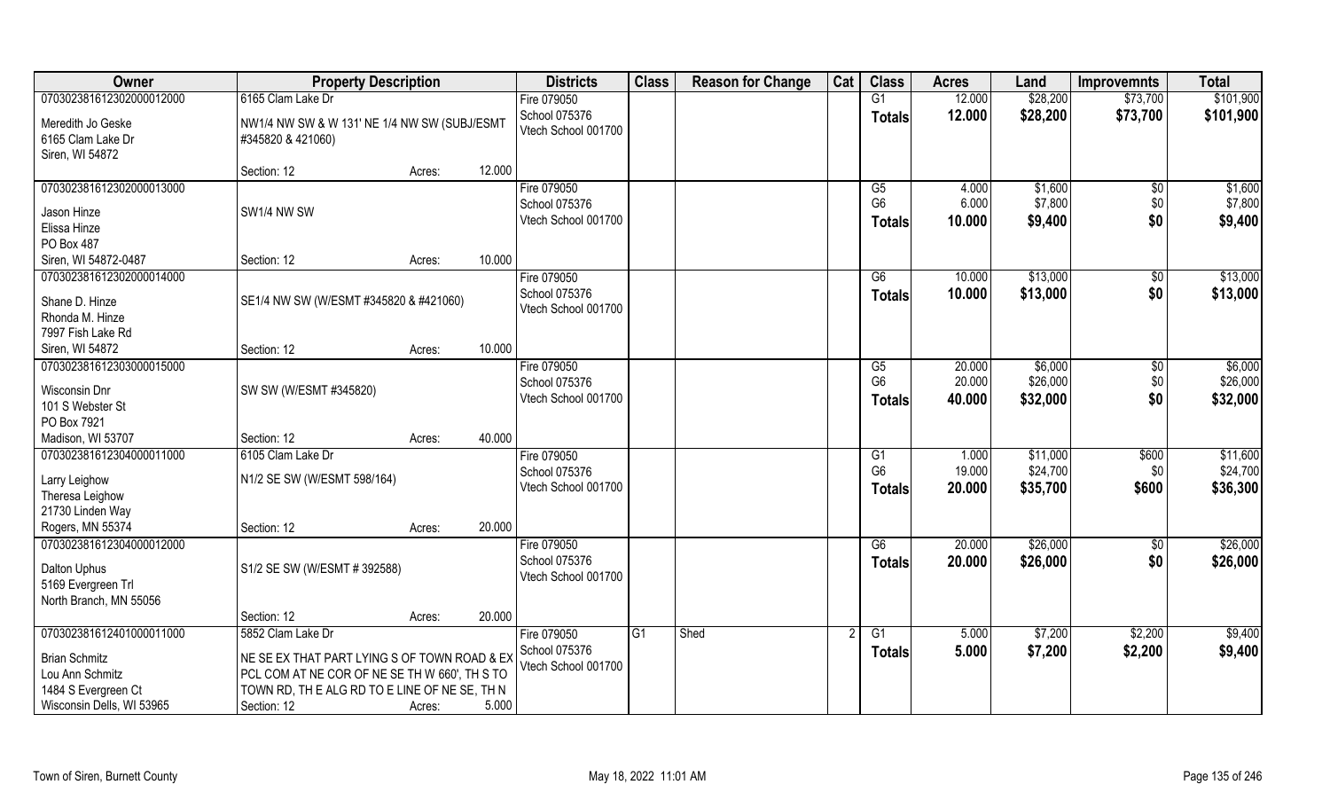| Owner | Property Description | | | Districts | Class | Reason for Change | Cat | Class | Acres | Land | Improvemnts | Total |
|---|---|---|---|---|---|---|---|---|---|---|---|---|
| 070302381612302000012000 | 6165 Clam Lake Dr | | | Fire 079050 | | | | G1 | 12.000 | $28,200 | $73,700 | $101,900 |
| Meredith Jo Geske<br>6165 Clam Lake Dr<br>Siren, WI 54872 | NW1/4 NW SW & W 131' NE 1/4 NW SW (SUBJ/ESMT #345820 & 421060) | | | School 075376<br>Vtech School 001700 | | | | Totals | 12.000 | $28,200 | $73,700 | $101,900 |
| | Section: 12 | Acres: | 12.000 | | | | | | | | | |
| 070302381612302000013000 | | | | Fire 079050 | | | | G5 | 4.000 | $1,600 | $0 | $1,600 |
| Jason Hinze<br>Elissa Hinze<br>PO Box 487<br>Siren, WI 54872-0487 | SW1/4 NW SW | | | School 075376<br>Vtech School 001700 | | | | G6 | 6.000 | $7,800 | $0 | $7,800 |
| | | | | | | | | Totals | 10.000 | $9,400 | $0 | $9,400 |
| | Section: 12 | Acres: | 10.000 | | | | | | | | | |
| 070302381612302000014000 | | | | Fire 079050 | | | | G6 | 10.000 | $13,000 | $0 | $13,000 |
| Shane D. Hinze<br>Rhonda M. Hinze<br>7997 Fish Lake Rd<br>Siren, WI 54872 | SE1/4 NW SW (W/ESMT #345820 & #421060) | | | School 075376<br>Vtech School 001700 | | | | Totals | 10.000 | $13,000 | $0 | $13,000 |
| | Section: 12 | Acres: | 10.000 | | | | | | | | | |
| 070302381612303000015000 | | | | Fire 079050 | | | | G5 | 20.000 | $6,000 | $0 | $6,000 |
| Wisconsin Dnr<br>101 S Webster St<br>PO Box 7921<br>Madison, WI 53707 | SW SW (W/ESMT #345820) | | | School 075376<br>Vtech School 001700 | | | | G6 | 20.000 | $26,000 | $0 | $26,000 |
| | | | | | | | | Totals | 40.000 | $32,000 | $0 | $32,000 |
| | Section: 12 | Acres: | 40.000 | | | | | | | | | |
| 070302381612304000011000 | 6105 Clam Lake Dr | | | Fire 079050 | | | | G1 | 1.000 | $11,000 | $600 | $11,600 |
| Larry Leighow<br>Theresa Leighow<br>21730 Linden Way<br>Rogers, MN 55374 | N1/2 SE SW (W/ESMT 598/164) | | | School 075376<br>Vtech School 001700 | | | | G6 | 19.000 | $24,700 | $0 | $24,700 |
| | | | | | | | | Totals | 20.000 | $35,700 | $600 | $36,300 |
| | Section: 12 | Acres: | 20.000 | | | | | | | | | |
| 070302381612304000012000 | | | | Fire 079050 | | | | G6 | 20.000 | $26,000 | $0 | $26,000 |
| Dalton Uphus<br>5169 Evergreen Trl<br>North Branch, MN 55056 | S1/2 SE SW (W/ESMT # 392588) | | | School 075376<br>Vtech School 001700 | | | | Totals | 20.000 | $26,000 | $0 | $26,000 |
| | Section: 12 | Acres: | 20.000 | | | | | | | | | |
| 070302381612401000011000 | 5852 Clam Lake Dr | | | Fire 079050 | G1 | Shed | 2 | G1 | 5.000 | $7,200 | $2,200 | $9,400 |
| Brian Schmitz<br>Lou Ann Schmitz<br>1484 S Evergreen Ct<br>Wisconsin Dells, WI 53965 | NE SE EX THAT PART LYING S OF TOWN ROAD & EX PCL COM AT NE COR OF NE SE TH W 660', TH S TO TOWN RD, TH E ALG RD TO E LINE OF NE SE, TH N | | | School 075376<br>Vtech School 001700 | | | | Totals | 5.000 | $7,200 | $2,200 | $9,400 |
| | Section: 12 | Acres: | 5.000 | | | | | | | | | |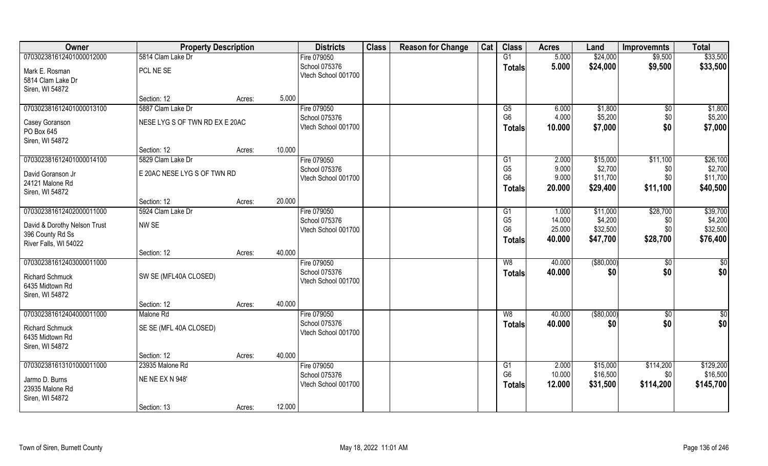| Owner | Property Description | | | Districts | Class | Reason for Change | Cat | Class | Acres | Land | Improvemnts | Total |
|---|---|---|---|---|---|---|---|---|---|---|---|---|
| 070302381612401000012000 | 5814 Clam Lake Dr | | | Fire 079050 | | | | G1 | 5.000 | $24,000 | $9,500 | $33,500 |
| Mark E. Rosman<br>5814 Clam Lake Dr<br>Siren, WI 54872 | PCL NE SE | | | School 075376<br>Vtech School 001700 | | | | **Totals** | **5.000** | **$24,000** | **$9,500** | **$33,500** |
| | Section: 12 | Acres: | 5.000 | | | | | | | | | |
| 070302381612401000013100 | 5887 Clam Lake Dr | | | Fire 079050 | | | | G5 | 6.000 | $1,800 | $0 | $1,800 |
| Casey Goranson<br>PO Box 645<br>Siren, WI 54872 | NESE LYG S OF TWN RD EX E 20AC | | | School 075376<br>Vtech School 001700 | | | | G6 | 4.000 | $5,200 | $0 | $5,200 |
| | | | | | | | | **Totals** | **10.000** | **$7,000** | **$0** | **$7,000** |
| | Section: 12 | Acres: | 10.000 | | | | | | | | | |
| 070302381612401000014100 | 5829 Clam Lake Dr | | | Fire 079050 | | | | G1 | 2.000 | $15,000 | $11,100 | $26,100 |
| David Goranson Jr<br>24121 Malone Rd<br>Siren, WI 54872 | E 20AC NESE LYG S OF TWN RD | | | School 075376<br>Vtech School 001700 | | | | G5 | 9.000 | $2,700 | $0 | $2,700 |
| | | | | | | | | G6 | 9.000 | $11,700 | $0 | $11,700 |
| | | | | | | | | **Totals** | **20.000** | **$29,400** | **$11,100** | **$40,500** |
| | Section: 12 | Acres: | 20.000 | | | | | | | | | |
| 070302381612402000011000 | 5924 Clam Lake Dr | | | Fire 079050 | | | | G1 | 1.000 | $11,000 | $28,700 | $39,700 |
| David & Dorothy Nelson Trust<br>396 County Rd Ss<br>River Falls, WI 54022 | NW SE | | | School 075376<br>Vtech School 001700 | | | | G5 | 14.000 | $4,200 | $0 | $4,200 |
| | | | | | | | | G6 | 25.000 | $32,500 | $0 | $32,500 |
| | | | | | | | | **Totals** | **40.000** | **$47,700** | **$28,700** | **$76,400** |
| | Section: 12 | Acres: | 40.000 | | | | | | | | | |
| 070302381612403000011000 | | | | Fire 079050 | | | | W8 | 40.000 | ($80,000) | $0 | $0 |
| Richard Schmuck<br>6435 Midtown Rd<br>Siren, WI 54872 | SW SE (MFL40A CLOSED) | | | School 075376<br>Vtech School 001700 | | | | **Totals** | **40.000** | **$0** | **$0** | **$0** |
| | Section: 12 | Acres: | 40.000 | | | | | | | | | |
| 070302381612404000011000 | Malone Rd | | | Fire 079050 | | | | W8 | 40.000 | ($80,000) | $0 | $0 |
| Richard Schmuck<br>6435 Midtown Rd<br>Siren, WI 54872 | SE SE (MFL 40A CLOSED) | | | School 075376<br>Vtech School 001700 | | | | **Totals** | **40.000** | **$0** | **$0** | **$0** |
| | Section: 12 | Acres: | 40.000 | | | | | | | | | |
| 070302381613101000011000 | 23935 Malone Rd | | | Fire 079050 | | | | G1 | 2.000 | $15,000 | $114,200 | $129,200 |
| Jarmo D. Burns<br>23935 Malone Rd<br>Siren, WI 54872 | NE NE EX N 948' | | | School 075376<br>Vtech School 001700 | | | | G6 | 10.000 | $16,500 | $0 | $16,500 |
| | | | | | | | | **Totals** | **12.000** | **$31,500** | **$114,200** | **$145,700** |
| | Section: 13 | Acres: | 12.000 | | | | | | | | | |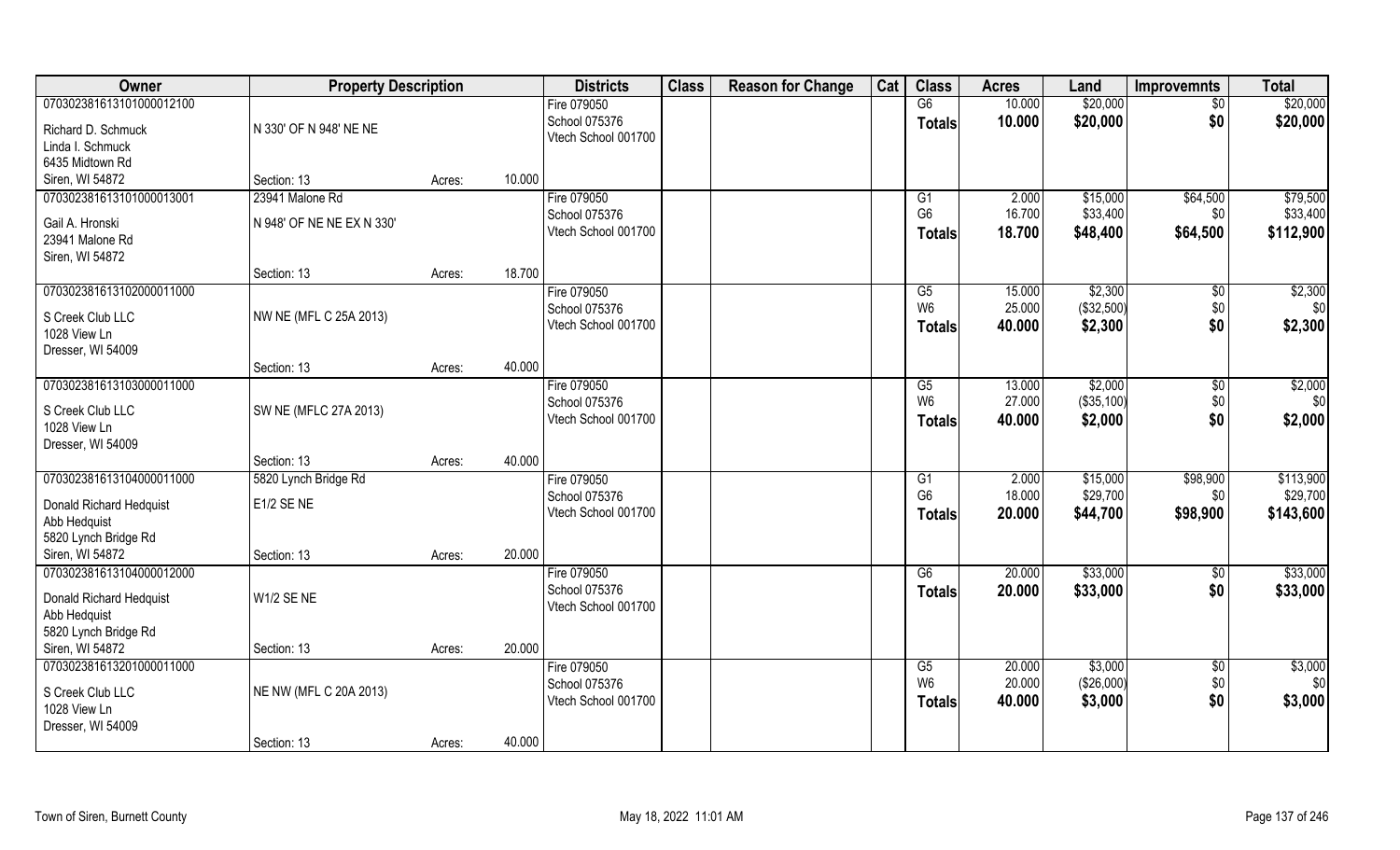| Owner | Property Description | | | Districts | Class | Reason for Change | Cat | Class | Acres | Land | Improvemnts | Total |
|---|---|---|---|---|---|---|---|---|---|---|---|---|
| 070302381613101000012100 | | | | Fire 079050 | | | | G6 | 10.000 | $20,000 | $0 | $20,000 |
| Richard D. Schmuck | N 330' OF N 948' NE NE | | | School 075376 | | | | Totals | 10.000 | $20,000 | $0 | $20,000 |
| Linda I. Schmuck | | | | Vtech School 001700 | | | | | | | | |
| 6435 Midtown Rd | | | | | | | | | | | | |
| Siren, WI 54872 | Section: 13 | Acres: | 10.000 | | | | | | | | | |
| 070302381613101000013001 | 23941 Malone Rd | | | Fire 079050 | | | | G1 | 2.000 | $15,000 | $64,500 | $79,500 |
| Gail A. Hronski | N 948' OF NE NE EX N 330' | | | School 075376 | | | | G6 | 16.700 | $33,400 | $0 | $33,400 |
| 23941 Malone Rd | | | | Vtech School 001700 | | | | Totals | 18.700 | $48,400 | $64,500 | $112,900 |
| Siren, WI 54872 | | | | | | | | | | | | |
| | Section: 13 | Acres: | 18.700 | | | | | | | | | |
| 070302381613102000011000 | | | | Fire 079050 | | | | G5 | 15.000 | $2,300 | $0 | $2,300 |
| S Creek Club LLC | NW NE (MFL C 25A 2013) | | | School 075376 | | | | W6 | 25.000 | ($32,500) | $0 | $0 |
| 1028 View Ln | | | | Vtech School 001700 | | | | Totals | 40.000 | $2,300 | $0 | $2,300 |
| Dresser, WI 54009 | | | | | | | | | | | | |
| | Section: 13 | Acres: | 40.000 | | | | | | | | | |
| 070302381613103000011000 | | | | Fire 079050 | | | | G5 | 13.000 | $2,000 | $0 | $2,000 |
| S Creek Club LLC | SW NE (MFLC 27A 2013) | | | School 075376 | | | | W6 | 27.000 | ($35,100) | $0 | $0 |
| 1028 View Ln | | | | Vtech School 001700 | | | | Totals | 40.000 | $2,000 | $0 | $2,000 |
| Dresser, WI 54009 | | | | | | | | | | | | |
| | Section: 13 | Acres: | 40.000 | | | | | | | | | |
| 070302381613104000011000 | 5820 Lynch Bridge Rd | | | Fire 079050 | | | | G1 | 2.000 | $15,000 | $98,900 | $113,900 |
| Donald Richard Hedquist | E1/2 SE NE | | | School 075376 | | | | G6 | 18.000 | $29,700 | $0 | $29,700 |
| Abb Hedquist | | | | Vtech School 001700 | | | | Totals | 20.000 | $44,700 | $98,900 | $143,600 |
| 5820 Lynch Bridge Rd | | | | | | | | | | | | |
| Siren, WI 54872 | Section: 13 | Acres: | 20.000 | | | | | | | | | |
| 070302381613104000012000 | | | | Fire 079050 | | | | G6 | 20.000 | $33,000 | $0 | $33,000 |
| Donald Richard Hedquist | W1/2 SE NE | | | School 075376 | | | | Totals | 20.000 | $33,000 | $0 | $33,000 |
| Abb Hedquist | | | | Vtech School 001700 | | | | | | | | |
| 5820 Lynch Bridge Rd | | | | | | | | | | | | |
| Siren, WI 54872 | Section: 13 | Acres: | 20.000 | | | | | | | | | |
| 070302381613201000011000 | | | | Fire 079050 | | | | G5 | 20.000 | $3,000 | $0 | $3,000 |
| S Creek Club LLC | NE NW (MFL C 20A 2013) | | | School 075376 | | | | W6 | 20.000 | ($26,000) | $0 | $0 |
| 1028 View Ln | | | | Vtech School 001700 | | | | Totals | 40.000 | $3,000 | $0 | $3,000 |
| Dresser, WI 54009 | | | | | | | | | | | | |
| | Section: 13 | Acres: | 40.000 | | | | | | | | | |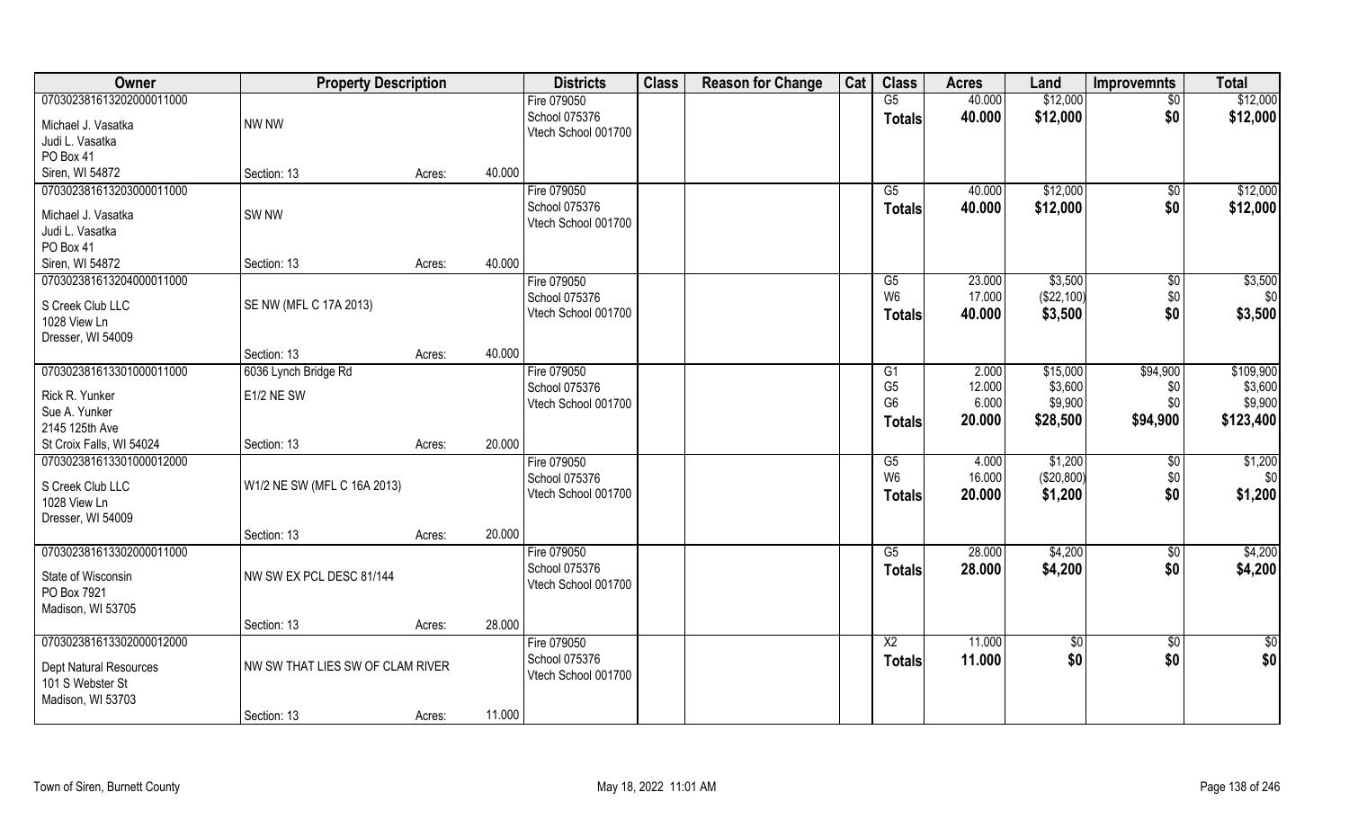| Owner | Property Description | | | Districts | Class | Reason for Change | Cat | Class | Acres | Land | Improvemnts | Total |
|---|---|---|---|---|---|---|---|---|---|---|---|---|
| 070302381613202000011000 | | | | Fire 079050 | | | | G5 | 40.000 | $12,000 | $0 | $12,000 |
| Michael J. Vasatka | NW NW | | | School 075376 | | | | Totals | 40.000 | $12,000 | $0 | $12,000 |
| Judi L. Vasatka | | | | Vtech School 001700 | | | | | | | | |
| PO Box 41 | | | | | | | | | | | | |
| Siren, WI 54872 | Section: 13 | Acres: | 40.000 | | | | | | | | | |
| 070302381613203000011000 | | | | Fire 079050 | | | | G5 | 40.000 | $12,000 | $0 | $12,000 |
| Michael J. Vasatka | SW NW | | | School 075376 | | | | Totals | 40.000 | $12,000 | $0 | $12,000 |
| Judi L. Vasatka | | | | Vtech School 001700 | | | | | | | | |
| PO Box 41 | | | | | | | | | | | | |
| Siren, WI 54872 | Section: 13 | Acres: | 40.000 | | | | | | | | | |
| 070302381613204000011000 | | | | Fire 079050 | | | | G5 | 23.000 | $3,500 | $0 | $3,500 |
| S Creek Club LLC | SE NW (MFL C 17A 2013) | | | School 075376 | | | | W6 | 17.000 | ($22,100) | $0 | $0 |
| 1028 View Ln | | | | Vtech School 001700 | | | | Totals | 40.000 | $3,500 | $0 | $3,500 |
| Dresser, WI 54009 | | | | | | | | | | | | |
| | Section: 13 | Acres: | 40.000 | | | | | | | | | |
| 070302381613301000011000 | 6036 Lynch Bridge Rd | | | Fire 079050 | | | | G1 | 2.000 | $15,000 | $94,900 | $109,900 |
| Rick R. Yunker | E1/2 NE SW | | | School 075376 | | | | G5 | 12.000 | $3,600 | $0 | $3,600 |
| Sue A. Yunker | | | | Vtech School 001700 | | | | G6 | 6.000 | $9,900 | $0 | $9,900 |
| 2145 125th Ave | | | | | | | | Totals | 20.000 | $28,500 | $94,900 | $123,400 |
| St Croix Falls, WI 54024 | Section: 13 | Acres: | 20.000 | | | | | | | | | |
| 070302381613301000012000 | | | | Fire 079050 | | | | G5 | 4.000 | $1,200 | $0 | $1,200 |
| S Creek Club LLC | W1/2 NE SW (MFL C 16A 2013) | | | School 075376 | | | | W6 | 16.000 | ($20,800) | $0 | $0 |
| 1028 View Ln | | | | Vtech School 001700 | | | | Totals | 20.000 | $1,200 | $0 | $1,200 |
| Dresser, WI 54009 | | | | | | | | | | | | |
| | Section: 13 | Acres: | 20.000 | | | | | | | | | |
| 070302381613302000011000 | | | | Fire 079050 | | | | G5 | 28.000 | $4,200 | $0 | $4,200 |
| State of Wisconsin | NW SW EX PCL DESC 81/144 | | | School 075376 | | | | Totals | 28.000 | $4,200 | $0 | $4,200 |
| PO Box 7921 | | | | Vtech School 001700 | | | | | | | | |
| Madison, WI 53705 | | | | | | | | | | | | |
| | Section: 13 | Acres: | 28.000 | | | | | | | | | |
| 070302381613302000012000 | | | | Fire 079050 | | | | X2 | 11.000 | $0 | $0 | $0 |
| Dept Natural Resources | NW SW THAT LIES SW OF CLAM RIVER | | | School 075376 | | | | Totals | 11.000 | $0 | $0 | $0 |
| 101 S Webster St | | | | Vtech School 001700 | | | | | | | | |
| Madison, WI 53703 | | | | | | | | | | | | |
| | Section: 13 | Acres: | 11.000 | | | | | | | | | |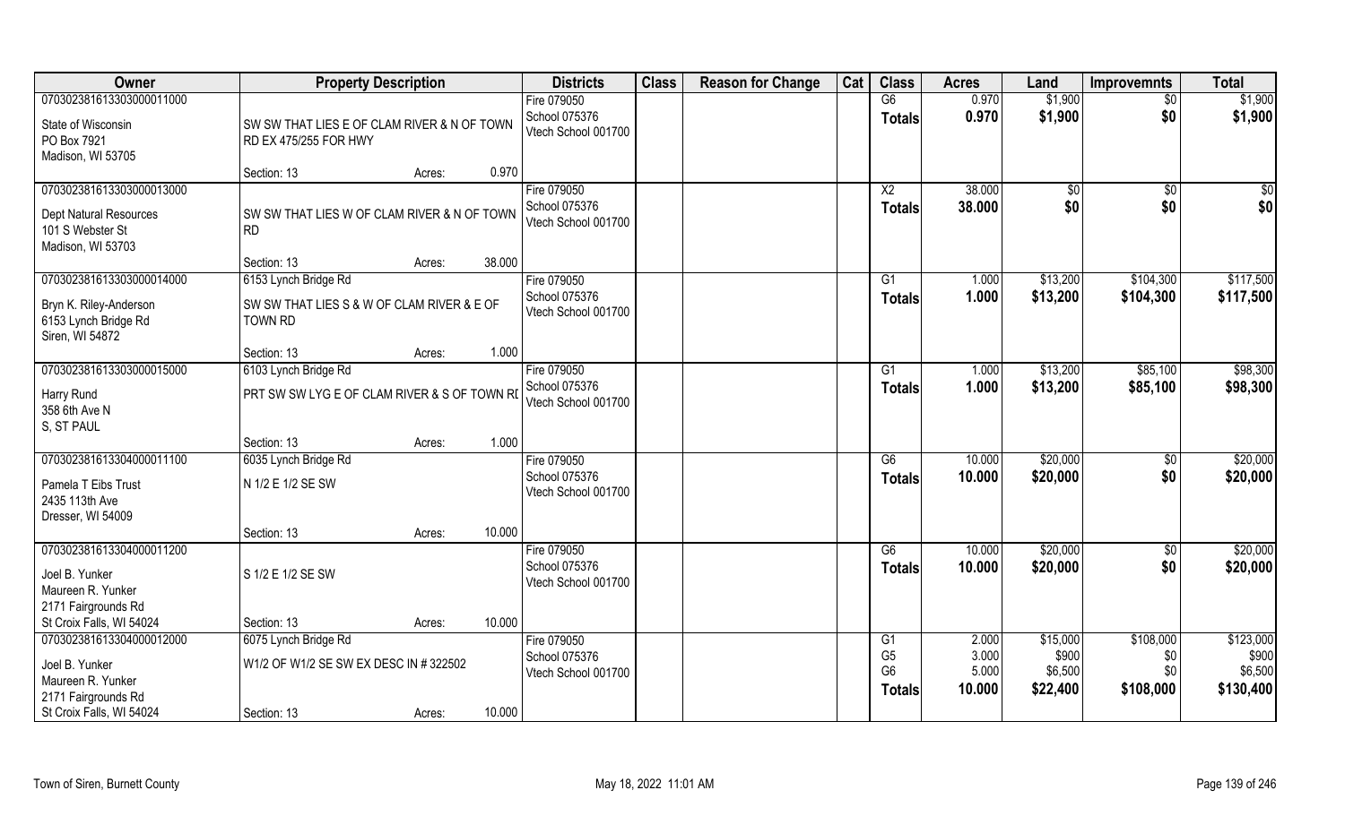| Owner | Property Description | Districts | Class | Reason for Change | Cat | Class | Acres | Land | Improvemnts | Total |
|---|---|---|---|---|---|---|---|---|---|---|
| 070302381613303000011000<br>State of Wisconsin<br>PO Box 7921<br>Madison, WI 53705 | SW SW THAT LIES E OF CLAM RIVER & N OF TOWN RD EX 475/255 FOR HWY<br>Section: 13 Acres: 0.970 | Fire 079050<br>School 075376<br>Vtech School 001700 | | | | G6<br>**Totals** | 0.970<br>**0.970** | $1,900<br>**$1,900** | $0<br>**$0** | $1,900<br>**$1,900** |
| 070302381613303000013000<br>Dept Natural Resources<br>101 S Webster St<br>Madison, WI 53703 | SW SW THAT LIES W OF CLAM RIVER & N OF TOWN RD<br>Section: 13 Acres: 38.000 | Fire 079050<br>School 075376<br>Vtech School 001700 | | | | X2<br>**Totals** | 38.000<br>**38.000** | $0<br>**$0** | $0<br>**$0** | $0<br>**$0** |
| 070302381613303000014000<br>Bryn K. Riley-Anderson<br>6153 Lynch Bridge Rd<br>Siren, WI 54872 | 6153 Lynch Bridge Rd<br>SW SW THAT LIES S & W OF CLAM RIVER & E OF TOWN RD<br>Section: 13 Acres: 1.000 | Fire 079050<br>School 075376<br>Vtech School 001700 | | | | G1<br>**Totals** | 1.000<br>**1.000** | $13,200<br>**$13,200** | $104,300<br>**$104,300** | $117,500<br>**$117,500** |
| 070302381613303000015000<br>Harry Rund<br>358 6th Ave N<br>S, ST PAUL | 6103 Lynch Bridge Rd<br>PRT SW SW LYG E OF CLAM RIVER & S OF TOWN RI<br>Section: 13 Acres: 1.000 | Fire 079050<br>School 075376<br>Vtech School 001700 | | | | G1<br>**Totals** | 1.000<br>**1.000** | $13,200<br>**$13,200** | $85,100<br>**$85,100** | $98,300<br>**$98,300** |
| 070302381613304000011100<br>Pamela T Eibs Trust<br>2435 113th Ave<br>Dresser, WI 54009 | 6035 Lynch Bridge Rd<br>N 1/2 E 1/2 SE SW<br>Section: 13 Acres: 10.000 | Fire 079050<br>School 075376<br>Vtech School 001700 | | | | G6<br>**Totals** | 10.000<br>**10.000** | $20,000<br>**$20,000** | $0<br>**$0** | $20,000<br>**$20,000** |
| 070302381613304000011200<br>Joel B. Yunker<br>Maureen R. Yunker<br>2171 Fairgrounds Rd<br>St Croix Falls, WI 54024 | S 1/2 E 1/2 SE SW<br>Section: 13 Acres: 10.000 | Fire 079050<br>School 075376<br>Vtech School 001700 | | | | G6<br>**Totals** | 10.000<br>**10.000** | $20,000<br>**$20,000** | $0<br>**$0** | $20,000<br>**$20,000** |
| 070302381613304000012000<br>Joel B. Yunker<br>Maureen R. Yunker<br>2171 Fairgrounds Rd<br>St Croix Falls, WI 54024 | 6075 Lynch Bridge Rd<br>W1/2 OF W1/2 SE SW EX DESC IN # 322502<br>Section: 13 Acres: 10.000 | Fire 079050<br>School 075376<br>Vtech School 001700 | | | | G1<br>G5<br>G6<br>**Totals** | 2.000<br>3.000<br>5.000<br>**10.000** | $15,000<br>$900<br>$6,500<br>**$22,400** | $108,000<br>$0<br>$0<br>**$108,000** | $123,000<br>$900<br>$6,500<br>**$130,400** |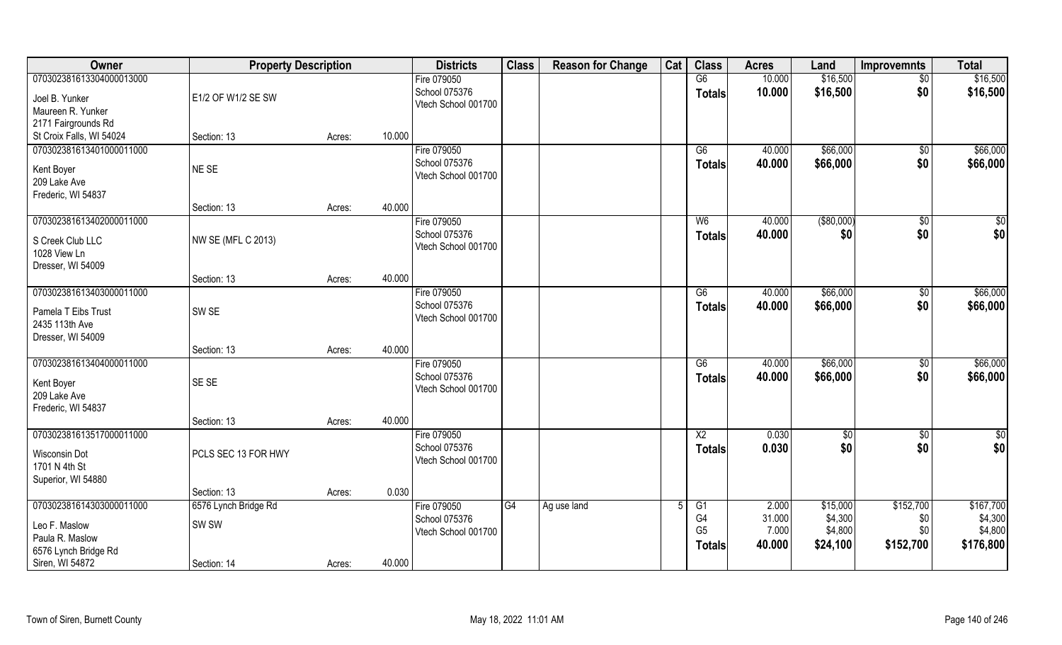| Owner | Property Description | | | Districts | Class | Reason for Change | Cat | Class | Acres | Land | Improvemnts | Total |
|---|---|---|---|---|---|---|---|---|---|---|---|---|
| 070302381613304000013000<br>Joel B. Yunker<br>Maureen R. Yunker<br>2171 Fairgrounds Rd<br>St Croix Falls, WI 54024 | E1/2 OF W1/2 SE SW<br>Section: 13 | Acres: | 10.000 | Fire 079050<br>School 075376<br>Vtech School 001700 | | | | G6<br>**Totals** | 10.000<br>**10.000** | $16,500<br>**$16,500** | $0<br>**$0** | $16,500<br>**$16,500** |
| 070302381613401000011000<br>Kent Boyer<br>209 Lake Ave<br>Frederic, WI 54837 | NE SE<br>Section: 13 | Acres: | 40.000 | Fire 079050<br>School 075376<br>Vtech School 001700 | | | | G6<br>**Totals** | 40.000<br>**40.000** | $66,000<br>**$66,000** | $0<br>**$0** | $66,000<br>**$66,000** |
| 070302381613402000011000<br>S Creek Club LLC<br>1028 View Ln<br>Dresser, WI 54009 | NW SE (MFL C 2013)<br>Section: 13 | Acres: | 40.000 | Fire 079050<br>School 075376<br>Vtech School 001700 | | | | W6<br>**Totals** | 40.000<br>**40.000** | ($80,000)<br>**$0** | $0<br>**$0** | $0<br>**$0** |
| 070302381613403000011000<br>Pamela T Eibs Trust<br>2435 113th Ave<br>Dresser, WI 54009 | SW SE<br>Section: 13 | Acres: | 40.000 | Fire 079050<br>School 075376<br>Vtech School 001700 | | | | G6<br>**Totals** | 40.000<br>**40.000** | $66,000<br>**$66,000** | $0<br>**$0** | $66,000<br>**$66,000** |
| 070302381613404000011000<br>Kent Boyer<br>209 Lake Ave<br>Frederic, WI 54837 | SE SE<br>Section: 13 | Acres: | 40.000 | Fire 079050<br>School 075376<br>Vtech School 001700 | | | | G6<br>**Totals** | 40.000<br>**40.000** | $66,000<br>**$66,000** | $0<br>**$0** | $66,000<br>**$66,000** |
| 070302381613517000011000<br>Wisconsin Dot<br>1701 N 4th St<br>Superior, WI 54880 | PCLS SEC 13 FOR HWY<br>Section: 13 | Acres: | 0.030 | Fire 079050<br>School 075376<br>Vtech School 001700 | | | | X2<br>**Totals** | 0.030<br>**0.030** | $0<br>**$0** | $0<br>**$0** | $0<br>**$0** |
| 070302381614303000011000<br>Leo F. Maslow<br>Paula R. Maslow<br>6576 Lynch Bridge Rd<br>Siren, WI 54872 | 6576 Lynch Bridge Rd<br>SW SW<br>Section: 14 | Acres: | 40.000 | Fire 079050<br>School 075376<br>Vtech School 001700 | G4 | Ag use land | 5 | G1<br>G4<br>G5<br>**Totals** | 2.000<br>31.000<br>7.000<br>**40.000** | $15,000<br>$4,300<br>$4,800<br>**$24,100** | $152,700<br>$0<br>$0<br>**$152,700** | $167,700<br>$4,300<br>$4,800<br>**$176,800** |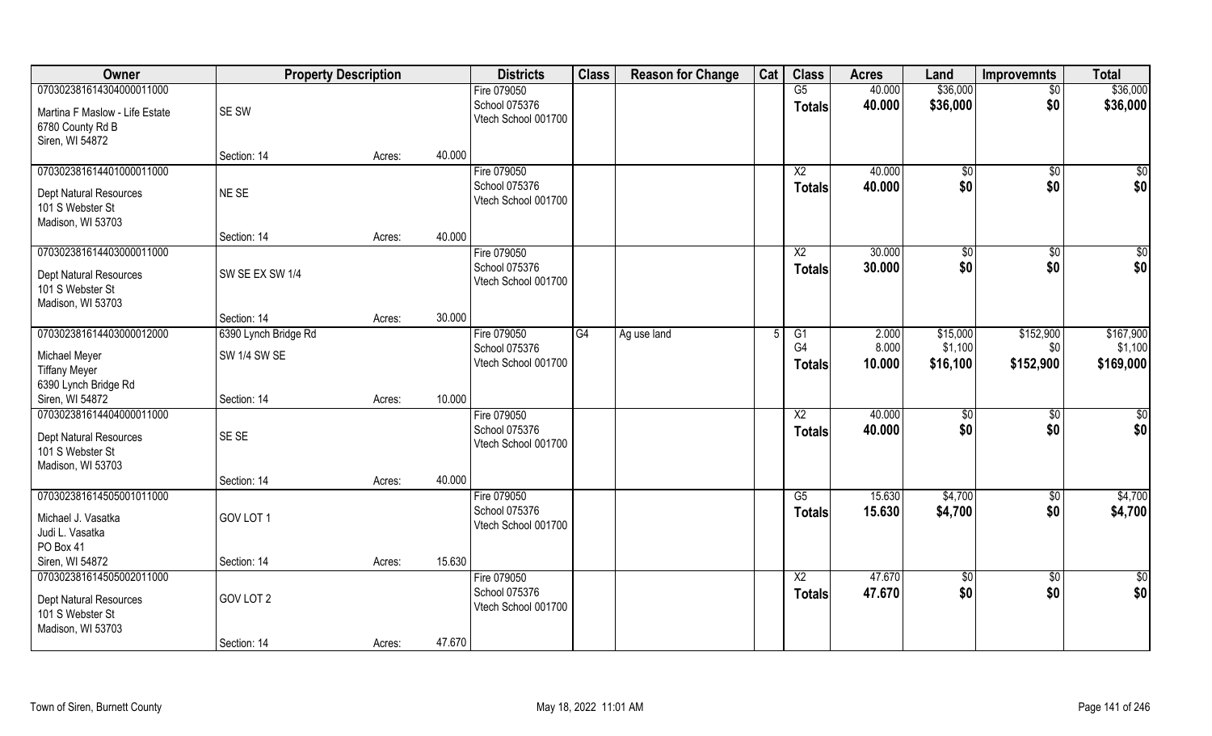| Owner | Property Description | | | Districts | Class | Reason for Change | Cat | Class | Acres | Land | Improvemnts | Total |
|---|---|---|---|---|---|---|---|---|---|---|---|---|
| 070302381614304000011000 | | | | Fire 079050 | | | | G5 | 40.000 | $36,000 | $0 | $36,000 |
| Martina F Maslow - Life Estate | SE SW | | | School 075376 | | | | **Totals** | **40.000** | **$36,000** | **$0** | **$36,000** |
| 6780 County Rd B | | | | Vtech School 001700 | | | | | | | | |
| Siren, WI 54872 | | | | | | | | | | | | |
| | Section: 14 | Acres: | 40.000 | | | | | | | | | |
| 070302381614401000011000 | | | | Fire 079050 | | | | X2 | 40.000 | $0 | $0 | $0 |
| Dept Natural Resources | NE SE | | | School 075376 | | | | **Totals** | **40.000** | **$0** | **$0** | **$0** |
| 101 S Webster St | | | | Vtech School 001700 | | | | | | | | |
| Madison, WI 53703 | | | | | | | | | | | | |
| | Section: 14 | Acres: | 40.000 | | | | | | | | | |
| 070302381614403000011000 | | | | Fire 079050 | | | | X2 | 30.000 | $0 | $0 | $0 |
| Dept Natural Resources | SW SE EX SW 1/4 | | | School 075376 | | | | **Totals** | **30.000** | **$0** | **$0** | **$0** |
| 101 S Webster St | | | | Vtech School 001700 | | | | | | | | |
| Madison, WI 53703 | | | | | | | | | | | | |
| | Section: 14 | Acres: | 30.000 | | | | | | | | | |
| 070302381614403000012000 | 6390 Lynch Bridge Rd | | | Fire 079050 | G4 | Ag use land | 5 | G1 | 2.000 | $15,000 | $152,900 | $167,900 |
| Michael Meyer | SW 1/4 SW SE | | | School 075376 | | | | G4 | 8.000 | $1,100 | $0 | $1,100 |
| Tiffany Meyer | | | | Vtech School 001700 | | | | **Totals** | **10.000** | **$16,100** | **$152,900** | **$169,000** |
| 6390 Lynch Bridge Rd | | | | | | | | | | | | |
| Siren, WI 54872 | Section: 14 | Acres: | 10.000 | | | | | | | | | |
| 070302381614404000011000 | | | | Fire 079050 | | | | X2 | 40.000 | $0 | $0 | $0 |
| Dept Natural Resources | SE SE | | | School 075376 | | | | **Totals** | **40.000** | **$0** | **$0** | **$0** |
| 101 S Webster St | | | | Vtech School 001700 | | | | | | | | |
| Madison, WI 53703 | | | | | | | | | | | | |
| | Section: 14 | Acres: | 40.000 | | | | | | | | | |
| 070302381614505001011000 | | | | Fire 079050 | | | | G5 | 15.630 | $4,700 | $0 | $4,700 |
| Michael J. Vasatka | GOV LOT 1 | | | School 075376 | | | | **Totals** | **15.630** | **$4,700** | **$0** | **$4,700** |
| Judi L. Vasatka | | | | Vtech School 001700 | | | | | | | | |
| PO Box 41 | | | | | | | | | | | | |
| Siren, WI 54872 | Section: 14 | Acres: | 15.630 | | | | | | | | | |
| 070302381614505002011000 | | | | Fire 079050 | | | | X2 | 47.670 | $0 | $0 | $0 |
| Dept Natural Resources | GOV LOT 2 | | | School 075376 | | | | **Totals** | **47.670** | **$0** | **$0** | **$0** |
| 101 S Webster St | | | | Vtech School 001700 | | | | | | | | |
| Madison, WI 53703 | | | | | | | | | | | | |
| | Section: 14 | Acres: | 47.670 | | | | | | | | | |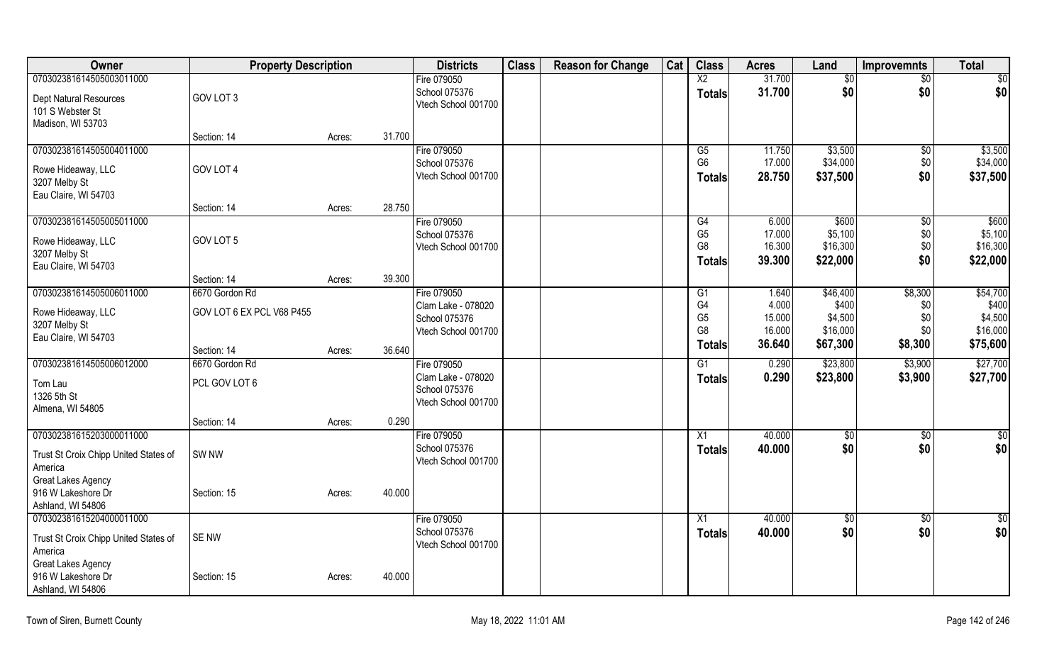| Owner | Property Description | | | Districts | Class | Reason for Change | Cat | Class | Acres | Land | Improvemnts | Total |
|---|---|---|---|---|---|---|---|---|---|---|---|---|
| 070302381614505003011000 | | | | Fire 079050 | | | | X2 | 31.700 | $0 | $0 | $0 |
| Dept Natural Resources<br>101 S Webster St<br>Madison, WI 53703 | GOV LOT 3 | | | School 075376<br>Vtech School 001700 | | | | **Totals** | **31.700** | **$0** | **$0** | **$0** |
| | Section: 14 | Acres: | 31.700 | | | | | | | | | |
| 070302381614505004011000 | | | | Fire 079050 | | | | G5 | 11.750 | $3,500 | $0 | $3,500 |
| Rowe Hideaway, LLC<br>3207 Melby St<br>Eau Claire, WI 54703 | GOV LOT 4 | | | School 075376<br>Vtech School 001700 | | | | G6 | 17.000 | $34,000 | $0 | $34,000 |
| | | | | | | | | **Totals** | **28.750** | **$37,500** | **$0** | **$37,500** |
| | Section: 14 | Acres: | 28.750 | | | | | | | | | |
| 070302381614505005011000 | | | | Fire 079050 | | | | G4 | 6.000 | $600 | $0 | $600 |
| Rowe Hideaway, LLC<br>3207 Melby St<br>Eau Claire, WI 54703 | GOV LOT 5 | | | School 075376<br>Vtech School 001700 | | | | G5 | 17.000 | $5,100 | $0 | $5,100 |
| | | | | | | | | G8 | 16.300 | $16,300 | $0 | $16,300 |
| | | | | | | | | **Totals** | **39.300** | **$22,000** | **$0** | **$22,000** |
| | Section: 14 | Acres: | 39.300 | | | | | | | | | |
| 070302381614505006011000 | 6670 Gordon Rd | | | Fire 079050 | | | | G1 | 1.640 | $46,400 | $8,300 | $54,700 |
| Rowe Hideaway, LLC<br>3207 Melby St<br>Eau Claire, WI 54703 | GOV LOT 6 EX PCL V68 P455 | | | Clam Lake - 078020 | | | | G4 | 4.000 | $400 | $0 | $400 |
| | | | | School 075376 | | | | G5 | 15.000 | $4,500 | $0 | $4,500 |
| | | | | Vtech School 001700 | | | | G8 | 16.000 | $16,000 | $0 | $16,000 |
| | Section: 14 | Acres: | 36.640 | | | | | **Totals** | **36.640** | **$67,300** | **$8,300** | **$75,600** |
| 070302381614505006012000 | 6670 Gordon Rd | | | Fire 079050 | | | | G1 | 0.290 | $23,800 | $3,900 | $27,700 |
| Tom Lau<br>1326 5th St<br>Almena, WI 54805 | PCL GOV LOT 6 | | | Clam Lake - 078020<br>School 075376<br>Vtech School 001700 | | | | **Totals** | **0.290** | **$23,800** | **$3,900** | **$27,700** |
| | Section: 14 | Acres: | 0.290 | | | | | | | | | |
| 070302381615203000011000 | | | | Fire 079050 | | | | X1 | 40.000 | $0 | $0 | $0 |
| Trust St Croix Chipp United States of America<br>Great Lakes Agency<br>916 W Lakeshore Dr<br>Ashland, WI 54806 | SW NW | | | School 075376<br>Vtech School 001700 | | | | **Totals** | **40.000** | **$0** | **$0** | **$0** |
| | Section: 15 | Acres: | 40.000 | | | | | | | | | |
| 070302381615204000011000 | | | | Fire 079050 | | | | X1 | 40.000 | $0 | $0 | $0 |
| Trust St Croix Chipp United States of America<br>Great Lakes Agency<br>916 W Lakeshore Dr<br>Ashland, WI 54806 | SE NW | | | School 075376<br>Vtech School 001700 | | | | **Totals** | **40.000** | **$0** | **$0** | **$0** |
| | Section: 15 | Acres: | 40.000 | | | | | | | | | |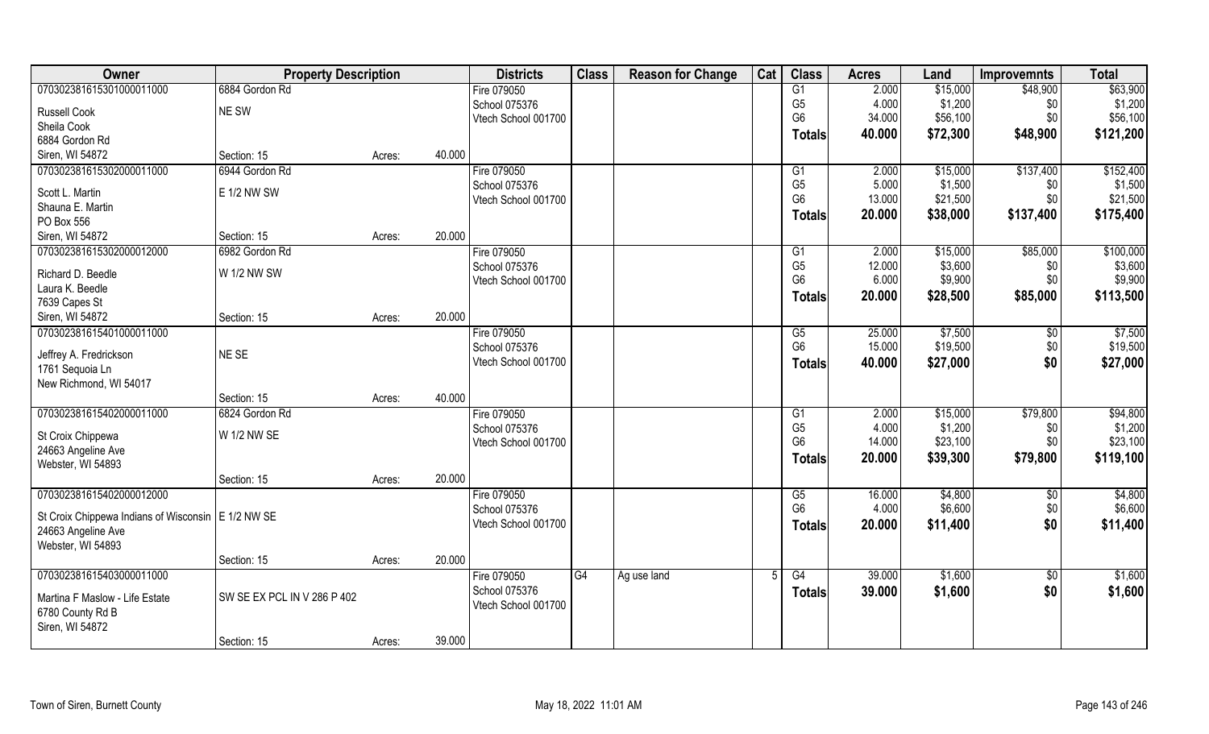| Owner | Property Description | | | Districts | Class | Reason for Change | Cat | Class | Acres | Land | Improvemnts | Total |
|---|---|---|---|---|---|---|---|---|---|---|---|---|
| 070302381615301000011000 | 6884 Gordon Rd | | | Fire 079050 | | | | G1 | 2.000 | $15,000 | $48,900 | $63,900 |
| Russell Cook | NE SW | | | School 075376 | | | | G5 | 4.000 | $1,200 | $0 | $1,200 |
| Sheila Cook | | | | Vtech School 001700 | | | | G6 | 34.000 | $56,100 | $0 | $56,100 |
| 6884 Gordon Rd | | | | | | | | Totals | 40.000 | $72,300 | $48,900 | $121,200 |
| Siren, WI 54872 | Section: 15 | Acres: | 40.000 | | | | | | | | | |
| 070302381615302000011000 | 6944 Gordon Rd | | | Fire 079050 | | | | G1 | 2.000 | $15,000 | $137,400 | $152,400 |
| Scott L. Martin | E 1/2 NW SW | | | School 075376 | | | | G5 | 5.000 | $1,500 | $0 | $1,500 |
| Shauna E. Martin | | | | Vtech School 001700 | | | | G6 | 13.000 | $21,500 | $0 | $21,500 |
| PO Box 556 | | | | | | | | Totals | 20.000 | $38,000 | $137,400 | $175,400 |
| Siren, WI 54872 | Section: 15 | Acres: | 20.000 | | | | | | | | | |
| 070302381615302000012000 | 6982 Gordon Rd | | | Fire 079050 | | | | G1 | 2.000 | $15,000 | $85,000 | $100,000 |
| Richard D. Beedle | W 1/2 NW SW | | | School 075376 | | | | G5 | 12.000 | $3,600 | $0 | $3,600 |
| Laura K. Beedle | | | | Vtech School 001700 | | | | G6 | 6.000 | $9,900 | $0 | $9,900 |
| 7639 Capes St | | | | | | | | Totals | 20.000 | $28,500 | $85,000 | $113,500 |
| Siren, WI 54872 | Section: 15 | Acres: | 20.000 | | | | | | | | | |
| 070302381615401000011000 | | | | Fire 079050 | | | | G5 | 25.000 | $7,500 | $0 | $7,500 |
| Jeffrey A. Fredrickson | NE SE | | | School 075376 | | | | G6 | 15.000 | $19,500 | $0 | $19,500 |
| 1761 Sequoia Ln | | | | Vtech School 001700 | | | | Totals | 40.000 | $27,000 | $0 | $27,000 |
| New Richmond, WI 54017 | | | | | | | | | | | | |
| | Section: 15 | Acres: | 40.000 | | | | | | | | | |
| 070302381615402000011000 | 6824 Gordon Rd | | | Fire 079050 | | | | G1 | 2.000 | $15,000 | $79,800 | $94,800 |
| St Croix Chippewa | W 1/2 NW SE | | | School 075376 | | | | G5 | 4.000 | $1,200 | $0 | $1,200 |
| 24663 Angeline Ave | | | | Vtech School 001700 | | | | G6 | 14.000 | $23,100 | $0 | $23,100 |
| Webster, WI 54893 | | | | | | | | Totals | 20.000 | $39,300 | $79,800 | $119,100 |
| | Section: 15 | Acres: | 20.000 | | | | | | | | | |
| 070302381615402000012000 | | | | Fire 079050 | | | | G5 | 16.000 | $4,800 | $0 | $4,800 |
| St Croix Chippewa Indians of Wisconsin | E 1/2 NW SE | | | School 075376 | | | | G6 | 4.000 | $6,600 | $0 | $6,600 |
| 24663 Angeline Ave | | | | Vtech School 001700 | | | | Totals | 20.000 | $11,400 | $0 | $11,400 |
| Webster, WI 54893 | | | | | | | | | | | | |
| | Section: 15 | Acres: | 20.000 | | | | | | | | | |
| 070302381615403000011000 | | | | Fire 079050 | G4 | Ag use land | 5 | G4 | 39.000 | $1,600 | $0 | $1,600 |
| Martina F Maslow - Life Estate | SW SE EX PCL IN V 286 P 402 | | | School 075376 | | | | Totals | 39.000 | $1,600 | $0 | $1,600 |
| 6780 County Rd B | | | | Vtech School 001700 | | | | | | | | |
| Siren, WI 54872 | | | | | | | | | | | | |
| | Section: 15 | Acres: | 39.000 | | | | | | | | | |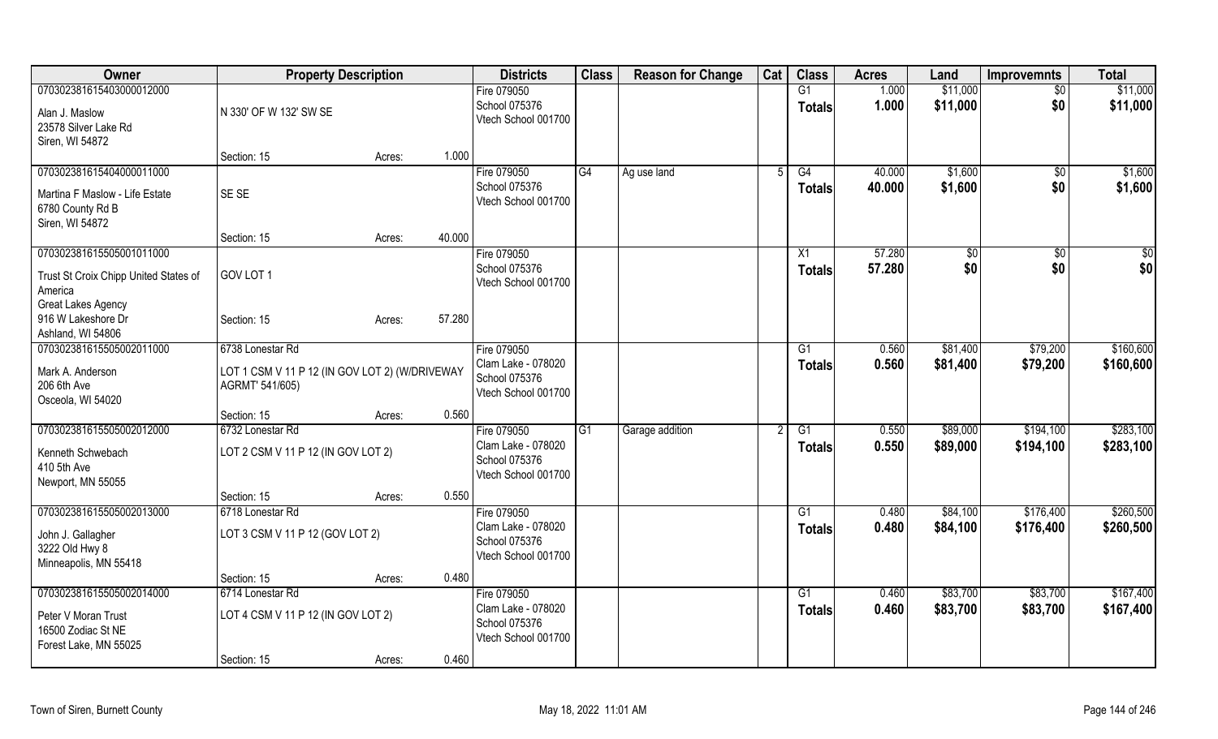| Owner | Property Description | | | Districts | Class | Reason for Change | Cat | Class | Acres | Land | Improvemnts | Total |
|---|---|---|---|---|---|---|---|---|---|---|---|---|
| 070302381615403000012000<br>Alan J. Maslow<br>23578 Silver Lake Rd<br>Siren, WI 54872 | N 330' OF W 132' SW SE<br>Section: 15 | Acres: | 1.000 | Fire 079050<br>School 075376<br>Vtech School 001700 | | | | G1<br>**Totals** | 1.000<br>**1.000** | $11,000<br>**$11,000** | $0<br>**$0** | $11,000<br>**$11,000** |
| 070302381615404000011000<br>Martina F Maslow - Life Estate<br>6780 County Rd B<br>Siren, WI 54872 | SE SE<br>Section: 15 | Acres: | 40.000 | Fire 079050<br>School 075376<br>Vtech School 001700 | G4 | Ag use land | 5 | G4<br>**Totals** | 40.000<br>**40.000** | $1,600<br>**$1,600** | $0<br>**$0** | $1,600<br>**$1,600** |
| 070302381615505001011000<br>Trust St Croix Chipp United States of America<br>Great Lakes Agency<br>916 W Lakeshore Dr<br>Ashland, WI 54806 | GOV LOT 1<br>Section: 15 | Acres: | 57.280 | Fire 079050<br>School 075376<br>Vtech School 001700 | | | | X1<br>**Totals** | 57.280<br>**57.280** | $0<br>**$0** | $0<br>**$0** | $0<br>**$0** |
| 070302381615505002011000<br>Mark A. Anderson<br>206 6th Ave<br>Osceola, WI 54020 | 6738 Lonestar Rd<br>LOT 1 CSM V 11 P 12 (IN GOV LOT 2) (W/DRIVEWAY AGRMT' 541/605)<br>Section: 15 | Acres: | 0.560 | Fire 079050<br>Clam Lake - 078020<br>School 075376<br>Vtech School 001700 | | | | G1<br>**Totals** | 0.560<br>**0.560** | $81,400<br>**$81,400** | $79,200<br>**$79,200** | $160,600<br>**$160,600** |
| 070302381615505002012000<br>Kenneth Schwebach<br>410 5th Ave<br>Newport, MN 55055 | 6732 Lonestar Rd<br>LOT 2 CSM V 11 P 12 (IN GOV LOT 2)<br>Section: 15 | Acres: | 0.550 | Fire 079050<br>Clam Lake - 078020<br>School 075376<br>Vtech School 001700 | G1 | Garage addition | 2 | G1<br>**Totals** | 0.550<br>**0.550** | $89,000<br>**$89,000** | $194,100<br>**$194,100** | $283,100<br>**$283,100** |
| 070302381615505002013000<br>John J. Gallagher<br>3222 Old Hwy 8<br>Minneapolis, MN 55418 | 6718 Lonestar Rd<br>LOT 3 CSM V 11 P 12 (GOV LOT 2)<br>Section: 15 | Acres: | 0.480 | Fire 079050<br>Clam Lake - 078020<br>School 075376<br>Vtech School 001700 | | | | G1<br>**Totals** | 0.480<br>**0.480** | $84,100<br>**$84,100** | $176,400<br>**$176,400** | $260,500<br>**$260,500** |
| 070302381615505002014000<br>Peter V Moran Trust<br>16500 Zodiac St NE<br>Forest Lake, MN 55025 | 6714 Lonestar Rd<br>LOT 4 CSM V 11 P 12 (IN GOV LOT 2)<br>Section: 15 | Acres: | 0.460 | Fire 079050<br>Clam Lake - 078020<br>School 075376<br>Vtech School 001700 | | | | G1<br>**Totals** | 0.460<br>**0.460** | $83,700<br>**$83,700** | $83,700<br>**$83,700** | $167,400<br>**$167,400** |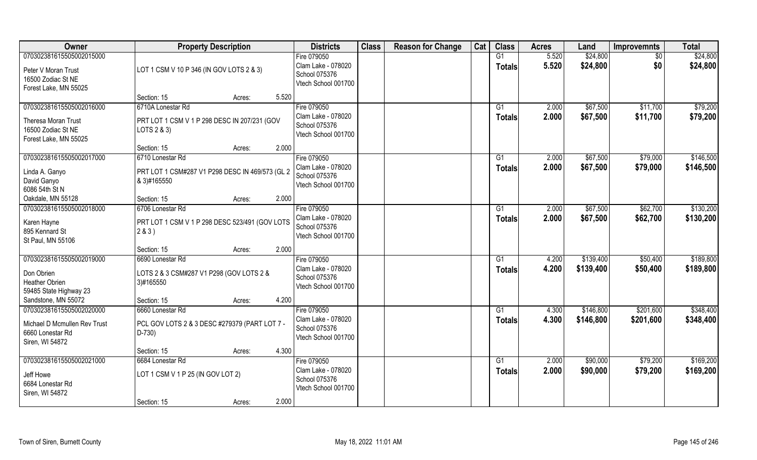| Owner | Property Description | Districts | Class | Reason for Change | Cat | Class | Acres | Land | Improvemnts | Total |
|---|---|---|---|---|---|---|---|---|---|---|
| 070302381615505002015000<br>Peter V Moran Trust<br>16500 Zodiac St NE<br>Forest Lake, MN 55025 | LOT 1 CSM V 10 P 346 (IN GOV LOTS 2 & 3)<br>Section: 15 Acres: 5.520 | Fire 079050<br>Clam Lake - 078020<br>School 075376<br>Vtech School 001700 | | | | G1<br>Totals | 5.520<br>5.520 | $24,800<br>$24,800 | $0<br>$0 | $24,800<br>$24,800 |
| 070302381615505002016000<br>Theresa Moran Trust<br>16500 Zodiac St NE<br>Forest Lake, MN 55025 | 6710A Lonestar Rd<br>PRT LOT 1 CSM V 1 P 298 DESC IN 207/231 (GOV LOTS 2 & 3)<br>Section: 15 Acres: 2.000 | Fire 079050<br>Clam Lake - 078020<br>School 075376<br>Vtech School 001700 | | | | G1<br>Totals | 2.000<br>2.000 | $67,500<br>$67,500 | $11,700<br>$11,700 | $79,200<br>$79,200 |
| 070302381615505002017000<br>Linda A. Ganyo<br>David Ganyo<br>6086 54th St N<br>Oakdale, MN 55128 | 6710 Lonestar Rd<br>PRT LOT 1 CSM#287 V1 P298 DESC IN 469/573 (GL 2 & 3)#165550<br>Section: 15 Acres: 2.000 | Fire 079050<br>Clam Lake - 078020<br>School 075376<br>Vtech School 001700 | | | | G1<br>Totals | 2.000<br>2.000 | $67,500<br>$67,500 | $79,000<br>$79,000 | $146,500<br>$146,500 |
| 070302381615505002018000<br>Karen Hayne<br>895 Kennard St<br>St Paul, MN 55106 | 6706 Lonestar Rd<br>PRT LOT 1 CSM V 1 P 298 DESC 523/491 (GOV LOTS 2 & 3 )<br>Section: 15 Acres: 2.000 | Fire 079050<br>Clam Lake - 078020<br>School 075376<br>Vtech School 001700 | | | | G1<br>Totals | 2.000<br>2.000 | $67,500<br>$67,500 | $62,700<br>$62,700 | $130,200<br>$130,200 |
| 070302381615505002019000<br>Don Obrien<br>Heather Obrien<br>59485 State Highway 23<br>Sandstone, MN 55072 | 6690 Lonestar Rd<br>LOTS 2 & 3 CSM#287 V1 P298 (GOV LOTS 2 & 3)#165550<br>Section: 15 Acres: 4.200 | Fire 079050<br>Clam Lake - 078020<br>School 075376<br>Vtech School 001700 | | | | G1<br>Totals | 4.200<br>4.200 | $139,400<br>$139,400 | $50,400<br>$50,400 | $189,800<br>$189,800 |
| 070302381615505002020000<br>Michael D Mcmullen Rev Trust<br>6660 Lonestar Rd<br>Siren, WI 54872 | 6660 Lonestar Rd<br>PCL GOV LOTS 2 & 3 DESC #279379 (PART LOT 7 - D-730)<br>Section: 15 Acres: 4.300 | Fire 079050<br>Clam Lake - 078020<br>School 075376<br>Vtech School 001700 | | | | G1<br>Totals | 4.300<br>4.300 | $146,800<br>$146,800 | $201,600<br>$201,600 | $348,400<br>$348,400 |
| 070302381615505002021000<br>Jeff Howe<br>6684 Lonestar Rd<br>Siren, WI 54872 | 6684 Lonestar Rd<br>LOT 1 CSM V 1 P 25 (IN GOV LOT 2)<br>Section: 15 Acres: 2.000 | Fire 079050<br>Clam Lake - 078020<br>School 075376<br>Vtech School 001700 | | | | G1<br>Totals | 2.000<br>2.000 | $90,000<br>$90,000 | $79,200<br>$79,200 | $169,200<br>$169,200 |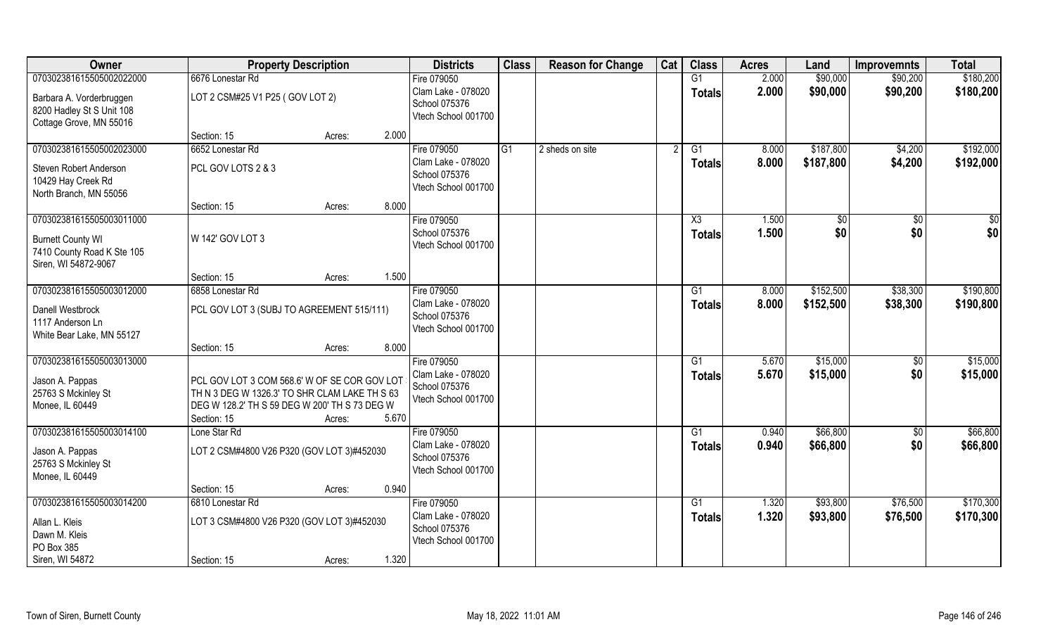| Owner | Property Description | | | Districts | Class | Reason for Change | Cat | Class | Acres | Land | Improvemnts | Total |
|---|---|---|---|---|---|---|---|---|---|---|---|---|
| 070302381615505002022000 | 6676 Lonestar Rd | | | Fire 079050 | | | | G1 | 2.000 | $90,000 | $90,200 | $180,200 |
| Barbara A. Vorderbruggen<br>8200 Hadley St S Unit 108<br>Cottage Grove, MN 55016 | LOT 2 CSM#25 V1 P25 ( GOV LOT 2) | | | Clam Lake - 078020<br>School 075376<br>Vtech School 001700 | | | | Totals | 2.000 | $90,000 | $90,200 | $180,200 |
| | Section: 15 | Acres: | 2.000 | | | | | | | | | |
| 070302381615505002023000 | 6652 Lonestar Rd | | | Fire 079050 | G1 | 2 sheds on site | 2 | G1 | 8.000 | $187,800 | $4,200 | $192,000 |
| Steven Robert Anderson<br>10429 Hay Creek Rd<br>North Branch, MN 55056 | PCL GOV LOTS 2 & 3 | | | Clam Lake - 078020<br>School 075376<br>Vtech School 001700 | | | | Totals | 8.000 | $187,800 | $4,200 | $192,000 |
| | Section: 15 | Acres: | 8.000 | | | | | | | | | |
| 070302381615505003011000 | | | | Fire 079050 | | | | X3 | 1.500 | $0 | $0 | $0 |
| Burnett County WI<br>7410 County Road K Ste 105<br>Siren, WI 54872-9067 | W 142' GOV LOT 3 | | | School 075376<br>Vtech School 001700 | | | | Totals | 1.500 | $0 | $0 | $0 |
| | Section: 15 | Acres: | 1.500 | | | | | | | | | |
| 070302381615505003012000 | 6858 Lonestar Rd | | | Fire 079050 | | | | G1 | 8.000 | $152,500 | $38,300 | $190,800 |
| Danell Westbrock<br>1117 Anderson Ln<br>White Bear Lake, MN 55127 | PCL GOV LOT 3 (SUBJ TO AGREEMENT 515/111) | | | Clam Lake - 078020<br>School 075376<br>Vtech School 001700 | | | | Totals | 8.000 | $152,500 | $38,300 | $190,800 |
| | Section: 15 | Acres: | 8.000 | | | | | | | | | |
| 070302381615505003013000 | | | | Fire 079050 | | | | G1 | 5.670 | $15,000 | $0 | $15,000 |
| Jason A. Pappas<br>25763 S Mckinley St<br>Monee, IL 60449 | PCL GOV LOT 3 COM 568.6' W OF SE COR GOV LOT TH N 3 DEG W 1326.3' TO SHR CLAM LAKE TH S 63 DEG W 128.2' TH S 59 DEG W 200' TH S 73 DEG W | | | Clam Lake - 078020<br>School 075376<br>Vtech School 001700 | | | | Totals | 5.670 | $15,000 | $0 | $15,000 |
| | Section: 15 | Acres: | 5.670 | | | | | | | | | |
| 070302381615505003014100 | Lone Star Rd | | | Fire 079050 | | | | G1 | 0.940 | $66,800 | $0 | $66,800 |
| Jason A. Pappas<br>25763 S Mckinley St<br>Monee, IL 60449 | LOT 2 CSM#4800 V26 P320 (GOV LOT 3)#452030 | | | Clam Lake - 078020<br>School 075376<br>Vtech School 001700 | | | | Totals | 0.940 | $66,800 | $0 | $66,800 |
| | Section: 15 | Acres: | 0.940 | | | | | | | | | |
| 070302381615505003014200 | 6810 Lonestar Rd | | | Fire 079050 | | | | G1 | 1.320 | $93,800 | $76,500 | $170,300 |
| Allan L. Kleis<br>Dawn M. Kleis<br>PO Box 385<br>Siren, WI 54872 | LOT 3 CSM#4800 V26 P320 (GOV LOT 3)#452030 | | | Clam Lake - 078020<br>School 075376<br>Vtech School 001700 | | | | Totals | 1.320 | $93,800 | $76,500 | $170,300 |
| | Section: 15 | Acres: | 1.320 | | | | | | | | | |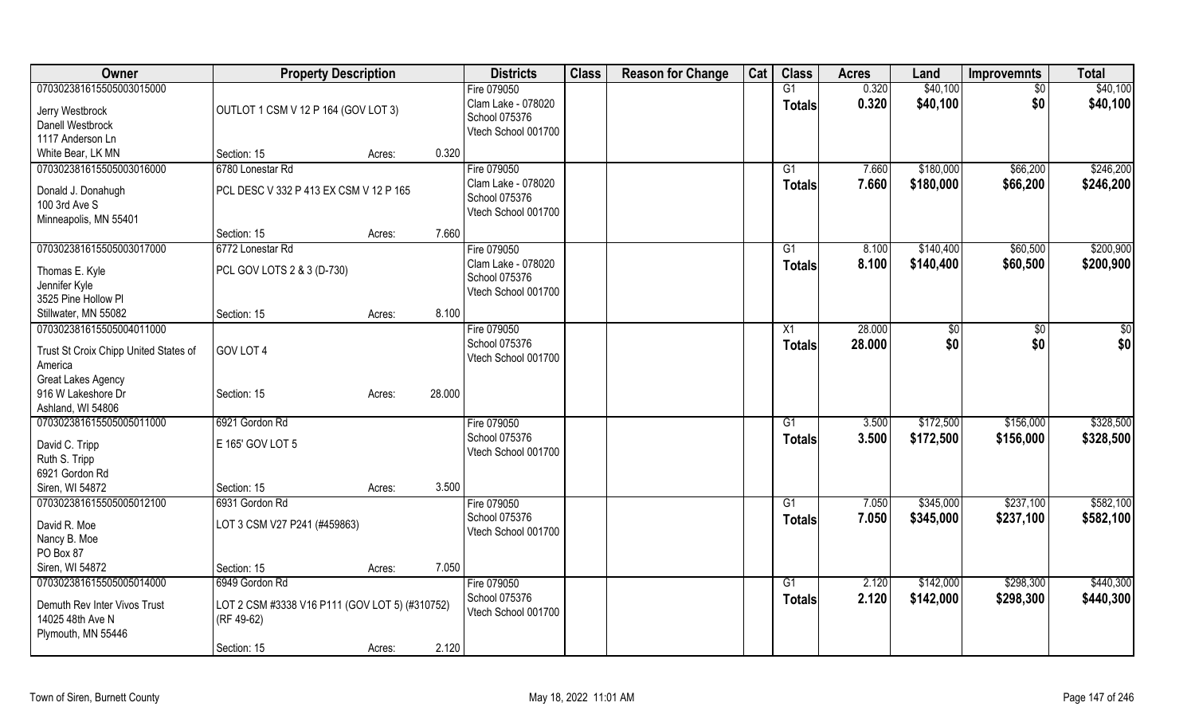| Owner | Property Description | | | Districts | Class | Reason for Change | Cat | Class | Acres | Land | Improvemnts | Total |
|---|---|---|---|---|---|---|---|---|---|---|---|---|
| 070302381615505003015000 | | | | Fire 079050 | | | | G1 | 0.320 | $40,100 | $0 | $40,100 |
| Jerry Westbrock | OUTLOT 1 CSM V 12 P 164 (GOV LOT 3) | | | Clam Lake - 078020 | | | | **Totals** | **0.320** | **$40,100** | **$0** | **$40,100** |
| Danell Westbrock | | | | School 075376 | | | | | | | | |
| 1117 Anderson Ln | | | | Vtech School 001700 | | | | | | | | |
| White Bear, LK MN | Section: 15 | Acres: | 0.320 | | | | | | | | | |
| 070302381615505003016000 | 6780 Lonestar Rd | | | Fire 079050 | | | | G1 | 7.660 | $180,000 | $66,200 | $246,200 |
| Donald J. Donahugh | PCL DESC V 332 P 413 EX CSM V 12 P 165 | | | Clam Lake - 078020 | | | | **Totals** | **7.660** | **$180,000** | **$66,200** | **$246,200** |
| 100 3rd Ave S | | | | School 075376 | | | | | | | | |
| Minneapolis, MN 55401 | | | | Vtech School 001700 | | | | | | | | |
| | Section: 15 | Acres: | 7.660 | | | | | | | | | |
| 070302381615505003017000 | 6772 Lonestar Rd | | | Fire 079050 | | | | G1 | 8.100 | $140,400 | $60,500 | $200,900 |
| Thomas E. Kyle | PCL GOV LOTS 2 & 3 (D-730) | | | Clam Lake - 078020 | | | | **Totals** | **8.100** | **$140,400** | **$60,500** | **$200,900** |
| Jennifer Kyle | | | | School 075376 | | | | | | | | |
| 3525 Pine Hollow Pl | | | | Vtech School 001700 | | | | | | | | |
| Stillwater, MN 55082 | Section: 15 | Acres: | 8.100 | | | | | | | | | |
| 070302381615505004011000 | | | | Fire 079050 | | | | X1 | 28.000 | $0 | $0 | $0 |
| Trust St Croix Chipp United States of America | GOV LOT 4 | | | School 075376 | | | | **Totals** | **28.000** | **$0** | **$0** | **$0** |
| Great Lakes Agency | | | | Vtech School 001700 | | | | | | | | |
| 916 W Lakeshore Dr | Section: 15 | Acres: | 28.000 | | | | | | | | | |
| Ashland, WI 54806 | | | | | | | | | | | | |
| 070302381615505005011000 | 6921 Gordon Rd | | | Fire 079050 | | | | G1 | 3.500 | $172,500 | $156,000 | $328,500 |
| David C. Tripp | E 165' GOV LOT 5 | | | School 075376 | | | | **Totals** | **3.500** | **$172,500** | **$156,000** | **$328,500** |
| Ruth S. Tripp | | | | Vtech School 001700 | | | | | | | | |
| 6921 Gordon Rd | | | | | | | | | | | | |
| Siren, WI 54872 | Section: 15 | Acres: | 3.500 | | | | | | | | | |
| 070302381615505005012100 | 6931 Gordon Rd | | | Fire 079050 | | | | G1 | 7.050 | $345,000 | $237,100 | $582,100 |
| David R. Moe | LOT 3 CSM V27 P241 (#459863) | | | School 075376 | | | | **Totals** | **7.050** | **$345,000** | **$237,100** | **$582,100** |
| Nancy B. Moe | | | | Vtech School 001700 | | | | | | | | |
| PO Box 87 | | | | | | | | | | | | |
| Siren, WI 54872 | Section: 15 | Acres: | 7.050 | | | | | | | | | |
| 070302381615505005014000 | 6949 Gordon Rd | | | Fire 079050 | | | | G1 | 2.120 | $142,000 | $298,300 | $440,300 |
| Demuth Rev Inter Vivos Trust | LOT 2 CSM #3338 V16 P111 (GOV LOT 5) (#310752) (RF 49-62) | | | School 075376 | | | | **Totals** | **2.120** | **$142,000** | **$298,300** | **$440,300** |
| 14025 48th Ave N | | | | Vtech School 001700 | | | | | | | | |
| Plymouth, MN 55446 | | | | | | | | | | | | |
| | Section: 15 | Acres: | 2.120 | | | | | | | | | |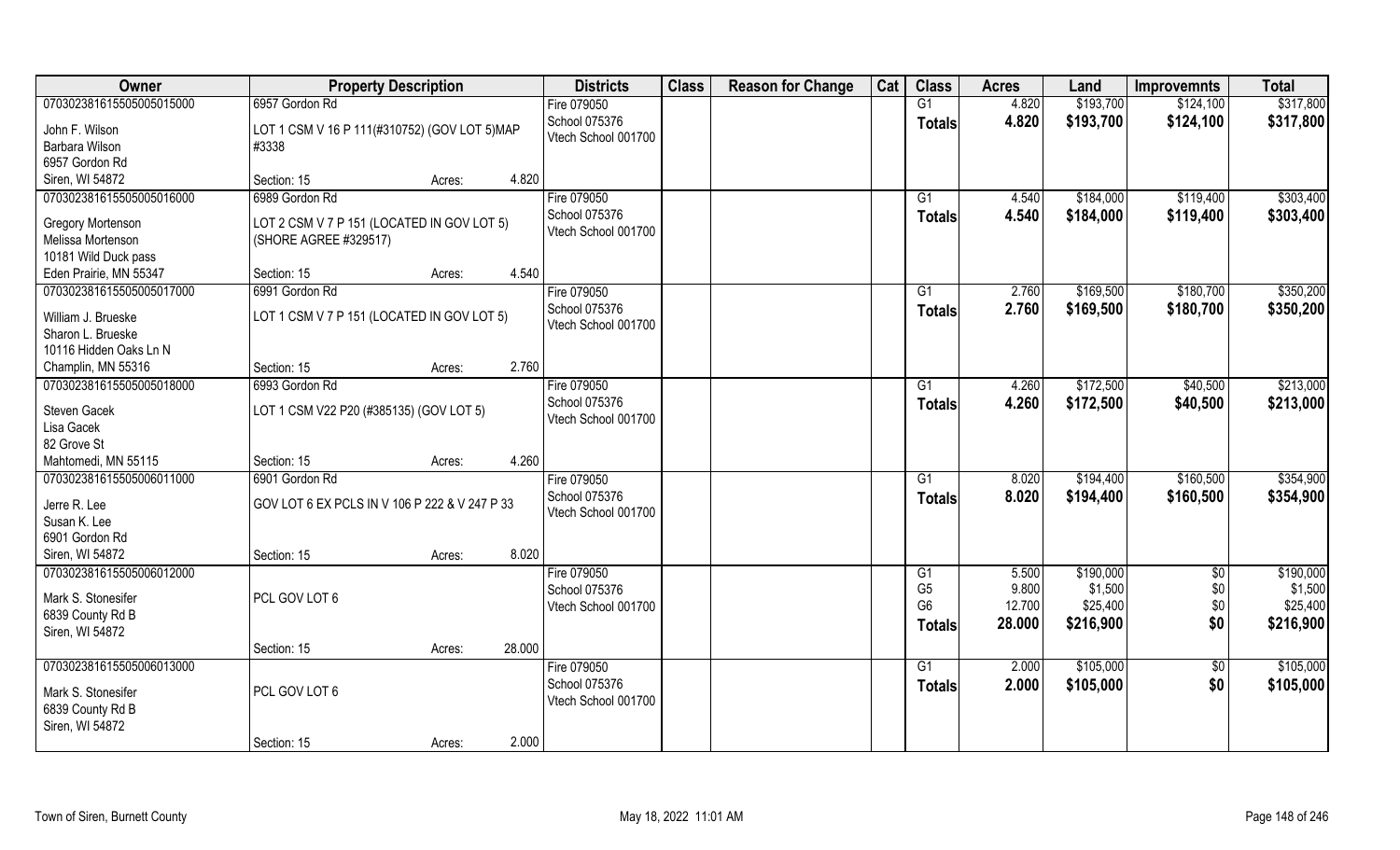| Owner | Property Description | | | Districts | Class | Reason for Change | Cat | Class | Acres | Land | Improvemnts | Total |
|---|---|---|---|---|---|---|---|---|---|---|---|---|
| 070302381615505005015000 | 6957 Gordon Rd | | | Fire 079050 | | | | G1 | 4.820 | $193,700 | $124,100 | $317,800 |
| John F. Wilson<br>Barbara Wilson<br>6957 Gordon Rd<br>Siren, WI 54872 | LOT 1 CSM V 16 P 111(#310752) (GOV LOT 5)MAP #3338 | | | School 075376<br>Vtech School 001700 | | | | **Totals** | **4.820** | **$193,700** | **$124,100** | **$317,800** |
| | Section: 15 | Acres: | 4.820 | | | | | | | | | |
| 070302381615505005016000 | 6989 Gordon Rd | | | Fire 079050 | | | | G1 | 4.540 | $184,000 | $119,400 | $303,400 |
| Gregory Mortenson<br>Melissa Mortenson<br>10181 Wild Duck pass<br>Eden Prairie, MN 55347 | LOT 2 CSM V 7 P 151 (LOCATED IN GOV LOT 5) (SHORE AGREE #329517) | | | School 075376<br>Vtech School 001700 | | | | **Totals** | **4.540** | **$184,000** | **$119,400** | **$303,400** |
| | Section: 15 | Acres: | 4.540 | | | | | | | | | |
| 070302381615505005017000 | 6991 Gordon Rd | | | Fire 079050 | | | | G1 | 2.760 | $169,500 | $180,700 | $350,200 |
| William J. Brueske<br>Sharon L. Brueske<br>10116 Hidden Oaks Ln N<br>Champlin, MN 55316 | LOT 1 CSM V 7 P 151 (LOCATED IN GOV LOT 5) | | | School 075376<br>Vtech School 001700 | | | | **Totals** | **2.760** | **$169,500** | **$180,700** | **$350,200** |
| | Section: 15 | Acres: | 2.760 | | | | | | | | | |
| 070302381615505005018000 | 6993 Gordon Rd | | | Fire 079050 | | | | G1 | 4.260 | $172,500 | $40,500 | $213,000 |
| Steven Gacek<br>Lisa Gacek<br>82 Grove St<br>Mahtomedi, MN 55115 | LOT 1 CSM V22 P20 (#385135) (GOV LOT 5) | | | School 075376<br>Vtech School 001700 | | | | **Totals** | **4.260** | **$172,500** | **$40,500** | **$213,000** |
| | Section: 15 | Acres: | 4.260 | | | | | | | | | |
| 070302381615505006011000 | 6901 Gordon Rd | | | Fire 079050 | | | | G1 | 8.020 | $194,400 | $160,500 | $354,900 |
| Jerre R. Lee<br>Susan K. Lee<br>6901 Gordon Rd<br>Siren, WI 54872 | GOV LOT 6 EX PCLS IN V 106 P 222 & V 247 P 33 | | | School 075376<br>Vtech School 001700 | | | | **Totals** | **8.020** | **$194,400** | **$160,500** | **$354,900** |
| | Section: 15 | Acres: | 8.020 | | | | | | | | | |
| 070302381615505006012000 | | | | Fire 079050 | | | | G1 | 5.500 | $190,000 | $0 | $190,000 |
| Mark S. Stonesifer<br>6839 County Rd B<br>Siren, WI 54872 | PCL GOV LOT 6 | | | School 075376<br>Vtech School 001700 | | | | G5 | 9.800 | $1,500 | $0 | $1,500 |
| | | | | | | | | G6 | 12.700 | $25,400 | $0 | $25,400 |
| | | | | | | | | **Totals** | **28.000** | **$216,900** | **$0** | **$216,900** |
| | Section: 15 | Acres: | 28.000 | | | | | | | | | |
| 070302381615505006013000 | | | | Fire 079050 | | | | G1 | 2.000 | $105,000 | $0 | $105,000 |
| Mark S. Stonesifer<br>6839 County Rd B<br>Siren, WI 54872 | PCL GOV LOT 6 | | | School 075376<br>Vtech School 001700 | | | | **Totals** | **2.000** | **$105,000** | **$0** | **$105,000** |
| | Section: 15 | Acres: | 2.000 | | | | | | | | | |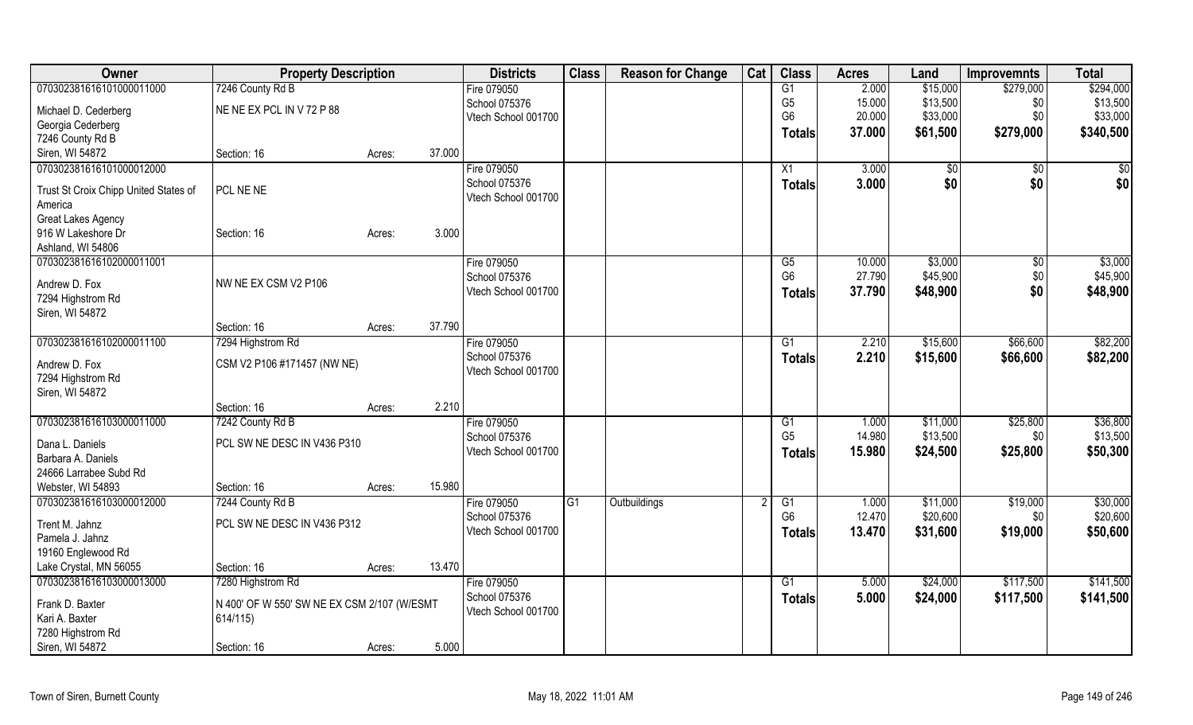| Owner | Property Description | | | Districts | Class | Reason for Change | Cat | Class | Acres | Land | Improvemnts | Total |
|---|---|---|---|---|---|---|---|---|---|---|---|---|
| 070302381616101000011000 | 7246 County Rd B | | | Fire 079050 | | | | G1 | 2.000 | $15,000 | $279,000 | $294,000 |
| Michael D. Cederberg | NE NE EX PCL IN V 72 P 88 | | | School 075376 | | | | G5 | 15.000 | $13,500 | $0 | $13,500 |
| Georgia Cederberg | | | | Vtech School 001700 | | | | G6 | 20.000 | $33,000 | $0 | $33,000 |
| 7246 County Rd B | | | | | | | | **Totals** | **37.000** | **$61,500** | **$279,000** | **$340,500** |
| Siren, WI 54872 | Section: 16 | Acres: | 37.000 | | | | | | | | | |
| 070302381616101000012000 | | | | Fire 079050 | | | | X1 | 3.000 | $0 | $0 | $0 |
| Trust St Croix Chipp United States of America | PCL NE NE | | | School 075376 | | | | **Totals** | **3.000** | **$0** | **$0** | **$0** |
| Great Lakes Agency | | | | Vtech School 001700 | | | | | | | | |
| 916 W Lakeshore Dr | Section: 16 | Acres: | 3.000 | | | | | | | | | |
| Ashland, WI 54806 | | | | | | | | | | | | |
| 070302381616102000011001 | | | | Fire 079050 | | | | G5 | 10.000 | $3,000 | $0 | $3,000 |
| Andrew D. Fox | NW NE EX CSM V2 P106 | | | School 075376 | | | | G6 | 27.790 | $45,900 | $0 | $45,900 |
| 7294 Highstrom Rd | | | | Vtech School 001700 | | | | **Totals** | **37.790** | **$48,900** | **$0** | **$48,900** |
| Siren, WI 54872 | | | | | | | | | | | | |
| | Section: 16 | Acres: | 37.790 | | | | | | | | | |
| 070302381616102000011100 | 7294 Highstrom Rd | | | Fire 079050 | | | | G1 | 2.210 | $15,600 | $66,600 | $82,200 |
| Andrew D. Fox | CSM V2 P106 #171457 (NW NE) | | | School 075376 | | | | **Totals** | **2.210** | **$15,600** | **$66,600** | **$82,200** |
| 7294 Highstrom Rd | | | | Vtech School 001700 | | | | | | | | |
| Siren, WI 54872 | | | | | | | | | | | | |
| | Section: 16 | Acres: | 2.210 | | | | | | | | | |
| 070302381616103000011000 | 7242 County Rd B | | | Fire 079050 | | | | G1 | 1.000 | $11,000 | $25,800 | $36,800 |
| Dana L. Daniels | PCL SW NE DESC IN V436 P310 | | | School 075376 | | | | G5 | 14.980 | $13,500 | $0 | $13,500 |
| Barbara A. Daniels | | | | Vtech School 001700 | | | | **Totals** | **15.980** | **$24,500** | **$25,800** | **$50,300** |
| 24666 Larrabee Subd Rd | | | | | | | | | | | | |
| Webster, WI 54893 | Section: 16 | Acres: | 15.980 | | | | | | | | | |
| 070302381616103000012000 | 7244 County Rd B | | | Fire 079050 | G1 | Outbuildings | 2 | G1 | 1.000 | $11,000 | $19,000 | $30,000 |
| Trent M. Jahnz | PCL SW NE DESC IN V436 P312 | | | School 075376 | | | | G6 | 12.470 | $20,600 | $0 | $20,600 |
| Pamela J. Jahnz | | | | Vtech School 001700 | | | | **Totals** | **13.470** | **$31,600** | **$19,000** | **$50,600** |
| 19160 Englewood Rd | | | | | | | | | | | | |
| Lake Crystal, MN 56055 | Section: 16 | Acres: | 13.470 | | | | | | | | | |
| 070302381616103000013000 | 7280 Highstrom Rd | | | Fire 079050 | | | | G1 | 5.000 | $24,000 | $117,500 | $141,500 |
| Frank D. Baxter | N 400' OF W 550' SW NE EX CSM 2/107 (W/ESMT 614/115) | | | School 075376 | | | | **Totals** | **5.000** | **$24,000** | **$117,500** | **$141,500** |
| Kari A. Baxter | | | | Vtech School 001700 | | | | | | | | |
| 7280 Highstrom Rd | | | | | | | | | | | | |
| Siren, WI 54872 | Section: 16 | Acres: | 5.000 | | | | | | | | | |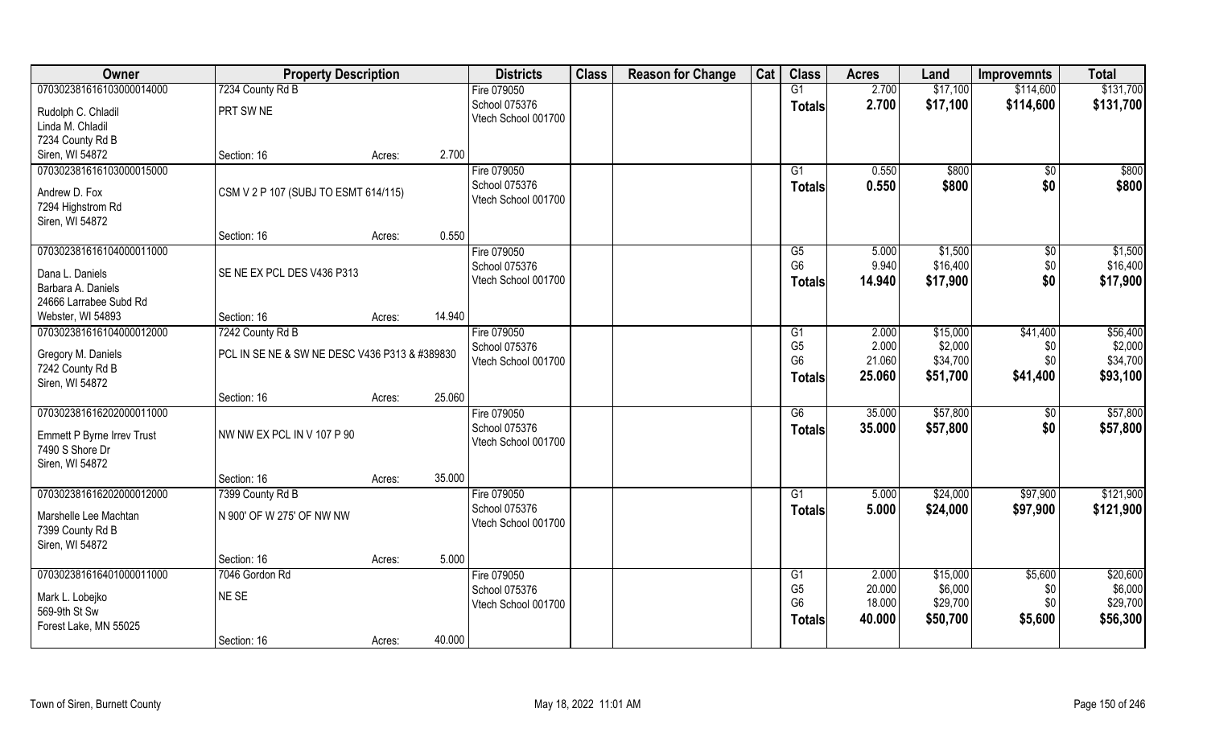| Owner | Property Description | | | Districts | Class | Reason for Change | Cat | Class | Acres | Land | Improvemnts | Total |
|---|---|---|---|---|---|---|---|---|---|---|---|---|
| 070302381616103000014000 | 7234 County Rd B | | | Fire 079050 | | | | G1 | 2.700 | $17,100 | $114,600 | $131,700 |
| Rudolph C. Chladil | PRT SW NE | | | School 075376 | | | | Totals | 2.700 | $17,100 | $114,600 | $131,700 |
| Linda M. Chladil | | | | Vtech School 001700 | | | | | | | | |
| 7234 County Rd B | | | | | | | | | | | | |
| Siren, WI 54872 | Section: 16 | Acres: | 2.700 | | | | | | | | | |
| 070302381616103000015000 | | | | Fire 079050 | | | | G1 | 0.550 | $800 | $0 | $800 |
| Andrew D. Fox | CSM V 2 P 107 (SUBJ TO ESMT 614/115) | | | School 075376 | | | | Totals | 0.550 | $800 | $0 | $800 |
| 7294 Highstrom Rd | | | | Vtech School 001700 | | | | | | | | |
| Siren, WI 54872 | | | | | | | | | | | | |
| | Section: 16 | Acres: | 0.550 | | | | | | | | | |
| 070302381616104000011000 | | | | Fire 079050 | | | | G5 | 5.000 | $1,500 | $0 | $1,500 |
| Dana L. Daniels | SE NE EX PCL DES V436 P313 | | | School 075376 | | | | G6 | 9.940 | $16,400 | $0 | $16,400 |
| Barbara A. Daniels | | | | Vtech School 001700 | | | | Totals | 14.940 | $17,900 | $0 | $17,900 |
| 24666 Larrabee Subd Rd | | | | | | | | | | | | |
| Webster, WI 54893 | Section: 16 | Acres: | 14.940 | | | | | | | | | |
| 070302381616104000012000 | 7242 County Rd B | | | Fire 079050 | | | | G1 | 2.000 | $15,000 | $41,400 | $56,400 |
| Gregory M. Daniels | PCL IN SE NE & SW NE DESC V436 P313 & #389830 | | | School 075376 | | | | G5 | 2.000 | $2,000 | $0 | $2,000 |
| 7242 County Rd B | | | | Vtech School 001700 | | | | G6 | 21.060 | $34,700 | $0 | $34,700 |
| Siren, WI 54872 | | | | | | | | Totals | 25.060 | $51,700 | $41,400 | $93,100 |
| | Section: 16 | Acres: | 25.060 | | | | | | | | | |
| 070302381616202000011000 | | | | Fire 079050 | | | | G6 | 35.000 | $57,800 | $0 | $57,800 |
| Emmett P Byrne Irrev Trust | NW NW EX PCL IN V 107 P 90 | | | School 075376 | | | | Totals | 35.000 | $57,800 | $0 | $57,800 |
| 7490 S Shore Dr | | | | Vtech School 001700 | | | | | | | | |
| Siren, WI 54872 | | | | | | | | | | | | |
| | Section: 16 | Acres: | 35.000 | | | | | | | | | |
| 070302381616202000012000 | 7399 County Rd B | | | Fire 079050 | | | | G1 | 5.000 | $24,000 | $97,900 | $121,900 |
| Marshelle Lee Machtan | N 900' OF W 275' OF NW NW | | | School 075376 | | | | Totals | 5.000 | $24,000 | $97,900 | $121,900 |
| 7399 County Rd B | | | | Vtech School 001700 | | | | | | | | |
| Siren, WI 54872 | | | | | | | | | | | | |
| | Section: 16 | Acres: | 5.000 | | | | | | | | | |
| 070302381616401000011000 | 7046 Gordon Rd | | | Fire 079050 | | | | G1 | 2.000 | $15,000 | $5,600 | $20,600 |
| Mark L. Lobejko | NE SE | | | School 075376 | | | | G5 | 20.000 | $6,000 | $0 | $6,000 |
| 569-9th St Sw | | | | Vtech School 001700 | | | | G6 | 18.000 | $29,700 | $0 | $29,700 |
| Forest Lake, MN 55025 | | | | | | | | Totals | 40.000 | $50,700 | $5,600 | $56,300 |
| | Section: 16 | Acres: | 40.000 | | | | | | | | | |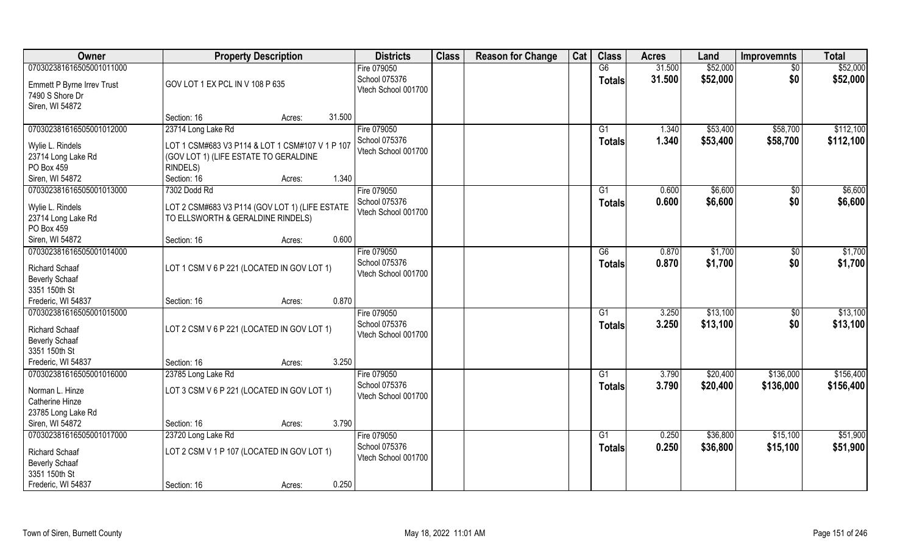| Owner | Property Description | | Districts | Class | Reason for Change | Cat | Class | Acres | Land | Improvemnts | Total |
|---|---|---|---|---|---|---|---|---|---|---|---|
| 070302381616505001011000 | | | Fire 079050 | | | | G6 | 31.500 | $52,000 | $0 | $52,000 |
| Emmett P Byrne Irrev Trust<br>7490 S Shore Dr<br>Siren, WI 54872 | GOV LOT 1 EX PCL IN V 108 P 635 | | School 075376<br>Vtech School 001700 | | | | Totals | 31.500 | $52,000 | $0 | $52,000 |
| | Section: 16 | Acres: 31.500 | | | | | | | | | |
| 070302381616505001012000 | 23714 Long Lake Rd | | Fire 079050 | | | | G1 | 1.340 | $53,400 | $58,700 | $112,100 |
| Wylie L. Rindels<br>23714 Long Lake Rd<br>PO Box 459<br>Siren, WI 54872 | LOT 1 CSM#683 V3 P114 & LOT 1 CSM#107 V 1 P 107 (GOV LOT 1) (LIFE ESTATE TO GERALDINE RINDELS) | | School 075376<br>Vtech School 001700 | | | | Totals | 1.340 | $53,400 | $58,700 | $112,100 |
| | Section: 16 | Acres: 1.340 | | | | | | | | | |
| 070302381616505001013000 | 7302 Dodd Rd | | Fire 079050 | | | | G1 | 0.600 | $6,600 | $0 | $6,600 |
| Wylie L. Rindels<br>23714 Long Lake Rd<br>PO Box 459<br>Siren, WI 54872 | LOT 2 CSM#683 V3 P114 (GOV LOT 1) (LIFE ESTATE TO ELLSWORTH & GERALDINE RINDELS) | | School 075376<br>Vtech School 001700 | | | | Totals | 0.600 | $6,600 | $0 | $6,600 |
| | Section: 16 | Acres: 0.600 | | | | | | | | | |
| 070302381616505001014000 | | | Fire 079050 | | | | G6 | 0.870 | $1,700 | $0 | $1,700 |
| Richard Schaaf<br>Beverly Schaaf<br>3351 150th St<br>Frederic, WI 54837 | LOT 1 CSM V 6 P 221 (LOCATED IN GOV LOT 1) | | School 075376<br>Vtech School 001700 | | | | Totals | 0.870 | $1,700 | $0 | $1,700 |
| | Section: 16 | Acres: 0.870 | | | | | | | | | |
| 070302381616505001015000 | | | Fire 079050 | | | | G1 | 3.250 | $13,100 | $0 | $13,100 |
| Richard Schaaf<br>Beverly Schaaf<br>3351 150th St<br>Frederic, WI 54837 | LOT 2 CSM V 6 P 221 (LOCATED IN GOV LOT 1) | | School 075376<br>Vtech School 001700 | | | | Totals | 3.250 | $13,100 | $0 | $13,100 |
| | Section: 16 | Acres: 3.250 | | | | | | | | | |
| 070302381616505001016000 | 23785 Long Lake Rd | | Fire 079050 | | | | G1 | 3.790 | $20,400 | $136,000 | $156,400 |
| Norman L. Hinze<br>Catherine Hinze<br>23785 Long Lake Rd<br>Siren, WI 54872 | LOT 3 CSM V 6 P 221 (LOCATED IN GOV LOT 1) | | School 075376<br>Vtech School 001700 | | | | Totals | 3.790 | $20,400 | $136,000 | $156,400 |
| | Section: 16 | Acres: 3.790 | | | | | | | | | |
| 070302381616505001017000 | 23720 Long Lake Rd | | Fire 079050 | | | | G1 | 0.250 | $36,800 | $15,100 | $51,900 |
| Richard Schaaf<br>Beverly Schaaf<br>3351 150th St<br>Frederic, WI 54837 | LOT 2 CSM V 1 P 107 (LOCATED IN GOV LOT 1) | | School 075376<br>Vtech School 001700 | | | | Totals | 0.250 | $36,800 | $15,100 | $51,900 |
| | Section: 16 | Acres: 0.250 | | | | | | | | | |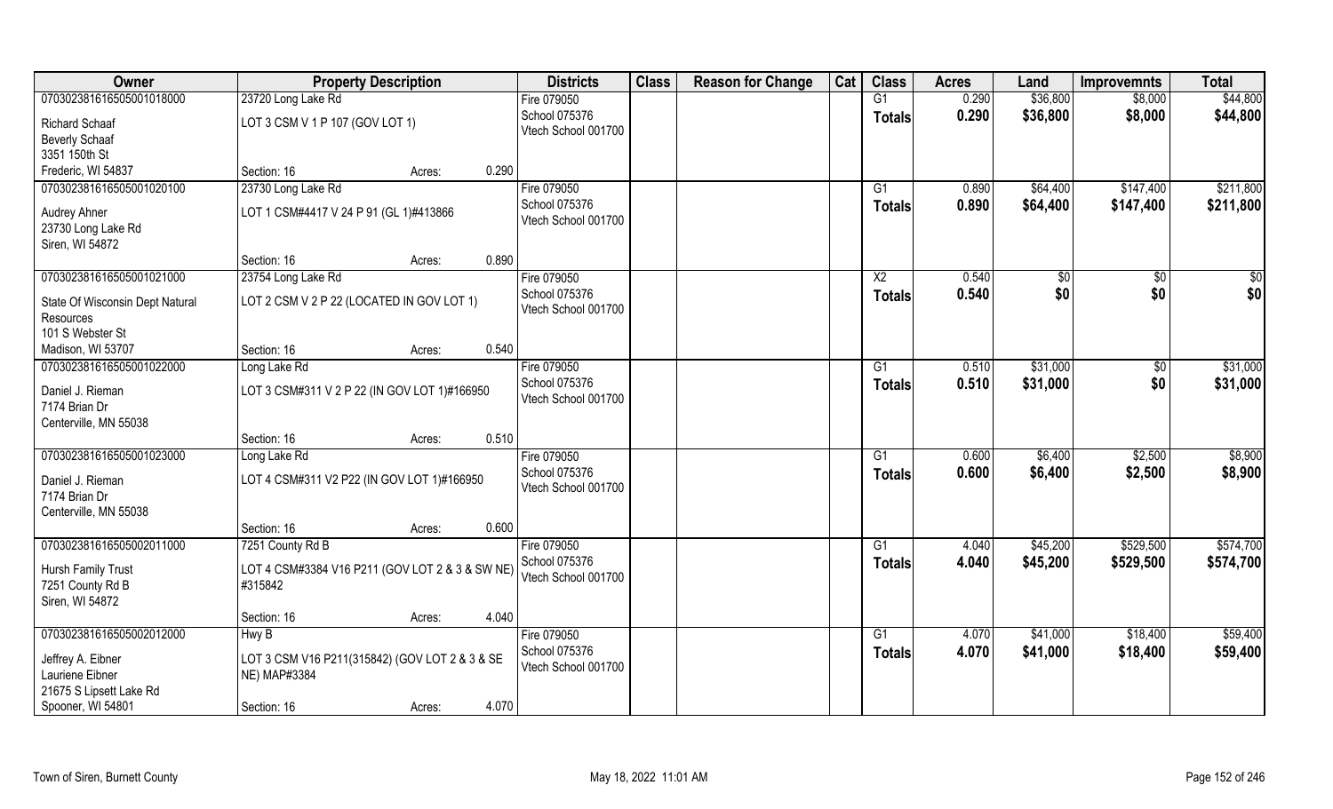| Owner | Property Description | | | Districts | Class | Reason for Change | Cat | Class | Acres | Land | Improvemnts | Total |
|---|---|---|---|---|---|---|---|---|---|---|---|---|
| 070302381616505001018000 | 23720 Long Lake Rd | | | Fire 079050 | | | | G1 | 0.290 | $36,800 | $8,000 | $44,800 |
| Richard Schaaf<br>Beverly Schaaf<br>3351 150th St<br>Frederic, WI 54837 | LOT 3 CSM V 1 P 107 (GOV LOT 1) | | | School 075376<br>Vtech School 001700 | | | | Totals | 0.290 | $36,800 | $8,000 | $44,800 |
| | Section: 16 | Acres: | 0.290 | | | | | | | | | |
| 070302381616505001020100 | 23730 Long Lake Rd | | | Fire 079050 | | | | G1 | 0.890 | $64,400 | $147,400 | $211,800 |
| Audrey Ahner<br>23730 Long Lake Rd<br>Siren, WI 54872 | LOT 1 CSM#4417 V 24 P 91 (GL 1)#413866 | | | School 075376<br>Vtech School 001700 | | | | Totals | 0.890 | $64,400 | $147,400 | $211,800 |
| | Section: 16 | Acres: | 0.890 | | | | | | | | | |
| 070302381616505001021000 | 23754 Long Lake Rd | | | Fire 079050 | | | | X2 | 0.540 | $0 | $0 | $0 |
| State Of Wisconsin Dept Natural Resources<br>101 S Webster St<br>Madison, WI 53707 | LOT 2 CSM V 2 P 22 (LOCATED IN GOV LOT 1) | | | School 075376<br>Vtech School 001700 | | | | Totals | 0.540 | $0 | $0 | $0 |
| | Section: 16 | Acres: | 0.540 | | | | | | | | | |
| 070302381616505001022000 | Long Lake Rd | | | Fire 079050 | | | | G1 | 0.510 | $31,000 | $0 | $31,000 |
| Daniel J. Rieman<br>7174 Brian Dr<br>Centerville, MN 55038 | LOT 3 CSM#311 V 2 P 22 (IN GOV LOT 1)#166950 | | | School 075376<br>Vtech School 001700 | | | | Totals | 0.510 | $31,000 | $0 | $31,000 |
| | Section: 16 | Acres: | 0.510 | | | | | | | | | |
| 070302381616505001023000 | Long Lake Rd | | | Fire 079050 | | | | G1 | 0.600 | $6,400 | $2,500 | $8,900 |
| Daniel J. Rieman<br>7174 Brian Dr<br>Centerville, MN 55038 | LOT 4 CSM#311 V2 P22 (IN GOV LOT 1)#166950 | | | School 075376<br>Vtech School 001700 | | | | Totals | 0.600 | $6,400 | $2,500 | $8,900 |
| | Section: 16 | Acres: | 0.600 | | | | | | | | | |
| 070302381616505002011000 | 7251 County Rd B | | | Fire 079050 | | | | G1 | 4.040 | $45,200 | $529,500 | $574,700 |
| Hursh Family Trust<br>7251 County Rd B<br>Siren, WI 54872 | LOT 4 CSM#3384 V16 P211 (GOV LOT 2 & 3 & SW NE) #315842 | | | School 075376<br>Vtech School 001700 | | | | Totals | 4.040 | $45,200 | $529,500 | $574,700 |
| | Section: 16 | Acres: | 4.040 | | | | | | | | | |
| 070302381616505002012000 | Hwy B | | | Fire 079050 | | | | G1 | 4.070 | $41,000 | $18,400 | $59,400 |
| Jeffrey A. Eibner<br>Lauriene Eibner<br>21675 S Lipsett Lake Rd<br>Spooner, WI 54801 | LOT 3 CSM V16 P211(315842) (GOV LOT 2 & 3 & SE NE) MAP#3384 | | | School 075376<br>Vtech School 001700 | | | | Totals | 4.070 | $41,000 | $18,400 | $59,400 |
| | Section: 16 | Acres: | 4.070 | | | | | | | | | |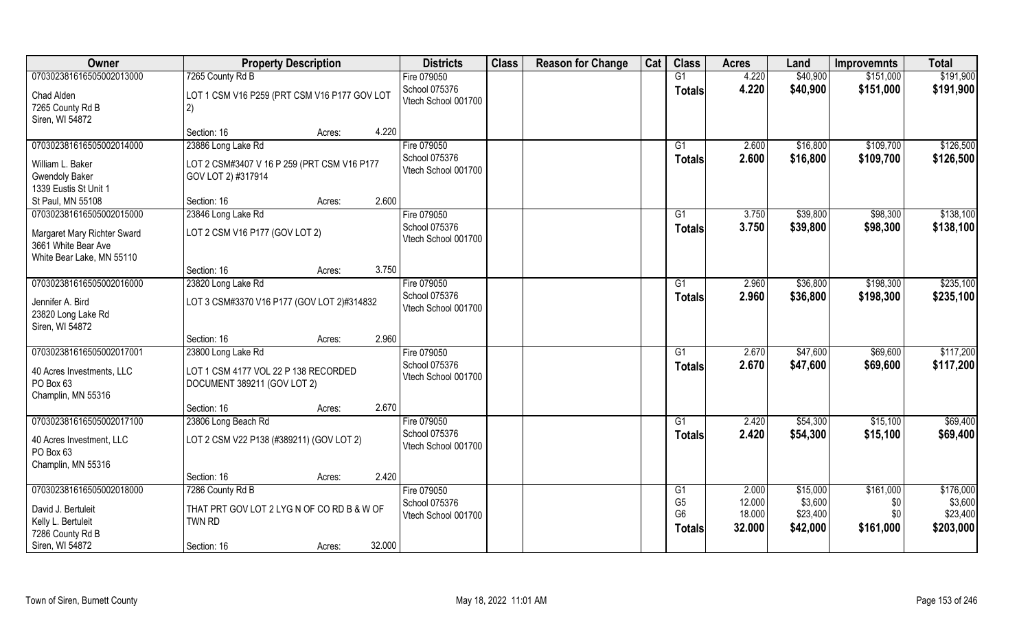| Owner | Property Description | | | Districts | Class | Reason for Change | Cat | Class | Acres | Land | Improvemnts | Total |
|---|---|---|---|---|---|---|---|---|---|---|---|---|
| 070302381616505002013000 | 7265 County Rd B | | | Fire 079050 | | | | G1 | 4.220 | $40,900 | $151,000 | $191,900 |
| Chad Alden<br>7265 County Rd B<br>Siren, WI 54872 | LOT 1 CSM V16 P259 (PRT CSM V16 P177 GOV LOT 2) | | | School 075376<br>Vtech School 001700 | | | | **Totals** | **4.220** | **$40,900** | **$151,000** | **$191,900** |
| | Section: 16 | Acres: | 4.220 | | | | | | | | | |
| 070302381616505002014000 | 23886 Long Lake Rd | | | Fire 079050 | | | | G1 | 2.600 | $16,800 | $109,700 | $126,500 |
| William L. Baker<br>Gwendoly Baker<br>1339 Eustis St Unit 1<br>St Paul, MN 55108 | LOT 2 CSM#3407 V 16 P 259 (PRT CSM V16 P177 GOV LOT 2) #317914 | | | School 075376<br>Vtech School 001700 | | | | **Totals** | **2.600** | **$16,800** | **$109,700** | **$126,500** |
| | Section: 16 | Acres: | 2.600 | | | | | | | | | |
| 070302381616505002015000 | 23846 Long Lake Rd | | | Fire 079050 | | | | G1 | 3.750 | $39,800 | $98,300 | $138,100 |
| Margaret Mary Richter Sward<br>3661 White Bear Ave<br>White Bear Lake, MN 55110 | LOT 2 CSM V16 P177 (GOV LOT 2) | | | School 075376<br>Vtech School 001700 | | | | **Totals** | **3.750** | **$39,800** | **$98,300** | **$138,100** |
| | Section: 16 | Acres: | 3.750 | | | | | | | | | |
| 070302381616505002016000 | 23820 Long Lake Rd | | | Fire 079050 | | | | G1 | 2.960 | $36,800 | $198,300 | $235,100 |
| Jennifer A. Bird<br>23820 Long Lake Rd<br>Siren, WI 54872 | LOT 3 CSM#3370 V16 P177 (GOV LOT 2)#314832 | | | School 075376<br>Vtech School 001700 | | | | **Totals** | **2.960** | **$36,800** | **$198,300** | **$235,100** |
| | Section: 16 | Acres: | 2.960 | | | | | | | | | |
| 070302381616505002017001 | 23800 Long Lake Rd | | | Fire 079050 | | | | G1 | 2.670 | $47,600 | $69,600 | $117,200 |
| 40 Acres Investments, LLC<br>PO Box 63<br>Champlin, MN 55316 | LOT 1 CSM 4177 VOL 22 P 138 RECORDED DOCUMENT 389211 (GOV LOT 2) | | | School 075376<br>Vtech School 001700 | | | | **Totals** | **2.670** | **$47,600** | **$69,600** | **$117,200** |
| | Section: 16 | Acres: | 2.670 | | | | | | | | | |
| 070302381616505002017100 | 23806 Long Beach Rd | | | Fire 079050 | | | | G1 | 2.420 | $54,300 | $15,100 | $69,400 |
| 40 Acres Investment, LLC<br>PO Box 63<br>Champlin, MN 55316 | LOT 2 CSM V22 P138 (#389211) (GOV LOT 2) | | | School 075376<br>Vtech School 001700 | | | | **Totals** | **2.420** | **$54,300** | **$15,100** | **$69,400** |
| | Section: 16 | Acres: | 2.420 | | | | | | | | | |
| 070302381616505002018000 | 7286 County Rd B | | | Fire 079050 | | | | G1 | 2.000 | $15,000 | $161,000 | $176,000 |
| David J. Bertuleit<br>Kelly L. Bertuleit<br>7286 County Rd B<br>Siren, WI 54872 | THAT PRT GOV LOT 2 LYG N OF CO RD B & W OF TWN RD | | | School 075376<br>Vtech School 001700 | | | | G5 | 12.000 | $3,600 | $0 | $3,600 |
| | | | | | | | | G6 | 18.000 | $23,400 | $0 | $23,400 |
| | | | | | | | | **Totals** | **32.000** | **$42,000** | **$161,000** | **$203,000** |
| | Section: 16 | Acres: | 32.000 | | | | | | | | | |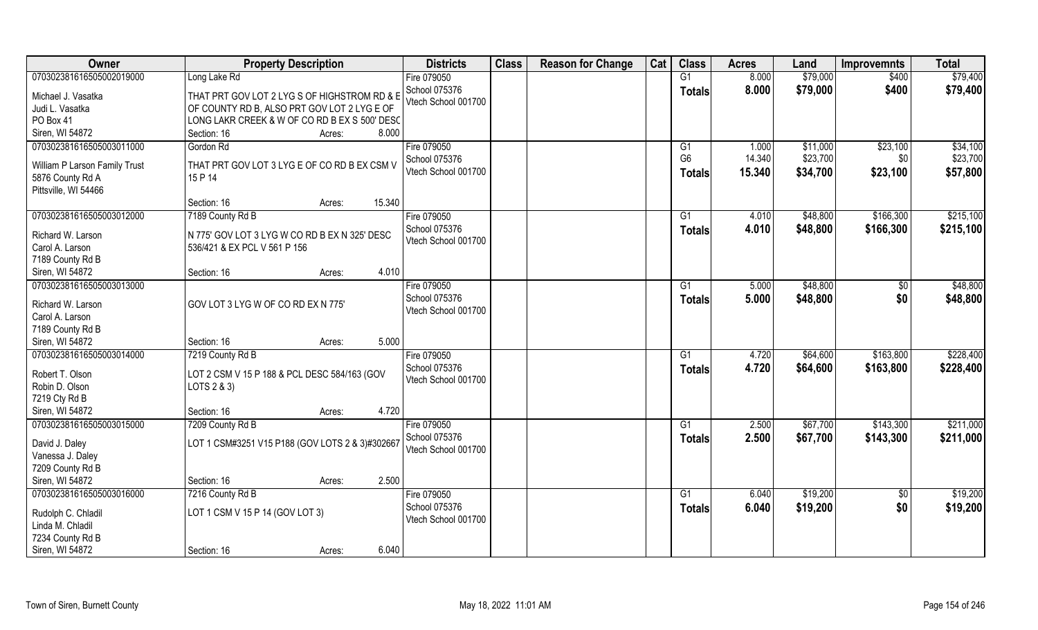| Owner | Property Description | Districts | Class | Reason for Change | Cat | Class | Acres | Land | Improvemnts | Total |
|---|---|---|---|---|---|---|---|---|---|---|
| 070302381616505002019000 | Long Lake Rd | Fire 079050 | | | | G1 | 8.000 | $79,000 | $400 | $79,400 |
| Michael J. Vasatka | THAT PRT GOV LOT 2 LYG S OF HIGHSTROM RD & E | School 075376 | | | | **Totals** | **8.000** | **$79,000** | **$400** | **$79,400** |
| Judi L. Vasatka | OF COUNTY RD B, ALSO PRT GOV LOT 2 LYG E OF | Vtech School 001700 | | | | | | | | |
| PO Box 41 | LONG LAKR CREEK & W OF CO RD B EX S 500' DESC | | | | | | | | | |
| Siren, WI 54872 | Section: 16 Acres: 8.000 | | | | | | | | | |
| 070302381616505003011000 | Gordon Rd | Fire 079050 | | | | G1 | 1.000 | $11,000 | $23,100 | $34,100 |
| William P Larson Family Trust | THAT PRT GOV LOT 3 LYG E OF CO RD B EX CSM V | School 075376 | | | | G6 | 14.340 | $23,700 | $0 | $23,700 |
| 5876 County Rd A | 15 P 14 | Vtech School 001700 | | | | **Totals** | **15.340** | **$34,700** | **$23,100** | **$57,800** |
| Pittsville, WI 54466 | | | | | | | | | | |
| | Section: 16 Acres: 15.340 | | | | | | | | | |
| 070302381616505003012000 | 7189 County Rd B | Fire 079050 | | | | G1 | 4.010 | $48,800 | $166,300 | $215,100 |
| Richard W. Larson | N 775' GOV LOT 3 LYG W CO RD B EX N 325' DESC | School 075376 | | | | **Totals** | **4.010** | **$48,800** | **$166,300** | **$215,100** |
| Carol A. Larson | 536/421 & EX PCL V 561 P 156 | Vtech School 001700 | | | | | | | | |
| 7189 County Rd B | | | | | | | | | | |
| Siren, WI 54872 | Section: 16 Acres: 4.010 | | | | | | | | | |
| 070302381616505003013000 | | Fire 079050 | | | | G1 | 5.000 | $48,800 | $0 | $48,800 |
| Richard W. Larson | GOV LOT 3 LYG W OF CO RD EX N 775' | School 075376 | | | | **Totals** | **5.000** | **$48,800** | **$0** | **$48,800** |
| Carol A. Larson | | Vtech School 001700 | | | | | | | | |
| 7189 County Rd B | | | | | | | | | | |
| Siren, WI 54872 | Section: 16 Acres: 5.000 | | | | | | | | | |
| 070302381616505003014000 | 7219 County Rd B | Fire 079050 | | | | G1 | 4.720 | $64,600 | $163,800 | $228,400 |
| Robert T. Olson | LOT 2 CSM V 15 P 188 & PCL DESC 584/163 (GOV | School 075376 | | | | **Totals** | **4.720** | **$64,600** | **$163,800** | **$228,400** |
| Robin D. Olson | LOTS 2 & 3) | Vtech School 001700 | | | | | | | | |
| 7219 Cty Rd B | | | | | | | | | | |
| Siren, WI 54872 | Section: 16 Acres: 4.720 | | | | | | | | | |
| 070302381616505003015000 | 7209 County Rd B | Fire 079050 | | | | G1 | 2.500 | $67,700 | $143,300 | $211,000 |
| David J. Daley | LOT 1 CSM#3251 V15 P188 (GOV LOTS 2 & 3)#302667 | School 075376 | | | | **Totals** | **2.500** | **$67,700** | **$143,300** | **$211,000** |
| Vanessa J. Daley | | Vtech School 001700 | | | | | | | | |
| 7209 County Rd B | | | | | | | | | | |
| Siren, WI 54872 | Section: 16 Acres: 2.500 | | | | | | | | | |
| 070302381616505003016000 | 7216 County Rd B | Fire 079050 | | | | G1 | 6.040 | $19,200 | $0 | $19,200 |
| Rudolph C. Chladil | LOT 1 CSM V 15 P 14 (GOV LOT 3) | School 075376 | | | | **Totals** | **6.040** | **$19,200** | **$0** | **$19,200** |
| Linda M. Chladil | | Vtech School 001700 | | | | | | | | |
| 7234 County Rd B | | | | | | | | | | |
| Siren, WI 54872 | Section: 16 Acres: 6.040 | | | | | | | | | |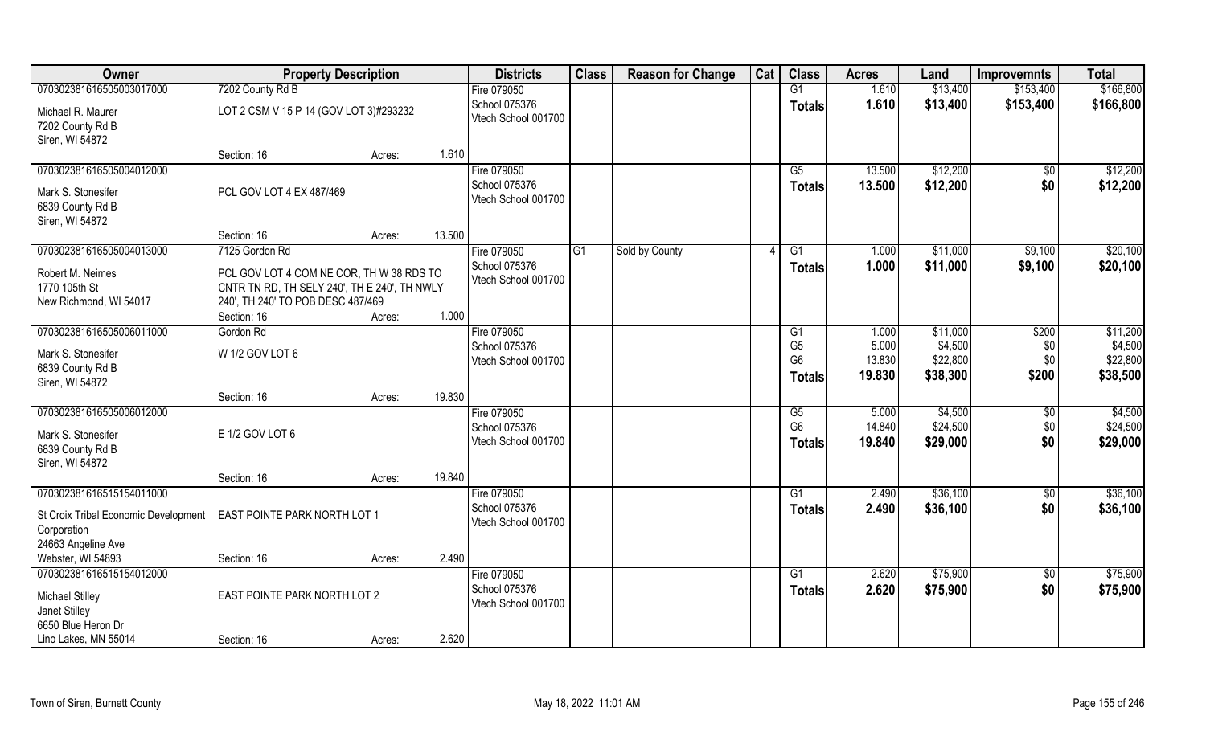| Owner | Property Description | | Districts | Class | Reason for Change | Cat | Class | Acres | Land | Improvemnts | Total |
|---|---|---|---|---|---|---|---|---|---|---|---|
| 070302381616505003017000 | 7202 County Rd B | | Fire 079050 | | | | G1 | 1.610 | $13,400 | $153,400 | $166,800 |
| Michael R. Maurer<br>7202 County Rd B<br>Siren, WI 54872 | LOT 2 CSM V 15 P 14 (GOV LOT 3)#293232 | | School 075376<br>Vtech School 001700 | | | | **Totals** | **1.610** | **$13,400** | **$153,400** | **$166,800** |
| | Section: 16 | Acres: 1.610 | | | | | | | | | |
| 070302381616505004012000 | | | Fire 079050 | | | | G5 | 13.500 | $12,200 | $0 | $12,200 |
| Mark S. Stonesifer<br>6839 County Rd B<br>Siren, WI 54872 | PCL GOV LOT 4 EX 487/469 | | School 075376<br>Vtech School 001700 | | | | **Totals** | **13.500** | **$12,200** | **$0** | **$12,200** |
| | Section: 16 | Acres: 13.500 | | | | | | | | | |
| 070302381616505004013000 | 7125 Gordon Rd | | Fire 079050 | G1 | Sold by County | 4 | G1 | 1.000 | $11,000 | $9,100 | $20,100 |
| Robert M. Neimes<br>1770 105th St<br>New Richmond, WI 54017 | PCL GOV LOT 4 COM NE COR, TH W 38 RDS TO CNTR TN RD, TH SELY 240', TH E 240', TH NWLY 240', TH 240' TO POB DESC 487/469 | | School 075376<br>Vtech School 001700 | | | | **Totals** | **1.000** | **$11,000** | **$9,100** | **$20,100** |
| | Section: 16 | Acres: 1.000 | | | | | | | | | |
| 070302381616505006011000 | Gordon Rd | | Fire 079050 | | | | G1 | 1.000 | $11,000 | $200 | $11,200 |
| Mark S. Stonesifer<br>6839 County Rd B<br>Siren, WI 54872 | W 1/2 GOV LOT 6 | | School 075376<br>Vtech School 001700 | | | | G5 | 5.000 | $4,500 | $0 | $4,500 |
| | | | | | | | G6 | 13.830 | $22,800 | $0 | $22,800 |
| | | | | | | | **Totals** | **19.830** | **$38,300** | **$200** | **$38,500** |
| | Section: 16 | Acres: 19.830 | | | | | | | | | |
| 070302381616505006012000 | | | Fire 079050 | | | | G5 | 5.000 | $4,500 | $0 | $4,500 |
| Mark S. Stonesifer<br>6839 County Rd B<br>Siren, WI 54872 | E 1/2 GOV LOT 6 | | School 075376<br>Vtech School 001700 | | | | G6 | 14.840 | $24,500 | $0 | $24,500 |
| | | | | | | | **Totals** | **19.840** | **$29,000** | **$0** | **$29,000** |
| | Section: 16 | Acres: 19.840 | | | | | | | | | |
| 070302381616515154011000 | | | Fire 079050 | | | | G1 | 2.490 | $36,100 | $0 | $36,100 |
| St Croix Tribal Economic Development Corporation<br>24663 Angeline Ave<br>Webster, WI 54893 | EAST POINTE PARK NORTH LOT 1 | | School 075376<br>Vtech School 001700 | | | | **Totals** | **2.490** | **$36,100** | **$0** | **$36,100** |
| | Section: 16 | Acres: 2.490 | | | | | | | | | |
| 070302381616515154012000 | | | Fire 079050 | | | | G1 | 2.620 | $75,900 | $0 | $75,900 |
| Michael Stilley<br>Janet Stilley<br>6650 Blue Heron Dr<br>Lino Lakes, MN 55014 | EAST POINTE PARK NORTH LOT 2 | | School 075376<br>Vtech School 001700 | | | | **Totals** | **2.620** | **$75,900** | **$0** | **$75,900** |
| | Section: 16 | Acres: 2.620 | | | | | | | | | |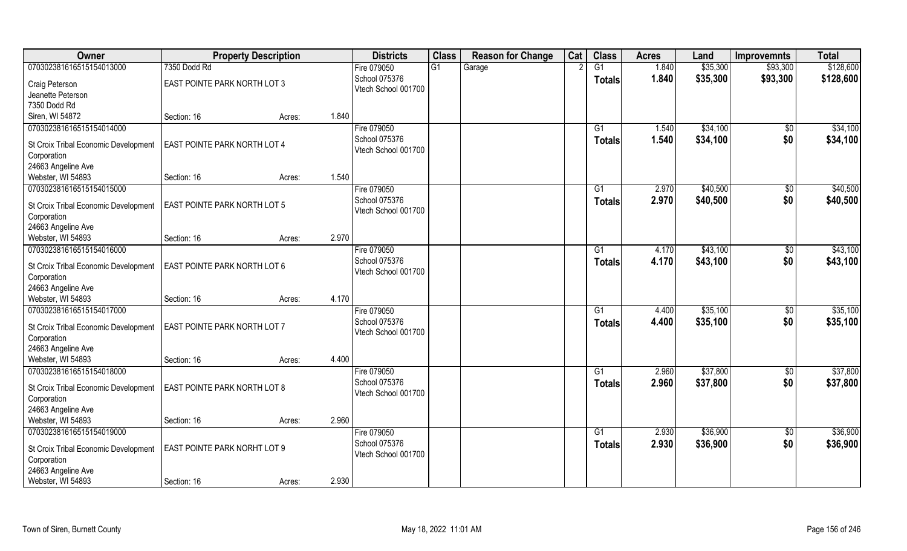| Owner | Property Description | | | Districts | Class | Reason for Change | Cat | Class | Acres | Land | Improvemnts | Total |
|---|---|---|---|---|---|---|---|---|---|---|---|---|
| 070302381616515154013000 | 7350 Dodd Rd | | | Fire 079050 | G1 | Garage | 2 | G1 | 1.840 | $35,300 | $93,300 | $128,600 |
| Craig Peterson | EAST POINTE PARK NORTH LOT 3 | | | School 075376 | | | | **Totals** | **1.840** | **$35,300** | **$93,300** | **$128,600** |
| Jeanette Peterson | | | | Vtech School 001700 | | | | | | | | |
| 7350 Dodd Rd | | | | | | | | | | | | |
| Siren, WI 54872 | Section: 16 | Acres: | 1.840 | | | | | | | | | |
| 070302381616515154014000 | | | | Fire 079050 | | | | G1 | 1.540 | $34,100 | $0 | $34,100 |
| St Croix Tribal Economic Development | EAST POINTE PARK NORTH LOT 4 | | | School 075376 | | | | **Totals** | **1.540** | **$34,100** | **$0** | **$34,100** |
| Corporation | | | | Vtech School 001700 | | | | | | | | |
| 24663 Angeline Ave | | | | | | | | | | | | |
| Webster, WI 54893 | Section: 16 | Acres: | 1.540 | | | | | | | | | |
| 070302381616515154015000 | | | | Fire 079050 | | | | G1 | 2.970 | $40,500 | $0 | $40,500 |
| St Croix Tribal Economic Development | EAST POINTE PARK NORTH LOT 5 | | | School 075376 | | | | **Totals** | **2.970** | **$40,500** | **$0** | **$40,500** |
| Corporation | | | | Vtech School 001700 | | | | | | | | |
| 24663 Angeline Ave | | | | | | | | | | | | |
| Webster, WI 54893 | Section: 16 | Acres: | 2.970 | | | | | | | | | |
| 070302381616515154016000 | | | | Fire 079050 | | | | G1 | 4.170 | $43,100 | $0 | $43,100 |
| St Croix Tribal Economic Development | EAST POINTE PARK NORTH LOT 6 | | | School 075376 | | | | **Totals** | **4.170** | **$43,100** | **$0** | **$43,100** |
| Corporation | | | | Vtech School 001700 | | | | | | | | |
| 24663 Angeline Ave | | | | | | | | | | | | |
| Webster, WI 54893 | Section: 16 | Acres: | 4.170 | | | | | | | | | |
| 070302381616515154017000 | | | | Fire 079050 | | | | G1 | 4.400 | $35,100 | $0 | $35,100 |
| St Croix Tribal Economic Development | EAST POINTE PARK NORTH LOT 7 | | | School 075376 | | | | **Totals** | **4.400** | **$35,100** | **$0** | **$35,100** |
| Corporation | | | | Vtech School 001700 | | | | | | | | |
| 24663 Angeline Ave | | | | | | | | | | | | |
| Webster, WI 54893 | Section: 16 | Acres: | 4.400 | | | | | | | | | |
| 070302381616515154018000 | | | | Fire 079050 | | | | G1 | 2.960 | $37,800 | $0 | $37,800 |
| St Croix Tribal Economic Development | EAST POINTE PARK NORTH LOT 8 | | | School 075376 | | | | **Totals** | **2.960** | **$37,800** | **$0** | **$37,800** |
| Corporation | | | | Vtech School 001700 | | | | | | | | |
| 24663 Angeline Ave | | | | | | | | | | | | |
| Webster, WI 54893 | Section: 16 | Acres: | 2.960 | | | | | | | | | |
| 070302381616515154019000 | | | | Fire 079050 | | | | G1 | 2.930 | $36,900 | $0 | $36,900 |
| St Croix Tribal Economic Development | EAST POINTE PARK NORHT LOT 9 | | | School 075376 | | | | **Totals** | **2.930** | **$36,900** | **$0** | **$36,900** |
| Corporation | | | | Vtech School 001700 | | | | | | | | |
| 24663 Angeline Ave | | | | | | | | | | | | |
| Webster, WI 54893 | Section: 16 | Acres: | 2.930 | | | | | | | | | |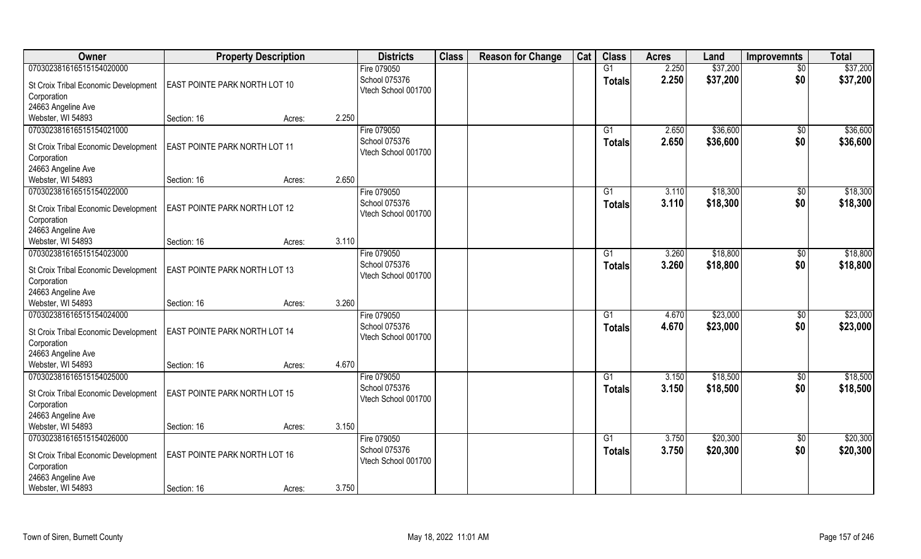| Owner | Property Description | | | Districts | Class | Reason for Change | Cat | Class | Acres | Land | Improvemnts | Total |
|---|---|---|---|---|---|---|---|---|---|---|---|---|
| 070302381616515154020000 | | | | Fire 079050 | | | | G1 | 2.250 | $37,200 | $0 | $37,200 |
| St Croix Tribal Economic Development Corporation 24663 Angeline Ave Webster, WI 54893 | EAST POINTE PARK NORTH LOT 10 | | | School 075376 Vtech School 001700 | | | | Totals | 2.250 | $37,200 | $0 | $37,200 |
| | Section: 16 | Acres: | 2.250 | | | | | | | | | |
| 070302381616515154021000 | | | | Fire 079050 | | | | G1 | 2.650 | $36,600 | $0 | $36,600 |
| St Croix Tribal Economic Development Corporation 24663 Angeline Ave Webster, WI 54893 | EAST POINTE PARK NORTH LOT 11 | | | School 075376 Vtech School 001700 | | | | Totals | 2.650 | $36,600 | $0 | $36,600 |
| | Section: 16 | Acres: | 2.650 | | | | | | | | | |
| 070302381616515154022000 | | | | Fire 079050 | | | | G1 | 3.110 | $18,300 | $0 | $18,300 |
| St Croix Tribal Economic Development Corporation 24663 Angeline Ave Webster, WI 54893 | EAST POINTE PARK NORTH LOT 12 | | | School 075376 Vtech School 001700 | | | | Totals | 3.110 | $18,300 | $0 | $18,300 |
| | Section: 16 | Acres: | 3.110 | | | | | | | | | |
| 070302381616515154023000 | | | | Fire 079050 | | | | G1 | 3.260 | $18,800 | $0 | $18,800 |
| St Croix Tribal Economic Development Corporation 24663 Angeline Ave Webster, WI 54893 | EAST POINTE PARK NORTH LOT 13 | | | School 075376 Vtech School 001700 | | | | Totals | 3.260 | $18,800 | $0 | $18,800 |
| | Section: 16 | Acres: | 3.260 | | | | | | | | | |
| 070302381616515154024000 | | | | Fire 079050 | | | | G1 | 4.670 | $23,000 | $0 | $23,000 |
| St Croix Tribal Economic Development Corporation 24663 Angeline Ave Webster, WI 54893 | EAST POINTE PARK NORTH LOT 14 | | | School 075376 Vtech School 001700 | | | | Totals | 4.670 | $23,000 | $0 | $23,000 |
| | Section: 16 | Acres: | 4.670 | | | | | | | | | |
| 070302381616515154025000 | | | | Fire 079050 | | | | G1 | 3.150 | $18,500 | $0 | $18,500 |
| St Croix Tribal Economic Development Corporation 24663 Angeline Ave Webster, WI 54893 | EAST POINTE PARK NORTH LOT 15 | | | School 075376 Vtech School 001700 | | | | Totals | 3.150 | $18,500 | $0 | $18,500 |
| | Section: 16 | Acres: | 3.150 | | | | | | | | | |
| 070302381616515154026000 | | | | Fire 079050 | | | | G1 | 3.750 | $20,300 | $0 | $20,300 |
| St Croix Tribal Economic Development Corporation 24663 Angeline Ave Webster, WI 54893 | EAST POINTE PARK NORTH LOT 16 | | | School 075376 Vtech School 001700 | | | | Totals | 3.750 | $20,300 | $0 | $20,300 |
| | Section: 16 | Acres: | 3.750 | | | | | | | | | |

Town of Siren, Burnett County　　May 18, 2022 11:01 AM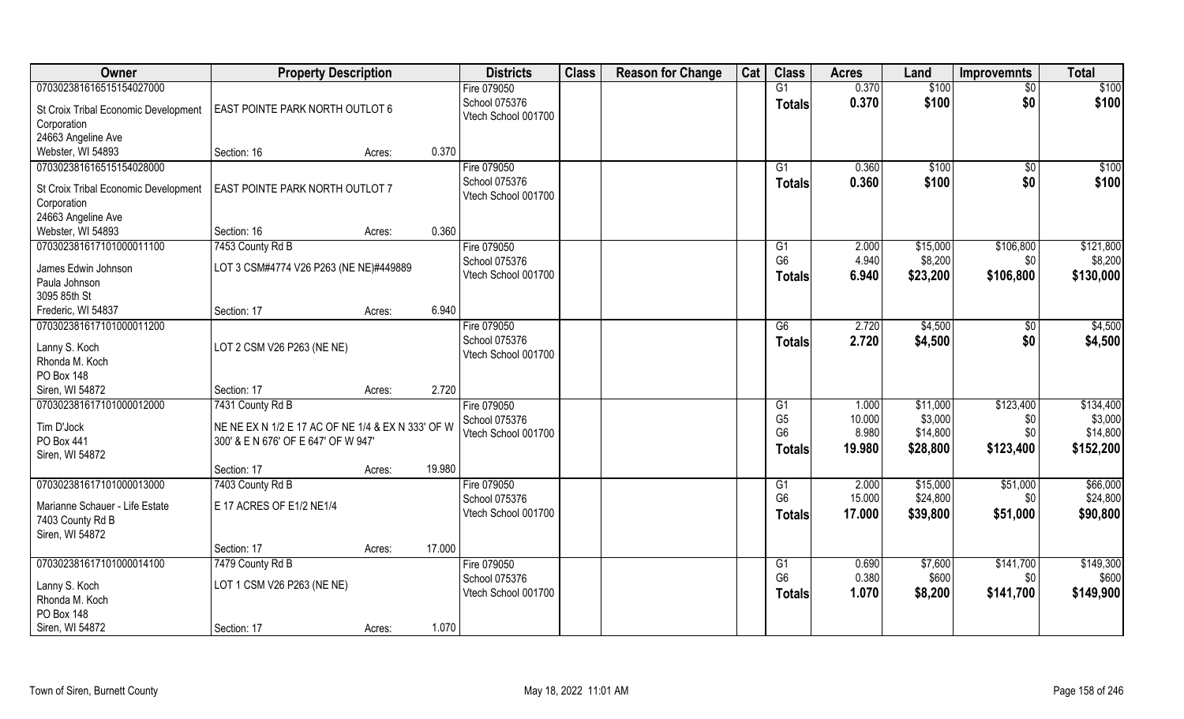| Owner | Property Description | | | Districts | Class | Reason for Change | Cat | Class | Acres | Land | Improvemnts | Total |
|---|---|---|---|---|---|---|---|---|---|---|---|---|
| 070302381616515154027000 | | | | Fire 079050 | | | | G1 | 0.370 | $100 | $0 | $100 |
| St Croix Tribal Economic Development Corporation | EAST POINTE PARK NORTH OUTLOT 6 | | | School 075376 | | | | **Totals** | **0.370** | **$100** | **$0** | **$100** |
| 24663 Angeline Ave | | | | Vtech School 001700 | | | | | | | | |
| Webster, WI 54893 | Section: 16 | Acres: | 0.370 | | | | | | | | | |
| 070302381616515154028000 | | | | Fire 079050 | | | | G1 | 0.360 | $100 | $0 | $100 |
| St Croix Tribal Economic Development Corporation | EAST POINTE PARK NORTH OUTLOT 7 | | | School 075376 | | | | **Totals** | **0.360** | **$100** | **$0** | **$100** |
| 24663 Angeline Ave | | | | Vtech School 001700 | | | | | | | | |
| Webster, WI 54893 | Section: 16 | Acres: | 0.360 | | | | | | | | | |
| 070302381617101000011100 | 7453 County Rd B | | | Fire 079050 | | | | G1 | 2.000 | $15,000 | $106,800 | $121,800 |
| James Edwin Johnson | LOT 3 CSM#4774 V26 P263 (NE NE)#449889 | | | School 075376 | | | | G6 | 4.940 | $8,200 | $0 | $8,200 |
| Paula Johnson | | | | Vtech School 001700 | | | | **Totals** | **6.940** | **$23,200** | **$106,800** | **$130,000** |
| 3095 85th St | | | | | | | | | | | | |
| Frederic, WI 54837 | Section: 17 | Acres: | 6.940 | | | | | | | | | |
| 070302381617101000011200 | | | | Fire 079050 | | | | G6 | 2.720 | $4,500 | $0 | $4,500 |
| Lanny S. Koch | LOT 2 CSM V26 P263 (NE NE) | | | School 075376 | | | | **Totals** | **2.720** | **$4,500** | **$0** | **$4,500** |
| Rhonda M. Koch | | | | Vtech School 001700 | | | | | | | | |
| PO Box 148 | | | | | | | | | | | | |
| Siren, WI 54872 | Section: 17 | Acres: | 2.720 | | | | | | | | | |
| 070302381617101000012000 | 7431 County Rd B | | | Fire 079050 | | | | G1 | 1.000 | $11,000 | $123,400 | $134,400 |
| Tim D'Jock | NE NE EX N 1/2 E 17 AC OF NE 1/4 & EX N 333' OF W 300' & E N 676' OF E 647' OF W 947' | | | School 075376 | | | | G5 | 10.000 | $3,000 | $0 | $3,000 |
| PO Box 441 | | | | Vtech School 001700 | | | | G6 | 8.980 | $14,800 | $0 | $14,800 |
| Siren, WI 54872 | | | | | | | | **Totals** | **19.980** | **$28,800** | **$123,400** | **$152,200** |
| | Section: 17 | Acres: | 19.980 | | | | | | | | | |
| 070302381617101000013000 | 7403 County Rd B | | | Fire 079050 | | | | G1 | 2.000 | $15,000 | $51,000 | $66,000 |
| Marianne Schauer - Life Estate | E 17 ACRES OF E1/2 NE1/4 | | | School 075376 | | | | G6 | 15.000 | $24,800 | $0 | $24,800 |
| 7403 County Rd B | | | | Vtech School 001700 | | | | **Totals** | **17.000** | **$39,800** | **$51,000** | **$90,800** |
| Siren, WI 54872 | | | | | | | | | | | | |
| | Section: 17 | Acres: | 17.000 | | | | | | | | | |
| 070302381617101000014100 | 7479 County Rd B | | | Fire 079050 | | | | G1 | 0.690 | $7,600 | $141,700 | $149,300 |
| Lanny S. Koch | LOT 1 CSM V26 P263 (NE NE) | | | School 075376 | | | | G6 | 0.380 | $600 | $0 | $600 |
| Rhonda M. Koch | | | | Vtech School 001700 | | | | **Totals** | **1.070** | **$8,200** | **$141,700** | **$149,900** |
| PO Box 148 | | | | | | | | | | | | |
| Siren, WI 54872 | Section: 17 | Acres: | 1.070 | | | | | | | | | |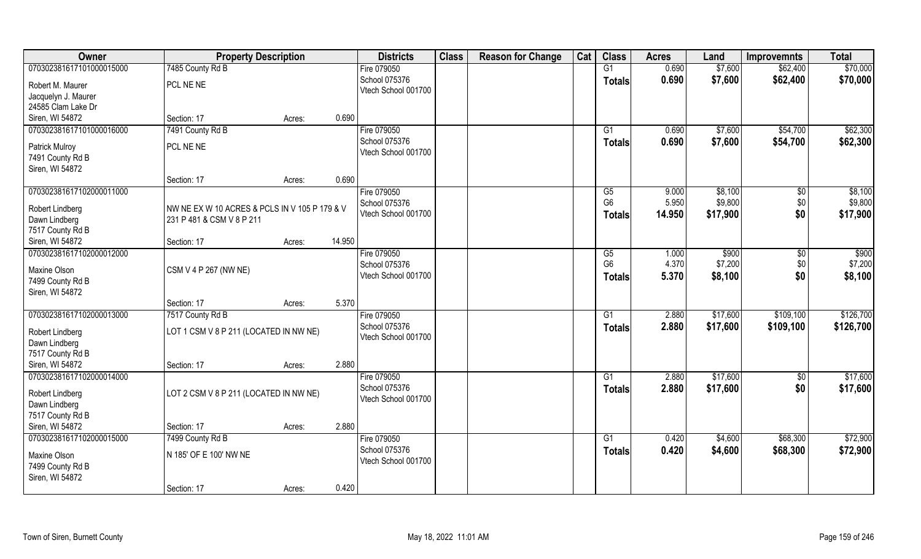| Owner | Property Description | | | Districts | Class | Reason for Change | Cat | Class | Acres | Land | Improvemnts | Total |
|---|---|---|---|---|---|---|---|---|---|---|---|---|
| 070302381617101000015000 | 7485 County Rd B | | | Fire 079050 | | | | G1 | 0.690 | $7,600 | $62,400 | $70,000 |
| Robert M. Maurer<br>Jacquelyn J. Maurer<br>24585 Clam Lake Dr<br>Siren, WI 54872 | PCL NE NE | | | School 075376<br>Vtech School 001700 | | | | Totals | 0.690 | $7,600 | $62,400 | $70,000 |
| | Section: 17 | Acres: | 0.690 | | | | | | | | | |
| 070302381617101000016000 | 7491 County Rd B | | | Fire 079050 | | | | G1 | 0.690 | $7,600 | $54,700 | $62,300 |
| Patrick Mulroy<br>7491 County Rd B<br>Siren, WI 54872 | PCL NE NE | | | School 075376<br>Vtech School 001700 | | | | Totals | 0.690 | $7,600 | $54,700 | $62,300 |
| | Section: 17 | Acres: | 0.690 | | | | | | | | | |
| 070302381617102000011000 | | | | Fire 079050 | | | | G5 | 9.000 | $8,100 | $0 | $8,100 |
| Robert Lindberg<br>Dawn Lindberg<br>7517 County Rd B<br>Siren, WI 54872 | NW NE EX W 10 ACRES & PCLS IN V 105 P 179 & V 231 P 481 & CSM V 8 P 211 | | | School 075376<br>Vtech School 001700 | | | | G6 | 5.950 | $9,800 | $0 | $9,800 |
| | | | | | | | | Totals | 14.950 | $17,900 | $0 | $17,900 |
| | Section: 17 | Acres: | 14.950 | | | | | | | | | |
| 070302381617102000012000 | | | | Fire 079050 | | | | G5 | 1.000 | $900 | $0 | $900 |
| Maxine Olson<br>7499 County Rd B<br>Siren, WI 54872 | CSM V 4 P 267 (NW NE) | | | School 075376<br>Vtech School 001700 | | | | G6 | 4.370 | $7,200 | $0 | $7,200 |
| | | | | | | | | Totals | 5.370 | $8,100 | $0 | $8,100 |
| | Section: 17 | Acres: | 5.370 | | | | | | | | | |
| 070302381617102000013000 | 7517 County Rd B | | | Fire 079050 | | | | G1 | 2.880 | $17,600 | $109,100 | $126,700 |
| Robert Lindberg<br>Dawn Lindberg<br>7517 County Rd B<br>Siren, WI 54872 | LOT 1 CSM V 8 P 211 (LOCATED IN NW NE) | | | School 075376<br>Vtech School 001700 | | | | Totals | 2.880 | $17,600 | $109,100 | $126,700 |
| | Section: 17 | Acres: | 2.880 | | | | | | | | | |
| 070302381617102000014000 | | | | Fire 079050 | | | | G1 | 2.880 | $17,600 | $0 | $17,600 |
| Robert Lindberg<br>Dawn Lindberg<br>7517 County Rd B<br>Siren, WI 54872 | LOT 2 CSM V 8 P 211 (LOCATED IN NW NE) | | | School 075376<br>Vtech School 001700 | | | | Totals | 2.880 | $17,600 | $0 | $17,600 |
| | Section: 17 | Acres: | 2.880 | | | | | | | | | |
| 070302381617102000015000 | 7499 County Rd B | | | Fire 079050 | | | | G1 | 0.420 | $4,600 | $68,300 | $72,900 |
| Maxine Olson<br>7499 County Rd B<br>Siren, WI 54872 | N 185' OF E 100' NW NE | | | School 075376<br>Vtech School 001700 | | | | Totals | 0.420 | $4,600 | $68,300 | $72,900 |
| | Section: 17 | Acres: | 0.420 | | | | | | | | | |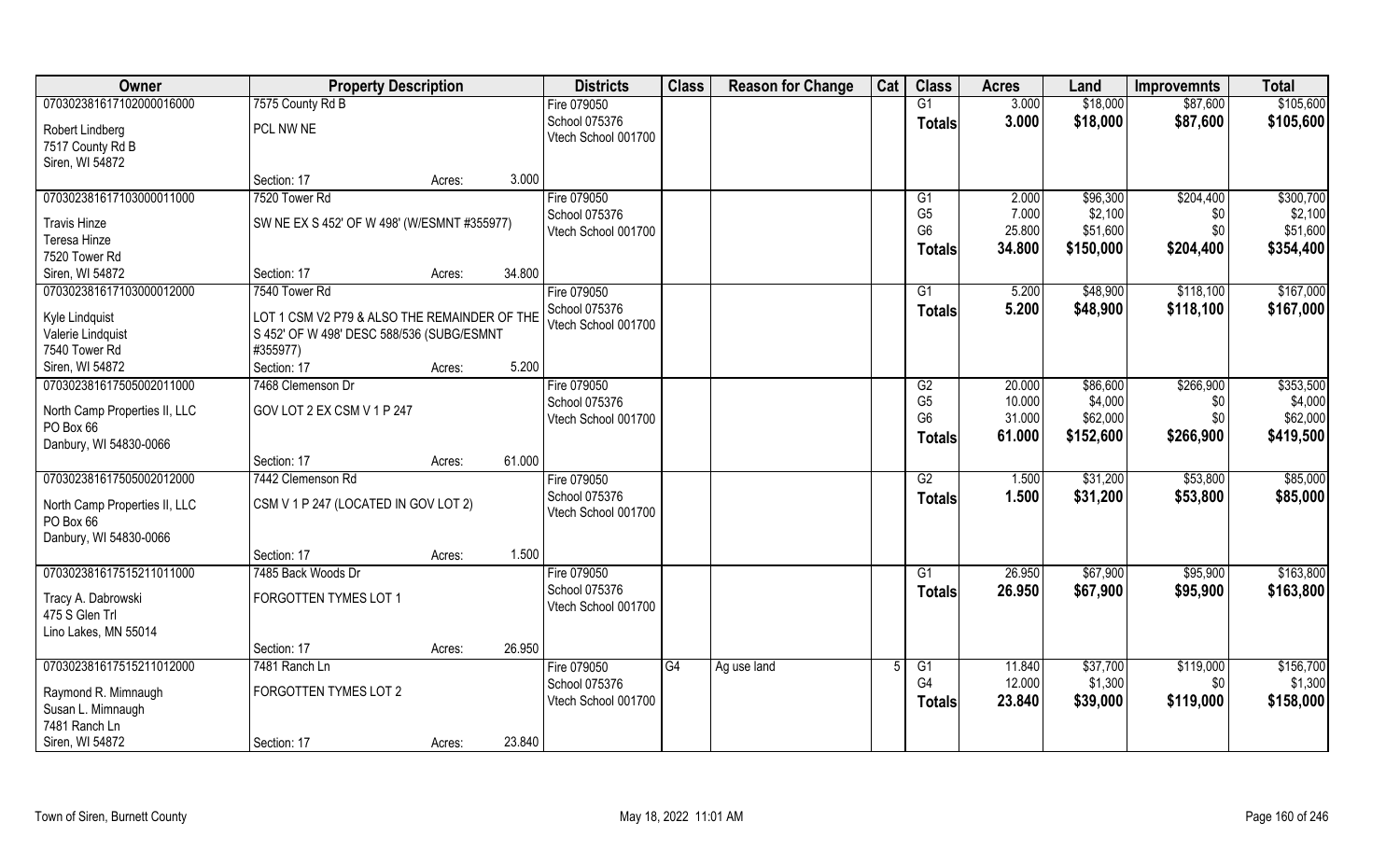| Owner | Property Description | | | Districts | Class | Reason for Change | Cat | Class | Acres | Land | Improvemnts | Total |
|---|---|---|---|---|---|---|---|---|---|---|---|---|
| 070302381617102000016000 | 7575 County Rd B | | | Fire 079050 | | | | G1 | 3.000 | $18,000 | $87,600 | $105,600 |
| Robert Lindberg<br>7517 County Rd B<br>Siren, WI 54872 | PCL NW NE | | | School 075376<br>Vtech School 001700 | | | | Totals | 3.000 | $18,000 | $87,600 | $105,600 |
| | Section: 17 | Acres: | 3.000 | | | | | | | | | |
| 070302381617103000011000 | 7520 Tower Rd | | | Fire 079050 | | | | G1 | 2.000 | $96,300 | $204,400 | $300,700 |
| Travis Hinze<br>Teresa Hinze<br>7520 Tower Rd | SW NE EX S 452' OF W 498' (W/ESMNT #355977) | | | School 075376<br>Vtech School 001700 | | | | G5 | 7.000 | $2,100 | $0 | $2,100 |
| | | | | | | | | G6 | 25.800 | $51,600 | $0 | $51,600 |
| | | | | | | | | Totals | 34.800 | $150,000 | $204,400 | $354,400 |
| Siren, WI 54872 | Section: 17 | Acres: | 34.800 | | | | | | | | | |
| 070302381617103000012000 | 7540 Tower Rd | | | Fire 079050 | | | | G1 | 5.200 | $48,900 | $118,100 | $167,000 |
| Kyle Lindquist<br>Valerie Lindquist<br>7540 Tower Rd | LOT 1 CSM V2 P79 & ALSO THE REMAINDER OF THE S 452' OF W 498' DESC 588/536 (SUBG/ESMNT #355977) | | | School 075376<br>Vtech School 001700 | | | | Totals | 5.200 | $48,900 | $118,100 | $167,000 |
| Siren, WI 54872 | Section: 17 | Acres: | 5.200 | | | | | | | | | |
| 070302381617505002011000 | 7468 Clemenson Dr | | | Fire 079050 | | | | G2 | 20.000 | $86,600 | $266,900 | $353,500 |
| North Camp Properties II, LLC<br>PO Box 66<br>Danbury, WI 54830-0066 | GOV LOT 2 EX CSM V 1 P 247 | | | School 075376<br>Vtech School 001700 | | | | G5 | 10.000 | $4,000 | $0 | $4,000 |
| | | | | | | | | G6 | 31.000 | $62,000 | $0 | $62,000 |
| | | | | | | | | Totals | 61.000 | $152,600 | $266,900 | $419,500 |
| | Section: 17 | Acres: | 61.000 | | | | | | | | | |
| 070302381617505002012000 | 7442 Clemenson Rd | | | Fire 079050 | | | | G2 | 1.500 | $31,200 | $53,800 | $85,000 |
| North Camp Properties II, LLC<br>PO Box 66<br>Danbury, WI 54830-0066 | CSM V 1 P 247 (LOCATED IN GOV LOT 2) | | | School 075376<br>Vtech School 001700 | | | | Totals | 1.500 | $31,200 | $53,800 | $85,000 |
| | Section: 17 | Acres: | 1.500 | | | | | | | | | |
| 070302381617515211011000 | 7485 Back Woods Dr | | | Fire 079050 | | | | G1 | 26.950 | $67,900 | $95,900 | $163,800 |
| Tracy A. Dabrowski<br>475 S Glen Trl<br>Lino Lakes, MN 55014 | FORGOTTEN TYMES LOT 1 | | | School 075376<br>Vtech School 001700 | | | | Totals | 26.950 | $67,900 | $95,900 | $163,800 |
| | Section: 17 | Acres: | 26.950 | | | | | | | | | |
| 070302381617515211012000 | 7481 Ranch Ln | | | Fire 079050 | G4 | Ag use land | 5 | G1 | 11.840 | $37,700 | $119,000 | $156,700 |
| Raymond R. Mimnaugh<br>Susan L. Mimnaugh<br>7481 Ranch Ln | FORGOTTEN TYMES LOT 2 | | | School 075376<br>Vtech School 001700 | | | | G4 | 12.000 | $1,300 | $0 | $1,300 |
| | | | | | | | | Totals | 23.840 | $39,000 | $119,000 | $158,000 |
| Siren, WI 54872 | Section: 17 | Acres: | 23.840 | | | | | | | | | |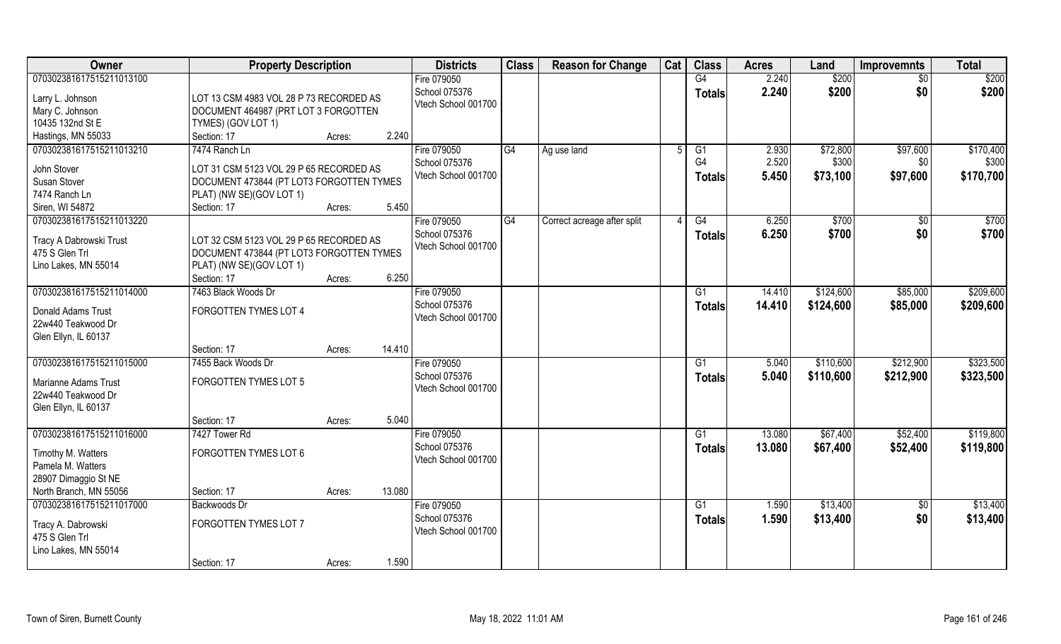| Owner | Property Description | | Districts | Class | Reason for Change | Cat | Class | Acres | Land | Improvemnts | Total |
|---|---|---|---|---|---|---|---|---|---|---|---|
| 070302381617515211013100<br><br>Larry L. Johnson<br>Mary C. Johnson<br>10435 132nd St E<br>Hastings, MN 55033 | LOT 13 CSM 4983 VOL 28 P 73 RECORDED AS DOCUMENT 464987 (PRT LOT 3 FORGOTTEN TYMES) (GOV LOT 1)<br>Section: 17 | Acres: 2.240 | Fire 079050<br>School 075376<br>Vtech School 001700 | | | | G4<br>**Totals** | 2.240<br>**2.240** | \$200<br>**\$200** | \$0<br>**\$0** | \$200<br>**\$200** |
| 070302381617515211013210<br>7474 Ranch Ln<br>John Stover<br>Susan Stover<br>7474 Ranch Ln<br>Siren, WI 54872 | 7474 Ranch Ln<br>LOT 31 CSM 5123 VOL 29 P 65 RECORDED AS DOCUMENT 473844 (PT LOT3 FORGOTTEN TYMES PLAT) (NW SE)(GOV LOT 1)<br>Section: 17 | Acres: 5.450 | Fire 079050<br>School 075376<br>Vtech School 001700 | G4 | Ag use land | 5 | G1<br>G4<br>**Totals** | 2.930<br>2.520<br>**5.450** | \$72,800<br>\$300<br>**\$73,100** | \$97,600<br>\$0<br>**\$97,600** | \$170,400<br>\$300<br>**\$170,700** |
| 070302381617515211013220<br><br>Tracy A Dabrowski Trust<br>475 S Glen Trl<br>Lino Lakes, MN 55014 | LOT 32 CSM 5123 VOL 29 P 65 RECORDED AS DOCUMENT 473844 (PT LOT3 FORGOTTEN TYMES PLAT) (NW SE)(GOV LOT 1)<br>Section: 17 | Acres: 6.250 | Fire 079050<br>School 075376<br>Vtech School 001700 | G4 | Correct acreage after split | 4 | G4<br>**Totals** | 6.250<br>**6.250** | \$700<br>**\$700** | \$0<br>**\$0** | \$700<br>**\$700** |
| 070302381617515211014000<br><br>Donald Adams Trust<br>22w440 Teakwood Dr<br>Glen Ellyn, IL 60137 | 7463 Black Woods Dr<br>FORGOTTEN TYMES LOT 4<br>Section: 17 | Acres: 14.410 | Fire 079050<br>School 075376<br>Vtech School 001700 | | | | G1<br>**Totals** | 14.410<br>**14.410** | \$124,600<br>**\$124,600** | \$85,000<br>**\$85,000** | \$209,600<br>**\$209,600** |
| 070302381617515211015000<br><br>Marianne Adams Trust<br>22w440 Teakwood Dr<br>Glen Ellyn, IL 60137 | 7455 Back Woods Dr<br>FORGOTTEN TYMES LOT 5<br>Section: 17 | Acres: 5.040 | Fire 079050<br>School 075376<br>Vtech School 001700 | | | | G1<br>**Totals** | 5.040<br>**5.040** | \$110,600<br>**\$110,600** | \$212,900<br>**\$212,900** | \$323,500<br>**\$323,500** |
| 070302381617515211016000<br><br>Timothy M. Watters<br>Pamela M. Watters<br>28907 Dimaggio St NE<br>North Branch, MN 55056 | 7427 Tower Rd<br>FORGOTTEN TYMES LOT 6<br>Section: 17 | Acres: 13.080 | Fire 079050<br>School 075376<br>Vtech School 001700 | | | | G1<br>**Totals** | 13.080<br>**13.080** | \$67,400<br>**\$67,400** | \$52,400<br>**\$52,400** | \$119,800<br>**\$119,800** |
| 070302381617515211017000<br><br>Tracy A. Dabrowski<br>475 S Glen Trl<br>Lino Lakes, MN 55014 | Backwoods Dr<br>FORGOTTEN TYMES LOT 7<br>Section: 17 | Acres: 1.590 | Fire 079050<br>School 075376<br>Vtech School 001700 | | | | G1<br>**Totals** | 1.590<br>**1.590** | \$13,400<br>**\$13,400** | \$0<br>**\$0** | \$13,400<br>**\$13,400** |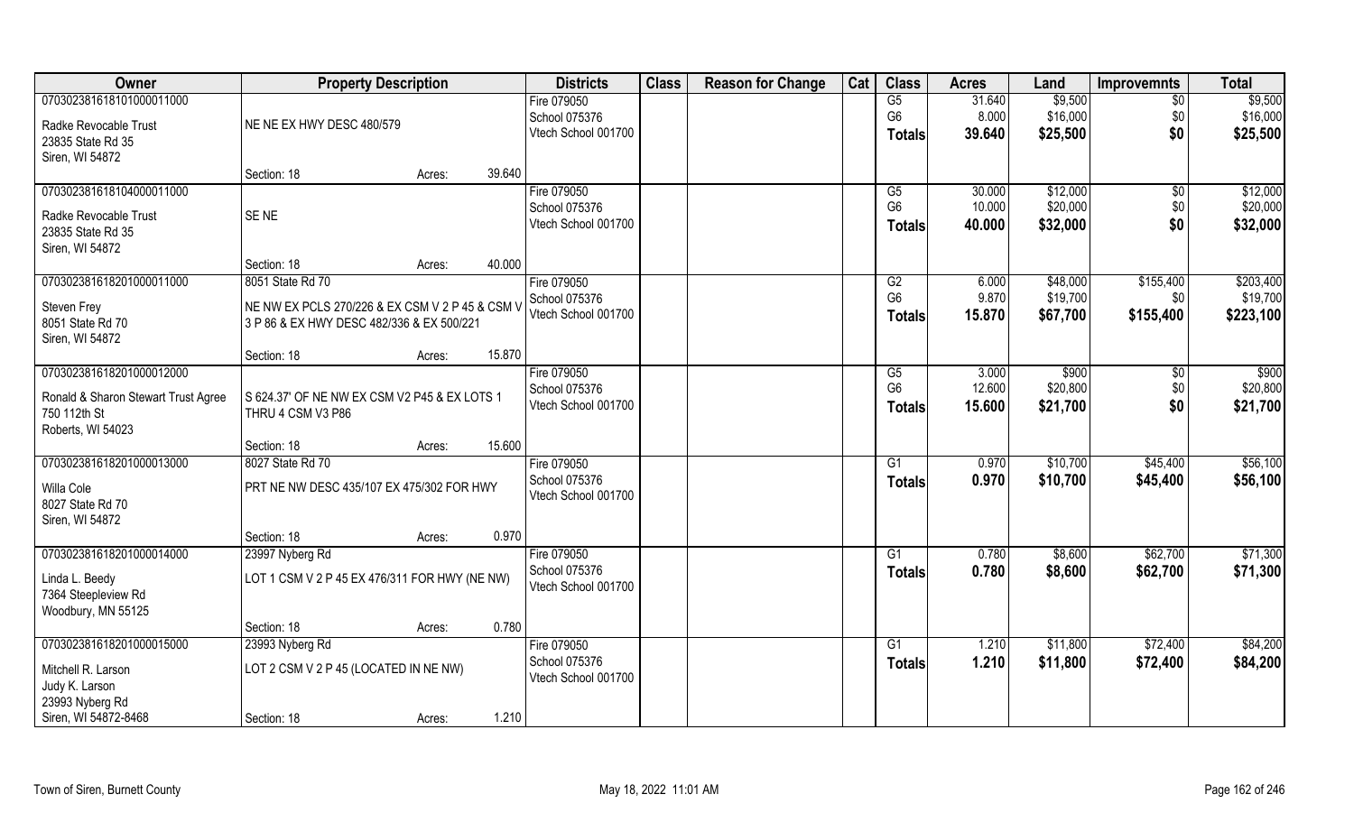| Owner | Property Description | Districts | Class | Reason for Change | Cat | Class | Acres | Land | Improvemnts | Total |
|---|---|---|---|---|---|---|---|---|---|---|
| 070302381618101000011000<br>Radke Revocable Trust<br>23835 State Rd 35<br>Siren, WI 54872 | NE NE EX HWY DESC 480/579<br>Section: 18 Acres: 39.640 | Fire 079050<br>School 075376<br>Vtech School 001700 | | | | G5<br>G6<br>Totals | 31.640<br>8.000<br>39.640 | $9,500<br>$16,000<br>$25,500 | $0<br>$0<br>$0 | $9,500<br>$16,000<br>$25,500 |
| 070302381618104000011000<br>Radke Revocable Trust<br>23835 State Rd 35<br>Siren, WI 54872 | SE NE<br>Section: 18 Acres: 40.000 | Fire 079050<br>School 075376<br>Vtech School 001700 | | | | G5<br>G6<br>Totals | 30.000<br>10.000<br>40.000 | $12,000<br>$20,000<br>$32,000 | $0<br>$0<br>$0 | $12,000<br>$20,000<br>$32,000 |
| 070302381618201000011000<br>Steven Frey<br>8051 State Rd 70<br>Siren, WI 54872 | 8051 State Rd 70<br>NE NW EX PCLS 270/226 & EX CSM V 2 P 45 & CSM V 3 P 86 & EX HWY DESC 482/336 & EX 500/221<br>Section: 18 Acres: 15.870 | Fire 079050<br>School 075376<br>Vtech School 001700 | | | | G2<br>G6<br>Totals | 6.000<br>9.870<br>15.870 | $48,000<br>$19,700<br>$67,700 | $155,400<br>$0<br>$155,400 | $203,400<br>$19,700<br>$223,100 |
| 070302381618201000012000<br>Ronald & Sharon Stewart Trust Agree<br>750 112th St<br>Roberts, WI 54023 | S 624.37' OF NE NW EX CSM V2 P45 & EX LOTS 1 THRU 4 CSM V3 P86<br>Section: 18 Acres: 15.600 | Fire 079050<br>School 075376<br>Vtech School 001700 | | | | G5<br>G6<br>Totals | 3.000<br>12.600<br>15.600 | $900<br>$20,800<br>$21,700 | $0<br>$0<br>$0 | $900<br>$20,800<br>$21,700 |
| 070302381618201000013000<br>Willa Cole<br>8027 State Rd 70<br>Siren, WI 54872 | 8027 State Rd 70<br>PRT NE NW DESC 435/107 EX 475/302 FOR HWY<br>Section: 18 Acres: 0.970 | Fire 079050<br>School 075376<br>Vtech School 001700 | | | | G1<br>Totals | 0.970<br>0.970 | $10,700<br>$10,700 | $45,400<br>$45,400 | $56,100<br>$56,100 |
| 070302381618201000014000<br>Linda L. Beedy<br>7364 Steepleview Rd<br>Woodbury, MN 55125 | 23997 Nyberg Rd<br>LOT 1 CSM V 2 P 45 EX 476/311 FOR HWY (NE NW)<br>Section: 18 Acres: 0.780 | Fire 079050<br>School 075376<br>Vtech School 001700 | | | | G1<br>Totals | 0.780<br>0.780 | $8,600<br>$8,600 | $62,700<br>$62,700 | $71,300<br>$71,300 |
| 070302381618201000015000<br>Mitchell R. Larson<br>Judy K. Larson<br>23993 Nyberg Rd<br>Siren, WI 54872-8468 | 23993 Nyberg Rd<br>LOT 2 CSM V 2 P 45 (LOCATED IN NE NW)<br>Section: 18 Acres: 1.210 | Fire 079050<br>School 075376<br>Vtech School 001700 | | | | G1<br>Totals | 1.210<br>1.210 | $11,800<br>$11,800 | $72,400<br>$72,400 | $84,200<br>$84,200 |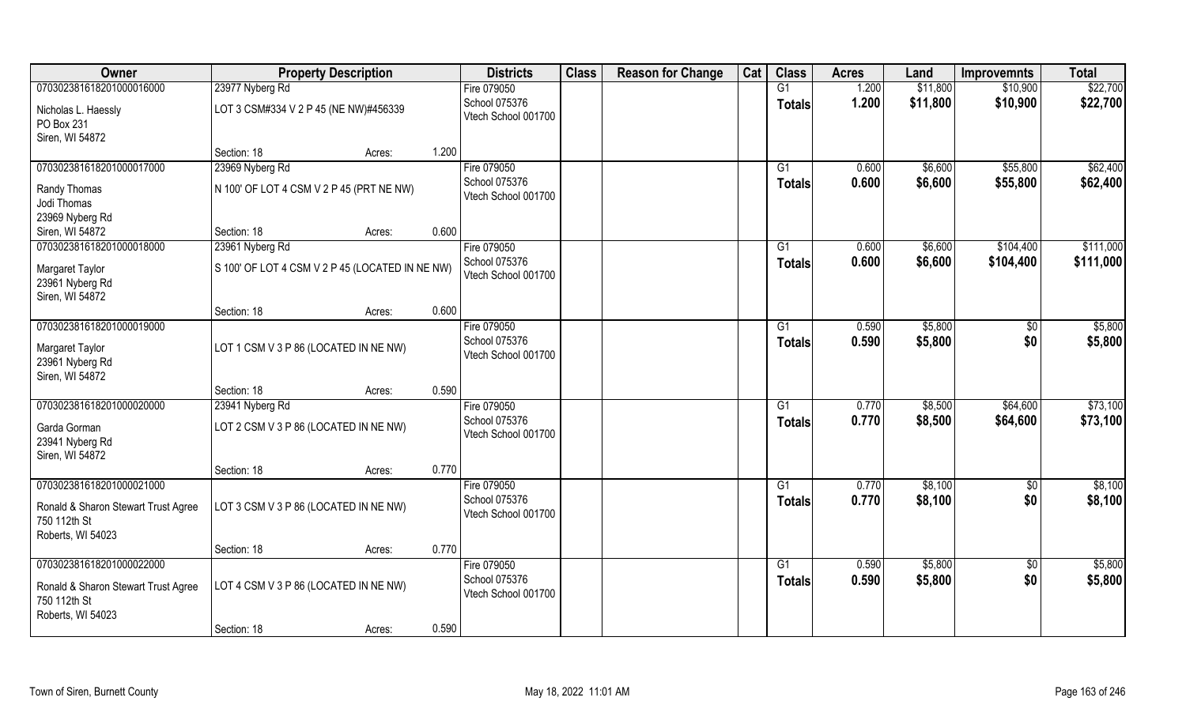| Owner | Property Description | | | Districts | Class | Reason for Change | Cat | Class | Acres | Land | Improvemnts | Total |
|---|---|---|---|---|---|---|---|---|---|---|---|---|
| 070302381618201000016000 | 23977 Nyberg Rd | | | Fire 079050 | | | | G1 | 1.200 | $11,800 | $10,900 | $22,700 |
| Nicholas L. Haessly<br>PO Box 231<br>Siren, WI 54872 | LOT 3 CSM#334 V 2 P 45 (NE NW)#456339 | | | School 075376<br>Vtech School 001700 | | | | Totals | 1.200 | $11,800 | $10,900 | $22,700 |
| | Section: 18 | Acres: | 1.200 | | | | | | | | | |
| 070302381618201000017000 | 23969 Nyberg Rd | | | Fire 079050 | | | | G1 | 0.600 | $6,600 | $55,800 | $62,400 |
| Randy Thomas<br>Jodi Thomas<br>23969 Nyberg Rd<br>Siren, WI 54872 | N 100' OF LOT 4 CSM V 2 P 45 (PRT NE NW) | | | School 075376<br>Vtech School 001700 | | | | Totals | 0.600 | $6,600 | $55,800 | $62,400 |
| | Section: 18 | Acres: | 0.600 | | | | | | | | | |
| 070302381618201000018000 | 23961 Nyberg Rd | | | Fire 079050 | | | | G1 | 0.600 | $6,600 | $104,400 | $111,000 |
| Margaret Taylor<br>23961 Nyberg Rd<br>Siren, WI 54872 | S 100' OF LOT 4 CSM V 2 P 45 (LOCATED IN NE NW) | | | School 075376<br>Vtech School 001700 | | | | Totals | 0.600 | $6,600 | $104,400 | $111,000 |
| | Section: 18 | Acres: | 0.600 | | | | | | | | | |
| 070302381618201000019000 | | | | Fire 079050 | | | | G1 | 0.590 | $5,800 | $0 | $5,800 |
| Margaret Taylor<br>23961 Nyberg Rd<br>Siren, WI 54872 | LOT 1 CSM V 3 P 86 (LOCATED IN NE NW) | | | School 075376<br>Vtech School 001700 | | | | Totals | 0.590 | $5,800 | $0 | $5,800 |
| | Section: 18 | Acres: | 0.590 | | | | | | | | | |
| 070302381618201000020000 | 23941 Nyberg Rd | | | Fire 079050 | | | | G1 | 0.770 | $8,500 | $64,600 | $73,100 |
| Garda Gorman<br>23941 Nyberg Rd<br>Siren, WI 54872 | LOT 2 CSM V 3 P 86 (LOCATED IN NE NW) | | | School 075376<br>Vtech School 001700 | | | | Totals | 0.770 | $8,500 | $64,600 | $73,100 |
| | Section: 18 | Acres: | 0.770 | | | | | | | | | |
| 070302381618201000021000 | | | | Fire 079050 | | | | G1 | 0.770 | $8,100 | $0 | $8,100 |
| Ronald & Sharon Stewart Trust Agree<br>750 112th St<br>Roberts, WI 54023 | LOT 3 CSM V 3 P 86 (LOCATED IN NE NW) | | | School 075376<br>Vtech School 001700 | | | | Totals | 0.770 | $8,100 | $0 | $8,100 |
| | Section: 18 | Acres: | 0.770 | | | | | | | | | |
| 070302381618201000022000 | | | | Fire 079050 | | | | G1 | 0.590 | $5,800 | $0 | $5,800 |
| Ronald & Sharon Stewart Trust Agree<br>750 112th St<br>Roberts, WI 54023 | LOT 4 CSM V 3 P 86 (LOCATED IN NE NW) | | | School 075376<br>Vtech School 001700 | | | | Totals | 0.590 | $5,800 | $0 | $5,800 |
| | Section: 18 | Acres: | 0.590 | | | | | | | | | |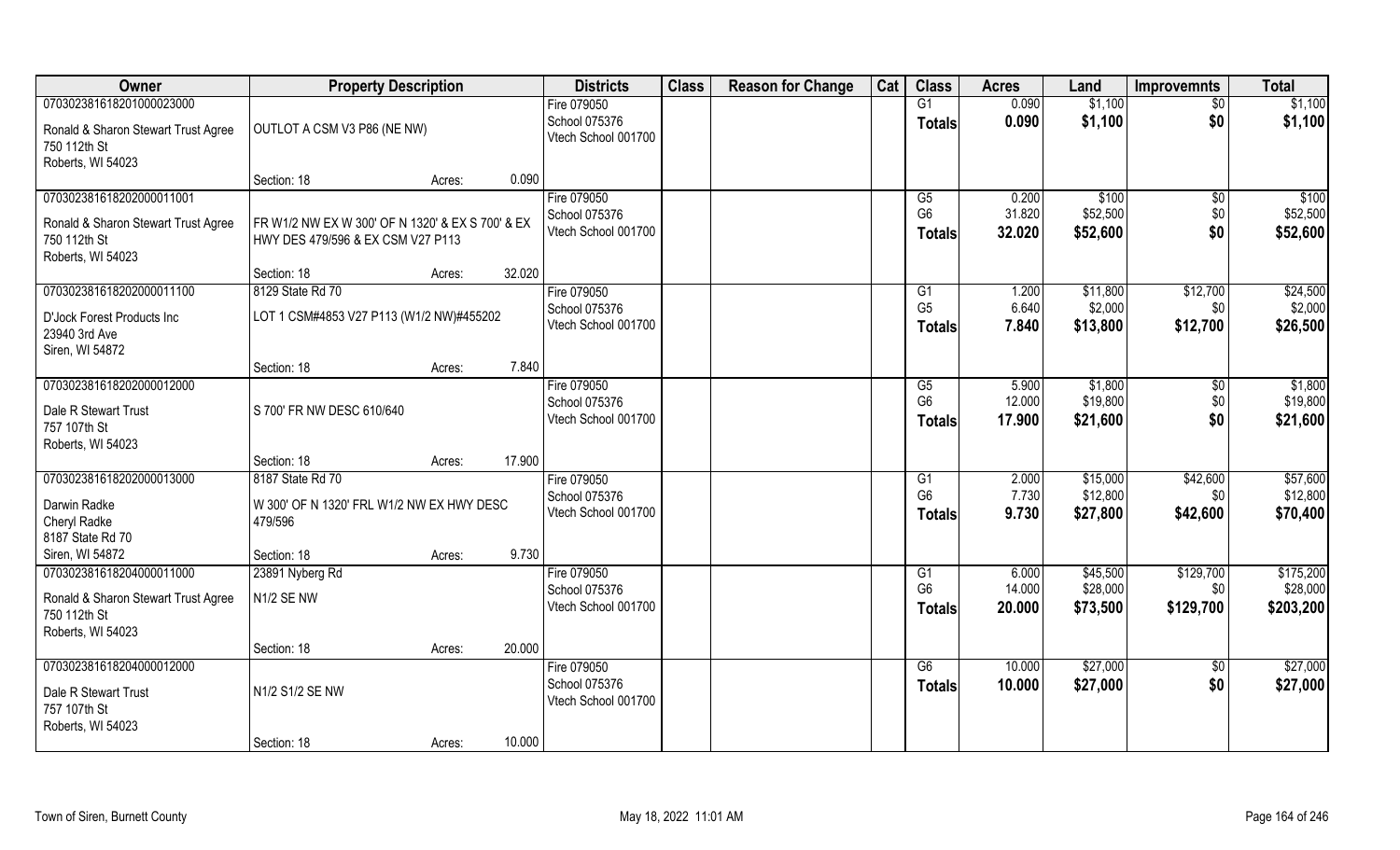| Owner | Property Description | | | Districts | Class | Reason for Change | Cat | Class | Acres | Land | Improvemnts | Total |
|---|---|---|---|---|---|---|---|---|---|---|---|---|
| 070302381618201000023000 | | | | Fire 079050 | | | | G1 | 0.090 | $1,100 | $0 | $1,100 |
| Ronald & Sharon Stewart Trust Agree | OUTLOT A CSM V3 P86 (NE NW) | | | School 075376 | | | | **Totals** | **0.090** | **$1,100** | **$0** | **$1,100** |
| 750 112th St | | | | Vtech School 001700 | | | | | | | | |
| Roberts, WI 54023 | | | | | | | | | | | | |
| | Section: 18 | Acres: | 0.090 | | | | | | | | | |
| 070302381618202000011001 | | | | Fire 079050 | | | | G5 | 0.200 | $100 | $0 | $100 |
| Ronald & Sharon Stewart Trust Agree | FR W1/2 NW EX W 300' OF N 1320' & EX S 700' & EX | | | School 075376 | | | | G6 | 31.820 | $52,500 | $0 | $52,500 |
| 750 112th St | HWY DES 479/596 & EX CSM V27 P113 | | | Vtech School 001700 | | | | **Totals** | **32.020** | **$52,600** | **$0** | **$52,600** |
| Roberts, WI 54023 | | | | | | | | | | | | |
| | Section: 18 | Acres: | 32.020 | | | | | | | | | |
| 070302381618202000011100 | 8129 State Rd 70 | | | Fire 079050 | | | | G1 | 1.200 | $11,800 | $12,700 | $24,500 |
| D'Jock Forest Products Inc | LOT 1 CSM#4853 V27 P113 (W1/2 NW)#455202 | | | School 075376 | | | | G5 | 6.640 | $2,000 | $0 | $2,000 |
| 23940 3rd Ave | | | | Vtech School 001700 | | | | **Totals** | **7.840** | **$13,800** | **$12,700** | **$26,500** |
| Siren, WI 54872 | | | | | | | | | | | | |
| | Section: 18 | Acres: | 7.840 | | | | | | | | | |
| 070302381618202000012000 | | | | Fire 079050 | | | | G5 | 5.900 | $1,800 | $0 | $1,800 |
| Dale R Stewart Trust | S 700' FR NW DESC 610/640 | | | School 075376 | | | | G6 | 12.000 | $19,800 | $0 | $19,800 |
| 757 107th St | | | | Vtech School 001700 | | | | **Totals** | **17.900** | **$21,600** | **$0** | **$21,600** |
| Roberts, WI 54023 | | | | | | | | | | | | |
| | Section: 18 | Acres: | 17.900 | | | | | | | | | |
| 070302381618202000013000 | 8187 State Rd 70 | | | Fire 079050 | | | | G1 | 2.000 | $15,000 | $42,600 | $57,600 |
| Darwin Radke | W 300' OF N 1320' FRL W1/2 NW EX HWY DESC | | | School 075376 | | | | G6 | 7.730 | $12,800 | $0 | $12,800 |
| Cheryl Radke | 479/596 | | | Vtech School 001700 | | | | **Totals** | **9.730** | **$27,800** | **$42,600** | **$70,400** |
| 8187 State Rd 70 | | | | | | | | | | | | |
| Siren, WI 54872 | Section: 18 | Acres: | 9.730 | | | | | | | | | |
| 070302381618204000011000 | 23891 Nyberg Rd | | | Fire 079050 | | | | G1 | 6.000 | $45,500 | $129,700 | $175,200 |
| Ronald & Sharon Stewart Trust Agree | N1/2 SE NW | | | School 075376 | | | | G6 | 14.000 | $28,000 | $0 | $28,000 |
| 750 112th St | | | | Vtech School 001700 | | | | **Totals** | **20.000** | **$73,500** | **$129,700** | **$203,200** |
| Roberts, WI 54023 | | | | | | | | | | | | |
| | Section: 18 | Acres: | 20.000 | | | | | | | | | |
| 070302381618204000012000 | | | | Fire 079050 | | | | G6 | 10.000 | $27,000 | $0 | $27,000 |
| Dale R Stewart Trust | N1/2 S1/2 SE NW | | | School 075376 | | | | **Totals** | **10.000** | **$27,000** | **$0** | **$27,000** |
| 757 107th St | | | | Vtech School 001700 | | | | | | | | |
| Roberts, WI 54023 | | | | | | | | | | | | |
| | Section: 18 | Acres: | 10.000 | | | | | | | | | |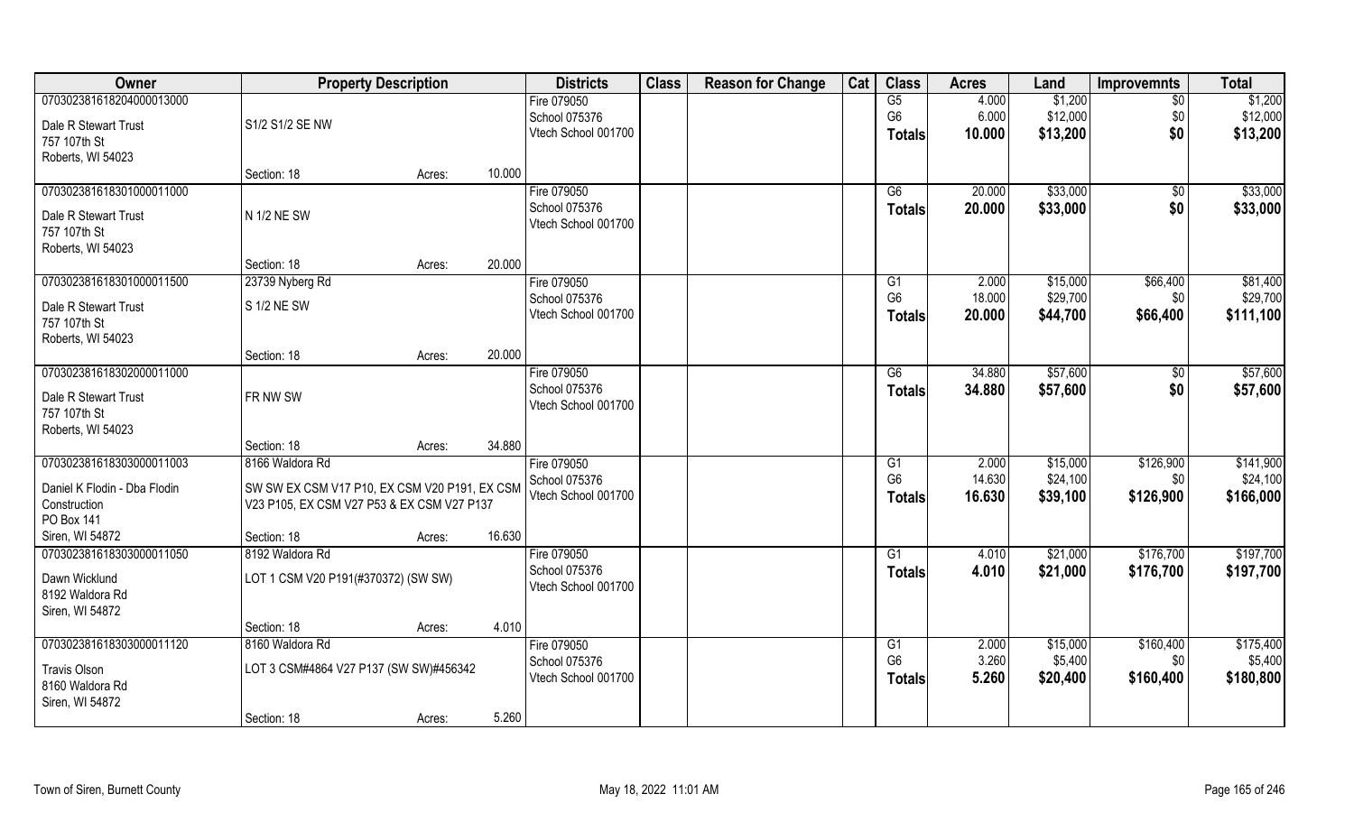| Owner | Property Description | | | Districts | Class | Reason for Change | Cat | Class | Acres | Land | Improvemnts | Total |
|---|---|---|---|---|---|---|---|---|---|---|---|---|
| 070302381618204000013000 | | | | Fire 079050 | | | | G5 | 4.000 | $1,200 | $0 | $1,200 |
| Dale R Stewart Trust | S1/2 S1/2 SE NW | | | School 075376 | | | | G6 | 6.000 | $12,000 | $0 | $12,000 |
| 757 107th St | | | | Vtech School 001700 | | | | **Totals** | **10.000** | **$13,200** | **$0** | **$13,200** |
| Roberts, WI 54023 | | | | | | | | | | | | |
| | Section: 18 | Acres: | 10.000 | | | | | | | | | |
| 070302381618301000011000 | | | | Fire 079050 | | | | G6 | 20.000 | $33,000 | $0 | $33,000 |
| Dale R Stewart Trust | N 1/2 NE SW | | | School 075376 | | | | **Totals** | **20.000** | **$33,000** | **$0** | **$33,000** |
| 757 107th St | | | | Vtech School 001700 | | | | | | | | |
| Roberts, WI 54023 | | | | | | | | | | | | |
| | Section: 18 | Acres: | 20.000 | | | | | | | | | |
| 070302381618301000011500 | 23739 Nyberg Rd | | | Fire 079050 | | | | G1 | 2.000 | $15,000 | $66,400 | $81,400 |
| Dale R Stewart Trust | S 1/2 NE SW | | | School 075376 | | | | G6 | 18.000 | $29,700 | $0 | $29,700 |
| 757 107th St | | | | Vtech School 001700 | | | | **Totals** | **20.000** | **$44,700** | **$66,400** | **$111,100** |
| Roberts, WI 54023 | | | | | | | | | | | | |
| | Section: 18 | Acres: | 20.000 | | | | | | | | | |
| 070302381618302000011000 | | | | Fire 079050 | | | | G6 | 34.880 | $57,600 | $0 | $57,600 |
| Dale R Stewart Trust | FR NW SW | | | School 075376 | | | | **Totals** | **34.880** | **$57,600** | **$0** | **$57,600** |
| 757 107th St | | | | Vtech School 001700 | | | | | | | | |
| Roberts, WI 54023 | | | | | | | | | | | | |
| | Section: 18 | Acres: | 34.880 | | | | | | | | | |
| 070302381618303000011003 | 8166 Waldora Rd | | | Fire 079050 | | | | G1 | 2.000 | $15,000 | $126,900 | $141,900 |
| Daniel K Flodin - Dba Flodin | SW SW EX CSM V17 P10, EX CSM V20 P191, EX CSM | | | School 075376 | | | | G6 | 14.630 | $24,100 | $0 | $24,100 |
| Construction | V23 P105, EX CSM V27 P53 & EX CSM V27 P137 | | | Vtech School 001700 | | | | **Totals** | **16.630** | **$39,100** | **$126,900** | **$166,000** |
| PO Box 141 | | | | | | | | | | | | |
| Siren, WI 54872 | Section: 18 | Acres: | 16.630 | | | | | | | | | |
| 070302381618303000011050 | 8192 Waldora Rd | | | Fire 079050 | | | | G1 | 4.010 | $21,000 | $176,700 | $197,700 |
| Dawn Wicklund | LOT 1 CSM V20 P191(#370372) (SW SW) | | | School 075376 | | | | **Totals** | **4.010** | **$21,000** | **$176,700** | **$197,700** |
| 8192 Waldora Rd | | | | Vtech School 001700 | | | | | | | | |
| Siren, WI 54872 | | | | | | | | | | | | |
| | Section: 18 | Acres: | 4.010 | | | | | | | | | |
| 070302381618303000011120 | 8160 Waldora Rd | | | Fire 079050 | | | | G1 | 2.000 | $15,000 | $160,400 | $175,400 |
| Travis Olson | LOT 3 CSM#4864 V27 P137 (SW SW)#456342 | | | School 075376 | | | | G6 | 3.260 | $5,400 | $0 | $5,400 |
| 8160 Waldora Rd | | | | Vtech School 001700 | | | | **Totals** | **5.260** | **$20,400** | **$160,400** | **$180,800** |
| Siren, WI 54872 | | | | | | | | | | | | |
| | Section: 18 | Acres: | 5.260 | | | | | | | | | |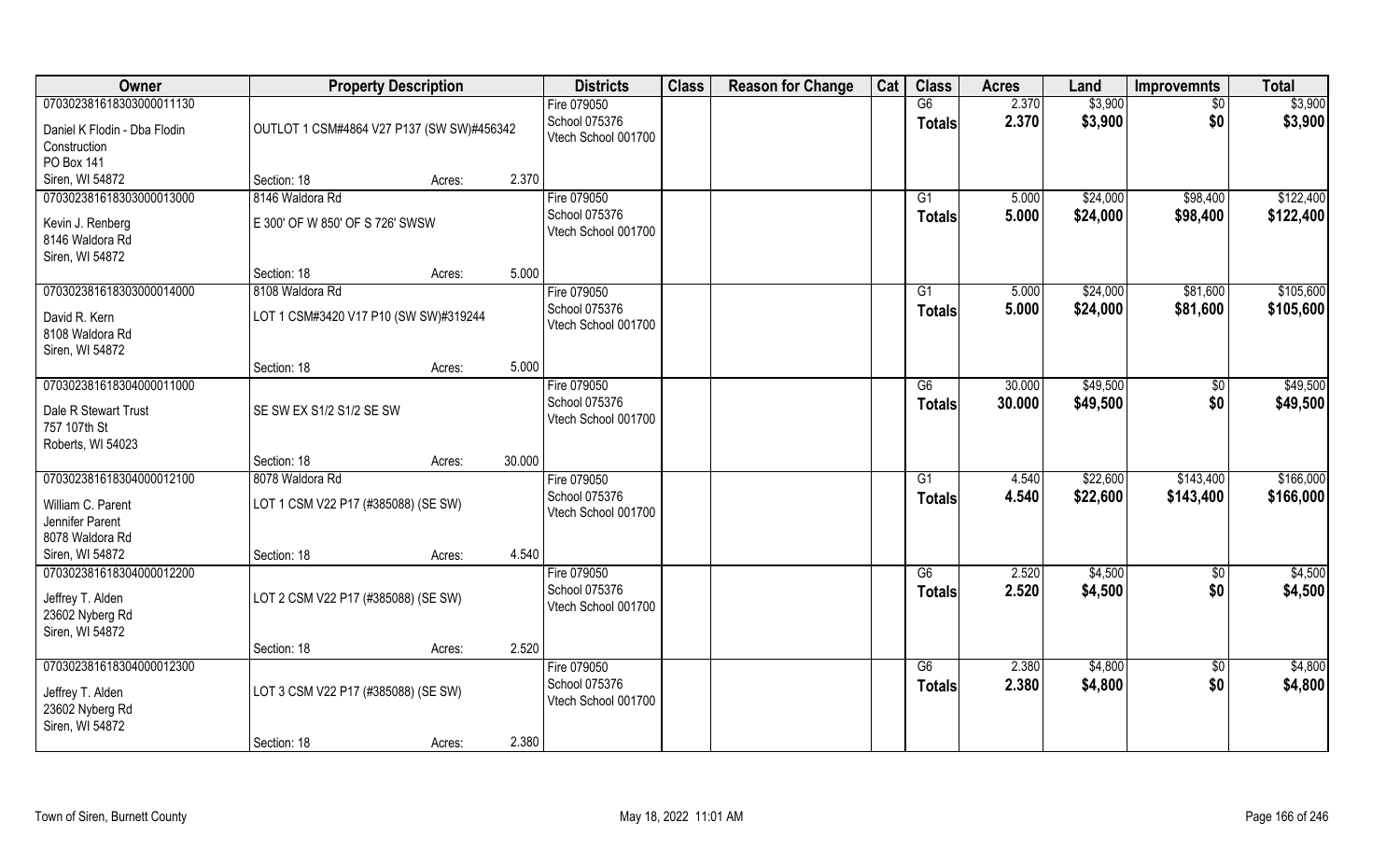| Owner | Property Description | | | Districts | Class | Reason for Change | Cat | Class | Acres | Land | Improvemnts | Total |
|---|---|---|---|---|---|---|---|---|---|---|---|---|
| 070302381618303000011130 | | | | Fire 079050 | | | | G6 | 2.370 | $3,900 | $0 | $3,900 |
| Daniel K Flodin - Dba Flodin Construction PO Box 141 Siren, WI 54872 | OUTLOT 1 CSM#4864 V27 P137 (SW SW)#456342 | | | School 075376 Vtech School 001700 | | | | Totals | 2.370 | $3,900 | $0 | $3,900 |
| | Section: 18 | Acres: | 2.370 | | | | | | | | | |
| 070302381618303000013000 | 8146 Waldora Rd | | | Fire 079050 | | | | G1 | 5.000 | $24,000 | $98,400 | $122,400 |
| Kevin J. Renberg 8146 Waldora Rd Siren, WI 54872 | E 300' OF W 850' OF S 726' SWSW | | | School 075376 Vtech School 001700 | | | | Totals | 5.000 | $24,000 | $98,400 | $122,400 |
| | Section: 18 | Acres: | 5.000 | | | | | | | | | |
| 070302381618303000014000 | 8108 Waldora Rd | | | Fire 079050 | | | | G1 | 5.000 | $24,000 | $81,600 | $105,600 |
| David R. Kern 8108 Waldora Rd Siren, WI 54872 | LOT 1 CSM#3420 V17 P10 (SW SW)#319244 | | | School 075376 Vtech School 001700 | | | | Totals | 5.000 | $24,000 | $81,600 | $105,600 |
| | Section: 18 | Acres: | 5.000 | | | | | | | | | |
| 070302381618304000011000 | | | | Fire 079050 | | | | G6 | 30.000 | $49,500 | $0 | $49,500 |
| Dale R Stewart Trust 757 107th St Roberts, WI 54023 | SE SW EX S1/2 S1/2 SE SW | | | School 075376 Vtech School 001700 | | | | Totals | 30.000 | $49,500 | $0 | $49,500 |
| | Section: 18 | Acres: | 30.000 | | | | | | | | | |
| 070302381618304000012100 | 8078 Waldora Rd | | | Fire 079050 | | | | G1 | 4.540 | $22,600 | $143,400 | $166,000 |
| William C. Parent Jennifer Parent 8078 Waldora Rd Siren, WI 54872 | LOT 1 CSM V22 P17 (#385088) (SE SW) | | | School 075376 Vtech School 001700 | | | | Totals | 4.540 | $22,600 | $143,400 | $166,000 |
| | Section: 18 | Acres: | 4.540 | | | | | | | | | |
| 070302381618304000012200 | | | | Fire 079050 | | | | G6 | 2.520 | $4,500 | $0 | $4,500 |
| Jeffrey T. Alden 23602 Nyberg Rd Siren, WI 54872 | LOT 2 CSM V22 P17 (#385088) (SE SW) | | | School 075376 Vtech School 001700 | | | | Totals | 2.520 | $4,500 | $0 | $4,500 |
| | Section: 18 | Acres: | 2.520 | | | | | | | | | |
| 070302381618304000012300 | | | | Fire 079050 | | | | G6 | 2.380 | $4,800 | $0 | $4,800 |
| Jeffrey T. Alden 23602 Nyberg Rd Siren, WI 54872 | LOT 3 CSM V22 P17 (#385088) (SE SW) | | | School 075376 Vtech School 001700 | | | | Totals | 2.380 | $4,800 | $0 | $4,800 |
| | Section: 18 | Acres: | 2.380 | | | | | | | | | |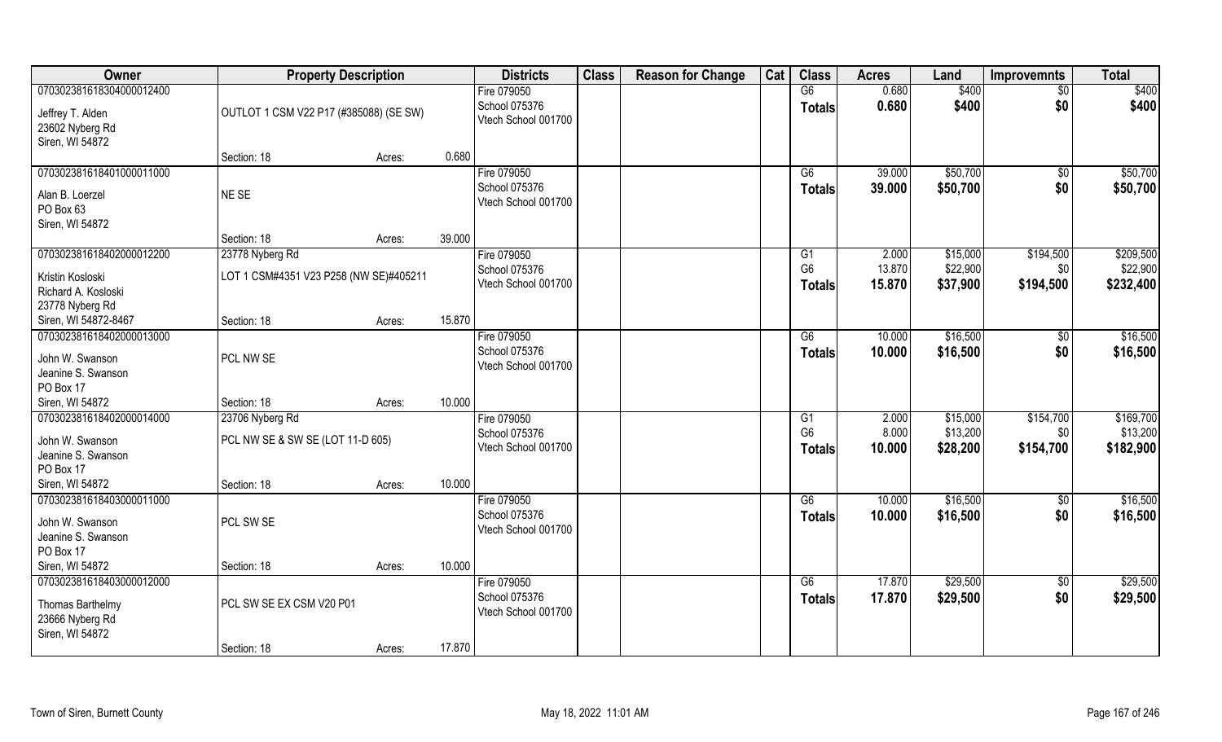| Owner | Property Description | | | Districts | Class | Reason for Change | Cat | Class | Acres | Land | Improvemnts | Total |
|---|---|---|---|---|---|---|---|---|---|---|---|---|
| 070302381618304000012400<br>Jeffrey T. Alden<br>23602 Nyberg Rd<br>Siren, WI 54872 | OUTLOT 1 CSM V22 P17 (#385088) (SE SW) | | | Fire 079050<br>School 075376<br>Vtech School 001700 | | | | G6<br>**Totals** | 0.680<br>**0.680** | $400<br>**$400** | $0<br>**$0** | $400<br>**$400** |
| | Section: 18 | Acres: | 0.680 | | | | | | | | | |
| 070302381618401000011000<br>Alan B. Loerzel<br>PO Box 63<br>Siren, WI 54872 | NE SE | | | Fire 079050<br>School 075376<br>Vtech School 001700 | | | | G6<br>**Totals** | 39.000<br>**39.000** | $50,700<br>**$50,700** | $0<br>**$0** | $50,700<br>**$50,700** |
| | Section: 18 | Acres: | 39.000 | | | | | | | | | |
| 070302381618402000012200<br>Kristin Kosloski<br>Richard A. Kosloski<br>23778 Nyberg Rd<br>Siren, WI 54872-8467 | 23778 Nyberg Rd<br>LOT 1 CSM#4351 V23 P258 (NW SE)#405211 | | | Fire 079050<br>School 075376<br>Vtech School 001700 | | | | G1<br>G6<br>**Totals** | 2.000<br>13.870<br>**15.870** | $15,000<br>$22,900<br>**$37,900** | $194,500<br>$0<br>**$194,500** | $209,500<br>$22,900<br>**$232,400** |
| | Section: 18 | Acres: | 15.870 | | | | | | | | | |
| 070302381618402000013000<br>John W. Swanson<br>Jeanine S. Swanson<br>PO Box 17<br>Siren, WI 54872 | PCL NW SE | | | Fire 079050<br>School 075376<br>Vtech School 001700 | | | | G6<br>**Totals** | 10.000<br>**10.000** | $16,500<br>**$16,500** | $0<br>**$0** | $16,500<br>**$16,500** |
| | Section: 18 | Acres: | 10.000 | | | | | | | | | |
| 070302381618402000014000<br>John W. Swanson<br>Jeanine S. Swanson<br>PO Box 17<br>Siren, WI 54872 | 23706 Nyberg Rd<br>PCL NW SE & SW SE (LOT 11-D 605) | | | Fire 079050<br>School 075376<br>Vtech School 001700 | | | | G1<br>G6<br>**Totals** | 2.000<br>8.000<br>**10.000** | $15,000<br>$13,200<br>**$28,200** | $154,700<br>$0<br>**$154,700** | $169,700<br>$13,200<br>**$182,900** |
| | Section: 18 | Acres: | 10.000 | | | | | | | | | |
| 070302381618403000011000<br>John W. Swanson<br>Jeanine S. Swanson<br>PO Box 17<br>Siren, WI 54872 | PCL SW SE | | | Fire 079050<br>School 075376<br>Vtech School 001700 | | | | G6<br>**Totals** | 10.000<br>**10.000** | $16,500<br>**$16,500** | $0<br>**$0** | $16,500<br>**$16,500** |
| | Section: 18 | Acres: | 10.000 | | | | | | | | | |
| 070302381618403000012000<br>Thomas Barthelmy<br>23666 Nyberg Rd<br>Siren, WI 54872 | PCL SW SE EX CSM V20 P01 | | | Fire 079050<br>School 075376<br>Vtech School 001700 | | | | G6<br>**Totals** | 17.870<br>**17.870** | $29,500<br>**$29,500** | $0<br>**$0** | $29,500<br>**$29,500** |
| | Section: 18 | Acres: | 17.870 | | | | | | | | | |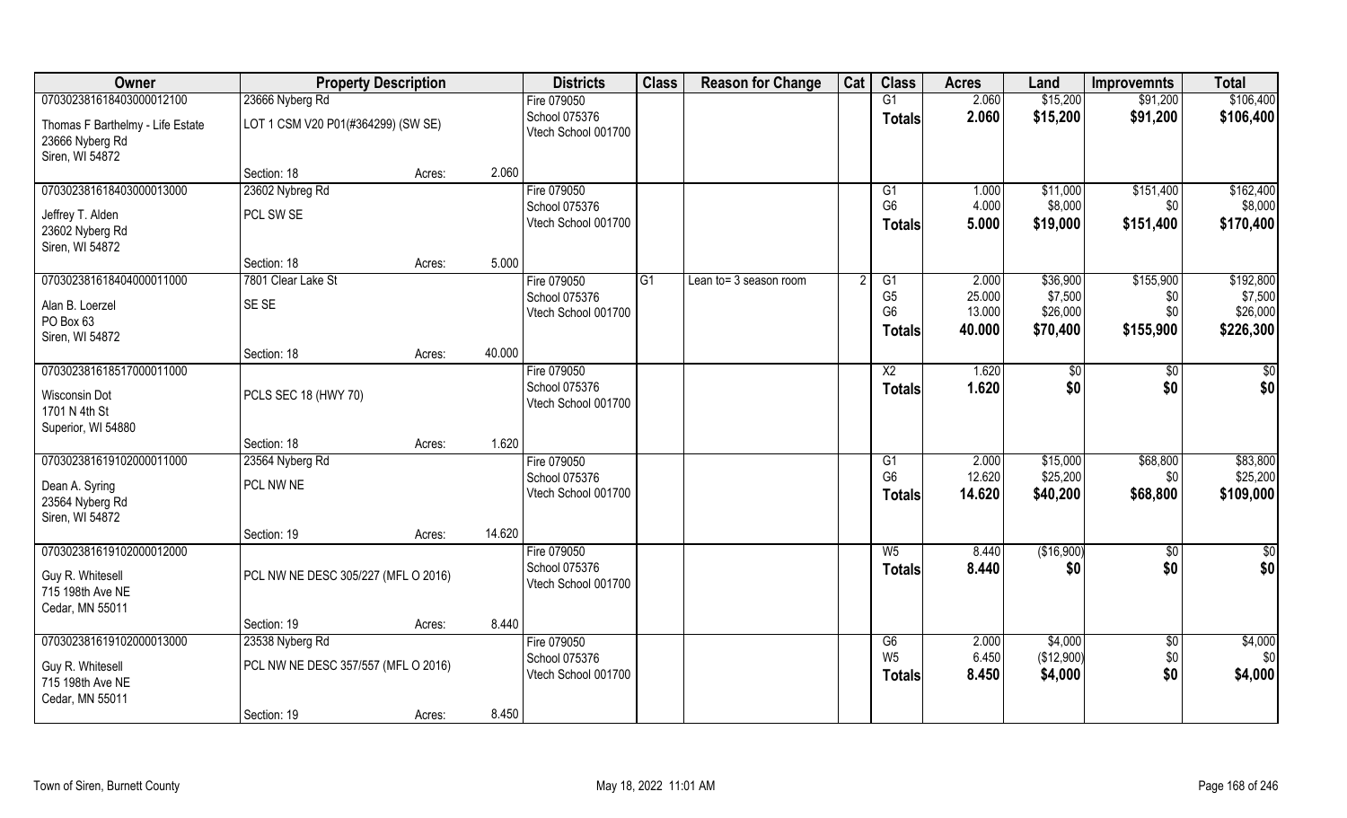| Owner | Property Description | | | Districts | Class | Reason for Change | Cat | Class | Acres | Land | Improvemnts | Total |
|---|---|---|---|---|---|---|---|---|---|---|---|---|
| 070302381618403000012100 | 23666 Nyberg Rd | | | Fire 079050 | | | | G1 | 2.060 | $15,200 | $91,200 | $106,400 |
| Thomas F Barthelmy - Life Estate<br>23666 Nyberg Rd<br>Siren, WI 54872 | LOT 1 CSM V20 P01(#364299) (SW SE) | | | School 075376<br>Vtech School 001700 | | | | **Totals** | **2.060** | **$15,200** | **$91,200** | **$106,400** |
| | Section: 18 | Acres: | 2.060 | | | | | | | | | |
| 070302381618403000013000 | 23602 Nybreg Rd | | | Fire 079050 | | | | G1 | 1.000 | $11,000 | $151,400 | $162,400 |
| Jeffrey T. Alden<br>23602 Nyberg Rd<br>Siren, WI 54872 | PCL SW SE | | | School 075376<br>Vtech School 001700 | | | | G6 | 4.000 | $8,000 | $0 | $8,000 |
| | | | | | | | | **Totals** | **5.000** | **$19,000** | **$151,400** | **$170,400** |
| | Section: 18 | Acres: | 5.000 | | | | | | | | | |
| 070302381618404000011000 | 7801 Clear Lake St | | | Fire 079050 | G1 | Lean to= 3 season room | 2 | G1 | 2.000 | $36,900 | $155,900 | $192,800 |
| Alan B. Loerzel<br>PO Box 63<br>Siren, WI 54872 | SE SE | | | School 075376<br>Vtech School 001700 | | | | G5 | 25.000 | $7,500 | $0 | $7,500 |
| | | | | | | | | G6 | 13.000 | $26,000 | $0 | $26,000 |
| | | | | | | | | **Totals** | **40.000** | **$70,400** | **$155,900** | **$226,300** |
| | Section: 18 | Acres: | 40.000 | | | | | | | | | |
| 070302381618517000011000 | | | | Fire 079050 | | | | X2 | 1.620 | $0 | $0 | $0 |
| Wisconsin Dot<br>1701 N 4th St<br>Superior, WI 54880 | PCLS SEC 18 (HWY 70) | | | School 075376<br>Vtech School 001700 | | | | **Totals** | **1.620** | **$0** | **$0** | **$0** |
| | Section: 18 | Acres: | 1.620 | | | | | | | | | |
| 070302381619102000011000 | 23564 Nyberg Rd | | | Fire 079050 | | | | G1 | 2.000 | $15,000 | $68,800 | $83,800 |
| Dean A. Syring<br>23564 Nyberg Rd<br>Siren, WI 54872 | PCL NW NE | | | School 075376<br>Vtech School 001700 | | | | G6 | 12.620 | $25,200 | $0 | $25,200 |
| | | | | | | | | **Totals** | **14.620** | **$40,200** | **$68,800** | **$109,000** |
| | Section: 19 | Acres: | 14.620 | | | | | | | | | |
| 070302381619102000012000 | | | | Fire 079050 | | | | W5 | 8.440 | ($16,900) | $0 | $0 |
| Guy R. Whitesell<br>715 198th Ave NE<br>Cedar, MN 55011 | PCL NW NE DESC 305/227 (MFL O 2016) | | | School 075376<br>Vtech School 001700 | | | | **Totals** | **8.440** | **$0** | **$0** | **$0** |
| | Section: 19 | Acres: | 8.440 | | | | | | | | | |
| 070302381619102000013000 | 23538 Nyberg Rd | | | Fire 079050 | | | | G6 | 2.000 | $4,000 | $0 | $4,000 |
| Guy R. Whitesell<br>715 198th Ave NE<br>Cedar, MN 55011 | PCL NW NE DESC 357/557 (MFL O 2016) | | | School 075376<br>Vtech School 001700 | | | | W5 | 6.450 | ($12,900) | $0 | $0 |
| | | | | | | | | **Totals** | **8.450** | **$4,000** | **$0** | **$4,000** |
| | Section: 19 | Acres: | 8.450 | | | | | | | | | |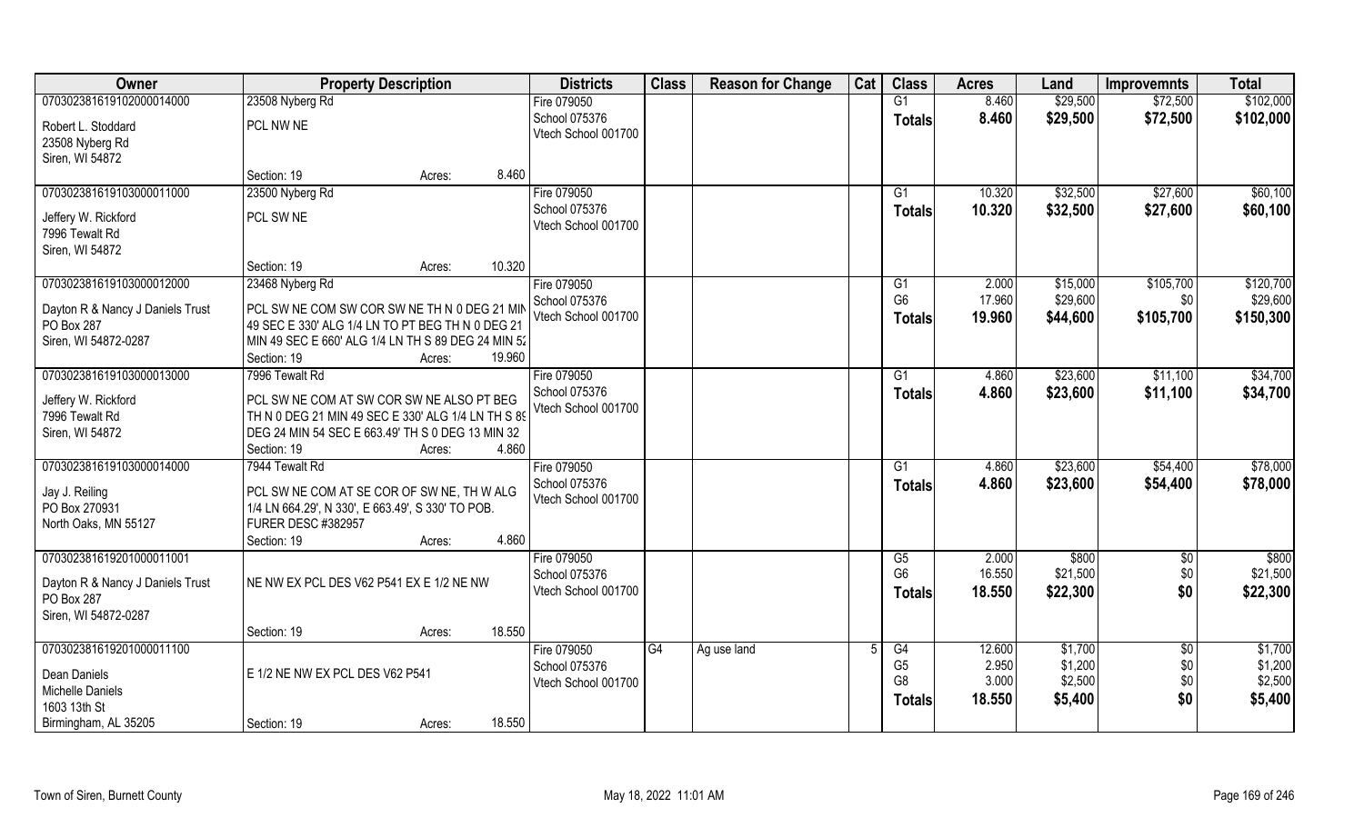| Owner | Property Description | | | Districts | Class | Reason for Change | Cat | Class | Acres | Land | Improvemnts | Total |
|---|---|---|---|---|---|---|---|---|---|---|---|---|
| 070302381619102000014000 | 23508 Nyberg Rd | | | Fire 079050 | | | | G1 | 8.460 | $29,500 | $72,500 | $102,000 |
| Robert L. Stoddard<br>23508 Nyberg Rd<br>Siren, WI 54872 | PCL NW NE | | | School 075376<br>Vtech School 001700 | | | | Totals | 8.460 | $29,500 | $72,500 | $102,000 |
| | Section: 19 | Acres: | 8.460 | | | | | | | | | |
| 070302381619103000011000 | 23500 Nyberg Rd | | | Fire 079050 | | | | G1 | 10.320 | $32,500 | $27,600 | $60,100 |
| Jeffery W. Rickford<br>7996 Tewalt Rd<br>Siren, WI 54872 | PCL SW NE | | | School 075376<br>Vtech School 001700 | | | | Totals | 10.320 | $32,500 | $27,600 | $60,100 |
| | Section: 19 | Acres: | 10.320 | | | | | | | | | |
| 070302381619103000012000 | 23468 Nyberg Rd | | | Fire 079050 | | | | G1 | 2.000 | $15,000 | $105,700 | $120,700 |
| Dayton R & Nancy J Daniels Trust<br>PO Box 287<br>Siren, WI 54872-0287 | PCL SW NE COM SW COR SW NE TH N 0 DEG 21 MIN 49 SEC E 330' ALG 1/4 LN TO PT BEG TH N 0 DEG 21 MIN 49 SEC E 660' ALG 1/4 LN TH S 89 DEG 24 MIN 52 | | | School 075376<br>Vtech School 001700 | | | | G6 | 17.960 | $29,600 | $0 | $29,600 |
| | | | | | | | | Totals | 19.960 | $44,600 | $105,700 | $150,300 |
| | Section: 19 | Acres: | 19.960 | | | | | | | | | |
| 070302381619103000013000 | 7996 Tewalt Rd | | | Fire 079050 | | | | G1 | 4.860 | $23,600 | $11,100 | $34,700 |
| Jeffery W. Rickford<br>7996 Tewalt Rd<br>Siren, WI 54872 | PCL SW NE COM AT SW COR SW NE ALSO PT BEG TH N 0 DEG 21 MIN 49 SEC E 330' ALG 1/4 LN TH S 89 DEG 24 MIN 54 SEC E 663.49' TH S 0 DEG 13 MIN 32 | | | School 075376<br>Vtech School 001700 | | | | Totals | 4.860 | $23,600 | $11,100 | $34,700 |
| | Section: 19 | Acres: | 4.860 | | | | | | | | | |
| 070302381619103000014000 | 7944 Tewalt Rd | | | Fire 079050 | | | | G1 | 4.860 | $23,600 | $54,400 | $78,000 |
| Jay J. Reiling<br>PO Box 270931<br>North Oaks, MN 55127 | PCL SW NE COM AT SE COR OF SW NE, TH W ALG 1/4 LN 664.29', N 330', E 663.49', S 330' TO POB. FURER DESC #382957 | | | School 075376<br>Vtech School 001700 | | | | Totals | 4.860 | $23,600 | $54,400 | $78,000 |
| | Section: 19 | Acres: | 4.860 | | | | | | | | | |
| 070302381619201000011001 | | | | Fire 079050 | | | | G5 | 2.000 | $800 | $0 | $800 |
| Dayton R & Nancy J Daniels Trust<br>PO Box 287<br>Siren, WI 54872-0287 | NE NW EX PCL DES V62 P541 EX E 1/2 NE NW | | | School 075376<br>Vtech School 001700 | | | | G6 | 16.550 | $21,500 | $0 | $21,500 |
| | | | | | | | | Totals | 18.550 | $22,300 | $0 | $22,300 |
| | Section: 19 | Acres: | 18.550 | | | | | | | | | |
| 070302381619201000011100 | | | | Fire 079050 | G4 | Ag use land | 5 | G4 | 12.600 | $1,700 | $0 | $1,700 |
| Dean Daniels<br>Michelle Daniels<br>1603 13th St<br>Birmingham, AL 35205 | E 1/2 NE NW EX PCL DES V62 P541 | | | School 075376<br>Vtech School 001700 | | | | G5 | 2.950 | $1,200 | $0 | $1,200 |
| | | | | | | | | G8 | 3.000 | $2,500 | $0 | $2,500 |
| | | | | | | | | Totals | 18.550 | $5,400 | $0 | $5,400 |
| | Section: 19 | Acres: | 18.550 | | | | | | | | | |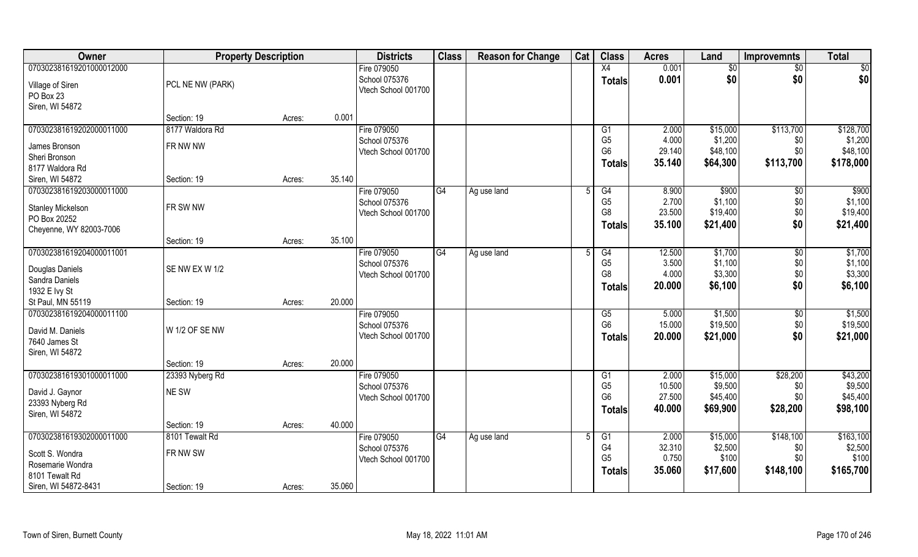| Owner | Property Description | | | Districts | Class | Reason for Change | Cat | Class | Acres | Land | Improvemnts | Total |
|---|---|---|---|---|---|---|---|---|---|---|---|---|
| 070302381619201000012000 | | | | Fire 079050 | | | | X4 | 0.001 | $0 | $0 | $0 |
| Village of Siren | PCL NE NW (PARK) | | | School 075376 | | | | **Totals** | **0.001** | **$0** | **$0** | **$0** |
| PO Box 23 | | | | Vtech School 001700 | | | | | | | | |
| Siren, WI 54872 | | | | | | | | | | | | |
| | Section: 19 | Acres: | 0.001 | | | | | | | | | |
| 070302381619202000011000 | 8177 Waldora Rd | | | Fire 079050 | | | | G1 | 2.000 | $15,000 | $113,700 | $128,700 |
| James Bronson | FR NW NW | | | School 075376 | | | | G5 | 4.000 | $1,200 | $0 | $1,200 |
| Sheri Bronson | | | | Vtech School 001700 | | | | G6 | 29.140 | $48,100 | $0 | $48,100 |
| 8177 Waldora Rd | | | | | | | | **Totals** | **35.140** | **$64,300** | **$113,700** | **$178,000** |
| Siren, WI 54872 | Section: 19 | Acres: | 35.140 | | | | | | | | | |
| 070302381619203000011000 | | | | Fire 079050 | G4 | Ag use land | 5 | G4 | 8.900 | $900 | $0 | $900 |
| Stanley Mickelson | FR SW NW | | | School 075376 | | | | G5 | 2.700 | $1,100 | $0 | $1,100 |
| PO Box 20252 | | | | Vtech School 001700 | | | | G8 | 23.500 | $19,400 | $0 | $19,400 |
| Cheyenne, WY 82003-7006 | | | | | | | | **Totals** | **35.100** | **$21,400** | **$0** | **$21,400** |
| | Section: 19 | Acres: | 35.100 | | | | | | | | | |
| 070302381619204000011001 | | | | Fire 079050 | G4 | Ag use land | 5 | G4 | 12.500 | $1,700 | $0 | $1,700 |
| Douglas Daniels | SE NW EX W 1/2 | | | School 075376 | | | | G5 | 3.500 | $1,100 | $0 | $1,100 |
| Sandra Daniels | | | | Vtech School 001700 | | | | G8 | 4.000 | $3,300 | $0 | $3,300 |
| 1932 E Ivy St | | | | | | | | **Totals** | **20.000** | **$6,100** | **$0** | **$6,100** |
| St Paul, MN 55119 | Section: 19 | Acres: | 20.000 | | | | | | | | | |
| 070302381619204000011100 | | | | Fire 079050 | | | | G5 | 5.000 | $1,500 | $0 | $1,500 |
| David M. Daniels | W 1/2 OF SE NW | | | School 075376 | | | | G6 | 15.000 | $19,500 | $0 | $19,500 |
| 7640 James St | | | | Vtech School 001700 | | | | **Totals** | **20.000** | **$21,000** | **$0** | **$21,000** |
| Siren, WI 54872 | | | | | | | | | | | | |
| | Section: 19 | Acres: | 20.000 | | | | | | | | | |
| 070302381619301000011000 | 23393 Nyberg Rd | | | Fire 079050 | | | | G1 | 2.000 | $15,000 | $28,200 | $43,200 |
| David J. Gaynor | NE SW | | | School 075376 | | | | G5 | 10.500 | $9,500 | $0 | $9,500 |
| 23393 Nyberg Rd | | | | Vtech School 001700 | | | | G6 | 27.500 | $45,400 | $0 | $45,400 |
| Siren, WI 54872 | | | | | | | | **Totals** | **40.000** | **$69,900** | **$28,200** | **$98,100** |
| | Section: 19 | Acres: | 40.000 | | | | | | | | | |
| 070302381619302000011000 | 8101 Tewalt Rd | | | Fire 079050 | G4 | Ag use land | 5 | G1 | 2.000 | $15,000 | $148,100 | $163,100 |
| Scott S. Wondra | FR NW SW | | | School 075376 | | | | G4 | 32.310 | $2,500 | $0 | $2,500 |
| Rosemarie Wondra | | | | Vtech School 001700 | | | | G5 | 0.750 | $100 | $0 | $100 |
| 8101 Tewalt Rd | | | | | | | | **Totals** | **35.060** | **$17,600** | **$148,100** | **$165,700** |
| Siren, WI 54872-8431 | Section: 19 | Acres: | 35.060 | | | | | | | | | |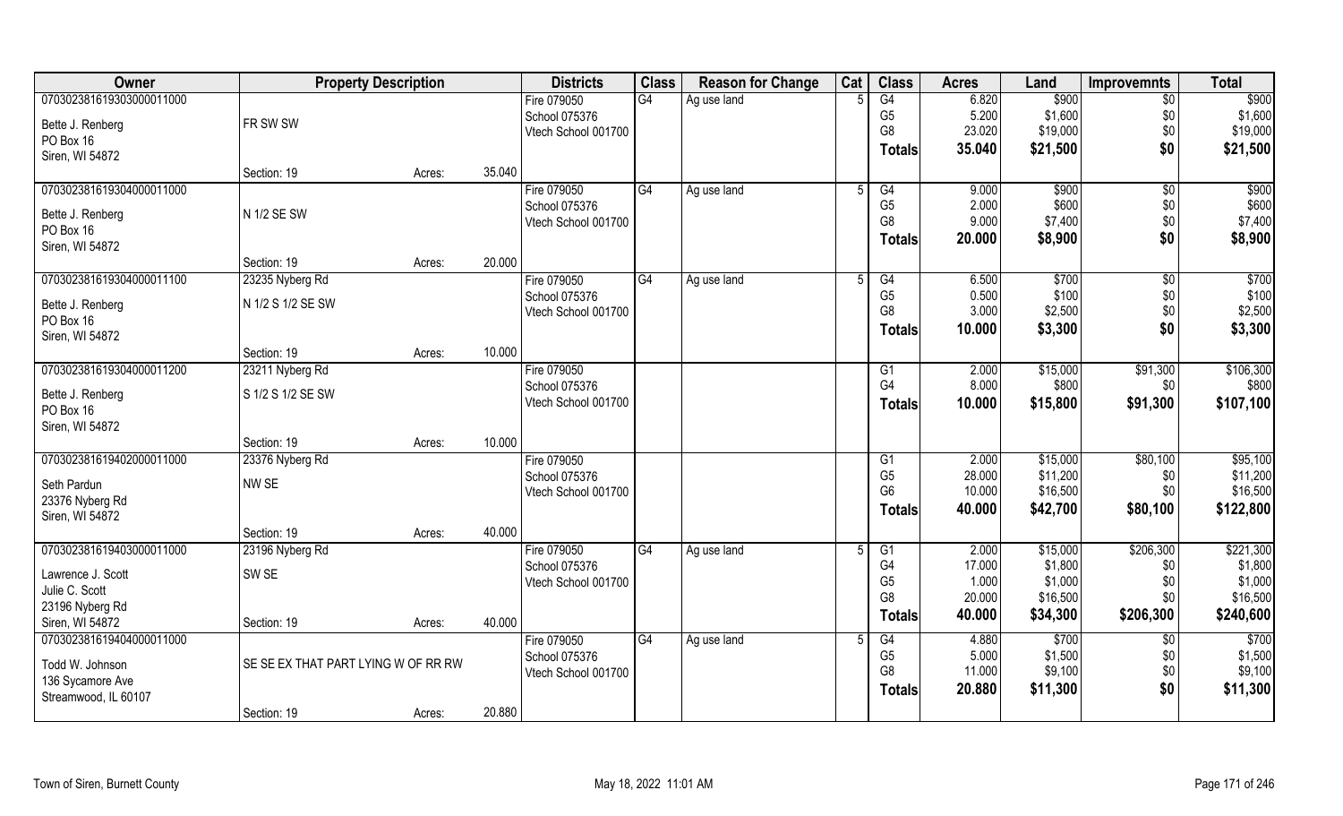| Owner | Property Description | | | Districts | Class | Reason for Change | Cat | Class | Acres | Land | Improvemnts | Total |
|---|---|---|---|---|---|---|---|---|---|---|---|---|
| 070302381619303000011000 | | | | Fire 079050 | G4 | Ag use land | 5 | G4 | 6.820 | $900 | $0 | $900 |
| Bette J. Renberg | FR SW SW | | | School 075376 | | | | G5 | 5.200 | $1,600 | $0 | $1,600 |
| PO Box 16 | | | | Vtech School 001700 | | | | G8 | 23.020 | $19,000 | $0 | $19,000 |
| Siren, WI 54872 | | | | | | | | **Totals** | **35.040** | **$21,500** | **$0** | **$21,500** |
| | Section: 19 | Acres: | 35.040 | | | | | | | | | |
| 070302381619304000011000 | | | | Fire 079050 | G4 | Ag use land | 5 | G4 | 9.000 | $900 | $0 | $900 |
| Bette J. Renberg | N 1/2 SE SW | | | School 075376 | | | | G5 | 2.000 | $600 | $0 | $600 |
| PO Box 16 | | | | Vtech School 001700 | | | | G8 | 9.000 | $7,400 | $0 | $7,400 |
| Siren, WI 54872 | | | | | | | | **Totals** | **20.000** | **$8,900** | **$0** | **$8,900** |
| | Section: 19 | Acres: | 20.000 | | | | | | | | | |
| 070302381619304000011100 | 23235 Nyberg Rd | | | Fire 079050 | G4 | Ag use land | 5 | G4 | 6.500 | $700 | $0 | $700 |
| Bette J. Renberg | N 1/2 S 1/2 SE SW | | | School 075376 | | | | G5 | 0.500 | $100 | $0 | $100 |
| PO Box 16 | | | | Vtech School 001700 | | | | G8 | 3.000 | $2,500 | $0 | $2,500 |
| Siren, WI 54872 | | | | | | | | **Totals** | **10.000** | **$3,300** | **$0** | **$3,300** |
| | Section: 19 | Acres: | 10.000 | | | | | | | | | |
| 070302381619304000011200 | 23211 Nyberg Rd | | | Fire 079050 | | | | G1 | 2.000 | $15,000 | $91,300 | $106,300 |
| Bette J. Renberg | S 1/2 S 1/2 SE SW | | | School 075376 | | | | G4 | 8.000 | $800 | $0 | $800 |
| PO Box 16 | | | | Vtech School 001700 | | | | **Totals** | **10.000** | **$15,800** | **$91,300** | **$107,100** |
| Siren, WI 54872 | | | | | | | | | | | | |
| | Section: 19 | Acres: | 10.000 | | | | | | | | | |
| 070302381619402000011000 | 23376 Nyberg Rd | | | Fire 079050 | | | | G1 | 2.000 | $15,000 | $80,100 | $95,100 |
| Seth Pardun | NW SE | | | School 075376 | | | | G5 | 28.000 | $11,200 | $0 | $11,200 |
| 23376 Nyberg Rd | | | | Vtech School 001700 | | | | G6 | 10.000 | $16,500 | $0 | $16,500 |
| Siren, WI 54872 | | | | | | | | **Totals** | **40.000** | **$42,700** | **$80,100** | **$122,800** |
| | Section: 19 | Acres: | 40.000 | | | | | | | | | |
| 070302381619403000011000 | 23196 Nyberg Rd | | | Fire 079050 | G4 | Ag use land | 5 | G1 | 2.000 | $15,000 | $206,300 | $221,300 |
| Lawrence J. Scott | SW SE | | | School 075376 | | | | G4 | 17.000 | $1,800 | $0 | $1,800 |
| Julie C. Scott | | | | Vtech School 001700 | | | | G5 | 1.000 | $1,000 | $0 | $1,000 |
| 23196 Nyberg Rd | | | | | | | | G8 | 20.000 | $16,500 | $0 | $16,500 |
| Siren, WI 54872 | Section: 19 | Acres: | 40.000 | | | | | **Totals** | **40.000** | **$34,300** | **$206,300** | **$240,600** |
| 070302381619404000011000 | | | | Fire 079050 | G4 | Ag use land | 5 | G4 | 4.880 | $700 | $0 | $700 |
| Todd W. Johnson | SE SE EX THAT PART LYING W OF RR RW | | | School 075376 | | | | G5 | 5.000 | $1,500 | $0 | $1,500 |
| 136 Sycamore Ave | | | | Vtech School 001700 | | | | G8 | 11.000 | $9,100 | $0 | $9,100 |
| Streamwood, IL 60107 | | | | | | | | **Totals** | **20.880** | **$11,300** | **$0** | **$11,300** |
| | Section: 19 | Acres: | 20.880 | | | | | | | | | |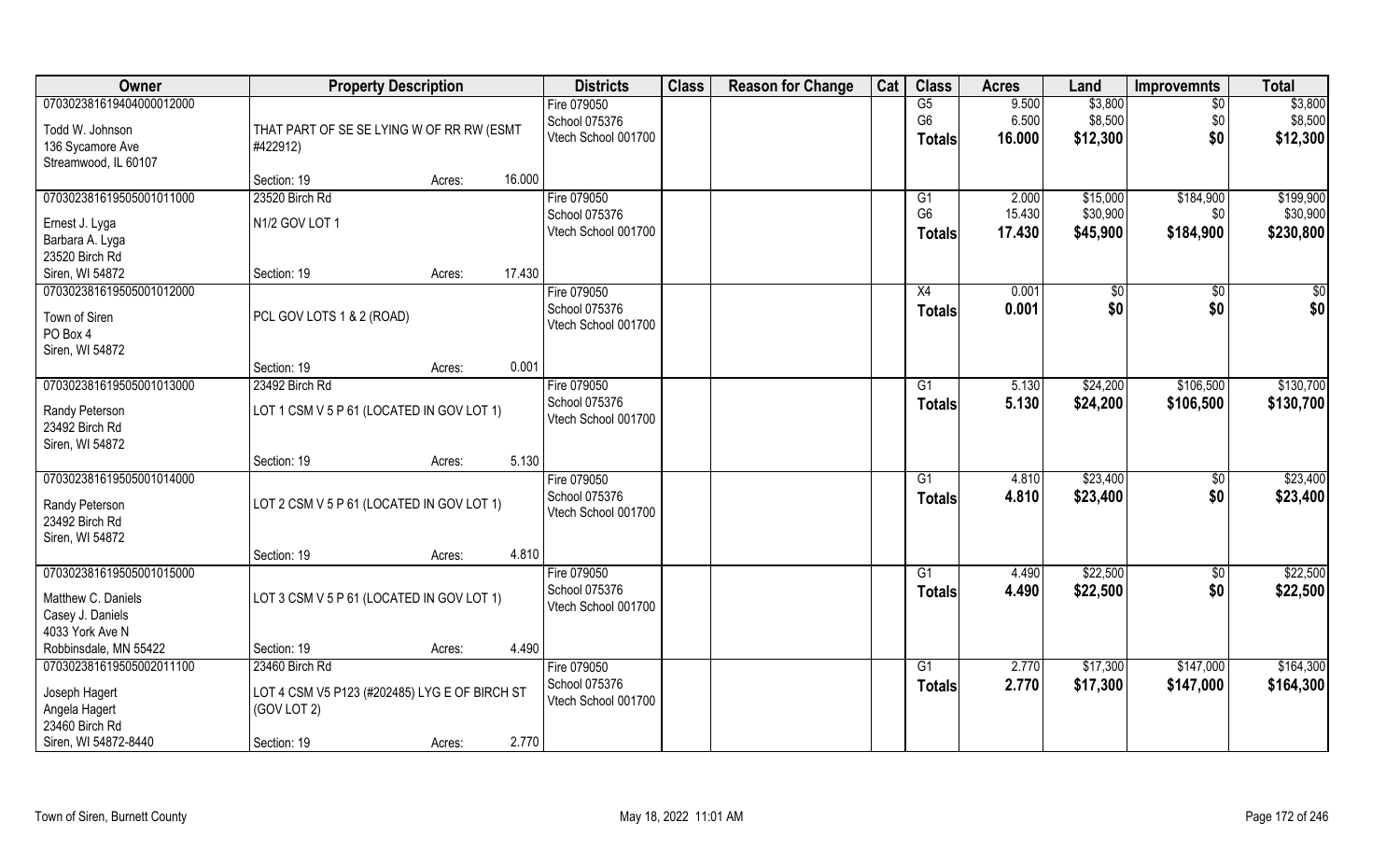| Owner | Property Description | | | Districts | Class | Reason for Change | Cat | Class | Acres | Land | Improvemnts | Total |
|---|---|---|---|---|---|---|---|---|---|---|---|---|
| 070302381619404000012000<br>Todd W. Johnson<br>136 Sycamore Ave<br>Streamwood, IL 60107 | THAT PART OF SE SE LYING W OF RR RW (ESMT #422912) | | | Fire 079050<br>School 075376<br>Vtech School 001700 | | | | G5<br>G6<br>**Totals** | 9.500<br>6.500<br>**16.000** | $3,800<br>$8,500<br>**$12,300** | $0<br>$0<br>**$0** | $3,800<br>$8,500<br>**$12,300** |
| | Section: 19 | Acres: | 16.000 | | | | | | | | | |
| 070302381619505001011000<br>Ernest J. Lyga<br>Barbara A. Lyga<br>23520 Birch Rd<br>Siren, WI 54872 | 23520 Birch Rd<br>N1/2 GOV LOT 1 | | | Fire 079050<br>School 075376<br>Vtech School 001700 | | | | G1<br>G6<br>**Totals** | 2.000<br>15.430<br>**17.430** | $15,000<br>$30,900<br>**$45,900** | $184,900<br>$0<br>**$184,900** | $199,900<br>$30,900<br>**$230,800** |
| | Section: 19 | Acres: | 17.430 | | | | | | | | | |
| 070302381619505001012000<br>Town of Siren<br>PO Box 4<br>Siren, WI 54872 | PCL GOV LOTS 1 & 2 (ROAD) | | | Fire 079050<br>School 075376<br>Vtech School 001700 | | | | X4<br>**Totals** | 0.001<br>**0.001** | $0<br>**$0** | $0<br>**$0** | $0<br>**$0** |
| | Section: 19 | Acres: | 0.001 | | | | | | | | | |
| 070302381619505001013000<br>Randy Peterson<br>23492 Birch Rd<br>Siren, WI 54872 | 23492 Birch Rd<br>LOT 1 CSM V 5 P 61 (LOCATED IN GOV LOT 1) | | | Fire 079050<br>School 075376<br>Vtech School 001700 | | | | G1<br>**Totals** | 5.130<br>**5.130** | $24,200<br>**$24,200** | $106,500<br>**$106,500** | $130,700<br>**$130,700** |
| | Section: 19 | Acres: | 5.130 | | | | | | | | | |
| 070302381619505001014000<br>Randy Peterson<br>23492 Birch Rd<br>Siren, WI 54872 | LOT 2 CSM V 5 P 61 (LOCATED IN GOV LOT 1) | | | Fire 079050<br>School 075376<br>Vtech School 001700 | | | | G1<br>**Totals** | 4.810<br>**4.810** | $23,400<br>**$23,400** | $0<br>**$0** | $23,400<br>**$23,400** |
| | Section: 19 | Acres: | 4.810 | | | | | | | | | |
| 070302381619505001015000<br>Matthew C. Daniels<br>Casey J. Daniels<br>4033 York Ave N<br>Robbinsdale, MN 55422 | LOT 3 CSM V 5 P 61 (LOCATED IN GOV LOT 1) | | | Fire 079050<br>School 075376<br>Vtech School 001700 | | | | G1<br>**Totals** | 4.490<br>**4.490** | $22,500<br>**$22,500** | $0<br>**$0** | $22,500<br>**$22,500** |
| | Section: 19 | Acres: | 4.490 | | | | | | | | | |
| 070302381619505002011100<br>Joseph Hagert<br>Angela Hagert<br>23460 Birch Rd<br>Siren, WI 54872-8440 | 23460 Birch Rd<br>LOT 4 CSM V5 P123 (#202485) LYG E OF BIRCH ST (GOV LOT 2) | | | Fire 079050<br>School 075376<br>Vtech School 001700 | | | | G1<br>**Totals** | 2.770<br>**2.770** | $17,300<br>**$17,300** | $147,000<br>**$147,000** | $164,300<br>**$164,300** |
| | Section: 19 | Acres: | 2.770 | | | | | | | | | |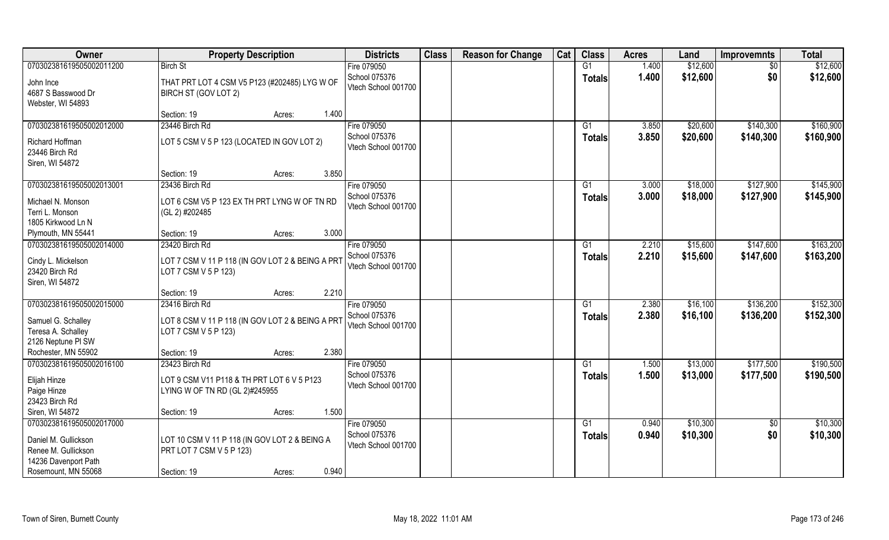| Owner | Property Description | Districts | Class | Reason for Change | Cat | Class | Acres | Land | Improvemnts | Total |
|---|---|---|---|---|---|---|---|---|---|---|
| 070302381619505002011200<br>John Ince<br>4687 S Basswood Dr<br>Webster, WI 54893 | Birch St<br>THAT PRT LOT 4 CSM V5 P123 (#202485) LYG W OF BIRCH ST (GOV LOT 2)<br>Section: 19 Acres: 1.400 | Fire 079050<br>School 075376<br>Vtech School 001700 | | | | G1<br>Totals | 1.400<br>1.400 | $12,600<br>$12,600 | $0<br>$0 | $12,600<br>$12,600 |
| 070302381619505002012000<br>Richard Hoffman<br>23446 Birch Rd<br>Siren, WI 54872 | 23446 Birch Rd<br>LOT 5 CSM V 5 P 123 (LOCATED IN GOV LOT 2)<br>Section: 19 Acres: 3.850 | Fire 079050<br>School 075376<br>Vtech School 001700 | | | | G1<br>Totals | 3.850<br>3.850 | $20,600<br>$20,600 | $140,300<br>$140,300 | $160,900<br>$160,900 |
| 070302381619505002013001<br>Michael N. Monson<br>Terri L. Monson<br>1805 Kirkwood Ln N<br>Plymouth, MN 55441 | 23436 Birch Rd<br>LOT 6 CSM V5 P 123 EX TH PRT LYNG W OF TN RD (GL 2) #202485<br>Section: 19 Acres: 3.000 | Fire 079050<br>School 075376<br>Vtech School 001700 | | | | G1<br>Totals | 3.000<br>3.000 | $18,000<br>$18,000 | $127,900<br>$127,900 | $145,900<br>$145,900 |
| 070302381619505002014000<br>Cindy L. Mickelson<br>23420 Birch Rd<br>Siren, WI 54872 | 23420 Birch Rd<br>LOT 7 CSM V 11 P 118 (IN GOV LOT 2 & BEING A PRT LOT 7 CSM V 5 P 123)<br>Section: 19 Acres: 2.210 | Fire 079050<br>School 075376<br>Vtech School 001700 | | | | G1<br>Totals | 2.210<br>2.210 | $15,600<br>$15,600 | $147,600<br>$147,600 | $163,200<br>$163,200 |
| 070302381619505002015000<br>Samuel G. Schalley<br>Teresa A. Schalley<br>2126 Neptune Pl SW<br>Rochester, MN 55902 | 23416 Birch Rd<br>LOT 8 CSM V 11 P 118 (IN GOV LOT 2 & BEING A PRT LOT 7 CSM V 5 P 123)<br>Section: 19 Acres: 2.380 | Fire 079050<br>School 075376<br>Vtech School 001700 | | | | G1<br>Totals | 2.380<br>2.380 | $16,100<br>$16,100 | $136,200<br>$136,200 | $152,300<br>$152,300 |
| 070302381619505002016100<br>Elijah Hinze<br>Paige Hinze<br>23423 Birch Rd<br>Siren, WI 54872 | 23423 Birch Rd<br>LOT 9 CSM V11 P118 & TH PRT LOT 6 V 5 P123 LYING W OF TN RD (GL 2)#245955<br>Section: 19 Acres: 1.500 | Fire 079050<br>School 075376<br>Vtech School 001700 | | | | G1<br>Totals | 1.500<br>1.500 | $13,000<br>$13,000 | $177,500<br>$177,500 | $190,500<br>$190,500 |
| 070302381619505002017000<br>Daniel M. Gullickson<br>Renee M. Gullickson<br>14236 Davenport Path<br>Rosemount, MN 55068 | LOT 10 CSM V 11 P 118 (IN GOV LOT 2 & BEING A PRT LOT 7 CSM V 5 P 123)<br>Section: 19 Acres: 0.940 | Fire 079050<br>School 075376<br>Vtech School 001700 | | | | G1<br>Totals | 0.940<br>0.940 | $10,300<br>$10,300 | $0<br>$0 | $10,300<br>$10,300 |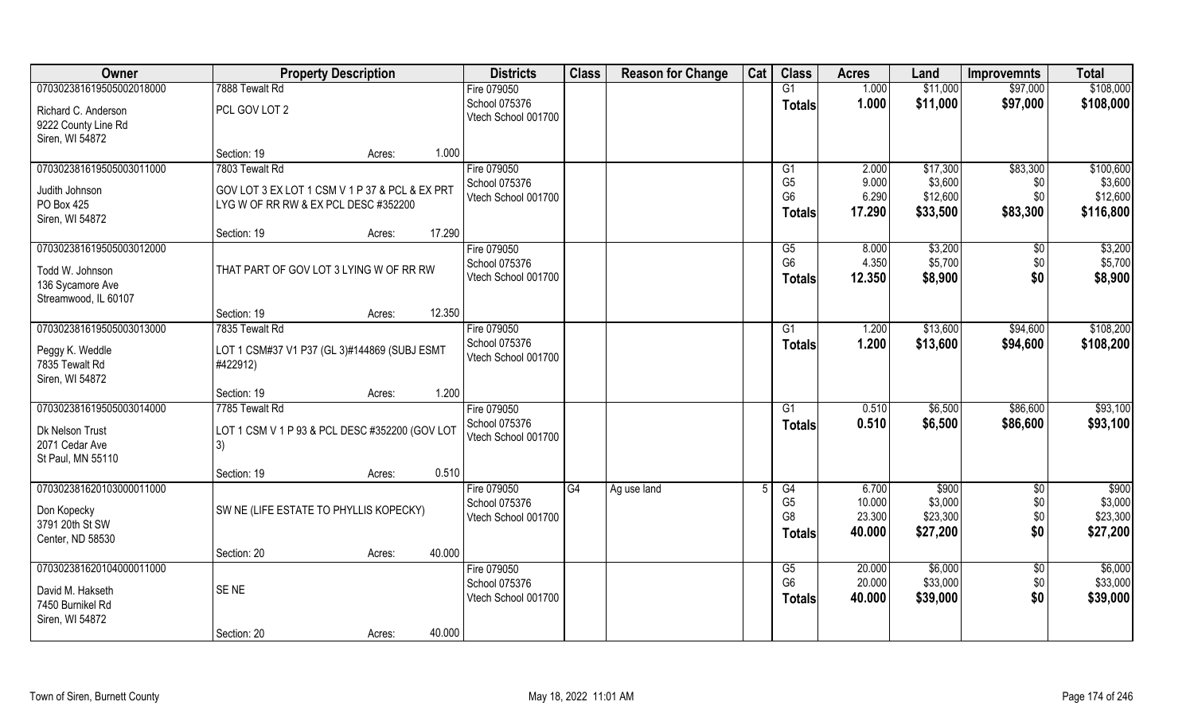| Owner | Property Description | | Districts | Class | Reason for Change | Cat | Class | Acres | Land | Improvemnts | Total |
|---|---|---|---|---|---|---|---|---|---|---|---|
| 070302381619505002018000 | 7888 Tewalt Rd | | Fire 079050 | | | | G1 | 1.000 | $11,000 | $97,000 | $108,000 |
| Richard C. Anderson<br>9222 County Line Rd<br>Siren, WI 54872 | PCL GOV LOT 2 | | School 075376<br>Vtech School 001700 | | | | **Totals** | **1.000** | **$11,000** | **$97,000** | **$108,000** |
| | Section: 19 | Acres: 1.000 | | | | | | | | | |
| 070302381619505003011000 | 7803 Tewalt Rd | | Fire 079050 | | | | G1 | 2.000 | $17,300 | $83,300 | $100,600 |
| Judith Johnson<br>PO Box 425<br>Siren, WI 54872 | GOV LOT 3 EX LOT 1 CSM V 1 P 37 & PCL & EX PRT LYG W OF RR RW & EX PCL DESC #352200 | | School 075376<br>Vtech School 001700 | | | | G5<br>G6<br>**Totals** | 9.000<br>6.290<br>**17.290** | $3,600<br>$12,600<br>**$33,500** | $0<br>$0<br>**$83,300** | $3,600<br>$12,600<br>**$116,800** |
| | Section: 19 | Acres: 17.290 | | | | | | | | | |
| 070302381619505003012000 | | | Fire 079050 | | | | G5 | 8.000 | $3,200 | $0 | $3,200 |
| Todd W. Johnson<br>136 Sycamore Ave<br>Streamwood, IL 60107 | THAT PART OF GOV LOT 3 LYING W OF RR RW | | School 075376<br>Vtech School 001700 | | | | G6<br>**Totals** | 4.350<br>**12.350** | $5,700<br>**$8,900** | $0<br>**$0** | $5,700<br>**$8,900** |
| | Section: 19 | Acres: 12.350 | | | | | | | | | |
| 070302381619505003013000 | 7835 Tewalt Rd | | Fire 079050 | | | | G1 | 1.200 | $13,600 | $94,600 | $108,200 |
| Peggy K. Weddle<br>7835 Tewalt Rd<br>Siren, WI 54872 | LOT 1 CSM#37 V1 P37 (GL 3)#144869 (SUBJ ESMT #422912) | | School 075376<br>Vtech School 001700 | | | | **Totals** | **1.200** | **$13,600** | **$94,600** | **$108,200** |
| | Section: 19 | Acres: 1.200 | | | | | | | | | |
| 070302381619505003014000 | 7785 Tewalt Rd | | Fire 079050 | | | | G1 | 0.510 | $6,500 | $86,600 | $93,100 |
| Dk Nelson Trust<br>2071 Cedar Ave<br>St Paul, MN 55110 | LOT 1 CSM V 1 P 93 & PCL DESC #352200 (GOV LOT 3) | | School 075376<br>Vtech School 001700 | | | | **Totals** | **0.510** | **$6,500** | **$86,600** | **$93,100** |
| | Section: 19 | Acres: 0.510 | | | | | | | | | |
| 070302381620103000011000 | | | Fire 079050 | G4 | Ag use land | 5 | G4 | 6.700 | $900 | $0 | $900 |
| Don Kopecky<br>3791 20th St SW<br>Center, ND 58530 | SW NE (LIFE ESTATE TO PHYLLIS KOPECKY) | | School 075376<br>Vtech School 001700 | | | | G5<br>G8<br>**Totals** | 10.000<br>23.300<br>**40.000** | $3,000<br>$23,300<br>**$27,200** | $0<br>$0<br>**$0** | $3,000<br>$23,300<br>**$27,200** |
| | Section: 20 | Acres: 40.000 | | | | | | | | | |
| 070302381620104000011000 | | | Fire 079050 | | | | G5 | 20.000 | $6,000 | $0 | $6,000 |
| David M. Hakseth<br>7450 Burnikel Rd<br>Siren, WI 54872 | SE NE | | School 075376<br>Vtech School 001700 | | | | G6<br>**Totals** | 20.000<br>**40.000** | $33,000<br>**$39,000** | $0<br>**$0** | $33,000<br>**$39,000** |
| | Section: 20 | Acres: 40.000 | | | | | | | | | |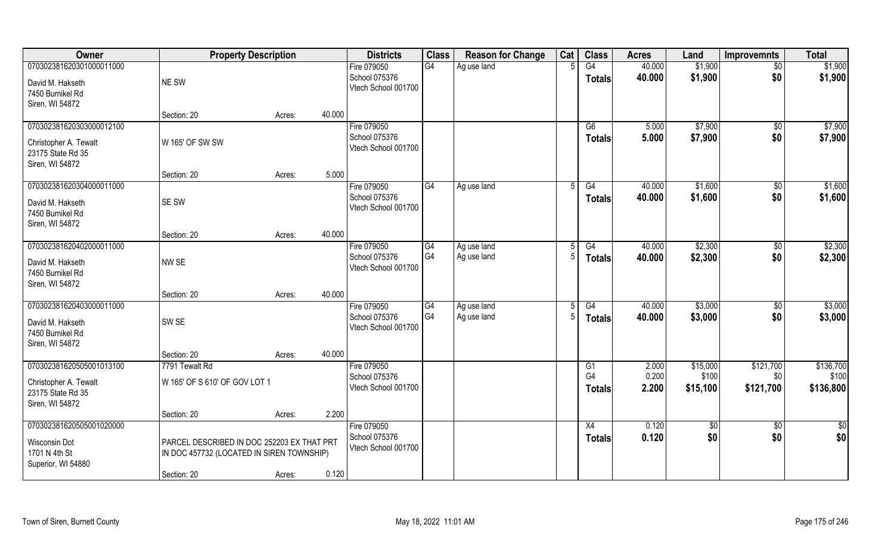| Owner | Property Description | | | Districts | Class | Reason for Change | Cat | Class | Acres | Land | Improvemnts | Total |
|---|---|---|---|---|---|---|---|---|---|---|---|---|
| 070302381620301000011000 | | | | Fire 079050 | G4 | Ag use land | 5 | G4 | 40.000 | $1,900 | $0 | $1,900 |
| David M. Hakseth<br>7450 Burnikel Rd<br>Siren, WI 54872 | NE SW | | | School 075376<br>Vtech School 001700 | | | | **Totals** | **40.000** | **$1,900** | **$0** | **$1,900** |
| | Section: 20 | Acres: | 40.000 | | | | | | | | | |
| 070302381620303000012100 | | | | Fire 079050 | | | | G6 | 5.000 | $7,900 | $0 | $7,900 |
| Christopher A. Tewalt<br>23175 State Rd 35<br>Siren, WI 54872 | W 165' OF SW SW | | | School 075376<br>Vtech School 001700 | | | | **Totals** | **5.000** | **$7,900** | **$0** | **$7,900** |
| | Section: 20 | Acres: | 5.000 | | | | | | | | | |
| 070302381620304000011000 | | | | Fire 079050 | G4 | Ag use land | 5 | G4 | 40.000 | $1,600 | $0 | $1,600 |
| David M. Hakseth<br>7450 Burnikel Rd<br>Siren, WI 54872 | SE SW | | | School 075376<br>Vtech School 001700 | | | | **Totals** | **40.000** | **$1,600** | **$0** | **$1,600** |
| | Section: 20 | Acres: | 40.000 | | | | | | | | | |
| 070302381620402000011000 | | | | Fire 079050 | G4 | Ag use land | 5 | G4 | 40.000 | $2,300 | $0 | $2,300 |
| David M. Hakseth<br>7450 Burnikel Rd<br>Siren, WI 54872 | NW SE | | | School 075376<br>Vtech School 001700 | G4 | Ag use land | 5 | **Totals** | **40.000** | **$2,300** | **$0** | **$2,300** |
| | Section: 20 | Acres: | 40.000 | | | | | | | | | |
| 070302381620403000011000 | | | | Fire 079050 | G4 | Ag use land | 5 | G4 | 40.000 | $3,000 | $0 | $3,000 |
| David M. Hakseth<br>7450 Burnikel Rd<br>Siren, WI 54872 | SW SE | | | School 075376<br>Vtech School 001700 | G4 | Ag use land | 5 | **Totals** | **40.000** | **$3,000** | **$0** | **$3,000** |
| | Section: 20 | Acres: | 40.000 | | | | | | | | | |
| 070302381620505001013100 | 7791 Tewalt Rd | | | Fire 079050 | | | | G1 | 2.000 | $15,000 | $121,700 | $136,700 |
| Christopher A. Tewalt<br>23175 State Rd 35<br>Siren, WI 54872 | W 165' OF S 610' OF GOV LOT 1 | | | School 075376<br>Vtech School 001700 | | | | G4 | 0.200 | $100 | $0 | $100 |
| | | | | | | | | **Totals** | **2.200** | **$15,100** | **$121,700** | **$136,800** |
| | Section: 20 | Acres: | 2.200 | | | | | | | | | |
| 070302381620505001020000 | | | | Fire 079050 | | | | X4 | 0.120 | $0 | $0 | $0 |
| Wisconsin Dot<br>1701 N 4th St<br>Superior, WI 54880 | PARCEL DESCRIBED IN DOC 252203 EX THAT PRT IN DOC 457732 (LOCATED IN SIREN TOWNSHIP) | | | School 075376<br>Vtech School 001700 | | | | **Totals** | **0.120** | **$0** | **$0** | **$0** |
| | Section: 20 | Acres: | 0.120 | | | | | | | | | |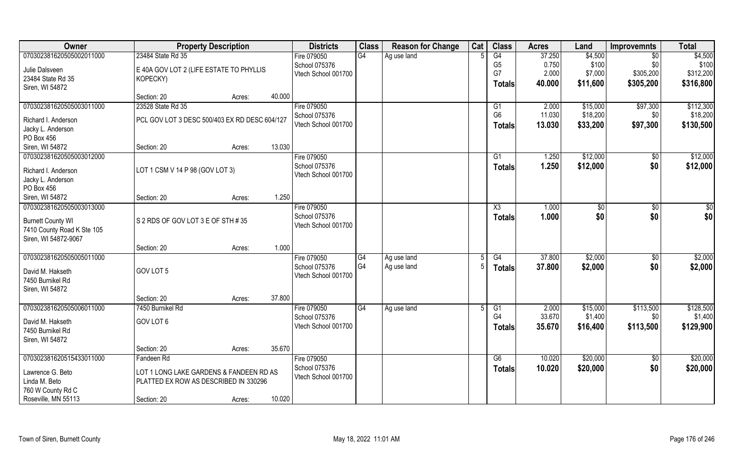| Owner | Property Description | | Districts | Class | Reason for Change | Cat | Class | Acres | Land | Improvemnts | Total |
|---|---|---|---|---|---|---|---|---|---|---|---|
| 070302381620505002011000 | 23484 State Rd 35 | | Fire 079050 | G4 | Ag use land | 5 | G4 | 37.250 | $4,500 | $0 | $4,500 |
| Julie Dalsveen | E 40A GOV LOT 2 (LIFE ESTATE TO PHYLLIS KOPECKY) | | School 075376 | | | | G5 | 0.750 | $100 | $0 | $100 |
| 23484 State Rd 35 | | | Vtech School 001700 | | | | G7 | 2.000 | $7,000 | $305,200 | $312,200 |
| Siren, WI 54872 | | | | | | | Totals | 40.000 | $11,600 | $305,200 | $316,800 |
| | Section: 20 | Acres: 40.000 | | | | | | | | | |
| 070302381620505003011000 | 23528 State Rd 35 | | Fire 079050 | | | | G1 | 2.000 | $15,000 | $97,300 | $112,300 |
| Richard I. Anderson | PCL GOV LOT 3 DESC 500/403 EX RD DESC 604/127 | | School 075376 | | | | G6 | 11.030 | $18,200 | $0 | $18,200 |
| Jacky L. Anderson | | | Vtech School 001700 | | | | Totals | 13.030 | $33,200 | $97,300 | $130,500 |
| PO Box 456 | | | | | | | | | | | |
| Siren, WI 54872 | Section: 20 | Acres: 13.030 | | | | | | | | | |
| 070302381620505003012000 | | | Fire 079050 | | | | G1 | 1.250 | $12,000 | $0 | $12,000 |
| Richard I. Anderson | LOT 1 CSM V 14 P 98 (GOV LOT 3) | | School 075376 | | | | Totals | 1.250 | $12,000 | $0 | $12,000 |
| Jacky L. Anderson | | | Vtech School 001700 | | | | | | | | |
| PO Box 456 | | | | | | | | | | | |
| Siren, WI 54872 | Section: 20 | Acres: 1.250 | | | | | | | | | |
| 070302381620505003013000 | | | Fire 079050 | | | | X3 | 1.000 | $0 | $0 | $0 |
| Burnett County WI | S 2 RDS OF GOV LOT 3 E OF STH # 35 | | School 075376 | | | | Totals | 1.000 | $0 | $0 | $0 |
| 7410 County Road K Ste 105 | | | Vtech School 001700 | | | | | | | | |
| Siren, WI 54872-9067 | | | | | | | | | | | |
| | Section: 20 | Acres: 1.000 | | | | | | | | | |
| 070302381620505005011000 | | | Fire 079050 | G4 | Ag use land | 5 | G4 | 37.800 | $2,000 | $0 | $2,000 |
| David M. Hakseth | GOV LOT 5 | | School 075376 | G4 | Ag use land | 5 | Totals | 37.800 | $2,000 | $0 | $2,000 |
| 7450 Burnikel Rd | | | Vtech School 001700 | | | | | | | | |
| Siren, WI 54872 | | | | | | | | | | | |
| | Section: 20 | Acres: 37.800 | | | | | | | | | |
| 070302381620505006011000 | 7450 Burnikel Rd | | Fire 079050 | G4 | Ag use land | 5 | G1 | 2.000 | $15,000 | $113,500 | $128,500 |
| David M. Hakseth | GOV LOT 6 | | School 075376 | | | | G4 | 33.670 | $1,400 | $0 | $1,400 |
| 7450 Burnikel Rd | | | Vtech School 001700 | | | | Totals | 35.670 | $16,400 | $113,500 | $129,900 |
| Siren, WI 54872 | | | | | | | | | | | |
| | Section: 20 | Acres: 35.670 | | | | | | | | | |
| 070302381620515433011000 | Fandeen Rd | | Fire 079050 | | | | G6 | 10.020 | $20,000 | $0 | $20,000 |
| Lawrence G. Beto | LOT 1 LONG LAKE GARDENS & FANDEEN RD AS PLATTED EX ROW AS DESCRIBED IN 330296 | | School 075376 | | | | Totals | 10.020 | $20,000 | $0 | $20,000 |
| Linda M. Beto | | | Vtech School 001700 | | | | | | | | |
| 760 W County Rd C | | | | | | | | | | | |
| Roseville, MN 55113 | Section: 20 | Acres: 10.020 | | | | | | | | | |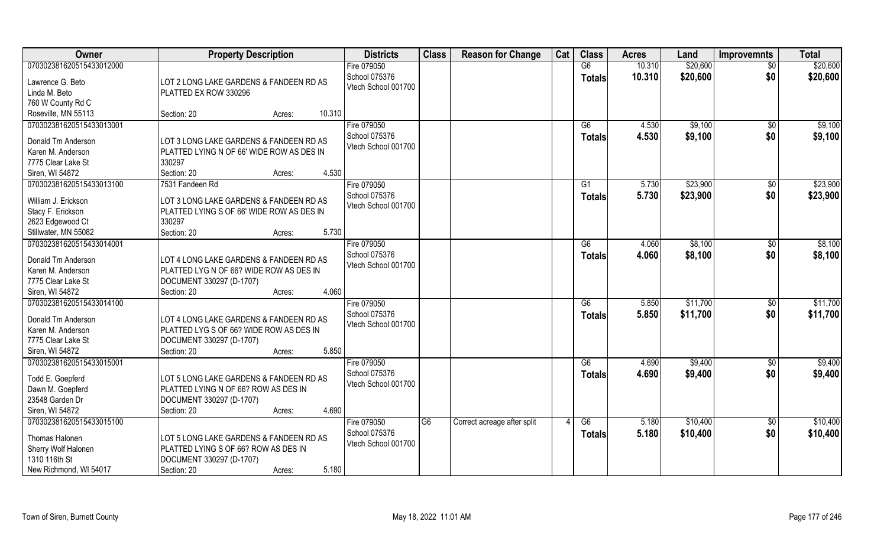| Owner | Property Description | Districts | Class | Reason for Change | Cat | Class | Acres | Land | Improvemnts | Total |
|---|---|---|---|---|---|---|---|---|---|---|
| 070302381620515433012000<br>Lawrence G. Beto<br>Linda M. Beto<br>760 W County Rd C<br>Roseville, MN 55113 | LOT 2 LONG LAKE GARDENS & FANDEEN RD AS PLATTED EX ROW 330296<br>Section: 20 Acres: 10.310 | Fire 079050<br>School 075376<br>Vtech School 001700 | | | | G6<br>**Totals** | 10.310<br>**10.310** | $20,600<br>**$20,600** | $0<br>**$0** | $20,600<br>**$20,600** |
| 070302381620515433013001<br>Donald Tm Anderson<br>Karen M. Anderson<br>7775 Clear Lake St<br>Siren, WI 54872 | LOT 3 LONG LAKE GARDENS & FANDEEN RD AS PLATTED LYING N OF 66' WIDE ROW AS DES IN 330297<br>Section: 20 Acres: 4.530 | Fire 079050<br>School 075376<br>Vtech School 001700 | | | | G6<br>**Totals** | 4.530<br>**4.530** | $9,100<br>**$9,100** | $0<br>**$0** | $9,100<br>**$9,100** |
| 070302381620515433013100<br>William J. Erickson<br>Stacy F. Erickson<br>2623 Edgewood Ct<br>Stillwater, MN 55082 | 7531 Fandeen Rd<br>LOT 3 LONG LAKE GARDENS & FANDEEN RD AS PLATTED LYING S OF 66' WIDE ROW AS DES IN 330297<br>Section: 20 Acres: 5.730 | Fire 079050<br>School 075376<br>Vtech School 001700 | | | | G1<br>**Totals** | 5.730<br>**5.730** | $23,900<br>**$23,900** | $0<br>**$0** | $23,900<br>**$23,900** |
| 070302381620515433014001<br>Donald Tm Anderson<br>Karen M. Anderson<br>7775 Clear Lake St<br>Siren, WI 54872 | LOT 4 LONG LAKE GARDENS & FANDEEN RD AS PLATTED LYG N OF 66? WIDE ROW AS DES IN DOCUMENT 330297 (D-1707)<br>Section: 20 Acres: 4.060 | Fire 079050<br>School 075376<br>Vtech School 001700 | | | | G6<br>**Totals** | 4.060<br>**4.060** | $8,100<br>**$8,100** | $0<br>**$0** | $8,100<br>**$8,100** |
| 070302381620515433014100<br>Donald Tm Anderson<br>Karen M. Anderson<br>7775 Clear Lake St<br>Siren, WI 54872 | LOT 4 LONG LAKE GARDENS & FANDEEN RD AS PLATTED LYG S OF 66? WIDE ROW AS DES IN DOCUMENT 330297 (D-1707)<br>Section: 20 Acres: 5.850 | Fire 079050<br>School 075376<br>Vtech School 001700 | | | | G6<br>**Totals** | 5.850<br>**5.850** | $11,700<br>**$11,700** | $0<br>**$0** | $11,700<br>**$11,700** |
| 070302381620515433015001<br>Todd E. Goepferd<br>Dawn M. Goepferd<br>23548 Garden Dr<br>Siren, WI 54872 | LOT 5 LONG LAKE GARDENS & FANDEEN RD AS PLATTED LYING N OF 66? ROW AS DES IN DOCUMENT 330297 (D-1707)<br>Section: 20 Acres: 4.690 | Fire 079050<br>School 075376<br>Vtech School 001700 | | | | G6<br>**Totals** | 4.690<br>**4.690** | $9,400<br>**$9,400** | $0<br>**$0** | $9,400<br>**$9,400** |
| 070302381620515433015100<br>Thomas Halonen<br>Sherry Wolf Halonen<br>1310 116th St<br>New Richmond, WI 54017 | LOT 5 LONG LAKE GARDENS & FANDEEN RD AS PLATTED LYING S OF 66? ROW AS DES IN DOCUMENT 330297 (D-1707)<br>Section: 20 Acres: 5.180 | Fire 079050<br>School 075376<br>Vtech School 001700 | G6 | Correct acreage after split | 4 | G6<br>**Totals** | 5.180<br>**5.180** | $10,400<br>**$10,400** | $0<br>**$0** | $10,400<br>**$10,400** |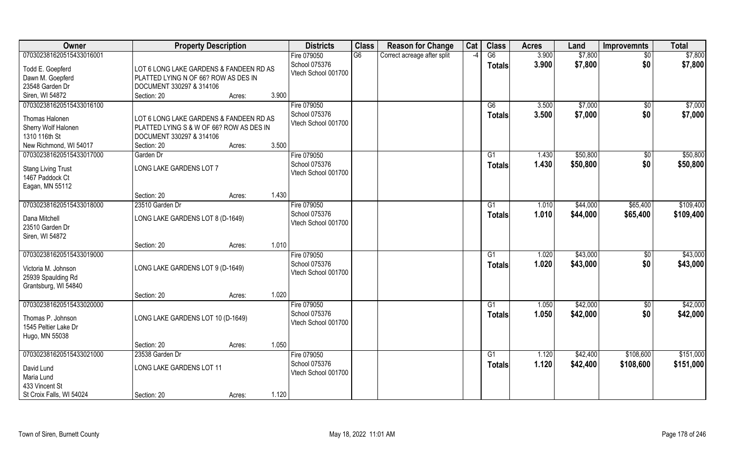| Owner | Property Description | | | Districts | Class | Reason for Change | Cat | Class | Acres | Land | Improvemnts | Total |
|---|---|---|---|---|---|---|---|---|---|---|---|---|
| 070302381620515433016001 | | | | Fire 079050 | G6 | Correct acreage after split | -4 | G6 | 3.900 | $7,800 | $0 | $7,800 |
| Todd E. Goepferd | LOT 6 LONG LAKE GARDENS & FANDEEN RD AS | | | School 075376 | | | | **Totals** | **3.900** | **$7,800** | **$0** | **$7,800** |
| Dawn M. Goepferd | PLATTED LYING N OF 66? ROW AS DES IN | | | Vtech School 001700 | | | | | | | | |
| 23548 Garden Dr | DOCUMENT 330297 & 314106 | | | | | | | | | | | |
| Siren, WI 54872 | Section: 20 | Acres: | 3.900 | | | | | | | | | |
| 070302381620515433016100 | | | | Fire 079050 | | | | G6 | 3.500 | $7,000 | $0 | $7,000 |
| Thomas Halonen | LOT 6 LONG LAKE GARDENS & FANDEEN RD AS | | | School 075376 | | | | **Totals** | **3.500** | **$7,000** | **$0** | **$7,000** |
| Sherry Wolf Halonen | PLATTED LYING S & W OF 66? ROW AS DES IN | | | Vtech School 001700 | | | | | | | | |
| 1310 116th St | DOCUMENT 330297 & 314106 | | | | | | | | | | | |
| New Richmond, WI 54017 | Section: 20 | Acres: | 3.500 | | | | | | | | | |
| 070302381620515433017000 | Garden Dr | | | Fire 079050 | | | | G1 | 1.430 | $50,800 | $0 | $50,800 |
| Stang Living Trust | LONG LAKE GARDENS LOT 7 | | | School 075376 | | | | **Totals** | **1.430** | **$50,800** | **$0** | **$50,800** |
| 1467 Paddock Ct | | | | Vtech School 001700 | | | | | | | | |
| Eagan, MN 55112 | | | | | | | | | | | | |
| | Section: 20 | Acres: | 1.430 | | | | | | | | | |
| 070302381620515433018000 | 23510 Garden Dr | | | Fire 079050 | | | | G1 | 1.010 | $44,000 | $65,400 | $109,400 |
| Dana Mitchell | LONG LAKE GARDENS LOT 8 (D-1649) | | | School 075376 | | | | **Totals** | **1.010** | **$44,000** | **$65,400** | **$109,400** |
| 23510 Garden Dr | | | | Vtech School 001700 | | | | | | | | |
| Siren, WI 54872 | | | | | | | | | | | | |
| | Section: 20 | Acres: | 1.010 | | | | | | | | | |
| 070302381620515433019000 | | | | Fire 079050 | | | | G1 | 1.020 | $43,000 | $0 | $43,000 |
| Victoria M. Johnson | LONG LAKE GARDENS LOT 9 (D-1649) | | | School 075376 | | | | **Totals** | **1.020** | **$43,000** | **$0** | **$43,000** |
| 25939 Spaulding Rd | | | | Vtech School 001700 | | | | | | | | |
| Grantsburg, WI 54840 | | | | | | | | | | | | |
| | Section: 20 | Acres: | 1.020 | | | | | | | | | |
| 070302381620515433020000 | | | | Fire 079050 | | | | G1 | 1.050 | $42,000 | $0 | $42,000 |
| Thomas P. Johnson | LONG LAKE GARDENS LOT 10 (D-1649) | | | School 075376 | | | | **Totals** | **1.050** | **$42,000** | **$0** | **$42,000** |
| 1545 Peltier Lake Dr | | | | Vtech School 001700 | | | | | | | | |
| Hugo, MN 55038 | | | | | | | | | | | | |
| | Section: 20 | Acres: | 1.050 | | | | | | | | | |
| 070302381620515433021000 | 23538 Garden Dr | | | Fire 079050 | | | | G1 | 1.120 | $42,400 | $108,600 | $151,000 |
| David Lund | LONG LAKE GARDENS LOT 11 | | | School 075376 | | | | **Totals** | **1.120** | **$42,400** | **$108,600** | **$151,000** |
| Maria Lund | | | | Vtech School 001700 | | | | | | | | |
| 433 Vincent St | | | | | | | | | | | | |
| St Croix Falls, WI 54024 | Section: 20 | Acres: | 1.120 | | | | | | | | | |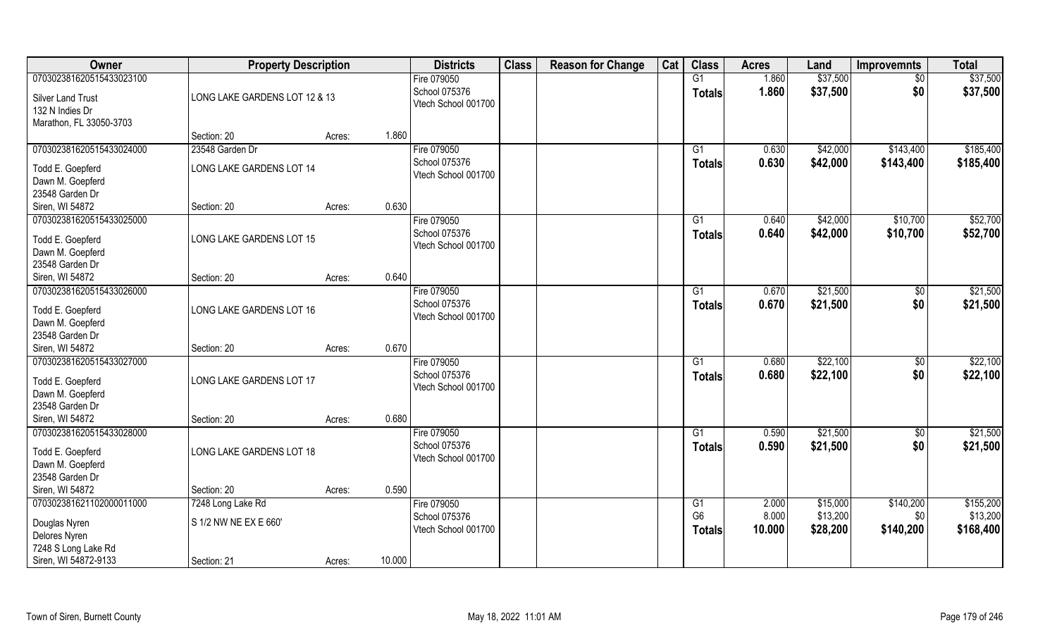| Owner | Property Description | | | Districts | Class | Reason for Change | Cat | Class | Acres | Land | Improvemnts | Total |
|---|---|---|---|---|---|---|---|---|---|---|---|---|
| 070302381620515433023100 | | | | Fire 079050 | | | | G1 | 1.860 | $37,500 | $0 | $37,500 |
| Silver Land Trust<br>132 N Indies Dr<br>Marathon, FL 33050-3703 | LONG LAKE GARDENS LOT 12 & 13 | | | School 075376<br>Vtech School 001700 | | | | **Totals** | **1.860** | **$37,500** | **$0** | **$37,500** |
| | Section: 20 | Acres: | 1.860 | | | | | | | | | |
| 070302381620515433024000 | 23548 Garden Dr | | | Fire 079050 | | | | G1 | 0.630 | $42,000 | $143,400 | $185,400 |
| Todd E. Goepferd<br>Dawn M. Goepferd<br>23548 Garden Dr<br>Siren, WI 54872 | LONG LAKE GARDENS LOT 14 | | | School 075376<br>Vtech School 001700 | | | | **Totals** | **0.630** | **$42,000** | **$143,400** | **$185,400** |
| | Section: 20 | Acres: | 0.630 | | | | | | | | | |
| 070302381620515433025000 | | | | Fire 079050 | | | | G1 | 0.640 | $42,000 | $10,700 | $52,700 |
| Todd E. Goepferd<br>Dawn M. Goepferd<br>23548 Garden Dr<br>Siren, WI 54872 | LONG LAKE GARDENS LOT 15 | | | School 075376<br>Vtech School 001700 | | | | **Totals** | **0.640** | **$42,000** | **$10,700** | **$52,700** |
| | Section: 20 | Acres: | 0.640 | | | | | | | | | |
| 070302381620515433026000 | | | | Fire 079050 | | | | G1 | 0.670 | $21,500 | $0 | $21,500 |
| Todd E. Goepferd<br>Dawn M. Goepferd<br>23548 Garden Dr<br>Siren, WI 54872 | LONG LAKE GARDENS LOT 16 | | | School 075376<br>Vtech School 001700 | | | | **Totals** | **0.670** | **$21,500** | **$0** | **$21,500** |
| | Section: 20 | Acres: | 0.670 | | | | | | | | | |
| 070302381620515433027000 | | | | Fire 079050 | | | | G1 | 0.680 | $22,100 | $0 | $22,100 |
| Todd E. Goepferd<br>Dawn M. Goepferd<br>23548 Garden Dr<br>Siren, WI 54872 | LONG LAKE GARDENS LOT 17 | | | School 075376<br>Vtech School 001700 | | | | **Totals** | **0.680** | **$22,100** | **$0** | **$22,100** |
| | Section: 20 | Acres: | 0.680 | | | | | | | | | |
| 070302381620515433028000 | | | | Fire 079050 | | | | G1 | 0.590 | $21,500 | $0 | $21,500 |
| Todd E. Goepferd<br>Dawn M. Goepferd<br>23548 Garden Dr<br>Siren, WI 54872 | LONG LAKE GARDENS LOT 18 | | | School 075376<br>Vtech School 001700 | | | | **Totals** | **0.590** | **$21,500** | **$0** | **$21,500** |
| | Section: 20 | Acres: | 0.590 | | | | | | | | | |
| 070302381621102000011000 | 7248 Long Lake Rd | | | Fire 079050 | | | | G1 | 2.000 | $15,000 | $140,200 | $155,200 |
| Douglas Nyren<br>Delores Nyren<br>7248 S Long Lake Rd<br>Siren, WI 54872-9133 | S 1/2 NW NE EX E 660' | | | School 075376<br>Vtech School 001700 | | | | G6 | 8.000 | $13,200 | $0 | $13,200 |
| | | | | | | | | **Totals** | **10.000** | **$28,200** | **$140,200** | **$168,400** |
| | Section: 21 | Acres: | 10.000 | | | | | | | | | |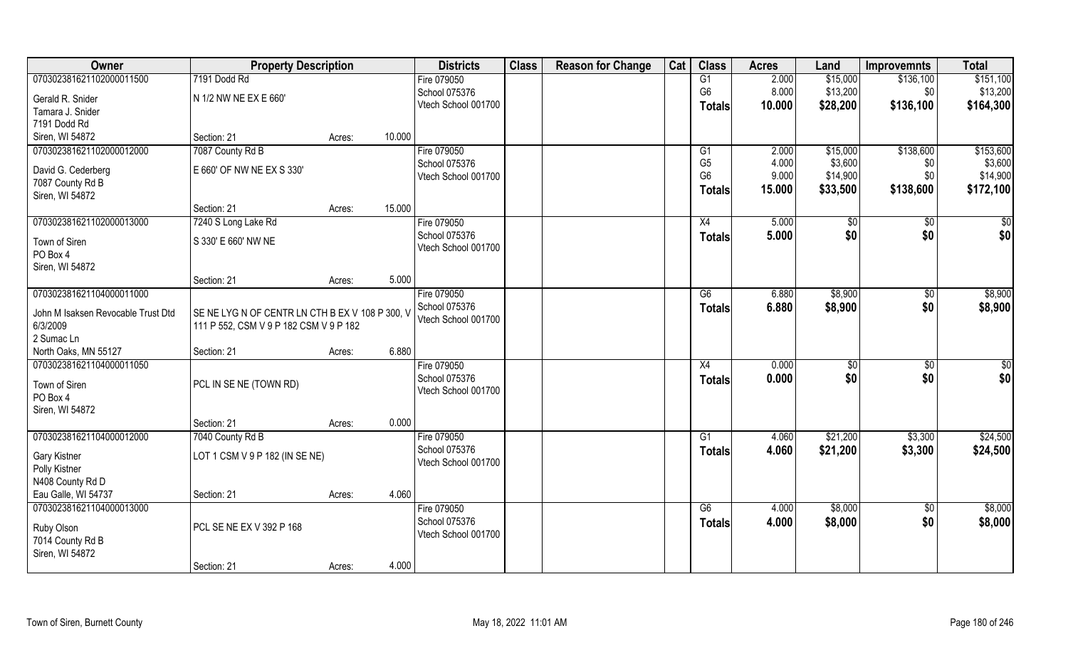| Owner | Property Description | | | Districts | Class | Reason for Change | Cat | Class | Acres | Land | Improvemnts | Total |
|---|---|---|---|---|---|---|---|---|---|---|---|---|
| 070302381621102000011500 | 7191 Dodd Rd | | | Fire 079050 | | | | G1 | 2.000 | $15,000 | $136,100 | $151,100 |
| Gerald R. Snider | N 1/2 NW NE EX E 660' | | | School 075376 | | | | G6 | 8.000 | $13,200 | $0 | $13,200 |
| Tamara J. Snider | | | | Vtech School 001700 | | | | Totals | 10.000 | $28,200 | $136,100 | $164,300 |
| 7191 Dodd Rd | | | | | | | | | | | | |
| Siren, WI 54872 | Section: 21 | Acres: | 10.000 | | | | | | | | | |
| 070302381621102000012000 | 7087 County Rd B | | | Fire 079050 | | | | G1 | 2.000 | $15,000 | $138,600 | $153,600 |
| David G. Cederberg | E 660' OF NW NE EX S 330' | | | School 075376 | | | | G5 | 4.000 | $3,600 | $0 | $3,600 |
| 7087 County Rd B | | | | Vtech School 001700 | | | | G6 | 9.000 | $14,900 | $0 | $14,900 |
| Siren, WI 54872 | | | | | | | | Totals | 15.000 | $33,500 | $138,600 | $172,100 |
| | Section: 21 | Acres: | 15.000 | | | | | | | | | |
| 070302381621102000013000 | 7240 S Long Lake Rd | | | Fire 079050 | | | | X4 | 5.000 | $0 | $0 | $0 |
| Town of Siren | S 330' E 660' NW NE | | | School 075376 | | | | Totals | 5.000 | $0 | $0 | $0 |
| PO Box 4 | | | | Vtech School 001700 | | | | | | | | |
| Siren, WI 54872 | | | | | | | | | | | | |
| | Section: 21 | Acres: | 5.000 | | | | | | | | | |
| 070302381621104000011000 | | | | Fire 079050 | | | | G6 | 6.880 | $8,900 | $0 | $8,900 |
| John M Isaksen Revocable Trust Dtd 6/3/2009 | SE NE LYG N OF CENTR LN CTH B EX V 108 P 300, V 111 P 552, CSM V 9 P 182 CSM V 9 P 182 | | | School 075376 | | | | Totals | 6.880 | $8,900 | $0 | $8,900 |
| 2 Sumac Ln | | | | Vtech School 001700 | | | | | | | | |
| North Oaks, MN 55127 | Section: 21 | Acres: | 6.880 | | | | | | | | | |
| 070302381621104000011050 | | | | Fire 079050 | | | | X4 | 0.000 | $0 | $0 | $0 |
| Town of Siren | PCL IN SE NE (TOWN RD) | | | School 075376 | | | | Totals | 0.000 | $0 | $0 | $0 |
| PO Box 4 | | | | Vtech School 001700 | | | | | | | | |
| Siren, WI 54872 | | | | | | | | | | | | |
| | Section: 21 | Acres: | 0.000 | | | | | | | | | |
| 070302381621104000012000 | 7040 County Rd B | | | Fire 079050 | | | | G1 | 4.060 | $21,200 | $3,300 | $24,500 |
| Gary Kistner | LOT 1 CSM V 9 P 182 (IN SE NE) | | | School 075376 | | | | Totals | 4.060 | $21,200 | $3,300 | $24,500 |
| Polly Kistner | | | | Vtech School 001700 | | | | | | | | |
| N408 County Rd D | | | | | | | | | | | | |
| Eau Galle, WI 54737 | Section: 21 | Acres: | 4.060 | | | | | | | | | |
| 070302381621104000013000 | | | | Fire 079050 | | | | G6 | 4.000 | $8,000 | $0 | $8,000 |
| Ruby Olson | PCL SE NE EX V 392 P 168 | | | School 075376 | | | | Totals | 4.000 | $8,000 | $0 | $8,000 |
| 7014 County Rd B | | | | Vtech School 001700 | | | | | | | | |
| Siren, WI 54872 | | | | | | | | | | | | |
| | Section: 21 | Acres: | 4.000 | | | | | | | | | |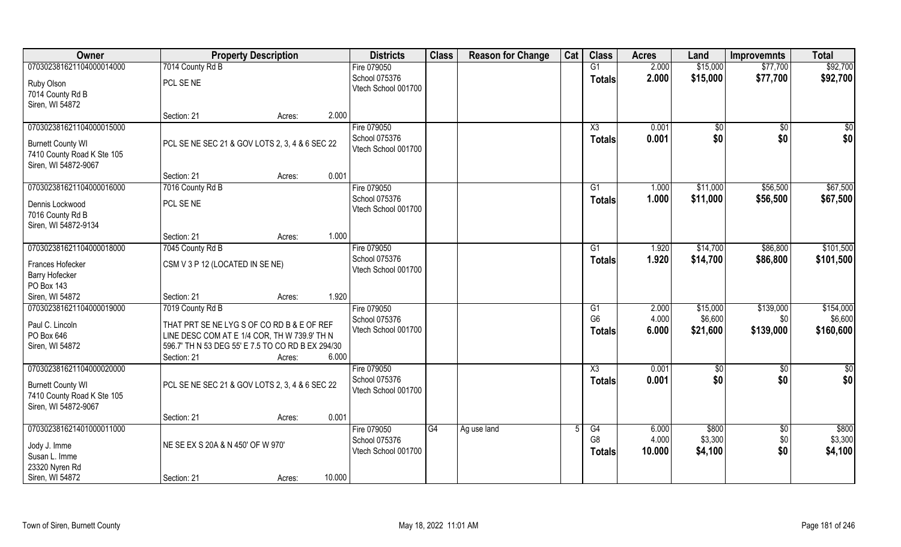| Owner | Property Description | | | Districts | Class | Reason for Change | Cat | Class | Acres | Land | Improvemnts | Total |
|---|---|---|---|---|---|---|---|---|---|---|---|---|
| 070302381621104000014000 | 7014 County Rd B | | | Fire 079050 | | | | G1 | 2.000 | $15,000 | $77,700 | $92,700 |
| Ruby Olson<br>7014 County Rd B<br>Siren, WI 54872 | PCL SE NE | | | School 075376<br>Vtech School 001700 | | | | Totals | 2.000 | $15,000 | $77,700 | $92,700 |
| | Section: 21 | Acres: | 2.000 | | | | | | | | | |
| 070302381621104000015000 | | | | Fire 079050 | | | | X3 | 0.001 | $0 | $0 | $0 |
| Burnett County WI<br>7410 County Road K Ste 105<br>Siren, WI 54872-9067 | PCL SE NE SEC 21 & GOV LOTS 2, 3, 4 & 6 SEC 22 | | | School 075376<br>Vtech School 001700 | | | | Totals | 0.001 | $0 | $0 | $0 |
| | Section: 21 | Acres: | 0.001 | | | | | | | | | |
| 070302381621104000016000 | 7016 County Rd B | | | Fire 079050 | | | | G1 | 1.000 | $11,000 | $56,500 | $67,500 |
| Dennis Lockwood<br>7016 County Rd B<br>Siren, WI 54872-9134 | PCL SE NE | | | School 075376<br>Vtech School 001700 | | | | Totals | 1.000 | $11,000 | $56,500 | $67,500 |
| | Section: 21 | Acres: | 1.000 | | | | | | | | | |
| 070302381621104000018000 | 7045 County Rd B | | | Fire 079050 | | | | G1 | 1.920 | $14,700 | $86,800 | $101,500 |
| Frances Hofecker<br>Barry Hofecker<br>PO Box 143<br>Siren, WI 54872 | CSM V 3 P 12 (LOCATED IN SE NE) | | | School 075376<br>Vtech School 001700 | | | | Totals | 1.920 | $14,700 | $86,800 | $101,500 |
| | Section: 21 | Acres: | 1.920 | | | | | | | | | |
| 070302381621104000019000 | 7019 County Rd B | | | Fire 079050 | | | | G1 | 2.000 | $15,000 | $139,000 | $154,000 |
| Paul C. Lincoln<br>PO Box 646<br>Siren, WI 54872 | THAT PRT SE NE LYG S OF CO RD B & E OF REF LINE DESC COM AT E 1/4 COR, TH W 739.9' TH N 596.7' TH N 53 DEG 55' E 7.5 TO CO RD B EX 294/30 | | | School 075376<br>Vtech School 001700 | | | | G6 | 4.000 | $6,600 | $0 | $6,600 |
| | | | | | | | | Totals | 6.000 | $21,600 | $139,000 | $160,600 |
| | Section: 21 | Acres: | 6.000 | | | | | | | | | |
| 070302381621104000020000 | | | | Fire 079050 | | | | X3 | 0.001 | $0 | $0 | $0 |
| Burnett County WI<br>7410 County Road K Ste 105<br>Siren, WI 54872-9067 | PCL SE NE SEC 21 & GOV LOTS 2, 3, 4 & 6 SEC 22 | | | School 075376<br>Vtech School 001700 | | | | Totals | 0.001 | $0 | $0 | $0 |
| | Section: 21 | Acres: | 0.001 | | | | | | | | | |
| 070302381621401000011000 | | | | Fire 079050 | G4 | Ag use land | 5 | G4 | 6.000 | $800 | $0 | $800 |
| Jody J. Imme<br>Susan L. Imme<br>23320 Nyren Rd<br>Siren, WI 54872 | NE SE EX S 20A & N 450' OF W 970' | | | School 075376<br>Vtech School 001700 | | | | G8 | 4.000 | $3,300 | $0 | $3,300 |
| | | | | | | | | Totals | 10.000 | $4,100 | $0 | $4,100 |
| | Section: 21 | Acres: | 10.000 | | | | | | | | | |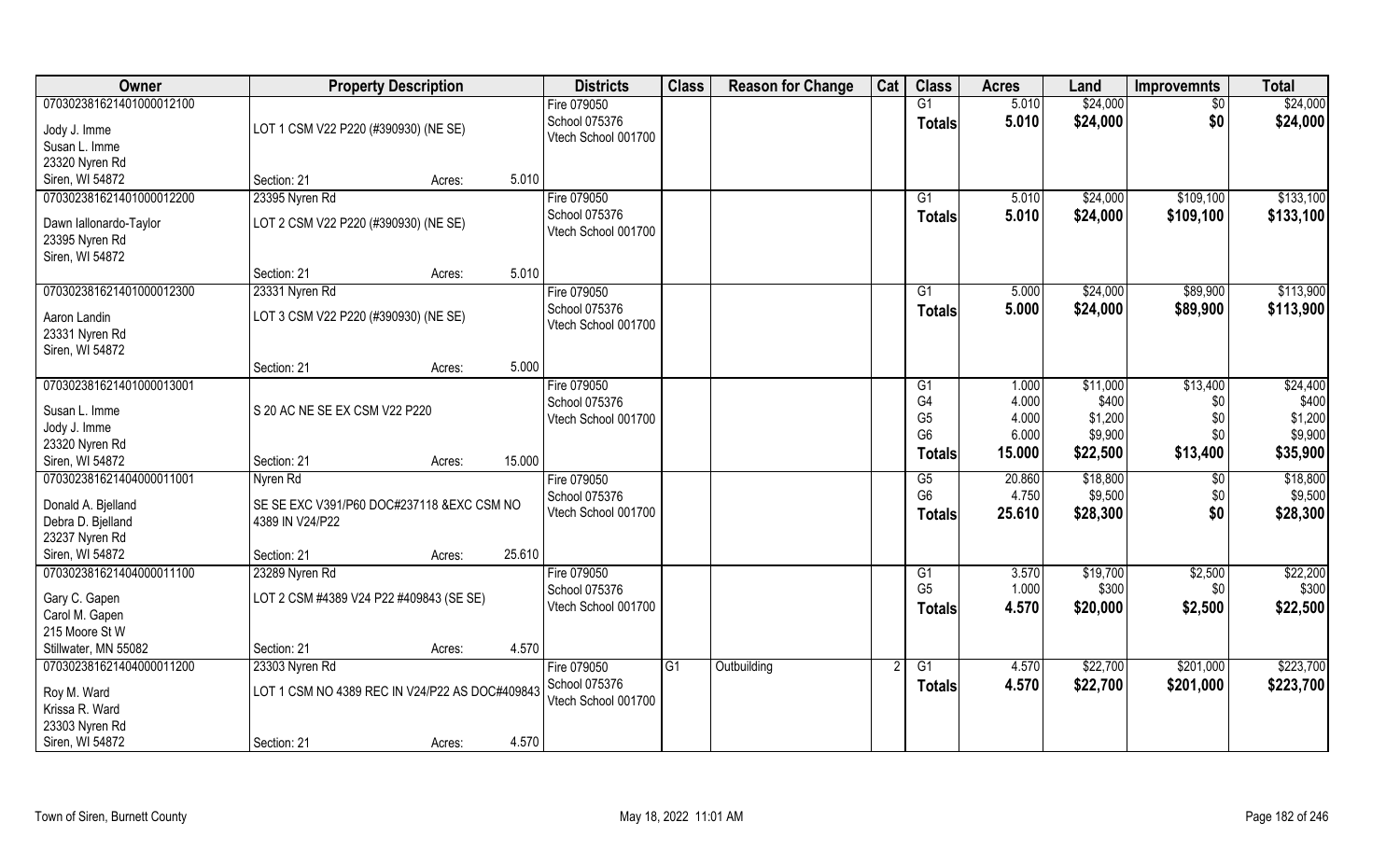| Owner | Property Description | | | Districts | Class | Reason for Change | Cat | Class | Acres | Land | Improvemnts | Total |
|---|---|---|---|---|---|---|---|---|---|---|---|---|
| 070302381621401000012100 | | | | Fire 079050 | | | | G1 | 5.010 | $24,000 | $0 | $24,000 |
| Jody J. Imme | LOT 1 CSM V22 P220 (#390930) (NE SE) | | | School 075376 | | | | **Totals** | **5.010** | **$24,000** | **$0** | **$24,000** |
| Susan L. Imme | | | | Vtech School 001700 | | | | | | | | |
| 23320 Nyren Rd | | | | | | | | | | | | |
| Siren, WI 54872 | Section: 21 | Acres: | 5.010 | | | | | | | | | |
| 070302381621401000012200 | 23395 Nyren Rd | | | Fire 079050 | | | | G1 | 5.010 | $24,000 | $109,100 | $133,100 |
| Dawn Iallonardo-Taylor | LOT 2 CSM V22 P220 (#390930) (NE SE) | | | School 075376 | | | | **Totals** | **5.010** | **$24,000** | **$109,100** | **$133,100** |
| 23395 Nyren Rd | | | | Vtech School 001700 | | | | | | | | |
| Siren, WI 54872 | | | | | | | | | | | | |
| | Section: 21 | Acres: | 5.010 | | | | | | | | | |
| 070302381621401000012300 | 23331 Nyren Rd | | | Fire 079050 | | | | G1 | 5.000 | $24,000 | $89,900 | $113,900 |
| Aaron Landin | LOT 3 CSM V22 P220 (#390930) (NE SE) | | | School 075376 | | | | **Totals** | **5.000** | **$24,000** | **$89,900** | **$113,900** |
| 23331 Nyren Rd | | | | Vtech School 001700 | | | | | | | | |
| Siren, WI 54872 | | | | | | | | | | | | |
| | Section: 21 | Acres: | 5.000 | | | | | | | | | |
| 070302381621401000013001 | | | | Fire 079050 | | | | G1 | 1.000 | $11,000 | $13,400 | $24,400 |
| Susan L. Imme | S 20 AC NE SE EX CSM V22 P220 | | | School 075376 | | | | G4 | 4.000 | $400 | $0 | $400 |
| Jody J. Imme | | | | Vtech School 001700 | | | | G5 | 4.000 | $1,200 | $0 | $1,200 |
| 23320 Nyren Rd | | | | | | | | G6 | 6.000 | $9,900 | $0 | $9,900 |
| Siren, WI 54872 | Section: 21 | Acres: | 15.000 | | | | | **Totals** | **15.000** | **$22,500** | **$13,400** | **$35,900** |
| 070302381621404000011001 | Nyren Rd | | | Fire 079050 | | | | G5 | 20.860 | $18,800 | $0 | $18,800 |
| Donald A. Bjelland | SE SE EXC V391/P60 DOC#237118 &EXC CSM NO 4389 IN V24/P22 | | | School 075376 | | | | G6 | 4.750 | $9,500 | $0 | $9,500 |
| Debra D. Bjelland | | | | Vtech School 001700 | | | | **Totals** | **25.610** | **$28,300** | **$0** | **$28,300** |
| 23237 Nyren Rd | | | | | | | | | | | | |
| Siren, WI 54872 | Section: 21 | Acres: | 25.610 | | | | | | | | | |
| 070302381621404000011100 | 23289 Nyren Rd | | | Fire 079050 | | | | G1 | 3.570 | $19,700 | $2,500 | $22,200 |
| Gary C. Gapen | LOT 2 CSM #4389 V24 P22 #409843 (SE SE) | | | School 075376 | | | | G5 | 1.000 | $300 | $0 | $300 |
| Carol M. Gapen | | | | Vtech School 001700 | | | | **Totals** | **4.570** | **$20,000** | **$2,500** | **$22,500** |
| 215 Moore St W | | | | | | | | | | | | |
| Stillwater, MN 55082 | Section: 21 | Acres: | 4.570 | | | | | | | | | |
| 070302381621404000011200 | 23303 Nyren Rd | | | Fire 079050 | G1 | Outbuilding | 2 | G1 | 4.570 | $22,700 | $201,000 | $223,700 |
| Roy M. Ward | LOT 1 CSM NO 4389 REC IN V24/P22 AS DOC#409843 | | | School 075376 | | | | **Totals** | **4.570** | **$22,700** | **$201,000** | **$223,700** |
| Krissa R. Ward | | | | Vtech School 001700 | | | | | | | | |
| 23303 Nyren Rd | | | | | | | | | | | | |
| Siren, WI 54872 | Section: 21 | Acres: | 4.570 | | | | | | | | | |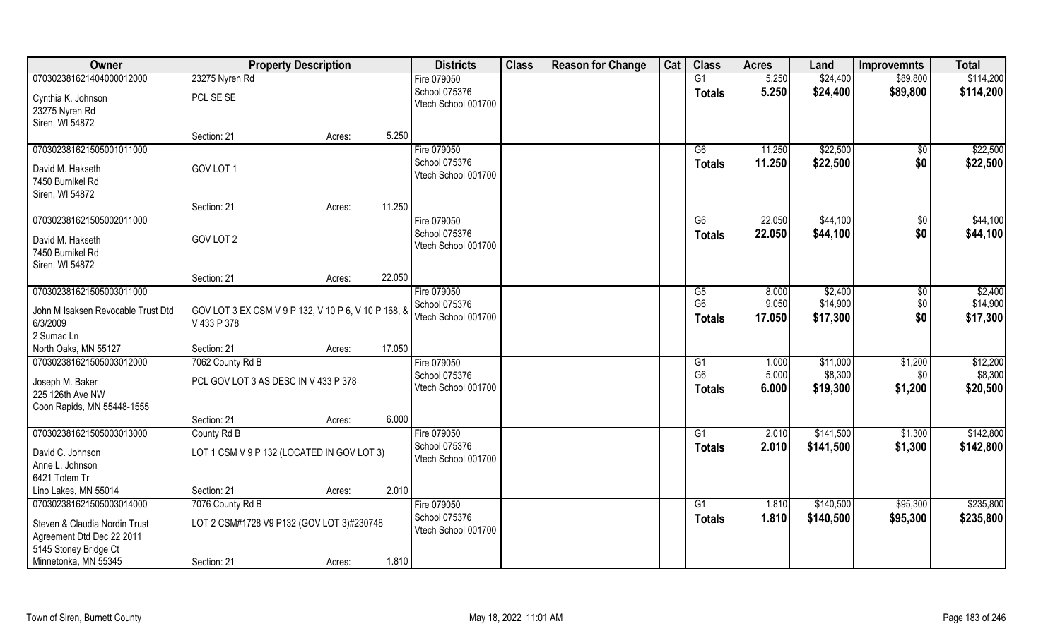| Owner | Property Description | | | Districts | Class | Reason for Change | Cat | Class | Acres | Land | Improvemnts | Total |
|---|---|---|---|---|---|---|---|---|---|---|---|---|
| 070302381621404000012000 | 23275 Nyren Rd | | | Fire 079050 | | | | G1 | 5.250 | $24,400 | $89,800 | $114,200 |
| Cynthia K. Johnson<br>23275 Nyren Rd<br>Siren, WI 54872 | PCL SE SE | | | School 075376<br>Vtech School 001700 | | | | Totals | 5.250 | $24,400 | $89,800 | $114,200 |
| | Section: 21 | Acres: | 5.250 | | | | | | | | | |
| 070302381621505001011000 | | | | Fire 079050 | | | | G6 | 11.250 | $22,500 | $0 | $22,500 |
| David M. Hakseth<br>7450 Burnikel Rd<br>Siren, WI 54872 | GOV LOT 1 | | | School 075376<br>Vtech School 001700 | | | | Totals | 11.250 | $22,500 | $0 | $22,500 |
| | Section: 21 | Acres: | 11.250 | | | | | | | | | |
| 070302381621505002011000 | | | | Fire 079050 | | | | G6 | 22.050 | $44,100 | $0 | $44,100 |
| David M. Hakseth<br>7450 Burnikel Rd<br>Siren, WI 54872 | GOV LOT 2 | | | School 075376<br>Vtech School 001700 | | | | Totals | 22.050 | $44,100 | $0 | $44,100 |
| | Section: 21 | Acres: | 22.050 | | | | | | | | | |
| 070302381621505003011000 | | | | Fire 079050 | | | | G5 | 8.000 | $2,400 | $0 | $2,400 |
| John M Isaksen Revocable Trust Dtd 6/3/2009<br>2 Sumac Ln<br>North Oaks, MN 55127 | GOV LOT 3 EX CSM V 9 P 132, V 10 P 6, V 10 P 168, & V 433 P 378 | | | School 075376<br>Vtech School 001700 | | | | G6 | 9.050 | $14,900 | $0 | $14,900 |
| | | | | | | | | Totals | 17.050 | $17,300 | $0 | $17,300 |
| | Section: 21 | Acres: | 17.050 | | | | | | | | | |
| 070302381621505003012000 | 7062 County Rd B | | | Fire 079050 | | | | G1 | 1.000 | $11,000 | $1,200 | $12,200 |
| Joseph M. Baker<br>225 126th Ave NW<br>Coon Rapids, MN 55448-1555 | PCL GOV LOT 3 AS DESC IN V 433 P 378 | | | School 075376<br>Vtech School 001700 | | | | G6 | 5.000 | $8,300 | $0 | $8,300 |
| | | | | | | | | Totals | 6.000 | $19,300 | $1,200 | $20,500 |
| | Section: 21 | Acres: | 6.000 | | | | | | | | | |
| 070302381621505003013000 | County Rd B | | | Fire 079050 | | | | G1 | 2.010 | $141,500 | $1,300 | $142,800 |
| David C. Johnson<br>Anne L. Johnson<br>6421 Totem Tr<br>Lino Lakes, MN 55014 | LOT 1 CSM V 9 P 132 (LOCATED IN GOV LOT 3) | | | School 075376<br>Vtech School 001700 | | | | Totals | 2.010 | $141,500 | $1,300 | $142,800 |
| | Section: 21 | Acres: | 2.010 | | | | | | | | | |
| 070302381621505003014000 | 7076 County Rd B | | | Fire 079050 | | | | G1 | 1.810 | $140,500 | $95,300 | $235,800 |
| Steven & Claudia Nordin Trust Agreement Dtd Dec 22 2011<br>5145 Stoney Bridge Ct<br>Minnetonka, MN 55345 | LOT 2 CSM#1728 V9 P132 (GOV LOT 3)#230748 | | | School 075376<br>Vtech School 001700 | | | | Totals | 1.810 | $140,500 | $95,300 | $235,800 |
| | Section: 21 | Acres: | 1.810 | | | | | | | | | |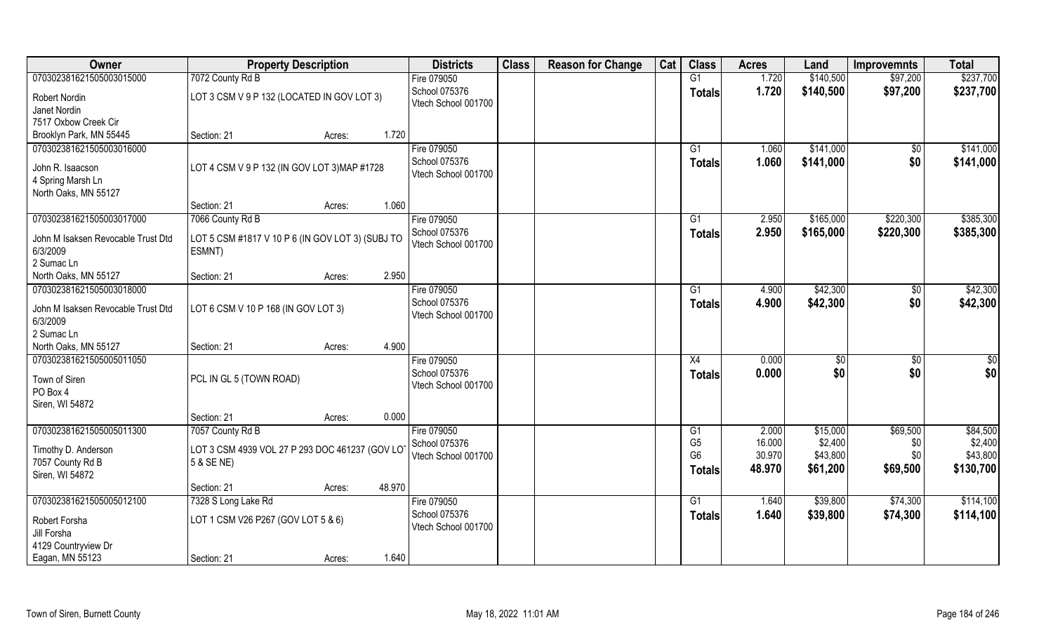| Owner | Property Description | | Districts | Class | Reason for Change | Cat | Class | Acres | Land | Improvemnts | Total |
|---|---|---|---|---|---|---|---|---|---|---|---|
| 070302381621505003015000 | 7072 County Rd B | | Fire 079050 | | | | G1 | 1.720 | $140,500 | $97,200 | $237,700 |
| Robert Nordin<br>Janet Nordin<br>7517 Oxbow Creek Cir<br>Brooklyn Park, MN 55445 | LOT 3 CSM V 9 P 132 (LOCATED IN GOV LOT 3) | | School 075376<br>Vtech School 001700 | | | | **Totals** | **1.720** | **$140,500** | **$97,200** | **$237,700** |
| | Section: 21 | Acres: 1.720 | | | | | | | | | |
| 070302381621505003016000 | | | Fire 079050 | | | | G1 | 1.060 | $141,000 | $0 | $141,000 |
| John R. Isaacson<br>4 Spring Marsh Ln<br>North Oaks, MN 55127 | LOT 4 CSM V 9 P 132 (IN GOV LOT 3)MAP #1728 | | School 075376<br>Vtech School 001700 | | | | **Totals** | **1.060** | **$141,000** | **$0** | **$141,000** |
| | Section: 21 | Acres: 1.060 | | | | | | | | | |
| 070302381621505003017000 | 7066 County Rd B | | Fire 079050 | | | | G1 | 2.950 | $165,000 | $220,300 | $385,300 |
| John M Isaksen Revocable Trust Dtd 6/3/2009<br>2 Sumac Ln<br>North Oaks, MN 55127 | LOT 5 CSM #1817 V 10 P 6 (IN GOV LOT 3) (SUBJ TO ESMNT) | | School 075376<br>Vtech School 001700 | | | | **Totals** | **2.950** | **$165,000** | **$220,300** | **$385,300** |
| | Section: 21 | Acres: 2.950 | | | | | | | | | |
| 070302381621505003018000 | | | Fire 079050 | | | | G1 | 4.900 | $42,300 | $0 | $42,300 |
| John M Isaksen Revocable Trust Dtd 6/3/2009<br>2 Sumac Ln<br>North Oaks, MN 55127 | LOT 6 CSM V 10 P 168 (IN GOV LOT 3) | | School 075376<br>Vtech School 001700 | | | | **Totals** | **4.900** | **$42,300** | **$0** | **$42,300** |
| | Section: 21 | Acres: 4.900 | | | | | | | | | |
| 070302381621505005011050 | | | Fire 079050 | | | | X4 | 0.000 | $0 | $0 | $0 |
| Town of Siren<br>PO Box 4<br>Siren, WI 54872 | PCL IN GL 5 (TOWN ROAD) | | School 075376<br>Vtech School 001700 | | | | **Totals** | **0.000** | **$0** | **$0** | **$0** |
| | Section: 21 | Acres: 0.000 | | | | | | | | | |
| 070302381621505005011300 | 7057 County Rd B | | Fire 079050 | | | | G1 | 2.000 | $15,000 | $69,500 | $84,500 |
| Timothy D. Anderson<br>7057 County Rd B<br>Siren, WI 54872 | LOT 3 CSM 4939 VOL 27 P 293 DOC 461237 (GOV LOT 5 & SE NE) | | School 075376<br>Vtech School 001700 | | | | G5 | 16.000 | $2,400 | $0 | $2,400 |
| | | | | | | | G6 | 30.970 | $43,800 | $0 | $43,800 |
| | | | | | | | **Totals** | **48.970** | **$61,200** | **$69,500** | **$130,700** |
| | Section: 21 | Acres: 48.970 | | | | | | | | | |
| 070302381621505005012100 | 7328 S Long Lake Rd | | Fire 079050 | | | | G1 | 1.640 | $39,800 | $74,300 | $114,100 |
| Robert Forsha<br>Jill Forsha<br>4129 Countryview Dr<br>Eagan, MN 55123 | LOT 1 CSM V26 P267 (GOV LOT 5 & 6) | | School 075376<br>Vtech School 001700 | | | | **Totals** | **1.640** | **$39,800** | **$74,300** | **$114,100** |
| | Section: 21 | Acres: 1.640 | | | | | | | | | |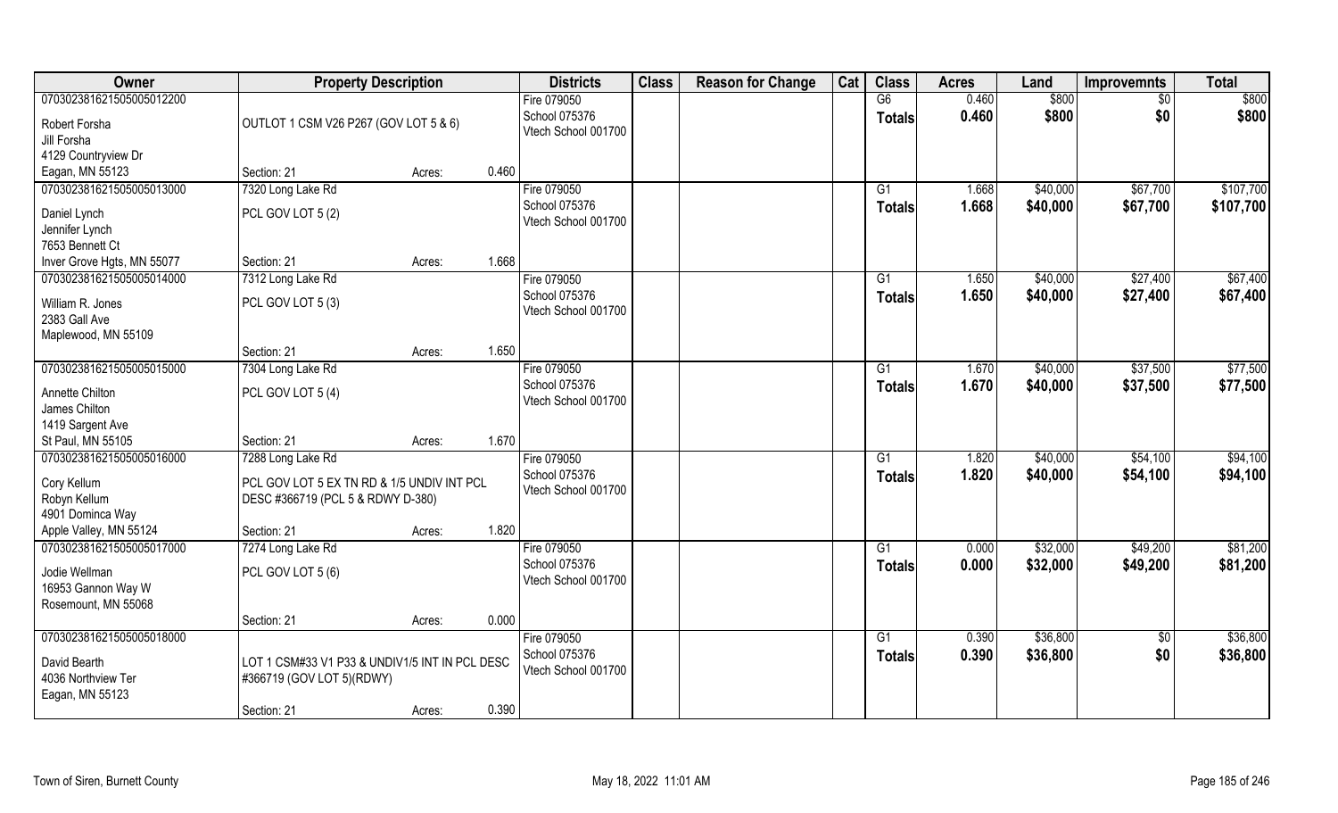| Owner | Property Description | Districts | Class | Reason for Change | Cat | Class | Acres | Land | Improvemnts | Total |
|---|---|---|---|---|---|---|---|---|---|---|
| 070302381621505005012200<br>Robert Forsha<br>Jill Forsha<br>4129 Countryview Dr<br>Eagan, MN 55123 | OUTLOT 1 CSM V26 P267 (GOV LOT 5 & 6)<br>Section: 21 Acres: 0.460 | Fire 079050<br>School 075376<br>Vtech School 001700 | | | | G6<br>**Totals** | 0.460<br>**0.460** | $800<br>**$800** | $0<br>**$0** | $800<br>**$800** |
| 070302381621505005013000<br>Daniel Lynch<br>Jennifer Lynch<br>7653 Bennett Ct<br>Inver Grove Hgts, MN 55077 | 7320 Long Lake Rd<br>PCL GOV LOT 5 (2)<br>Section: 21 Acres: 1.668 | Fire 079050<br>School 075376<br>Vtech School 001700 | | | | G1<br>**Totals** | 1.668<br>**1.668** | $40,000<br>**$40,000** | $67,700<br>**$67,700** | $107,700<br>**$107,700** |
| 070302381621505005014000<br>William R. Jones<br>2383 Gall Ave<br>Maplewood, MN 55109 | 7312 Long Lake Rd<br>PCL GOV LOT 5 (3)<br>Section: 21 Acres: 1.650 | Fire 079050<br>School 075376<br>Vtech School 001700 | | | | G1<br>**Totals** | 1.650<br>**1.650** | $40,000<br>**$40,000** | $27,400<br>**$27,400** | $67,400<br>**$67,400** |
| 070302381621505005015000<br>Annette Chilton<br>James Chilton<br>1419 Sargent Ave<br>St Paul, MN 55105 | 7304 Long Lake Rd<br>PCL GOV LOT 5 (4)<br>Section: 21 Acres: 1.670 | Fire 079050<br>School 075376<br>Vtech School 001700 | | | | G1<br>**Totals** | 1.670<br>**1.670** | $40,000<br>**$40,000** | $37,500<br>**$37,500** | $77,500<br>**$77,500** |
| 070302381621505005016000<br>Cory Kellum<br>Robyn Kellum<br>4901 Dominca Way<br>Apple Valley, MN 55124 | 7288 Long Lake Rd<br>PCL GOV LOT 5 EX TN RD & 1/5 UNDIV INT PCL DESC #366719 (PCL 5 & RDWY D-380)<br>Section: 21 Acres: 1.820 | Fire 079050<br>School 075376<br>Vtech School 001700 | | | | G1<br>**Totals** | 1.820<br>**1.820** | $40,000<br>**$40,000** | $54,100<br>**$54,100** | $94,100<br>**$94,100** |
| 070302381621505005017000<br>Jodie Wellman<br>16953 Gannon Way W<br>Rosemount, MN 55068 | 7274 Long Lake Rd<br>PCL GOV LOT 5 (6)<br>Section: 21 Acres: 0.000 | Fire 079050<br>School 075376<br>Vtech School 001700 | | | | G1<br>**Totals** | 0.000<br>**0.000** | $32,000<br>**$32,000** | $49,200<br>**$49,200** | $81,200<br>**$81,200** |
| 070302381621505005018000<br>David Bearth<br>4036 Northview Ter<br>Eagan, MN 55123 | LOT 1 CSM#33 V1 P33 & UNDIV1/5 INT IN PCL DESC #366719 (GOV LOT 5)(RDWY)<br>Section: 21 Acres: 0.390 | Fire 079050<br>School 075376<br>Vtech School 001700 | | | | G1<br>**Totals** | 0.390<br>**0.390** | $36,800<br>**$36,800** | $0<br>**$0** | $36,800<br>**$36,800** |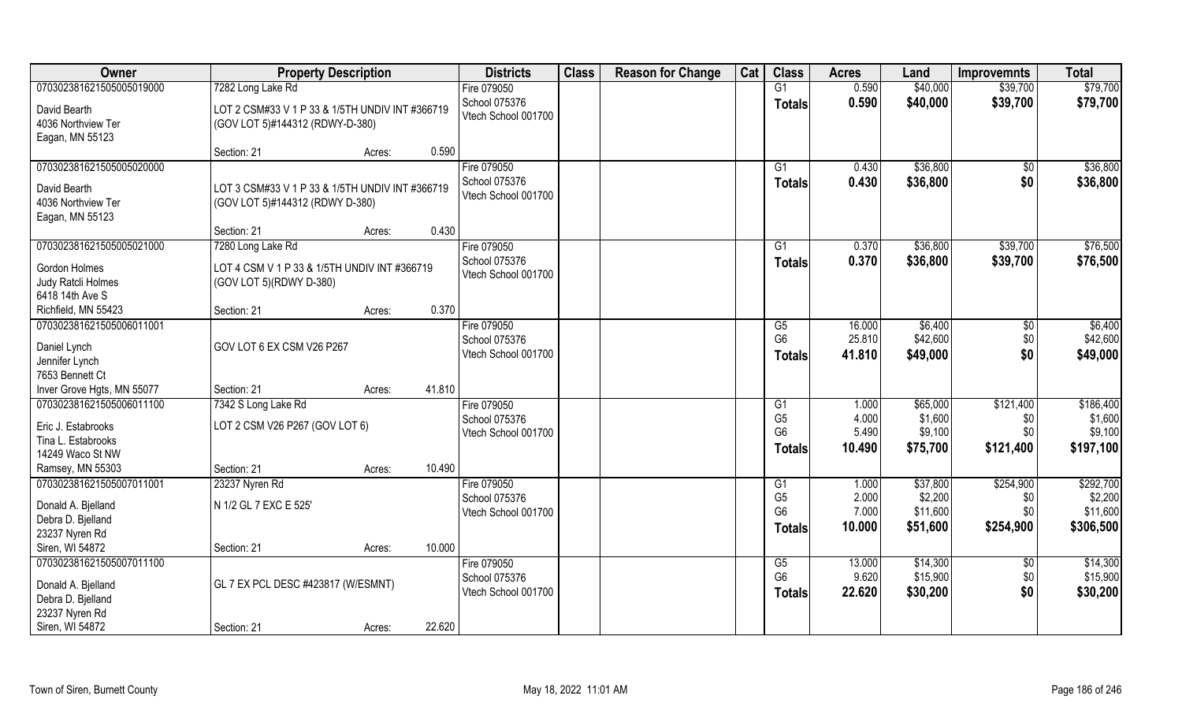| Owner | Property Description | | | Districts | Class | Reason for Change | Cat | Class | Acres | Land | Improvemnts | Total |
|---|---|---|---|---|---|---|---|---|---|---|---|---|
| 070302381621505005019000 | 7282 Long Lake Rd | | | Fire 079050 | | | | G1 | 0.590 | $40,000 | $39,700 | $79,700 |
| David Bearth<br>4036 Northview Ter<br>Eagan, MN 55123 | LOT 2 CSM#33 V 1 P 33 & 1/5TH UNDIV INT #366719 (GOV LOT 5)#144312 (RDWY-D-380) | | | School 075376<br>Vtech School 001700 | | | | Totals | 0.590 | $40,000 | $39,700 | $79,700 |
| | Section: 21 | Acres: | 0.590 | | | | | | | | | |
| 070302381621505005020000 | | | | Fire 079050 | | | | G1 | 0.430 | $36,800 | $0 | $36,800 |
| David Bearth<br>4036 Northview Ter<br>Eagan, MN 55123 | LOT 3 CSM#33 V 1 P 33 & 1/5TH UNDIV INT #366719 (GOV LOT 5)#144312 (RDWY D-380) | | | School 075376<br>Vtech School 001700 | | | | Totals | 0.430 | $36,800 | $0 | $36,800 |
| | Section: 21 | Acres: | 0.430 | | | | | | | | | |
| 070302381621505005021000 | 7280 Long Lake Rd | | | Fire 079050 | | | | G1 | 0.370 | $36,800 | $39,700 | $76,500 |
| Gordon Holmes<br>Judy Ratcli Holmes<br>6418 14th Ave S<br>Richfield, MN 55423 | LOT 4 CSM V 1 P 33 & 1/5TH UNDIV INT #366719 (GOV LOT 5)(RDWY D-380) | | | School 075376<br>Vtech School 001700 | | | | Totals | 0.370 | $36,800 | $39,700 | $76,500 |
| | Section: 21 | Acres: | 0.370 | | | | | | | | | |
| 070302381621505006011001 | | | | Fire 079050 | | | | G5 | 16.000 | $6,400 | $0 | $6,400 |
| Daniel Lynch<br>Jennifer Lynch<br>7653 Bennett Ct<br>Inver Grove Hgts, MN 55077 | GOV LOT 6 EX CSM V26 P267 | | | School 075376<br>Vtech School 001700 | | | | G6 | 25.810 | $42,600 | $0 | $42,600 |
| | | | | | | | | Totals | 41.810 | $49,000 | $0 | $49,000 |
| | Section: 21 | Acres: | 41.810 | | | | | | | | | |
| 070302381621505006011100 | 7342 S Long Lake Rd | | | Fire 079050 | | | | G1 | 1.000 | $65,000 | $121,400 | $186,400 |
| Eric J. Estabrooks<br>Tina L. Estabrooks<br>14249 Waco St NW<br>Ramsey, MN 55303 | LOT 2 CSM V26 P267 (GOV LOT 6) | | | School 075376<br>Vtech School 001700 | | | | G5 | 4.000 | $1,600 | $0 | $1,600 |
| | | | | | | | | G6 | 5.490 | $9,100 | $0 | $9,100 |
| | | | | | | | | Totals | 10.490 | $75,700 | $121,400 | $197,100 |
| | Section: 21 | Acres: | 10.490 | | | | | | | | | |
| 070302381621505007011001 | 23237 Nyren Rd | | | Fire 079050 | | | | G1 | 1.000 | $37,800 | $254,900 | $292,700 |
| Donald A. Bjelland<br>Debra D. Bjelland<br>23237 Nyren Rd<br>Siren, WI 54872 | N 1/2 GL 7 EXC E 525' | | | School 075376<br>Vtech School 001700 | | | | G5 | 2.000 | $2,200 | $0 | $2,200 |
| | | | | | | | | G6 | 7.000 | $11,600 | $0 | $11,600 |
| | | | | | | | | Totals | 10.000 | $51,600 | $254,900 | $306,500 |
| | Section: 21 | Acres: | 10.000 | | | | | | | | | |
| 070302381621505007011100 | | | | Fire 079050 | | | | G5 | 13.000 | $14,300 | $0 | $14,300 |
| Donald A. Bjelland<br>Debra D. Bjelland<br>23237 Nyren Rd<br>Siren, WI 54872 | GL 7 EX PCL DESC #423817 (W/ESMNT) | | | School 075376<br>Vtech School 001700 | | | | G6 | 9.620 | $15,900 | $0 | $15,900 |
| | | | | | | | | Totals | 22.620 | $30,200 | $0 | $30,200 |
| | Section: 21 | Acres: | 22.620 | | | | | | | | | |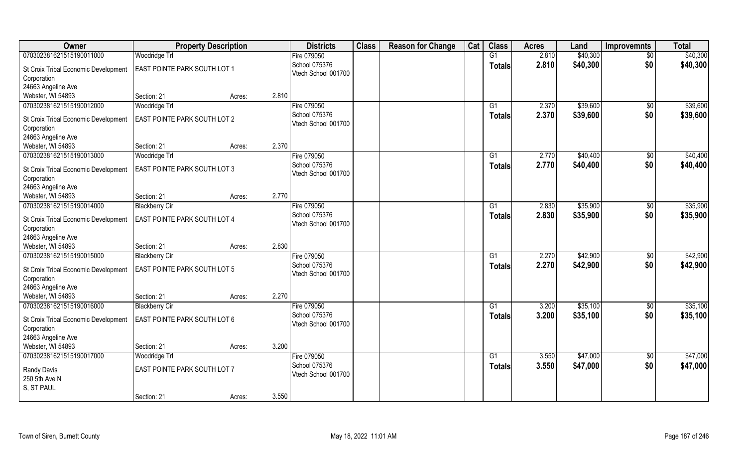| Owner | Property Description | | | Districts | Class | Reason for Change | Cat | Class | Acres | Land | Improvemnts | Total |
|---|---|---|---|---|---|---|---|---|---|---|---|---|
| 07030238162151519001100 0 | Woodridge Trl | | | Fire 079050 | | | | G1 | 2.810 | $40,300 | $0 | $40,300 |
| St Croix Tribal Economic Development Corporation 24663 Angeline Ave Webster, WI 54893 | EAST POINTE PARK SOUTH LOT 1 | | | School 075376 Vtech School 001700 | | | | Totals | 2.810 | $40,300 | $0 | $40,300 |
| | Section: 21 | Acres: | 2.810 | | | | | | | | | |
| 070302381621515190012000 | Woodridge Trl | | | Fire 079050 | | | | G1 | 2.370 | $39,600 | $0 | $39,600 |
| St Croix Tribal Economic Development Corporation 24663 Angeline Ave Webster, WI 54893 | EAST POINTE PARK SOUTH LOT 2 | | | School 075376 Vtech School 001700 | | | | Totals | 2.370 | $39,600 | $0 | $39,600 |
| | Section: 21 | Acres: | 2.370 | | | | | | | | | |
| 070302381621515190013000 | Woodridge Trl | | | Fire 079050 | | | | G1 | 2.770 | $40,400 | $0 | $40,400 |
| St Croix Tribal Economic Development Corporation 24663 Angeline Ave Webster, WI 54893 | EAST POINTE PARK SOUTH LOT 3 | | | School 075376 Vtech School 001700 | | | | Totals | 2.770 | $40,400 | $0 | $40,400 |
| | Section: 21 | Acres: | 2.770 | | | | | | | | | |
| 070302381621515190014000 | Blackberry Cir | | | Fire 079050 | | | | G1 | 2.830 | $35,900 | $0 | $35,900 |
| St Croix Tribal Economic Development Corporation 24663 Angeline Ave Webster, WI 54893 | EAST POINTE PARK SOUTH LOT 4 | | | School 075376 Vtech School 001700 | | | | Totals | 2.830 | $35,900 | $0 | $35,900 |
| | Section: 21 | Acres: | 2.830 | | | | | | | | | |
| 070302381621515190015000 | Blackberry Cir | | | Fire 079050 | | | | G1 | 2.270 | $42,900 | $0 | $42,900 |
| St Croix Tribal Economic Development Corporation 24663 Angeline Ave Webster, WI 54893 | EAST POINTE PARK SOUTH LOT 5 | | | School 075376 Vtech School 001700 | | | | Totals | 2.270 | $42,900 | $0 | $42,900 |
| | Section: 21 | Acres: | 2.270 | | | | | | | | | |
| 070302381621515190016000 | Blackberry Cir | | | Fire 079050 | | | | G1 | 3.200 | $35,100 | $0 | $35,100 |
| St Croix Tribal Economic Development Corporation 24663 Angeline Ave Webster, WI 54893 | EAST POINTE PARK SOUTH LOT 6 | | | School 075376 Vtech School 001700 | | | | Totals | 3.200 | $35,100 | $0 | $35,100 |
| | Section: 21 | Acres: | 3.200 | | | | | | | | | |
| 070302381621515190017000 | Woodridge Trl | | | Fire 079050 | | | | G1 | 3.550 | $47,000 | $0 | $47,000 |
| Randy Davis 250 5th Ave N S, ST PAUL | EAST POINTE PARK SOUTH LOT 7 | | | School 075376 Vtech School 001700 | | | | Totals | 3.550 | $47,000 | $0 | $47,000 |
| | Section: 21 | Acres: | 3.550 | | | | | | | | | |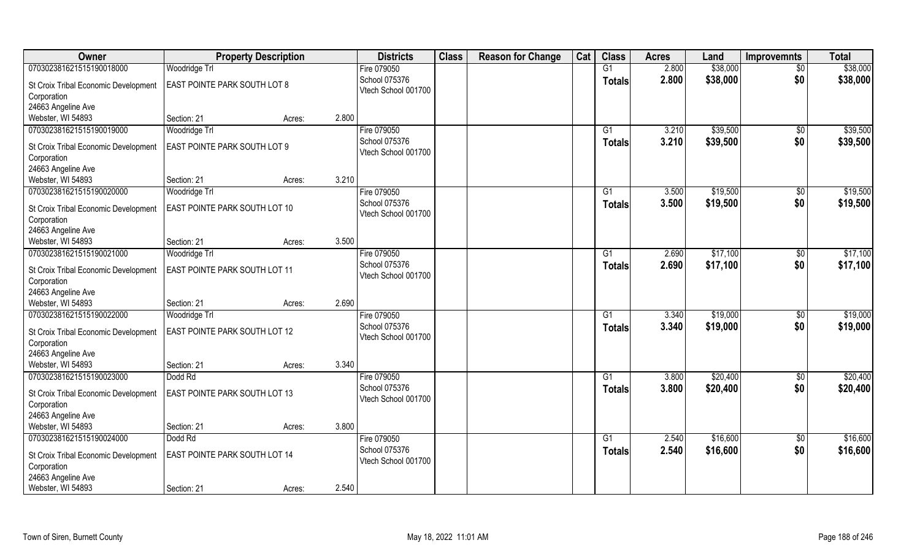| Owner | Property Description | | | Districts | Class | Reason for Change | Cat | Class | Acres | Land | Improvemnts | Total |
|---|---|---|---|---|---|---|---|---|---|---|---|---|
| 070302381621515190018000 | Woodridge Trl | | | Fire 079050 | | | | G1 | 2.800 | $38,000 | $0 | $38,000 |
| St Croix Tribal Economic Development Corporation 24663 Angeline Ave Webster, WI 54893 | EAST POINTE PARK SOUTH LOT 8 | | | School 075376 Vtech School 001700 | | | | **Totals** | **2.800** | **$38,000** | **$0** | **$38,000** |
| | Section: 21 | Acres: | 2.800 | | | | | | | | | |
| 070302381621515190019000 | Woodridge Trl | | | Fire 079050 | | | | G1 | 3.210 | $39,500 | $0 | $39,500 |
| St Croix Tribal Economic Development Corporation 24663 Angeline Ave Webster, WI 54893 | EAST POINTE PARK SOUTH LOT 9 | | | School 075376 Vtech School 001700 | | | | **Totals** | **3.210** | **$39,500** | **$0** | **$39,500** |
| | Section: 21 | Acres: | 3.210 | | | | | | | | | |
| 070302381621515190020000 | Woodridge Trl | | | Fire 079050 | | | | G1 | 3.500 | $19,500 | $0 | $19,500 |
| St Croix Tribal Economic Development Corporation 24663 Angeline Ave Webster, WI 54893 | EAST POINTE PARK SOUTH LOT 10 | | | School 075376 Vtech School 001700 | | | | **Totals** | **3.500** | **$19,500** | **$0** | **$19,500** |
| | Section: 21 | Acres: | 3.500 | | | | | | | | | |
| 070302381621515190021000 | Woodridge Trl | | | Fire 079050 | | | | G1 | 2.690 | $17,100 | $0 | $17,100 |
| St Croix Tribal Economic Development Corporation 24663 Angeline Ave Webster, WI 54893 | EAST POINTE PARK SOUTH LOT 11 | | | School 075376 Vtech School 001700 | | | | **Totals** | **2.690** | **$17,100** | **$0** | **$17,100** |
| | Section: 21 | Acres: | 2.690 | | | | | | | | | |
| 070302381621515190022000 | Woodridge Trl | | | Fire 079050 | | | | G1 | 3.340 | $19,000 | $0 | $19,000 |
| St Croix Tribal Economic Development Corporation 24663 Angeline Ave Webster, WI 54893 | EAST POINTE PARK SOUTH LOT 12 | | | School 075376 Vtech School 001700 | | | | **Totals** | **3.340** | **$19,000** | **$0** | **$19,000** |
| | Section: 21 | Acres: | 3.340 | | | | | | | | | |
| 070302381621515190023000 | Dodd Rd | | | Fire 079050 | | | | G1 | 3.800 | $20,400 | $0 | $20,400 |
| St Croix Tribal Economic Development Corporation 24663 Angeline Ave Webster, WI 54893 | EAST POINTE PARK SOUTH LOT 13 | | | School 075376 Vtech School 001700 | | | | **Totals** | **3.800** | **$20,400** | **$0** | **$20,400** |
| | Section: 21 | Acres: | 3.800 | | | | | | | | | |
| 070302381621515190024000 | Dodd Rd | | | Fire 079050 | | | | G1 | 2.540 | $16,600 | $0 | $16,600 |
| St Croix Tribal Economic Development Corporation 24663 Angeline Ave Webster, WI 54893 | EAST POINTE PARK SOUTH LOT 14 | | | School 075376 Vtech School 001700 | | | | **Totals** | **2.540** | **$16,600** | **$0** | **$16,600** |
| | Section: 21 | Acres: | 2.540 | | | | | | | | | |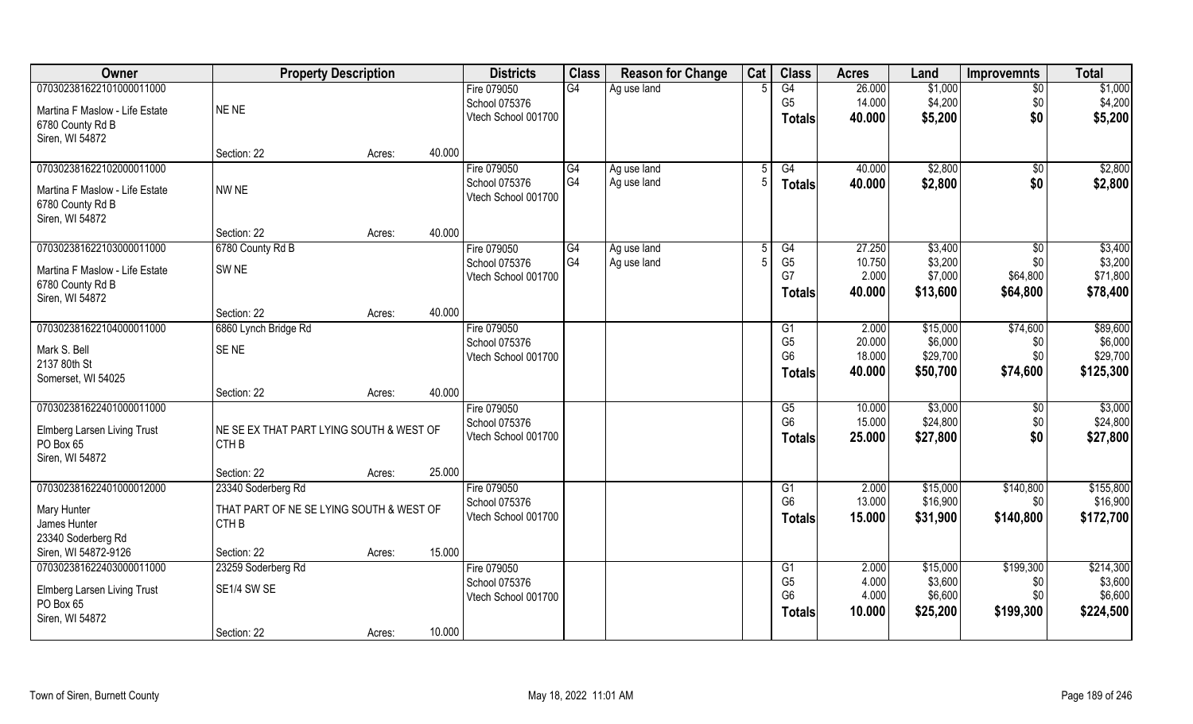| Owner | Property Description | | Districts | Class | Reason for Change | Cat | Class | Acres | Land | Improvemnts | Total |
|---|---|---|---|---|---|---|---|---|---|---|---|
| 070302381622101000011000 | | | Fire 079050 | G4 | Ag use land | 5 | G4 | 26.000 | $1,000 | $0 | $1,000 |
| Martina F Maslow - Life Estate | NE NE | | School 075376 | | | | G5 | 14.000 | $4,200 | $0 | $4,200 |
| 6780 County Rd B | | | Vtech School 001700 | | | | Totals | 40.000 | $5,200 | $0 | $5,200 |
| Siren, WI 54872 | | | | | | | | | | | |
| | Section: 22 | Acres: 40.000 | | | | | | | | | |
| 070302381622102000011000 | | | Fire 079050 | G4 | Ag use land | 5 | G4 | 40.000 | $2,800 | $0 | $2,800 |
| Martina F Maslow - Life Estate | NW NE | | School 075376 | G4 | Ag use land | 5 | Totals | 40.000 | $2,800 | $0 | $2,800 |
| 6780 County Rd B | | | Vtech School 001700 | | | | | | | | |
| Siren, WI 54872 | | | | | | | | | | | |
| | Section: 22 | Acres: 40.000 | | | | | | | | | |
| 070302381622103000011000 | 6780 County Rd B | | Fire 079050 | G4 | Ag use land | 5 | G4 | 27.250 | $3,400 | $0 | $3,400 |
| Martina F Maslow - Life Estate | SW NE | | School 075376 | G4 | Ag use land | 5 | G5 | 10.750 | $3,200 | $0 | $3,200 |
| 6780 County Rd B | | | Vtech School 001700 | | | | G7 | 2.000 | $7,000 | $64,800 | $71,800 |
| Siren, WI 54872 | | | | | | | Totals | 40.000 | $13,600 | $64,800 | $78,400 |
| | Section: 22 | Acres: 40.000 | | | | | | | | | |
| 070302381622104000011000 | 6860 Lynch Bridge Rd | | Fire 079050 | | | | G1 | 2.000 | $15,000 | $74,600 | $89,600 |
| Mark S. Bell | SE NE | | School 075376 | | | | G5 | 20.000 | $6,000 | $0 | $6,000 |
| 2137 80th St | | | Vtech School 001700 | | | | G6 | 18.000 | $29,700 | $0 | $29,700 |
| Somerset, WI 54025 | | | | | | | Totals | 40.000 | $50,700 | $74,600 | $125,300 |
| | Section: 22 | Acres: 40.000 | | | | | | | | | |
| 070302381622401000011000 | | | Fire 079050 | | | | G5 | 10.000 | $3,000 | $0 | $3,000 |
| Elmberg Larsen Living Trust | NE SE EX THAT PART LYING SOUTH & WEST OF CTH B | | School 075376 | | | | G6 | 15.000 | $24,800 | $0 | $24,800 |
| PO Box 65 | | | Vtech School 001700 | | | | Totals | 25.000 | $27,800 | $0 | $27,800 |
| Siren, WI 54872 | | | | | | | | | | | |
| | Section: 22 | Acres: 25.000 | | | | | | | | | |
| 070302381622401000012000 | 23340 Soderberg Rd | | Fire 079050 | | | | G1 | 2.000 | $15,000 | $140,800 | $155,800 |
| Mary Hunter | THAT PART OF NE SE LYING SOUTH & WEST OF CTH B | | School 075376 | | | | G6 | 13.000 | $16,900 | $0 | $16,900 |
| James Hunter | | | Vtech School 001700 | | | | Totals | 15.000 | $31,900 | $140,800 | $172,700 |
| 23340 Soderberg Rd | | | | | | | | | | | |
| Siren, WI 54872-9126 | Section: 22 | Acres: 15.000 | | | | | | | | | |
| 070302381622403000011000 | 23259 Soderberg Rd | | Fire 079050 | | | | G1 | 2.000 | $15,000 | $199,300 | $214,300 |
| Elmberg Larsen Living Trust | SE1/4 SW SE | | School 075376 | | | | G5 | 4.000 | $3,600 | $0 | $3,600 |
| PO Box 65 | | | Vtech School 001700 | | | | G6 | 4.000 | $6,600 | $0 | $6,600 |
| Siren, WI 54872 | | | | | | | Totals | 10.000 | $25,200 | $199,300 | $224,500 |
| | Section: 22 | Acres: 10.000 | | | | | | | | | |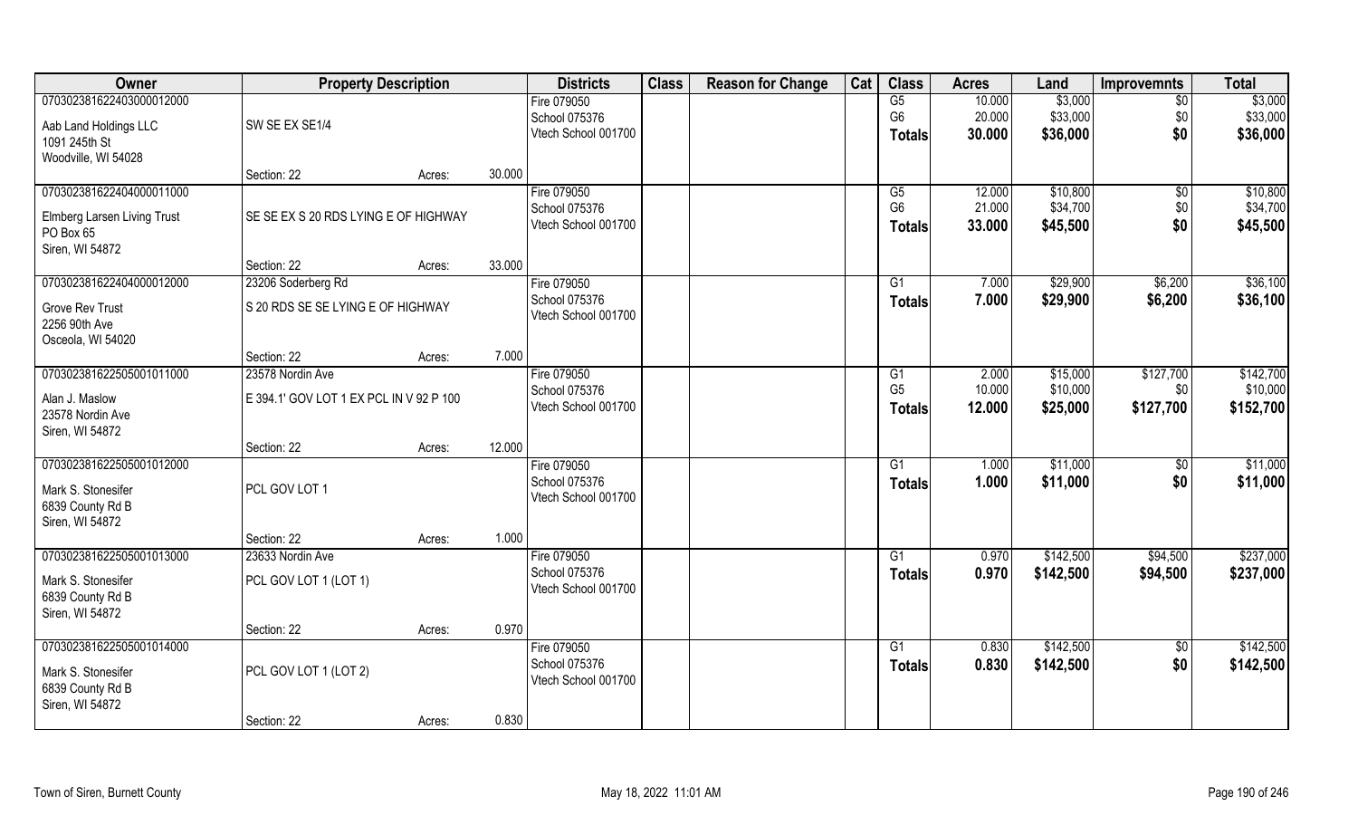| Owner | Property Description | | | Districts | Class | Reason for Change | Cat | Class | Acres | Land | Improvemnts | Total |
|---|---|---|---|---|---|---|---|---|---|---|---|---|
| 070302381622403000012000<br>Aab Land Holdings LLC<br>1091 245th St<br>Woodville, WI 54028 | SW SE EX SE1/4 | | | Fire 079050<br>School 075376<br>Vtech School 001700 | | | | G5<br>G6<br>**Totals** | 10.000<br>20.000<br>**30.000** | $3,000<br>$33,000<br>**$36,000** | $0<br>$0<br>**$0** | $3,000<br>$33,000<br>**$36,000** |
| | Section: 22 | Acres: | 30.000 | | | | | | | | | |
| 070302381622404000011000<br>Elmberg Larsen Living Trust<br>PO Box 65<br>Siren, WI 54872 | SE SE EX S 20 RDS LYING E OF HIGHWAY | | | Fire 079050<br>School 075376<br>Vtech School 001700 | | | | G5<br>G6<br>**Totals** | 12.000<br>21.000<br>**33.000** | $10,800<br>$34,700<br>**$45,500** | $0<br>$0<br>**$0** | $10,800<br>$34,700<br>**$45,500** |
| | Section: 22 | Acres: | 33.000 | | | | | | | | | |
| 070302381622404000012000<br>Grove Rev Trust<br>2256 90th Ave<br>Osceola, WI 54020 | 23206 Soderberg Rd<br>S 20 RDS SE SE LYING E OF HIGHWAY | | | Fire 079050<br>School 075376<br>Vtech School 001700 | | | | G1<br>**Totals** | 7.000<br>**7.000** | $29,900<br>**$29,900** | $6,200<br>**$6,200** | $36,100<br>**$36,100** |
| | Section: 22 | Acres: | 7.000 | | | | | | | | | |
| 070302381622505001011000<br>Alan J. Maslow<br>23578 Nordin Ave<br>Siren, WI 54872 | 23578 Nordin Ave<br>E 394.1' GOV LOT 1 EX PCL IN V 92 P 100 | | | Fire 079050<br>School 075376<br>Vtech School 001700 | | | | G1<br>G5<br>**Totals** | 2.000<br>10.000<br>**12.000** | $15,000<br>$10,000<br>**$25,000** | $127,700<br>$0<br>**$127,700** | $142,700<br>$10,000<br>**$152,700** |
| | Section: 22 | Acres: | 12.000 | | | | | | | | | |
| 070302381622505001012000<br>Mark S. Stonesifer<br>6839 County Rd B<br>Siren, WI 54872 | PCL GOV LOT 1 | | | Fire 079050<br>School 075376<br>Vtech School 001700 | | | | G1<br>**Totals** | 1.000<br>**1.000** | $11,000<br>**$11,000** | $0<br>**$0** | $11,000<br>**$11,000** |
| | Section: 22 | Acres: | 1.000 | | | | | | | | | |
| 070302381622505001013000<br>Mark S. Stonesifer<br>6839 County Rd B<br>Siren, WI 54872 | 23633 Nordin Ave<br>PCL GOV LOT 1 (LOT 1) | | | Fire 079050<br>School 075376<br>Vtech School 001700 | | | | G1<br>**Totals** | 0.970<br>**0.970** | $142,500<br>**$142,500** | $94,500<br>**$94,500** | $237,000<br>**$237,000** |
| | Section: 22 | Acres: | 0.970 | | | | | | | | | |
| 070302381622505001014000<br>Mark S. Stonesifer<br>6839 County Rd B<br>Siren, WI 54872 | PCL GOV LOT 1 (LOT 2) | | | Fire 079050<br>School 075376<br>Vtech School 001700 | | | | G1<br>**Totals** | 0.830<br>**0.830** | $142,500<br>**$142,500** | $0<br>**$0** | $142,500<br>**$142,500** |
| | Section: 22 | Acres: | 0.830 | | | | | | | | | |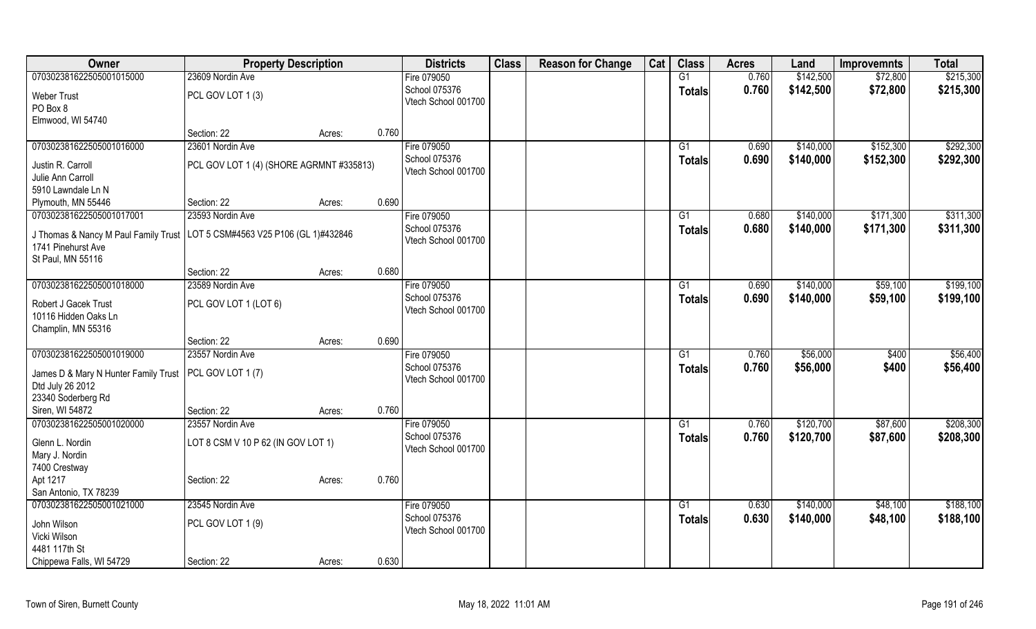| Owner | Property Description | | | Districts | Class | Reason for Change | Cat | Class | Acres | Land | Improvemnts | Total |
|---|---|---|---|---|---|---|---|---|---|---|---|---|
| 070302381622505001015000 | 23609 Nordin Ave | | | Fire 079050 | | | | G1 | 0.760 | $142,500 | $72,800 | $215,300 |
| Weber Trust<br>PO Box 8<br>Elmwood, WI 54740 | PCL GOV LOT 1 (3) | | | School 075376<br>Vtech School 001700 | | | | Totals | 0.760 | $142,500 | $72,800 | $215,300 |
| | Section: 22 | Acres: | 0.760 | | | | | | | | | |
| 070302381622505001016000 | 23601 Nordin Ave | | | Fire 079050 | | | | G1 | 0.690 | $140,000 | $152,300 | $292,300 |
| Justin R. Carroll<br>Julie Ann Carroll<br>5910 Lawndale Ln N<br>Plymouth, MN 55446 | PCL GOV LOT 1 (4) (SHORE AGRMNT #335813) | | | School 075376<br>Vtech School 001700 | | | | Totals | 0.690 | $140,000 | $152,300 | $292,300 |
| | Section: 22 | Acres: | 0.690 | | | | | | | | | |
| 070302381622505001017001 | 23593 Nordin Ave | | | Fire 079050 | | | | G1 | 0.680 | $140,000 | $171,300 | $311,300 |
| J Thomas & Nancy M Paul Family Trust<br>1741 Pinehurst Ave<br>St Paul, MN 55116 | LOT 5 CSM#4563 V25 P106 (GL 1)#432846 | | | School 075376<br>Vtech School 001700 | | | | Totals | 0.680 | $140,000 | $171,300 | $311,300 |
| | Section: 22 | Acres: | 0.680 | | | | | | | | | |
| 070302381622505001018000 | 23589 Nordin Ave | | | Fire 079050 | | | | G1 | 0.690 | $140,000 | $59,100 | $199,100 |
| Robert J Gacek Trust<br>10116 Hidden Oaks Ln<br>Champlin, MN 55316 | PCL GOV LOT 1 (LOT 6) | | | School 075376<br>Vtech School 001700 | | | | Totals | 0.690 | $140,000 | $59,100 | $199,100 |
| | Section: 22 | Acres: | 0.690 | | | | | | | | | |
| 070302381622505001019000 | 23557 Nordin Ave | | | Fire 079050 | | | | G1 | 0.760 | $56,000 | $400 | $56,400 |
| James D & Mary N Hunter Family Trust<br>Dtd July 26 2012<br>23340 Soderberg Rd<br>Siren, WI 54872 | PCL GOV LOT 1 (7) | | | School 075376<br>Vtech School 001700 | | | | Totals | 0.760 | $56,000 | $400 | $56,400 |
| | Section: 22 | Acres: | 0.760 | | | | | | | | | |
| 070302381622505001020000 | 23557 Nordin Ave | | | Fire 079050 | | | | G1 | 0.760 | $120,700 | $87,600 | $208,300 |
| Glenn L. Nordin<br>Mary J. Nordin<br>7400 Crestway<br>Apt 1217<br>San Antonio, TX 78239 | LOT 8 CSM V 10 P 62 (IN GOV LOT 1) | | | School 075376<br>Vtech School 001700 | | | | Totals | 0.760 | $120,700 | $87,600 | $208,300 |
| | Section: 22 | Acres: | 0.760 | | | | | | | | | |
| 070302381622505001021000 | 23545 Nordin Ave | | | Fire 079050 | | | | G1 | 0.630 | $140,000 | $48,100 | $188,100 |
| John Wilson<br>Vicki Wilson<br>4481 117th St<br>Chippewa Falls, WI 54729 | PCL GOV LOT 1 (9) | | | School 075376<br>Vtech School 001700 | | | | Totals | 0.630 | $140,000 | $48,100 | $188,100 |
| | Section: 22 | Acres: | 0.630 | | | | | | | | | |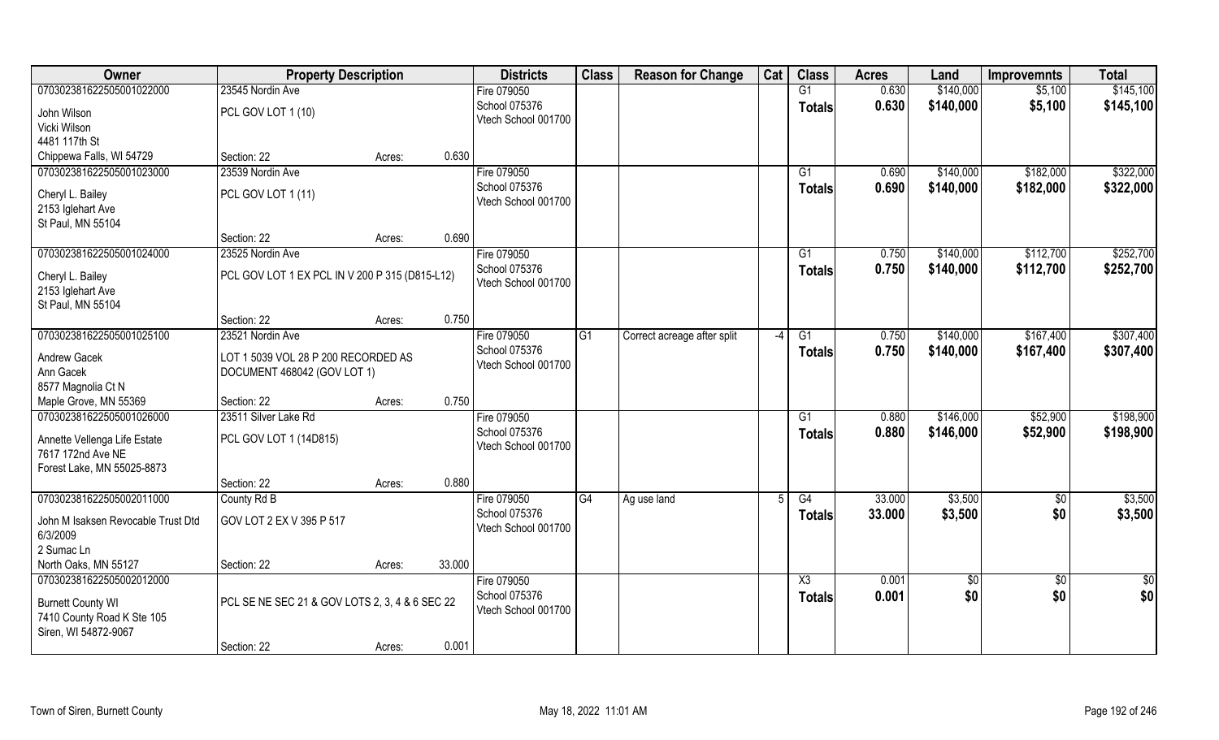| Owner | Property Description | | | Districts | Class | Reason for Change | Cat | Class | Acres | Land | Improvemnts | Total |
|---|---|---|---|---|---|---|---|---|---|---|---|---|
| 070302381622505001022000 | 23545 Nordin Ave | | | Fire 079050 | | | | G1 | 0.630 | $140,000 | $5,100 | $145,100 |
| John Wilson<br>Vicki Wilson<br>4481 117th St<br>Chippewa Falls, WI 54729 | PCL GOV LOT 1 (10) | | | School 075376<br>Vtech School 001700 | | | | **Totals** | **0.630** | **$140,000** | **$5,100** | **$145,100** |
| | Section: 22 | Acres: | 0.630 | | | | | | | | | |
| 070302381622505001023000 | 23539 Nordin Ave | | | Fire 079050 | | | | G1 | 0.690 | $140,000 | $182,000 | $322,000 |
| Cheryl L. Bailey<br>2153 Iglehart Ave<br>St Paul, MN 55104 | PCL GOV LOT 1 (11) | | | School 075376<br>Vtech School 001700 | | | | **Totals** | **0.690** | **$140,000** | **$182,000** | **$322,000** |
| | Section: 22 | Acres: | 0.690 | | | | | | | | | |
| 070302381622505001024000 | 23525 Nordin Ave | | | Fire 079050 | | | | G1 | 0.750 | $140,000 | $112,700 | $252,700 |
| Cheryl L. Bailey<br>2153 Iglehart Ave<br>St Paul, MN 55104 | PCL GOV LOT 1 EX PCL IN V 200 P 315 (D815-L12) | | | School 075376<br>Vtech School 001700 | | | | **Totals** | **0.750** | **$140,000** | **$112,700** | **$252,700** |
| | Section: 22 | Acres: | 0.750 | | | | | | | | | |
| 070302381622505001025100 | 23521 Nordin Ave | | | Fire 079050 | G1 | Correct acreage after split | -4 | G1 | 0.750 | $140,000 | $167,400 | $307,400 |
| Andrew Gacek<br>Ann Gacek<br>8577 Magnolia Ct N<br>Maple Grove, MN 55369 | LOT 1 5039 VOL 28 P 200 RECORDED AS DOCUMENT 468042 (GOV LOT 1) | | | School 075376<br>Vtech School 001700 | | | | **Totals** | **0.750** | **$140,000** | **$167,400** | **$307,400** |
| | Section: 22 | Acres: | 0.750 | | | | | | | | | |
| 070302381622505001026000 | 23511 Silver Lake Rd | | | Fire 079050 | | | | G1 | 0.880 | $146,000 | $52,900 | $198,900 |
| Annette Vellenga Life Estate<br>7617 172nd Ave NE<br>Forest Lake, MN 55025-8873 | PCL GOV LOT 1 (14D815) | | | School 075376<br>Vtech School 001700 | | | | **Totals** | **0.880** | **$146,000** | **$52,900** | **$198,900** |
| | Section: 22 | Acres: | 0.880 | | | | | | | | | |
| 070302381622505002011000 | County Rd B | | | Fire 079050 | G4 | Ag use land | 5 | G4 | 33.000 | $3,500 | $0 | $3,500 |
| John M Isaksen Revocable Trust Dtd 6/3/2009<br>2 Sumac Ln<br>North Oaks, MN 55127 | GOV LOT 2 EX V 395 P 517 | | | School 075376<br>Vtech School 001700 | | | | **Totals** | **33.000** | **$3,500** | **$0** | **$3,500** |
| | Section: 22 | Acres: | 33.000 | | | | | | | | | |
| 070302381622505002012000 | | | | Fire 079050 | | | | X3 | 0.001 | $0 | $0 | $0 |
| Burnett County WI<br>7410 County Road K Ste 105<br>Siren, WI 54872-9067 | PCL SE NE SEC 21 & GOV LOTS 2, 3, 4 & 6 SEC 22 | | | School 075376<br>Vtech School 001700 | | | | **Totals** | **0.001** | **$0** | **$0** | **$0** |
| | Section: 22 | Acres: | 0.001 | | | | | | | | | |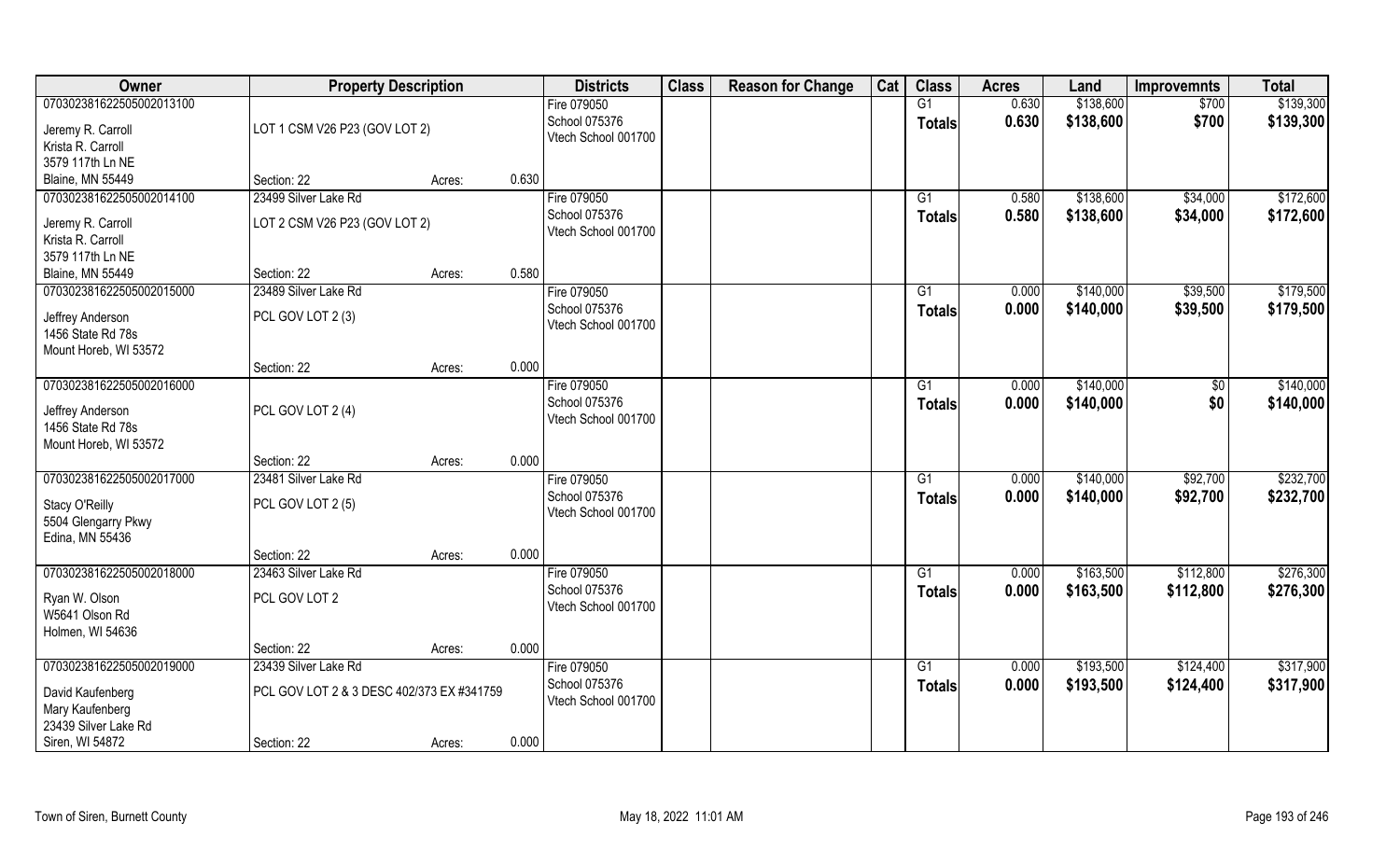| Owner | Property Description | | | Districts | Class | Reason for Change | Cat | Class | Acres | Land | Improvemnts | Total |
|---|---|---|---|---|---|---|---|---|---|---|---|---|
| 070302381622505002013100 | | | | Fire 079050 | | | | G1 | 0.630 | $138,600 | $700 | $139,300 |
| Jeremy R. Carroll | LOT 1 CSM V26 P23 (GOV LOT 2) | | | School 075376 | | | | **Totals** | **0.630** | **$138,600** | **$700** | **$139,300** |
| Krista R. Carroll | | | | Vtech School 001700 | | | | | | | | |
| 3579 117th Ln NE | | | | | | | | | | | | |
| Blaine, MN 55449 | Section: 22 | Acres: | 0.630 | | | | | | | | | |
| 070302381622505002014100 | 23499 Silver Lake Rd | | | Fire 079050 | | | | G1 | 0.580 | $138,600 | $34,000 | $172,600 |
| Jeremy R. Carroll | LOT 2 CSM V26 P23 (GOV LOT 2) | | | School 075376 | | | | **Totals** | **0.580** | **$138,600** | **$34,000** | **$172,600** |
| Krista R. Carroll | | | | Vtech School 001700 | | | | | | | | |
| 3579 117th Ln NE | | | | | | | | | | | | |
| Blaine, MN 55449 | Section: 22 | Acres: | 0.580 | | | | | | | | | |
| 070302381622505002015000 | 23489 Silver Lake Rd | | | Fire 079050 | | | | G1 | 0.000 | $140,000 | $39,500 | $179,500 |
| Jeffrey Anderson | PCL GOV LOT 2 (3) | | | School 075376 | | | | **Totals** | **0.000** | **$140,000** | **$39,500** | **$179,500** |
| 1456 State Rd 78s | | | | Vtech School 001700 | | | | | | | | |
| Mount Horeb, WI 53572 | | | | | | | | | | | | |
| | Section: 22 | Acres: | 0.000 | | | | | | | | | |
| 070302381622505002016000 | | | | Fire 079050 | | | | G1 | 0.000 | $140,000 | $0 | $140,000 |
| Jeffrey Anderson | PCL GOV LOT 2 (4) | | | School 075376 | | | | **Totals** | **0.000** | **$140,000** | **$0** | **$140,000** |
| 1456 State Rd 78s | | | | Vtech School 001700 | | | | | | | | |
| Mount Horeb, WI 53572 | | | | | | | | | | | | |
| | Section: 22 | Acres: | 0.000 | | | | | | | | | |
| 070302381622505002017000 | 23481 Silver Lake Rd | | | Fire 079050 | | | | G1 | 0.000 | $140,000 | $92,700 | $232,700 |
| Stacy O'Reilly | PCL GOV LOT 2 (5) | | | School 075376 | | | | **Totals** | **0.000** | **$140,000** | **$92,700** | **$232,700** |
| 5504 Glengarry Pkwy | | | | Vtech School 001700 | | | | | | | | |
| Edina, MN 55436 | | | | | | | | | | | | |
| | Section: 22 | Acres: | 0.000 | | | | | | | | | |
| 070302381622505002018000 | 23463 Silver Lake Rd | | | Fire 079050 | | | | G1 | 0.000 | $163,500 | $112,800 | $276,300 |
| Ryan W. Olson | PCL GOV LOT 2 | | | School 075376 | | | | **Totals** | **0.000** | **$163,500** | **$112,800** | **$276,300** |
| W5641 Olson Rd | | | | Vtech School 001700 | | | | | | | | |
| Holmen, WI 54636 | | | | | | | | | | | | |
| | Section: 22 | Acres: | 0.000 | | | | | | | | | |
| 070302381622505002019000 | 23439 Silver Lake Rd | | | Fire 079050 | | | | G1 | 0.000 | $193,500 | $124,400 | $317,900 |
| David Kaufenberg | PCL GOV LOT 2 & 3 DESC 402/373 EX #341759 | | | School 075376 | | | | **Totals** | **0.000** | **$193,500** | **$124,400** | **$317,900** |
| Mary Kaufenberg | | | | Vtech School 001700 | | | | | | | | |
| 23439 Silver Lake Rd | | | | | | | | | | | | |
| Siren, WI 54872 | Section: 22 | Acres: | 0.000 | | | | | | | | | |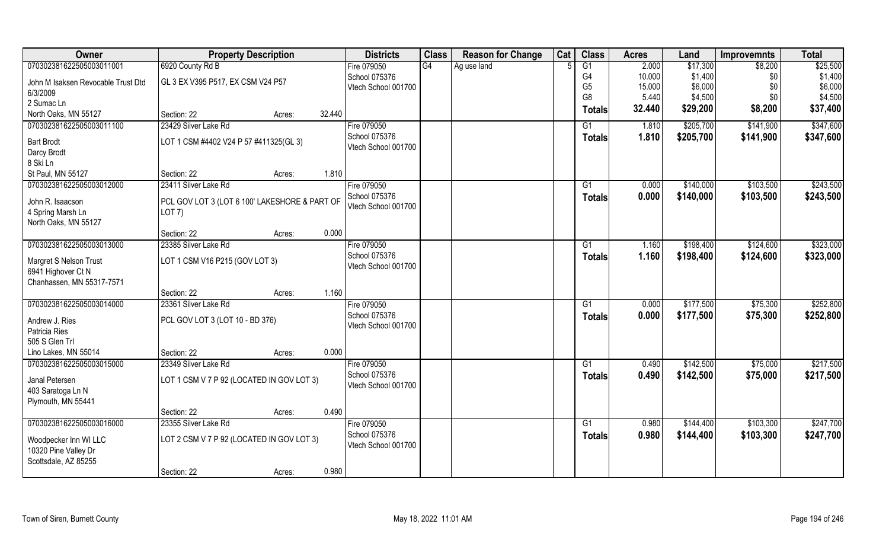| Owner | Property Description | | | Districts | Class | Reason for Change | Cat | Class | Acres | Land | Improvemnts | Total |
|---|---|---|---|---|---|---|---|---|---|---|---|---|
| 070302381622505003011001 | 6920 County Rd B | | | Fire 079050 | G4 | Ag use land | 5 | G1 | 2.000 | $17,300 | $8,200 | $25,500 |
| John M Isaksen Revocable Trust Dtd 6/3/2009 | GL 3 EX V395 P517, EX CSM V24 P57 | | | School 075376 | | | | G4 | 10.000 | $1,400 | $0 | $1,400 |
| 2 Sumac Ln | | | | Vtech School 001700 | | | | G5 | 15.000 | $6,000 | $0 | $6,000 |
| North Oaks, MN 55127 | Section: 22 | Acres: | 32.440 | | | | | G8 | 5.440 | $4,500 | $0 | $4,500 |
| | | | | | | | | Totals | 32.440 | $29,200 | $8,200 | $37,400 |
| 070302381622505003011100 | 23429 Silver Lake Rd | | | Fire 079050 | | | | G1 | 1.810 | $205,700 | $141,900 | $347,600 |
| Bart Brodt | LOT 1 CSM #4402 V24 P 57 #411325(GL 3) | | | School 075376 | | | | Totals | 1.810 | $205,700 | $141,900 | $347,600 |
| Darcy Brodt | | | | Vtech School 001700 | | | | | | | | |
| 8 Ski Ln | | | | | | | | | | | | |
| St Paul, MN 55127 | Section: 22 | Acres: | 1.810 | | | | | | | | | |
| 070302381622505003012000 | 23411 Silver Lake Rd | | | Fire 079050 | | | | G1 | 0.000 | $140,000 | $103,500 | $243,500 |
| John R. Isaacson | PCL GOV LOT 3 (LOT 6 100' LAKESHORE & PART OF LOT 7) | | | School 075376 | | | | Totals | 0.000 | $140,000 | $103,500 | $243,500 |
| 4 Spring Marsh Ln | | | | Vtech School 001700 | | | | | | | | |
| North Oaks, MN 55127 | Section: 22 | Acres: | 0.000 | | | | | | | | | |
| 070302381622505003013000 | 23385 Silver Lake Rd | | | Fire 079050 | | | | G1 | 1.160 | $198,400 | $124,600 | $323,000 |
| Margret S Nelson Trust | LOT 1 CSM V16 P215 (GOV LOT 3) | | | School 075376 | | | | Totals | 1.160 | $198,400 | $124,600 | $323,000 |
| 6941 Highover Ct N | | | | Vtech School 001700 | | | | | | | | |
| Chanhassen, MN 55317-7571 | Section: 22 | Acres: | 1.160 | | | | | | | | | |
| 070302381622505003014000 | 23361 Silver Lake Rd | | | Fire 079050 | | | | G1 | 0.000 | $177,500 | $75,300 | $252,800 |
| Andrew J. Ries | PCL GOV LOT 3 (LOT 10 - BD 376) | | | School 075376 | | | | Totals | 0.000 | $177,500 | $75,300 | $252,800 |
| Patricia Ries | | | | Vtech School 001700 | | | | | | | | |
| 505 S Glen Trl | | | | | | | | | | | | |
| Lino Lakes, MN 55014 | Section: 22 | Acres: | 0.000 | | | | | | | | | |
| 070302381622505003015000 | 23349 Silver Lake Rd | | | Fire 079050 | | | | G1 | 0.490 | $142,500 | $75,000 | $217,500 |
| Janal Petersen | LOT 1 CSM V 7 P 92 (LOCATED IN GOV LOT 3) | | | School 075376 | | | | Totals | 0.490 | $142,500 | $75,000 | $217,500 |
| 403 Saratoga Ln N | | | | Vtech School 001700 | | | | | | | | |
| Plymouth, MN 55441 | Section: 22 | Acres: | 0.490 | | | | | | | | | |
| 070302381622505003016000 | 23355 Silver Lake Rd | | | Fire 079050 | | | | G1 | 0.980 | $144,400 | $103,300 | $247,700 |
| Woodpecker Inn WI LLC | LOT 2 CSM V 7 P 92 (LOCATED IN GOV LOT 3) | | | School 075376 | | | | Totals | 0.980 | $144,400 | $103,300 | $247,700 |
| 10320 Pine Valley Dr | | | | Vtech School 001700 | | | | | | | | |
| Scottsdale, AZ 85255 | Section: 22 | Acres: | 0.980 | | | | | | | | | |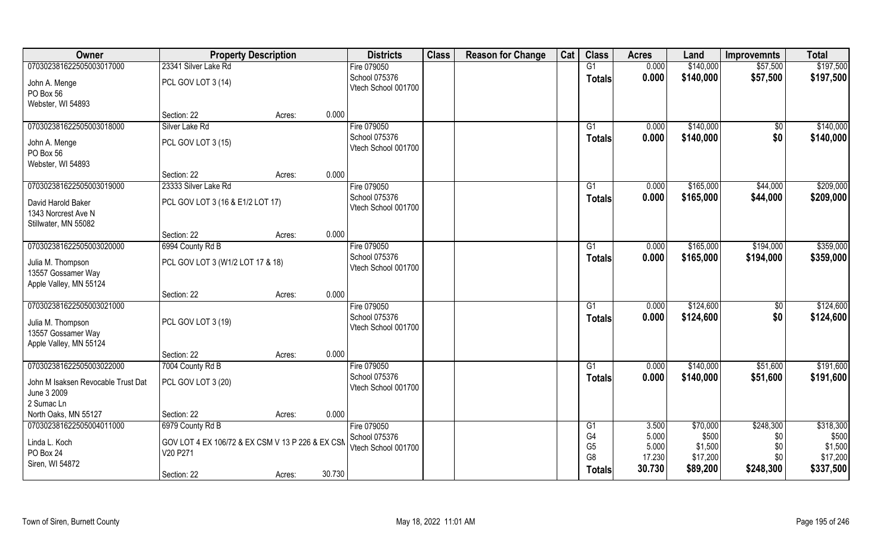| Owner | Property Description | | | Districts | Class | Reason for Change | Cat | Class | Acres | Land | Improvemnts | Total |
|---|---|---|---|---|---|---|---|---|---|---|---|---|
| 070302381622505003017000 | 23341 Silver Lake Rd | | | Fire 079050 | | | | G1 | 0.000 | $140,000 | $57,500 | $197,500 |
| John A. Menge<br>PO Box 56<br>Webster, WI 54893 | PCL GOV LOT 3 (14) | | | School 075376<br>Vtech School 001700 | | | | **Totals** | **0.000** | **$140,000** | **$57,500** | **$197,500** |
| | Section: 22 | Acres: | 0.000 | | | | | | | | | |
| 070302381622505003018000 | Silver Lake Rd | | | Fire 079050 | | | | G1 | 0.000 | $140,000 | $0 | $140,000 |
| John A. Menge<br>PO Box 56<br>Webster, WI 54893 | PCL GOV LOT 3 (15) | | | School 075376<br>Vtech School 001700 | | | | **Totals** | **0.000** | **$140,000** | **$0** | **$140,000** |
| | Section: 22 | Acres: | 0.000 | | | | | | | | | |
| 070302381622505003019000 | 23333 Silver Lake Rd | | | Fire 079050 | | | | G1 | 0.000 | $165,000 | $44,000 | $209,000 |
| David Harold Baker<br>1343 Norcrest Ave N<br>Stillwater, MN 55082 | PCL GOV LOT 3 (16 & E1/2 LOT 17) | | | School 075376<br>Vtech School 001700 | | | | **Totals** | **0.000** | **$165,000** | **$44,000** | **$209,000** |
| | Section: 22 | Acres: | 0.000 | | | | | | | | | |
| 070302381622505003020000 | 6994 County Rd B | | | Fire 079050 | | | | G1 | 0.000 | $165,000 | $194,000 | $359,000 |
| Julia M. Thompson<br>13557 Gossamer Way<br>Apple Valley, MN 55124 | PCL GOV LOT 3 (W1/2 LOT 17 & 18) | | | School 075376<br>Vtech School 001700 | | | | **Totals** | **0.000** | **$165,000** | **$194,000** | **$359,000** |
| | Section: 22 | Acres: | 0.000 | | | | | | | | | |
| 070302381622505003021000 | | | | Fire 079050 | | | | G1 | 0.000 | $124,600 | $0 | $124,600 |
| Julia M. Thompson<br>13557 Gossamer Way<br>Apple Valley, MN 55124 | PCL GOV LOT 3 (19) | | | School 075376<br>Vtech School 001700 | | | | **Totals** | **0.000** | **$124,600** | **$0** | **$124,600** |
| | Section: 22 | Acres: | 0.000 | | | | | | | | | |
| 070302381622505003022000 | 7004 County Rd B | | | Fire 079050 | | | | G1 | 0.000 | $140,000 | $51,600 | $191,600 |
| John M Isaksen Revocable Trust Dat June 3 2009<br>2 Sumac Ln<br>North Oaks, MN 55127 | PCL GOV LOT 3 (20) | | | School 075376<br>Vtech School 001700 | | | | **Totals** | **0.000** | **$140,000** | **$51,600** | **$191,600** |
| | Section: 22 | Acres: | 0.000 | | | | | | | | | |
| 070302381622505004011000 | 6979 County Rd B | | | Fire 079050 | | | | G1 | 3.500 | $70,000 | $248,300 | $318,300 |
| Linda L. Koch<br>PO Box 24<br>Siren, WI 54872 | GOV LOT 4 EX 106/72 & EX CSM V 13 P 226 & EX CSN V20 P271 | | | School 075376<br>Vtech School 001700 | | | | G4 | 5.000 | $500 | $0 | $500 |
| | | | | | | | | G5 | 5.000 | $1,500 | $0 | $1,500 |
| | | | | | | | | G8 | 17.230 | $17,200 | $0 | $17,200 |
| | Section: 22 | Acres: | 30.730 | | | | | **Totals** | **30.730** | **$89,200** | **$248,300** | **$337,500** |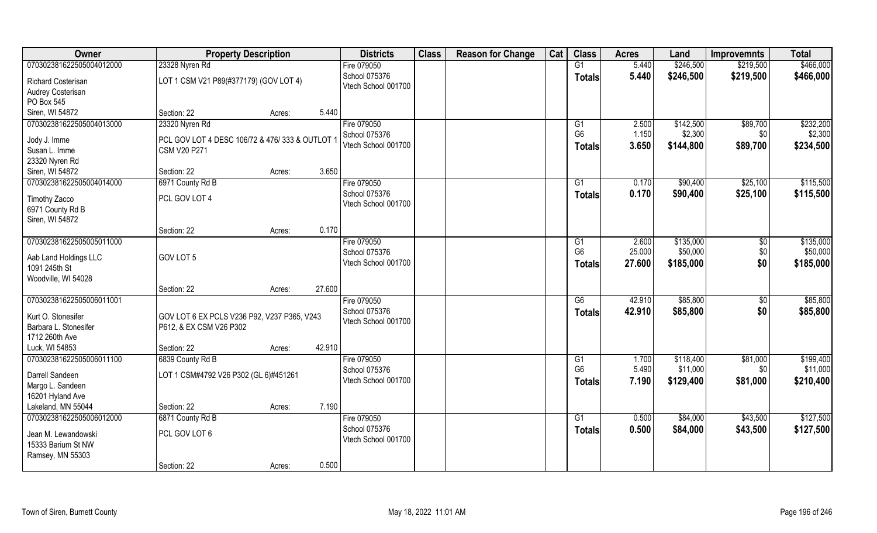| Owner | Property Description | | | Districts | Class | Reason for Change | Cat | Class | Acres | Land | Improvemnts | Total |
|---|---|---|---|---|---|---|---|---|---|---|---|---|
| 070302381622505004012000 | 23328 Nyren Rd | | | Fire 079050 | | | | G1 | 5.440 | $246,500 | $219,500 | $466,000 |
| Richard Costerisan | LOT 1 CSM V21 P89(#377179) (GOV LOT 4) | | | School 075376 | | | | **Totals** | **5.440** | **$246,500** | **$219,500** | **$466,000** |
| Audrey Costerisan | | | | Vtech School 001700 | | | | | | | | |
| PO Box 545 | | | | | | | | | | | | |
| Siren, WI 54872 | Section: 22 | Acres: | 5.440 | | | | | | | | | |
| 070302381622505004013000 | 23320 Nyren Rd | | | Fire 079050 | | | | G1 | 2.500 | $142,500 | $89,700 | $232,200 |
| Jody J. Imme | PCL GOV LOT 4 DESC 106/72 & 476/ 333 & OUTLOT 1 | | | School 075376 | | | | G6 | 1.150 | $2,300 | $0 | $2,300 |
| Susan L. Imme | CSM V20 P271 | | | Vtech School 001700 | | | | **Totals** | **3.650** | **$144,800** | **$89,700** | **$234,500** |
| 23320 Nyren Rd | | | | | | | | | | | | |
| Siren, WI 54872 | Section: 22 | Acres: | 3.650 | | | | | | | | | |
| 070302381622505004014000 | 6971 County Rd B | | | Fire 079050 | | | | G1 | 0.170 | $90,400 | $25,100 | $115,500 |
| Timothy Zacco | PCL GOV LOT 4 | | | School 075376 | | | | **Totals** | **0.170** | **$90,400** | **$25,100** | **$115,500** |
| 6971 County Rd B | | | | Vtech School 001700 | | | | | | | | |
| Siren, WI 54872 | | | | | | | | | | | | |
| | Section: 22 | Acres: | 0.170 | | | | | | | | | |
| 070302381622505005011000 | | | | Fire 079050 | | | | G1 | 2.600 | $135,000 | $0 | $135,000 |
| Aab Land Holdings LLC | GOV LOT 5 | | | School 075376 | | | | G6 | 25.000 | $50,000 | $0 | $50,000 |
| 1091 245th St | | | | Vtech School 001700 | | | | **Totals** | **27.600** | **$185,000** | **$0** | **$185,000** |
| Woodville, WI 54028 | | | | | | | | | | | | |
| | Section: 22 | Acres: | 27.600 | | | | | | | | | |
| 070302381622505006011001 | | | | Fire 079050 | | | | G6 | 42.910 | $85,800 | $0 | $85,800 |
| Kurt O. Stonesifer | GOV LOT 6 EX PCLS V236 P92, V237 P365, V243 | | | School 075376 | | | | **Totals** | **42.910** | **$85,800** | **$0** | **$85,800** |
| Barbara L. Stonesifer | P612, & EX CSM V26 P302 | | | Vtech School 001700 | | | | | | | | |
| 1712 260th Ave | | | | | | | | | | | | |
| Luck, WI 54853 | Section: 22 | Acres: | 42.910 | | | | | | | | | |
| 070302381622505006011100 | 6839 County Rd B | | | Fire 079050 | | | | G1 | 1.700 | $118,400 | $81,000 | $199,400 |
| Darrell Sandeen | LOT 1 CSM#4792 V26 P302 (GL 6)#451261 | | | School 075376 | | | | G6 | 5.490 | $11,000 | $0 | $11,000 |
| Margo L. Sandeen | | | | Vtech School 001700 | | | | **Totals** | **7.190** | **$129,400** | **$81,000** | **$210,400** |
| 16201 Hyland Ave | | | | | | | | | | | | |
| Lakeland, MN 55044 | Section: 22 | Acres: | 7.190 | | | | | | | | | |
| 070302381622505006012000 | 6871 County Rd B | | | Fire 079050 | | | | G1 | 0.500 | $84,000 | $43,500 | $127,500 |
| Jean M. Lewandowski | PCL GOV LOT 6 | | | School 075376 | | | | **Totals** | **0.500** | **$84,000** | **$43,500** | **$127,500** |
| 15333 Barium St NW | | | | Vtech School 001700 | | | | | | | | |
| Ramsey, MN 55303 | | | | | | | | | | | | |
| | Section: 22 | Acres: | 0.500 | | | | | | | | | |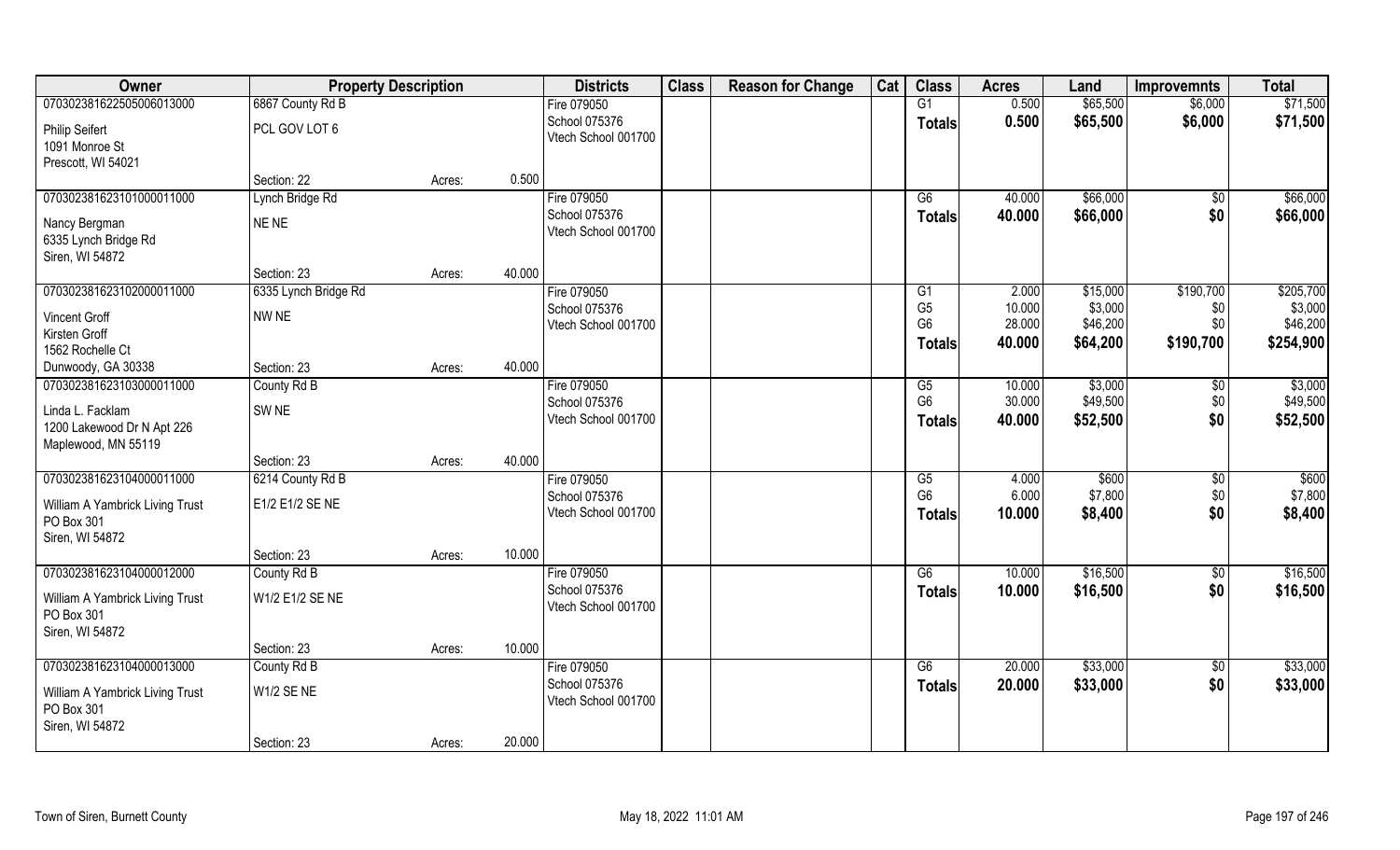| Owner | Property Description | | | Districts | Class | Reason for Change | Cat | Class | Acres | Land | Improvemnts | Total |
|---|---|---|---|---|---|---|---|---|---|---|---|---|
| 070302381622505006013000 | 6867 County Rd B | | | Fire 079050 | | | | G1 | 0.500 | $65,500 | $6,000 | $71,500 |
| Philip Seifert<br>1091 Monroe St<br>Prescott, WI 54021 | PCL GOV LOT 6 | | | School 075376<br>Vtech School 001700 | | | | **Totals** | **0.500** | **$65,500** | **$6,000** | **$71,500** |
| | Section: 22 | Acres: | 0.500 | | | | | | | | | |
| 070302381623101000011000 | Lynch Bridge Rd | | | Fire 079050 | | | | G6 | 40.000 | $66,000 | $0 | $66,000 |
| Nancy Bergman<br>6335 Lynch Bridge Rd<br>Siren, WI 54872 | NE NE | | | School 075376<br>Vtech School 001700 | | | | **Totals** | **40.000** | **$66,000** | **$0** | **$66,000** |
| | Section: 23 | Acres: | 40.000 | | | | | | | | | |
| 070302381623102000011000 | 6335 Lynch Bridge Rd | | | Fire 079050 | | | | G1 | 2.000 | $15,000 | $190,700 | $205,700 |
| Vincent Groff<br>Kirsten Groff<br>1562 Rochelle Ct<br>Dunwoody, GA 30338 | NW NE | | | School 075376<br>Vtech School 001700 | | | | G5<br>G6 | 10.000<br>28.000 | $3,000<br>$46,200 | $0<br>$0 | $3,000<br>$46,200 |
| | | | | | | | | **Totals** | **40.000** | **$64,200** | **$190,700** | **$254,900** |
| | Section: 23 | Acres: | 40.000 | | | | | | | | | |
| 070302381623103000011000 | County Rd B | | | Fire 079050 | | | | G5 | 10.000 | $3,000 | $0 | $3,000 |
| Linda L. Facklam<br>1200 Lakewood Dr N Apt 226<br>Maplewood, MN 55119 | SW NE | | | School 075376<br>Vtech School 001700 | | | | G6 | 30.000 | $49,500 | $0 | $49,500 |
| | | | | | | | | **Totals** | **40.000** | **$52,500** | **$0** | **$52,500** |
| | Section: 23 | Acres: | 40.000 | | | | | | | | | |
| 070302381623104000011000 | 6214 County Rd B | | | Fire 079050 | | | | G5 | 4.000 | $600 | $0 | $600 |
| William A Yambrick Living Trust<br>PO Box 301<br>Siren, WI 54872 | E1/2 E1/2 SE NE | | | School 075376<br>Vtech School 001700 | | | | G6 | 6.000 | $7,800 | $0 | $7,800 |
| | | | | | | | | **Totals** | **10.000** | **$8,400** | **$0** | **$8,400** |
| | Section: 23 | Acres: | 10.000 | | | | | | | | | |
| 070302381623104000012000 | County Rd B | | | Fire 079050 | | | | G6 | 10.000 | $16,500 | $0 | $16,500 |
| William A Yambrick Living Trust<br>PO Box 301<br>Siren, WI 54872 | W1/2 E1/2 SE NE | | | School 075376<br>Vtech School 001700 | | | | **Totals** | **10.000** | **$16,500** | **$0** | **$16,500** |
| | Section: 23 | Acres: | 10.000 | | | | | | | | | |
| 070302381623104000013000 | County Rd B | | | Fire 079050 | | | | G6 | 20.000 | $33,000 | $0 | $33,000 |
| William A Yambrick Living Trust<br>PO Box 301<br>Siren, WI 54872 | W1/2 SE NE | | | School 075376<br>Vtech School 001700 | | | | **Totals** | **20.000** | **$33,000** | **$0** | **$33,000** |
| | Section: 23 | Acres: | 20.000 | | | | | | | | | |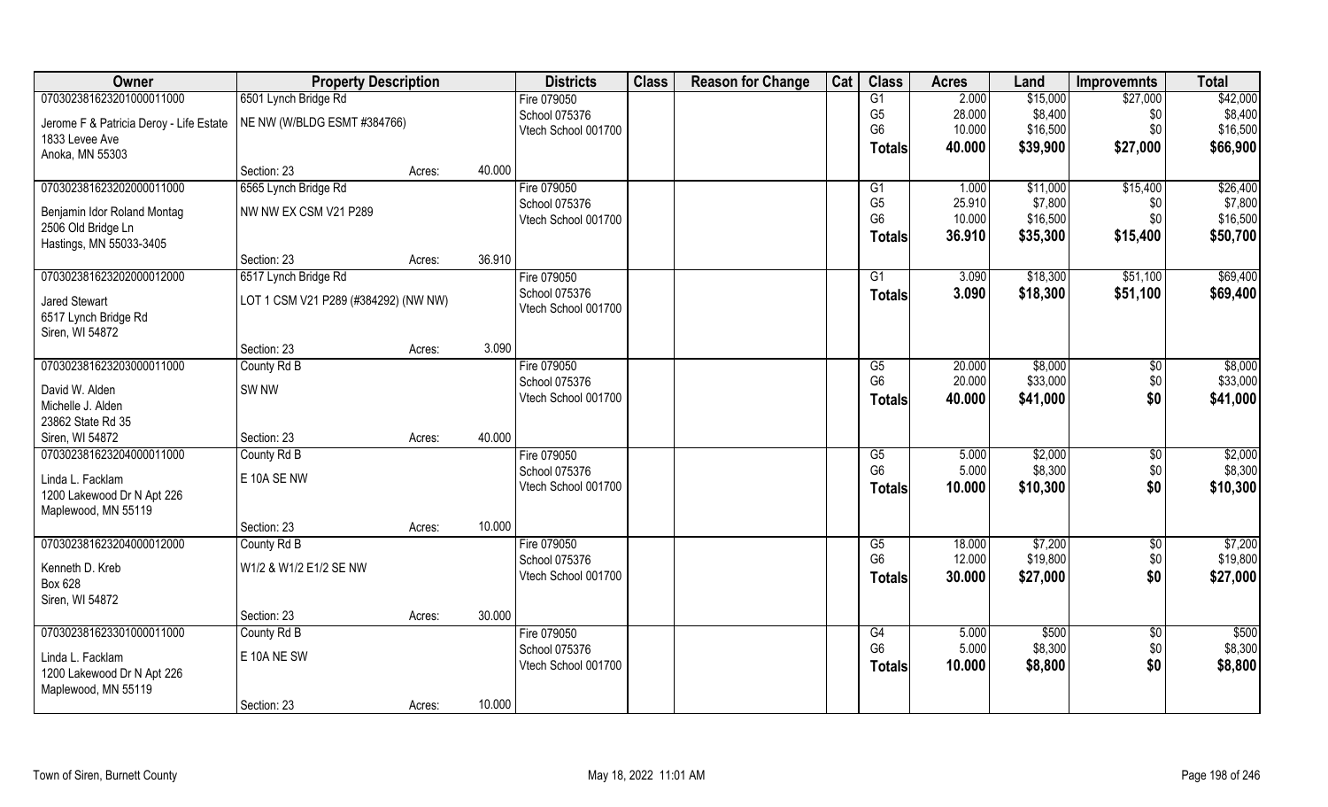| Owner | Property Description | | | Districts | Class | Reason for Change | Cat | Class | Acres | Land | Improvemnts | Total |
|---|---|---|---|---|---|---|---|---|---|---|---|---|
| 070302381623201000011000 | 6501 Lynch Bridge Rd | | | Fire 079050 | | | | G1 | 2.000 | $15,000 | $27,000 | $42,000 |
| Jerome F & Patricia Deroy - Life Estate | NE NW (W/BLDG ESMT #384766) | | | School 075376 | | | | G5 | 28.000 | $8,400 | $0 | $8,400 |
| 1833 Levee Ave | | | | Vtech School 001700 | | | | G6 | 10.000 | $16,500 | $0 | $16,500 |
| Anoka, MN 55303 | | | | | | | | **Totals** | **40.000** | **$39,900** | **$27,000** | **$66,900** |
| | Section: 23 | Acres: | 40.000 | | | | | | | | | |
| 070302381623202000011000 | 6565 Lynch Bridge Rd | | | Fire 079050 | | | | G1 | 1.000 | $11,000 | $15,400 | $26,400 |
| Benjamin Idor Roland Montag | NW NW EX CSM V21 P289 | | | School 075376 | | | | G5 | 25.910 | $7,800 | $0 | $7,800 |
| 2506 Old Bridge Ln | | | | Vtech School 001700 | | | | G6 | 10.000 | $16,500 | $0 | $16,500 |
| Hastings, MN 55033-3405 | | | | | | | | **Totals** | **36.910** | **$35,300** | **$15,400** | **$50,700** |
| | Section: 23 | Acres: | 36.910 | | | | | | | | | |
| 070302381623202000012000 | 6517 Lynch Bridge Rd | | | Fire 079050 | | | | G1 | 3.090 | $18,300 | $51,100 | $69,400 |
| Jared Stewart | LOT 1 CSM V21 P289 (#384292) (NW NW) | | | School 075376 | | | | **Totals** | **3.090** | **$18,300** | **$51,100** | **$69,400** |
| 6517 Lynch Bridge Rd | | | | Vtech School 001700 | | | | | | | | |
| Siren, WI 54872 | | | | | | | | | | | | |
| | Section: 23 | Acres: | 3.090 | | | | | | | | | |
| 070302381623203000011000 | County Rd B | | | Fire 079050 | | | | G5 | 20.000 | $8,000 | $0 | $8,000 |
| David W. Alden | SW NW | | | School 075376 | | | | G6 | 20.000 | $33,000 | $0 | $33,000 |
| Michelle J. Alden | | | | Vtech School 001700 | | | | **Totals** | **40.000** | **$41,000** | **$0** | **$41,000** |
| 23862 State Rd 35 | | | | | | | | | | | | |
| Siren, WI 54872 | Section: 23 | Acres: | 40.000 | | | | | | | | | |
| 070302381623204000011000 | County Rd B | | | Fire 079050 | | | | G5 | 5.000 | $2,000 | $0 | $2,000 |
| Linda L. Facklam | E 10A SE NW | | | School 075376 | | | | G6 | 5.000 | $8,300 | $0 | $8,300 |
| 1200 Lakewood Dr N Apt 226 | | | | Vtech School 001700 | | | | **Totals** | **10.000** | **$10,300** | **$0** | **$10,300** |
| Maplewood, MN 55119 | | | | | | | | | | | | |
| | Section: 23 | Acres: | 10.000 | | | | | | | | | |
| 070302381623204000012000 | County Rd B | | | Fire 079050 | | | | G5 | 18.000 | $7,200 | $0 | $7,200 |
| Kenneth D. Kreb | W1/2 & W1/2 E1/2 SE NW | | | School 075376 | | | | G6 | 12.000 | $19,800 | $0 | $19,800 |
| Box 628 | | | | Vtech School 001700 | | | | **Totals** | **30.000** | **$27,000** | **$0** | **$27,000** |
| Siren, WI 54872 | | | | | | | | | | | | |
| | Section: 23 | Acres: | 30.000 | | | | | | | | | |
| 070302381623301000011000 | County Rd B | | | Fire 079050 | | | | G4 | 5.000 | $500 | $0 | $500 |
| Linda L. Facklam | E 10A NE SW | | | School 075376 | | | | G6 | 5.000 | $8,300 | $0 | $8,300 |
| 1200 Lakewood Dr N Apt 226 | | | | Vtech School 001700 | | | | **Totals** | **10.000** | **$8,800** | **$0** | **$8,800** |
| Maplewood, MN 55119 | | | | | | | | | | | | |
| | Section: 23 | Acres: | 10.000 | | | | | | | | | |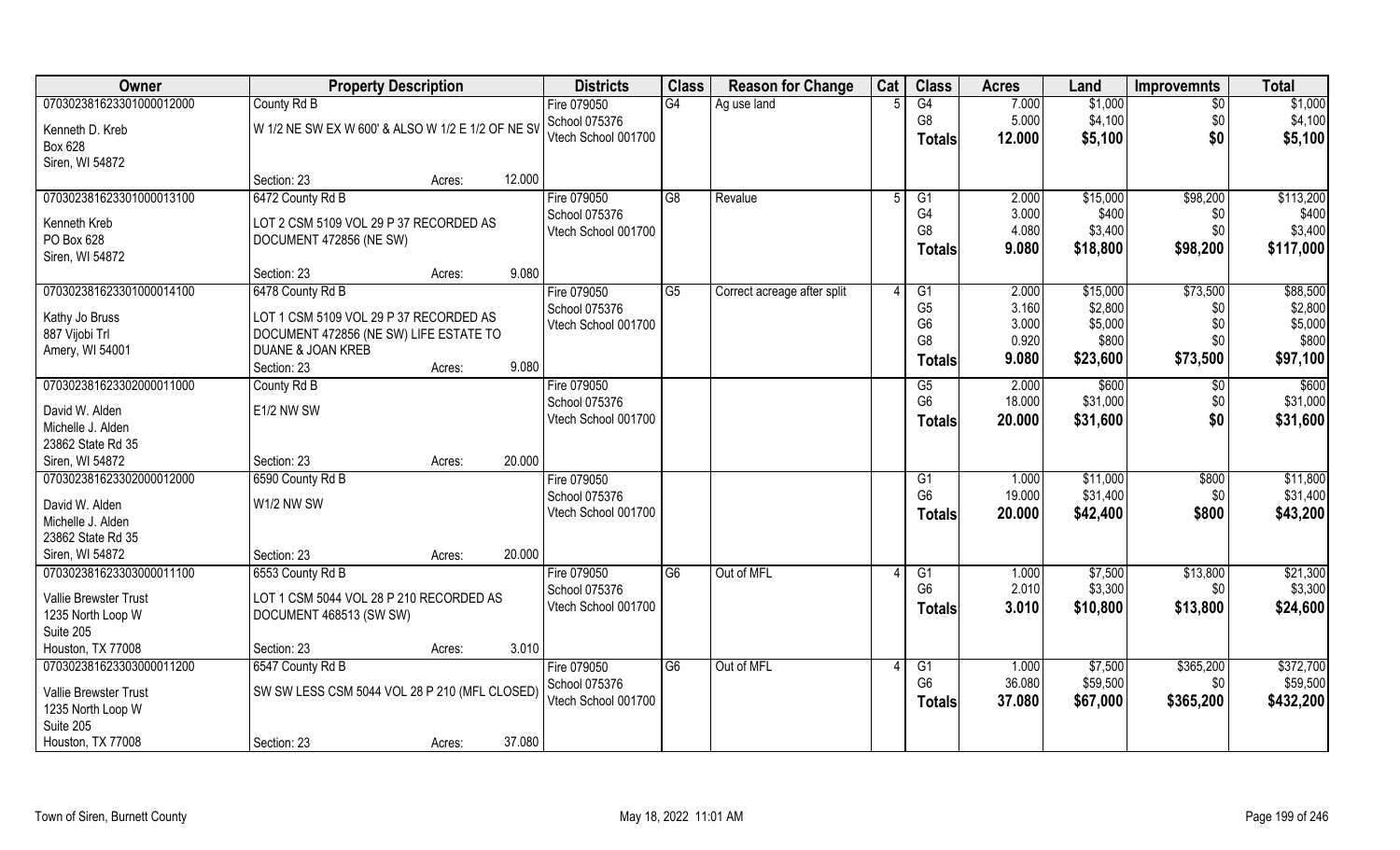| Owner | Property Description | | Districts | Class | Reason for Change | Cat | Class | Acres | Land | Improvemnts | Total |
|---|---|---|---|---|---|---|---|---|---|---|---|
| 070302381623301000012000 | County Rd B | | Fire 079050 | G4 | Ag use land | 5 | G4 | 7.000 | $1,000 | $0 | $1,000 |
| Kenneth D. Kreb | W 1/2 NE SW EX W 600' & ALSO W 1/2 E 1/2 OF NE SV | | School 075376 | | | | G8 | 5.000 | $4,100 | $0 | $4,100 |
| Box 628 | | | Vtech School 001700 | | | | **Totals** | **12.000** | **$5,100** | **$0** | **$5,100** |
| Siren, WI 54872 | | | | | | | | | | | |
| | Section: 23 | Acres: 12.000 | | | | | | | | | |
| 070302381623301000013100 | 6472 County Rd B | | Fire 079050 | G8 | Revalue | 5 | G1 | 2.000 | $15,000 | $98,200 | $113,200 |
| Kenneth Kreb | LOT 2 CSM 5109 VOL 29 P 37 RECORDED AS | | School 075376 | | | | G4 | 3.000 | $400 | $0 | $400 |
| PO Box 628 | DOCUMENT 472856 (NE SW) | | Vtech School 001700 | | | | G8 | 4.080 | $3,400 | $0 | $3,400 |
| Siren, WI 54872 | | | | | | | **Totals** | **9.080** | **$18,800** | **$98,200** | **$117,000** |
| | Section: 23 | Acres: 9.080 | | | | | | | | | |
| 070302381623301000014100 | 6478 County Rd B | | Fire 079050 | G5 | Correct acreage after split | 4 | G1 | 2.000 | $15,000 | $73,500 | $88,500 |
| Kathy Jo Bruss | LOT 1 CSM 5109 VOL 29 P 37 RECORDED AS | | School 075376 | | | | G5 | 3.160 | $2,800 | $0 | $2,800 |
| 887 Vijobi Trl | DOCUMENT 472856 (NE SW) LIFE ESTATE TO | | Vtech School 001700 | | | | G6 | 3.000 | $5,000 | $0 | $5,000 |
| Amery, WI 54001 | DUANE & JOAN KREB | | | | | | G8 | 0.920 | $800 | $0 | $800 |
| | Section: 23 | Acres: 9.080 | | | | | **Totals** | **9.080** | **$23,600** | **$73,500** | **$97,100** |
| 070302381623302000011000 | County Rd B | | Fire 079050 | | | | G5 | 2.000 | $600 | $0 | $600 |
| David W. Alden | E1/2 NW SW | | School 075376 | | | | G6 | 18.000 | $31,000 | $0 | $31,000 |
| Michelle J. Alden | | | Vtech School 001700 | | | | **Totals** | **20.000** | **$31,600** | **$0** | **$31,600** |
| 23862 State Rd 35 | | | | | | | | | | | |
| Siren, WI 54872 | Section: 23 | Acres: 20.000 | | | | | | | | | |
| 070302381623302000012000 | 6590 County Rd B | | Fire 079050 | | | | G1 | 1.000 | $11,000 | $800 | $11,800 |
| David W. Alden | W1/2 NW SW | | School 075376 | | | | G6 | 19.000 | $31,400 | $0 | $31,400 |
| Michelle J. Alden | | | Vtech School 001700 | | | | **Totals** | **20.000** | **$42,400** | **$800** | **$43,200** |
| 23862 State Rd 35 | | | | | | | | | | | |
| Siren, WI 54872 | Section: 23 | Acres: 20.000 | | | | | | | | | |
| 070302381623303000011100 | 6553 County Rd B | | Fire 079050 | G6 | Out of MFL | 4 | G1 | 1.000 | $7,500 | $13,800 | $21,300 |
| Vallie Brewster Trust | LOT 1 CSM 5044 VOL 28 P 210 RECORDED AS | | School 075376 | | | | G6 | 2.010 | $3,300 | $0 | $3,300 |
| 1235 North Loop W | DOCUMENT 468513 (SW SW) | | Vtech School 001700 | | | | **Totals** | **3.010** | **$10,800** | **$13,800** | **$24,600** |
| Suite 205 | | | | | | | | | | | |
| Houston, TX 77008 | Section: 23 | Acres: 3.010 | | | | | | | | | |
| 070302381623303000011200 | 6547 County Rd B | | Fire 079050 | G6 | Out of MFL | 4 | G1 | 1.000 | $7,500 | $365,200 | $372,700 |
| Vallie Brewster Trust | SW SW LESS CSM 5044 VOL 28 P 210 (MFL CLOSED) | | School 075376 | | | | G6 | 36.080 | $59,500 | $0 | $59,500 |
| 1235 North Loop W | | | Vtech School 001700 | | | | **Totals** | **37.080** | **$67,000** | **$365,200** | **$432,200** |
| Suite 205 | | | | | | | | | | | |
| Houston, TX 77008 | Section: 23 | Acres: 37.080 | | | | | | | | | |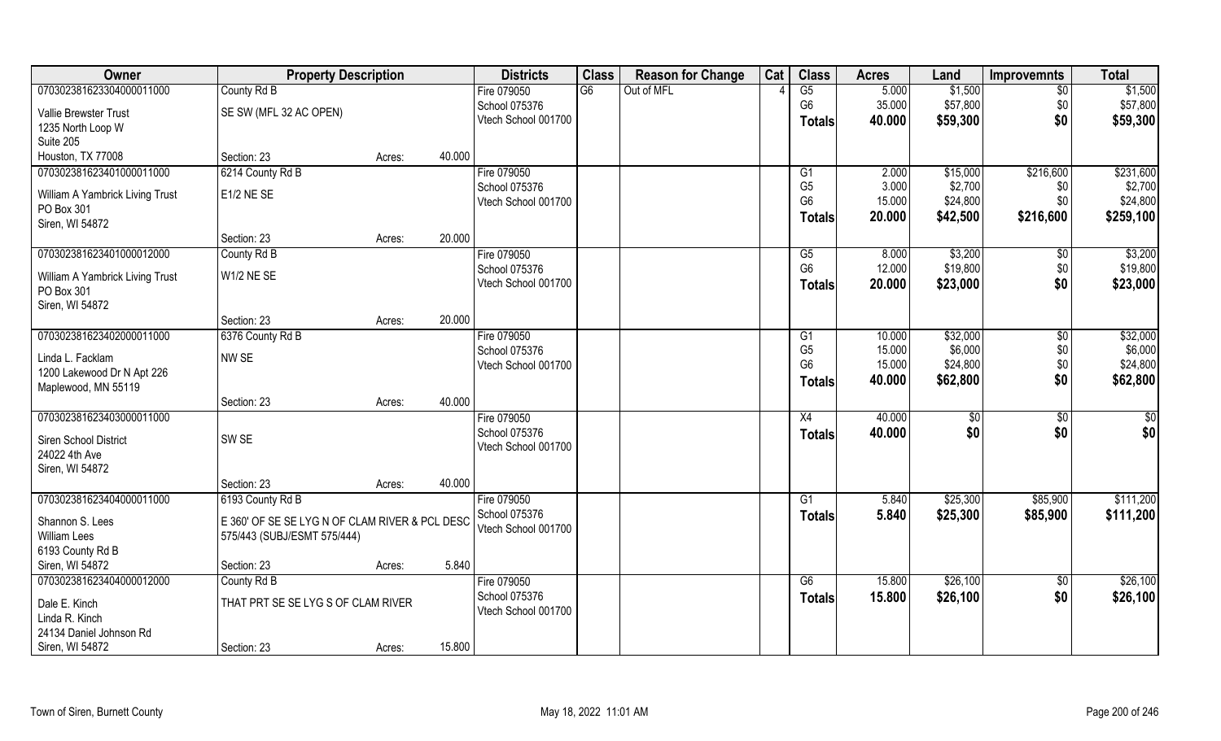| Owner | Property Description | | | Districts | Class | Reason for Change | Cat | Class | Acres | Land | Improvemnts | Total |
|---|---|---|---|---|---|---|---|---|---|---|---|---|
| 07030238162330400011000 | County Rd B | | | Fire 079050 | G6 | Out of MFL | 4 | G5 | 5.000 | $1,500 | $0 | $1,500 |
| Vallie Brewster Trust | SE SW (MFL 32 AC OPEN) | | | School 075376 | | | | G6 | 35.000 | $57,800 | $0 | $57,800 |
| 1235 North Loop W | | | | Vtech School 001700 | | | | **Totals** | **40.000** | **$59,300** | **$0** | **$59,300** |
| Suite 205 | | | | | | | | | | | | |
| Houston, TX 77008 | Section: 23 | Acres: | 40.000 | | | | | | | | | |
| 07030238162340100011000 | 6214 County Rd B | | | Fire 079050 | | | | G1 | 2.000 | $15,000 | $216,600 | $231,600 |
| William A Yambrick Living Trust | E1/2 NE SE | | | School 075376 | | | | G5 | 3.000 | $2,700 | $0 | $2,700 |
| PO Box 301 | | | | Vtech School 001700 | | | | G6 | 15.000 | $24,800 | $0 | $24,800 |
| Siren, WI 54872 | | | | | | | | **Totals** | **20.000** | **$42,500** | **$216,600** | **$259,100** |
| | Section: 23 | Acres: | 20.000 | | | | | | | | | |
| 07030238162340100012000 | County Rd B | | | Fire 079050 | | | | G5 | 8.000 | $3,200 | $0 | $3,200 |
| William A Yambrick Living Trust | W1/2 NE SE | | | School 075376 | | | | G6 | 12.000 | $19,800 | $0 | $19,800 |
| PO Box 301 | | | | Vtech School 001700 | | | | **Totals** | **20.000** | **$23,000** | **$0** | **$23,000** |
| Siren, WI 54872 | | | | | | | | | | | | |
| | Section: 23 | Acres: | 20.000 | | | | | | | | | |
| 07030238162340200011000 | 6376 County Rd B | | | Fire 079050 | | | | G1 | 10.000 | $32,000 | $0 | $32,000 |
| Linda L. Facklam | NW SE | | | School 075376 | | | | G5 | 15.000 | $6,000 | $0 | $6,000 |
| 1200 Lakewood Dr N Apt 226 | | | | Vtech School 001700 | | | | G6 | 15.000 | $24,800 | $0 | $24,800 |
| Maplewood, MN 55119 | | | | | | | | **Totals** | **40.000** | **$62,800** | **$0** | **$62,800** |
| | Section: 23 | Acres: | 40.000 | | | | | | | | | |
| 07030238162340300011000 | | | | Fire 079050 | | | | X4 | 40.000 | $0 | $0 | $0 |
| Siren School District | SW SE | | | School 075376 | | | | **Totals** | **40.000** | **$0** | **$0** | **$0** |
| 24022 4th Ave | | | | Vtech School 001700 | | | | | | | | |
| Siren, WI 54872 | | | | | | | | | | | | |
| | Section: 23 | Acres: | 40.000 | | | | | | | | | |
| 07030238162340400011000 | 6193 County Rd B | | | Fire 079050 | | | | G1 | 5.840 | $25,300 | $85,900 | $111,200 |
| Shannon S. Lees | E 360' OF SE SE LYG N OF CLAM RIVER & PCL DESC | | | School 075376 | | | | **Totals** | **5.840** | **$25,300** | **$85,900** | **$111,200** |
| William Lees | 575/443 (SUBJ/ESMT 575/444) | | | Vtech School 001700 | | | | | | | | |
| 6193 County Rd B | | | | | | | | | | | | |
| Siren, WI 54872 | Section: 23 | Acres: | 5.840 | | | | | | | | | |
| 07030238162340400012000 | County Rd B | | | Fire 079050 | | | | G6 | 15.800 | $26,100 | $0 | $26,100 |
| Dale E. Kinch | THAT PRT SE SE LYG S OF CLAM RIVER | | | School 075376 | | | | **Totals** | **15.800** | **$26,100** | **$0** | **$26,100** |
| Linda R. Kinch | | | | Vtech School 001700 | | | | | | | | |
| 24134 Daniel Johnson Rd | | | | | | | | | | | | |
| Siren, WI 54872 | Section: 23 | Acres: | 15.800 | | | | | | | | | |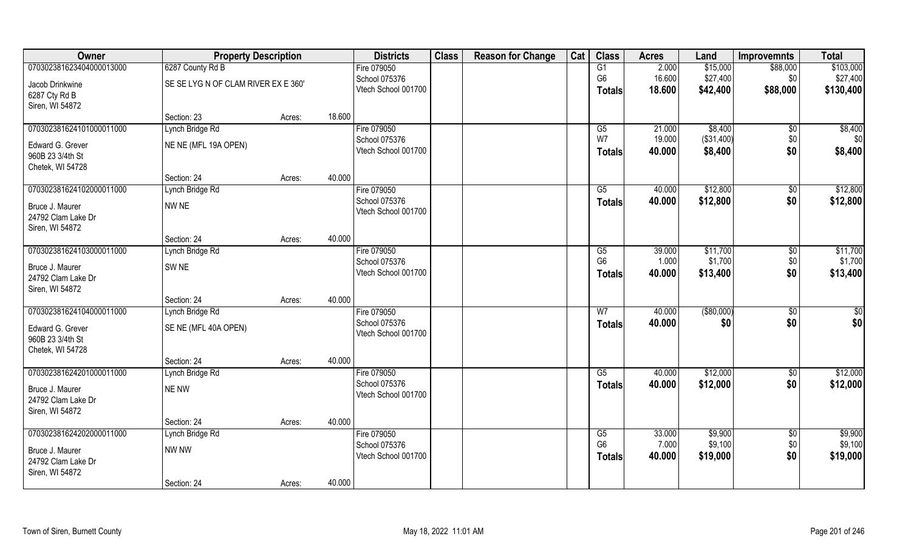| Owner | Property Description | | | Districts | Class | Reason for Change | Cat | Class | Acres | Land | Improvemnts | Total |
|---|---|---|---|---|---|---|---|---|---|---|---|---|
| 070302381623404000013000 | 6287 County Rd B | | | Fire 079050 | | | | G1 | 2.000 | $15,000 | $88,000 | $103,000 |
| Jacob Drinkwine | SE SE LYG N OF CLAM RIVER EX E 360' | | | School 075376 | | | | G6 | 16.600 | $27,400 | $0 | $27,400 |
| 6287 Cty Rd B | | | | Vtech School 001700 | | | | **Totals** | **18.600** | **$42,400** | **$88,000** | **$130,400** |
| Siren, WI 54872 | | | | | | | | | | | | |
| | Section: 23 | Acres: | 18.600 | | | | | | | | | |
| 070302381624101000011000 | Lynch Bridge Rd | | | Fire 079050 | | | | G5 | 21.000 | $8,400 | $0 | $8,400 |
| Edward G. Grever | NE NE (MFL 19A OPEN) | | | School 075376 | | | | W7 | 19.000 | ($31,400) | $0 | $0 |
| 960B 23 3/4th St | | | | Vtech School 001700 | | | | **Totals** | **40.000** | **$8,400** | **$0** | **$8,400** |
| Chetek, WI 54728 | | | | | | | | | | | | |
| | Section: 24 | Acres: | 40.000 | | | | | | | | | |
| 070302381624102000011000 | Lynch Bridge Rd | | | Fire 079050 | | | | G5 | 40.000 | $12,800 | $0 | $12,800 |
| Bruce J. Maurer | NW NE | | | School 075376 | | | | **Totals** | **40.000** | **$12,800** | **$0** | **$12,800** |
| 24792 Clam Lake Dr | | | | Vtech School 001700 | | | | | | | | |
| Siren, WI 54872 | | | | | | | | | | | | |
| | Section: 24 | Acres: | 40.000 | | | | | | | | | |
| 070302381624103000011000 | Lynch Bridge Rd | | | Fire 079050 | | | | G5 | 39.000 | $11,700 | $0 | $11,700 |
| Bruce J. Maurer | SW NE | | | School 075376 | | | | G6 | 1.000 | $1,700 | $0 | $1,700 |
| 24792 Clam Lake Dr | | | | Vtech School 001700 | | | | **Totals** | **40.000** | **$13,400** | **$0** | **$13,400** |
| Siren, WI 54872 | | | | | | | | | | | | |
| | Section: 24 | Acres: | 40.000 | | | | | | | | | |
| 070302381624104000011000 | Lynch Bridge Rd | | | Fire 079050 | | | | W7 | 40.000 | ($80,000) | $0 | $0 |
| Edward G. Grever | SE NE (MFL 40A OPEN) | | | School 075376 | | | | **Totals** | **40.000** | **$0** | **$0** | **$0** |
| 960B 23 3/4th St | | | | Vtech School 001700 | | | | | | | | |
| Chetek, WI 54728 | | | | | | | | | | | | |
| | Section: 24 | Acres: | 40.000 | | | | | | | | | |
| 070302381624201000011000 | Lynch Bridge Rd | | | Fire 079050 | | | | G5 | 40.000 | $12,000 | $0 | $12,000 |
| Bruce J. Maurer | NE NW | | | School 075376 | | | | **Totals** | **40.000** | **$12,000** | **$0** | **$12,000** |
| 24792 Clam Lake Dr | | | | Vtech School 001700 | | | | | | | | |
| Siren, WI 54872 | | | | | | | | | | | | |
| | Section: 24 | Acres: | 40.000 | | | | | | | | | |
| 070302381624202000011000 | Lynch Bridge Rd | | | Fire 079050 | | | | G5 | 33.000 | $9,900 | $0 | $9,900 |
| Bruce J. Maurer | NW NW | | | School 075376 | | | | G6 | 7.000 | $9,100 | $0 | $9,100 |
| 24792 Clam Lake Dr | | | | Vtech School 001700 | | | | **Totals** | **40.000** | **$19,000** | **$0** | **$19,000** |
| Siren, WI 54872 | | | | | | | | | | | | |
| | Section: 24 | Acres: | 40.000 | | | | | | | | | |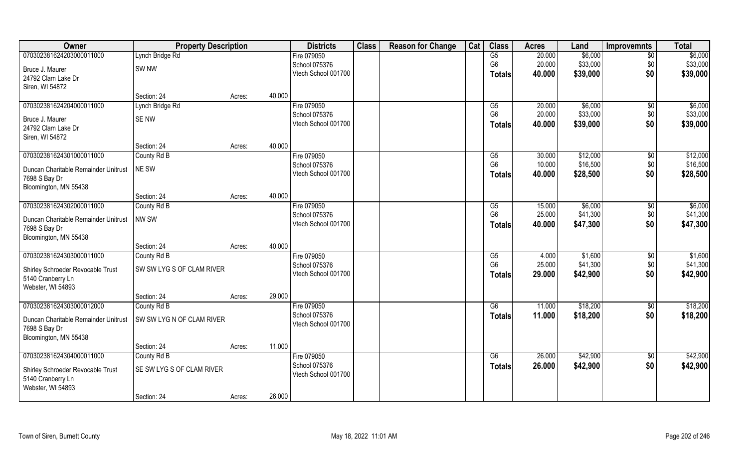| Owner | Property Description | | | Districts | Class | Reason for Change | Cat | Class | Acres | Land | Improvemnts | Total |
|---|---|---|---|---|---|---|---|---|---|---|---|---|
| 070302381624203000011000 | Lynch Bridge Rd | | | Fire 079050 | | | | G5 | 20.000 | $6,000 | $0 | $6,000 |
| Bruce J. Maurer | SW NW | | | School 075376 | | | | G6 | 20.000 | $33,000 | $0 | $33,000 |
| 24792 Clam Lake Dr | | | | Vtech School 001700 | | | | Totals | 40.000 | $39,000 | $0 | $39,000 |
| Siren, WI 54872 | | | | | | | | | | | | |
| | Section: 24 | Acres: | 40.000 | | | | | | | | | |
| 070302381624204000011000 | Lynch Bridge Rd | | | Fire 079050 | | | | G5 | 20.000 | $6,000 | $0 | $6,000 |
| Bruce J. Maurer | SE NW | | | School 075376 | | | | G6 | 20.000 | $33,000 | $0 | $33,000 |
| 24792 Clam Lake Dr | | | | Vtech School 001700 | | | | Totals | 40.000 | $39,000 | $0 | $39,000 |
| Siren, WI 54872 | | | | | | | | | | | | |
| | Section: 24 | Acres: | 40.000 | | | | | | | | | |
| 070302381624301000011000 | County Rd B | | | Fire 079050 | | | | G5 | 30.000 | $12,000 | $0 | $12,000 |
| Duncan Charitable Remainder Unitrust | NE SW | | | School 075376 | | | | G6 | 10.000 | $16,500 | $0 | $16,500 |
| 7698 S Bay Dr | | | | Vtech School 001700 | | | | Totals | 40.000 | $28,500 | $0 | $28,500 |
| Bloomington, MN 55438 | | | | | | | | | | | | |
| | Section: 24 | Acres: | 40.000 | | | | | | | | | |
| 070302381624302000011000 | County Rd B | | | Fire 079050 | | | | G5 | 15.000 | $6,000 | $0 | $6,000 |
| Duncan Charitable Remainder Unitrust | NW SW | | | School 075376 | | | | G6 | 25.000 | $41,300 | $0 | $41,300 |
| 7698 S Bay Dr | | | | Vtech School 001700 | | | | Totals | 40.000 | $47,300 | $0 | $47,300 |
| Bloomington, MN 55438 | | | | | | | | | | | | |
| | Section: 24 | Acres: | 40.000 | | | | | | | | | |
| 070302381624303000011000 | County Rd B | | | Fire 079050 | | | | G5 | 4.000 | $1,600 | $0 | $1,600 |
| Shirley Schroeder Revocable Trust | SW SW LYG S OF CLAM RIVER | | | School 075376 | | | | G6 | 25.000 | $41,300 | $0 | $41,300 |
| 5140 Cranberry Ln | | | | Vtech School 001700 | | | | Totals | 29.000 | $42,900 | $0 | $42,900 |
| Webster, WI 54893 | | | | | | | | | | | | |
| | Section: 24 | Acres: | 29.000 | | | | | | | | | |
| 070302381624303000012000 | County Rd B | | | Fire 079050 | | | | G6 | 11.000 | $18,200 | $0 | $18,200 |
| Duncan Charitable Remainder Unitrust | SW SW LYG N OF CLAM RIVER | | | School 075376 | | | | Totals | 11.000 | $18,200 | $0 | $18,200 |
| 7698 S Bay Dr | | | | Vtech School 001700 | | | | | | | | |
| Bloomington, MN 55438 | | | | | | | | | | | | |
| | Section: 24 | Acres: | 11.000 | | | | | | | | | |
| 070302381624304000011000 | County Rd B | | | Fire 079050 | | | | G6 | 26.000 | $42,900 | $0 | $42,900 |
| Shirley Schroeder Revocable Trust | SE SW LYG S OF CLAM RIVER | | | School 075376 | | | | Totals | 26.000 | $42,900 | $0 | $42,900 |
| 5140 Cranberry Ln | | | | Vtech School 001700 | | | | | | | | |
| Webster, WI 54893 | | | | | | | | | | | | |
| | Section: 24 | Acres: | 26.000 | | | | | | | | | |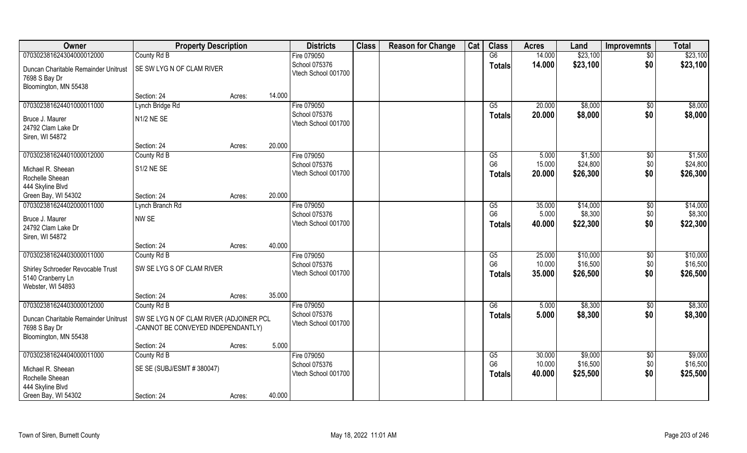| Owner | Property Description | | | Districts | Class | Reason for Change | Cat | Class | Acres | Land | Improvemnts | Total |
|---|---|---|---|---|---|---|---|---|---|---|---|---|
| 070302381624304000012000 | County Rd B | | | Fire 079050 | | | | G6 | 14.000 | $23,100 | $0 | $23,100 |
| Duncan Charitable Remainder Unitrust<br>7698 S Bay Dr<br>Bloomington, MN 55438 | SE SW LYG N OF CLAM RIVER | | | School 075376<br>Vtech School 001700 | | | | Totals | 14.000 | $23,100 | $0 | $23,100 |
| | Section: 24 | Acres: | 14.000 | | | | | | | | | |
| 070302381624401000011000 | Lynch Bridge Rd | | | Fire 079050 | | | | G5 | 20.000 | $8,000 | $0 | $8,000 |
| Bruce J. Maurer<br>24792 Clam Lake Dr<br>Siren, WI 54872 | N1/2 NE SE | | | School 075376<br>Vtech School 001700 | | | | Totals | 20.000 | $8,000 | $0 | $8,000 |
| | Section: 24 | Acres: | 20.000 | | | | | | | | | |
| 070302381624401000012000 | County Rd B | | | Fire 079050 | | | | G5 | 5.000 | $1,500 | $0 | $1,500 |
| Michael R. Sheean<br>Rochelle Sheean<br>444 Skyline Blvd<br>Green Bay, WI 54302 | S1/2 NE SE | | | School 075376<br>Vtech School 001700 | | | | G6 | 15.000 | $24,800 | $0 | $24,800 |
| | | | | | | | | Totals | 20.000 | $26,300 | $0 | $26,300 |
| | Section: 24 | Acres: | 20.000 | | | | | | | | | |
| 070302381624402000011000 | Lynch Branch Rd | | | Fire 079050 | | | | G5 | 35.000 | $14,000 | $0 | $14,000 |
| Bruce J. Maurer<br>24792 Clam Lake Dr<br>Siren, WI 54872 | NW SE | | | School 075376<br>Vtech School 001700 | | | | G6 | 5.000 | $8,300 | $0 | $8,300 |
| | | | | | | | | Totals | 40.000 | $22,300 | $0 | $22,300 |
| | Section: 24 | Acres: | 40.000 | | | | | | | | | |
| 070302381624403000011000 | County Rd B | | | Fire 079050 | | | | G5 | 25.000 | $10,000 | $0 | $10,000 |
| Shirley Schroeder Revocable Trust<br>5140 Cranberry Ln<br>Webster, WI 54893 | SW SE LYG S OF CLAM RIVER | | | School 075376<br>Vtech School 001700 | | | | G6 | 10.000 | $16,500 | $0 | $16,500 |
| | | | | | | | | Totals | 35.000 | $26,500 | $0 | $26,500 |
| | Section: 24 | Acres: | 35.000 | | | | | | | | | |
| 070302381624403000012000 | County Rd B | | | Fire 079050 | | | | G6 | 5.000 | $8,300 | $0 | $8,300 |
| Duncan Charitable Remainder Unitrust<br>7698 S Bay Dr<br>Bloomington, MN 55438 | SW SE LYG N OF CLAM RIVER (ADJOINER PCL -CANNOT BE CONVEYED INDEPENDANTLY) | | | School 075376<br>Vtech School 001700 | | | | Totals | 5.000 | $8,300 | $0 | $8,300 |
| | Section: 24 | Acres: | 5.000 | | | | | | | | | |
| 070302381624404000011000 | County Rd B | | | Fire 079050 | | | | G5 | 30.000 | $9,000 | $0 | $9,000 |
| Michael R. Sheean<br>Rochelle Sheean<br>444 Skyline Blvd<br>Green Bay, WI 54302 | SE SE (SUBJ/ESMT # 380047) | | | School 075376<br>Vtech School 001700 | | | | G6 | 10.000 | $16,500 | $0 | $16,500 |
| | | | | | | | | Totals | 40.000 | $25,500 | $0 | $25,500 |
| | Section: 24 | Acres: | 40.000 | | | | | | | | | |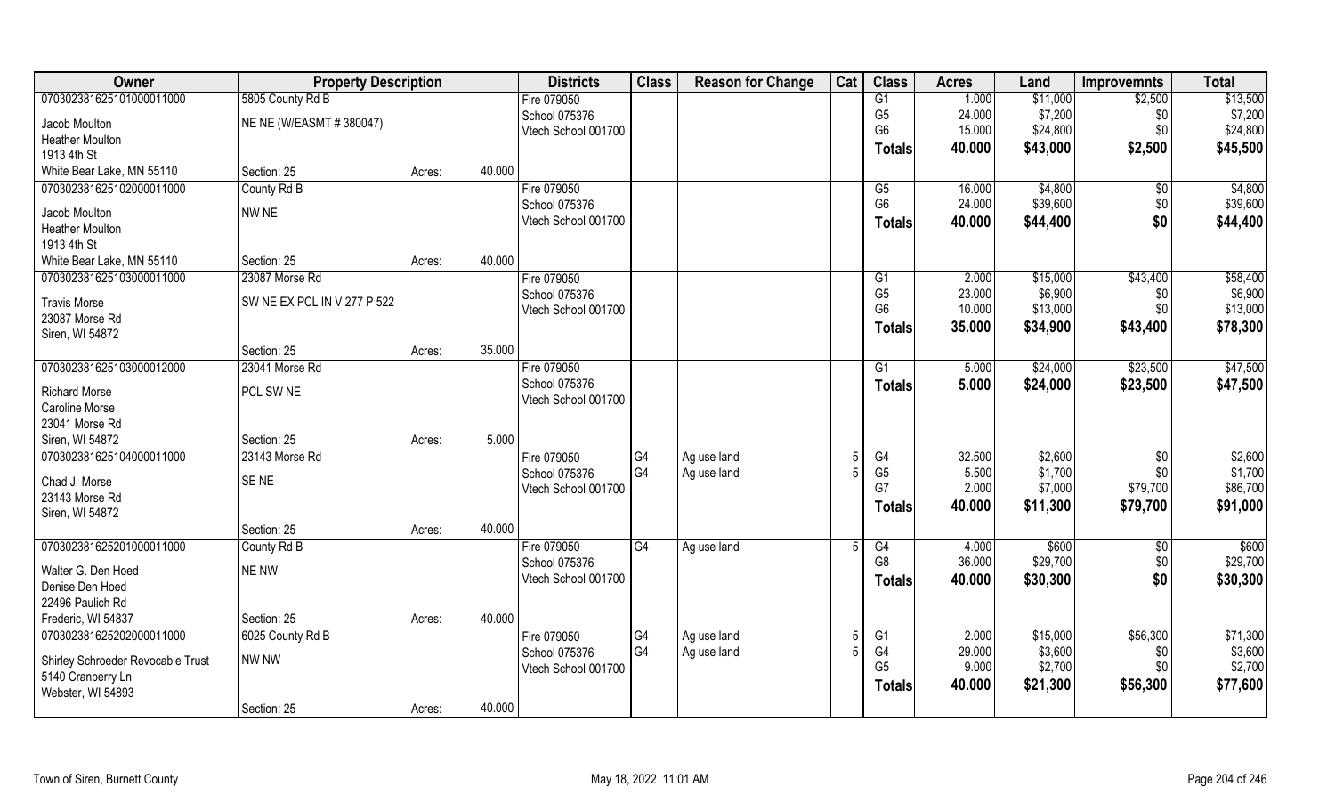| Owner | Property Description | | | Districts | Class | Reason for Change | Cat | Class | Acres | Land | Improvemnts | Total |
|---|---|---|---|---|---|---|---|---|---|---|---|---|
| 070302381625101000011000 | 5805 County Rd B | | | Fire 079050 | | | | G1 | 1.000 | $11,000 | $2,500 | $13,500 |
| Jacob Moulton | NE NE (W/EASMT # 380047) | | | School 075376 | | | | G5 | 24.000 | $7,200 | $0 | $7,200 |
| Heather Moulton | | | | Vtech School 001700 | | | | G6 | 15.000 | $24,800 | $0 | $24,800 |
| 1913 4th St | | | | | | | | **Totals** | **40.000** | **$43,000** | **$2,500** | **$45,500** |
| White Bear Lake, MN 55110 | Section: 25 | Acres: | 40.000 | | | | | | | | | |
| 070302381625102000011000 | County Rd B | | | Fire 079050 | | | | G5 | 16.000 | $4,800 | $0 | $4,800 |
| Jacob Moulton | NW NE | | | School 075376 | | | | G6 | 24.000 | $39,600 | $0 | $39,600 |
| Heather Moulton | | | | Vtech School 001700 | | | | **Totals** | **40.000** | **$44,400** | **$0** | **$44,400** |
| 1913 4th St | | | | | | | | | | | | |
| White Bear Lake, MN 55110 | Section: 25 | Acres: | 40.000 | | | | | | | | | |
| 070302381625103000011000 | 23087 Morse Rd | | | Fire 079050 | | | | G1 | 2.000 | $15,000 | $43,400 | $58,400 |
| Travis Morse | SW NE EX PCL IN V 277 P 522 | | | School 075376 | | | | G5 | 23.000 | $6,900 | $0 | $6,900 |
| 23087 Morse Rd | | | | Vtech School 001700 | | | | G6 | 10.000 | $13,000 | $0 | $13,000 |
| Siren, WI 54872 | | | | | | | | **Totals** | **35.000** | **$34,900** | **$43,400** | **$78,300** |
| | Section: 25 | Acres: | 35.000 | | | | | | | | | |
| 070302381625103000012000 | 23041 Morse Rd | | | Fire 079050 | | | | G1 | 5.000 | $24,000 | $23,500 | $47,500 |
| Richard Morse | PCL SW NE | | | School 075376 | | | | **Totals** | **5.000** | **$24,000** | **$23,500** | **$47,500** |
| Caroline Morse | | | | Vtech School 001700 | | | | | | | | |
| 23041 Morse Rd | | | | | | | | | | | | |
| Siren, WI 54872 | Section: 25 | Acres: | 5.000 | | | | | | | | | |
| 070302381625104000011000 | 23143 Morse Rd | | | Fire 079050 | G4 | Ag use land | 5 | G4 | 32.500 | $2,600 | $0 | $2,600 |
| Chad J. Morse | SE NE | | | School 075376 | G4 | Ag use land | 5 | G5 | 5.500 | $1,700 | $0 | $1,700 |
| 23143 Morse Rd | | | | Vtech School 001700 | | | | G7 | 2.000 | $7,000 | $79,700 | $86,700 |
| Siren, WI 54872 | | | | | | | | **Totals** | **40.000** | **$11,300** | **$79,700** | **$91,000** |
| | Section: 25 | Acres: | 40.000 | | | | | | | | | |
| 070302381625201000011000 | County Rd B | | | Fire 079050 | G4 | Ag use land | 5 | G4 | 4.000 | $600 | $0 | $600 |
| Walter G. Den Hoed | NE NW | | | School 075376 | | | | G8 | 36.000 | $29,700 | $0 | $29,700 |
| Denise Den Hoed | | | | Vtech School 001700 | | | | **Totals** | **40.000** | **$30,300** | **$0** | **$30,300** |
| 22496 Paulich Rd | | | | | | | | | | | | |
| Frederic, WI 54837 | Section: 25 | Acres: | 40.000 | | | | | | | | | |
| 070302381625202000011000 | 6025 County Rd B | | | Fire 079050 | G4 | Ag use land | 5 | G1 | 2.000 | $15,000 | $56,300 | $71,300 |
| Shirley Schroeder Revocable Trust | NW NW | | | School 075376 | G4 | Ag use land | 5 | G4 | 29.000 | $3,600 | $0 | $3,600 |
| 5140 Cranberry Ln | | | | Vtech School 001700 | | | | G5 | 9.000 | $2,700 | $0 | $2,700 |
| Webster, WI 54893 | | | | | | | | **Totals** | **40.000** | **$21,300** | **$56,300** | **$77,600** |
| | Section: 25 | Acres: | 40.000 | | | | | | | | | |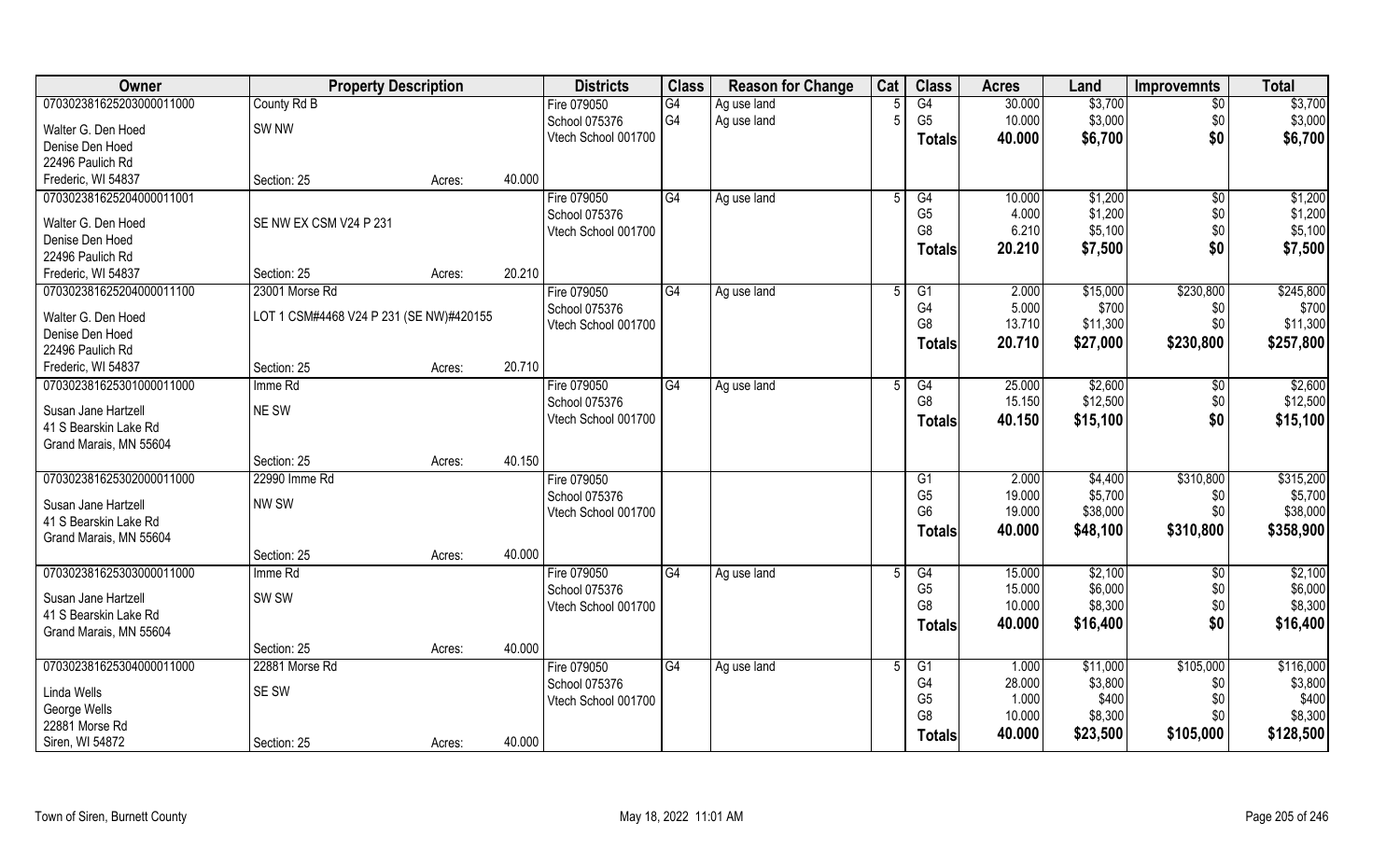| Owner | Property Description | | | Districts | Class | Reason for Change | Cat | Class | Acres | Land | Improvemnts | Total |
|---|---|---|---|---|---|---|---|---|---|---|---|---|
| 07030238162520300001100 | County Rd B | | | Fire 079050 | G4 | Ag use land | 5 | G4 | 30.000 | $3,700 | $0 | $3,700 |
| Walter G. Den Hoed | SW NW | | | School 075376 | G4 | Ag use land | 5 | G5 | 10.000 | $3,000 | $0 | $3,000 |
| Denise Den Hoed | | | | Vtech School 001700 | | | | Totals | 40.000 | $6,700 | $0 | $6,700 |
| 22496 Paulich Rd | | | | | | | | | | | | |
| Frederic, WI 54837 | Section: 25 | Acres: | 40.000 | | | | | | | | | |
| 07030238162520400001100 1 | | | | Fire 079050 | G4 | Ag use land | 5 | G4 | 10.000 | $1,200 | $0 | $1,200 |
| Walter G. Den Hoed | SE NW EX CSM V24 P 231 | | | School 075376 | | | | G5 | 4.000 | $1,200 | $0 | $1,200 |
| Denise Den Hoed | | | | Vtech School 001700 | | | | G8 | 6.210 | $5,100 | $0 | $5,100 |
| 22496 Paulich Rd | | | | | | | | Totals | 20.210 | $7,500 | $0 | $7,500 |
| Frederic, WI 54837 | Section: 25 | Acres: | 20.210 | | | | | | | | | |
| 07030238162520400001110 0 | 23001 Morse Rd | | | Fire 079050 | G4 | Ag use land | 5 | G1 | 2.000 | $15,000 | $230,800 | $245,800 |
| Walter G. Den Hoed | LOT 1 CSM#4468 V24 P 231 (SE NW)#420155 | | | School 075376 | | | | G4 | 5.000 | $700 | $0 | $700 |
| Denise Den Hoed | | | | Vtech School 001700 | | | | G8 | 13.710 | $11,300 | $0 | $11,300 |
| 22496 Paulich Rd | | | | | | | | Totals | 20.710 | $27,000 | $230,800 | $257,800 |
| Frederic, WI 54837 | Section: 25 | Acres: | 20.710 | | | | | | | | | |
| 07030238162530100001100 0 | Imme Rd | | | Fire 079050 | G4 | Ag use land | 5 | G4 | 25.000 | $2,600 | $0 | $2,600 |
| Susan Jane Hartzell | NE SW | | | School 075376 | | | | G8 | 15.150 | $12,500 | $0 | $12,500 |
| 41 S Bearskin Lake Rd | | | | Vtech School 001700 | | | | Totals | 40.150 | $15,100 | $0 | $15,100 |
| Grand Marais, MN 55604 | | | | | | | | | | | | |
| | Section: 25 | Acres: | 40.150 | | | | | | | | | |
| 07030238162530200001100 0 | 22990 Imme Rd | | | Fire 079050 | | | | G1 | 2.000 | $4,400 | $310,800 | $315,200 |
| Susan Jane Hartzell | NW SW | | | School 075376 | | | | G5 | 19.000 | $5,700 | $0 | $5,700 |
| 41 S Bearskin Lake Rd | | | | Vtech School 001700 | | | | G6 | 19.000 | $38,000 | $0 | $38,000 |
| Grand Marais, MN 55604 | | | | | | | | Totals | 40.000 | $48,100 | $310,800 | $358,900 |
| | Section: 25 | Acres: | 40.000 | | | | | | | | | |
| 07030238162530300001100 0 | Imme Rd | | | Fire 079050 | G4 | Ag use land | 5 | G4 | 15.000 | $2,100 | $0 | $2,100 |
| Susan Jane Hartzell | SW SW | | | School 075376 | | | | G5 | 15.000 | $6,000 | $0 | $6,000 |
| 41 S Bearskin Lake Rd | | | | Vtech School 001700 | | | | G8 | 10.000 | $8,300 | $0 | $8,300 |
| Grand Marais, MN 55604 | | | | | | | | Totals | 40.000 | $16,400 | $0 | $16,400 |
| | Section: 25 | Acres: | 40.000 | | | | | | | | | |
| 07030238162530400001100 0 | 22881 Morse Rd | | | Fire 079050 | G4 | Ag use land | 5 | G1 | 1.000 | $11,000 | $105,000 | $116,000 |
| Linda Wells | SE SW | | | School 075376 | | | | G4 | 28.000 | $3,800 | $0 | $3,800 |
| George Wells | | | | Vtech School 001700 | | | | G5 | 1.000 | $400 | $0 | $400 |
| 22881 Morse Rd | | | | | | | | G8 | 10.000 | $8,300 | $0 | $8,300 |
| Siren, WI 54872 | Section: 25 | Acres: | 40.000 | | | | | Totals | 40.000 | $23,500 | $105,000 | $128,500 |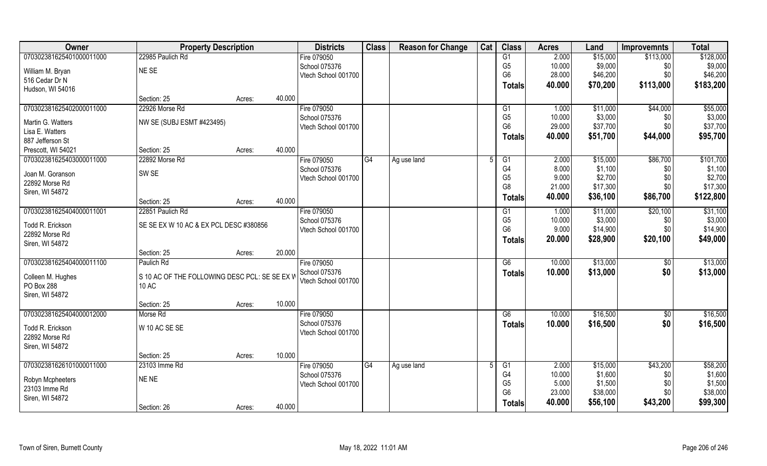| Owner | Property Description | | | Districts | Class | Reason for Change | Cat | Class | Acres | Land | Improvemnts | Total |
|---|---|---|---|---|---|---|---|---|---|---|---|---|
| 070302381625401000011000 | 22985 Paulich Rd | | | Fire 079050 | | | | G1 | 2.000 | $15,000 | $113,000 | $128,000 |
| William M. Bryan | NE SE | | | School 075376 | | | | G5 | 10.000 | $9,000 | $0 | $9,000 |
| 516 Cedar Dr N | | | | Vtech School 001700 | | | | G6 | 28.000 | $46,200 | $0 | $46,200 |
| Hudson, WI 54016 | | | | | | | | **Totals** | **40.000** | **$70,200** | **$113,000** | **$183,200** |
| | Section: 25 | Acres: | 40.000 | | | | | | | | | |
| 070302381625402000011000 | 22926 Morse Rd | | | Fire 079050 | | | | G1 | 1.000 | $11,000 | $44,000 | $55,000 |
| Martin G. Watters | NW SE (SUBJ ESMT #423495) | | | School 075376 | | | | G5 | 10.000 | $3,000 | $0 | $3,000 |
| Lisa E. Watters | | | | Vtech School 001700 | | | | G6 | 29.000 | $37,700 | $0 | $37,700 |
| 887 Jefferson St | | | | | | | | **Totals** | **40.000** | **$51,700** | **$44,000** | **$95,700** |
| Prescott, WI 54021 | Section: 25 | Acres: | 40.000 | | | | | | | | | |
| 070302381625403000011000 | 22892 Morse Rd | | | Fire 079050 | G4 | Ag use land | 5 | G1 | 2.000 | $15,000 | $86,700 | $101,700 |
| Joan M. Goranson | SW SE | | | School 075376 | | | | G4 | 8.000 | $1,100 | $0 | $1,100 |
| 22892 Morse Rd | | | | Vtech School 001700 | | | | G5 | 9.000 | $2,700 | $0 | $2,700 |
| Siren, WI 54872 | | | | | | | | G8 | 21.000 | $17,300 | $0 | $17,300 |
| | Section: 25 | Acres: | 40.000 | | | | | **Totals** | **40.000** | **$36,100** | **$86,700** | **$122,800** |
| 070302381625404000011001 | 22851 Paulich Rd | | | Fire 079050 | | | | G1 | 1.000 | $11,000 | $20,100 | $31,100 |
| Todd R. Erickson | SE SE EX W 10 AC & EX PCL DESC #380856 | | | School 075376 | | | | G5 | 10.000 | $3,000 | $0 | $3,000 |
| 22892 Morse Rd | | | | Vtech School 001700 | | | | G6 | 9.000 | $14,900 | $0 | $14,900 |
| Siren, WI 54872 | | | | | | | | **Totals** | **20.000** | **$28,900** | **$20,100** | **$49,000** |
| | Section: 25 | Acres: | 20.000 | | | | | | | | | |
| 070302381625404000011100 | Paulich Rd | | | Fire 079050 | | | | G6 | 10.000 | $13,000 | $0 | $13,000 |
| Colleen M. Hughes | S 10 AC OF THE FOLLOWING DESC PCL: SE SE EX W 10 AC | | | School 075376 | | | | **Totals** | **10.000** | **$13,000** | **$0** | **$13,000** |
| PO Box 288 | | | | Vtech School 001700 | | | | | | | | |
| Siren, WI 54872 | | | | | | | | | | | | |
| | Section: 25 | Acres: | 10.000 | | | | | | | | | |
| 070302381625404000012000 | Morse Rd | | | Fire 079050 | | | | G6 | 10.000 | $16,500 | $0 | $16,500 |
| Todd R. Erickson | W 10 AC SE SE | | | School 075376 | | | | **Totals** | **10.000** | **$16,500** | **$0** | **$16,500** |
| 22892 Morse Rd | | | | Vtech School 001700 | | | | | | | | |
| Siren, WI 54872 | | | | | | | | | | | | |
| | Section: 25 | Acres: | 10.000 | | | | | | | | | |
| 070302381626101000011000 | 23103 Imme Rd | | | Fire 079050 | G4 | Ag use land | 5 | G1 | 2.000 | $15,000 | $43,200 | $58,200 |
| Robyn Mcpheeters | NE NE | | | School 075376 | | | | G4 | 10.000 | $1,600 | $0 | $1,600 |
| 23103 Imme Rd | | | | Vtech School 001700 | | | | G5 | 5.000 | $1,500 | $0 | $1,500 |
| Siren, WI 54872 | | | | | | | | G6 | 23.000 | $38,000 | $0 | $38,000 |
| | Section: 26 | Acres: | 40.000 | | | | | **Totals** | **40.000** | **$56,100** | **$43,200** | **$99,300** |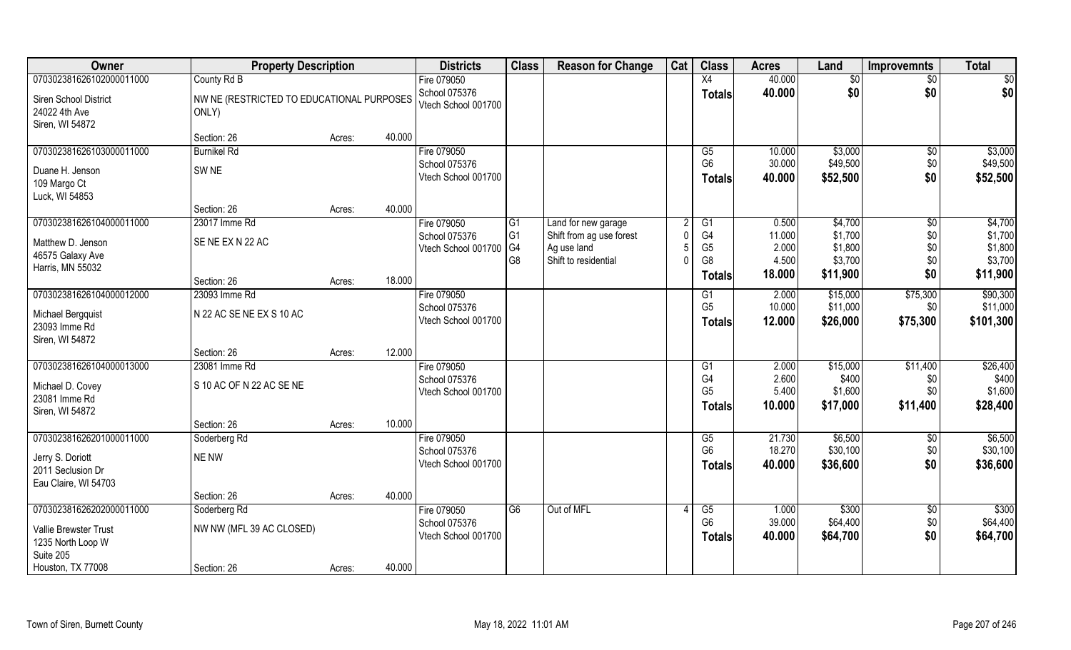| Owner | Property Description | | | Districts | Class | Reason for Change | Cat | Class | Acres | Land | Improvemnts | Total |
|---|---|---|---|---|---|---|---|---|---|---|---|---|
| 070302381626102000011000 | County Rd B | | | Fire 079050 | | | | X4 | 40.000 | $0 | $0 | $0 |
| Siren School District | NW NE (RESTRICTED TO EDUCATIONAL PURPOSES ONLY) | | | School 075376 | | | | **Totals** | **40.000** | **$0** | **$0** | **$0** |
| 24022 4th Ave | | | | Vtech School 001700 | | | | | | | | |
| Siren, WI 54872 | | | | | | | | | | | | |
| | Section: 26 | Acres: | 40.000 | | | | | | | | | |
| 070302381626103000011000 | Burnikel Rd | | | Fire 079050 | | | | G5 | 10.000 | $3,000 | $0 | $3,000 |
| Duane H. Jenson | SW NE | | | School 075376 | | | | G6 | 30.000 | $49,500 | $0 | $49,500 |
| 109 Margo Ct | | | | Vtech School 001700 | | | | **Totals** | **40.000** | **$52,500** | **$0** | **$52,500** |
| Luck, WI 54853 | | | | | | | | | | | | |
| | Section: 26 | Acres: | 40.000 | | | | | | | | | |
| 070302381626104000011000 | 23017 Imme Rd | | | Fire 079050 | G1 | Land for new garage | 2 | G1 | 0.500 | $4,700 | $0 | $4,700 |
| Matthew D. Jenson | SE NE EX N 22 AC | | | School 075376 | G1 | Shift from ag use forest | 0 | G4 | 11.000 | $1,700 | $0 | $1,700 |
| 46575 Galaxy Ave | | | | Vtech School 001700 | G4 | Ag use land | 5 | G5 | 2.000 | $1,800 | $0 | $1,800 |
| Harris, MN 55032 | | | | | G8 | Shift to residential | 0 | G8 | 4.500 | $3,700 | $0 | $3,700 |
| | | | | | | | | **Totals** | **18.000** | **$11,900** | **$0** | **$11,900** |
| | Section: 26 | Acres: | 18.000 | | | | | | | | | |
| 070302381626104000012000 | 23093 Imme Rd | | | Fire 079050 | | | | G1 | 2.000 | $15,000 | $75,300 | $90,300 |
| Michael Bergquist | N 22 AC SE NE EX S 10 AC | | | School 075376 | | | | G5 | 10.000 | $11,000 | $0 | $11,000 |
| 23093 Imme Rd | | | | Vtech School 001700 | | | | **Totals** | **12.000** | **$26,000** | **$75,300** | **$101,300** |
| Siren, WI 54872 | | | | | | | | | | | | |
| | Section: 26 | Acres: | 12.000 | | | | | | | | | |
| 070302381626104000013000 | 23081 Imme Rd | | | Fire 079050 | | | | G1 | 2.000 | $15,000 | $11,400 | $26,400 |
| Michael D. Covey | S 10 AC OF N 22 AC SE NE | | | School 075376 | | | | G4 | 2.600 | $400 | $0 | $400 |
| 23081 Imme Rd | | | | Vtech School 001700 | | | | G5 | 5.400 | $1,600 | $0 | $1,600 |
| Siren, WI 54872 | | | | | | | | **Totals** | **10.000** | **$17,000** | **$11,400** | **$28,400** |
| | Section: 26 | Acres: | 10.000 | | | | | | | | | |
| 070302381626201000011000 | Soderberg Rd | | | Fire 079050 | | | | G5 | 21.730 | $6,500 | $0 | $6,500 |
| Jerry S. Doriott | NE NW | | | School 075376 | | | | G6 | 18.270 | $30,100 | $0 | $30,100 |
| 2011 Seclusion Dr | | | | Vtech School 001700 | | | | **Totals** | **40.000** | **$36,600** | **$0** | **$36,600** |
| Eau Claire, WI 54703 | | | | | | | | | | | | |
| | Section: 26 | Acres: | 40.000 | | | | | | | | | |
| 070302381626202000011000 | Soderberg Rd | | | Fire 079050 | G6 | Out of MFL | 4 | G5 | 1.000 | $300 | $0 | $300 |
| Vallie Brewster Trust | NW NW (MFL 39 AC CLOSED) | | | School 075376 | | | | G6 | 39.000 | $64,400 | $0 | $64,400 |
| 1235 North Loop W | | | | Vtech School 001700 | | | | **Totals** | **40.000** | **$64,700** | **$0** | **$64,700** |
| Suite 205 | | | | | | | | | | | | |
| Houston, TX 77008 | Section: 26 | Acres: | 40.000 | | | | | | | | | |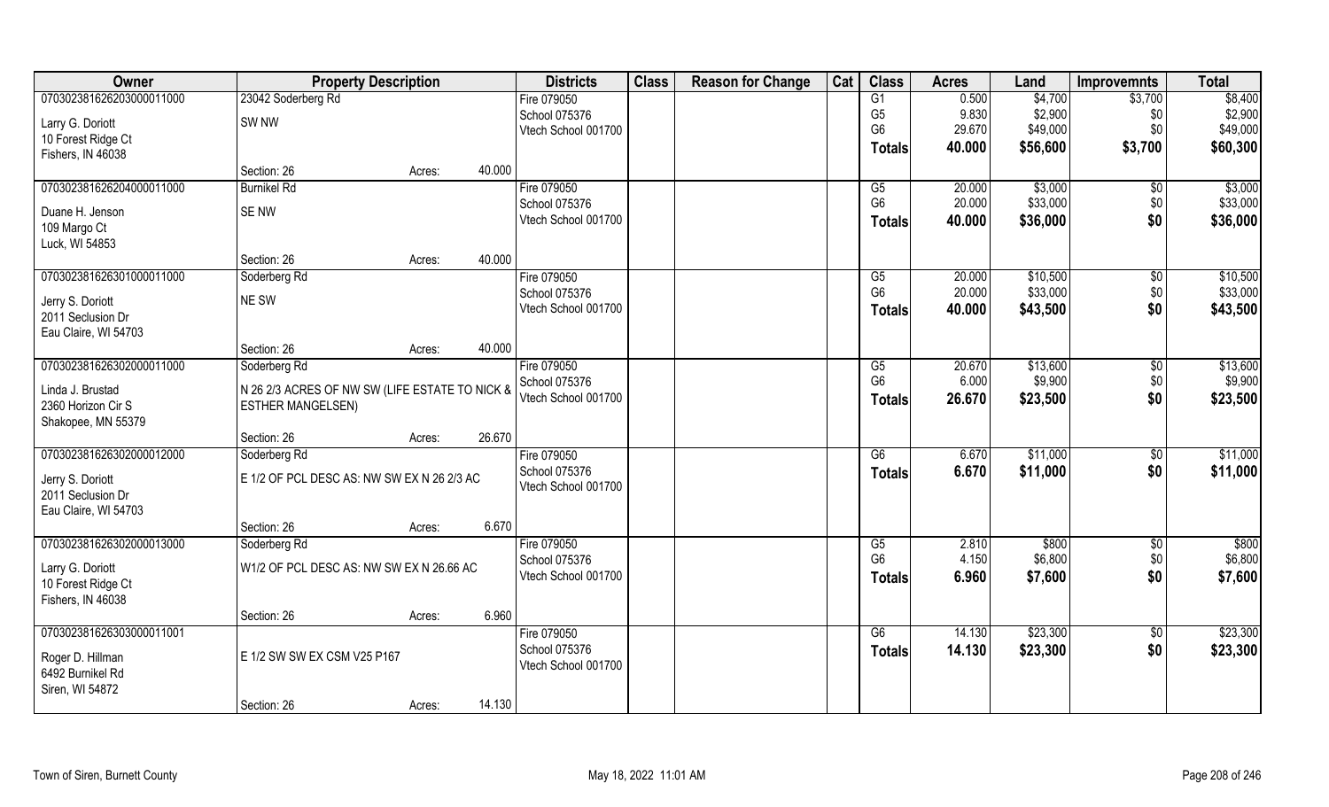| Owner | Property Description | | | Districts | Class | Reason for Change | Cat | Class | Acres | Land | Improvemnts | Total |
|---|---|---|---|---|---|---|---|---|---|---|---|---|
| 070302381626203000011000 | 23042 Soderberg Rd | | | Fire 079050 | | | | G1 | 0.500 | $4,700 | $3,700 | $8,400 |
| Larry G. Doriott | SW NW | | | School 075376 | | | | G5 | 9.830 | $2,900 | $0 | $2,900 |
| 10 Forest Ridge Ct | | | | Vtech School 001700 | | | | G6 | 29.670 | $49,000 | $0 | $49,000 |
| Fishers, IN 46038 | | | | | | | | **Totals** | **40.000** | **$56,600** | **$3,700** | **$60,300** |
| | Section: 26 | Acres: | 40.000 | | | | | | | | | |
| 070302381626204000011000 | Burnikel Rd | | | Fire 079050 | | | | G5 | 20.000 | $3,000 | $0 | $3,000 |
| Duane H. Jenson | SE NW | | | School 075376 | | | | G6 | 20.000 | $33,000 | $0 | $33,000 |
| 109 Margo Ct | | | | Vtech School 001700 | | | | **Totals** | **40.000** | **$36,000** | **$0** | **$36,000** |
| Luck, WI 54853 | | | | | | | | | | | | |
| | Section: 26 | Acres: | 40.000 | | | | | | | | | |
| 070302381626301000011000 | Soderberg Rd | | | Fire 079050 | | | | G5 | 20.000 | $10,500 | $0 | $10,500 |
| Jerry S. Doriott | NE SW | | | School 075376 | | | | G6 | 20.000 | $33,000 | $0 | $33,000 |
| 2011 Seclusion Dr | | | | Vtech School 001700 | | | | **Totals** | **40.000** | **$43,500** | **$0** | **$43,500** |
| Eau Claire, WI 54703 | | | | | | | | | | | | |
| | Section: 26 | Acres: | 40.000 | | | | | | | | | |
| 070302381626302000011000 | Soderberg Rd | | | Fire 079050 | | | | G5 | 20.670 | $13,600 | $0 | $13,600 |
| Linda J. Brustad | N 26 2/3 ACRES OF NW SW (LIFE ESTATE TO NICK & | | | School 075376 | | | | G6 | 6.000 | $9,900 | $0 | $9,900 |
| 2360 Horizon Cir S | ESTHER MANGELSEN) | | | Vtech School 001700 | | | | **Totals** | **26.670** | **$23,500** | **$0** | **$23,500** |
| Shakopee, MN 55379 | | | | | | | | | | | | |
| | Section: 26 | Acres: | 26.670 | | | | | | | | | |
| 070302381626302000012000 | Soderberg Rd | | | Fire 079050 | | | | G6 | 6.670 | $11,000 | $0 | $11,000 |
| Jerry S. Doriott | E 1/2 OF PCL DESC AS: NW SW EX N 26 2/3 AC | | | School 075376 | | | | **Totals** | **6.670** | **$11,000** | **$0** | **$11,000** |
| 2011 Seclusion Dr | | | | Vtech School 001700 | | | | | | | | |
| Eau Claire, WI 54703 | | | | | | | | | | | | |
| | Section: 26 | Acres: | 6.670 | | | | | | | | | |
| 070302381626302000013000 | Soderberg Rd | | | Fire 079050 | | | | G5 | 2.810 | $800 | $0 | $800 |
| Larry G. Doriott | W1/2 OF PCL DESC AS: NW SW EX N 26.66 AC | | | School 075376 | | | | G6 | 4.150 | $6,800 | $0 | $6,800 |
| 10 Forest Ridge Ct | | | | Vtech School 001700 | | | | **Totals** | **6.960** | **$7,600** | **$0** | **$7,600** |
| Fishers, IN 46038 | | | | | | | | | | | | |
| | Section: 26 | Acres: | 6.960 | | | | | | | | | |
| 070302381626303000011001 | | | | Fire 079050 | | | | G6 | 14.130 | $23,300 | $0 | $23,300 |
| Roger D. Hillman | E 1/2 SW SW EX CSM V25 P167 | | | School 075376 | | | | **Totals** | **14.130** | **$23,300** | **$0** | **$23,300** |
| 6492 Burnikel Rd | | | | Vtech School 001700 | | | | | | | | |
| Siren, WI 54872 | | | | | | | | | | | | |
| | Section: 26 | Acres: | 14.130 | | | | | | | | | |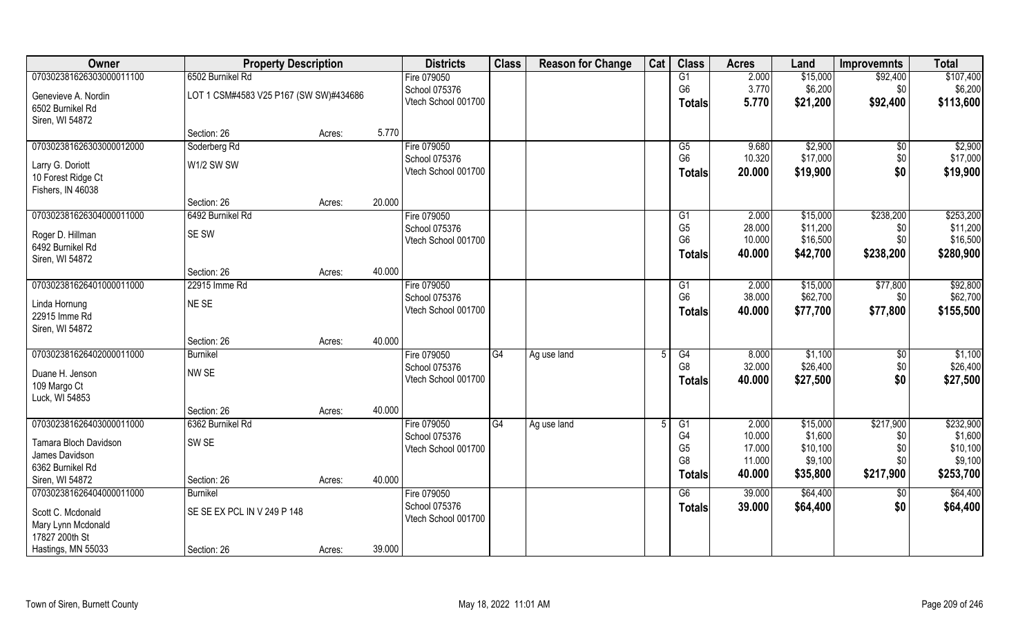| Owner | Property Description | | | Districts | Class | Reason for Change | Cat | Class | Acres | Land | Improvemnts | Total |
|---|---|---|---|---|---|---|---|---|---|---|---|---|
| 070302381626303000011100 | 6502 Burnikel Rd | | | Fire 079050 | | | | G1 | 2.000 | $15,000 | $92,400 | $107,400 |
| Genevieve A. Nordin | LOT 1 CSM#4583 V25 P167 (SW SW)#434686 | | | School 075376 | | | | G6 | 3.770 | $6,200 | $0 | $6,200 |
| 6502 Burnikel Rd | | | | Vtech School 001700 | | | | **Totals** | **5.770** | **$21,200** | **$92,400** | **$113,600** |
| Siren, WI 54872 | | | | | | | | | | | | |
| | Section: 26 | Acres: | 5.770 | | | | | | | | | |
| 070302381626303000012000 | Soderberg Rd | | | Fire 079050 | | | | G5 | 9.680 | $2,900 | $0 | $2,900 |
| Larry G. Doriott | W1/2 SW SW | | | School 075376 | | | | G6 | 10.320 | $17,000 | $0 | $17,000 |
| 10 Forest Ridge Ct | | | | Vtech School 001700 | | | | **Totals** | **20.000** | **$19,900** | **$0** | **$19,900** |
| Fishers, IN 46038 | | | | | | | | | | | | |
| | Section: 26 | Acres: | 20.000 | | | | | | | | | |
| 070302381626304000011000 | 6492 Burnikel Rd | | | Fire 079050 | | | | G1 | 2.000 | $15,000 | $238,200 | $253,200 |
| Roger D. Hillman | SE SW | | | School 075376 | | | | G5 | 28.000 | $11,200 | $0 | $11,200 |
| 6492 Burnikel Rd | | | | Vtech School 001700 | | | | G6 | 10.000 | $16,500 | $0 | $16,500 |
| Siren, WI 54872 | | | | | | | | **Totals** | **40.000** | **$42,700** | **$238,200** | **$280,900** |
| | Section: 26 | Acres: | 40.000 | | | | | | | | | |
| 070302381626401000011000 | 22915 Imme Rd | | | Fire 079050 | | | | G1 | 2.000 | $15,000 | $77,800 | $92,800 |
| Linda Hornung | NE SE | | | School 075376 | | | | G6 | 38.000 | $62,700 | $0 | $62,700 |
| 22915 Imme Rd | | | | Vtech School 001700 | | | | **Totals** | **40.000** | **$77,700** | **$77,800** | **$155,500** |
| Siren, WI 54872 | | | | | | | | | | | | |
| | Section: 26 | Acres: | 40.000 | | | | | | | | | |
| 070302381626402000011000 | Burnikel | | | Fire 079050 | G4 | Ag use land | 5 | G4 | 8.000 | $1,100 | $0 | $1,100 |
| Duane H. Jenson | NW SE | | | School 075376 | | | | G8 | 32.000 | $26,400 | $0 | $26,400 |
| 109 Margo Ct | | | | Vtech School 001700 | | | | **Totals** | **40.000** | **$27,500** | **$0** | **$27,500** |
| Luck, WI 54853 | | | | | | | | | | | | |
| | Section: 26 | Acres: | 40.000 | | | | | | | | | |
| 070302381626403000011000 | 6362 Burnikel Rd | | | Fire 079050 | G4 | Ag use land | 5 | G1 | 2.000 | $15,000 | $217,900 | $232,900 |
| Tamara Bloch Davidson | SW SE | | | School 075376 | | | | G4 | 10.000 | $1,600 | $0 | $1,600 |
| James Davidson | | | | Vtech School 001700 | | | | G5 | 17.000 | $10,100 | $0 | $10,100 |
| 6362 Burnikel Rd | | | | | | | | G8 | 11.000 | $9,100 | $0 | $9,100 |
| Siren, WI 54872 | Section: 26 | Acres: | 40.000 | | | | | **Totals** | **40.000** | **$35,800** | **$217,900** | **$253,700** |
| 070302381626404000011000 | Burnikel | | | Fire 079050 | | | | G6 | 39.000 | $64,400 | $0 | $64,400 |
| Scott C. Mcdonald | SE SE EX PCL IN V 249 P 148 | | | School 075376 | | | | **Totals** | **39.000** | **$64,400** | **$0** | **$64,400** |
| Mary Lynn Mcdonald | | | | Vtech School 001700 | | | | | | | | |
| 17827 200th St | | | | | | | | | | | | |
| Hastings, MN 55033 | Section: 26 | Acres: | 39.000 | | | | | | | | | |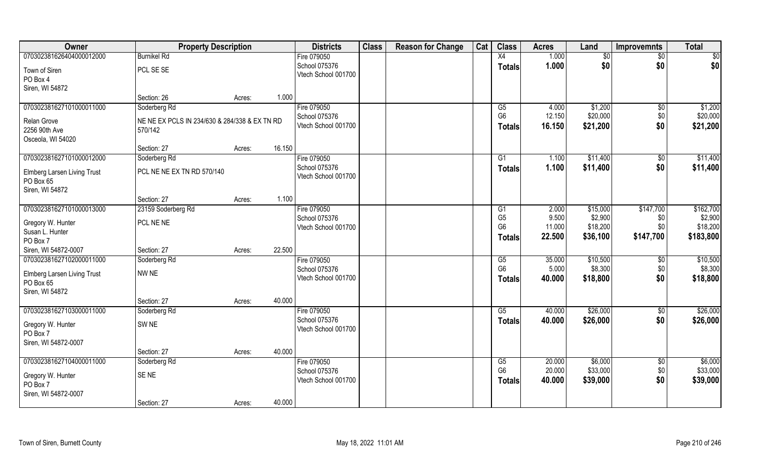| Owner | Property Description | | | Districts | Class | Reason for Change | Cat | Class | Acres | Land | Improvemnts | Total |
|---|---|---|---|---|---|---|---|---|---|---|---|---|
| 070302381626404000012000 | Burnikel Rd | | | Fire 079050 | | | | X4 | 1.000 | $0 | $0 | $0 |
| Town of Siren<br>PO Box 4<br>Siren, WI 54872 | PCL SE SE | | | School 075376<br>Vtech School 001700 | | | | **Totals** | **1.000** | **$0** | **$0** | **$0** |
| | Section: 26 | Acres: | 1.000 | | | | | | | | | |
| 070302381627101000011000 | Soderberg Rd | | | Fire 079050 | | | | G5<br>G6 | 4.000<br>12.150 | $1,200<br>$20,000 | $0<br>$0 | $1,200<br>$20,000 |
| Relan Grove<br>2256 90th Ave<br>Osceola, WI 54020 | NE NE EX PCLS IN 234/630 & 284/338 & EX TN RD 570/142 | | | School 075376<br>Vtech School 001700 | | | | **Totals** | **16.150** | **$21,200** | **$0** | **$21,200** |
| | Section: 27 | Acres: | 16.150 | | | | | | | | | |
| 070302381627101000012000 | Soderberg Rd | | | Fire 079050 | | | | G1 | 1.100 | $11,400 | $0 | $11,400 |
| Elmberg Larsen Living Trust<br>PO Box 65<br>Siren, WI 54872 | PCL NE NE EX TN RD 570/140 | | | School 075376<br>Vtech School 001700 | | | | **Totals** | **1.100** | **$11,400** | **$0** | **$11,400** |
| | Section: 27 | Acres: | 1.100 | | | | | | | | | |
| 070302381627101000013000 | 23159 Soderberg Rd | | | Fire 079050 | | | | G1<br>G5<br>G6 | 2.000<br>9.500<br>11.000 | $15,000<br>$2,900<br>$18,200 | $147,700<br>$0<br>$0 | $162,700<br>$2,900<br>$18,200 |
| Gregory W. Hunter<br>Susan L. Hunter<br>PO Box 7<br>Siren, WI 54872-0007 | PCL NE NE | | | School 075376<br>Vtech School 001700 | | | | **Totals** | **22.500** | **$36,100** | **$147,700** | **$183,800** |
| | Section: 27 | Acres: | 22.500 | | | | | | | | | |
| 070302381627102000011000 | Soderberg Rd | | | Fire 079050 | | | | G5<br>G6 | 35.000<br>5.000 | $10,500<br>$8,300 | $0<br>$0 | $10,500<br>$8,300 |
| Elmberg Larsen Living Trust<br>PO Box 65<br>Siren, WI 54872 | NW NE | | | School 075376<br>Vtech School 001700 | | | | **Totals** | **40.000** | **$18,800** | **$0** | **$18,800** |
| | Section: 27 | Acres: | 40.000 | | | | | | | | | |
| 070302381627103000011000 | Soderberg Rd | | | Fire 079050 | | | | G5 | 40.000 | $26,000 | $0 | $26,000 |
| Gregory W. Hunter<br>PO Box 7<br>Siren, WI 54872-0007 | SW NE | | | School 075376<br>Vtech School 001700 | | | | **Totals** | **40.000** | **$26,000** | **$0** | **$26,000** |
| | Section: 27 | Acres: | 40.000 | | | | | | | | | |
| 070302381627104000011000 | Soderberg Rd | | | Fire 079050 | | | | G5<br>G6 | 20.000<br>20.000 | $6,000<br>$33,000 | $0<br>$0 | $6,000<br>$33,000 |
| Gregory W. Hunter<br>PO Box 7<br>Siren, WI 54872-0007 | SE NE | | | School 075376<br>Vtech School 001700 | | | | **Totals** | **40.000** | **$39,000** | **$0** | **$39,000** |
| | Section: 27 | Acres: | 40.000 | | | | | | | | | |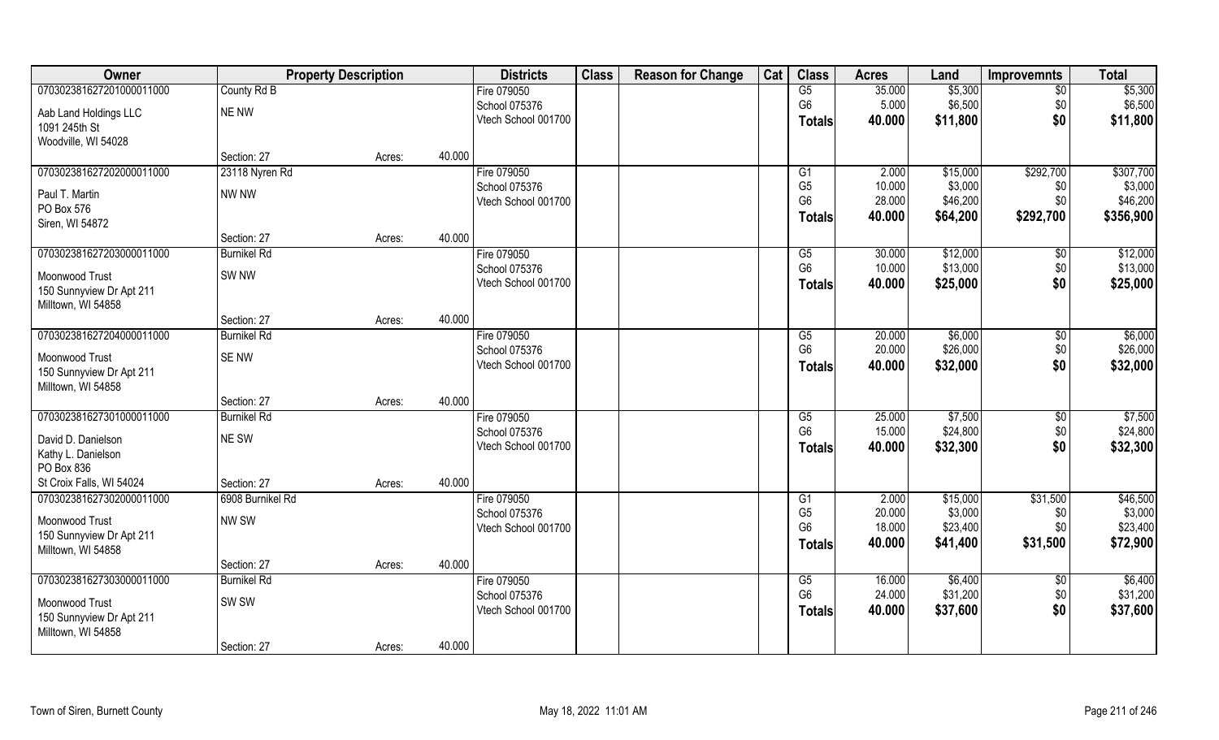| Owner | Property Description | | | Districts | Class | Reason for Change | Cat | Class | Acres | Land | Improvemnts | Total |
|---|---|---|---|---|---|---|---|---|---|---|---|---|
| 070302381627201000011000 | County Rd B | | | Fire 079050 | | | | G5 | 35.000 | $5,300 | $0 | $5,300 |
| Aab Land Holdings LLC | NE NW | | | School 075376 | | | | G6 | 5.000 | $6,500 | $0 | $6,500 |
| 1091 245th St | | | | Vtech School 001700 | | | | **Totals** | **40.000** | **$11,800** | **$0** | **$11,800** |
| Woodville, WI 54028 | | | | | | | | | | | | |
| | Section: 27 | Acres: | 40.000 | | | | | | | | | |
| 070302381627202000011000 | 23118 Nyren Rd | | | Fire 079050 | | | | G1 | 2.000 | $15,000 | $292,700 | $307,700 |
| Paul T. Martin | NW NW | | | School 075376 | | | | G5 | 10.000 | $3,000 | $0 | $3,000 |
| PO Box 576 | | | | Vtech School 001700 | | | | G6 | 28.000 | $46,200 | $0 | $46,200 |
| Siren, WI 54872 | | | | | | | | **Totals** | **40.000** | **$64,200** | **$292,700** | **$356,900** |
| | Section: 27 | Acres: | 40.000 | | | | | | | | | |
| 070302381627203000011000 | Burnikel Rd | | | Fire 079050 | | | | G5 | 30.000 | $12,000 | $0 | $12,000 |
| Moonwood Trust | SW NW | | | School 075376 | | | | G6 | 10.000 | $13,000 | $0 | $13,000 |
| 150 Sunnyview Dr Apt 211 | | | | Vtech School 001700 | | | | **Totals** | **40.000** | **$25,000** | **$0** | **$25,000** |
| Milltown, WI 54858 | | | | | | | | | | | | |
| | Section: 27 | Acres: | 40.000 | | | | | | | | | |
| 070302381627204000011000 | Burnikel Rd | | | Fire 079050 | | | | G5 | 20.000 | $6,000 | $0 | $6,000 |
| Moonwood Trust | SE NW | | | School 075376 | | | | G6 | 20.000 | $26,000 | $0 | $26,000 |
| 150 Sunnyview Dr Apt 211 | | | | Vtech School 001700 | | | | **Totals** | **40.000** | **$32,000** | **$0** | **$32,000** |
| Milltown, WI 54858 | | | | | | | | | | | | |
| | Section: 27 | Acres: | 40.000 | | | | | | | | | |
| 070302381627301000011000 | Burnikel Rd | | | Fire 079050 | | | | G5 | 25.000 | $7,500 | $0 | $7,500 |
| David D. Danielson | NE SW | | | School 075376 | | | | G6 | 15.000 | $24,800 | $0 | $24,800 |
| Kathy L. Danielson | | | | Vtech School 001700 | | | | **Totals** | **40.000** | **$32,300** | **$0** | **$32,300** |
| PO Box 836 | | | | | | | | | | | | |
| St Croix Falls, WI 54024 | Section: 27 | Acres: | 40.000 | | | | | | | | | |
| 070302381627302000011000 | 6908 Burnikel Rd | | | Fire 079050 | | | | G1 | 2.000 | $15,000 | $31,500 | $46,500 |
| Moonwood Trust | NW SW | | | School 075376 | | | | G5 | 20.000 | $3,000 | $0 | $3,000 |
| 150 Sunnyview Dr Apt 211 | | | | Vtech School 001700 | | | | G6 | 18.000 | $23,400 | $0 | $23,400 |
| Milltown, WI 54858 | | | | | | | | **Totals** | **40.000** | **$41,400** | **$31,500** | **$72,900** |
| | Section: 27 | Acres: | 40.000 | | | | | | | | | |
| 070302381627303000011000 | Burnikel Rd | | | Fire 079050 | | | | G5 | 16.000 | $6,400 | $0 | $6,400 |
| Moonwood Trust | SW SW | | | School 075376 | | | | G6 | 24.000 | $31,200 | $0 | $31,200 |
| 150 Sunnyview Dr Apt 211 | | | | Vtech School 001700 | | | | **Totals** | **40.000** | **$37,600** | **$0** | **$37,600** |
| Milltown, WI 54858 | | | | | | | | | | | | |
| | Section: 27 | Acres: | 40.000 | | | | | | | | | |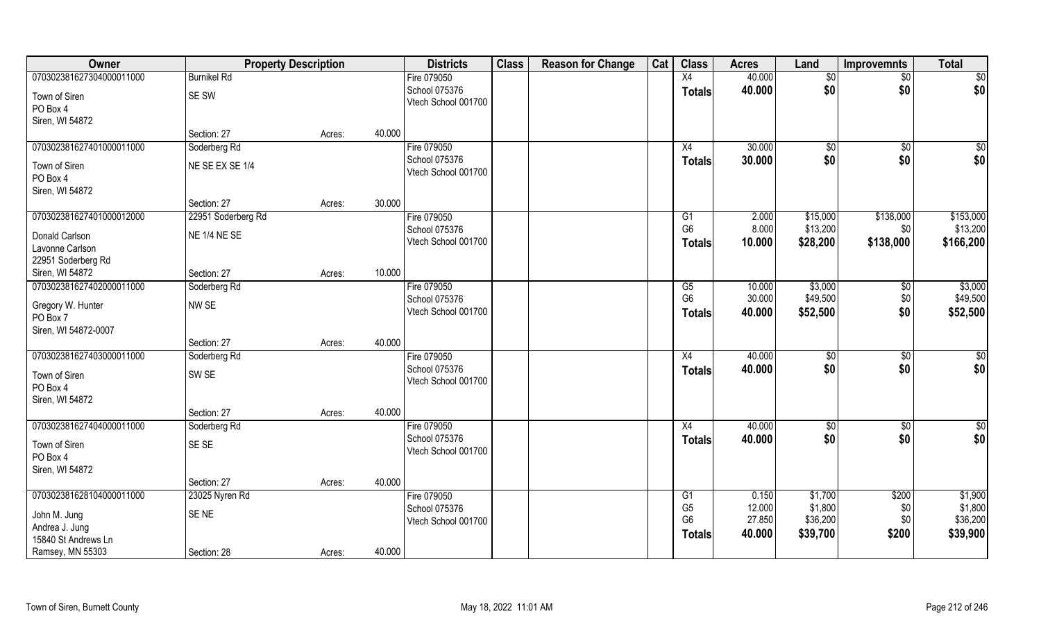| Owner | Property Description | | | Districts | Class | Reason for Change | Cat | Class | Acres | Land | Improvemnts | Total |
|---|---|---|---|---|---|---|---|---|---|---|---|---|
| 070302381627304000011000 | Burnikel Rd | | | Fire 079050 | | | | X4 | 40.000 | $0 | $0 | $0 |
| Town of Siren | SE SW | | | School 075376 | | | | Totals | 40.000 | $0 | $0 | $0 |
| PO Box 4 | | | | Vtech School 001700 | | | | | | | | |
| Siren, WI 54872 | | | | | | | | | | | | |
| | Section: 27 | Acres: | 40.000 | | | | | | | | | |
| 070302381627401000011000 | Soderberg Rd | | | Fire 079050 | | | | X4 | 30.000 | $0 | $0 | $0 |
| Town of Siren | NE SE EX SE 1/4 | | | School 075376 | | | | Totals | 30.000 | $0 | $0 | $0 |
| PO Box 4 | | | | Vtech School 001700 | | | | | | | | |
| Siren, WI 54872 | | | | | | | | | | | | |
| | Section: 27 | Acres: | 30.000 | | | | | | | | | |
| 070302381627401000012000 | 22951 Soderberg Rd | | | Fire 079050 | | | | G1 | 2.000 | $15,000 | $138,000 | $153,000 |
| Donald Carlson | NE 1/4 NE SE | | | School 075376 | | | | G6 | 8.000 | $13,200 | $0 | $13,200 |
| Lavonne Carlson | | | | Vtech School 001700 | | | | Totals | 10.000 | $28,200 | $138,000 | $166,200 |
| 22951 Soderberg Rd | | | | | | | | | | | | |
| Siren, WI 54872 | Section: 27 | Acres: | 10.000 | | | | | | | | | |
| 070302381627402000011000 | Soderberg Rd | | | Fire 079050 | | | | G5 | 10.000 | $3,000 | $0 | $3,000 |
| Gregory W. Hunter | NW SE | | | School 075376 | | | | G6 | 30.000 | $49,500 | $0 | $49,500 |
| PO Box 7 | | | | Vtech School 001700 | | | | Totals | 40.000 | $52,500 | $0 | $52,500 |
| Siren, WI 54872-0007 | | | | | | | | | | | | |
| | Section: 27 | Acres: | 40.000 | | | | | | | | | |
| 070302381627403000011000 | Soderberg Rd | | | Fire 079050 | | | | X4 | 40.000 | $0 | $0 | $0 |
| Town of Siren | SW SE | | | School 075376 | | | | Totals | 40.000 | $0 | $0 | $0 |
| PO Box 4 | | | | Vtech School 001700 | | | | | | | | |
| Siren, WI 54872 | | | | | | | | | | | | |
| | Section: 27 | Acres: | 40.000 | | | | | | | | | |
| 070302381627404000011000 | Soderberg Rd | | | Fire 079050 | | | | X4 | 40.000 | $0 | $0 | $0 |
| Town of Siren | SE SE | | | School 075376 | | | | Totals | 40.000 | $0 | $0 | $0 |
| PO Box 4 | | | | Vtech School 001700 | | | | | | | | |
| Siren, WI 54872 | | | | | | | | | | | | |
| | Section: 27 | Acres: | 40.000 | | | | | | | | | |
| 070302381628104000011000 | 23025 Nyren Rd | | | Fire 079050 | | | | G1 | 0.150 | $1,700 | $200 | $1,900 |
| John M. Jung | SE NE | | | School 075376 | | | | G5 | 12.000 | $1,800 | $0 | $1,800 |
| Andrea J. Jung | | | | Vtech School 001700 | | | | G6 | 27.850 | $36,200 | $0 | $36,200 |
| 15840 St Andrews Ln | | | | | | | | Totals | 40.000 | $39,700 | $200 | $39,900 |
| Ramsey, MN 55303 | Section: 28 | Acres: | 40.000 | | | | | | | | | |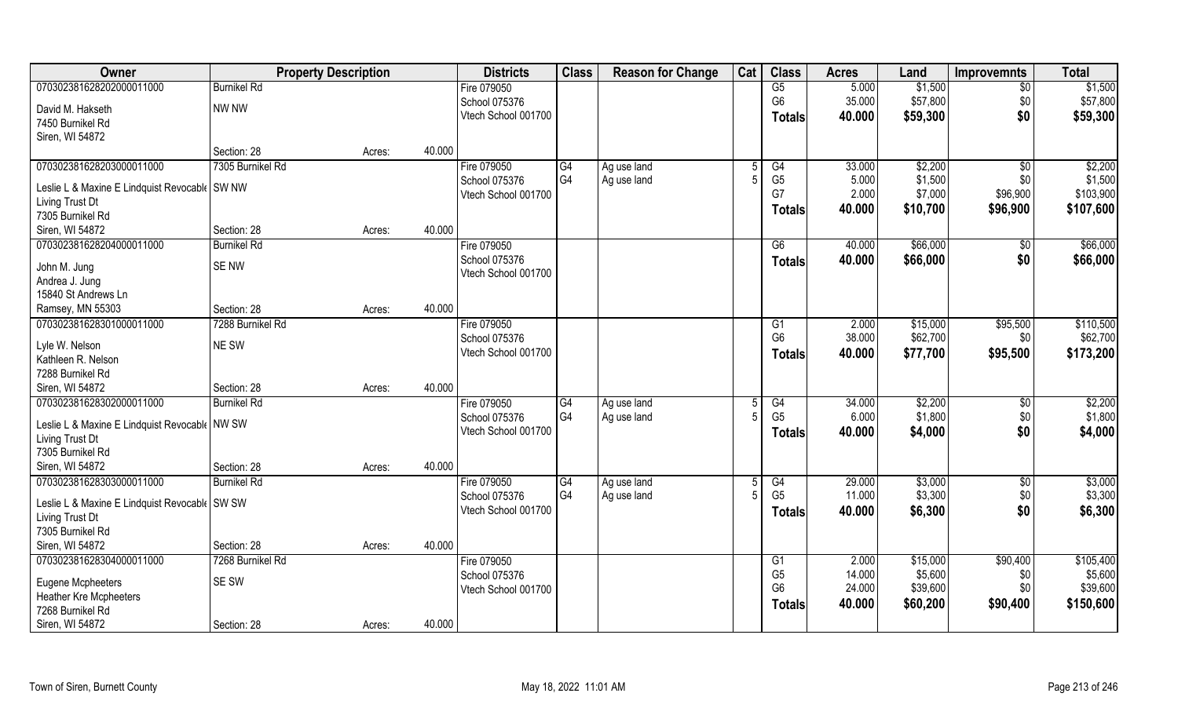| Owner | Property Description | | | Districts | Class | Reason for Change | Cat | Class | Acres | Land | Improvemnts | Total |
|---|---|---|---|---|---|---|---|---|---|---|---|---|
| 070302381628202000011000 | Burnikel Rd | | | Fire 079050 | | | | G5 | 5.000 | $1,500 | $0 | $1,500 |
| David M. Hakseth | NW NW | | | School 075376 | | | | G6 | 35.000 | $57,800 | $0 | $57,800 |
| 7450 Burnikel Rd | | | | Vtech School 001700 | | | | Totals | 40.000 | $59,300 | $0 | $59,300 |
| Siren, WI 54872 | | | | | | | | | | | | |
| | Section: 28 | Acres: | 40.000 | | | | | | | | | |
| 070302381628203000011000 | 7305 Burnikel Rd | | | Fire 079050 | G4 | Ag use land | 5 | G4 | 33.000 | $2,200 | $0 | $2,200 |
| Leslie L & Maxine E Lindquist Revocable | SW NW | | | School 075376 | G4 | Ag use land | 5 | G5 | 5.000 | $1,500 | $0 | $1,500 |
| Living Trust Dt | | | | Vtech School 001700 | | | | G7 | 2.000 | $7,000 | $96,900 | $103,900 |
| 7305 Burnikel Rd | | | | | | | | Totals | 40.000 | $10,700 | $96,900 | $107,600 |
| Siren, WI 54872 | Section: 28 | Acres: | 40.000 | | | | | | | | | |
| 070302381628204000011000 | Burnikel Rd | | | Fire 079050 | | | | G6 | 40.000 | $66,000 | $0 | $66,000 |
| John M. Jung | SE NW | | | School 075376 | | | | Totals | 40.000 | $66,000 | $0 | $66,000 |
| Andrea J. Jung | | | | Vtech School 001700 | | | | | | | | |
| 15840 St Andrews Ln | | | | | | | | | | | | |
| Ramsey, MN 55303 | Section: 28 | Acres: | 40.000 | | | | | | | | | |
| 070302381628301000011000 | 7288 Burnikel Rd | | | Fire 079050 | | | | G1 | 2.000 | $15,000 | $95,500 | $110,500 |
| Lyle W. Nelson | NE SW | | | School 075376 | | | | G6 | 38.000 | $62,700 | $0 | $62,700 |
| Kathleen R. Nelson | | | | Vtech School 001700 | | | | Totals | 40.000 | $77,700 | $95,500 | $173,200 |
| 7288 Burnikel Rd | | | | | | | | | | | | |
| Siren, WI 54872 | Section: 28 | Acres: | 40.000 | | | | | | | | | |
| 070302381628302000011000 | Burnikel Rd | | | Fire 079050 | G4 | Ag use land | 5 | G4 | 34.000 | $2,200 | $0 | $2,200 |
| Leslie L & Maxine E Lindquist Revocable | NW SW | | | School 075376 | G4 | Ag use land | 5 | G5 | 6.000 | $1,800 | $0 | $1,800 |
| Living Trust Dt | | | | Vtech School 001700 | | | | Totals | 40.000 | $4,000 | $0 | $4,000 |
| 7305 Burnikel Rd | | | | | | | | | | | | |
| Siren, WI 54872 | Section: 28 | Acres: | 40.000 | | | | | | | | | |
| 070302381628303000011000 | Burnikel Rd | | | Fire 079050 | G4 | Ag use land | 5 | G4 | 29.000 | $3,000 | $0 | $3,000 |
| Leslie L & Maxine E Lindquist Revocable | SW SW | | | School 075376 | G4 | Ag use land | 5 | G5 | 11.000 | $3,300 | $0 | $3,300 |
| Living Trust Dt | | | | Vtech School 001700 | | | | Totals | 40.000 | $6,300 | $0 | $6,300 |
| 7305 Burnikel Rd | | | | | | | | | | | | |
| Siren, WI 54872 | Section: 28 | Acres: | 40.000 | | | | | | | | | |
| 070302381628304000011000 | 7268 Burnikel Rd | | | Fire 079050 | | | | G1 | 2.000 | $15,000 | $90,400 | $105,400 |
| Eugene Mcpheeters | SE SW | | | School 075376 | | | | G5 | 14.000 | $5,600 | $0 | $5,600 |
| Heather Kre Mcpheeters | | | | Vtech School 001700 | | | | G6 | 24.000 | $39,600 | $0 | $39,600 |
| 7268 Burnikel Rd | | | | | | | | Totals | 40.000 | $60,200 | $90,400 | $150,600 |
| Siren, WI 54872 | Section: 28 | Acres: | 40.000 | | | | | | | | | |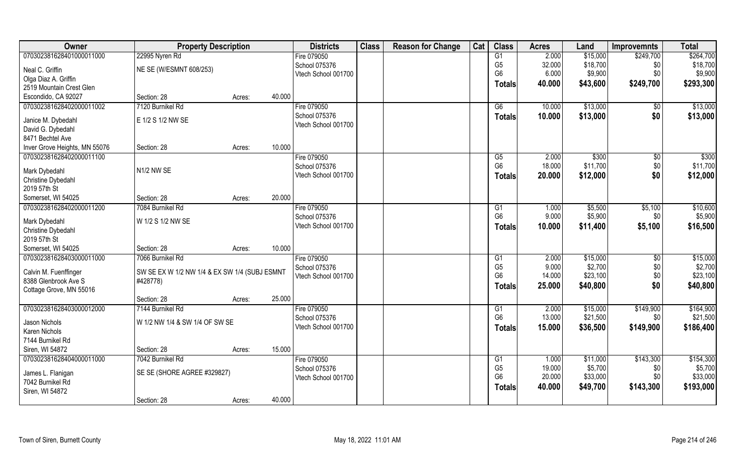| Owner | Property Description | | | Districts | Class | Reason for Change | Cat | Class | Acres | Land | Improvemnts | Total |
|---|---|---|---|---|---|---|---|---|---|---|---|---|
| 070302381628401000011000 | 22995 Nyren Rd | | | Fire 079050 | | | | G1 | 2.000 | $15,000 | $249,700 | $264,700 |
| Neal C. Griffin | NE SE (W/ESMNT 608/253) | | | School 075376 | | | | G5 | 32.000 | $18,700 | $0 | $18,700 |
| Olga Diaz A. Griffin | | | | Vtech School 001700 | | | | G6 | 6.000 | $9,900 | $0 | $9,900 |
| 2519 Mountain Crest Glen | | | | | | | | Totals | 40.000 | $43,600 | $249,700 | $293,300 |
| Escondido, CA 92027 | Section: 28 | Acres: | 40.000 | | | | | | | | | |
| 070302381628402000011002 | 7120 Burnikel Rd | | | Fire 079050 | | | | G6 | 10.000 | $13,000 | $0 | $13,000 |
| Janice M. Dybedahl | E 1/2 S 1/2 NW SE | | | School 075376 | | | | Totals | 10.000 | $13,000 | $0 | $13,000 |
| David G. Dybedahl | | | | Vtech School 001700 | | | | | | | | |
| 8471 Bechtel Ave | | | | | | | | | | | | |
| Inver Grove Heights, MN 55076 | Section: 28 | Acres: | 10.000 | | | | | | | | | |
| 070302381628402000011100 | | | | Fire 079050 | | | | G5 | 2.000 | $300 | $0 | $300 |
| Mark Dybedahl | N1/2 NW SE | | | School 075376 | | | | G6 | 18.000 | $11,700 | $0 | $11,700 |
| Christine Dybedahl | | | | Vtech School 001700 | | | | Totals | 20.000 | $12,000 | $0 | $12,000 |
| 2019 57th St | | | | | | | | | | | | |
| Somerset, WI 54025 | Section: 28 | Acres: | 20.000 | | | | | | | | | |
| 070302381628402000011200 | 7084 Burnikel Rd | | | Fire 079050 | | | | G1 | 1.000 | $5,500 | $5,100 | $10,600 |
| Mark Dybedahl | W 1/2 S 1/2 NW SE | | | School 075376 | | | | G6 | 9.000 | $5,900 | $0 | $5,900 |
| Christine Dybedahl | | | | Vtech School 001700 | | | | Totals | 10.000 | $11,400 | $5,100 | $16,500 |
| 2019 57th St | | | | | | | | | | | | |
| Somerset, WI 54025 | Section: 28 | Acres: | 10.000 | | | | | | | | | |
| 070302381628403000011000 | 7066 Burnikel Rd | | | Fire 079050 | | | | G1 | 2.000 | $15,000 | $0 | $15,000 |
| Calvin M. Fuenffinger | SW SE EX W 1/2 NW 1/4 & EX SW 1/4 (SUBJ ESMNT #428778) | | | School 075376 | | | | G5 | 9.000 | $2,700 | $0 | $2,700 |
| 8388 Glenbrook Ave S | | | | Vtech School 001700 | | | | G6 | 14.000 | $23,100 | $0 | $23,100 |
| Cottage Grove, MN 55016 | | | | | | | | Totals | 25.000 | $40,800 | $0 | $40,800 |
| | Section: 28 | Acres: | 25.000 | | | | | | | | | |
| 070302381628403000012000 | 7144 Burnikel Rd | | | Fire 079050 | | | | G1 | 2.000 | $15,000 | $149,900 | $164,900 |
| Jason Nichols | W 1/2 NW 1/4 & SW 1/4 OF SW SE | | | School 075376 | | | | G6 | 13.000 | $21,500 | $0 | $21,500 |
| Karen Nichols | | | | Vtech School 001700 | | | | Totals | 15.000 | $36,500 | $149,900 | $186,400 |
| 7144 Burnikel Rd | | | | | | | | | | | | |
| Siren, WI 54872 | Section: 28 | Acres: | 15.000 | | | | | | | | | |
| 070302381628404000011000 | 7042 Burnikel Rd | | | Fire 079050 | | | | G1 | 1.000 | $11,000 | $143,300 | $154,300 |
| James L. Flanigan | SE SE (SHORE AGREE #329827) | | | School 075376 | | | | G5 | 19.000 | $5,700 | $0 | $5,700 |
| 7042 Burnikel Rd | | | | Vtech School 001700 | | | | G6 | 20.000 | $33,000 | $0 | $33,000 |
| Siren, WI 54872 | | | | | | | | Totals | 40.000 | $49,700 | $143,300 | $193,000 |
| | Section: 28 | Acres: | 40.000 | | | | | | | | | |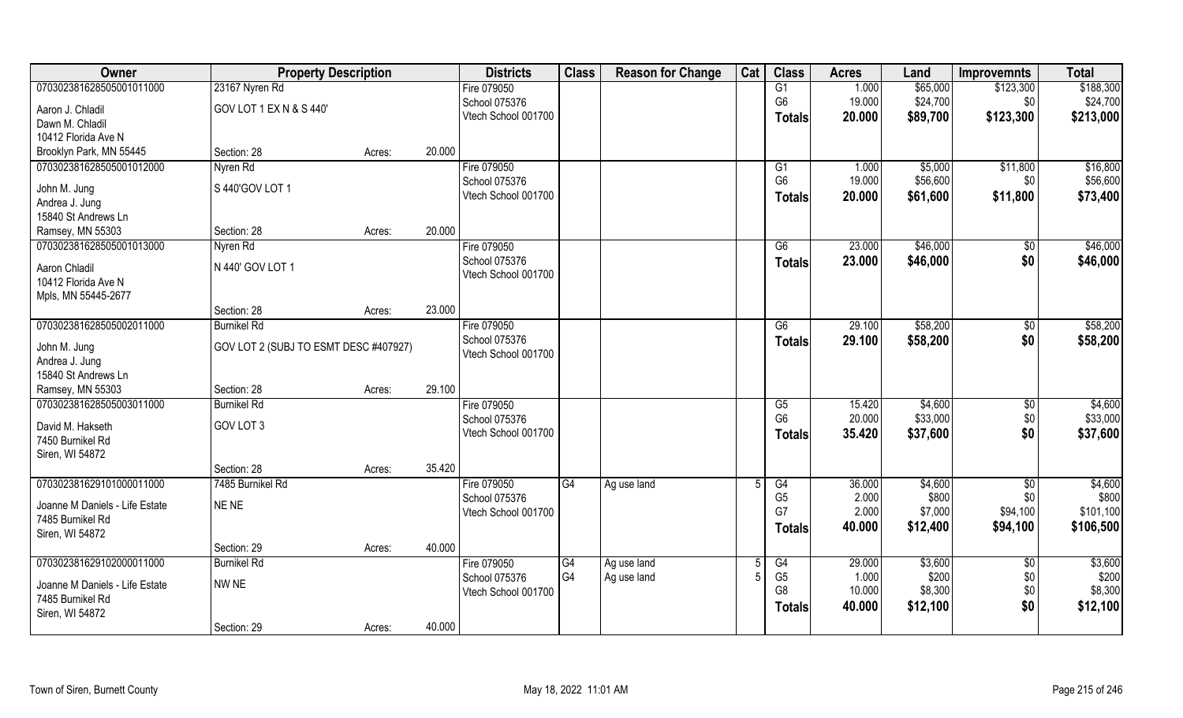| Owner | Property Description | | | Districts | Class | Reason for Change | Cat | Class | Acres | Land | Improvemnts | Total |
|---|---|---|---|---|---|---|---|---|---|---|---|---|
| 070302381628505001011000 | 23167 Nyren Rd | | | Fire 079050 | | | | G1 | 1.000 | $65,000 | $123,300 | $188,300 |
| Aaron J. Chladil | GOV LOT 1 EX N & S 440' | | | School 075376 | | | | G6 | 19.000 | $24,700 | $0 | $24,700 |
| Dawn M. Chladil | | | | Vtech School 001700 | | | | **Totals** | **20.000** | **$89,700** | **$123,300** | **$213,000** |
| 10412 Florida Ave N | | | | | | | | | | | | |
| Brooklyn Park, MN 55445 | Section: 28 | Acres: | 20.000 | | | | | | | | | |
| 070302381628505001012000 | Nyren Rd | | | Fire 079050 | | | | G1 | 1.000 | $5,000 | $11,800 | $16,800 |
| John M. Jung | S 440'GOV LOT 1 | | | School 075376 | | | | G6 | 19.000 | $56,600 | $0 | $56,600 |
| Andrea J. Jung | | | | Vtech School 001700 | | | | **Totals** | **20.000** | **$61,600** | **$11,800** | **$73,400** |
| 15840 St Andrews Ln | | | | | | | | | | | | |
| Ramsey, MN 55303 | Section: 28 | Acres: | 20.000 | | | | | | | | | |
| 070302381628505001013000 | Nyren Rd | | | Fire 079050 | | | | G6 | 23.000 | $46,000 | $0 | $46,000 |
| Aaron Chladil | N 440' GOV LOT 1 | | | School 075376 | | | | **Totals** | **23.000** | **$46,000** | **$0** | **$46,000** |
| 10412 Florida Ave N | | | | Vtech School 001700 | | | | | | | | |
| Mpls, MN 55445-2677 | | | | | | | | | | | | |
| | Section: 28 | Acres: | 23.000 | | | | | | | | | |
| 070302381628505002011000 | Burnikel Rd | | | Fire 079050 | | | | G6 | 29.100 | $58,200 | $0 | $58,200 |
| John M. Jung | GOV LOT 2 (SUBJ TO ESMT DESC #407927) | | | School 075376 | | | | **Totals** | **29.100** | **$58,200** | **$0** | **$58,200** |
| Andrea J. Jung | | | | Vtech School 001700 | | | | | | | | |
| 15840 St Andrews Ln | | | | | | | | | | | | |
| Ramsey, MN 55303 | Section: 28 | Acres: | 29.100 | | | | | | | | | |
| 070302381628505003011000 | Burnikel Rd | | | Fire 079050 | | | | G5 | 15.420 | $4,600 | $0 | $4,600 |
| David M. Hakseth | GOV LOT 3 | | | School 075376 | | | | G6 | 20.000 | $33,000 | $0 | $33,000 |
| 7450 Burnikel Rd | | | | Vtech School 001700 | | | | **Totals** | **35.420** | **$37,600** | **$0** | **$37,600** |
| Siren, WI 54872 | | | | | | | | | | | | |
| | Section: 28 | Acres: | 35.420 | | | | | | | | | |
| 070302381629101000011000 | 7485 Burnikel Rd | | | Fire 079050 | G4 | Ag use land | 5 | G4 | 36.000 | $4,600 | $0 | $4,600 |
| Joanne M Daniels - Life Estate | NE NE | | | School 075376 | | | | G5 | 2.000 | $800 | $0 | $800 |
| 7485 Burnikel Rd | | | | Vtech School 001700 | | | | G7 | 2.000 | $7,000 | $94,100 | $101,100 |
| Siren, WI 54872 | | | | | | | | **Totals** | **40.000** | **$12,400** | **$94,100** | **$106,500** |
| | Section: 29 | Acres: | 40.000 | | | | | | | | | |
| 070302381629102000011000 | Burnikel Rd | | | Fire 079050 | G4 | Ag use land | 5 | G4 | 29.000 | $3,600 | $0 | $3,600 |
| Joanne M Daniels - Life Estate | NW NE | | | School 075376 | G4 | Ag use land | 5 | G5 | 1.000 | $200 | $0 | $200 |
| 7485 Burnikel Rd | | | | Vtech School 001700 | | | | G8 | 10.000 | $8,300 | $0 | $8,300 |
| Siren, WI 54872 | | | | | | | | **Totals** | **40.000** | **$12,100** | **$0** | **$12,100** |
| | Section: 29 | Acres: | 40.000 | | | | | | | | | |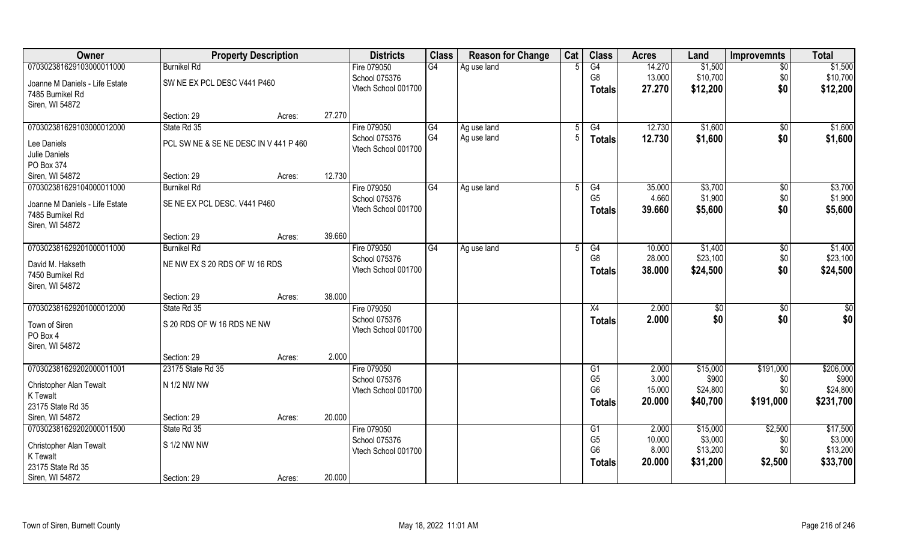| Owner | Property Description | | | Districts | Class | Reason for Change | Cat | Class | Acres | Land | Improvemnts | Total |
|---|---|---|---|---|---|---|---|---|---|---|---|---|
| 070302381629103000011000 | Burnikel Rd | | | Fire 079050 | G4 | Ag use land | 5 | G4 | 14.270 | $1,500 | $0 | $1,500 |
| Joanne M Daniels - Life Estate | SW NE EX PCL DESC V441 P460 | | | School 075376 | | | | G8 | 13.000 | $10,700 | $0 | $10,700 |
| 7485 Burnikel Rd | | | | Vtech School 001700 | | | | **Totals** | **27.270** | **$12,200** | **$0** | **$12,200** |
| Siren, WI 54872 | Section: 29 | Acres: | 27.270 | | | | | | | | | |
| 070302381629103000012000 | State Rd 35 | | | Fire 079050 | G4 | Ag use land | 5 | G4 | 12.730 | $1,600 | $0 | $1,600 |
| Lee Daniels | PCL SW NE & SE NE DESC IN V 441 P 460 | | | School 075376 | G4 | Ag use land | 5 | **Totals** | **12.730** | **$1,600** | **$0** | **$1,600** |
| Julie Daniels | | | | Vtech School 001700 | | | | | | | | |
| PO Box 374 | | | | | | | | | | | | |
| Siren, WI 54872 | Section: 29 | Acres: | 12.730 | | | | | | | | | |
| 070302381629104000011000 | Burnikel Rd | | | Fire 079050 | G4 | Ag use land | 5 | G4 | 35.000 | $3,700 | $0 | $3,700 |
| Joanne M Daniels - Life Estate | SE NE EX PCL DESC. V441 P460 | | | School 075376 | | | | G5 | 4.660 | $1,900 | $0 | $1,900 |
| 7485 Burnikel Rd | | | | Vtech School 001700 | | | | **Totals** | **39.660** | **$5,600** | **$0** | **$5,600** |
| Siren, WI 54872 | Section: 29 | Acres: | 39.660 | | | | | | | | | |
| 070302381629201000011000 | Burnikel Rd | | | Fire 079050 | G4 | Ag use land | 5 | G4 | 10.000 | $1,400 | $0 | $1,400 |
| David M. Hakseth | NE NW EX S 20 RDS OF W 16 RDS | | | School 075376 | | | | G8 | 28.000 | $23,100 | $0 | $23,100 |
| 7450 Burnikel Rd | | | | Vtech School 001700 | | | | **Totals** | **38.000** | **$24,500** | **$0** | **$24,500** |
| Siren, WI 54872 | Section: 29 | Acres: | 38.000 | | | | | | | | | |
| 070302381629201000012000 | State Rd 35 | | | Fire 079050 | | | | X4 | 2.000 | $0 | $0 | $0 |
| Town of Siren | S 20 RDS OF W 16 RDS NE NW | | | School 075376 | | | | **Totals** | **2.000** | **$0** | **$0** | **$0** |
| PO Box 4 | | | | Vtech School 001700 | | | | | | | | |
| Siren, WI 54872 | Section: 29 | Acres: | 2.000 | | | | | | | | | |
| 070302381629202000011001 | 23175 State Rd 35 | | | Fire 079050 | | | | G1 | 2.000 | $15,000 | $191,000 | $206,000 |
| Christopher Alan Tewalt | N 1/2 NW NW | | | School 075376 | | | | G5 | 3.000 | $900 | $0 | $900 |
| K Tewalt | | | | Vtech School 001700 | | | | G6 | 15.000 | $24,800 | $0 | $24,800 |
| 23175 State Rd 35 | | | | | | | | **Totals** | **20.000** | **$40,700** | **$191,000** | **$231,700** |
| Siren, WI 54872 | Section: 29 | Acres: | 20.000 | | | | | | | | | |
| 070302381629202000011500 | State Rd 35 | | | Fire 079050 | | | | G1 | 2.000 | $15,000 | $2,500 | $17,500 |
| Christopher Alan Tewalt | S 1/2 NW NW | | | School 075376 | | | | G5 | 10.000 | $3,000 | $0 | $3,000 |
| K Tewalt | | | | Vtech School 001700 | | | | G6 | 8.000 | $13,200 | $0 | $13,200 |
| 23175 State Rd 35 | | | | | | | | **Totals** | **20.000** | **$31,200** | **$2,500** | **$33,700** |
| Siren, WI 54872 | Section: 29 | Acres: | 20.000 | | | | | | | | | |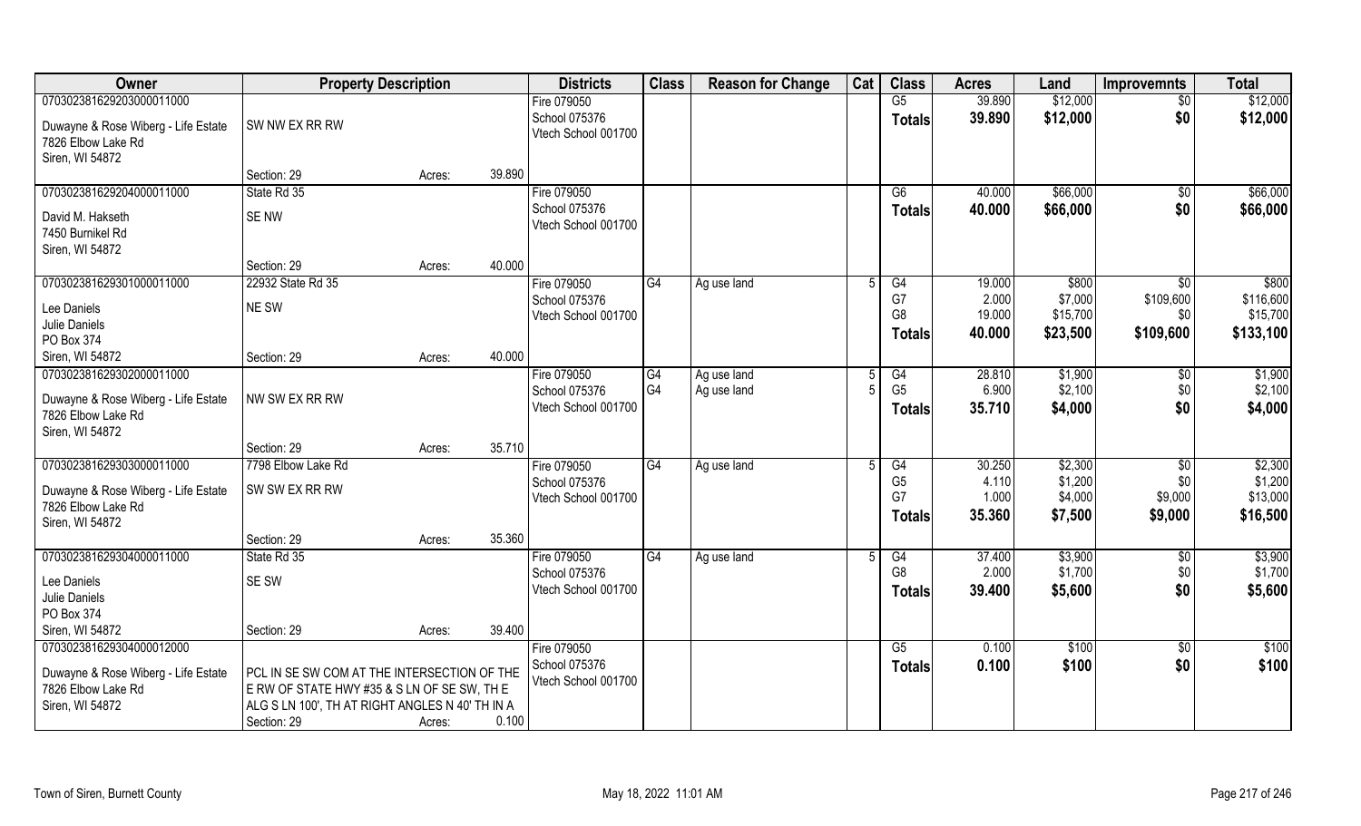| Owner | Property Description | | | Districts | Class | Reason for Change | Cat | Class | Acres | Land | Improvemnts | Total |
|---|---|---|---|---|---|---|---|---|---|---|---|---|
| 070302381629203000011000 | | | | Fire 079050 | | | | G5 | 39.890 | $12,000 | $0 | $12,000 |
| Duwayne & Rose Wiberg - Life Estate | SW NW EX RR RW | | | School 075376 | | | | **Totals** | **39.890** | **$12,000** | **$0** | **$12,000** |
| 7826 Elbow Lake Rd | | | | Vtech School 001700 | | | | | | | | |
| Siren, WI 54872 | | | | | | | | | | | | |
| | Section: 29 | Acres: | 39.890 | | | | | | | | | |
| 070302381629204000011000 | State Rd 35 | | | Fire 079050 | | | | G6 | 40.000 | $66,000 | $0 | $66,000 |
| David M. Hakseth | SE NW | | | School 075376 | | | | **Totals** | **40.000** | **$66,000** | **$0** | **$66,000** |
| 7450 Burnikel Rd | | | | Vtech School 001700 | | | | | | | | |
| Siren, WI 54872 | | | | | | | | | | | | |
| | Section: 29 | Acres: | 40.000 | | | | | | | | | |
| 070302381629301000011000 | 22932 State Rd 35 | | | Fire 079050 | G4 | Ag use land | 5 | G4 | 19.000 | $800 | $0 | $800 |
| Lee Daniels | NE SW | | | School 075376 | | | | G7 | 2.000 | $7,000 | $109,600 | $116,600 |
| Julie Daniels | | | | Vtech School 001700 | | | | G8 | 19.000 | $15,700 | $0 | $15,700 |
| PO Box 374 | | | | | | | | **Totals** | **40.000** | **$23,500** | **$109,600** | **$133,100** |
| Siren, WI 54872 | Section: 29 | Acres: | 40.000 | | | | | | | | | |
| 070302381629302000011000 | | | | Fire 079050 | G4 | Ag use land | 5 | G4 | 28.810 | $1,900 | $0 | $1,900 |
| Duwayne & Rose Wiberg - Life Estate | NW SW EX RR RW | | | School 075376 | G4 | Ag use land | 5 | G5 | 6.900 | $2,100 | $0 | $2,100 |
| 7826 Elbow Lake Rd | | | | Vtech School 001700 | | | | **Totals** | **35.710** | **$4,000** | **$0** | **$4,000** |
| Siren, WI 54872 | | | | | | | | | | | | |
| | Section: 29 | Acres: | 35.710 | | | | | | | | | |
| 070302381629303000011000 | 7798 Elbow Lake Rd | | | Fire 079050 | G4 | Ag use land | 5 | G4 | 30.250 | $2,300 | $0 | $2,300 |
| Duwayne & Rose Wiberg - Life Estate | SW SW EX RR RW | | | School 075376 | | | | G5 | 4.110 | $1,200 | $0 | $1,200 |
| 7826 Elbow Lake Rd | | | | Vtech School 001700 | | | | G7 | 1.000 | $4,000 | $9,000 | $13,000 |
| Siren, WI 54872 | | | | | | | | **Totals** | **35.360** | **$7,500** | **$9,000** | **$16,500** |
| | Section: 29 | Acres: | 35.360 | | | | | | | | | |
| 070302381629304000011000 | State Rd 35 | | | Fire 079050 | G4 | Ag use land | 5 | G4 | 37.400 | $3,900 | $0 | $3,900 |
| Lee Daniels | SE SW | | | School 075376 | | | | G8 | 2.000 | $1,700 | $0 | $1,700 |
| Julie Daniels | | | | Vtech School 001700 | | | | **Totals** | **39.400** | **$5,600** | **$0** | **$5,600** |
| PO Box 374 | | | | | | | | | | | | |
| Siren, WI 54872 | Section: 29 | Acres: | 39.400 | | | | | | | | | |
| 070302381629304000012000 | | | | Fire 079050 | | | | G5 | 0.100 | $100 | $0 | $100 |
| Duwayne & Rose Wiberg - Life Estate | PCL IN SE SW COM AT THE INTERSECTION OF THE | | | School 075376 | | | | **Totals** | **0.100** | **$100** | **$0** | **$100** |
| 7826 Elbow Lake Rd | E RW OF STATE HWY #35 & S LN OF SE SW, TH E | | | Vtech School 001700 | | | | | | | | |
| Siren, WI 54872 | ALG S LN 100', TH AT RIGHT ANGLES N 40' TH IN A | | | | | | | | | | | |
| | Section: 29 | Acres: | 0.100 | | | | | | | | | |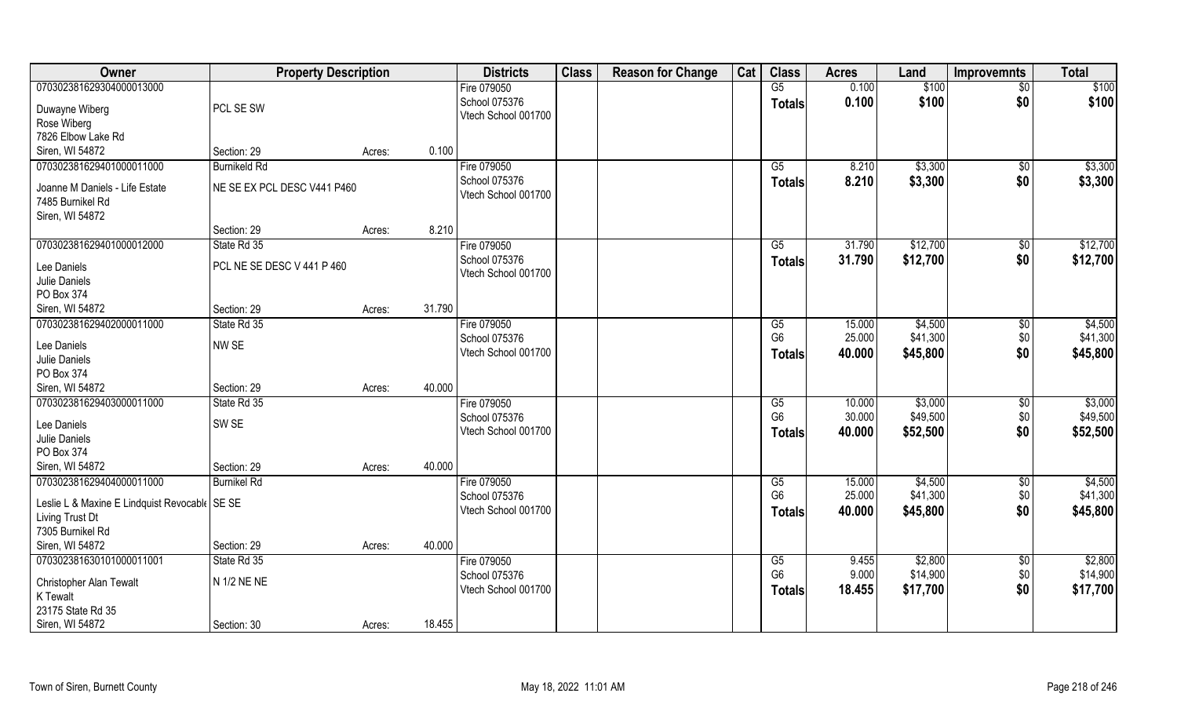| Owner | Property Description | | | Districts | Class | Reason for Change | Cat | Class | Acres | Land | Improvemnts | Total |
|---|---|---|---|---|---|---|---|---|---|---|---|---|
| 070302381629304000013000 | | | | Fire 079050 | | | | G5 | 0.100 | $100 | $0 | $100 |
| Duwayne Wiberg | PCL SE SW | | | School 075376 | | | | **Totals** | **0.100** | **$100** | **$0** | **$100** |
| Rose Wiberg | | | | Vtech School 001700 | | | | | | | | |
| 7826 Elbow Lake Rd | | | | | | | | | | | | |
| Siren, WI 54872 | Section: 29 | Acres: | 0.100 | | | | | | | | | |
| 070302381629401000011000 | Burnikeld Rd | | | Fire 079050 | | | | G5 | 8.210 | $3,300 | $0 | $3,300 |
| Joanne M Daniels - Life Estate | NE SE EX PCL DESC V441 P460 | | | School 075376 | | | | **Totals** | **8.210** | **$3,300** | **$0** | **$3,300** |
| 7485 Burnikel Rd | | | | Vtech School 001700 | | | | | | | | |
| Siren, WI 54872 | | | | | | | | | | | | |
| | Section: 29 | Acres: | 8.210 | | | | | | | | | |
| 070302381629401000012000 | State Rd 35 | | | Fire 079050 | | | | G5 | 31.790 | $12,700 | $0 | $12,700 |
| Lee Daniels | PCL NE SE DESC V 441 P 460 | | | School 075376 | | | | **Totals** | **31.790** | **$12,700** | **$0** | **$12,700** |
| Julie Daniels | | | | Vtech School 001700 | | | | | | | | |
| PO Box 374 | | | | | | | | | | | | |
| Siren, WI 54872 | Section: 29 | Acres: | 31.790 | | | | | | | | | |
| 070302381629402000011000 | State Rd 35 | | | Fire 079050 | | | | G5 | 15.000 | $4,500 | $0 | $4,500 |
| Lee Daniels | NW SE | | | School 075376 | | | | G6 | 25.000 | $41,300 | $0 | $41,300 |
| Julie Daniels | | | | Vtech School 001700 | | | | **Totals** | **40.000** | **$45,800** | **$0** | **$45,800** |
| PO Box 374 | | | | | | | | | | | | |
| Siren, WI 54872 | Section: 29 | Acres: | 40.000 | | | | | | | | | |
| 070302381629403000011000 | State Rd 35 | | | Fire 079050 | | | | G5 | 10.000 | $3,000 | $0 | $3,000 |
| Lee Daniels | SW SE | | | School 075376 | | | | G6 | 30.000 | $49,500 | $0 | $49,500 |
| Julie Daniels | | | | Vtech School 001700 | | | | **Totals** | **40.000** | **$52,500** | **$0** | **$52,500** |
| PO Box 374 | | | | | | | | | | | | |
| Siren, WI 54872 | Section: 29 | Acres: | 40.000 | | | | | | | | | |
| 070302381629404000011000 | Burnikel Rd | | | Fire 079050 | | | | G5 | 15.000 | $4,500 | $0 | $4,500 |
| Leslie L & Maxine E Lindquist Revocable | SE SE | | | School 075376 | | | | G6 | 25.000 | $41,300 | $0 | $41,300 |
| Living Trust Dt | | | | Vtech School 001700 | | | | **Totals** | **40.000** | **$45,800** | **$0** | **$45,800** |
| 7305 Burnikel Rd | | | | | | | | | | | | |
| Siren, WI 54872 | Section: 29 | Acres: | 40.000 | | | | | | | | | |
| 070302381630101000011001 | State Rd 35 | | | Fire 079050 | | | | G5 | 9.455 | $2,800 | $0 | $2,800 |
| Christopher Alan Tewalt | N 1/2 NE NE | | | School 075376 | | | | G6 | 9.000 | $14,900 | $0 | $14,900 |
| K Tewalt | | | | Vtech School 001700 | | | | **Totals** | **18.455** | **$17,700** | **$0** | **$17,700** |
| 23175 State Rd 35 | | | | | | | | | | | | |
| Siren, WI 54872 | Section: 30 | Acres: | 18.455 | | | | | | | | | |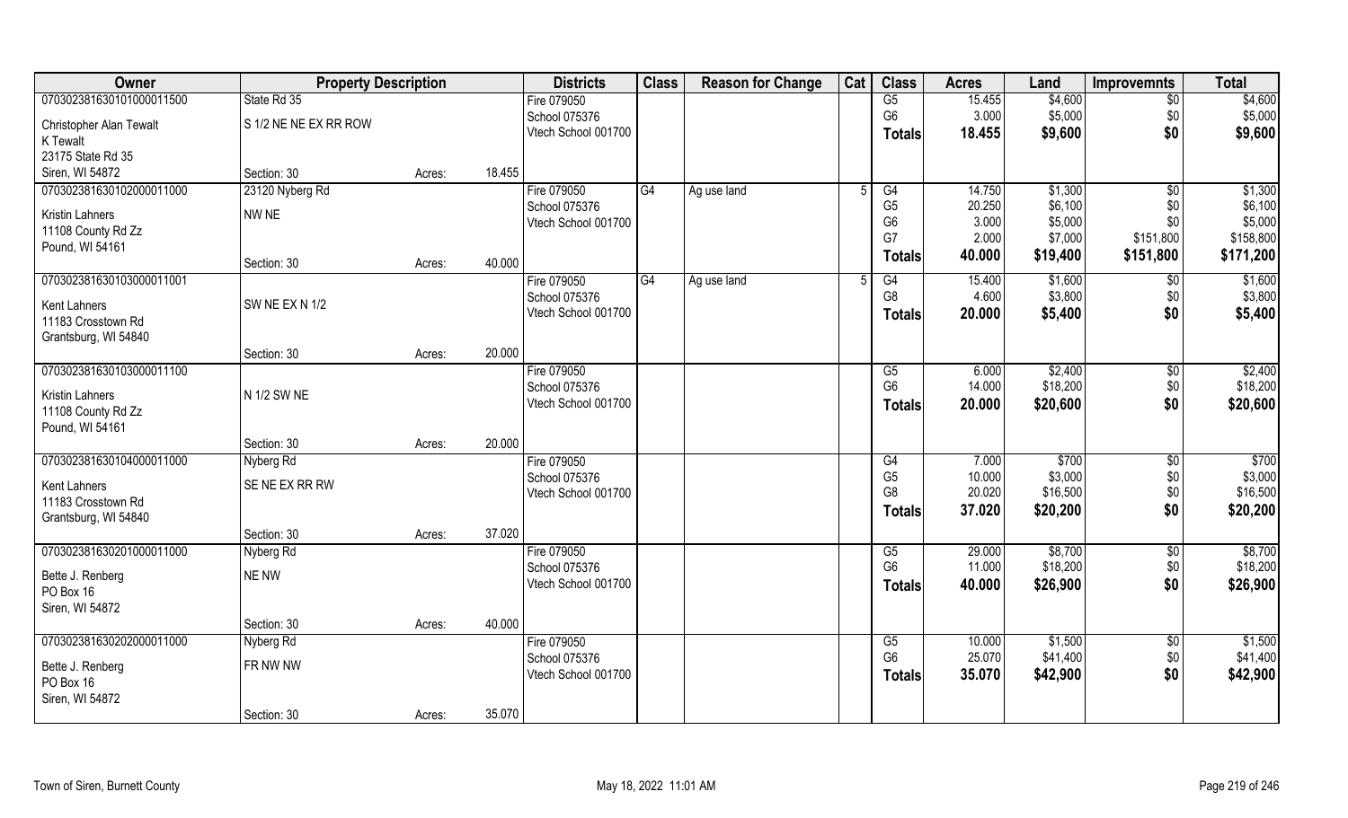| Owner | Property Description | | | Districts | Class | Reason for Change | Cat | Class | Acres | Land | Improvemnts | Total |
|---|---|---|---|---|---|---|---|---|---|---|---|---|
| 070302381630101000011500 | State Rd 35 | | | Fire 079050 | | | | G5 | 15.455 | $4,600 | $0 | $4,600 |
| Christopher Alan Tewalt | S 1/2 NE NE EX RR ROW | | | School 075376 | | | | G6 | 3.000 | $5,000 | $0 | $5,000 |
| K Tewalt | | | | Vtech School 001700 | | | | Totals | 18.455 | $9,600 | $0 | $9,600 |
| 23175 State Rd 35 | | | | | | | | | | | | |
| Siren, WI 54872 | Section: 30 | Acres: | 18.455 | | | | | | | | | |
| 070302381630102000011000 | 23120 Nyberg Rd | | | Fire 079050 | G4 | Ag use land | 5 | G4 | 14.750 | $1,300 | $0 | $1,300 |
| Kristin Lahners | NW NE | | | School 075376 | | | | G5 | 20.250 | $6,100 | $0 | $6,100 |
| 11108 County Rd Zz | | | | Vtech School 001700 | | | | G6 | 3.000 | $5,000 | $0 | $5,000 |
| Pound, WI 54161 | | | | | | | | G7 | 2.000 | $7,000 | $151,800 | $158,800 |
| | Section: 30 | Acres: | 40.000 | | | | | Totals | 40.000 | $19,400 | $151,800 | $171,200 |
| 070302381630103000011001 | | | | Fire 079050 | G4 | Ag use land | 5 | G4 | 15.400 | $1,600 | $0 | $1,600 |
| Kent Lahners | SW NE EX N 1/2 | | | School 075376 | | | | G8 | 4.600 | $3,800 | $0 | $3,800 |
| 11183 Crosstown Rd | | | | Vtech School 001700 | | | | Totals | 20.000 | $5,400 | $0 | $5,400 |
| Grantsburg, WI 54840 | | | | | | | | | | | | |
| | Section: 30 | Acres: | 20.000 | | | | | | | | | |
| 070302381630103000011100 | | | | Fire 079050 | | | | G5 | 6.000 | $2,400 | $0 | $2,400 |
| Kristin Lahners | N 1/2 SW NE | | | School 075376 | | | | G6 | 14.000 | $18,200 | $0 | $18,200 |
| 11108 County Rd Zz | | | | Vtech School 001700 | | | | Totals | 20.000 | $20,600 | $0 | $20,600 |
| Pound, WI 54161 | | | | | | | | | | | | |
| | Section: 30 | Acres: | 20.000 | | | | | | | | | |
| 070302381630104000011000 | Nyberg Rd | | | Fire 079050 | | | | G4 | 7.000 | $700 | $0 | $700 |
| Kent Lahners | SE NE EX RR RW | | | School 075376 | | | | G5 | 10.000 | $3,000 | $0 | $3,000 |
| 11183 Crosstown Rd | | | | Vtech School 001700 | | | | G8 | 20.020 | $16,500 | $0 | $16,500 |
| Grantsburg, WI 54840 | | | | | | | | Totals | 37.020 | $20,200 | $0 | $20,200 |
| | Section: 30 | Acres: | 37.020 | | | | | | | | | |
| 070302381630201000011000 | Nyberg Rd | | | Fire 079050 | | | | G5 | 29.000 | $8,700 | $0 | $8,700 |
| Bette J. Renberg | NE NW | | | School 075376 | | | | G6 | 11.000 | $18,200 | $0 | $18,200 |
| PO Box 16 | | | | Vtech School 001700 | | | | Totals | 40.000 | $26,900 | $0 | $26,900 |
| Siren, WI 54872 | | | | | | | | | | | | |
| | Section: 30 | Acres: | 40.000 | | | | | | | | | |
| 070302381630202000011000 | Nyberg Rd | | | Fire 079050 | | | | G5 | 10.000 | $1,500 | $0 | $1,500 |
| Bette J. Renberg | FR NW NW | | | School 075376 | | | | G6 | 25.070 | $41,400 | $0 | $41,400 |
| PO Box 16 | | | | Vtech School 001700 | | | | Totals | 35.070 | $42,900 | $0 | $42,900 |
| Siren, WI 54872 | | | | | | | | | | | | |
| | Section: 30 | Acres: | 35.070 | | | | | | | | | |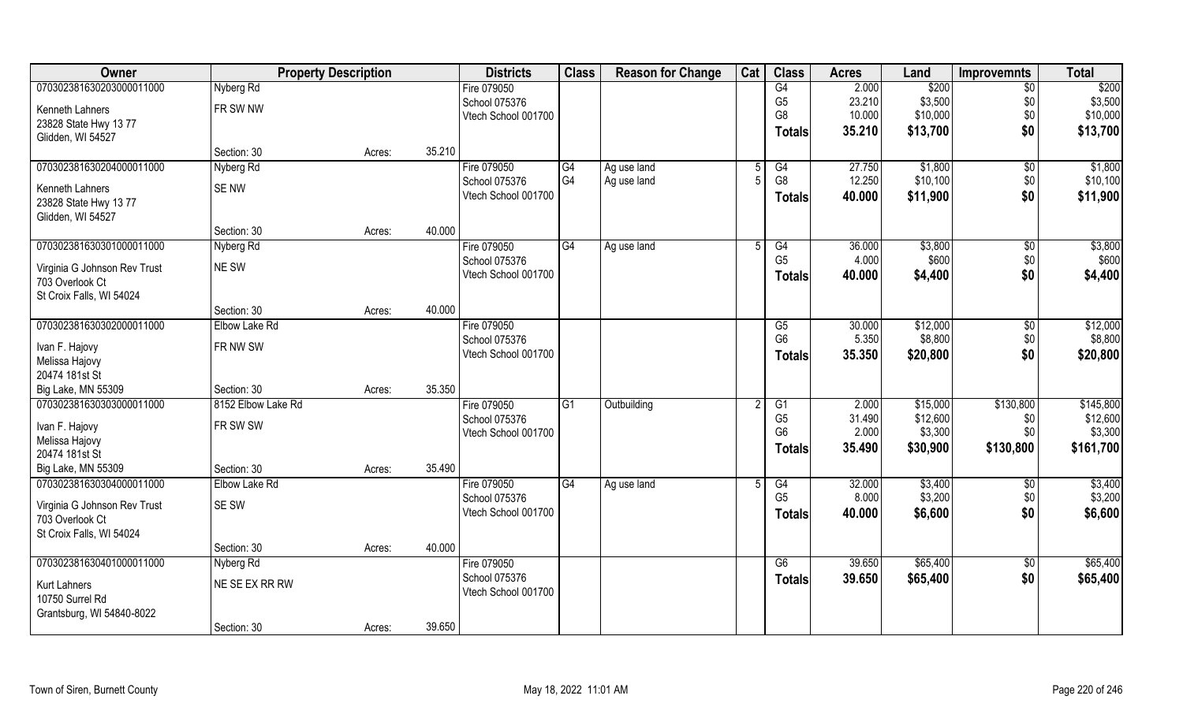| Owner | Property Description | | | Districts | Class | Reason for Change | Cat | Class | Acres | Land | Improvemnts | Total |
|---|---|---|---|---|---|---|---|---|---|---|---|---|
| 070302381630203000011000 | Nyberg Rd | | | Fire 079050 | | | | G4 | 2.000 | $200 | $0 | $200 |
| Kenneth Lahners | FR SW NW | | | School 075376 | | | | G5 | 23.210 | $3,500 | $0 | $3,500 |
| 23828 State Hwy 13 77 | | | | Vtech School 001700 | | | | G8 | 10.000 | $10,000 | $0 | $10,000 |
| Glidden, WI 54527 | | | | | | | | Totals | 35.210 | $13,700 | $0 | $13,700 |
| | Section: 30 | Acres: | 35.210 | | | | | | | | | |
| 070302381630204000011000 | Nyberg Rd | | | Fire 079050 | G4 | Ag use land | 5 | G4 | 27.750 | $1,800 | $0 | $1,800 |
| Kenneth Lahners | SE NW | | | School 075376 | G4 | Ag use land | 5 | G8 | 12.250 | $10,100 | $0 | $10,100 |
| 23828 State Hwy 13 77 | | | | Vtech School 001700 | | | | Totals | 40.000 | $11,900 | $0 | $11,900 |
| Glidden, WI 54527 | | | | | | | | | | | | |
| | Section: 30 | Acres: | 40.000 | | | | | | | | | |
| 070302381630301000011000 | Nyberg Rd | | | Fire 079050 | G4 | Ag use land | 5 | G4 | 36.000 | $3,800 | $0 | $3,800 |
| Virginia G Johnson Rev Trust | NE SW | | | School 075376 | | | | G5 | 4.000 | $600 | $0 | $600 |
| 703 Overlook Ct | | | | Vtech School 001700 | | | | Totals | 40.000 | $4,400 | $0 | $4,400 |
| St Croix Falls, WI 54024 | | | | | | | | | | | | |
| | Section: 30 | Acres: | 40.000 | | | | | | | | | |
| 070302381630302000011000 | Elbow Lake Rd | | | Fire 079050 | | | | G5 | 30.000 | $12,000 | $0 | $12,000 |
| Ivan F. Hajovy | FR NW SW | | | School 075376 | | | | G6 | 5.350 | $8,800 | $0 | $8,800 |
| Melissa Hajovy | | | | Vtech School 001700 | | | | Totals | 35.350 | $20,800 | $0 | $20,800 |
| 20474 181st St | | | | | | | | | | | | |
| Big Lake, MN 55309 | Section: 30 | Acres: | 35.350 | | | | | | | | | |
| 070302381630303000011000 | 8152 Elbow Lake Rd | | | Fire 079050 | G1 | Outbuilding | 2 | G1 | 2.000 | $15,000 | $130,800 | $145,800 |
| Ivan F. Hajovy | FR SW SW | | | School 075376 | | | | G5 | 31.490 | $12,600 | $0 | $12,600 |
| Melissa Hajovy | | | | Vtech School 001700 | | | | G6 | 2.000 | $3,300 | $0 | $3,300 |
| 20474 181st St | | | | | | | | Totals | 35.490 | $30,900 | $130,800 | $161,700 |
| Big Lake, MN 55309 | Section: 30 | Acres: | 35.490 | | | | | | | | | |
| 070302381630304000011000 | Elbow Lake Rd | | | Fire 079050 | G4 | Ag use land | 5 | G4 | 32.000 | $3,400 | $0 | $3,400 |
| Virginia G Johnson Rev Trust | SE SW | | | School 075376 | | | | G5 | 8.000 | $3,200 | $0 | $3,200 |
| 703 Overlook Ct | | | | Vtech School 001700 | | | | Totals | 40.000 | $6,600 | $0 | $6,600 |
| St Croix Falls, WI 54024 | | | | | | | | | | | | |
| | Section: 30 | Acres: | 40.000 | | | | | | | | | |
| 070302381630401000011000 | Nyberg Rd | | | Fire 079050 | | | | G6 | 39.650 | $65,400 | $0 | $65,400 |
| Kurt Lahners | NE SE EX RR RW | | | School 075376 | | | | Totals | 39.650 | $65,400 | $0 | $65,400 |
| 10750 Surrel Rd | | | | Vtech School 001700 | | | | | | | | |
| Grantsburg, WI 54840-8022 | | | | | | | | | | | | |
| | Section: 30 | Acres: | 39.650 | | | | | | | | | |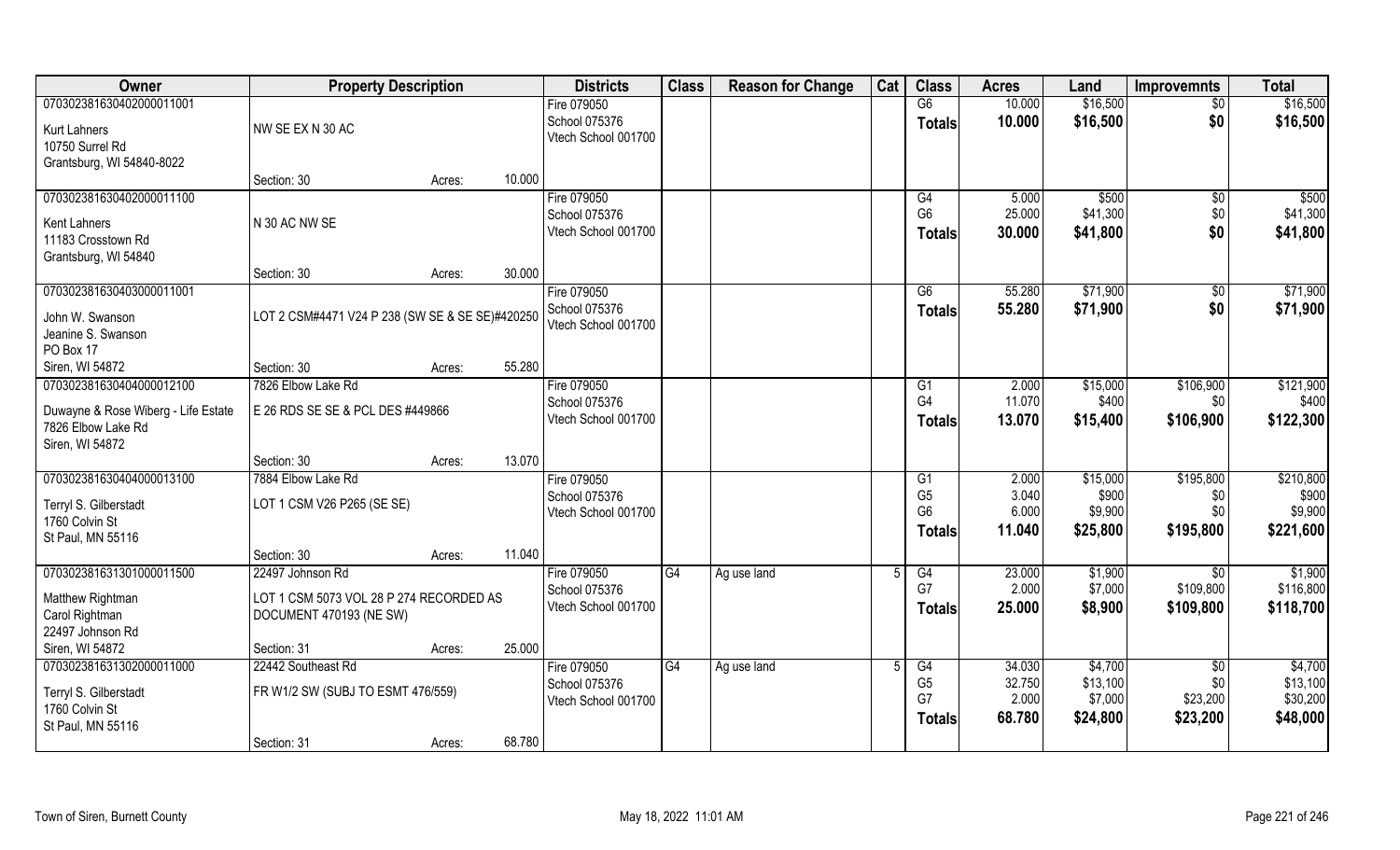| Owner | Property Description | | Districts | Class | Reason for Change | Cat | Class | Acres | Land | Improvemnts | Total |
|---|---|---|---|---|---|---|---|---|---|---|---|
| 070302381630402000011001<br>Kurt Lahners<br>10750 Surrel Rd<br>Grantsburg, WI 54840-8022 | NW SE EX N 30 AC<br>Section: 30 | Acres: 10.000 | Fire 079050<br>School 075376<br>Vtech School 001700 | | | | G6<br>**Totals** | 10.000<br>**10.000** | $16,500<br>**$16,500** | $0<br>**$0** | $16,500<br>**$16,500** |
| 070302381630402000011100<br>Kent Lahners<br>11183 Crosstown Rd<br>Grantsburg, WI 54840 | N 30 AC NW SE<br>Section: 30 | Acres: 30.000 | Fire 079050<br>School 075376<br>Vtech School 001700 | | | | G4<br>G6<br>**Totals** | 5.000<br>25.000<br>**30.000** | $500<br>$41,300<br>**$41,800** | $0<br>$0<br>**$0** | $500<br>$41,300<br>**$41,800** |
| 070302381630403000011001<br>John W. Swanson<br>Jeanine S. Swanson<br>PO Box 17<br>Siren, WI 54872 | LOT 2 CSM#4471 V24 P 238 (SW SE & SE SE)#420250<br>Section: 30 | Acres: 55.280 | Fire 079050<br>School 075376<br>Vtech School 001700 | | | | G6<br>**Totals** | 55.280<br>**55.280** | $71,900<br>**$71,900** | $0<br>**$0** | $71,900<br>**$71,900** |
| 070302381630404000012100<br>Duwayne & Rose Wiberg - Life Estate<br>7826 Elbow Lake Rd<br>Siren, WI 54872 | 7826 Elbow Lake Rd<br>E 26 RDS SE SE & PCL DES #449866<br>Section: 30 | Acres: 13.070 | Fire 079050<br>School 075376<br>Vtech School 001700 | | | | G1<br>G4<br>**Totals** | 2.000<br>11.070<br>**13.070** | $15,000<br>$400<br>**$15,400** | $106,900<br>$0<br>**$106,900** | $121,900<br>$400<br>**$122,300** |
| 070302381630404000013100<br>Terryl S. Gilberstadt<br>1760 Colvin St<br>St Paul, MN 55116 | 7884 Elbow Lake Rd<br>LOT 1 CSM V26 P265 (SE SE)<br>Section: 30 | Acres: 11.040 | Fire 079050<br>School 075376<br>Vtech School 001700 | | | | G1<br>G5<br>G6<br>**Totals** | 2.000<br>3.040<br>6.000<br>**11.040** | $15,000<br>$900<br>$9,900<br>**$25,800** | $195,800<br>$0<br>$0<br>**$195,800** | $210,800<br>$900<br>$9,900<br>**$221,600** |
| 070302381631301000011500<br>Matthew Rightman<br>Carol Rightman<br>22497 Johnson Rd<br>Siren, WI 54872 | 22497 Johnson Rd<br>LOT 1 CSM 5073 VOL 28 P 274 RECORDED AS DOCUMENT 470193 (NE SW)<br>Section: 31 | Acres: 25.000 | Fire 079050<br>School 075376<br>Vtech School 001700 | G4 | Ag use land | 5 | G4<br>G7<br>**Totals** | 23.000<br>2.000<br>**25.000** | $1,900<br>$7,000<br>**$8,900** | $0<br>$109,800<br>**$109,800** | $1,900<br>$116,800<br>**$118,700** |
| 070302381631302000011000<br>Terryl S. Gilberstadt<br>1760 Colvin St<br>St Paul, MN 55116 | 22442 Southeast Rd<br>FR W1/2 SW (SUBJ TO ESMT 476/559)<br>Section: 31 | Acres: 68.780 | Fire 079050<br>School 075376<br>Vtech School 001700 | G4 | Ag use land | 5 | G4<br>G5<br>G7<br>**Totals** | 34.030<br>32.750<br>2.000<br>**68.780** | $4,700<br>$13,100<br>$7,000<br>**$24,800** | $0<br>$0<br>$23,200<br>**$23,200** | $4,700<br>$13,100<br>$30,200<br>**$48,000** |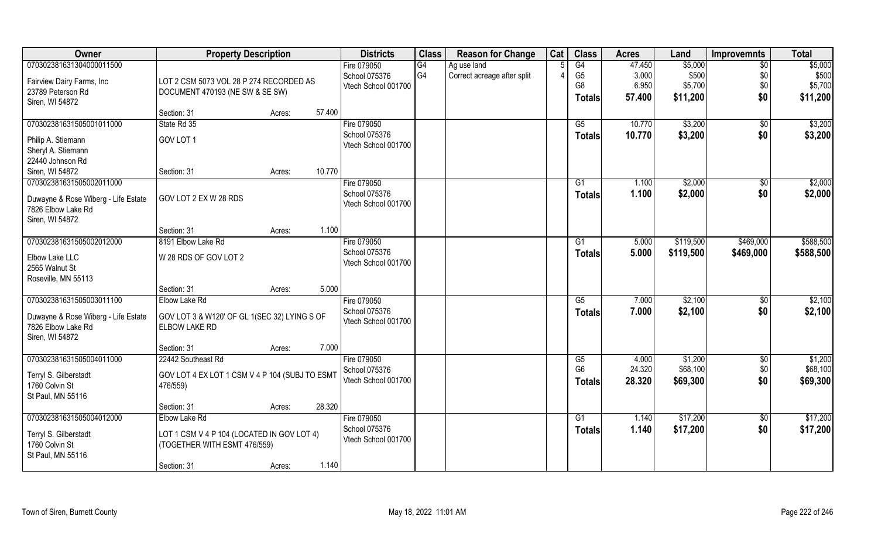| Owner | Property Description | | Districts | Class | Reason for Change | Cat | Class | Acres | Land | Improvemnts | Total |
|---|---|---|---|---|---|---|---|---|---|---|---|
| 070302381631304000011500<br><br>Fairview Dairy Farms, Inc<br>23789 Peterson Rd<br>Siren, WI 54872 | LOT 2 CSM 5073 VOL 28 P 274 RECORDED AS DOCUMENT 470193 (NE SW & SE SW)<br><br>Section: 31 | Acres: 57.400 | Fire 079050<br>School 075376<br>Vtech School 001700 | G4<br>G4 | Ag use land<br>Correct acreage after split | 5<br>4 | G4<br>G5<br>G8<br>**Totals** | 47.450<br>3.000<br>6.950<br>**57.400** | \$5,000<br>\$500<br>\$5,700<br>**\$11,200** | \$0<br>\$0<br>\$0<br>**\$0** | \$5,000<br>\$500<br>\$5,700<br>**\$11,200** |
| 070302381631505001011000<br><br>Philip A. Stiemann<br>Sheryl A. Stiemann<br>22440 Johnson Rd<br>Siren, WI 54872 | State Rd 35<br>GOV LOT 1<br><br>Section: 31 | Acres: 10.770 | Fire 079050<br>School 075376<br>Vtech School 001700 | | | | G5<br>**Totals** | 10.770<br>**10.770** | \$3,200<br>**\$3,200** | \$0<br>**\$0** | \$3,200<br>**\$3,200** |
| 070302381631505002011000<br><br>Duwayne & Rose Wiberg - Life Estate<br>7826 Elbow Lake Rd<br>Siren, WI 54872 | GOV LOT 2 EX W 28 RDS<br><br>Section: 31 | Acres: 1.100 | Fire 079050<br>School 075376<br>Vtech School 001700 | | | | G1<br>**Totals** | 1.100<br>**1.100** | \$2,000<br>**\$2,000** | \$0<br>**\$0** | \$2,000<br>**\$2,000** |
| 070302381631505002012000<br><br>Elbow Lake LLC<br>2565 Walnut St<br>Roseville, MN 55113 | 8191 Elbow Lake Rd<br>W 28 RDS OF GOV LOT 2<br><br>Section: 31 | Acres: 5.000 | Fire 079050<br>School 075376<br>Vtech School 001700 | | | | G1<br>**Totals** | 5.000<br>**5.000** | \$119,500<br>**\$119,500** | \$469,000<br>**\$469,000** | \$588,500<br>**\$588,500** |
| 070302381631505003011100<br><br>Duwayne & Rose Wiberg - Life Estate<br>7826 Elbow Lake Rd<br>Siren, WI 54872 | Elbow Lake Rd<br>GOV LOT 3 & W120' OF GL 1(SEC 32) LYING S OF ELBOW LAKE RD<br><br>Section: 31 | Acres: 7.000 | Fire 079050<br>School 075376<br>Vtech School 001700 | | | | G5<br>**Totals** | 7.000<br>**7.000** | \$2,100<br>**\$2,100** | \$0<br>**\$0** | \$2,100<br>**\$2,100** |
| 070302381631505004011000<br><br>Terryl S. Gilberstadt<br>1760 Colvin St<br>St Paul, MN 55116 | 22442 Southeast Rd<br>GOV LOT 4 EX LOT 1 CSM V 4 P 104 (SUBJ TO ESMT 476/559)<br><br>Section: 31 | Acres: 28.320 | Fire 079050<br>School 075376<br>Vtech School 001700 | | | | G5<br>G6<br>**Totals** | 4.000<br>24.320<br>**28.320** | \$1,200<br>\$68,100<br>**\$69,300** | \$0<br>\$0<br>**\$0** | \$1,200<br>\$68,100<br>**\$69,300** |
| 070302381631505004012000<br><br>Terryl S. Gilberstadt<br>1760 Colvin St<br>St Paul, MN 55116 | Elbow Lake Rd<br>LOT 1 CSM V 4 P 104 (LOCATED IN GOV LOT 4) (TOGETHER WITH ESMT 476/559)<br><br>Section: 31 | Acres: 1.140 | Fire 079050<br>School 075376<br>Vtech School 001700 | | | | G1<br>**Totals** | 1.140<br>**1.140** | \$17,200<br>**\$17,200** | \$0<br>**\$0** | \$17,200<br>**\$17,200** |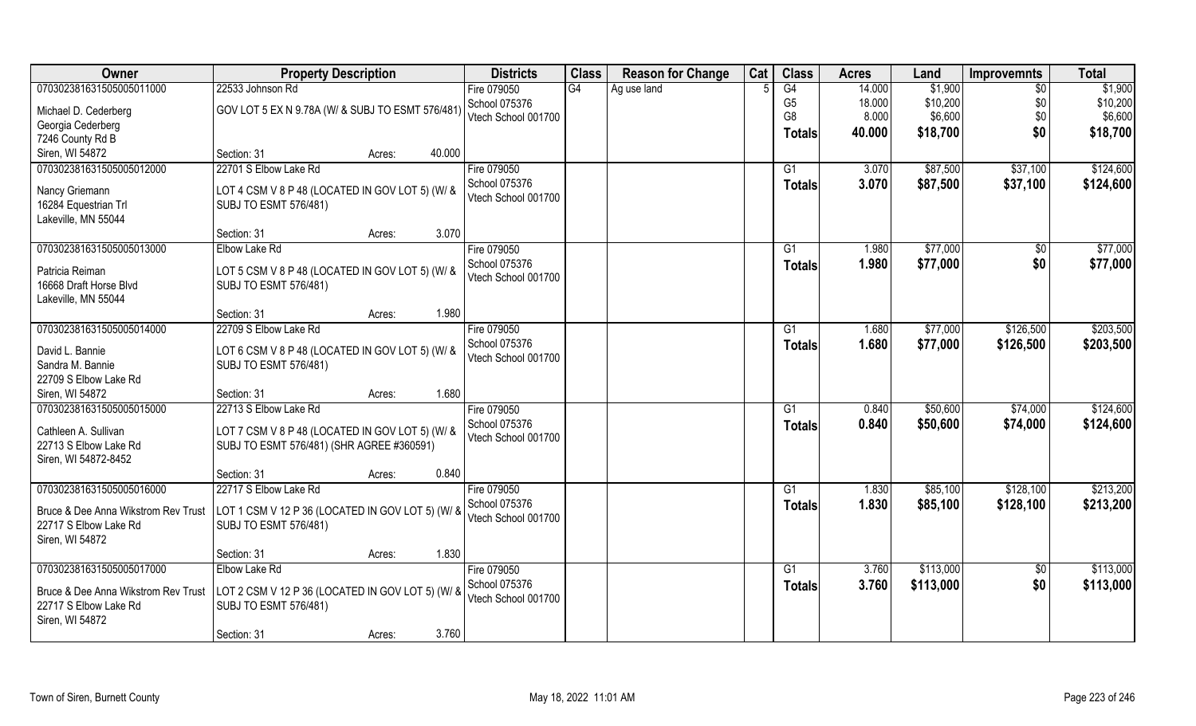| Owner | Property Description | | | Districts | Class | Reason for Change | Cat | Class | Acres | Land | Improvemnts | Total |
|---|---|---|---|---|---|---|---|---|---|---|---|---|
| 070302381631505005011000 | 22533 Johnson Rd | | | Fire 079050 | G4 | Ag use land | 5 | G4 | 14.000 | $1,900 | $0 | $1,900 |
| Michael D. Cederberg | GOV LOT 5 EX N 9.78A (W/ & SUBJ TO ESMT 576/481) | | | School 075376 | | | | G5 | 18.000 | $10,200 | $0 | $10,200 |
| Georgia Cederberg | | | | Vtech School 001700 | | | | G8 | 8.000 | $6,600 | $0 | $6,600 |
| 7246 County Rd B | | | | | | | | **Totals** | **40.000** | **$18,700** | **$0** | **$18,700** |
| Siren, WI 54872 | Section: 31 | Acres: | 40.000 | | | | | | | | | |
| 070302381631505005012000 | 22701 S Elbow Lake Rd | | | Fire 079050 | | | | G1 | 3.070 | $87,500 | $37,100 | $124,600 |
| Nancy Griemann | LOT 4 CSM V 8 P 48 (LOCATED IN GOV LOT 5) (W/ & | | | School 075376 | | | | **Totals** | **3.070** | **$87,500** | **$37,100** | **$124,600** |
| 16284 Equestrian Trl | SUBJ TO ESMT 576/481) | | | Vtech School 001700 | | | | | | | | |
| Lakeville, MN 55044 | | | | | | | | | | | | |
| | Section: 31 | Acres: | 3.070 | | | | | | | | | |
| 070302381631505005013000 | Elbow Lake Rd | | | Fire 079050 | | | | G1 | 1.980 | $77,000 | $0 | $77,000 |
| Patricia Reiman | LOT 5 CSM V 8 P 48 (LOCATED IN GOV LOT 5) (W/ & | | | School 075376 | | | | **Totals** | **1.980** | **$77,000** | **$0** | **$77,000** |
| 16668 Draft Horse Blvd | SUBJ TO ESMT 576/481) | | | Vtech School 001700 | | | | | | | | |
| Lakeville, MN 55044 | | | | | | | | | | | | |
| | Section: 31 | Acres: | 1.980 | | | | | | | | | |
| 070302381631505005014000 | 22709 S Elbow Lake Rd | | | Fire 079050 | | | | G1 | 1.680 | $77,000 | $126,500 | $203,500 |
| David L. Bannie | LOT 6 CSM V 8 P 48 (LOCATED IN GOV LOT 5) (W/ & | | | School 075376 | | | | **Totals** | **1.680** | **$77,000** | **$126,500** | **$203,500** |
| Sandra M. Bannie | SUBJ TO ESMT 576/481) | | | Vtech School 001700 | | | | | | | | |
| 22709 S Elbow Lake Rd | | | | | | | | | | | | |
| Siren, WI 54872 | Section: 31 | Acres: | 1.680 | | | | | | | | | |
| 070302381631505005015000 | 22713 S Elbow Lake Rd | | | Fire 079050 | | | | G1 | 0.840 | $50,600 | $74,000 | $124,600 |
| Cathleen A. Sullivan | LOT 7 CSM V 8 P 48 (LOCATED IN GOV LOT 5) (W/ & | | | School 075376 | | | | **Totals** | **0.840** | **$50,600** | **$74,000** | **$124,600** |
| 22713 S Elbow Lake Rd | SUBJ TO ESMT 576/481) (SHR AGREE #360591) | | | Vtech School 001700 | | | | | | | | |
| Siren, WI 54872-8452 | | | | | | | | | | | | |
| | Section: 31 | Acres: | 0.840 | | | | | | | | | |
| 070302381631505005016000 | 22717 S Elbow Lake Rd | | | Fire 079050 | | | | G1 | 1.830 | $85,100 | $128,100 | $213,200 |
| Bruce & Dee Anna Wikstrom Rev Trust | LOT 1 CSM V 12 P 36 (LOCATED IN GOV LOT 5) (W/ & | | | School 075376 | | | | **Totals** | **1.830** | **$85,100** | **$128,100** | **$213,200** |
| 22717 S Elbow Lake Rd | SUBJ TO ESMT 576/481) | | | Vtech School 001700 | | | | | | | | |
| Siren, WI 54872 | | | | | | | | | | | | |
| | Section: 31 | Acres: | 1.830 | | | | | | | | | |
| 070302381631505005017000 | Elbow Lake Rd | | | Fire 079050 | | | | G1 | 3.760 | $113,000 | $0 | $113,000 |
| Bruce & Dee Anna Wikstrom Rev Trust | LOT 2 CSM V 12 P 36 (LOCATED IN GOV LOT 5) (W/ & | | | School 075376 | | | | **Totals** | **3.760** | **$113,000** | **$0** | **$113,000** |
| 22717 S Elbow Lake Rd | SUBJ TO ESMT 576/481) | | | Vtech School 001700 | | | | | | | | |
| Siren, WI 54872 | | | | | | | | | | | | |
| | Section: 31 | Acres: | 3.760 | | | | | | | | | |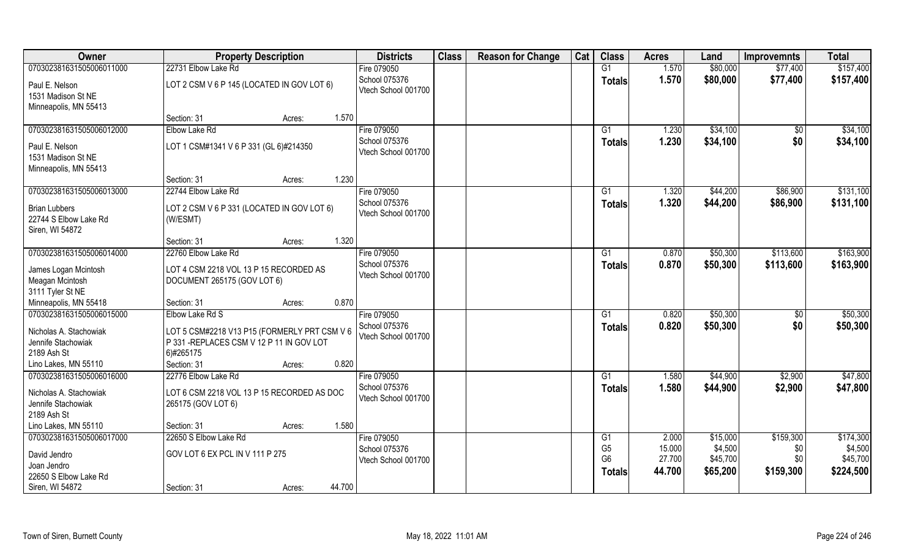| Owner | Property Description | | Districts | Class | Reason for Change | Cat | Class | Acres | Land | Improvemnts | Total |
|---|---|---|---|---|---|---|---|---|---|---|---|
| 070302381631505006011000 | 22731 Elbow Lake Rd | | Fire 079050 | | | | G1 | 1.570 | $80,000 | $77,400 | $157,400 |
| Paul E. Nelson<br>1531 Madison St NE<br>Minneapolis, MN 55413 | LOT 2 CSM V 6 P 145 (LOCATED IN GOV LOT 6) | | School 075376<br>Vtech School 001700 | | | | **Totals** | **1.570** | **$80,000** | **$77,400** | **$157,400** |
| | Section: 31 | Acres: 1.570 | | | | | | | | | |
| 070302381631505006012000 | Elbow Lake Rd | | Fire 079050 | | | | G1 | 1.230 | $34,100 | $0 | $34,100 |
| Paul E. Nelson<br>1531 Madison St NE<br>Minneapolis, MN 55413 | LOT 1 CSM#1341 V 6 P 331 (GL 6)#214350 | | School 075376<br>Vtech School 001700 | | | | **Totals** | **1.230** | **$34,100** | **$0** | **$34,100** |
| | Section: 31 | Acres: 1.230 | | | | | | | | | |
| 070302381631505006013000 | 22744 Elbow Lake Rd | | Fire 079050 | | | | G1 | 1.320 | $44,200 | $86,900 | $131,100 |
| Brian Lubbers<br>22744 S Elbow Lake Rd<br>Siren, WI 54872 | LOT 2 CSM V 6 P 331 (LOCATED IN GOV LOT 6) (W/ESMT) | | School 075376<br>Vtech School 001700 | | | | **Totals** | **1.320** | **$44,200** | **$86,900** | **$131,100** |
| | Section: 31 | Acres: 1.320 | | | | | | | | | |
| 070302381631505006014000 | 22760 Elbow Lake Rd | | Fire 079050 | | | | G1 | 0.870 | $50,300 | $113,600 | $163,900 |
| James Logan Mcintosh<br>Meagan Mcintosh<br>3111 Tyler St NE<br>Minneapolis, MN 55418 | LOT 4 CSM 2218 VOL 13 P 15 RECORDED AS DOCUMENT 265175 (GOV LOT 6) | | School 075376<br>Vtech School 001700 | | | | **Totals** | **0.870** | **$50,300** | **$113,600** | **$163,900** |
| | Section: 31 | Acres: 0.870 | | | | | | | | | |
| 070302381631505006015000 | Elbow Lake Rd S | | Fire 079050 | | | | G1 | 0.820 | $50,300 | $0 | $50,300 |
| Nicholas A. Stachowiak<br>Jennife Stachowiak<br>2189 Ash St<br>Lino Lakes, MN 55110 | LOT 5 CSM#2218 V13 P15 (FORMERLY PRT CSM V 6 P 331 -REPLACES CSM V 12 P 11 IN GOV LOT 6)#265175 | | School 075376<br>Vtech School 001700 | | | | **Totals** | **0.820** | **$50,300** | **$0** | **$50,300** |
| | Section: 31 | Acres: 0.820 | | | | | | | | | |
| 070302381631505006016000 | 22776 Elbow Lake Rd | | Fire 079050 | | | | G1 | 1.580 | $44,900 | $2,900 | $47,800 |
| Nicholas A. Stachowiak<br>Jennife Stachowiak<br>2189 Ash St<br>Lino Lakes, MN 55110 | LOT 6 CSM 2218 VOL 13 P 15 RECORDED AS DOC 265175 (GOV LOT 6) | | School 075376<br>Vtech School 001700 | | | | **Totals** | **1.580** | **$44,900** | **$2,900** | **$47,800** |
| | Section: 31 | Acres: 1.580 | | | | | | | | | |
| 070302381631505006017000 | 22650 S Elbow Lake Rd | | Fire 079050 | | | | G1 | 2.000 | $15,000 | $159,300 | $174,300 |
| David Jendro<br>Joan Jendro<br>22650 S Elbow Lake Rd<br>Siren, WI 54872 | GOV LOT 6 EX PCL IN V 111 P 275 | | School 075376<br>Vtech School 001700 | | | | G5 | 15.000 | $4,500 | $0 | $4,500 |
| | | | | | | | G6 | 27.700 | $45,700 | $0 | $45,700 |
| | | | | | | | **Totals** | **44.700** | **$65,200** | **$159,300** | **$224,500** |
| | Section: 31 | Acres: 44.700 | | | | | | | | | |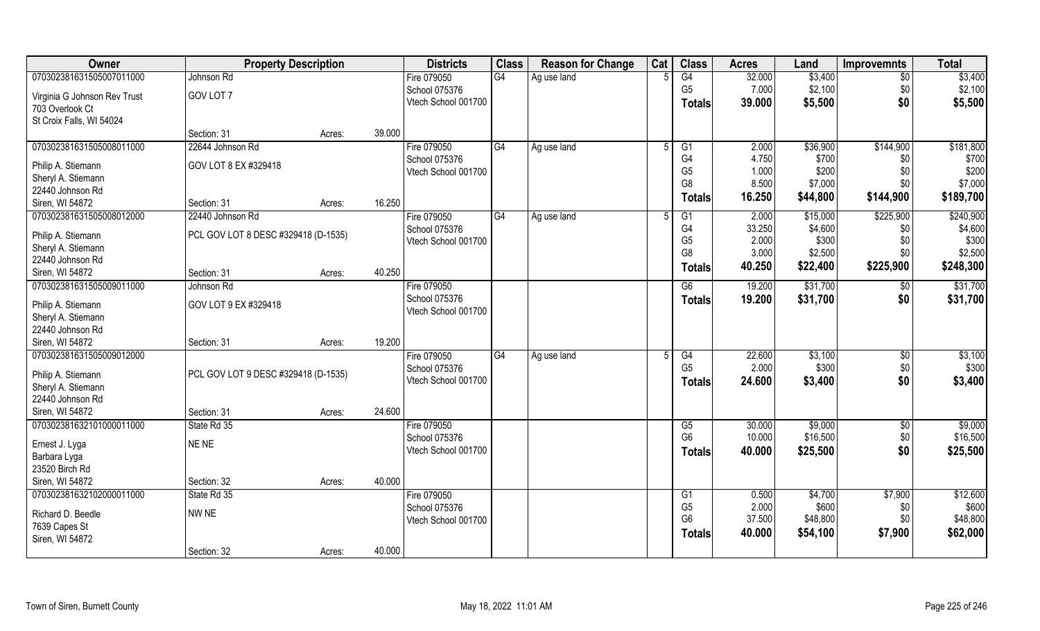| Owner | Property Description | | | Districts | Class | Reason for Change | Cat | Class | Acres | Land | Improvemnts | Total |
|---|---|---|---|---|---|---|---|---|---|---|---|---|
| 070302381631505007011000 | Johnson Rd | | | Fire 079050 | G4 | Ag use land | 5 | G4 | 32.000 | $3,400 | $0 | $3,400 |
| Virginia G Johnson Rev Trust | GOV LOT 7 | | | School 075376 | | | | G5 | 7.000 | $2,100 | $0 | $2,100 |
| 703 Overlook Ct | | | | Vtech School 001700 | | | | **Totals** | **39.000** | **$5,500** | **$0** | **$5,500** |
| St Croix Falls, WI 54024 | | | | | | | | | | | | |
| | Section: 31 | Acres: | 39.000 | | | | | | | | | |
| 070302381631505008011000 | 22644 Johnson Rd | | | Fire 079050 | G4 | Ag use land | 5 | G1 | 2.000 | $36,900 | $144,900 | $181,800 |
| Philip A. Stiemann | GOV LOT 8 EX #329418 | | | School 075376 | | | | G4 | 4.750 | $700 | $0 | $700 |
| Sheryl A. Stiemann | | | | Vtech School 001700 | | | | G5 | 1.000 | $200 | $0 | $200 |
| 22440 Johnson Rd | | | | | | | | G8 | 8.500 | $7,000 | $0 | $7,000 |
| Siren, WI 54872 | Section: 31 | Acres: | 16.250 | | | | | **Totals** | **16.250** | **$44,800** | **$144,900** | **$189,700** |
| 070302381631505008012000 | 22440 Johnson Rd | | | Fire 079050 | G4 | Ag use land | 5 | G1 | 2.000 | $15,000 | $225,900 | $240,900 |
| Philip A. Stiemann | PCL GOV LOT 8 DESC #329418 (D-1535) | | | School 075376 | | | | G4 | 33.250 | $4,600 | $0 | $4,600 |
| Sheryl A. Stiemann | | | | Vtech School 001700 | | | | G5 | 2.000 | $300 | $0 | $300 |
| 22440 Johnson Rd | | | | | | | | G8 | 3.000 | $2,500 | $0 | $2,500 |
| Siren, WI 54872 | Section: 31 | Acres: | 40.250 | | | | | **Totals** | **40.250** | **$22,400** | **$225,900** | **$248,300** |
| 070302381631505009011000 | Johnson Rd | | | Fire 079050 | | | | G6 | 19.200 | $31,700 | $0 | $31,700 |
| Philip A. Stiemann | GOV LOT 9 EX #329418 | | | School 075376 | | | | **Totals** | **19.200** | **$31,700** | **$0** | **$31,700** |
| Sheryl A. Stiemann | | | | Vtech School 001700 | | | | | | | | |
| 22440 Johnson Rd | | | | | | | | | | | | |
| Siren, WI 54872 | Section: 31 | Acres: | 19.200 | | | | | | | | | |
| 070302381631505009012000 | | | | Fire 079050 | G4 | Ag use land | 5 | G4 | 22.600 | $3,100 | $0 | $3,100 |
| Philip A. Stiemann | PCL GOV LOT 9 DESC #329418 (D-1535) | | | School 075376 | | | | G5 | 2.000 | $300 | $0 | $300 |
| Sheryl A. Stiemann | | | | Vtech School 001700 | | | | **Totals** | **24.600** | **$3,400** | **$0** | **$3,400** |
| 22440 Johnson Rd | | | | | | | | | | | | |
| Siren, WI 54872 | Section: 31 | Acres: | 24.600 | | | | | | | | | |
| 070302381632101000011000 | State Rd 35 | | | Fire 079050 | | | | G5 | 30.000 | $9,000 | $0 | $9,000 |
| Ernest J. Lyga | NE NE | | | School 075376 | | | | G6 | 10.000 | $16,500 | $0 | $16,500 |
| Barbara Lyga | | | | Vtech School 001700 | | | | **Totals** | **40.000** | **$25,500** | **$0** | **$25,500** |
| 23520 Birch Rd | | | | | | | | | | | | |
| Siren, WI 54872 | Section: 32 | Acres: | 40.000 | | | | | | | | | |
| 070302381632102000011000 | State Rd 35 | | | Fire 079050 | | | | G1 | 0.500 | $4,700 | $7,900 | $12,600 |
| Richard D. Beedle | NW NE | | | School 075376 | | | | G5 | 2.000 | $600 | $0 | $600 |
| 7639 Capes St | | | | Vtech School 001700 | | | | G6 | 37.500 | $48,800 | $0 | $48,800 |
| Siren, WI 54872 | | | | | | | | **Totals** | **40.000** | **$54,100** | **$7,900** | **$62,000** |
| | Section: 32 | Acres: | 40.000 | | | | | | | | | |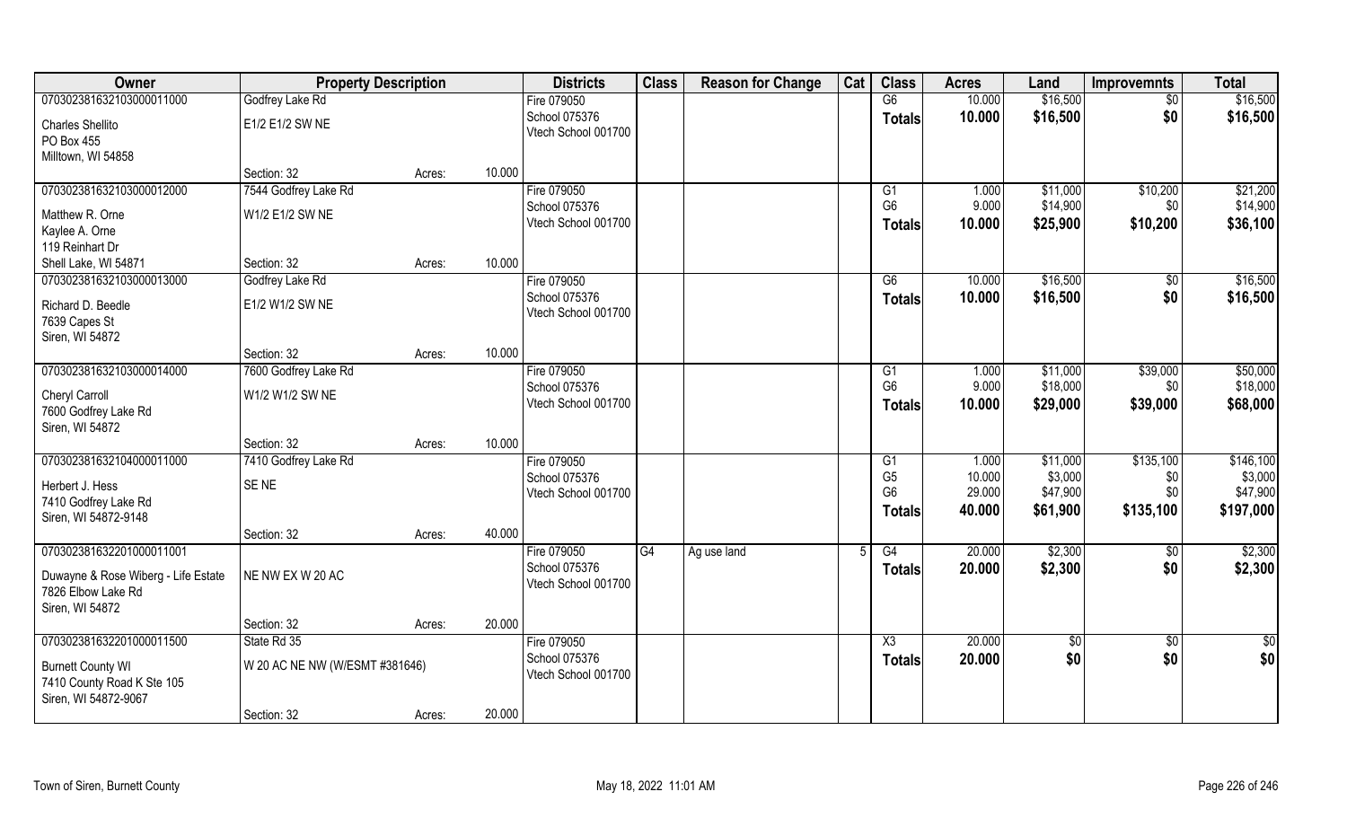| Owner | Property Description | | | Districts | Class | Reason for Change | Cat | Class | Acres | Land | Improvemnts | Total |
|---|---|---|---|---|---|---|---|---|---|---|---|---|
| 070302381632103000011000 | Godfrey Lake Rd | | | Fire 079050 | | | | G6 | 10.000 | $16,500 | $0 | $16,500 |
| Charles Shellito | E1/2 E1/2 SW NE | | | School 075376 | | | | Totals | 10.000 | $16,500 | $0 | $16,500 |
| PO Box 455 | | | | Vtech School 001700 | | | | | | | | |
| Milltown, WI 54858 | | | | | | | | | | | | |
| | Section: 32 | Acres: | 10.000 | | | | | | | | | |
| 070302381632103000012000 | 7544 Godfrey Lake Rd | | | Fire 079050 | | | | G1 | 1.000 | $11,000 | $10,200 | $21,200 |
| Matthew R. Orne | W1/2 E1/2 SW NE | | | School 075376 | | | | G6 | 9.000 | $14,900 | $0 | $14,900 |
| Kaylee A. Orne | | | | Vtech School 001700 | | | | Totals | 10.000 | $25,900 | $10,200 | $36,100 |
| 119 Reinhart Dr | | | | | | | | | | | | |
| Shell Lake, WI 54871 | Section: 32 | Acres: | 10.000 | | | | | | | | | |
| 070302381632103000013000 | Godfrey Lake Rd | | | Fire 079050 | | | | G6 | 10.000 | $16,500 | $0 | $16,500 |
| Richard D. Beedle | E1/2 W1/2 SW NE | | | School 075376 | | | | Totals | 10.000 | $16,500 | $0 | $16,500 |
| 7639 Capes St | | | | Vtech School 001700 | | | | | | | | |
| Siren, WI 54872 | | | | | | | | | | | | |
| | Section: 32 | Acres: | 10.000 | | | | | | | | | |
| 070302381632103000014000 | 7600 Godfrey Lake Rd | | | Fire 079050 | | | | G1 | 1.000 | $11,000 | $39,000 | $50,000 |
| Cheryl Carroll | W1/2 W1/2 SW NE | | | School 075376 | | | | G6 | 9.000 | $18,000 | $0 | $18,000 |
| 7600 Godfrey Lake Rd | | | | Vtech School 001700 | | | | Totals | 10.000 | $29,000 | $39,000 | $68,000 |
| Siren, WI 54872 | | | | | | | | | | | | |
| | Section: 32 | Acres: | 10.000 | | | | | | | | | |
| 070302381632104000011000 | 7410 Godfrey Lake Rd | | | Fire 079050 | | | | G1 | 1.000 | $11,000 | $135,100 | $146,100 |
| Herbert J. Hess | SE NE | | | School 075376 | | | | G5 | 10.000 | $3,000 | $0 | $3,000 |
| 7410 Godfrey Lake Rd | | | | Vtech School 001700 | | | | G6 | 29.000 | $47,900 | $0 | $47,900 |
| Siren, WI 54872-9148 | | | | | | | | Totals | 40.000 | $61,900 | $135,100 | $197,000 |
| | Section: 32 | Acres: | 40.000 | | | | | | | | | |
| 070302381632201000011001 | | | | Fire 079050 | G4 | Ag use land | 5 | G4 | 20.000 | $2,300 | $0 | $2,300 |
| Duwayne & Rose Wiberg - Life Estate | NE NW EX W 20 AC | | | School 075376 | | | | Totals | 20.000 | $2,300 | $0 | $2,300 |
| 7826 Elbow Lake Rd | | | | Vtech School 001700 | | | | | | | | |
| Siren, WI 54872 | | | | | | | | | | | | |
| | Section: 32 | Acres: | 20.000 | | | | | | | | | |
| 070302381632201000011500 | State Rd 35 | | | Fire 079050 | | | | X3 | 20.000 | $0 | $0 | $0 |
| Burnett County WI | W 20 AC NE NW (W/ESMT #381646) | | | School 075376 | | | | Totals | 20.000 | $0 | $0 | $0 |
| 7410 County Road K Ste 105 | | | | Vtech School 001700 | | | | | | | | |
| Siren, WI 54872-9067 | | | | | | | | | | | | |
| | Section: 32 | Acres: | 20.000 | | | | | | | | | |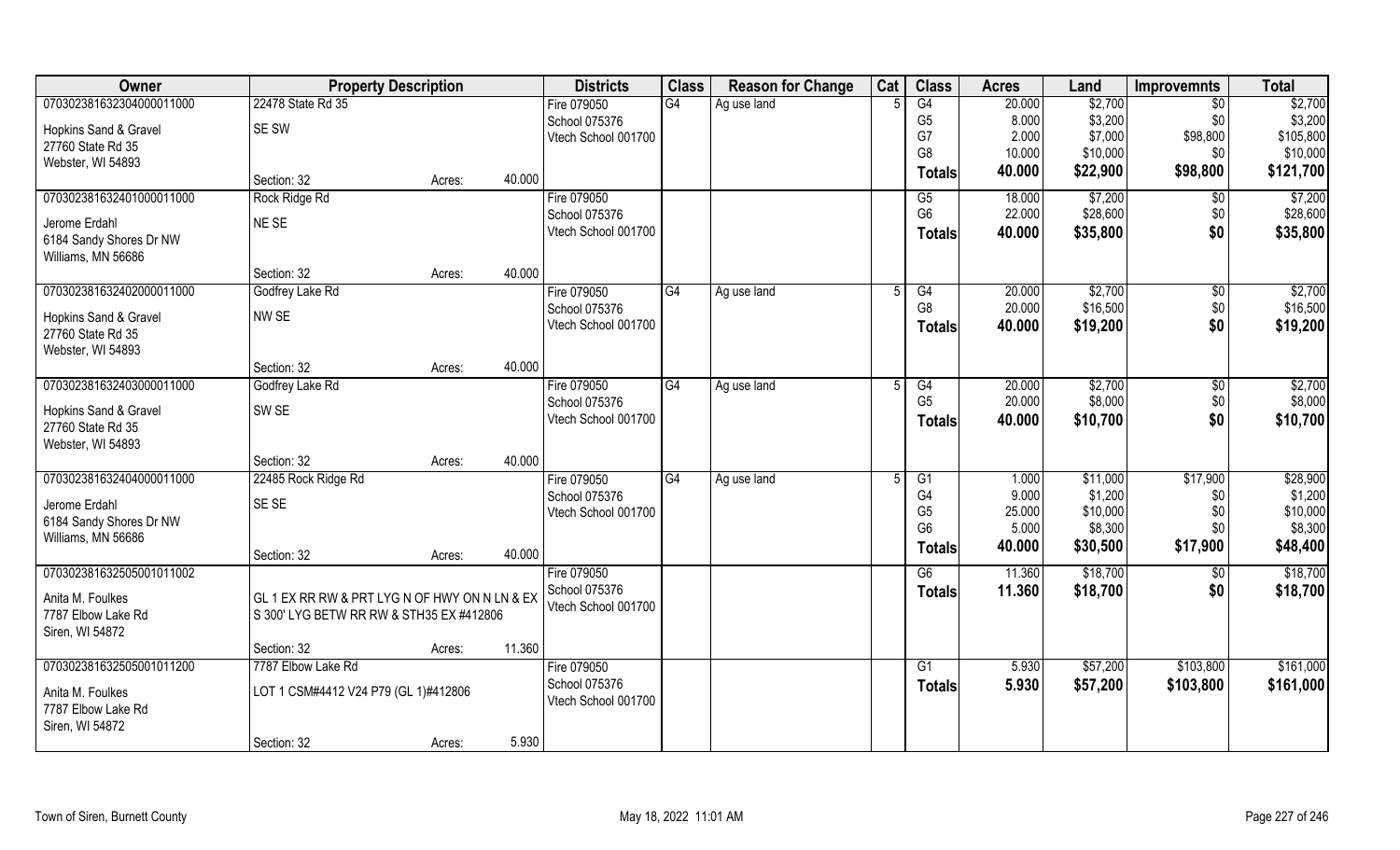| Owner | Property Description | | | Districts | Class | Reason for Change | Cat | Class | Acres | Land | Improvemnts | Total |
|---|---|---|---|---|---|---|---|---|---|---|---|---|
| 070302381632304000011000 | 22478 State Rd 35 | | | Fire 079050 | G4 | Ag use land | 5 | G4 | 20.000 | $2,700 | $0 | $2,700 |
| Hopkins Sand & Gravel | SE SW | | | School 075376 | | | | G5 | 8.000 | $3,200 | $0 | $3,200 |
| 27760 State Rd 35 | | | | Vtech School 001700 | | | | G7 | 2.000 | $7,000 | $98,800 | $105,800 |
| Webster, WI 54893 | | | | | | | | G8 | 10.000 | $10,000 | $0 | $10,000 |
| | Section: 32 | Acres: | 40.000 | | | | | **Totals** | **40.000** | **$22,900** | **$98,800** | **$121,700** |
| 070302381632401000011000 | Rock Ridge Rd | | | Fire 079050 | | | | G5 | 18.000 | $7,200 | $0 | $7,200 |
| Jerome Erdahl | NE SE | | | School 075376 | | | | G6 | 22.000 | $28,600 | $0 | $28,600 |
| 6184 Sandy Shores Dr NW | | | | Vtech School 001700 | | | | **Totals** | **40.000** | **$35,800** | **$0** | **$35,800** |
| Williams, MN 56686 | | | | | | | | | | | | |
| | Section: 32 | Acres: | 40.000 | | | | | | | | | |
| 070302381632402000011000 | Godfrey Lake Rd | | | Fire 079050 | G4 | Ag use land | 5 | G4 | 20.000 | $2,700 | $0 | $2,700 |
| Hopkins Sand & Gravel | NW SE | | | School 075376 | | | | G8 | 20.000 | $16,500 | $0 | $16,500 |
| 27760 State Rd 35 | | | | Vtech School 001700 | | | | **Totals** | **40.000** | **$19,200** | **$0** | **$19,200** |
| Webster, WI 54893 | | | | | | | | | | | | |
| | Section: 32 | Acres: | 40.000 | | | | | | | | | |
| 070302381632403000011000 | Godfrey Lake Rd | | | Fire 079050 | G4 | Ag use land | 5 | G4 | 20.000 | $2,700 | $0 | $2,700 |
| Hopkins Sand & Gravel | SW SE | | | School 075376 | | | | G5 | 20.000 | $8,000 | $0 | $8,000 |
| 27760 State Rd 35 | | | | Vtech School 001700 | | | | **Totals** | **40.000** | **$10,700** | **$0** | **$10,700** |
| Webster, WI 54893 | | | | | | | | | | | | |
| | Section: 32 | Acres: | 40.000 | | | | | | | | | |
| 070302381632404000011000 | 22485 Rock Ridge Rd | | | Fire 079050 | G4 | Ag use land | 5 | G1 | 1.000 | $11,000 | $17,900 | $28,900 |
| Jerome Erdahl | SE SE | | | School 075376 | | | | G4 | 9.000 | $1,200 | $0 | $1,200 |
| 6184 Sandy Shores Dr NW | | | | Vtech School 001700 | | | | G5 | 25.000 | $10,000 | $0 | $10,000 |
| Williams, MN 56686 | | | | | | | | G6 | 5.000 | $8,300 | $0 | $8,300 |
| | Section: 32 | Acres: | 40.000 | | | | | **Totals** | **40.000** | **$30,500** | **$17,900** | **$48,400** |
| 070302381632505001011002 | | | | Fire 079050 | | | | G6 | 11.360 | $18,700 | $0 | $18,700 |
| Anita M. Foulkes | GL 1 EX RR RW & PRT LYG N OF HWY ON N LN & EX | | | School 075376 | | | | **Totals** | **11.360** | **$18,700** | **$0** | **$18,700** |
| 7787 Elbow Lake Rd | S 300' LYG BETW RR RW & STH35 EX #412806 | | | Vtech School 001700 | | | | | | | | |
| Siren, WI 54872 | | | | | | | | | | | | |
| | Section: 32 | Acres: | 11.360 | | | | | | | | | |
| 070302381632505001011200 | 7787 Elbow Lake Rd | | | Fire 079050 | | | | G1 | 5.930 | $57,200 | $103,800 | $161,000 |
| Anita M. Foulkes | LOT 1 CSM#4412 V24 P79 (GL 1)#412806 | | | School 075376 | | | | **Totals** | **5.930** | **$57,200** | **$103,800** | **$161,000** |
| 7787 Elbow Lake Rd | | | | Vtech School 001700 | | | | | | | | |
| Siren, WI 54872 | | | | | | | | | | | | |
| | Section: 32 | Acres: | 5.930 | | | | | | | | | |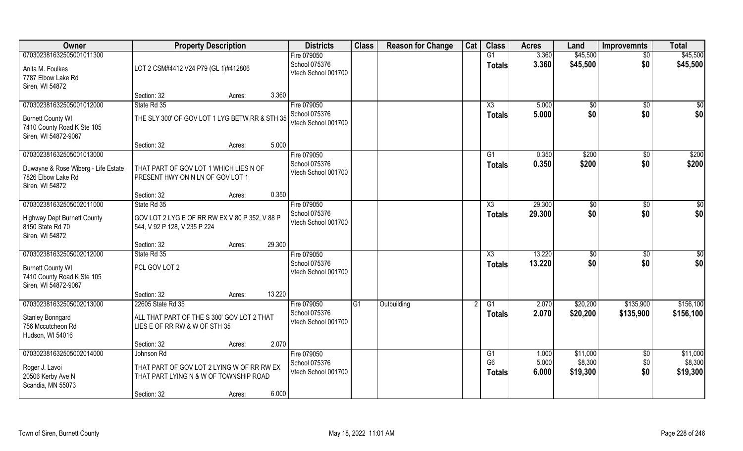| Owner | Property Description | | | Districts | Class | Reason for Change | Cat | Class | Acres | Land | Improvemnts | Total |
|---|---|---|---|---|---|---|---|---|---|---|---|---|
| 070302381632505001011300<br><br>Anita M. Foulkes<br>7787 Elbow Lake Rd<br>Siren, WI 54872 | LOT 2 CSM#4412 V24 P79 (GL 1)#412806 | | | Fire 079050<br>School 075376<br>Vtech School 001700 | | | | G1<br>**Totals** | 3.360<br>**3.360** | $45,500<br>**$45,500** | $0<br>**$0** | $45,500<br>**$45,500** |
| | Section: 32 | Acres: | 3.360 | | | | | | | | | |
| 070302381632505001012000<br><br>Burnett County WI<br>7410 County Road K Ste 105<br>Siren, WI 54872-9067 | State Rd 35<br><br>THE SLY 300' OF GOV LOT 1 LYG BETW RR & STH 35 | | | Fire 079050<br>School 075376<br>Vtech School 001700 | | | | X3<br>**Totals** | 5.000<br>**5.000** | $0<br>**$0** | $0<br>**$0** | $0<br>**$0** |
| | Section: 32 | Acres: | 5.000 | | | | | | | | | |
| 070302381632505001013000<br><br>Duwayne & Rose Wiberg - Life Estate<br>7826 Elbow Lake Rd<br>Siren, WI 54872 | THAT PART OF GOV LOT 1 WHICH LIES N OF PRESENT HWY ON N LN OF GOV LOT 1 | | | Fire 079050<br>School 075376<br>Vtech School 001700 | | | | G1<br>**Totals** | 0.350<br>**0.350** | $200<br>**$200** | $0<br>**$0** | $200<br>**$200** |
| | Section: 32 | Acres: | 0.350 | | | | | | | | | |
| 070302381632505002011000<br><br>Highway Dept Burnett County<br>8150 State Rd 70<br>Siren, WI 54872 | State Rd 35<br><br>GOV LOT 2 LYG E OF RR RW EX V 80 P 352, V 88 P 544, V 92 P 128, V 235 P 224 | | | Fire 079050<br>School 075376<br>Vtech School 001700 | | | | X3<br>**Totals** | 29.300<br>**29.300** | $0<br>**$0** | $0<br>**$0** | $0<br>**$0** |
| | Section: 32 | Acres: | 29.300 | | | | | | | | | |
| 070302381632505002012000<br><br>Burnett County WI<br>7410 County Road K Ste 105<br>Siren, WI 54872-9067 | State Rd 35<br><br>PCL GOV LOT 2 | | | Fire 079050<br>School 075376<br>Vtech School 001700 | | | | X3<br>**Totals** | 13.220<br>**13.220** | $0<br>**$0** | $0<br>**$0** | $0<br>**$0** |
| | Section: 32 | Acres: | 13.220 | | | | | | | | | |
| 070302381632505002013000<br><br>Stanley Bonngard<br>756 Mccutcheon Rd<br>Hudson, WI 54016 | 22605 State Rd 35<br><br>ALL THAT PART OF THE S 300' GOV LOT 2 THAT LIES E OF RR RW & W OF STH 35 | | | Fire 079050<br>School 075376<br>Vtech School 001700 | G1 | Outbuilding | 2 | G1<br>**Totals** | 2.070<br>**2.070** | $20,200<br>**$20,200** | $135,900<br>**$135,900** | $156,100<br>**$156,100** |
| | Section: 32 | Acres: | 2.070 | | | | | | | | | |
| 070302381632505002014000<br><br>Roger J. Lavoi<br>20506 Kerby Ave N<br>Scandia, MN 55073 | Johnson Rd<br><br>THAT PART OF GOV LOT 2 LYING W OF RR RW EX THAT PART LYING N & W OF TOWNSHIP ROAD | | | Fire 079050<br>School 075376<br>Vtech School 001700 | | | | G1<br>G6<br>**Totals** | 1.000<br>5.000<br>**6.000** | $11,000<br>$8,300<br>**$19,300** | $0<br>$0<br>**$0** | $11,000<br>$8,300<br>**$19,300** |
| | Section: 32 | Acres: | 6.000 | | | | | | | | | |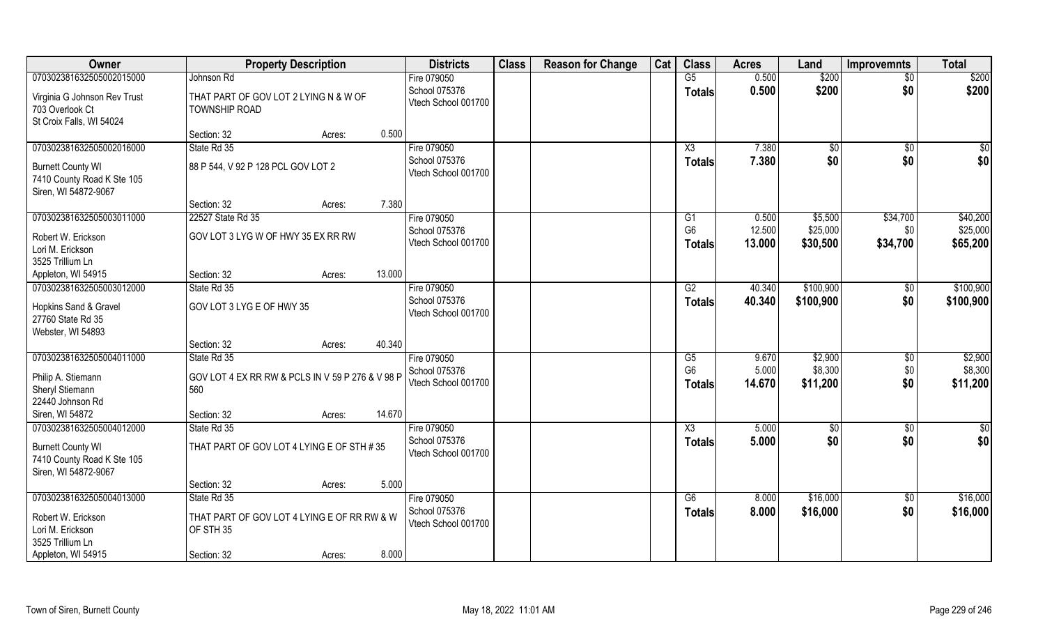| Owner | Property Description | | | Districts | Class | Reason for Change | Cat | Class | Acres | Land | Improvemnts | Total |
|---|---|---|---|---|---|---|---|---|---|---|---|---|
| 070302381632505002015000 | Johnson Rd | | | Fire 079050 | | | | G5 | 0.500 | $200 | $0 | $200 |
| Virginia G Johnson Rev Trust | THAT PART OF GOV LOT 2 LYING N & W OF TOWNSHIP ROAD | | | School 075376 | | | | Totals | 0.500 | $200 | $0 | $200 |
| 703 Overlook Ct | | | | Vtech School 001700 | | | | | | | | |
| St Croix Falls, WI 54024 | | | | | | | | | | | | |
| | Section: 32 | Acres: | 0.500 | | | | | | | | | |
| 070302381632505002016000 | State Rd 35 | | | Fire 079050 | | | | X3 | 7.380 | $0 | $0 | $0 |
| Burnett County WI | 88 P 544, V 92 P 128 PCL GOV LOT 2 | | | School 075376 | | | | Totals | 7.380 | $0 | $0 | $0 |
| 7410 County Road K Ste 105 | | | | Vtech School 001700 | | | | | | | | |
| Siren, WI 54872-9067 | | | | | | | | | | | | |
| | Section: 32 | Acres: | 7.380 | | | | | | | | | |
| 070302381632505003011000 | 22527 State Rd 35 | | | Fire 079050 | | | | G1 | 0.500 | $5,500 | $34,700 | $40,200 |
| Robert W. Erickson | GOV LOT 3 LYG W OF HWY 35 EX RR RW | | | School 075376 | | | | G6 | 12.500 | $25,000 | $0 | $25,000 |
| Lori M. Erickson | | | | Vtech School 001700 | | | | Totals | 13.000 | $30,500 | $34,700 | $65,200 |
| 3525 Trillium Ln | | | | | | | | | | | | |
| Appleton, WI 54915 | Section: 32 | Acres: | 13.000 | | | | | | | | | |
| 070302381632505003012000 | State Rd 35 | | | Fire 079050 | | | | G2 | 40.340 | $100,900 | $0 | $100,900 |
| Hopkins Sand & Gravel | GOV LOT 3 LYG E OF HWY 35 | | | School 075376 | | | | Totals | 40.340 | $100,900 | $0 | $100,900 |
| 27760 State Rd 35 | | | | Vtech School 001700 | | | | | | | | |
| Webster, WI 54893 | | | | | | | | | | | | |
| | Section: 32 | Acres: | 40.340 | | | | | | | | | |
| 070302381632505004011000 | State Rd 35 | | | Fire 079050 | | | | G5 | 9.670 | $2,900 | $0 | $2,900 |
| Philip A. Stiemann | GOV LOT 4 EX RR RW & PCLS IN V 59 P 276 & V 98 P 560 | | | School 075376 | | | | G6 | 5.000 | $8,300 | $0 | $8,300 |
| Sheryl Stiemann | | | | Vtech School 001700 | | | | Totals | 14.670 | $11,200 | $0 | $11,200 |
| 22440 Johnson Rd | | | | | | | | | | | | |
| Siren, WI 54872 | Section: 32 | Acres: | 14.670 | | | | | | | | | |
| 070302381632505004012000 | State Rd 35 | | | Fire 079050 | | | | X3 | 5.000 | $0 | $0 | $0 |
| Burnett County WI | THAT PART OF GOV LOT 4 LYING E OF STH # 35 | | | School 075376 | | | | Totals | 5.000 | $0 | $0 | $0 |
| 7410 County Road K Ste 105 | | | | Vtech School 001700 | | | | | | | | |
| Siren, WI 54872-9067 | | | | | | | | | | | | |
| | Section: 32 | Acres: | 5.000 | | | | | | | | | |
| 070302381632505004013000 | State Rd 35 | | | Fire 079050 | | | | G6 | 8.000 | $16,000 | $0 | $16,000 |
| Robert W. Erickson | THAT PART OF GOV LOT 4 LYING E OF RR RW & W OF STH 35 | | | School 075376 | | | | Totals | 8.000 | $16,000 | $0 | $16,000 |
| Lori M. Erickson | | | | Vtech School 001700 | | | | | | | | |
| 3525 Trillium Ln | | | | | | | | | | | | |
| Appleton, WI 54915 | Section: 32 | Acres: | 8.000 | | | | | | | | | |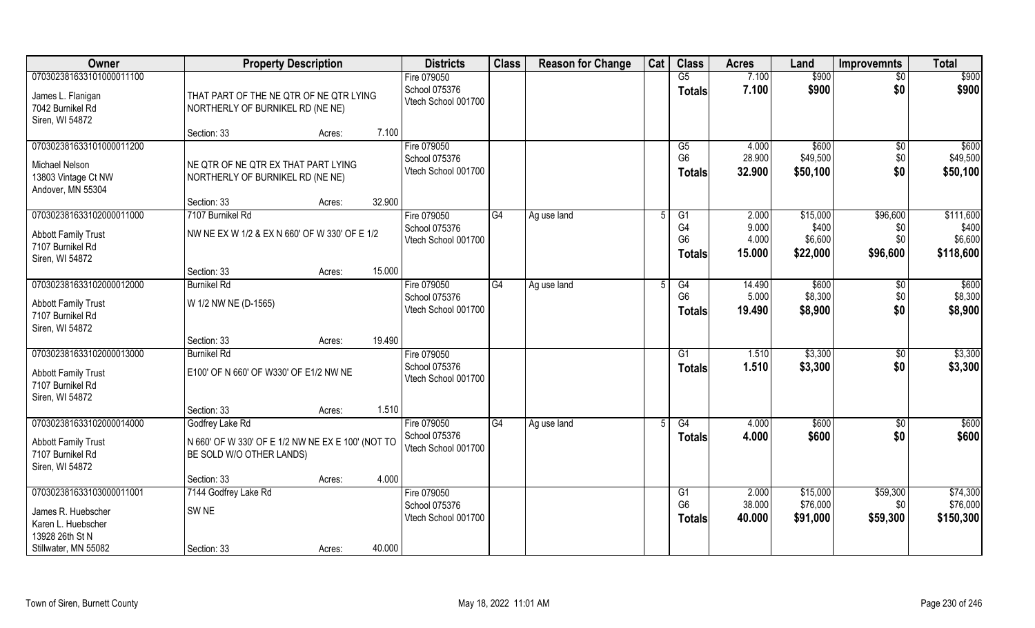| Owner | Property Description | | Districts | Class | Reason for Change | Cat | Class | Acres | Land | Improvemnts | Total |
|---|---|---|---|---|---|---|---|---|---|---|---|
| 070302381633101000011100<br><br>James L. Flanigan<br>7042 Burnikel Rd<br>Siren, WI 54872 | THAT PART OF THE NE QTR OF NE QTR LYING NORTHERLY OF BURNIKEL RD (NE NE)<br><br>Section: 33 | Acres: 7.100 | Fire 079050<br>School 075376<br>Vtech School 001700 | | | | G5<br>**Totals** | 7.100<br>**7.100** | $900<br>**$900** | $0<br>**$0** | $900<br>**$900** |
| 070302381633101000011200<br><br>Michael Nelson<br>13803 Vintage Ct NW<br>Andover, MN 55304 | NE QTR OF NE QTR EX THAT PART LYING NORTHERLY OF BURNIKEL RD (NE NE)<br><br>Section: 33 | Acres: 32.900 | Fire 079050<br>School 075376<br>Vtech School 001700 | | | | G5<br>G6<br>**Totals** | 4.000<br>28.900<br>**32.900** | $600<br>$49,500<br>**$50,100** | $0<br>$0<br>**$0** | $600<br>$49,500<br>**$50,100** |
| 070302381633102000011000<br>7107 Burnikel Rd<br>Abbott Family Trust<br>7107 Burnikel Rd<br>Siren, WI 54872 | NW NE EX W 1/2 & EX N 660' OF W 330' OF E 1/2<br><br>Section: 33 | Acres: 15.000 | Fire 079050<br>School 075376<br>Vtech School 001700 | G4 | Ag use land | 5 | G1<br>G4<br>G6<br>**Totals** | 2.000<br>9.000<br>4.000<br>**15.000** | $15,000<br>$400<br>$6,600<br>**$22,000** | $96,600<br>$0<br>$0<br>**$96,600** | $111,600<br>$400<br>$6,600<br>**$118,600** |
| 070302381633102000012000<br>Burnikel Rd<br>Abbott Family Trust<br>7107 Burnikel Rd<br>Siren, WI 54872 | W 1/2 NW NE (D-1565)<br><br>Section: 33 | Acres: 19.490 | Fire 079050<br>School 075376<br>Vtech School 001700 | G4 | Ag use land | 5 | G4<br>G6<br>**Totals** | 14.490<br>5.000<br>**19.490** | $600<br>$8,300<br>**$8,900** | $0<br>$0<br>**$0** | $600<br>$8,300<br>**$8,900** |
| 070302381633102000013000<br>Burnikel Rd<br>Abbott Family Trust<br>7107 Burnikel Rd<br>Siren, WI 54872 | E100' OF N 660' OF W330' OF E1/2 NW NE<br><br>Section: 33 | Acres: 1.510 | Fire 079050<br>School 075376<br>Vtech School 001700 | | | | G1<br>**Totals** | 1.510<br>**1.510** | $3,300<br>**$3,300** | $0<br>**$0** | $3,300<br>**$3,300** |
| 070302381633102000014000<br>Godfrey Lake Rd<br>Abbott Family Trust<br>7107 Burnikel Rd<br>Siren, WI 54872 | N 660' OF W 330' OF E 1/2 NW NE EX E 100' (NOT TO BE SOLD W/O OTHER LANDS)<br><br>Section: 33 | Acres: 4.000 | Fire 079050<br>School 075376<br>Vtech School 001700 | G4 | Ag use land | 5 | G4<br>**Totals** | 4.000<br>**4.000** | $600<br>**$600** | $0<br>**$0** | $600<br>**$600** |
| 070302381633103000011001<br>7144 Godfrey Lake Rd<br>James R. Huebscher<br>Karen L. Huebscher<br>13928 26th St N<br>Stillwater, MN 55082 | SW NE<br><br>Section: 33 | Acres: 40.000 | Fire 079050<br>School 075376<br>Vtech School 001700 | | | | G1<br>G6<br>**Totals** | 2.000<br>38.000<br>**40.000** | $15,000<br>$76,000<br>**$91,000** | $59,300<br>$0<br>**$59,300** | $74,300<br>$76,000<br>**$150,300** |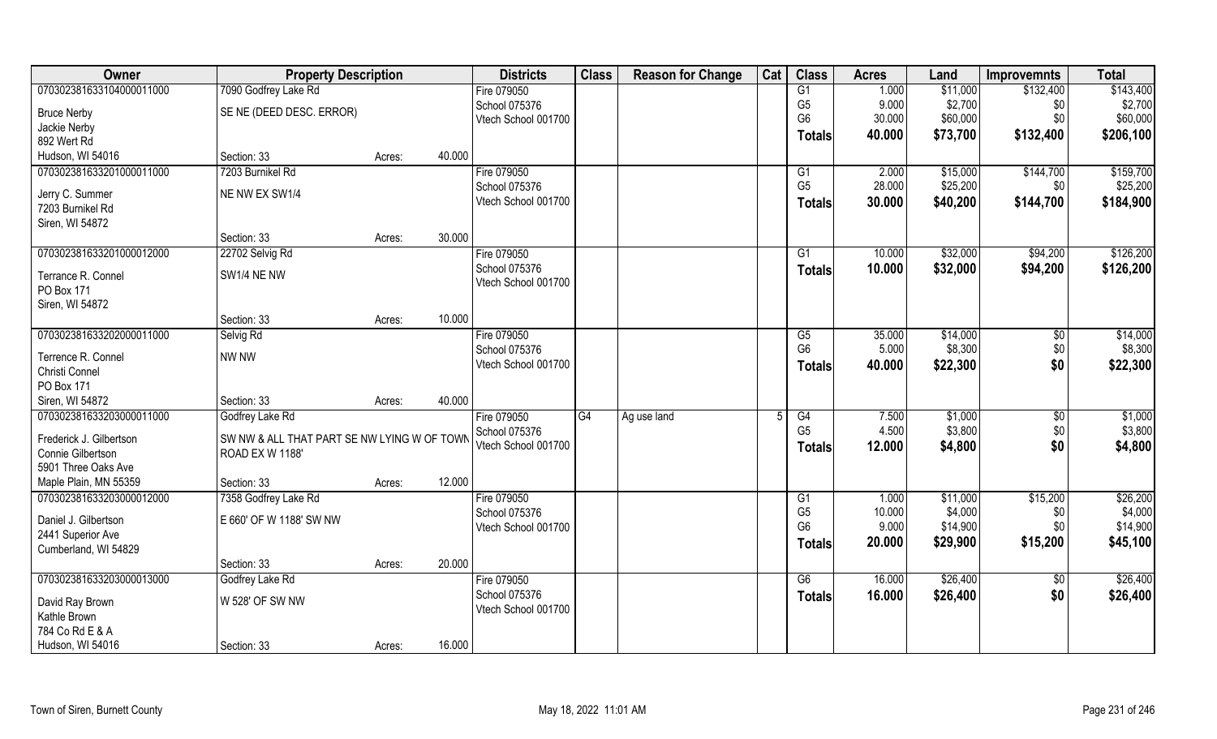| Owner | Property Description | | Districts | Class | Reason for Change | Cat | Class | Acres | Land | Improvemnts | Total |
|---|---|---|---|---|---|---|---|---|---|---|---|
| 070302381633104000011000 | 7090 Godfrey Lake Rd | | Fire 079050 | | | | G1 | 1.000 | $11,000 | $132,400 | $143,400 |
| Bruce Nerby | SE NE (DEED DESC. ERROR) | | School 075376 | | | | G5 | 9.000 | $2,700 | $0 | $2,700 |
| Jackie Nerby | | | Vtech School 001700 | | | | G6 | 30.000 | $60,000 | $0 | $60,000 |
| 892 Wert Rd | | | | | | | **Totals** | **40.000** | **$73,700** | **$132,400** | **$206,100** |
| Hudson, WI 54016 | Section: 33 | Acres: 40.000 | | | | | | | | | |
| 070302381633201000011000 | 7203 Burnikel Rd | | Fire 079050 | | | | G1 | 2.000 | $15,000 | $144,700 | $159,700 |
| Jerry C. Summer | NE NW EX SW1/4 | | School 075376 | | | | G5 | 28.000 | $25,200 | $0 | $25,200 |
| 7203 Burnikel Rd | | | Vtech School 001700 | | | | **Totals** | **30.000** | **$40,200** | **$144,700** | **$184,900** |
| Siren, WI 54872 | | | | | | | | | | | |
| | Section: 33 | Acres: 30.000 | | | | | | | | | |
| 070302381633201000012000 | 22702 Selvig Rd | | Fire 079050 | | | | G1 | 10.000 | $32,000 | $94,200 | $126,200 |
| Terrance R. Connel | SW1/4 NE NW | | School 075376 | | | | **Totals** | **10.000** | **$32,000** | **$94,200** | **$126,200** |
| PO Box 171 | | | Vtech School 001700 | | | | | | | | |
| Siren, WI 54872 | | | | | | | | | | | |
| | Section: 33 | Acres: 10.000 | | | | | | | | | |
| 070302381633202000011000 | Selvig Rd | | Fire 079050 | | | | G5 | 35.000 | $14,000 | $0 | $14,000 |
| Terrence R. Connel | NW NW | | School 075376 | | | | G6 | 5.000 | $8,300 | $0 | $8,300 |
| Christi Connel | | | Vtech School 001700 | | | | **Totals** | **40.000** | **$22,300** | **$0** | **$22,300** |
| PO Box 171 | | | | | | | | | | | |
| Siren, WI 54872 | Section: 33 | Acres: 40.000 | | | | | | | | | |
| 070302381633203000011000 | Godfrey Lake Rd | | Fire 079050 | G4 | Ag use land | 5 | G4 | 7.500 | $1,000 | $0 | $1,000 |
| Frederick J. Gilbertson | SW NW & ALL THAT PART SE NW LYING W OF TOWN ROAD EX W 1188' | | School 075376 | | | | G5 | 4.500 | $3,800 | $0 | $3,800 |
| Connie Gilbertson | | | Vtech School 001700 | | | | **Totals** | **12.000** | **$4,800** | **$0** | **$4,800** |
| 5901 Three Oaks Ave | | | | | | | | | | | |
| Maple Plain, MN 55359 | Section: 33 | Acres: 12.000 | | | | | | | | | |
| 070302381633203000012000 | 7358 Godfrey Lake Rd | | Fire 079050 | | | | G1 | 1.000 | $11,000 | $15,200 | $26,200 |
| Daniel J. Gilbertson | E 660' OF W 1188' SW NW | | School 075376 | | | | G5 | 10.000 | $4,000 | $0 | $4,000 |
| 2441 Superior Ave | | | Vtech School 001700 | | | | G6 | 9.000 | $14,900 | $0 | $14,900 |
| Cumberland, WI 54829 | | | | | | | **Totals** | **20.000** | **$29,900** | **$15,200** | **$45,100** |
| | Section: 33 | Acres: 20.000 | | | | | | | | | |
| 070302381633203000013000 | Godfrey Lake Rd | | Fire 079050 | | | | G6 | 16.000 | $26,400 | $0 | $26,400 |
| David Ray Brown | W 528' OF SW NW | | School 075376 | | | | **Totals** | **16.000** | **$26,400** | **$0** | **$26,400** |
| Kathle Brown | | | Vtech School 001700 | | | | | | | | |
| 784 Co Rd E & A | | | | | | | | | | | |
| Hudson, WI 54016 | Section: 33 | Acres: 16.000 | | | | | | | | | |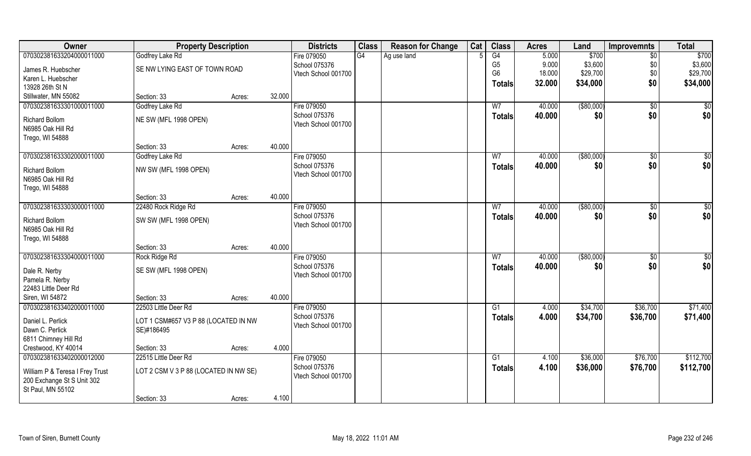| Owner | Property Description | | | Districts | Class | Reason for Change | Cat | Class | Acres | Land | Improvemnts | Total |
|---|---|---|---|---|---|---|---|---|---|---|---|---|
| 070302381633204000011000 | Godfrey Lake Rd | | | Fire 079050 | G4 | Ag use land | 5 | G4 | 5.000 | $700 | $0 | $700 |
| James R. Huebscher | SE NW LYING EAST OF TOWN ROAD | | | School 075376 | | | | G5 | 9.000 | $3,600 | $0 | $3,600 |
| Karen L. Huebscher | | | | Vtech School 001700 | | | | G6 | 18.000 | $29,700 | $0 | $29,700 |
| 13928 26th St N | | | | | | | | **Totals** | **32.000** | **$34,000** | **$0** | **$34,000** |
| Stillwater, MN 55082 | Section: 33 | Acres: | 32.000 | | | | | | | | | |
| 070302381633301000011000 | Godfrey Lake Rd | | | Fire 079050 | | | | W7 | 40.000 | ($80,000) | $0 | $0 |
| Richard Bollom | NE SW (MFL 1998 OPEN) | | | School 075376 | | | | **Totals** | **40.000** | **$0** | **$0** | **$0** |
| N6985 Oak Hill Rd | | | | Vtech School 001700 | | | | | | | | |
| Trego, WI 54888 | | | | | | | | | | | | |
| | Section: 33 | Acres: | 40.000 | | | | | | | | | |
| 070302381633302000011000 | Godfrey Lake Rd | | | Fire 079050 | | | | W7 | 40.000 | ($80,000) | $0 | $0 |
| Richard Bollom | NW SW (MFL 1998 OPEN) | | | School 075376 | | | | **Totals** | **40.000** | **$0** | **$0** | **$0** |
| N6985 Oak Hill Rd | | | | Vtech School 001700 | | | | | | | | |
| Trego, WI 54888 | | | | | | | | | | | | |
| | Section: 33 | Acres: | 40.000 | | | | | | | | | |
| 070302381633303000011000 | 22480 Rock Ridge Rd | | | Fire 079050 | | | | W7 | 40.000 | ($80,000) | $0 | $0 |
| Richard Bollom | SW SW (MFL 1998 OPEN) | | | School 075376 | | | | **Totals** | **40.000** | **$0** | **$0** | **$0** |
| N6985 Oak Hill Rd | | | | Vtech School 001700 | | | | | | | | |
| Trego, WI 54888 | | | | | | | | | | | | |
| | Section: 33 | Acres: | 40.000 | | | | | | | | | |
| 070302381633304000011000 | Rock Ridge Rd | | | Fire 079050 | | | | W7 | 40.000 | ($80,000) | $0 | $0 |
| Dale R. Nerby | SE SW (MFL 1998 OPEN) | | | School 075376 | | | | **Totals** | **40.000** | **$0** | **$0** | **$0** |
| Pamela R. Nerby | | | | Vtech School 001700 | | | | | | | | |
| 22483 Little Deer Rd | | | | | | | | | | | | |
| Siren, WI 54872 | Section: 33 | Acres: | 40.000 | | | | | | | | | |
| 070302381633402000011000 | 22503 Little Deer Rd | | | Fire 079050 | | | | G1 | 4.000 | $34,700 | $36,700 | $71,400 |
| Daniel L. Perlick | LOT 1 CSM#657 V3 P 88 (LOCATED IN NW SE)#186495 | | | School 075376 | | | | **Totals** | **4.000** | **$34,700** | **$36,700** | **$71,400** |
| Dawn C. Perlick | | | | Vtech School 001700 | | | | | | | | |
| 6811 Chimney Hill Rd | | | | | | | | | | | | |
| Crestwood, KY 40014 | Section: 33 | Acres: | 4.000 | | | | | | | | | |
| 070302381633402000012000 | 22515 Little Deer Rd | | | Fire 079050 | | | | G1 | 4.100 | $36,000 | $76,700 | $112,700 |
| William P & Teresa I Frey Trust | LOT 2 CSM V 3 P 88 (LOCATED IN NW SE) | | | School 075376 | | | | **Totals** | **4.100** | **$36,000** | **$76,700** | **$112,700** |
| 200 Exchange St S Unit 302 | | | | Vtech School 001700 | | | | | | | | |
| St Paul, MN 55102 | | | | | | | | | | | | |
| | Section: 33 | Acres: | 4.100 | | | | | | | | | |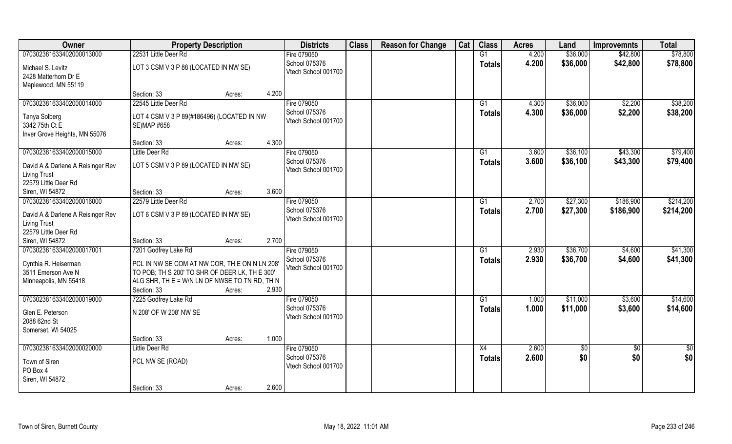| Owner | Property Description | | | Districts | Class | Reason for Change | Cat | Class | Acres | Land | Improvemnts | Total |
|---|---|---|---|---|---|---|---|---|---|---|---|---|
| 070302381633402000013000 | 22531 Little Deer Rd | | | Fire 079050 | | | | G1 | 4.200 | $36,000 | $42,800 | $78,800 |
| Michael S. Levitz<br>2428 Matterhorn Dr E<br>Maplewood, MN 55119 | LOT 3 CSM V 3 P 88 (LOCATED IN NW SE) | | | School 075376<br>Vtech School 001700 | | | | **Totals** | **4.200** | **$36,000** | **$42,800** | **$78,800** |
| | Section: 33 | Acres: | 4.200 | | | | | | | | | |
| 070302381633402000014000 | 22545 Little Deer Rd | | | Fire 079050 | | | | G1 | 4.300 | $36,000 | $2,200 | $38,200 |
| Tanya Solberg<br>3342 75th Ct E<br>Inver Grove Heights, MN 55076 | LOT 4 CSM V 3 P 89(#186496) (LOCATED IN NW SE)MAP #658 | | | School 075376<br>Vtech School 001700 | | | | **Totals** | **4.300** | **$36,000** | **$2,200** | **$38,200** |
| | Section: 33 | Acres: | 4.300 | | | | | | | | | |
| 070302381633402000015000 | Little Deer Rd | | | Fire 079050 | | | | G1 | 3.600 | $36,100 | $43,300 | $79,400 |
| David A & Darlene A Reisinger Rev Living Trust<br>22579 Little Deer Rd<br>Siren, WI 54872 | LOT 5 CSM V 3 P 89 (LOCATED IN NW SE) | | | School 075376<br>Vtech School 001700 | | | | **Totals** | **3.600** | **$36,100** | **$43,300** | **$79,400** |
| | Section: 33 | Acres: | 3.600 | | | | | | | | | |
| 070302381633402000016000 | 22579 Little Deer Rd | | | Fire 079050 | | | | G1 | 2.700 | $27,300 | $186,900 | $214,200 |
| David A & Darlene A Reisinger Rev Living Trust<br>22579 Little Deer Rd<br>Siren, WI 54872 | LOT 6 CSM V 3 P 89 (LOCATED IN NW SE) | | | School 075376<br>Vtech School 001700 | | | | **Totals** | **2.700** | **$27,300** | **$186,900** | **$214,200** |
| | Section: 33 | Acres: | 2.700 | | | | | | | | | |
| 070302381633402000017001 | 7201 Godfrey Lake Rd | | | Fire 079050 | | | | G1 | 2.930 | $36,700 | $4,600 | $41,300 |
| Cynthia R. Heiserman<br>3511 Emerson Ave N<br>Minneapolis, MN 55418 | PCL IN NW SE COM AT NW COR, TH E ON N LN 208' TO POB; TH S 200' TO SHR OF DEER LK, TH E 300' ALG SHR, TH E = W/N LN OF NWSE TO TN RD, TH N | | | School 075376<br>Vtech School 001700 | | | | **Totals** | **2.930** | **$36,700** | **$4,600** | **$41,300** |
| | Section: 33 | Acres: | 2.930 | | | | | | | | | |
| 070302381633402000019000 | 7225 Godfrey Lake Rd | | | Fire 079050 | | | | G1 | 1.000 | $11,000 | $3,600 | $14,600 |
| Glen E. Peterson<br>2088 62nd St<br>Somerset, WI 54025 | N 208' OF W 208' NW SE | | | School 075376<br>Vtech School 001700 | | | | **Totals** | **1.000** | **$11,000** | **$3,600** | **$14,600** |
| | Section: 33 | Acres: | 1.000 | | | | | | | | | |
| 070302381633402000020000 | Little Deer Rd | | | Fire 079050 | | | | X4 | 2.600 | $0 | $0 | $0 |
| Town of Siren<br>PO Box 4<br>Siren, WI 54872 | PCL NW SE (ROAD) | | | School 075376<br>Vtech School 001700 | | | | **Totals** | **2.600** | **$0** | **$0** | **$0** |
| | Section: 33 | Acres: | 2.600 | | | | | | | | | |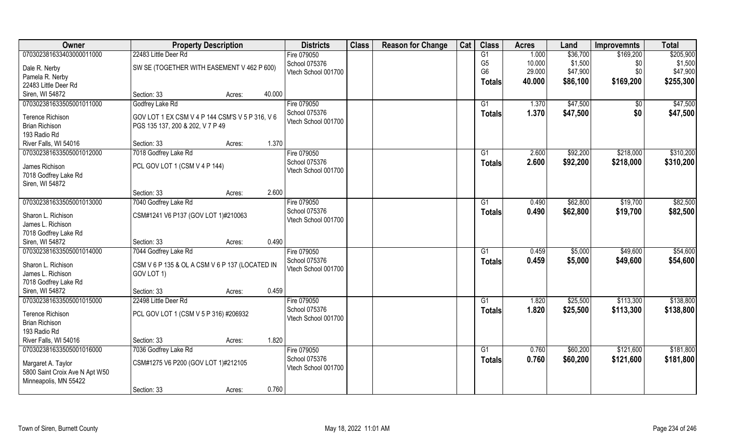| Owner | Property Description | | Districts | Class | Reason for Change | Cat | Class | Acres | Land | Improvemnts | Total |
|---|---|---|---|---|---|---|---|---|---|---|---|
| 070302381633403000011000 | 22483 Little Deer Rd | | Fire 079050 | | | | G1 | 1.000 | $36,700 | $169,200 | $205,900 |
| Dale R. Nerby | SW SE (TOGETHER WITH EASEMENT V 462 P 600) | | School 075376 | | | | G5 | 10.000 | $1,500 | $0 | $1,500 |
| Pamela R. Nerby | | | Vtech School 001700 | | | | G6 | 29.000 | $47,900 | $0 | $47,900 |
| 22483 Little Deer Rd | | | | | | | **Totals** | **40.000** | **$86,100** | **$169,200** | **$255,300** |
| Siren, WI 54872 | Section: 33 | Acres: 40.000 | | | | | | | | | |
| 070302381633505001011000 | Godfrey Lake Rd | | Fire 079050 | | | | G1 | 1.370 | $47,500 | $0 | $47,500 |
| Terence Richison | GOV LOT 1 EX CSM V 4 P 144 CSM'S V 5 P 316, V 6 PGS 135 137, 200 & 202, V 7 P 49 | | School 075376 | | | | **Totals** | **1.370** | **$47,500** | **$0** | **$47,500** |
| Brian Richison | | | Vtech School 001700 | | | | | | | | |
| 193 Radio Rd | | | | | | | | | | | |
| River Falls, WI 54016 | Section: 33 | Acres: 1.370 | | | | | | | | | |
| 070302381633505001012000 | 7018 Godfrey Lake Rd | | Fire 079050 | | | | G1 | 2.600 | $92,200 | $218,000 | $310,200 |
| James Richison | PCL GOV LOT 1 (CSM V 4 P 144) | | School 075376 | | | | **Totals** | **2.600** | **$92,200** | **$218,000** | **$310,200** |
| 7018 Godfrey Lake Rd | | | Vtech School 001700 | | | | | | | | |
| Siren, WI 54872 | | | | | | | | | | | |
| | Section: 33 | Acres: 2.600 | | | | | | | | | |
| 070302381633505001013000 | 7040 Godfrey Lake Rd | | Fire 079050 | | | | G1 | 0.490 | $62,800 | $19,700 | $82,500 |
| Sharon L. Richison | CSM#1241 V6 P137 (GOV LOT 1)#210063 | | School 075376 | | | | **Totals** | **0.490** | **$62,800** | **$19,700** | **$82,500** |
| James L. Richison | | | Vtech School 001700 | | | | | | | | |
| 7018 Godfrey Lake Rd | | | | | | | | | | | |
| Siren, WI 54872 | Section: 33 | Acres: 0.490 | | | | | | | | | |
| 070302381633505001014000 | 7044 Godfrey Lake Rd | | Fire 079050 | | | | G1 | 0.459 | $5,000 | $49,600 | $54,600 |
| Sharon L. Richison | CSM V 6 P 135 & OL A CSM V 6 P 137 (LOCATED IN GOV LOT 1) | | School 075376 | | | | **Totals** | **0.459** | **$5,000** | **$49,600** | **$54,600** |
| James L. Richison | | | Vtech School 001700 | | | | | | | | |
| 7018 Godfrey Lake Rd | | | | | | | | | | | |
| Siren, WI 54872 | Section: 33 | Acres: 0.459 | | | | | | | | | |
| 070302381633505001015000 | 22498 Little Deer Rd | | Fire 079050 | | | | G1 | 1.820 | $25,500 | $113,300 | $138,800 |
| Terence Richison | PCL GOV LOT 1 (CSM V 5 P 316) #206932 | | School 075376 | | | | **Totals** | **1.820** | **$25,500** | **$113,300** | **$138,800** |
| Brian Richison | | | Vtech School 001700 | | | | | | | | |
| 193 Radio Rd | | | | | | | | | | | |
| River Falls, WI 54016 | Section: 33 | Acres: 1.820 | | | | | | | | | |
| 070302381633505001016000 | 7036 Godfrey Lake Rd | | Fire 079050 | | | | G1 | 0.760 | $60,200 | $121,600 | $181,800 |
| Margaret A. Taylor | CSM#1275 V6 P200 (GOV LOT 1)#212105 | | School 075376 | | | | **Totals** | **0.760** | **$60,200** | **$121,600** | **$181,800** |
| 5800 Saint Croix Ave N Apt W50 | | | Vtech School 001700 | | | | | | | | |
| Minneapolis, MN 55422 | | | | | | | | | | | |
| | Section: 33 | Acres: 0.760 | | | | | | | | | |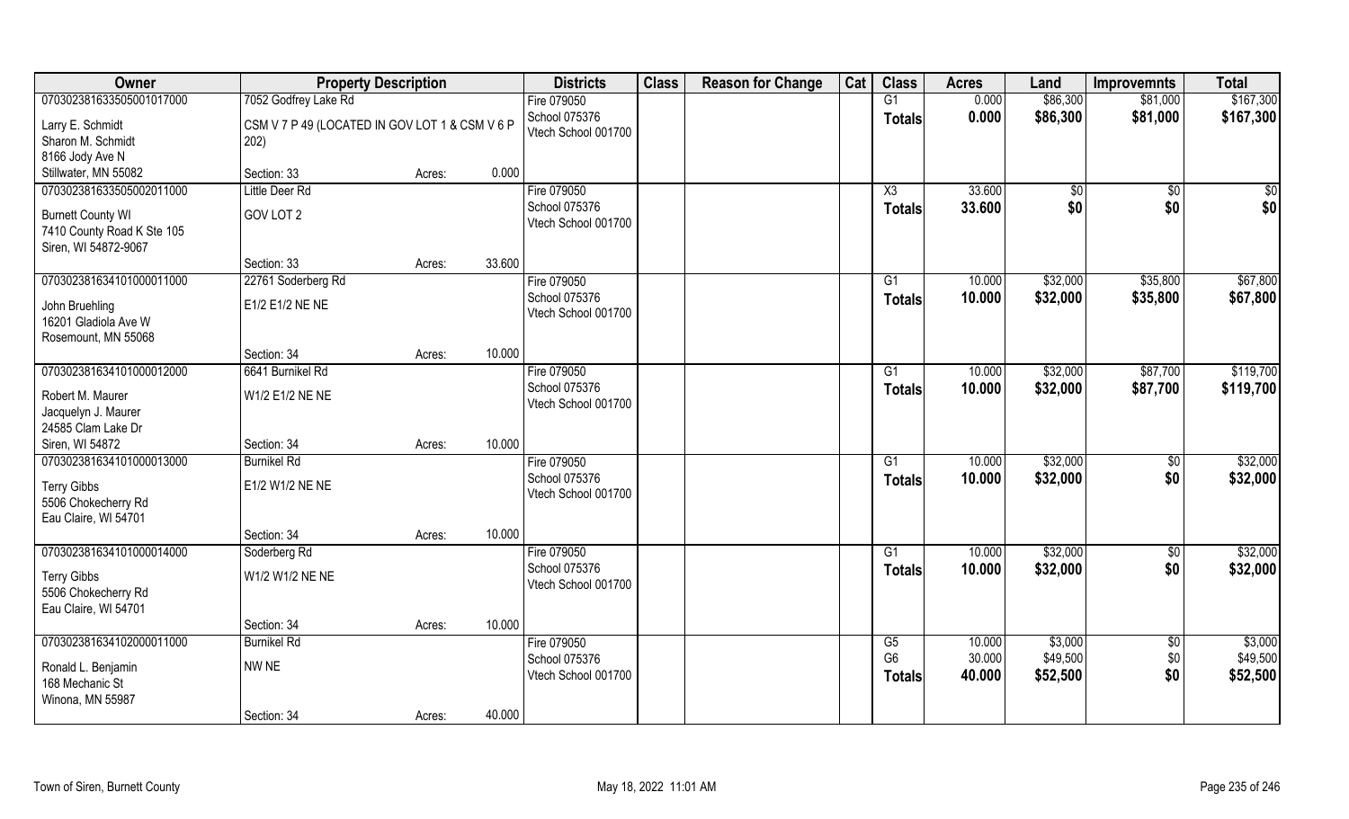| Owner | Property Description | | | Districts | Class | Reason for Change | Cat | Class | Acres | Land | Improvemnts | Total |
|---|---|---|---|---|---|---|---|---|---|---|---|---|
| 070302381633505001017000 | 7052 Godfrey Lake Rd | | | Fire 079050 | | | | G1 | 0.000 | $86,300 | $81,000 | $167,300 |
| Larry E. Schmidt | CSM V 7 P 49 (LOCATED IN GOV LOT 1 & CSM V 6 P | | | School 075376 | | | | **Totals** | **0.000** | **$86,300** | **$81,000** | **$167,300** |
| Sharon M. Schmidt | 202) | | | Vtech School 001700 | | | | | | | | |
| 8166 Jody Ave N | | | | | | | | | | | | |
| Stillwater, MN 55082 | Section: 33 | Acres: | 0.000 | | | | | | | | | |
| 070302381633505002011000 | Little Deer Rd | | | Fire 079050 | | | | X3 | 33.600 | $0 | $0 | $0 |
| Burnett County WI | GOV LOT 2 | | | School 075376 | | | | **Totals** | **33.600** | **$0** | **$0** | **$0** |
| 7410 County Road K Ste 105 | | | | Vtech School 001700 | | | | | | | | |
| Siren, WI 54872-9067 | | | | | | | | | | | | |
| | Section: 33 | Acres: | 33.600 | | | | | | | | | |
| 070302381634101000011000 | 22761 Soderberg Rd | | | Fire 079050 | | | | G1 | 10.000 | $32,000 | $35,800 | $67,800 |
| John Bruehling | E1/2 E1/2 NE NE | | | School 075376 | | | | **Totals** | **10.000** | **$32,000** | **$35,800** | **$67,800** |
| 16201 Gladiola Ave W | | | | Vtech School 001700 | | | | | | | | |
| Rosemount, MN 55068 | | | | | | | | | | | | |
| | Section: 34 | Acres: | 10.000 | | | | | | | | | |
| 070302381634101000012000 | 6641 Burnikel Rd | | | Fire 079050 | | | | G1 | 10.000 | $32,000 | $87,700 | $119,700 |
| Robert M. Maurer | W1/2 E1/2 NE NE | | | School 075376 | | | | **Totals** | **10.000** | **$32,000** | **$87,700** | **$119,700** |
| Jacquelyn J. Maurer | | | | Vtech School 001700 | | | | | | | | |
| 24585 Clam Lake Dr | | | | | | | | | | | | |
| Siren, WI 54872 | Section: 34 | Acres: | 10.000 | | | | | | | | | |
| 070302381634101000013000 | Burnikel Rd | | | Fire 079050 | | | | G1 | 10.000 | $32,000 | $0 | $32,000 |
| Terry Gibbs | E1/2 W1/2 NE NE | | | School 075376 | | | | **Totals** | **10.000** | **$32,000** | **$0** | **$32,000** |
| 5506 Chokecherry Rd | | | | Vtech School 001700 | | | | | | | | |
| Eau Claire, WI 54701 | | | | | | | | | | | | |
| | Section: 34 | Acres: | 10.000 | | | | | | | | | |
| 070302381634101000014000 | Soderberg Rd | | | Fire 079050 | | | | G1 | 10.000 | $32,000 | $0 | $32,000 |
| Terry Gibbs | W1/2 W1/2 NE NE | | | School 075376 | | | | **Totals** | **10.000** | **$32,000** | **$0** | **$32,000** |
| 5506 Chokecherry Rd | | | | Vtech School 001700 | | | | | | | | |
| Eau Claire, WI 54701 | | | | | | | | | | | | |
| | Section: 34 | Acres: | 10.000 | | | | | | | | | |
| 070302381634102000011000 | Burnikel Rd | | | Fire 079050 | | | | G5 | 10.000 | $3,000 | $0 | $3,000 |
| Ronald L. Benjamin | NW NE | | | School 075376 | | | | G6 | 30.000 | $49,500 | $0 | $49,500 |
| 168 Mechanic St | | | | Vtech School 001700 | | | | **Totals** | **40.000** | **$52,500** | **$0** | **$52,500** |
| Winona, MN 55987 | | | | | | | | | | | | |
| | Section: 34 | Acres: | 40.000 | | | | | | | | | |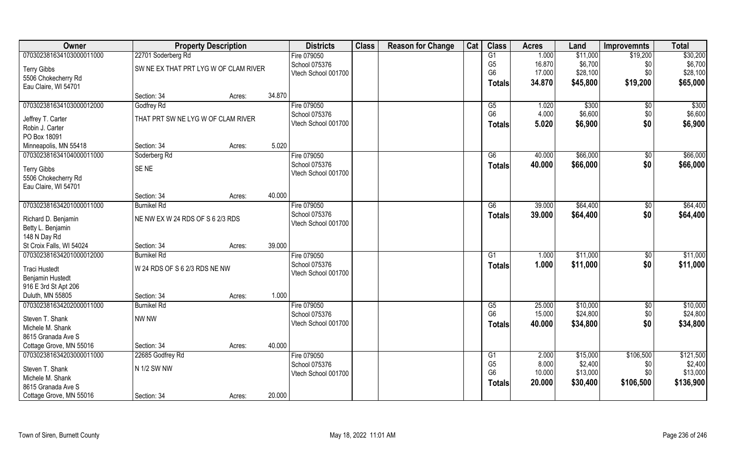| Owner | Property Description | | | Districts | Class | Reason for Change | Cat | Class | Acres | Land | Improvemnts | Total |
|---|---|---|---|---|---|---|---|---|---|---|---|---|
| 070302381634103000011000 | 22701 Soderberg Rd | | | Fire 079050 | | | | G1 | 1.000 | $11,000 | $19,200 | $30,200 |
| Terry Gibbs | SW NE EX THAT PRT LYG W OF CLAM RIVER | | | School 075376 | | | | G5 | 16.870 | $6,700 | $0 | $6,700 |
| 5506 Chokecherry Rd | | | | Vtech School 001700 | | | | G6 | 17.000 | $28,100 | $0 | $28,100 |
| Eau Claire, WI 54701 | | | | | | | | **Totals** | **34.870** | **$45,800** | **$19,200** | **$65,000** |
| | Section: 34 | Acres: | 34.870 | | | | | | | | | |
| 070302381634103000012000 | Godfrey Rd | | | Fire 079050 | | | | G5 | 1.020 | $300 | $0 | $300 |
| Jeffrey T. Carter | THAT PRT SW NE LYG W OF CLAM RIVER | | | School 075376 | | | | G6 | 4.000 | $6,600 | $0 | $6,600 |
| Robin J. Carter | | | | Vtech School 001700 | | | | **Totals** | **5.020** | **$6,900** | **$0** | **$6,900** |
| PO Box 18091 | | | | | | | | | | | | |
| Minneapolis, MN 55418 | Section: 34 | Acres: | 5.020 | | | | | | | | | |
| 070302381634104000011000 | Soderberg Rd | | | Fire 079050 | | | | G6 | 40.000 | $66,000 | $0 | $66,000 |
| Terry Gibbs | SE NE | | | School 075376 | | | | **Totals** | **40.000** | **$66,000** | **$0** | **$66,000** |
| 5506 Chokecherry Rd | | | | Vtech School 001700 | | | | | | | | |
| Eau Claire, WI 54701 | | | | | | | | | | | | |
| | Section: 34 | Acres: | 40.000 | | | | | | | | | |
| 070302381634201000011000 | Burnikel Rd | | | Fire 079050 | | | | G6 | 39.000 | $64,400 | $0 | $64,400 |
| Richard D. Benjamin | NE NW EX W 24 RDS OF S 6 2/3 RDS | | | School 075376 | | | | **Totals** | **39.000** | **$64,400** | **$0** | **$64,400** |
| Betty L. Benjamin | | | | Vtech School 001700 | | | | | | | | |
| 148 N Day Rd | | | | | | | | | | | | |
| St Croix Falls, WI 54024 | Section: 34 | Acres: | 39.000 | | | | | | | | | |
| 070302381634201000012000 | Burnikel Rd | | | Fire 079050 | | | | G1 | 1.000 | $11,000 | $0 | $11,000 |
| Traci Hustedt | W 24 RDS OF S 6 2/3 RDS NE NW | | | School 075376 | | | | **Totals** | **1.000** | **$11,000** | **$0** | **$11,000** |
| Benjamin Hustedt | | | | Vtech School 001700 | | | | | | | | |
| 916 E 3rd St Apt 206 | | | | | | | | | | | | |
| Duluth, MN 55805 | Section: 34 | Acres: | 1.000 | | | | | | | | | |
| 070302381634202000011000 | Burnikel Rd | | | Fire 079050 | | | | G5 | 25.000 | $10,000 | $0 | $10,000 |
| Steven T. Shank | NW NW | | | School 075376 | | | | G6 | 15.000 | $24,800 | $0 | $24,800 |
| Michele M. Shank | | | | Vtech School 001700 | | | | **Totals** | **40.000** | **$34,800** | **$0** | **$34,800** |
| 8615 Granada Ave S | | | | | | | | | | | | |
| Cottage Grove, MN 55016 | Section: 34 | Acres: | 40.000 | | | | | | | | | |
| 070302381634203000011000 | 22685 Godfrey Rd | | | Fire 079050 | | | | G1 | 2.000 | $15,000 | $106,500 | $121,500 |
| Steven T. Shank | N 1/2 SW NW | | | School 075376 | | | | G5 | 8.000 | $2,400 | $0 | $2,400 |
| Michele M. Shank | | | | Vtech School 001700 | | | | G6 | 10.000 | $13,000 | $0 | $13,000 |
| 8615 Granada Ave S | | | | | | | | **Totals** | **20.000** | **$30,400** | **$106,500** | **$136,900** |
| Cottage Grove, MN 55016 | Section: 34 | Acres: | 20.000 | | | | | | | | | |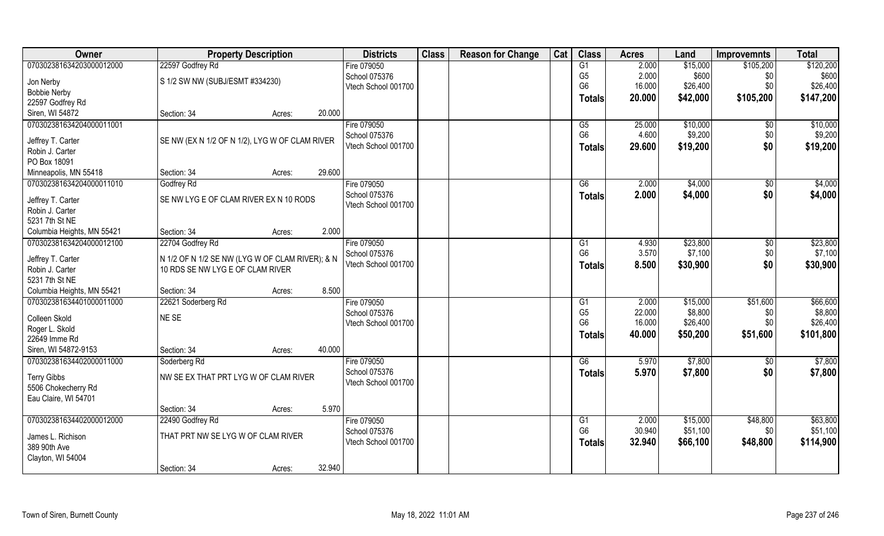| Owner | Property Description | | Districts | Class | Reason for Change | Cat | Class | Acres | Land | Improvemnts | Total |
|---|---|---|---|---|---|---|---|---|---|---|---|
| 070302381634203000012000 | 22597 Godfrey Rd | | Fire 079050 | | | | G1 | 2.000 | $15,000 | $105,200 | $120,200 |
| Jon Nerby | S 1/2 SW NW (SUBJ/ESMT #334230) | | School 075376 | | | | G5 | 2.000 | $600 | $0 | $600 |
| Bobbie Nerby | | | Vtech School 001700 | | | | G6 | 16.000 | $26,400 | $0 | $26,400 |
| 22597 Godfrey Rd | | | | | | | **Totals** | **20.000** | **$42,000** | **$105,200** | **$147,200** |
| Siren, WI 54872 | Section: 34 | Acres: 20.000 | | | | | | | | | |
| 070302381634204000011001 | | | Fire 079050 | | | | G5 | 25.000 | $10,000 | $0 | $10,000 |
| Jeffrey T. Carter | SE NW (EX N 1/2 OF N 1/2), LYG W OF CLAM RIVER | | School 075376 | | | | G6 | 4.600 | $9,200 | $0 | $9,200 |
| Robin J. Carter | | | Vtech School 001700 | | | | **Totals** | **29.600** | **$19,200** | **$0** | **$19,200** |
| PO Box 18091 | | | | | | | | | | | |
| Minneapolis, MN 55418 | Section: 34 | Acres: 29.600 | | | | | | | | | |
| 070302381634204000011010 | Godfrey Rd | | Fire 079050 | | | | G6 | 2.000 | $4,000 | $0 | $4,000 |
| Jeffrey T. Carter | SE NW LYG E OF CLAM RIVER EX N 10 RODS | | School 075376 | | | | **Totals** | **2.000** | **$4,000** | **$0** | **$4,000** |
| Robin J. Carter | | | Vtech School 001700 | | | | | | | | |
| 5231 7th St NE | | | | | | | | | | | |
| Columbia Heights, MN 55421 | Section: 34 | Acres: 2.000 | | | | | | | | | |
| 070302381634204000012100 | 22704 Godfrey Rd | | Fire 079050 | | | | G1 | 4.930 | $23,800 | $0 | $23,800 |
| Jeffrey T. Carter | N 1/2 OF N 1/2 SE NW (LYG W OF CLAM RIVER); & N 10 RDS SE NW LYG E OF CLAM RIVER | | School 075376 | | | | G6 | 3.570 | $7,100 | $0 | $7,100 |
| Robin J. Carter | | | Vtech School 001700 | | | | **Totals** | **8.500** | **$30,900** | **$0** | **$30,900** |
| 5231 7th St NE | | | | | | | | | | | |
| Columbia Heights, MN 55421 | Section: 34 | Acres: 8.500 | | | | | | | | | |
| 070302381634401000011000 | 22621 Soderberg Rd | | Fire 079050 | | | | G1 | 2.000 | $15,000 | $51,600 | $66,600 |
| Colleen Skold | NE SE | | School 075376 | | | | G5 | 22.000 | $8,800 | $0 | $8,800 |
| Roger L. Skold | | | Vtech School 001700 | | | | G6 | 16.000 | $26,400 | $0 | $26,400 |
| 22649 Imme Rd | | | | | | | **Totals** | **40.000** | **$50,200** | **$51,600** | **$101,800** |
| Siren, WI 54872-9153 | Section: 34 | Acres: 40.000 | | | | | | | | | |
| 070302381634402000011000 | Soderberg Rd | | Fire 079050 | | | | G6 | 5.970 | $7,800 | $0 | $7,800 |
| Terry Gibbs | NW SE EX THAT PRT LYG W OF CLAM RIVER | | School 075376 | | | | **Totals** | **5.970** | **$7,800** | **$0** | **$7,800** |
| 5506 Chokecherry Rd | | | Vtech School 001700 | | | | | | | | |
| Eau Claire, WI 54701 | | | | | | | | | | | |
| | Section: 34 | Acres: 5.970 | | | | | | | | | |
| 070302381634402000012000 | 22490 Godfrey Rd | | Fire 079050 | | | | G1 | 2.000 | $15,000 | $48,800 | $63,800 |
| James L. Richison | THAT PRT NW SE LYG W OF CLAM RIVER | | School 075376 | | | | G6 | 30.940 | $51,100 | $0 | $51,100 |
| 389 90th Ave | | | Vtech School 001700 | | | | **Totals** | **32.940** | **$66,100** | **$48,800** | **$114,900** |
| Clayton, WI 54004 | | | | | | | | | | | |
| | Section: 34 | Acres: 32.940 | | | | | | | | | |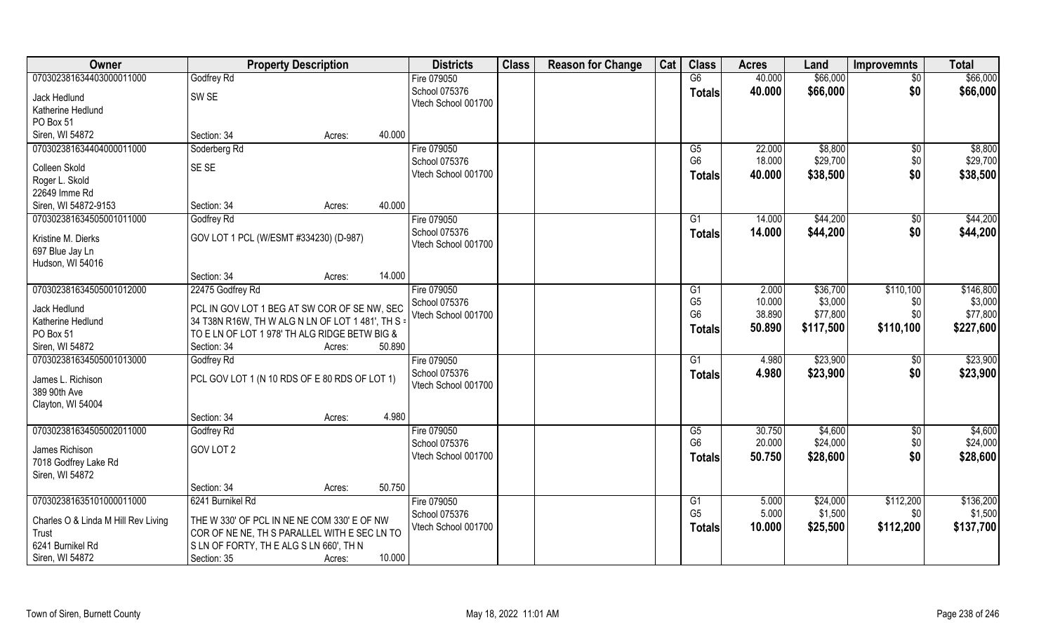| Owner | Property Description | Districts | Class | Reason for Change | Cat | Class | Acres | Land | Improvemnts | Total |
|---|---|---|---|---|---|---|---|---|---|---|
| 070302381634403000011000 | Godfrey Rd | Fire 079050 | | | | G6 | 40.000 | $66,000 | $0 | $66,000 |
| Jack Hedlund | SW SE | School 075376 | | | | **Totals** | **40.000** | **$66,000** | **$0** | **$66,000** |
| Katherine Hedlund | | Vtech School 001700 | | | | | | | | |
| PO Box 51 | | | | | | | | | | |
| Siren, WI 54872 | Section: 34 Acres: 40.000 | | | | | | | | | |
| 070302381634404000011000 | Soderberg Rd | Fire 079050 | | | | G5 | 22.000 | $8,800 | $0 | $8,800 |
| Colleen Skold | SE SE | School 075376 | | | | G6 | 18.000 | $29,700 | $0 | $29,700 |
| Roger L. Skold | | Vtech School 001700 | | | | **Totals** | **40.000** | **$38,500** | **$0** | **$38,500** |
| 22649 Imme Rd | | | | | | | | | | |
| Siren, WI 54872-9153 | Section: 34 Acres: 40.000 | | | | | | | | | |
| 070302381634505001011000 | Godfrey Rd | Fire 079050 | | | | G1 | 14.000 | $44,200 | $0 | $44,200 |
| Kristine M. Dierks | GOV LOT 1 PCL (W/ESMT #334230) (D-987) | School 075376 | | | | **Totals** | **14.000** | **$44,200** | **$0** | **$44,200** |
| 697 Blue Jay Ln | | Vtech School 001700 | | | | | | | | |
| Hudson, WI 54016 | | | | | | | | | | |
| | Section: 34 Acres: 14.000 | | | | | | | | | |
| 070302381634505001012000 | 22475 Godfrey Rd | Fire 079050 | | | | G1 | 2.000 | $36,700 | $110,100 | $146,800 |
| Jack Hedlund | PCL IN GOV LOT 1 BEG AT SW COR OF SE NW, SEC | School 075376 | | | | G5 | 10.000 | $3,000 | $0 | $3,000 |
| Katherine Hedlund | 34 T38N R16W, TH W ALG N LN OF LOT 1 481', TH S = | Vtech School 001700 | | | | G6 | 38.890 | $77,800 | $0 | $77,800 |
| PO Box 51 | TO E LN OF LOT 1 978' TH ALG RIDGE BETW BIG & | | | | | **Totals** | **50.890** | **$117,500** | **$110,100** | **$227,600** |
| Siren, WI 54872 | Section: 34 Acres: 50.890 | | | | | | | | | |
| 070302381634505001013000 | Godfrey Rd | Fire 079050 | | | | G1 | 4.980 | $23,900 | $0 | $23,900 |
| James L. Richison | PCL GOV LOT 1 (N 10 RDS OF E 80 RDS OF LOT 1) | School 075376 | | | | **Totals** | **4.980** | **$23,900** | **$0** | **$23,900** |
| 389 90th Ave | | Vtech School 001700 | | | | | | | | |
| Clayton, WI 54004 | | | | | | | | | | |
| | Section: 34 Acres: 4.980 | | | | | | | | | |
| 070302381634505002011000 | Godfrey Rd | Fire 079050 | | | | G5 | 30.750 | $4,600 | $0 | $4,600 |
| James Richison | GOV LOT 2 | School 075376 | | | | G6 | 20.000 | $24,000 | $0 | $24,000 |
| 7018 Godfrey Lake Rd | | Vtech School 001700 | | | | **Totals** | **50.750** | **$28,600** | **$0** | **$28,600** |
| Siren, WI 54872 | | | | | | | | | | |
| | Section: 34 Acres: 50.750 | | | | | | | | | |
| 070302381635101000011000 | 6241 Burnikel Rd | Fire 079050 | | | | G1 | 5.000 | $24,000 | $112,200 | $136,200 |
| Charles O & Linda M Hill Rev Living | THE W 330' OF PCL IN NE NE COM 330' E OF NW | School 075376 | | | | G5 | 5.000 | $1,500 | $0 | $1,500 |
| Trust | COR OF NE NE, TH S PARALLEL WITH E SEC LN TO | Vtech School 001700 | | | | **Totals** | **10.000** | **$25,500** | **$112,200** | **$137,700** |
| 6241 Burnikel Rd | S LN OF FORTY, TH E ALG S LN 660', TH N | | | | | | | | | |
| Siren, WI 54872 | Section: 35 Acres: 10.000 | | | | | | | | | |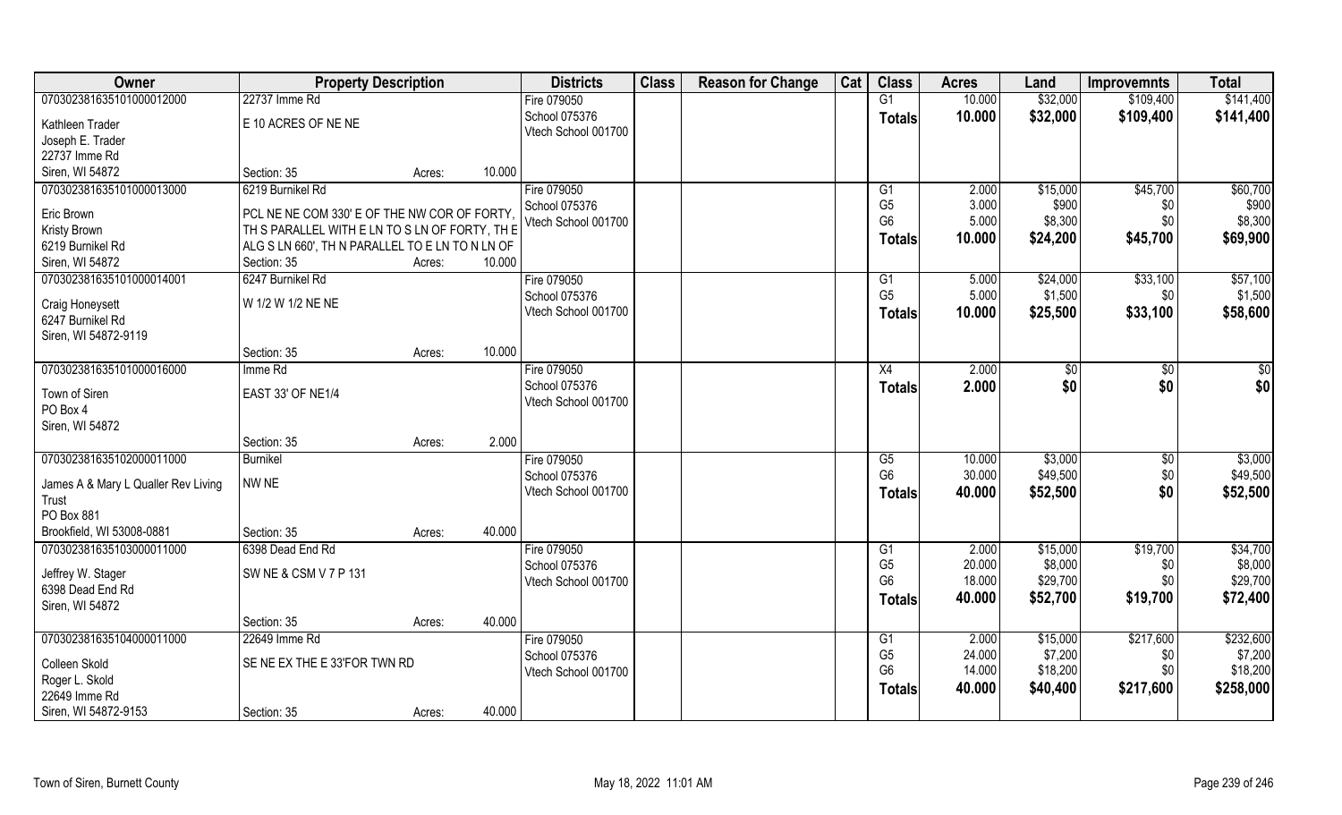| Owner | Property Description | | Districts | Class | Reason for Change | Cat | Class | Acres | Land | Improvemnts | Total |
|---|---|---|---|---|---|---|---|---|---|---|---|
| 070302381635101000012000 | 22737 Imme Rd | | Fire 079050 | | | | G1 | 10.000 | $32,000 | $109,400 | $141,400 |
| Kathleen Trader | E 10 ACRES OF NE NE | | School 075376 | | | | **Totals** | **10.000** | **$32,000** | **$109,400** | **$141,400** |
| Joseph E. Trader | | | Vtech School 001700 | | | | | | | | |
| 22737 Imme Rd | | | | | | | | | | | |
| Siren, WI 54872 | Section: 35 | Acres: 10.000 | | | | | | | | | |
| 070302381635101000013000 | 6219 Burnikel Rd | | Fire 079050 | | | | G1 | 2.000 | $15,000 | $45,700 | $60,700 |
| Eric Brown | PCL NE NE COM 330' E OF THE NW COR OF FORTY, | | School 075376 | | | | G5 | 3.000 | $900 | $0 | $900 |
| Kristy Brown | TH S PARALLEL WITH E LN TO S LN OF FORTY, TH E | | Vtech School 001700 | | | | G6 | 5.000 | $8,300 | $0 | $8,300 |
| 6219 Burnikel Rd | ALG S LN 660', TH N PARALLEL TO E LN TO N LN OF | | | | | | **Totals** | **10.000** | **$24,200** | **$45,700** | **$69,900** |
| Siren, WI 54872 | Section: 35 | Acres: 10.000 | | | | | | | | | |
| 070302381635101000014001 | 6247 Burnikel Rd | | Fire 079050 | | | | G1 | 5.000 | $24,000 | $33,100 | $57,100 |
| Craig Honeysett | W 1/2 W 1/2 NE NE | | School 075376 | | | | G5 | 5.000 | $1,500 | $0 | $1,500 |
| 6247 Burnikel Rd | | | Vtech School 001700 | | | | **Totals** | **10.000** | **$25,500** | **$33,100** | **$58,600** |
| Siren, WI 54872-9119 | | | | | | | | | | | |
| | Section: 35 | Acres: 10.000 | | | | | | | | | |
| 070302381635101000016000 | Imme Rd | | Fire 079050 | | | | X4 | 2.000 | $0 | $0 | $0 |
| Town of Siren | EAST 33' OF NE1/4 | | School 075376 | | | | **Totals** | **2.000** | **$0** | **$0** | **$0** |
| PO Box 4 | | | Vtech School 001700 | | | | | | | | |
| Siren, WI 54872 | | | | | | | | | | | |
| | Section: 35 | Acres: 2.000 | | | | | | | | | |
| 070302381635102000011000 | Burnikel | | Fire 079050 | | | | G5 | 10.000 | $3,000 | $0 | $3,000 |
| James A & Mary L Qualler Rev Living Trust | NW NE | | School 075376 | | | | G6 | 30.000 | $49,500 | $0 | $49,500 |
| PO Box 881 | | | Vtech School 001700 | | | | **Totals** | **40.000** | **$52,500** | **$0** | **$52,500** |
| Brookfield, WI 53008-0881 | Section: 35 | Acres: 40.000 | | | | | | | | | |
| 070302381635103000011000 | 6398 Dead End Rd | | Fire 079050 | | | | G1 | 2.000 | $15,000 | $19,700 | $34,700 |
| Jeffrey W. Stager | SW NE & CSM V 7 P 131 | | School 075376 | | | | G5 | 20.000 | $8,000 | $0 | $8,000 |
| 6398 Dead End Rd | | | Vtech School 001700 | | | | G6 | 18.000 | $29,700 | $0 | $29,700 |
| Siren, WI 54872 | | | | | | | **Totals** | **40.000** | **$52,700** | **$19,700** | **$72,400** |
| | Section: 35 | Acres: 40.000 | | | | | | | | | |
| 070302381635104000011000 | 22649 Imme Rd | | Fire 079050 | | | | G1 | 2.000 | $15,000 | $217,600 | $232,600 |
| Colleen Skold | SE NE EX THE E 33'FOR TWN RD | | School 075376 | | | | G5 | 24.000 | $7,200 | $0 | $7,200 |
| Roger L. Skold | | | Vtech School 001700 | | | | G6 | 14.000 | $18,200 | $0 | $18,200 |
| 22649 Imme Rd | | | | | | | **Totals** | **40.000** | **$40,400** | **$217,600** | **$258,000** |
| Siren, WI 54872-9153 | Section: 35 | Acres: 40.000 | | | | | | | | | |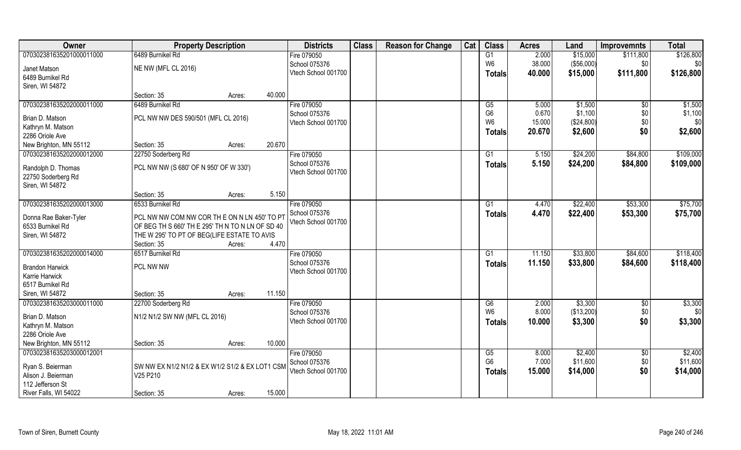| Owner | Property Description | | Districts | Class | Reason for Change | Cat | Class | Acres | Land | Improvemnts | Total |
|---|---|---|---|---|---|---|---|---|---|---|---|
| 070302381635201000011000 | 6489 Burnikel Rd | | Fire 079050 | | | | G1 | 2.000 | $15,000 | $111,800 | $126,800 |
| Janet Matson | NE NW (MFL CL 2016) | | School 075376 | | | | W6 | 38.000 | ($56,000) | $0 | $0 |
| 6489 Burnikel Rd | | | Vtech School 001700 | | | | **Totals** | **40.000** | **$15,000** | **$111,800** | **$126,800** |
| Siren, WI 54872 | | | | | | | | | | | |
| | Section: 35 | Acres: 40.000 | | | | | | | | | |
| 070302381635202000011000 | 6489 Burnikel Rd | | Fire 079050 | | | | G5 | 5.000 | $1,500 | $0 | $1,500 |
| Brian D. Matson | PCL NW NW DES 590/501 (MFL CL 2016) | | School 075376 | | | | G6 | 0.670 | $1,100 | $0 | $1,100 |
| Kathryn M. Matson | | | Vtech School 001700 | | | | W6 | 15.000 | ($24,800) | $0 | $0 |
| 2286 Oriole Ave | | | | | | | **Totals** | **20.670** | **$2,600** | **$0** | **$2,600** |
| New Brighton, MN 55112 | Section: 35 | Acres: 20.670 | | | | | | | | | |
| 070302381635202000012000 | 22750 Soderberg Rd | | Fire 079050 | | | | G1 | 5.150 | $24,200 | $84,800 | $109,000 |
| Randolph D. Thomas | PCL NW NW (S 680' OF N 950' OF W 330') | | School 075376 | | | | **Totals** | **5.150** | **$24,200** | **$84,800** | **$109,000** |
| 22750 Soderberg Rd | | | Vtech School 001700 | | | | | | | | |
| Siren, WI 54872 | | | | | | | | | | | |
| | Section: 35 | Acres: 5.150 | | | | | | | | | |
| 070302381635202000013000 | 6533 Burnikel Rd | | Fire 079050 | | | | G1 | 4.470 | $22,400 | $53,300 | $75,700 |
| Donna Rae Baker-Tyler | PCL NW NW COM NW COR TH E ON N LN 450' TO PT | | School 075376 | | | | **Totals** | **4.470** | **$22,400** | **$53,300** | **$75,700** |
| 6533 Burnikel Rd | OF BEG TH S 660' TH E 295' TH N TO N LN OF SD 40 | | Vtech School 001700 | | | | | | | | |
| Siren, WI 54872 | THE W 295' TO PT OF BEG(LIFE ESTATE TO AVIS | | | | | | | | | | |
| | Section: 35 | Acres: 4.470 | | | | | | | | | |
| 070302381635202000014000 | 6517 Burnikel Rd | | Fire 079050 | | | | G1 | 11.150 | $33,800 | $84,600 | $118,400 |
| Brandon Harwick | PCL NW NW | | School 075376 | | | | **Totals** | **11.150** | **$33,800** | **$84,600** | **$118,400** |
| Karrie Harwick | | | Vtech School 001700 | | | | | | | | |
| 6517 Burnikel Rd | | | | | | | | | | | |
| Siren, WI 54872 | Section: 35 | Acres: 11.150 | | | | | | | | | |
| 070302381635203000011000 | 22700 Soderberg Rd | | Fire 079050 | | | | G6 | 2.000 | $3,300 | $0 | $3,300 |
| Brian D. Matson | N1/2 N1/2 SW NW (MFL CL 2016) | | School 075376 | | | | W6 | 8.000 | ($13,200) | $0 | $0 |
| Kathryn M. Matson | | | Vtech School 001700 | | | | **Totals** | **10.000** | **$3,300** | **$0** | **$3,300** |
| 2286 Oriole Ave | | | | | | | | | | | |
| New Brighton, MN 55112 | Section: 35 | Acres: 10.000 | | | | | | | | | |
| 070302381635203000012001 | | | Fire 079050 | | | | G5 | 8.000 | $2,400 | $0 | $2,400 |
| Ryan S. Beierman | SW NW EX N1/2 N1/2 & EX W1/2 S1/2 & EX LOT1 CSM | | School 075376 | | | | G6 | 7.000 | $11,600 | $0 | $11,600 |
| Alison J. Beierman | V25 P210 | | Vtech School 001700 | | | | **Totals** | **15.000** | **$14,000** | **$0** | **$14,000** |
| 112 Jefferson St | | | | | | | | | | | |
| River Falls, WI 54022 | Section: 35 | Acres: 15.000 | | | | | | | | | |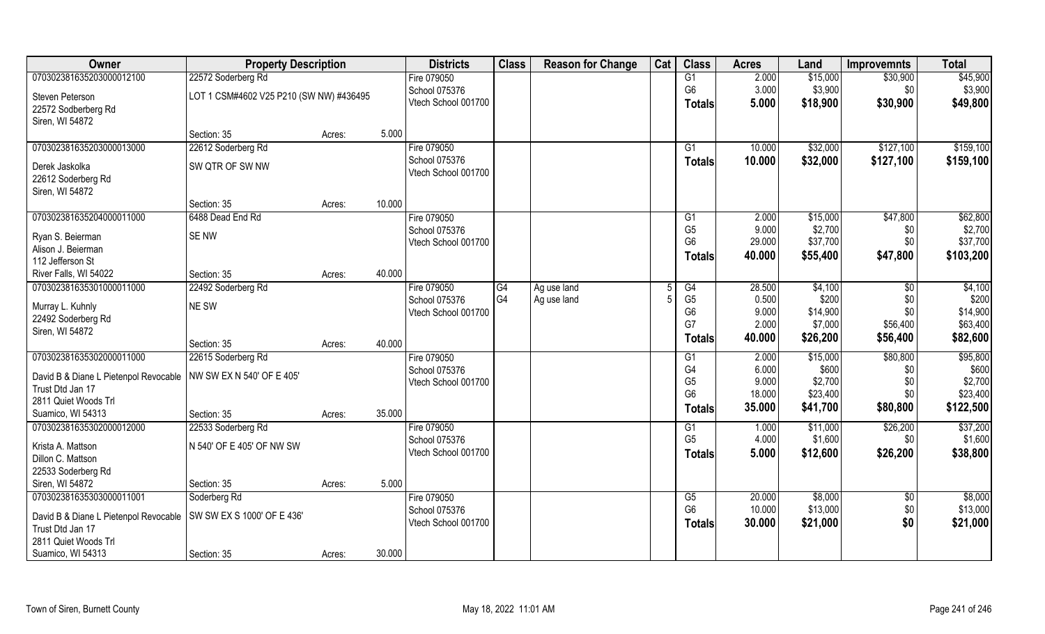| Owner | Property Description | | | Districts | Class | Reason for Change | Cat | Class | Acres | Land | Improvemnts | Total |
|---|---|---|---|---|---|---|---|---|---|---|---|---|
| 070302381635203000012100 | 22572 Soderberg Rd | | | Fire 079050 | | | | G1 | 2.000 | $15,000 | $30,900 | $45,900 |
| Steven Peterson | LOT 1 CSM#4602 V25 P210 (SW NW) #436495 | | | School 075376 | | | | G6 | 3.000 | $3,900 | $0 | $3,900 |
| 22572 Sodberberg Rd | | | | Vtech School 001700 | | | | Totals | 5.000 | $18,900 | $30,900 | $49,800 |
| Siren, WI 54872 | | | | | | | | | | | | |
| | Section: 35 | Acres: | 5.000 | | | | | | | | | |
| 070302381635203000013000 | 22612 Soderberg Rd | | | Fire 079050 | | | | G1 | 10.000 | $32,000 | $127,100 | $159,100 |
| Derek Jaskolka | SW QTR OF SW NW | | | School 075376 | | | | Totals | 10.000 | $32,000 | $127,100 | $159,100 |
| 22612 Soderberg Rd | | | | Vtech School 001700 | | | | | | | | |
| Siren, WI 54872 | | | | | | | | | | | | |
| | Section: 35 | Acres: | 10.000 | | | | | | | | | |
| 070302381635204000011000 | 6488 Dead End Rd | | | Fire 079050 | | | | G1 | 2.000 | $15,000 | $47,800 | $62,800 |
| Ryan S. Beierman | SE NW | | | School 075376 | | | | G5 | 9.000 | $2,700 | $0 | $2,700 |
| Alison J. Beierman | | | | Vtech School 001700 | | | | G6 | 29.000 | $37,700 | $0 | $37,700 |
| 112 Jefferson St | | | | | | | | Totals | 40.000 | $55,400 | $47,800 | $103,200 |
| River Falls, WI 54022 | Section: 35 | Acres: | 40.000 | | | | | | | | | |
| 070302381635301000011000 | 22492 Soderberg Rd | | | Fire 079050 | G4 | Ag use land | 5 | G4 | 28.500 | $4,100 | $0 | $4,100 |
| Murray L. Kuhnly | NE SW | | | School 075376 | G4 | Ag use land | 5 | G5 | 0.500 | $200 | $0 | $200 |
| 22492 Soderberg Rd | | | | Vtech School 001700 | | | | G6 | 9.000 | $14,900 | $0 | $14,900 |
| Siren, WI 54872 | | | | | | | | G7 | 2.000 | $7,000 | $56,400 | $63,400 |
| | Section: 35 | Acres: | 40.000 | | | | | Totals | 40.000 | $26,200 | $56,400 | $82,600 |
| 070302381635302000011000 | 22615 Soderberg Rd | | | Fire 079050 | | | | G1 | 2.000 | $15,000 | $80,800 | $95,800 |
| David B & Diane L Pietenpol Revocable | NW SW EX N 540' OF E 405' | | | School 075376 | | | | G4 | 6.000 | $600 | $0 | $600 |
| Trust Dtd Jan 17 | | | | Vtech School 001700 | | | | G5 | 9.000 | $2,700 | $0 | $2,700 |
| 2811 Quiet Woods Trl | | | | | | | | G6 | 18.000 | $23,400 | $0 | $23,400 |
| Suamico, WI 54313 | Section: 35 | Acres: | 35.000 | | | | | Totals | 35.000 | $41,700 | $80,800 | $122,500 |
| 070302381635302000012000 | 22533 Soderberg Rd | | | Fire 079050 | | | | G1 | 1.000 | $11,000 | $26,200 | $37,200 |
| Krista A. Mattson | N 540' OF E 405' OF NW SW | | | School 075376 | | | | G5 | 4.000 | $1,600 | $0 | $1,600 |
| Dillon C. Mattson | | | | Vtech School 001700 | | | | Totals | 5.000 | $12,600 | $26,200 | $38,800 |
| 22533 Soderberg Rd | | | | | | | | | | | | |
| Siren, WI 54872 | Section: 35 | Acres: | 5.000 | | | | | | | | | |
| 070302381635303000011001 | Soderberg Rd | | | Fire 079050 | | | | G5 | 20.000 | $8,000 | $0 | $8,000 |
| David B & Diane L Pietenpol Revocable | SW SW EX S 1000' OF E 436' | | | School 075376 | | | | G6 | 10.000 | $13,000 | $0 | $13,000 |
| Trust Dtd Jan 17 | | | | Vtech School 001700 | | | | Totals | 30.000 | $21,000 | $0 | $21,000 |
| 2811 Quiet Woods Trl | | | | | | | | | | | | |
| Suamico, WI 54313 | Section: 35 | Acres: | 30.000 | | | | | | | | | |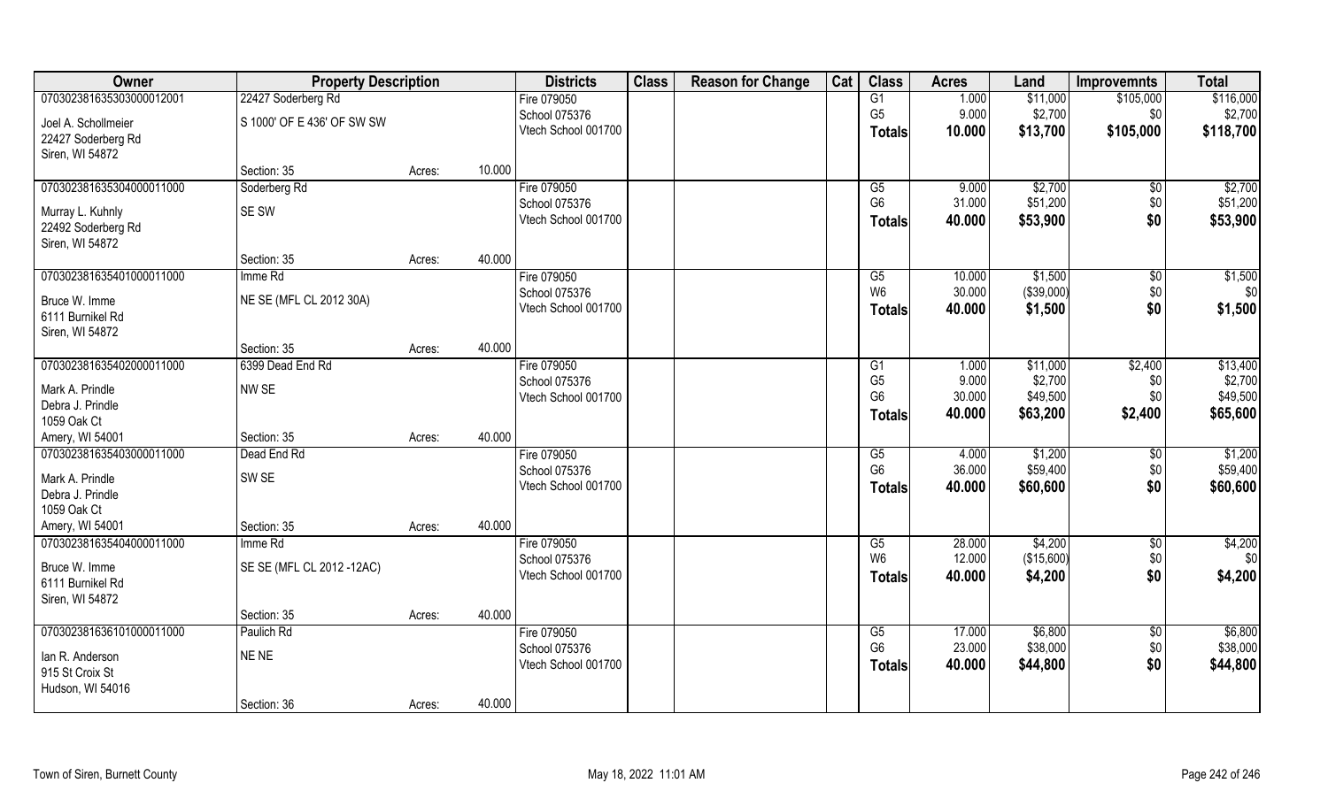| Owner | Property Description | | | Districts | Class | Reason for Change | Cat | Class | Acres | Land | Improvemnts | Total |
|---|---|---|---|---|---|---|---|---|---|---|---|---|
| 070302381635303000012001 | 22427 Soderberg Rd | | | Fire 079050 | | | | G1 | 1.000 | $11,000 | $105,000 | $116,000 |
| Joel A. Schollmeier | S 1000' OF E 436' OF SW SW | | | School 075376 | | | | G5 | 9.000 | $2,700 | $0 | $2,700 |
| 22427 Soderberg Rd | | | | Vtech School 001700 | | | | **Totals** | **10.000** | **$13,700** | **$105,000** | **$118,700** |
| Siren, WI 54872 | | | | | | | | | | | | |
| | Section: 35 | Acres: | 10.000 | | | | | | | | | |
| 070302381635304000011000 | Soderberg Rd | | | Fire 079050 | | | | G5 | 9.000 | $2,700 | $0 | $2,700 |
| Murray L. Kuhnly | SE SW | | | School 075376 | | | | G6 | 31.000 | $51,200 | $0 | $51,200 |
| 22492 Soderberg Rd | | | | Vtech School 001700 | | | | **Totals** | **40.000** | **$53,900** | **$0** | **$53,900** |
| Siren, WI 54872 | | | | | | | | | | | | |
| | Section: 35 | Acres: | 40.000 | | | | | | | | | |
| 070302381635401000011000 | Imme Rd | | | Fire 079050 | | | | G5 | 10.000 | $1,500 | $0 | $1,500 |
| Bruce W. Imme | NE SE (MFL CL 2012 30A) | | | School 075376 | | | | W6 | 30.000 | ($39,000) | $0 | $0 |
| 6111 Burnikel Rd | | | | Vtech School 001700 | | | | **Totals** | **40.000** | **$1,500** | **$0** | **$1,500** |
| Siren, WI 54872 | | | | | | | | | | | | |
| | Section: 35 | Acres: | 40.000 | | | | | | | | | |
| 070302381635402000011000 | 6399 Dead End Rd | | | Fire 079050 | | | | G1 | 1.000 | $11,000 | $2,400 | $13,400 |
| Mark A. Prindle | NW SE | | | School 075376 | | | | G5 | 9.000 | $2,700 | $0 | $2,700 |
| Debra J. Prindle | | | | Vtech School 001700 | | | | G6 | 30.000 | $49,500 | $0 | $49,500 |
| 1059 Oak Ct | | | | | | | | **Totals** | **40.000** | **$63,200** | **$2,400** | **$65,600** |
| Amery, WI 54001 | Section: 35 | Acres: | 40.000 | | | | | | | | | |
| 070302381635403000011000 | Dead End Rd | | | Fire 079050 | | | | G5 | 4.000 | $1,200 | $0 | $1,200 |
| Mark A. Prindle | SW SE | | | School 075376 | | | | G6 | 36.000 | $59,400 | $0 | $59,400 |
| Debra J. Prindle | | | | Vtech School 001700 | | | | **Totals** | **40.000** | **$60,600** | **$0** | **$60,600** |
| 1059 Oak Ct | | | | | | | | | | | | |
| Amery, WI 54001 | Section: 35 | Acres: | 40.000 | | | | | | | | | |
| 070302381635404000011000 | Imme Rd | | | Fire 079050 | | | | G5 | 28.000 | $4,200 | $0 | $4,200 |
| Bruce W. Imme | SE SE (MFL CL 2012 -12AC) | | | School 075376 | | | | W6 | 12.000 | ($15,600) | $0 | $0 |
| 6111 Burnikel Rd | | | | Vtech School 001700 | | | | **Totals** | **40.000** | **$4,200** | **$0** | **$4,200** |
| Siren, WI 54872 | | | | | | | | | | | | |
| | Section: 35 | Acres: | 40.000 | | | | | | | | | |
| 070302381636101000011000 | Paulich Rd | | | Fire 079050 | | | | G5 | 17.000 | $6,800 | $0 | $6,800 |
| Ian R. Anderson | NE NE | | | School 075376 | | | | G6 | 23.000 | $38,000 | $0 | $38,000 |
| 915 St Croix St | | | | Vtech School 001700 | | | | **Totals** | **40.000** | **$44,800** | **$0** | **$44,800** |
| Hudson, WI 54016 | | | | | | | | | | | | |
| | Section: 36 | Acres: | 40.000 | | | | | | | | | |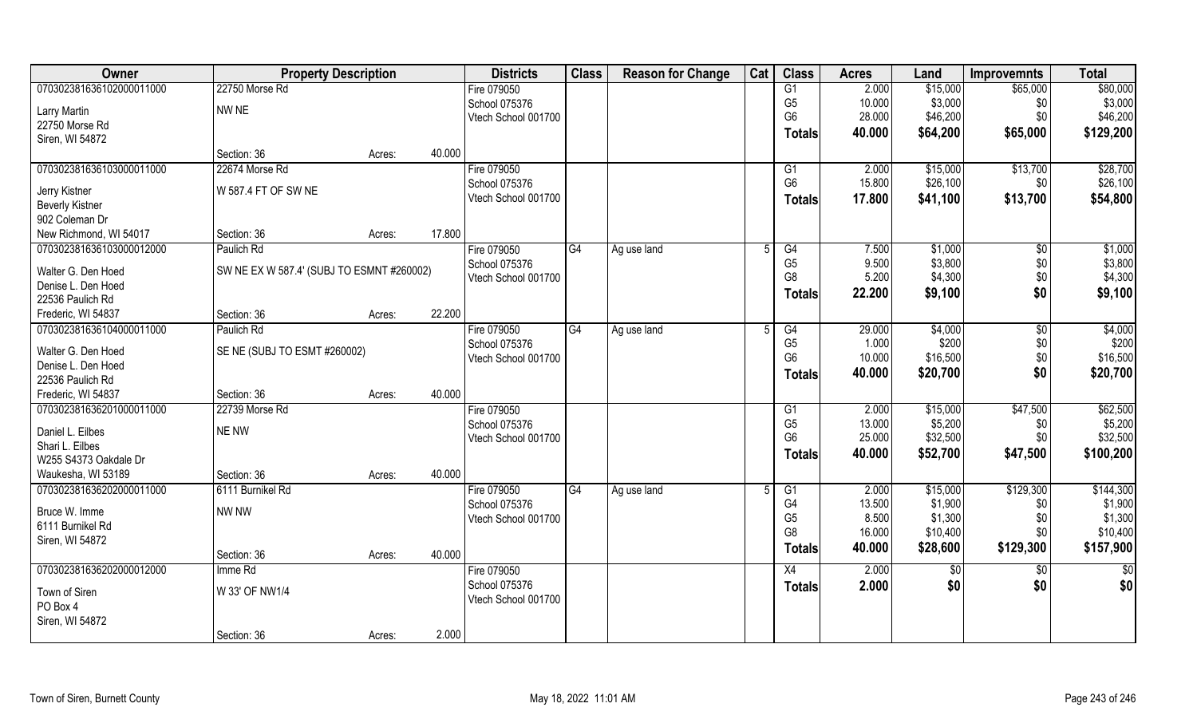| Owner | Property Description | | | Districts | Class | Reason for Change | Cat | Class | Acres | Land | Improvemnts | Total |
|---|---|---|---|---|---|---|---|---|---|---|---|---|
| 07030238163610200001100 | 22750 Morse Rd | | | Fire 079050 | | | | G1 | 2.000 | $15,000 | $65,000 | $80,000 |
| Larry Martin | NW NE | | | School 075376 | | | | G5 | 10.000 | $3,000 | $0 | $3,000 |
| 22750 Morse Rd | | | | Vtech School 001700 | | | | G6 | 28.000 | $46,200 | $0 | $46,200 |
| Siren, WI 54872 | | | | | | | | **Totals** | **40.000** | **$64,200** | **$65,000** | **$129,200** |
| | Section: 36 | Acres: | 40.000 | | | | | | | | | |
| 07030238163610300001100 | 22674 Morse Rd | | | Fire 079050 | | | | G1 | 2.000 | $15,000 | $13,700 | $28,700 |
| Jerry Kistner | W 587.4 FT OF SW NE | | | School 075376 | | | | G6 | 15.800 | $26,100 | $0 | $26,100 |
| Beverly Kistner | | | | Vtech School 001700 | | | | **Totals** | **17.800** | **$41,100** | **$13,700** | **$54,800** |
| 902 Coleman Dr | | | | | | | | | | | | |
| New Richmond, WI 54017 | Section: 36 | Acres: | 17.800 | | | | | | | | | |
| 07030238163610300001200 | Paulich Rd | | | Fire 079050 | G4 | Ag use land | 5 | G4 | 7.500 | $1,000 | $0 | $1,000 |
| Walter G. Den Hoed | SW NE EX W 587.4' (SUBJ TO ESMNT #260002) | | | School 075376 | | | | G5 | 9.500 | $3,800 | $0 | $3,800 |
| Denise L. Den Hoed | | | | Vtech School 001700 | | | | G8 | 5.200 | $4,300 | $0 | $4,300 |
| 22536 Paulich Rd | | | | | | | | **Totals** | **22.200** | **$9,100** | **$0** | **$9,100** |
| Frederic, WI 54837 | Section: 36 | Acres: | 22.200 | | | | | | | | | |
| 07030238163610400001100 | Paulich Rd | | | Fire 079050 | G4 | Ag use land | 5 | G4 | 29.000 | $4,000 | $0 | $4,000 |
| Walter G. Den Hoed | SE NE (SUBJ TO ESMT #260002) | | | School 075376 | | | | G5 | 1.000 | $200 | $0 | $200 |
| Denise L. Den Hoed | | | | Vtech School 001700 | | | | G6 | 10.000 | $16,500 | $0 | $16,500 |
| 22536 Paulich Rd | | | | | | | | **Totals** | **40.000** | **$20,700** | **$0** | **$20,700** |
| Frederic, WI 54837 | Section: 36 | Acres: | 40.000 | | | | | | | | | |
| 07030238163620100001100 | 22739 Morse Rd | | | Fire 079050 | | | | G1 | 2.000 | $15,000 | $47,500 | $62,500 |
| Daniel L. Eilbes | NE NW | | | School 075376 | | | | G5 | 13.000 | $5,200 | $0 | $5,200 |
| Shari L. Eilbes | | | | Vtech School 001700 | | | | G6 | 25.000 | $32,500 | $0 | $32,500 |
| W255 S4373 Oakdale Dr | | | | | | | | **Totals** | **40.000** | **$52,700** | **$47,500** | **$100,200** |
| Waukesha, WI 53189 | Section: 36 | Acres: | 40.000 | | | | | | | | | |
| 07030238163620200001100 | 6111 Burnikel Rd | | | Fire 079050 | G4 | Ag use land | 5 | G1 | 2.000 | $15,000 | $129,300 | $144,300 |
| Bruce W. Imme | NW NW | | | School 075376 | | | | G4 | 13.500 | $1,900 | $0 | $1,900 |
| 6111 Burnikel Rd | | | | Vtech School 001700 | | | | G5 | 8.500 | $1,300 | $0 | $1,300 |
| Siren, WI 54872 | | | | | | | | G8 | 16.000 | $10,400 | $0 | $10,400 |
| | Section: 36 | Acres: | 40.000 | | | | | **Totals** | **40.000** | **$28,600** | **$129,300** | **$157,900** |
| 07030238163620200001200 | Imme Rd | | | Fire 079050 | | | | X4 | 2.000 | $0 | $0 | $0 |
| Town of Siren | W 33' OF NW1/4 | | | School 075376 | | | | **Totals** | **2.000** | **$0** | **$0** | **$0** |
| PO Box 4 | | | | Vtech School 001700 | | | | | | | | |
| Siren, WI 54872 | | | | | | | | | | | | |
| | Section: 36 | Acres: | 2.000 | | | | | | | | | |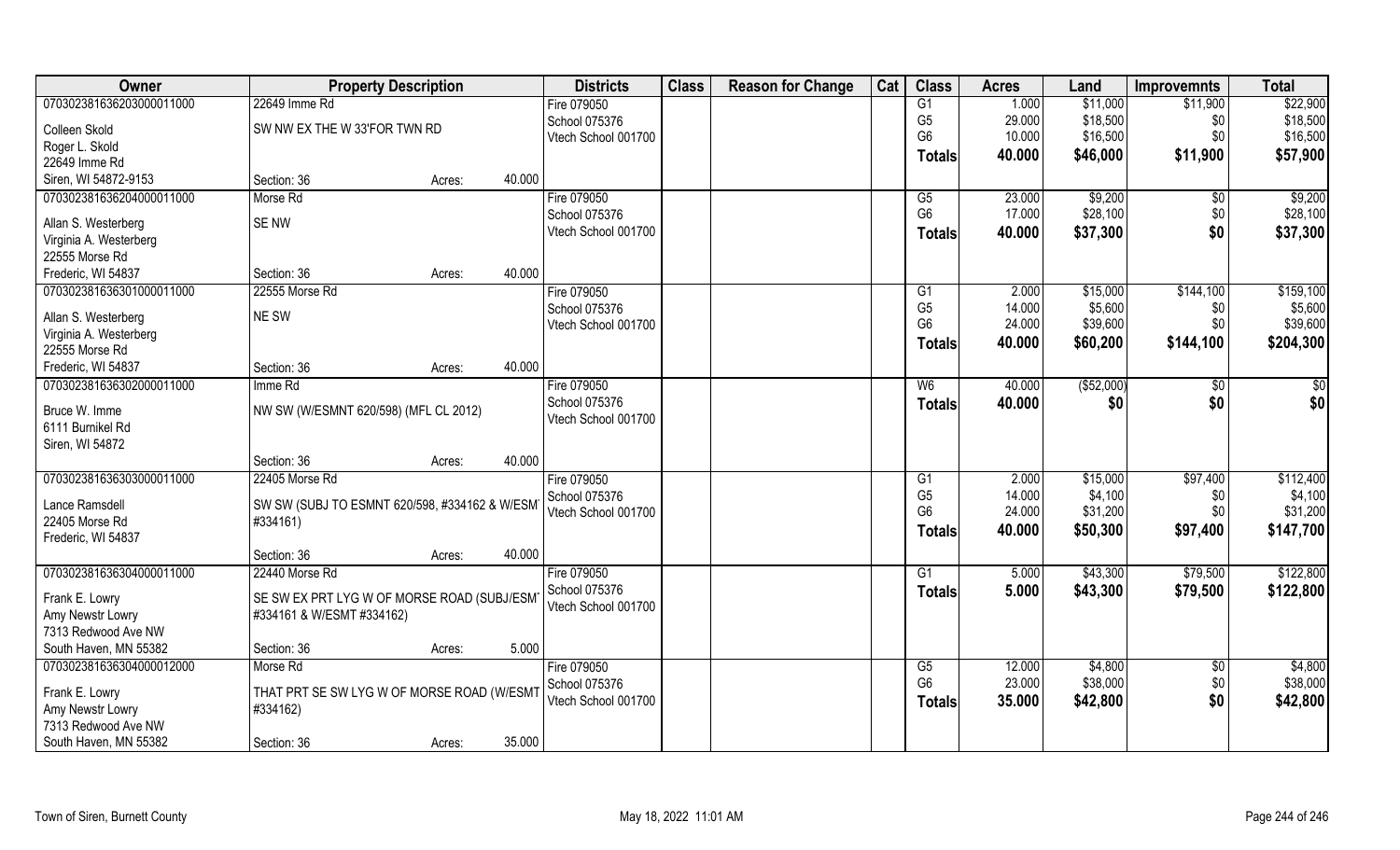| Owner | Property Description | | | Districts | Class | Reason for Change | Cat | Class | Acres | Land | Improvemnts | Total |
|---|---|---|---|---|---|---|---|---|---|---|---|---|
| 070302381636203000011000 | 22649 Imme Rd | | | Fire 079050 | | | | G1 | 1.000 | $11,000 | $11,900 | $22,900 |
| Colleen Skold | SW NW EX THE W 33'FOR TWN RD | | | School 075376 | | | | G5 | 29.000 | $18,500 | $0 | $18,500 |
| Roger L. Skold | | | | Vtech School 001700 | | | | G6 | 10.000 | $16,500 | $0 | $16,500 |
| 22649 Imme Rd | | | | | | | | **Totals** | **40.000** | **$46,000** | **$11,900** | **$57,900** |
| Siren, WI 54872-9153 | Section: 36 | Acres: | 40.000 | | | | | | | | | |
| 070302381636204000011000 | Morse Rd | | | Fire 079050 | | | | G5 | 23.000 | $9,200 | $0 | $9,200 |
| Allan S. Westerberg | SE NW | | | School 075376 | | | | G6 | 17.000 | $28,100 | $0 | $28,100 |
| Virginia A. Westerberg | | | | Vtech School 001700 | | | | **Totals** | **40.000** | **$37,300** | **$0** | **$37,300** |
| 22555 Morse Rd | | | | | | | | | | | | |
| Frederic, WI 54837 | Section: 36 | Acres: | 40.000 | | | | | | | | | |
| 070302381636301000011000 | 22555 Morse Rd | | | Fire 079050 | | | | G1 | 2.000 | $15,000 | $144,100 | $159,100 |
| Allan S. Westerberg | NE SW | | | School 075376 | | | | G5 | 14.000 | $5,600 | $0 | $5,600 |
| Virginia A. Westerberg | | | | Vtech School 001700 | | | | G6 | 24.000 | $39,600 | $0 | $39,600 |
| 22555 Morse Rd | | | | | | | | **Totals** | **40.000** | **$60,200** | **$144,100** | **$204,300** |
| Frederic, WI 54837 | Section: 36 | Acres: | 40.000 | | | | | | | | | |
| 070302381636302000011000 | Imme Rd | | | Fire 079050 | | | | W6 | 40.000 | ($52,000) | $0 | $0 |
| Bruce W. Imme | NW SW (W/ESMNT 620/598) (MFL CL 2012) | | | School 075376 | | | | **Totals** | **40.000** | **$0** | **$0** | **$0** |
| 6111 Burnikel Rd | | | | Vtech School 001700 | | | | | | | | |
| Siren, WI 54872 | | | | | | | | | | | | |
| | Section: 36 | Acres: | 40.000 | | | | | | | | | |
| 070302381636303000011000 | 22405 Morse Rd | | | Fire 079050 | | | | G1 | 2.000 | $15,000 | $97,400 | $112,400 |
| Lance Ramsdell | SW SW (SUBJ TO ESMNT 620/598, #334162 & W/ESMT #334161) | | | School 075376 | | | | G5 | 14.000 | $4,100 | $0 | $4,100 |
| 22405 Morse Rd | | | | Vtech School 001700 | | | | G6 | 24.000 | $31,200 | $0 | $31,200 |
| Frederic, WI 54837 | | | | | | | | **Totals** | **40.000** | **$50,300** | **$97,400** | **$147,700** |
| | Section: 36 | Acres: | 40.000 | | | | | | | | | |
| 070302381636304000011000 | 22440 Morse Rd | | | Fire 079050 | | | | G1 | 5.000 | $43,300 | $79,500 | $122,800 |
| Frank E. Lowry | SE SW EX PRT LYG W OF MORSE ROAD (SUBJ/ESMT #334161 & W/ESMT #334162) | | | School 075376 | | | | **Totals** | **5.000** | **$43,300** | **$79,500** | **$122,800** |
| Amy Newstr Lowry | | | | Vtech School 001700 | | | | | | | | |
| 7313 Redwood Ave NW | | | | | | | | | | | | |
| South Haven, MN 55382 | Section: 36 | Acres: | 5.000 | | | | | | | | | |
| 070302381636304000012000 | Morse Rd | | | Fire 079050 | | | | G5 | 12.000 | $4,800 | $0 | $4,800 |
| Frank E. Lowry | THAT PRT SE SW LYG W OF MORSE ROAD (W/ESMT #334162) | | | School 075376 | | | | G6 | 23.000 | $38,000 | $0 | $38,000 |
| Amy Newstr Lowry | | | | Vtech School 001700 | | | | **Totals** | **35.000** | **$42,800** | **$0** | **$42,800** |
| 7313 Redwood Ave NW | | | | | | | | | | | | |
| South Haven, MN 55382 | Section: 36 | Acres: | 35.000 | | | | | | | | | |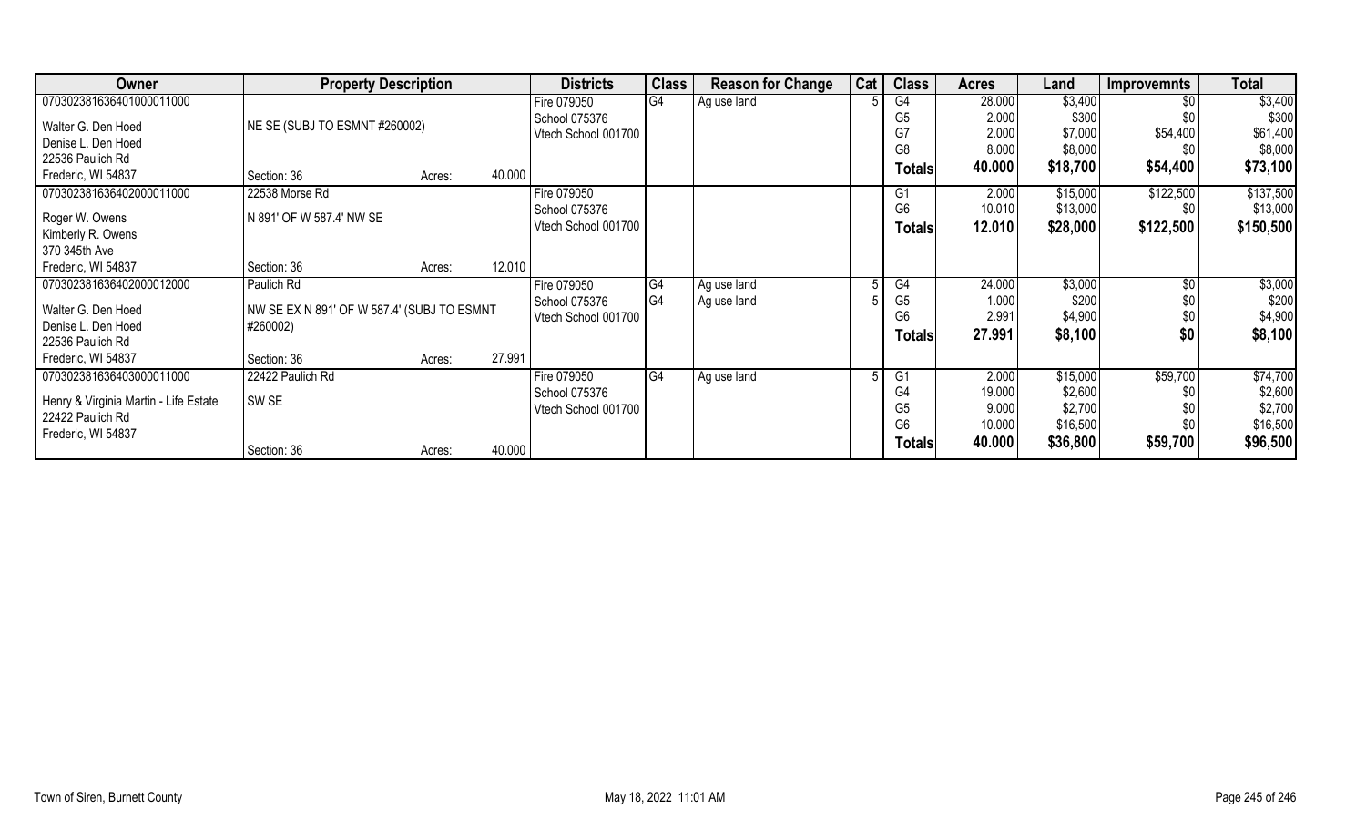| Owner | Property Description | | | Districts | Class | Reason for Change | Cat | Class | Acres | Land | Improvemnts | Total |
|---|---|---|---|---|---|---|---|---|---|---|---|---|
| 070302381636401000011000 | | | | Fire 079050 | G4 | Ag use land | 5 | G4 | 28.000 | $3,400 | $0 | $3,400 |
| Walter G. Den Hoed | NE SE (SUBJ TO ESMNT #260002) | | | School 075376 | | | | G5 | 2.000 | $300 | $0 | $300 |
| Denise L. Den Hoed | | | | Vtech School 001700 | | | | G7 | 2.000 | $7,000 | $54,400 | $61,400 |
| 22536 Paulich Rd | | | | | | | | G8 | 8.000 | $8,000 | $0 | $8,000 |
| Frederic, WI 54837 | Section: 36 | Acres: | 40.000 | | | | | **Totals** | **40.000** | **$18,700** | **$54,400** | **$73,100** |
| 070302381636402000011000 | 22538 Morse Rd | | | Fire 079050 | | | | G1 | 2.000 | $15,000 | $122,500 | $137,500 |
| Roger W. Owens | N 891' OF W 587.4' NW SE | | | School 075376 | | | | G6 | 10.010 | $13,000 | $0 | $13,000 |
| Kimberly R. Owens | | | | Vtech School 001700 | | | | **Totals** | **12.010** | **$28,000** | **$122,500** | **$150,500** |
| 370 345th Ave | | | | | | | | | | | | |
| Frederic, WI 54837 | Section: 36 | Acres: | 12.010 | | | | | | | | | |
| 070302381636402000012000 | Paulich Rd | | | Fire 079050 | G4 | Ag use land | 5 | G4 | 24.000 | $3,000 | $0 | $3,000 |
| Walter G. Den Hoed | NW SE EX N 891' OF W 587.4' (SUBJ TO ESMNT #260002) | | | School 075376 | G4 | Ag use land | 5 | G5 | 1.000 | $200 | $0 | $200 |
| Denise L. Den Hoed | | | | Vtech School 001700 | | | | G6 | 2.991 | $4,900 | $0 | $4,900 |
| 22536 Paulich Rd | | | | | | | | **Totals** | **27.991** | **$8,100** | **$0** | **$8,100** |
| Frederic, WI 54837 | Section: 36 | Acres: | 27.991 | | | | | | | | | |
| 070302381636403000011000 | 22422 Paulich Rd | | | Fire 079050 | G4 | Ag use land | 5 | G1 | 2.000 | $15,000 | $59,700 | $74,700 |
| Henry & Virginia Martin - Life Estate | SW SE | | | School 075376 | | | | G4 | 19.000 | $2,600 | $0 | $2,600 |
| 22422 Paulich Rd | | | | Vtech School 001700 | | | | G5 | 9.000 | $2,700 | $0 | $2,700 |
| Frederic, WI 54837 | | | | | | | | G6 | 10.000 | $16,500 | $0 | $16,500 |
| | Section: 36 | Acres: | 40.000 | | | | | **Totals** | **40.000** | **$36,800** | **$59,700** | **$96,500** |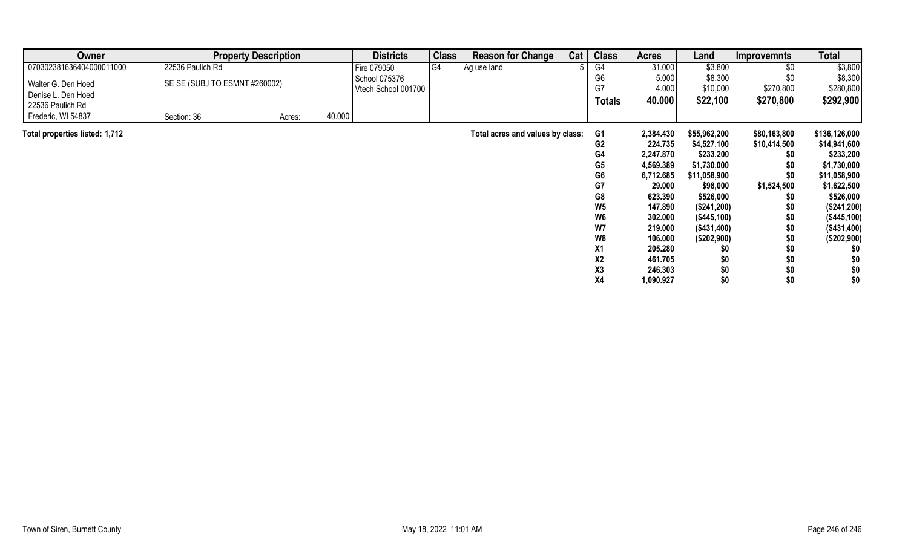| Owner | Property Description | | | Districts | Class | Reason for Change | Cat | Class | Acres | Land | Improvemnts | Total |
|---|---|---|---|---|---|---|---|---|---|---|---|---|
| 070302381636404000011000 | 22536 Paulich Rd | | | Fire 079050 | G4 | Ag use land | 5 | G4 | 31.000 | $3,800 | $0 | $3,800 |
| Walter G. Den Hoed | SE SE (SUBJ TO ESMNT #260002) | | | School 075376 | | | | G6 | 5.000 | $8,300 | $0 | $8,300 |
| Denise L. Den Hoed | | | | Vtech School 001700 | | | | G7 | 4.000 | $10,000 | $270,800 | $280,800 |
| 22536 Paulich Rd | | | | | | | | **Totals** | **40.000** | **$22,100** | **$270,800** | **$292,900** |
| Frederic, WI 54837 | Section: 36 | Acres: | 40.000 | | | | | | | | | |

**Total properties listed: 1,712**

**Total acres and values by class:**

| Class | Acres | Land | Improvemnts | Total |
|---|---|---|---|---|
| G1 | 2,384.430 | $55,962,200 | $80,163,800 | $136,126,000 |
| G2 | 224.735 | $4,527,100 | $10,414,500 | $14,941,600 |
| G4 | 2,247.870 | $233,200 | $0 | $233,200 |
| G5 | 4,569.389 | $1,730,000 | $0 | $1,730,000 |
| G6 | 6,712.685 | $11,058,900 | $0 | $11,058,900 |
| G7 | 29.000 | $98,000 | $1,524,500 | $1,622,500 |
| G8 | 623.390 | $526,000 | $0 | $526,000 |
| W5 | 147.890 | ($241,200) | $0 | ($241,200) |
| W6 | 302.000 | ($445,100) | $0 | ($445,100) |
| W7 | 219.000 | ($431,400) | $0 | ($431,400) |
| W8 | 106.000 | ($202,900) | $0 | ($202,900) |
| X1 | 205.280 | $0 | $0 | $0 |
| X2 | 461.705 | $0 | $0 | $0 |
| X3 | 246.303 | $0 | $0 | $0 |
| X4 | 1,090.927 | $0 | $0 | $0 |